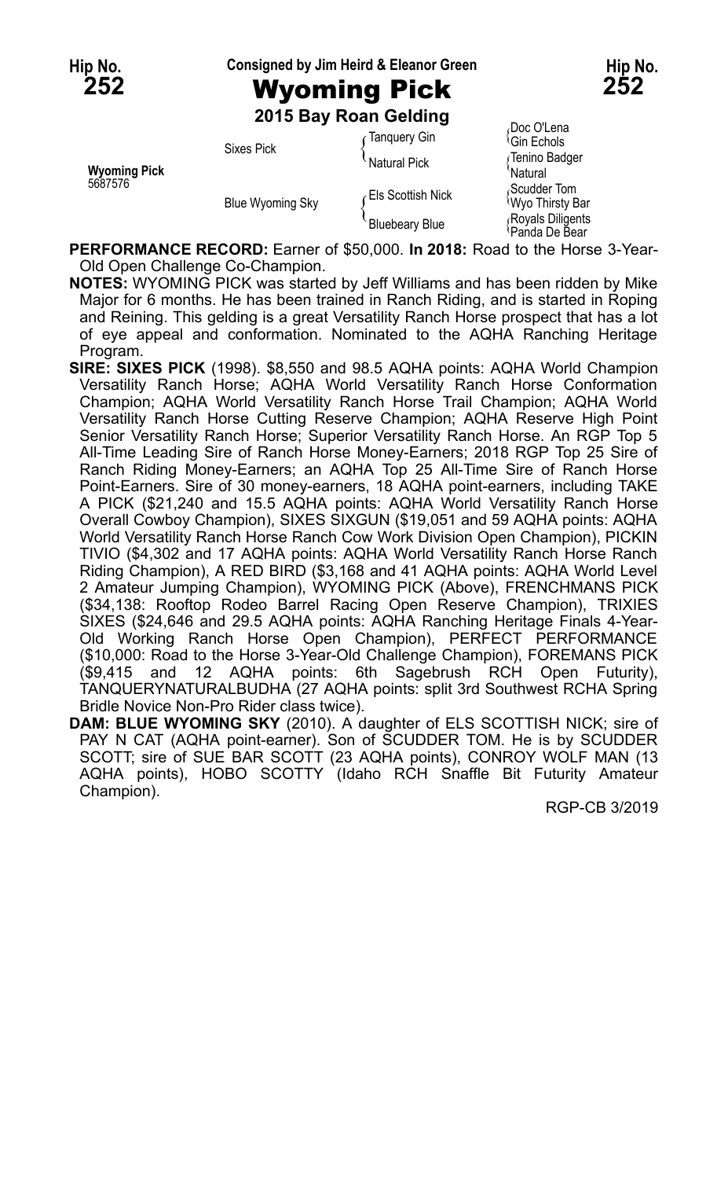**Hip No. 252** — Consigned by Jim Heird & Eleanor Green — **Hip No. 252**

# Wyoming Pick

**2015 Bay Roan Gelding**

| | | | |
|---|---|---|---|
| **Wyoming Pick** 5687576 | Sixes Pick | Tanquery Gin | Doc O'Lena |
| | | | Gin Echols |
| | | Natural Pick | Tenino Badger |
| | | | Natural |
| | Blue Wyoming Sky | Els Scottish Nick | Scudder Tom |
| | | | Wyo Thirsty Bar |
| | | Bluebeary Blue | Royals Diligents |
| | | | Panda De Bear |

**PERFORMANCE RECORD:** Earner of $50,000. **In 2018:** Road to the Horse 3-Year-Old Open Challenge Co-Champion.

**NOTES:** WYOMING PICK was started by Jeff Williams and has been ridden by Mike Major for 6 months. He has been trained in Ranch Riding, and is started in Roping and Reining. This gelding is a great Versatility Ranch Horse prospect that has a lot of eye appeal and conformation. Nominated to the AQHA Ranching Heritage Program.

**SIRE: SIXES PICK** (1998). $8,550 and 98.5 AQHA points: AQHA World Champion Versatility Ranch Horse; AQHA World Versatility Ranch Horse Conformation Champion; AQHA World Versatility Ranch Horse Trail Champion; AQHA World Versatility Ranch Horse Cutting Reserve Champion; AQHA Reserve High Point Senior Versatility Ranch Horse; Superior Versatility Ranch Horse. An RGP Top 5 All-Time Leading Sire of Ranch Horse Money-Earners; 2018 RGP Top 25 Sire of Ranch Riding Money-Earners; an AQHA Top 25 All-Time Sire of Ranch Horse Point-Earners. Sire of 30 money-earners, 18 AQHA point-earners, including TAKE A PICK ($21,240 and 15.5 AQHA points: AQHA World Versatility Ranch Horse Overall Cowboy Champion), SIXES SIXGUN ($19,051 and 59 AQHA points: AQHA World Versatility Ranch Horse Ranch Cow Work Division Open Champion), PICKIN TIVIO ($4,302 and 17 AQHA points: AQHA World Versatility Ranch Horse Ranch Riding Champion), A RED BIRD ($3,168 and 41 AQHA points: AQHA World Level 2 Amateur Jumping Champion), WYOMING PICK (Above), FRENCHMANS PICK ($34,138: Rooftop Rodeo Barrel Racing Open Reserve Champion), TRIXIES SIXES ($24,646 and 29.5 AQHA points: AQHA Ranching Heritage Finals 4-Year-Old Working Ranch Horse Open Champion), PERFECT PERFORMANCE ($10,000: Road to the Horse 3-Year-Old Challenge Champion), FOREMANS PICK ($9,415 and 12 AQHA points: 6th Sagebrush RCH Open Futurity), TANQUERYNATURALBUDHA (27 AQHA points: split 3rd Southwest RCHA Spring Bridle Novice Non-Pro Rider class twice).

**DAM: BLUE WYOMING SKY** (2010). A daughter of ELS SCOTTISH NICK; sire of PAY N CAT (AQHA point-earner). Son of SCUDDER TOM. He is by SCUDDER SCOTT; sire of SUE BAR SCOTT (23 AQHA points), CONROY WOLF MAN (13 AQHA points), HOBO SCOTTY (Idaho RCH Snaffle Bit Futurity Amateur Champion).

RGP-CB 3/2019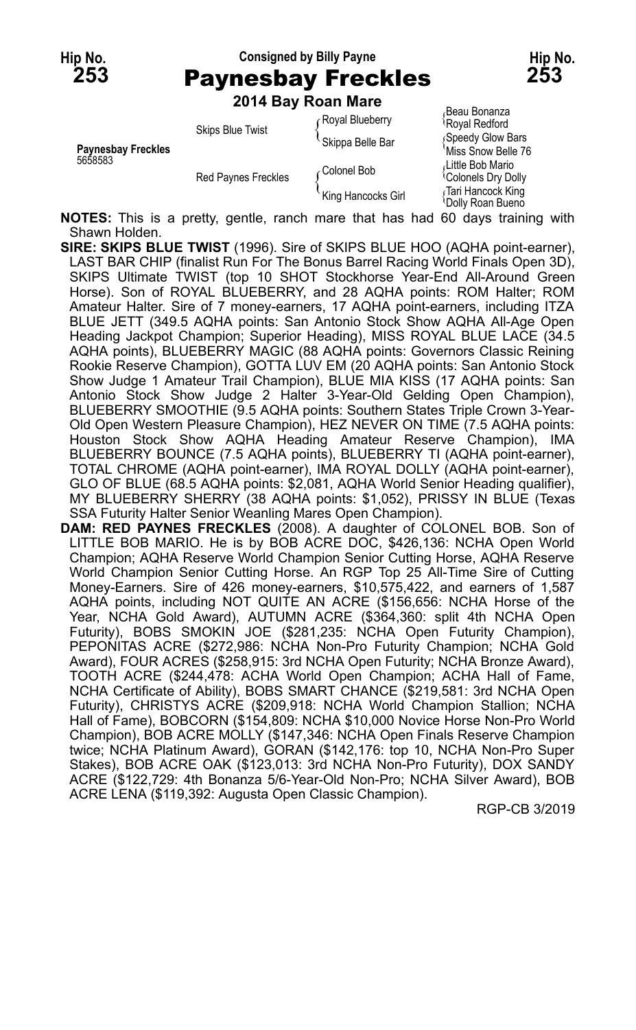**Hip No. 253** — Consigned by Billy Payne — **Hip No. 253**

# Paynesbay Freckles

**2014 Bay Roan Mare**

| | | | |
|---|---|---|---|
| **Paynesbay Freckles** 5658583 | Skips Blue Twist | Royal Blueberry | Beau Bonanza |
| | | | Royal Redford |
| | | Skippa Belle Bar | Speedy Glow Bars |
| | | | Miss Snow Belle 76 |
| | Red Paynes Freckles | Colonel Bob | Little Bob Mario |
| | | | Colonels Dry Dolly |
| | | King Hancocks Girl | Tari Hancock King |
| | | | Dolly Roan Bueno |

**NOTES:** This is a pretty, gentle, ranch mare that has had 60 days training with Shawn Holden.

**SIRE: SKIPS BLUE TWIST** (1996). Sire of SKIPS BLUE HOO (AQHA point-earner), LAST BAR CHIP (finalist Run For The Bonus Barrel Racing World Finals Open 3D), SKIPS Ultimate TWIST (top 10 SHOT Stockhorse Year-End All-Around Green Horse). Son of ROYAL BLUEBERRY, and 28 AQHA points: ROM Halter; ROM Amateur Halter. Sire of 7 money-earners, 17 AQHA point-earners, including ITZA BLUE JETT (349.5 AQHA points: San Antonio Stock Show AQHA All-Age Open Heading Jackpot Champion; Superior Heading), MISS ROYAL BLUE LACE (34.5 AQHA points), BLUEBERRY MAGIC (88 AQHA points: Governors Classic Reining Rookie Reserve Champion), GOTTA LUV EM (20 AQHA points: San Antonio Stock Show Judge 1 Amateur Trail Champion), BLUE MIA KISS (17 AQHA points: San Antonio Stock Show Judge 2 Halter 3-Year-Old Gelding Open Champion), BLUEBERRY SMOOTHIE (9.5 AQHA points: Southern States Triple Crown 3-Year-Old Open Western Pleasure Champion), HEZ NEVER ON TIME (7.5 AQHA points: Houston Stock Show AQHA Heading Amateur Reserve Champion), IMA BLUEBERRY BOUNCE (7.5 AQHA points), BLUEBERRY TI (AQHA point-earner), TOTAL CHROME (AQHA point-earner), IMA ROYAL DOLLY (AQHA point-earner), GLO OF BLUE (68.5 AQHA points: $2,081, AQHA World Senior Heading qualifier), MY BLUEBERRY SHERRY (38 AQHA points: $1,052), PRISSY IN BLUE (Texas SSA Futurity Halter Senior Weanling Mares Open Champion).

**DAM: RED PAYNES FRECKLES** (2008). A daughter of COLONEL BOB. Son of LITTLE BOB MARIO. He is by BOB ACRE DOC, $426,136: NCHA Open World Champion; AQHA Reserve World Champion Senior Cutting Horse, AQHA Reserve World Champion Senior Cutting Horse. An RGP Top 25 All-Time Sire of Cutting Money-Earners. Sire of 426 money-earners, $10,575,422, and earners of 1,587 AQHA points, including NOT QUITE AN ACRE ($156,656: NCHA Horse of the Year, NCHA Gold Award), AUTUMN ACRE ($364,360: split 4th NCHA Open Futurity), BOBS SMOKIN JOE ($281,235: NCHA Open Futurity Champion), PEPONITAS ACRE ($272,986: NCHA Non-Pro Futurity Champion; NCHA Gold Award), FOUR ACRES ($258,915: 3rd NCHA Open Futurity; NCHA Bronze Award), TOOTH ACRE ($244,478: ACHA World Open Champion; ACHA Hall of Fame, NCHA Certificate of Ability), BOBS SMART CHANCE ($219,581: 3rd NCHA Open Futurity), CHRISTYS ACRE ($209,918: NCHA World Champion Stallion; NCHA Hall of Fame), BOBCORN ($154,809: NCHA $10,000 Novice Horse Non-Pro World Champion), BOB ACRE MOLLY ($147,346: NCHA Open Finals Reserve Champion twice; NCHA Platinum Award), GORAN ($142,176: top 10, NCHA Non-Pro Super Stakes), BOB ACRE OAK ($123,013: 3rd NCHA Non-Pro Futurity), DOX SANDY ACRE ($122,729: 4th Bonanza 5/6-Year-Old Non-Pro; NCHA Silver Award), BOB ACRE LENA ($119,392: Augusta Open Classic Champion).

RGP-CB 3/2019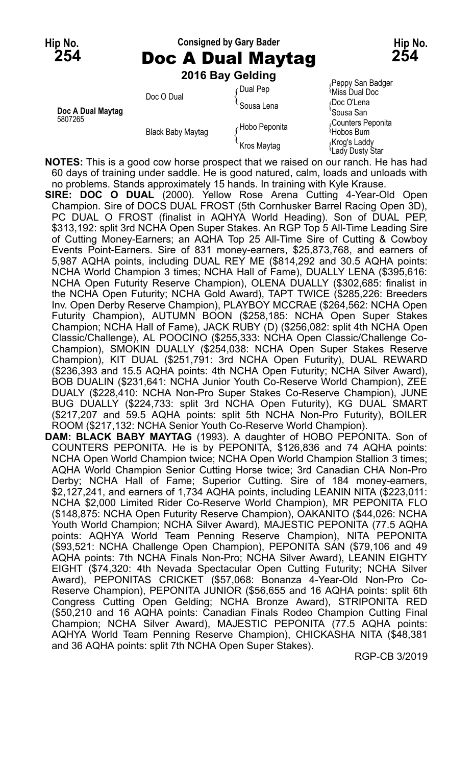**Hip No. 254** — Consigned by Gary Bader — **Hip No. 254**

# Doc A Dual Maytag

**2016 Bay Gelding**

| | | | |
|---|---|---|---|
| Doc A Dual Maytag 5807265 | Doc O Dual | Dual Pep | Peppy San Badger |
| | | | Miss Dual Doc |
| | | Sousa Lena | Doc O'Lena |
| | | | Sousa San |
| | Black Baby Maytag | Hobo Peponita | Counters Peponita |
| | | | Hobos Bum |
| | | Kros Maytag | Krog's Laddy |
| | | | Lady Dusty Star |

**NOTES:** This is a good cow horse prospect that we raised on our ranch. He has had 60 days of training under saddle. He is good natured, calm, loads and unloads with no problems. Stands approximately 15 hands. In training with Kyle Krause.

**SIRE: DOC O DUAL** (2000). Yellow Rose Arena Cutting 4-Year-Old Open Champion. Sire of DOCS DUAL FROST (5th Cornhusker Barrel Racing Open 3D), PC DUAL O FROST (finalist in AQHYA World Heading). Son of DUAL PEP, $313,192: split 3rd NCHA Open Super Stakes. An RGP Top 5 All-Time Leading Sire of Cutting Money-Earners; an AQHA Top 25 All-Time Sire of Cutting & Cowboy Events Point-Earners. Sire of 831 money-earners, $25,873,768, and earners of 5,987 AQHA points, including DUAL REY ME ($814,292 and 30.5 AQHA points: NCHA World Champion 3 times; NCHA Hall of Fame), DUALLY LENA ($395,616: NCHA Open Futurity Reserve Champion), OLENA DUALLY ($302,685: finalist in the NCHA Open Futurity; NCHA Gold Award), TAPT TWICE ($285,226: Breeders Inv. Open Derby Reserve Champion), PLAYBOY MCCRAE ($264,562: NCHA Open Futurity Champion), AUTUMN BOON ($258,185: NCHA Open Super Stakes Champion; NCHA Hall of Fame), JACK RUBY (D) ($256,082: split 4th NCHA Open Classic/Challenge), AL POOCINO ($255,333: NCHA Open Classic/Challenge Co-Champion), SMOKIN DUALLY ($254,038: NCHA Open Super Stakes Reserve Champion), KIT DUAL ($251,791: 3rd NCHA Open Futurity), DUAL REWARD ($236,393 and 15.5 AQHA points: 4th NCHA Open Futurity; NCHA Silver Award), BOB DUALIN ($231,641: NCHA Junior Youth Co-Reserve World Champion), ZEE DUALY ($228,410: NCHA Non-Pro Super Stakes Co-Reserve Champion), JUNE BUG DUALLY ($224,733: split 3rd NCHA Open Futurity), KG DUAL SMART ($217,207 and 59.5 AQHA points: split 5th NCHA Non-Pro Futurity), BOILER ROOM ($217,132: NCHA Senior Youth Co-Reserve World Champion).

**DAM: BLACK BABY MAYTAG** (1993). A daughter of HOBO PEPONITA. Son of COUNTERS PEPONITA. He is by PEPONITA, $126,836 and 74 AQHA points: NCHA Open World Champion twice; NCHA Open World Champion Stallion 3 times; AQHA World Champion Senior Cutting Horse twice; 3rd Canadian CHA Non-Pro Derby; NCHA Hall of Fame; Superior Cutting. Sire of 184 money-earners, $2,127,241, and earners of 1,734 AQHA points, including LEANIN NITA ($223,011: NCHA $2,000 Limited Rider Co-Reserve World Champion), MR PEPONITA FLO ($148,875: NCHA Open Futurity Reserve Champion), OAKANITO ($44,026: NCHA Youth World Champion; NCHA Silver Award), MAJESTIC PEPONITA (77.5 AQHA points: AQHYA World Team Penning Reserve Champion), NITA PEPONITA ($93,521: NCHA Challenge Open Champion), PEPONITA SAN ($79,106 and 49 AQHA points: 7th NCHA Finals Non-Pro; NCHA Silver Award), LEANIN EIGHTY EIGHT ($74,320: 4th Nevada Spectacular Open Cutting Futurity; NCHA Silver Award), PEPONITAS CRICKET ($57,068: Bonanza 4-Year-Old Non-Pro Co-Reserve Champion), PEPONITA JUNIOR ($56,655 and 16 AQHA points: split 6th Congress Cutting Open Gelding; NCHA Bronze Award), STRIPONITA RED ($50,210 and 16 AQHA points: Canadian Finals Rodeo Champion Cutting Final Champion; NCHA Silver Award), MAJESTIC PEPONITA (77.5 AQHA points: AQHYA World Team Penning Reserve Champion), CHICKASHA NITA ($48,381 and 36 AQHA points: split 7th NCHA Open Super Stakes).

RGP-CB 3/2019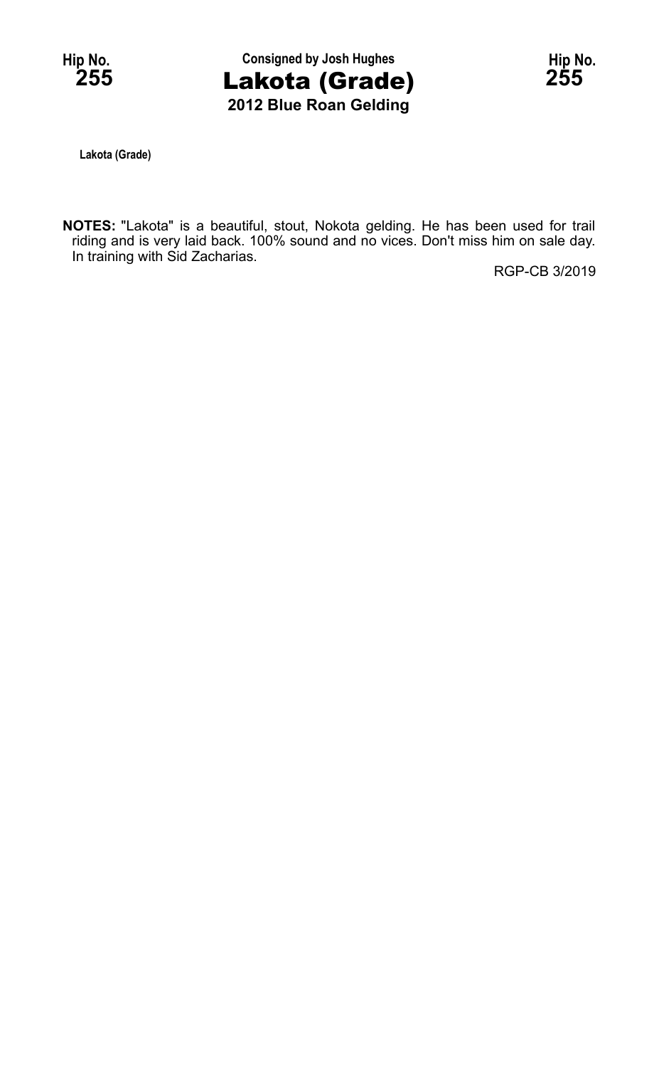Hip No. **255**

Consigned by Josh Hughes

# Lakota (Grade)

**2012 Blue Roan Gelding**

Hip No. **255**

Lakota (Grade)

**NOTES:** "Lakota" is a beautiful, stout, Nokota gelding. He has been used for trail riding and is very laid back. 100% sound and no vices. Don't miss him on sale day. In training with Sid Zacharias.

RGP-CB 3/2019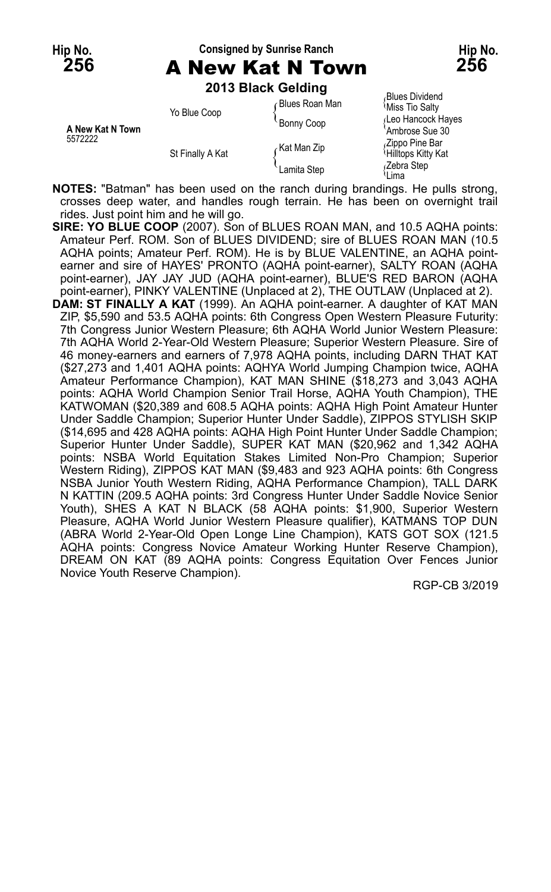**Hip No. 256**

Consigned by Sunrise Ranch

# A New Kat N Town

**2013 Black Gelding**

| | | | |
|---|---|---|---|
| A New Kat N Town 5572222 | Yo Blue Coop | Blues Roan Man | Blues Dividend |
| | | | Miss Tio Salty |
| | | Bonny Coop | Leo Hancock Hayes |
| | | | Ambrose Sue 30 |
| | St Finally A Kat | Kat Man Zip | Zippo Pine Bar |
| | | | Hilltops Kitty Kat |
| | | Lamita Step | Zebra Step |
| | | | Lima |

**NOTES:** "Batman" has been used on the ranch during brandings. He pulls strong, crosses deep water, and handles rough terrain. He has been on overnight trail rides. Just point him and he will go.

**SIRE: YO BLUE COOP** (2007). Son of BLUES ROAN MAN, and 10.5 AQHA points: Amateur Perf. ROM. Son of BLUES DIVIDEND; sire of BLUES ROAN MAN (10.5 AQHA points; Amateur Perf. ROM). He is by BLUE VALENTINE, an AQHA point-earner and sire of HAYES' PRONTO (AQHA point-earner), SALTY ROAN (AQHA point-earner), JAY JAY JUD (AQHA point-earner), BLUE'S RED BARON (AQHA point-earner), PINKY VALENTINE (Unplaced at 2), THE OUTLAW (Unplaced at 2).

**DAM: ST FINALLY A KAT** (1999). An AQHA point-earner. A daughter of KAT MAN ZIP, $5,590 and 53.5 AQHA points: 6th Congress Open Western Pleasure Futurity: 7th Congress Junior Western Pleasure; 6th AQHA World Junior Western Pleasure: 7th AQHA World 2-Year-Old Western Pleasure; Superior Western Pleasure. Sire of 46 money-earners and earners of 7,978 AQHA points, including DARN THAT KAT ($27,273 and 1,401 AQHA points: AQHYA World Jumping Champion twice, AQHA Amateur Performance Champion), KAT MAN SHINE ($18,273 and 3,043 AQHA points: AQHA World Champion Senior Trail Horse, AQHA Youth Champion), THE KATWOMAN ($20,389 and 608.5 AQHA points: AQHA High Point Amateur Hunter Under Saddle Champion; Superior Hunter Under Saddle), ZIPPOS STYLISH SKIP ($14,695 and 428 AQHA points: AQHA High Point Hunter Under Saddle Champion; Superior Hunter Under Saddle), SUPER KAT MAN ($20,962 and 1,342 AQHA points: NSBA World Equitation Stakes Limited Non-Pro Champion; Superior Western Riding), ZIPPOS KAT MAN ($9,483 and 923 AQHA points: 6th Congress NSBA Junior Youth Western Riding, AQHA Performance Champion), TALL DARK N KATTIN (209.5 AQHA points: 3rd Congress Hunter Under Saddle Novice Senior Youth), SHES A KAT N BLACK (58 AQHA points: $1,900, Superior Western Pleasure, AQHA World Junior Western Pleasure qualifier), KATMANS TOP DUN (ABRA World 2-Year-Old Open Longe Line Champion), KATS GOT SOX (121.5 AQHA points: Congress Novice Amateur Working Hunter Reserve Champion), DREAM ON KAT (89 AQHA points: Congress Equitation Over Fences Junior Novice Youth Reserve Champion).

RGP-CB 3/2019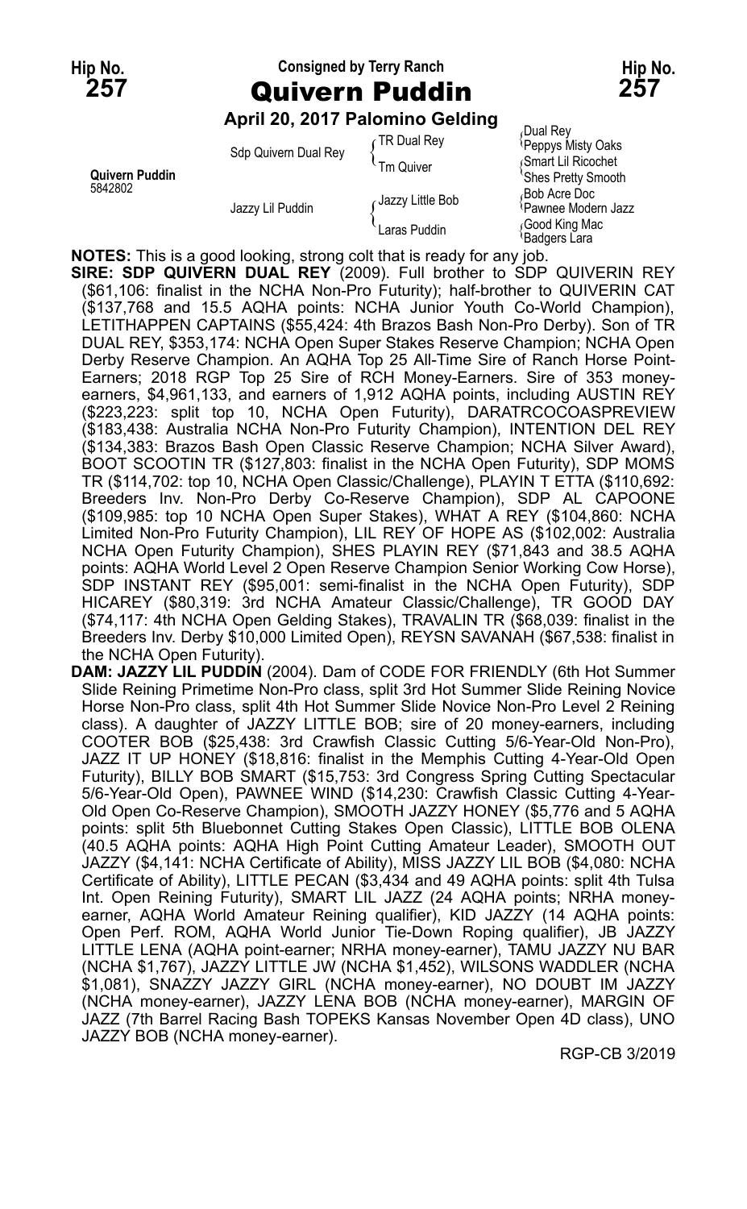**Hip No. 257** — Consigned by Terry Ranch — **Hip No. 257**

# Quivern Puddin

**April 20, 2017 Palomino Gelding**

| | | | |
|---|---|---|---|
| | Sdp Quivern Dual Rey | TR Dual Rey | Dual Rey |
| | | | Peppys Misty Oaks |
| | | Tm Quiver | Smart Lil Ricochet |
| **Quivern Puddin** 5842802 | | | Shes Pretty Smooth |
| | Jazzy Lil Puddin | Jazzy Little Bob | Bob Acre Doc |
| | | | Pawnee Modern Jazz |
| | | Laras Puddin | Good King Mac |
| | | | Badgers Lara |

**NOTES:** This is a good looking, strong colt that is ready for any job.

**SIRE: SDP QUIVERN DUAL REY** (2009). Full brother to SDP QUIVERIN REY ($61,106: finalist in the NCHA Non-Pro Futurity); half-brother to QUIVERIN CAT ($137,768 and 15.5 AQHA points: NCHA Junior Youth Co-World Champion), LETITHAPPEN CAPTAINS ($55,424: 4th Brazos Bash Non-Pro Derby). Son of TR DUAL REY, $353,174: NCHA Open Super Stakes Reserve Champion; NCHA Open Derby Reserve Champion. An AQHA Top 25 All-Time Sire of Ranch Horse Point-Earners; 2018 RGP Top 25 Sire of RCH Money-Earners. Sire of 353 money-earners, $4,961,133, and earners of 1,912 AQHA points, including AUSTIN REY ($223,223: split top 10, NCHA Open Futurity), DARATRCOCOASPREVIEW ($183,438: Australia NCHA Non-Pro Futurity Champion), INTENTION DEL REY ($134,383: Brazos Bash Open Classic Reserve Champion; NCHA Silver Award), BOOT SCOOTIN TR ($127,803: finalist in the NCHA Open Futurity), SDP MOMS TR ($114,702: top 10, NCHA Open Classic/Challenge), PLAYIN T ETTA ($110,692: Breeders Inv. Non-Pro Derby Co-Reserve Champion), SDP AL CAPOONE ($109,985: top 10 NCHA Open Super Stakes), WHAT A REY ($104,860: NCHA Limited Non-Pro Futurity Champion), LIL REY OF HOPE AS ($102,002: Australia NCHA Open Futurity Champion), SHES PLAYIN REY ($71,843 and 38.5 AQHA points: AQHA World Level 2 Open Reserve Champion Senior Working Cow Horse), SDP INSTANT REY ($95,001: semi-finalist in the NCHA Open Futurity), SDP HICAREY ($80,319: 3rd NCHA Amateur Classic/Challenge), TR GOOD DAY ($74,117: 4th NCHA Open Gelding Stakes), TRAVALIN TR ($68,039: finalist in the Breeders Inv. Derby $10,000 Limited Open), REYSN SAVANAH ($67,538: finalist in the NCHA Open Futurity).

**DAM: JAZZY LIL PUDDIN** (2004). Dam of CODE FOR FRIENDLY (6th Hot Summer Slide Reining Primetime Non-Pro class, split 3rd Hot Summer Slide Reining Novice Horse Non-Pro class, split 4th Hot Summer Slide Novice Non-Pro Level 2 Reining class). A daughter of JAZZY LITTLE BOB; sire of 20 money-earners, including COOTER BOB ($25,438: 3rd Crawfish Classic Cutting 5/6-Year-Old Non-Pro), JAZZ IT UP HONEY ($18,816: finalist in the Memphis Cutting 4-Year-Old Open Futurity), BILLY BOB SMART ($15,753: 3rd Congress Spring Cutting Spectacular 5/6-Year-Old Open), PAWNEE WIND ($14,230: Crawfish Classic Cutting 4-Year-Old Open Co-Reserve Champion), SMOOTH JAZZY HONEY ($5,776 and 5 AQHA points: split 5th Bluebonnet Cutting Stakes Open Classic), LITTLE BOB OLENA (40.5 AQHA points: AQHA High Point Cutting Amateur Leader), SMOOTH OUT JAZZY ($4,141: NCHA Certificate of Ability), MISS JAZZY LIL BOB ($4,080: NCHA Certificate of Ability), LITTLE PECAN ($3,434 and 49 AQHA points: split 4th Tulsa Int. Open Reining Futurity), SMART LIL JAZZ (24 AQHA points; NRHA money-earner, AQHA World Amateur Reining qualifier), KID JAZZY (14 AQHA points: Open Perf. ROM, AQHA World Junior Tie-Down Roping qualifier), JB JAZZY LITTLE LENA (AQHA point-earner; NRHA money-earner), TAMU JAZZY NU BAR (NCHA $1,767), JAZZY LITTLE JW (NCHA $1,452), WILSONS WADDLER (NCHA $1,081), SNAZZY JAZZY GIRL (NCHA money-earner), NO DOUBT IM JAZZY (NCHA money-earner), JAZZY LENA BOB (NCHA money-earner), MARGIN OF JAZZ (7th Barrel Racing Bash TOPEKS Kansas November Open 4D class), UNO JAZZY BOB (NCHA money-earner).

RGP-CB 3/2019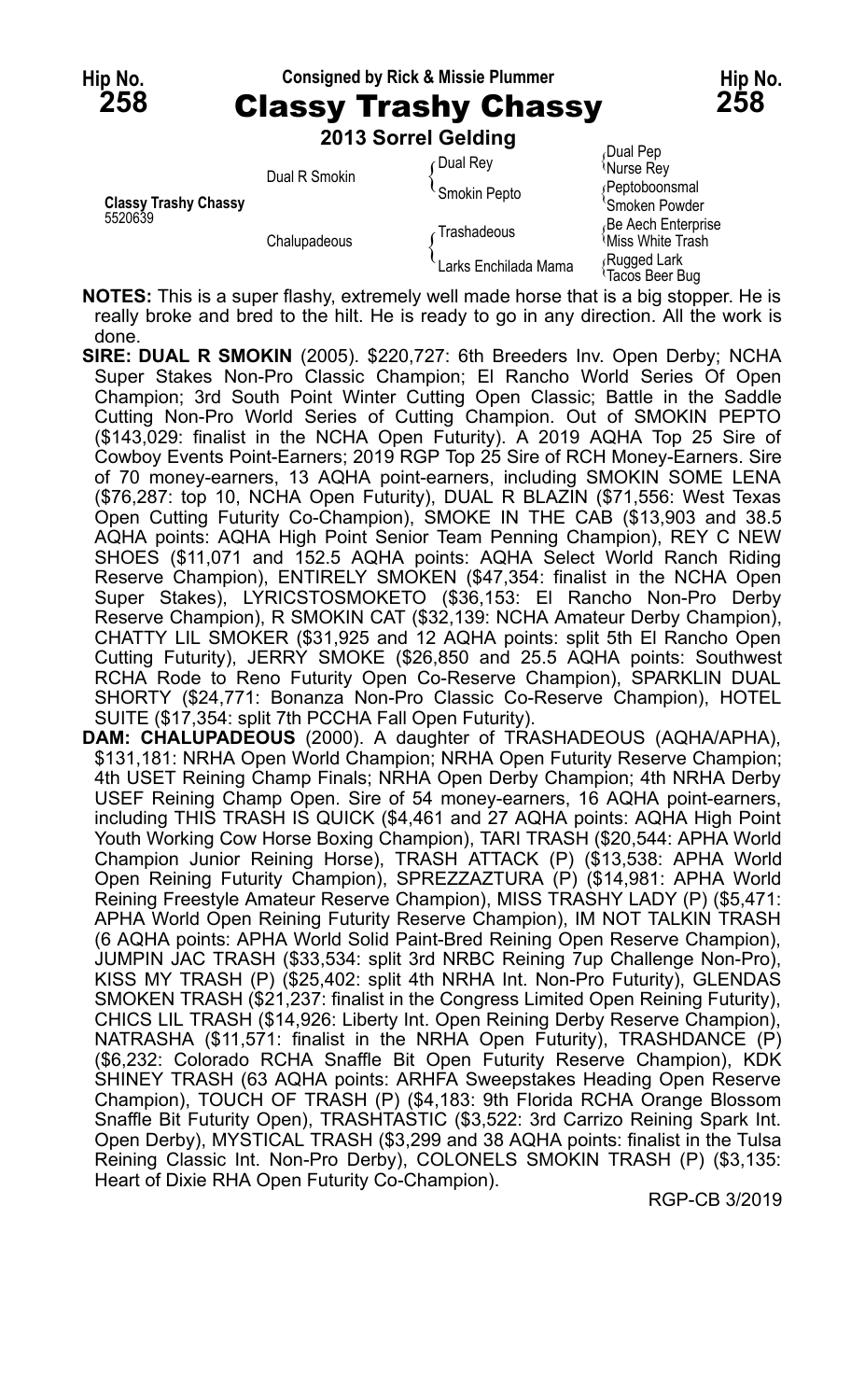Hip No. **258** — Consigned by Rick & Missie Plummer — Hip No. **258**

# Classy Trashy Chassy

**2013 Sorrel Gelding**

| | | | |
|---|---|---|---|
| **Classy Trashy Chassy** 5520639 | Dual R Smokin | Dual Rey | Dual Pep |
| | | | Nurse Rey |
| | | Smokin Pepto | Peptoboonsmal |
| | | | Smoken Powder |
| | Chalupadeous | Trashadeous | Be Aech Enterprise |
| | | | Miss White Trash |
| | | Larks Enchilada Mama | Rugged Lark |
| | | | Tacos Beer Bug |

**NOTES:** This is a super flashy, extremely well made horse that is a big stopper. He is really broke and bred to the hilt. He is ready to go in any direction. All the work is done.

**SIRE: DUAL R SMOKIN** (2005). $220,727: 6th Breeders Inv. Open Derby; NCHA Super Stakes Non-Pro Classic Champion; El Rancho World Series Of Open Champion; 3rd South Point Winter Cutting Open Classic; Battle in the Saddle Cutting Non-Pro World Series of Cutting Champion. Out of SMOKIN PEPTO ($143,029: finalist in the NCHA Open Futurity). A 2019 AQHA Top 25 Sire of Cowboy Events Point-Earners; 2019 RGP Top 25 Sire of RCH Money-Earners. Sire of 70 money-earners, 13 AQHA point-earners, including SMOKIN SOME LENA ($76,287: top 10, NCHA Open Futurity), DUAL R BLAZIN ($71,556: West Texas Open Cutting Futurity Co-Champion), SMOKE IN THE CAB ($13,903 and 38.5 AQHA points: AQHA High Point Senior Team Penning Champion), REY C NEW SHOES ($11,071 and 152.5 AQHA points: AQHA Select World Ranch Riding Reserve Champion), ENTIRELY SMOKEN ($47,354: finalist in the NCHA Open Super Stakes), LYRICSTOSMOKETO ($36,153: El Rancho Non-Pro Derby Reserve Champion), R SMOKIN CAT ($32,139: NCHA Amateur Derby Champion), CHATTY LIL SMOKER ($31,925 and 12 AQHA points: split 5th El Rancho Open Cutting Futurity), JERRY SMOKE ($26,850 and 25.5 AQHA points: Southwest RCHA Rode to Reno Futurity Open Co-Reserve Champion), SPARKLIN DUAL SHORTY ($24,771: Bonanza Non-Pro Classic Co-Reserve Champion), HOTEL SUITE ($17,354: split 7th PCCHA Fall Open Futurity).

**DAM: CHALUPADEOUS** (2000). A daughter of TRASHADEOUS (AQHA/APHA), $131,181: NRHA Open World Champion; NRHA Open Futurity Reserve Champion; 4th USET Reining Champ Finals; NRHA Open Derby Champion; 4th NRHA Derby USEF Reining Champ Open. Sire of 54 money-earners, 16 AQHA point-earners, including THIS TRASH IS QUICK ($4,461 and 27 AQHA points: AQHA High Point Youth Working Cow Horse Boxing Champion), TARI TRASH ($20,544: AQHA World Champion Junior Reining Horse), TRASH ATTACK (P) ($13,538: APHA World Open Reining Futurity Champion), SPREZZAZTURA (P) ($14,981: APHA World Reining Freestyle Amateur Reserve Champion), MISS TRASHY LADY (P) ($5,471: APHA World Open Reining Futurity Reserve Champion), IM NOT TALKIN TRASH (6 AQHA points: APHA World Solid Paint-Bred Reining Open Reserve Champion), JUMPIN JAC TRASH ($33,534: split 3rd NRBC Reining 7up Challenge Non-Pro), KISS MY TRASH (P) ($25,402: split 4th NRHA Int. Non-Pro Futurity), GLENDAS SMOKEN TRASH ($21,237: finalist in the Congress Limited Open Reining Futurity), CHICS LIL TRASH ($14,926: Liberty Int. Open Reining Derby Reserve Champion), NATRASHA ($11,571: finalist in the NRHA Open Futurity), TRASHDANCE (P) ($6,232: Colorado RCHA Snaffle Bit Open Futurity Reserve Champion), KDK SHINEY TRASH (63 AQHA points: ARHFA Sweepstakes Heading Open Reserve Champion), TOUCH OF TRASH (P) ($4,183: 9th Florida RCHA Orange Blossom Snaffle Bit Futurity Open), TRASHTASTIC ($3,522: 3rd Carrizo Reining Spark Int. Open Derby), MYSTICAL TRASH ($3,299 and 38 AQHA points: finalist in the Tulsa Reining Classic Int. Non-Pro Derby), COLONELS SMOKIN TRASH (P) ($3,135: Heart of Dixie RHA Open Futurity Co-Champion).

RGP-CB 3/2019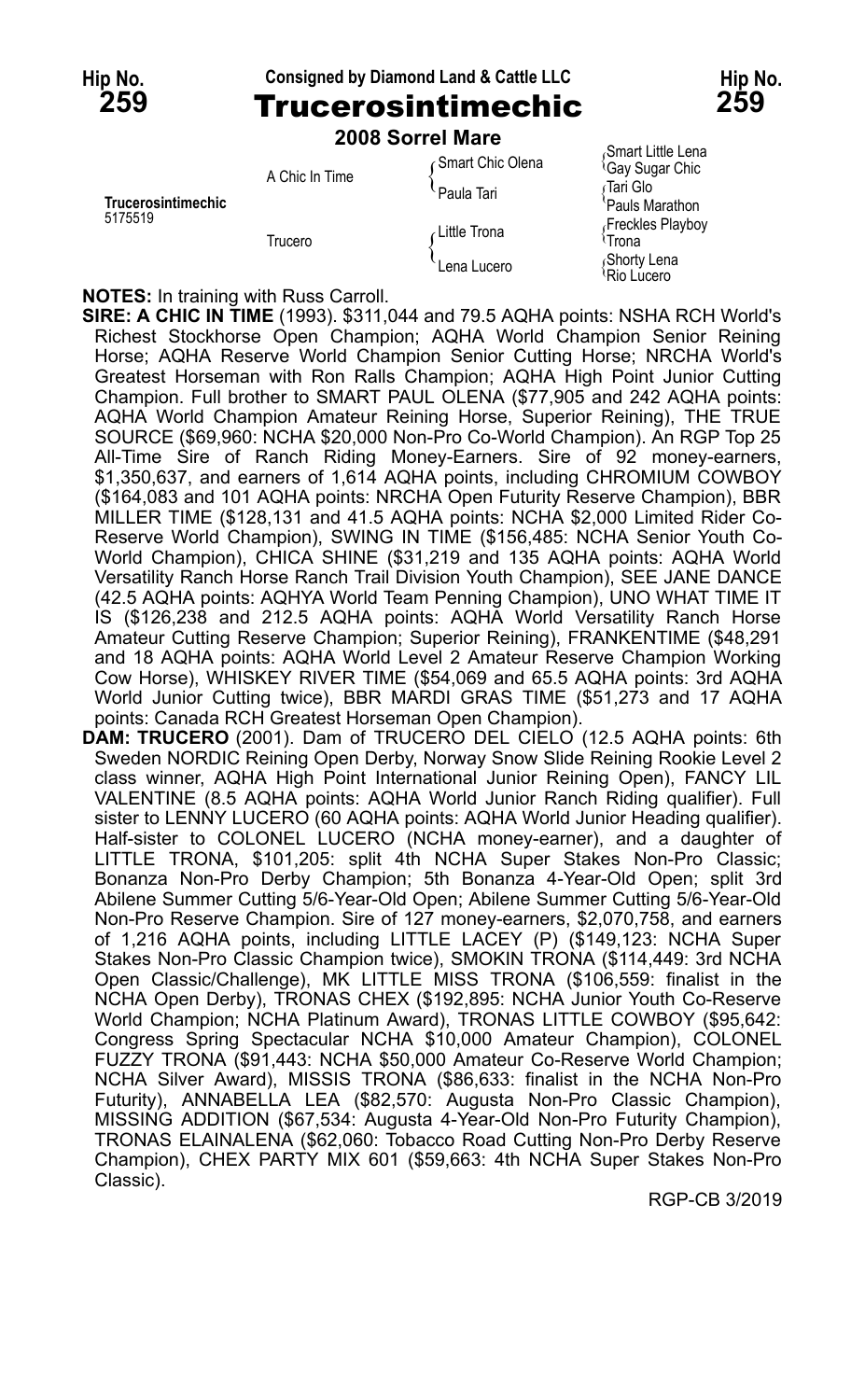Hip No. **259** — Consigned by Diamond Land & Cattle LLC

# Trucerosintimechic

**2008 Sorrel Mare**

| | | | |
|---|---|---|---|
| Trucerosintimechic 5175519 | A Chic In Time | Smart Chic Olena | Smart Little Lena |
| | | | Gay Sugar Chic |
| | | Paula Tari | Tari Glo |
| | | | Pauls Marathon |
| | Trucero | Little Trona | Freckles Playboy |
| | | | Trona |
| | | Lena Lucero | Shorty Lena |
| | | | Rio Lucero |

**NOTES:** In training with Russ Carroll.

**SIRE: A CHIC IN TIME** (1993). $311,044 and 79.5 AQHA points: NSHA RCH World's Richest Stockhorse Open Champion; AQHA World Champion Senior Reining Horse; AQHA Reserve World Champion Senior Cutting Horse; NRCHA World's Greatest Horseman with Ron Ralls Champion; AQHA High Point Junior Cutting Champion. Full brother to SMART PAUL OLENA ($77,905 and 242 AQHA points: AQHA World Champion Amateur Reining Horse, Superior Reining), THE TRUE SOURCE ($69,960: NCHA $20,000 Non-Pro Co-World Champion). An RGP Top 25 All-Time Sire of Ranch Riding Money-Earners. Sire of 92 money-earners, $1,350,637, and earners of 1,614 AQHA points, including CHROMIUM COWBOY ($164,083 and 101 AQHA points: NRCHA Open Futurity Reserve Champion), BBR MILLER TIME ($128,131 and 41.5 AQHA points: NCHA $2,000 Limited Rider Co-Reserve World Champion), SWING IN TIME ($156,485: NCHA Senior Youth Co-World Champion), CHICA SHINE ($31,219 and 135 AQHA points: AQHA World Versatility Ranch Horse Ranch Trail Division Youth Champion), SEE JANE DANCE (42.5 AQHA points: AQHYA World Team Penning Champion), UNO WHAT TIME IT IS ($126,238 and 212.5 AQHA points: AQHA World Versatility Ranch Horse Amateur Cutting Reserve Champion; Superior Reining), FRANKENTIME ($48,291 and 18 AQHA points: AQHA World Level 2 Amateur Reserve Champion Working Cow Horse), WHISKEY RIVER TIME ($54,069 and 65.5 AQHA points: 3rd AQHA World Junior Cutting twice), BBR MARDI GRAS TIME ($51,273 and 17 AQHA points: Canada RCH Greatest Horseman Open Champion).

**DAM: TRUCERO** (2001). Dam of TRUCERO DEL CIELO (12.5 AQHA points: 6th Sweden NORDIC Reining Open Derby, Norway Snow Slide Reining Rookie Level 2 class winner, AQHA High Point International Junior Reining Open), FANCY LIL VALENTINE (8.5 AQHA points: AQHA World Junior Ranch Riding qualifier). Full sister to LENNY LUCERO (60 AQHA points: AQHA World Junior Heading qualifier). Half-sister to COLONEL LUCERO (NCHA money-earner), and a daughter of LITTLE TRONA, $101,205: split 4th NCHA Super Stakes Non-Pro Classic; Bonanza Non-Pro Derby Champion; 5th Bonanza 4-Year-Old Open; split 3rd Abilene Summer Cutting 5/6-Year-Old Open; Abilene Summer Cutting 5/6-Year-Old Non-Pro Reserve Champion. Sire of 127 money-earners, $2,070,758, and earners of 1,216 AQHA points, including LITTLE LACEY (P) ($149,123: NCHA Super Stakes Non-Pro Classic Champion twice), SMOKIN TRONA ($114,449: 3rd NCHA Open Classic/Challenge), MK LITTLE MISS TRONA ($106,559: finalist in the NCHA Open Derby), TRONAS CHEX ($192,895: NCHA Junior Youth Co-Reserve World Champion; NCHA Platinum Award), TRONAS LITTLE COWBOY ($95,642: Congress Spring Spectacular NCHA $10,000 Amateur Champion), COLONEL FUZZY TRONA ($91,443: NCHA $50,000 Amateur Co-Reserve World Champion; NCHA Silver Award), MISSIS TRONA ($86,633: finalist in the NCHA Non-Pro Futurity), ANNABELLA LEA ($82,570: Augusta Non-Pro Classic Champion), MISSING ADDITION ($67,534: Augusta 4-Year-Old Non-Pro Futurity Champion), TRONAS ELAINALENA ($62,060: Tobacco Road Cutting Non-Pro Derby Reserve Champion), CHEX PARTY MIX 601 ($59,663: 4th NCHA Super Stakes Non-Pro Classic).

RGP-CB 3/2019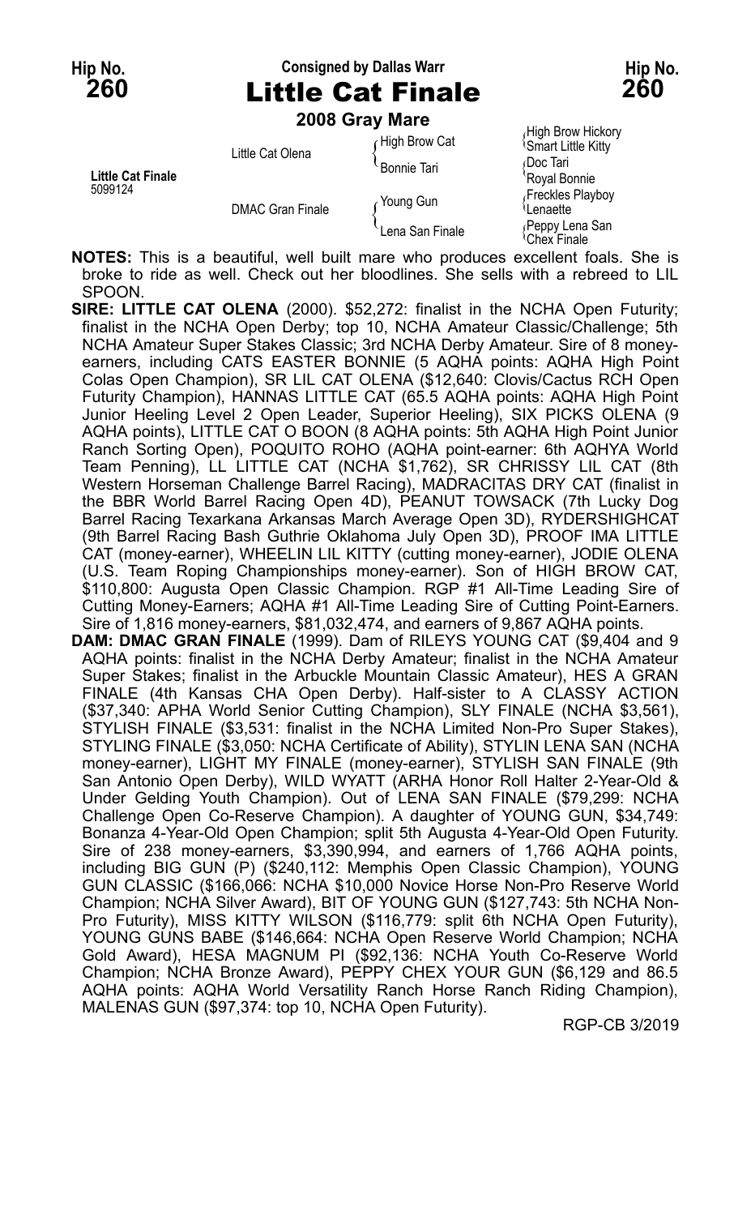**Hip No. 260** | **Consigned by Dallas Warr** | **Hip No. 260**

# Little Cat Finale

**2008 Gray Mare**

| | | | |
|---|---|---|---|
| **Little Cat Finale** 5099124 | Little Cat Olena | High Brow Cat | High Brow Hickory |
| | | | Smart Little Kitty |
| | | Bonnie Tari | Doc Tari |
| | | | Royal Bonnie |
| | DMAC Gran Finale | Young Gun | Freckles Playboy |
| | | | Lenaette |
| | | Lena San Finale | Peppy Lena San |
| | | | Chex Finale |

**NOTES:** This is a beautiful, well built mare who produces excellent foals. She is broke to ride as well. Check out her bloodlines. She sells with a rebreed to LIL SPOON.

**SIRE: LITTLE CAT OLENA** (2000). $52,272: finalist in the NCHA Open Futurity; finalist in the NCHA Open Derby; top 10, NCHA Amateur Classic/Challenge; 5th NCHA Amateur Super Stakes Classic; 3rd NCHA Derby Amateur. Sire of 8 money-earners, including CATS EASTER BONNIE (5 AQHA points: AQHA High Point Colas Open Champion), SR LIL CAT OLENA ($12,640: Clovis/Cactus RCH Open Futurity Champion), HANNAS LITTLE CAT (65.5 AQHA points: AQHA High Point Junior Heeling Level 2 Open Leader, Superior Heeling), SIX PICKS OLENA (9 AQHA points), LITTLE CAT O BOON (8 AQHA points: 5th AQHA High Point Junior Ranch Sorting Open), POQUITO ROHO (AQHA point-earner: 6th AQHYA World Team Penning), LL LITTLE CAT (NCHA $1,762), SR CHRISSY LIL CAT (8th Western Horseman Challenge Barrel Racing), MADRACITAS DRY CAT (finalist in the BBR World Barrel Racing Open 4D), PEANUT TOWSACK (7th Lucky Dog Barrel Racing Texarkana Arkansas March Average Open 3D), RYDERSHIGHCAT (9th Barrel Racing Bash Guthrie Oklahoma July Open 3D), PROOF IMA LITTLE CAT (money-earner), WHEELIN LIL KITTY (cutting money-earner), JODIE OLENA (U.S. Team Roping Championships money-earner). Son of HIGH BROW CAT, $110,800: Augusta Open Classic Champion. RGP #1 All-Time Leading Sire of Cutting Money-Earners; AQHA #1 All-Time Leading Sire of Cutting Point-Earners. Sire of 1,816 money-earners, $81,032,474, and earners of 9,867 AQHA points.

**DAM: DMAC GRAN FINALE** (1999). Dam of RILEYS YOUNG CAT ($9,404 and 9 AQHA points: finalist in the NCHA Derby Amateur; finalist in the NCHA Amateur Super Stakes; finalist in the Arbuckle Mountain Classic Amateur), HES A GRAN FINALE (4th Kansas CHA Open Derby). Half-sister to A CLASSY ACTION ($37,340: APHA World Senior Cutting Champion), SLY FINALE (NCHA $3,561), STYLISH FINALE ($3,531: finalist in the NCHA Limited Non-Pro Super Stakes), STYLING FINALE ($3,050: NCHA Certificate of Ability), STYLIN LENA SAN (NCHA money-earner), LIGHT MY FINALE (money-earner), STYLISH SAN FINALE (9th San Antonio Open Derby), WILD WYATT (ARHA Honor Roll Halter 2-Year-Old & Under Gelding Youth Champion). Out of LENA SAN FINALE ($79,299: NCHA Challenge Open Co-Reserve Champion). A daughter of YOUNG GUN, $34,749: Bonanza 4-Year-Old Open Champion; split 5th Augusta 4-Year-Old Open Futurity. Sire of 238 money-earners, $3,390,994, and earners of 1,766 AQHA points, including BIG GUN (P) ($240,112: Memphis Open Classic Champion), YOUNG GUN CLASSIC ($166,066: NCHA $10,000 Novice Horse Non-Pro Reserve World Champion; NCHA Silver Award), BIT OF YOUNG GUN ($127,743: 5th NCHA Non-Pro Futurity), MISS KITTY WILSON ($116,779: split 6th NCHA Open Futurity), YOUNG GUNS BABE ($146,664: NCHA Open Reserve World Champion; NCHA Gold Award), HESA MAGNUM PI ($92,136: NCHA Youth Co-Reserve World Champion; NCHA Bronze Award), PEPPY CHEX YOUR GUN ($6,129 and 86.5 AQHA points: AQHA World Versatility Ranch Horse Ranch Riding Champion), MALENAS GUN ($97,374: top 10, NCHA Open Futurity).

RGP-CB 3/2019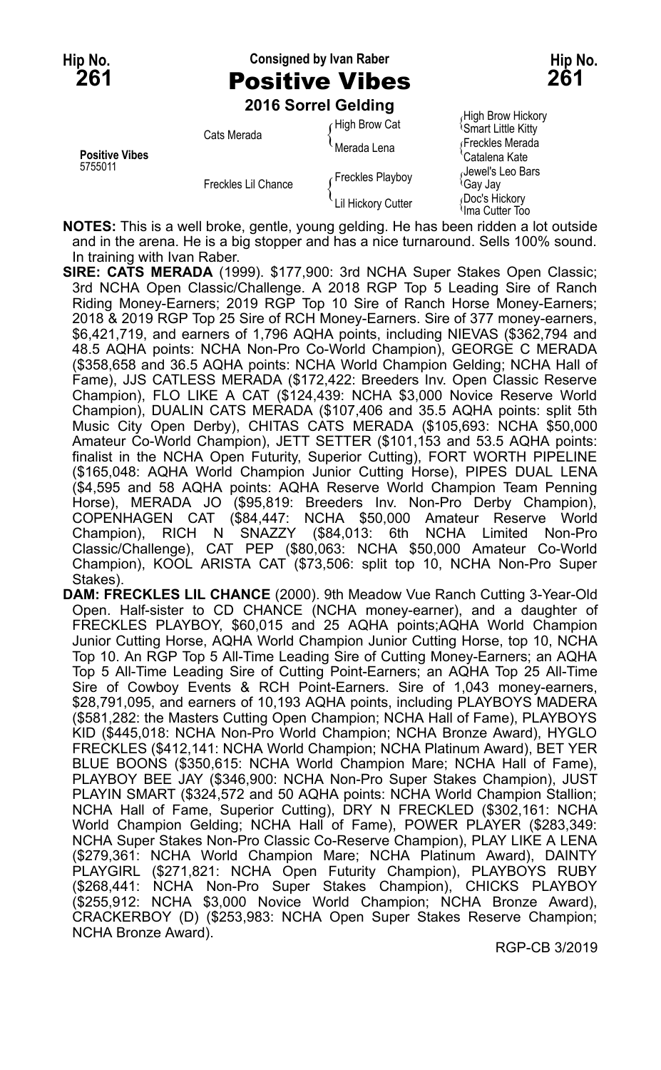**Hip No. 261** — Consigned by Ivan Raber — **Hip No. 261**

# Positive Vibes

**2016 Sorrel Gelding**

| | | | |
|---|---|---|---|
| **Positive Vibes** 5755011 | Cats Merada | High Brow Cat | High Brow Hickory |
| | | | Smart Little Kitty |
| | | Merada Lena | Freckles Merada |
| | | | Catalena Kate |
| | Freckles Lil Chance | Freckles Playboy | Jewel's Leo Bars |
| | | | Gay Jay |
| | | Lil Hickory Cutter | Doc's Hickory |
| | | | Ima Cutter Too |

**NOTES:** This is a well broke, gentle, young gelding. He has been ridden a lot outside and in the arena. He is a big stopper and has a nice turnaround. Sells 100% sound. In training with Ivan Raber.

**SIRE: CATS MERADA** (1999). $177,900: 3rd NCHA Super Stakes Open Classic; 3rd NCHA Open Classic/Challenge. A 2018 RGP Top 5 Leading Sire of Ranch Riding Money-Earners; 2019 RGP Top 10 Sire of Ranch Horse Money-Earners; 2018 & 2019 RGP Top 25 Sire of RCH Money-Earners. Sire of 377 money-earners, $6,421,719, and earners of 1,796 AQHA points, including NIEVAS ($362,794 and 48.5 AQHA points: NCHA Non-Pro Co-World Champion), GEORGE C MERADA ($358,658 and 36.5 AQHA points: NCHA World Champion Gelding; NCHA Hall of Fame), JJS CATLESS MERADA ($172,422: Breeders Inv. Open Classic Reserve Champion), FLO LIKE A CAT ($124,439: NCHA $3,000 Novice Reserve World Champion), DUALIN CATS MERADA ($107,406 and 35.5 AQHA points: split 5th Music City Open Derby), CHITAS CATS MERADA ($105,693: NCHA $50,000 Amateur Co-World Champion), JETT SETTER ($101,153 and 53.5 AQHA points: finalist in the NCHA Open Futurity, Superior Cutting), FORT WORTH PIPELINE ($165,048: AQHA World Champion Junior Cutting Horse), PIPES DUAL LENA ($4,595 and 58 AQHA points: AQHA Reserve World Champion Team Penning Horse), MERADA JO ($95,819: Breeders Inv. Non-Pro Derby Champion), COPENHAGEN CAT ($84,447: NCHA $50,000 Amateur Reserve World Champion), RICH N SNAZZY ($84,013: 6th NCHA Limited Non-Pro Classic/Challenge), CAT PEP ($80,063: NCHA $50,000 Amateur Co-World Champion), KOOL ARISTA CAT ($73,506: split top 10, NCHA Non-Pro Super Stakes).

**DAM: FRECKLES LIL CHANCE** (2000). 9th Meadow Vue Ranch Cutting 3-Year-Old Open. Half-sister to CD CHANCE (NCHA money-earner), and a daughter of FRECKLES PLAYBOY, $60,015 and 25 AQHA points;AQHA World Champion Junior Cutting Horse, AQHA World Champion Junior Cutting Horse, top 10, NCHA Top 10. An RGP Top 5 All-Time Leading Sire of Cutting Money-Earners; an AQHA Top 5 All-Time Leading Sire of Cutting Point-Earners; an AQHA Top 25 All-Time Sire of Cowboy Events & RCH Point-Earners. Sire of 1,043 money-earners, $28,791,095, and earners of 10,193 AQHA points, including PLAYBOYS MADERA ($581,282: the Masters Cutting Open Champion; NCHA Hall of Fame), PLAYBOYS KID ($445,018: NCHA Non-Pro World Champion; NCHA Bronze Award), HYGLO FRECKLES ($412,141: NCHA World Champion; NCHA Platinum Award), BET YER BLUE BOONS ($350,615: NCHA World Champion Mare; NCHA Hall of Fame), PLAYBOY BEE JAY ($346,900: NCHA Non-Pro Super Stakes Champion), JUST PLAYIN SMART ($324,572 and 50 AQHA points: NCHA World Champion Stallion; NCHA Hall of Fame, Superior Cutting), DRY N FRECKLED ($302,161: NCHA World Champion Gelding; NCHA Hall of Fame), POWER PLAYER ($283,349: NCHA Super Stakes Non-Pro Classic Co-Reserve Champion), PLAY LIKE A LENA ($279,361: NCHA World Champion Mare; NCHA Platinum Award), DAINTY PLAYGIRL ($271,821: NCHA Open Futurity Champion), PLAYBOYS RUBY ($268,441: NCHA Non-Pro Super Stakes Champion), CHICKS PLAYBOY ($255,912: NCHA $3,000 Novice World Champion; NCHA Bronze Award), CRACKERBOY (D) ($253,983: NCHA Open Super Stakes Reserve Champion; NCHA Bronze Award).

RGP-CB 3/2019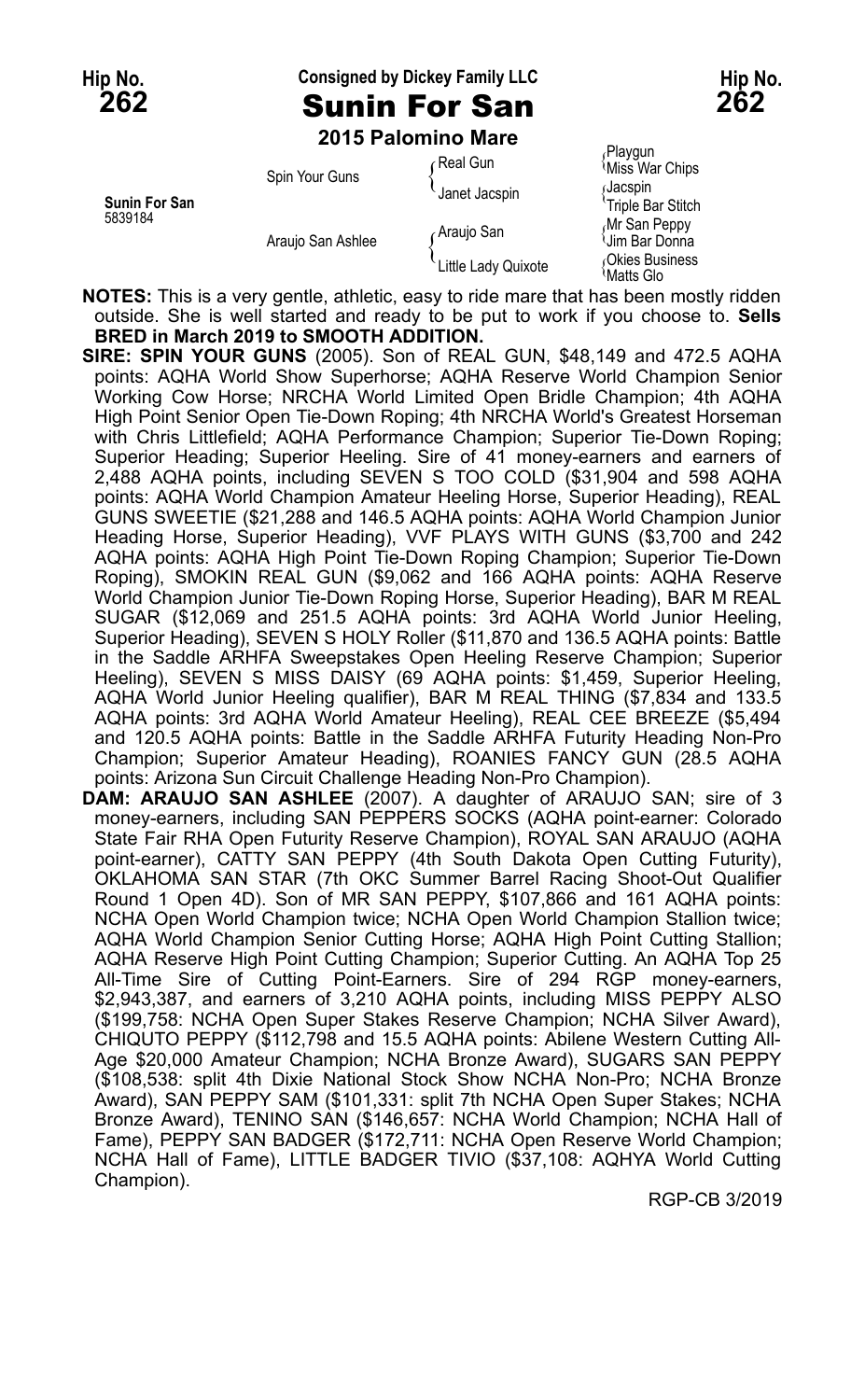**Hip No. 262** — Consigned by Dickey Family LLC — **Hip No. 262**

# Sunin For San

**2015 Palomino Mare**

| | | | |
|---|---|---|---|
| **Sunin For San** 5839184 | Spin Your Guns | Real Gun | Playgun |
| | | | Miss War Chips |
| | | Janet Jacspin | Jacspin |
| | | | Triple Bar Stitch |
| | Araujo San Ashlee | Araujo San | Mr San Peppy |
| | | | Jim Bar Donna |
| | | Little Lady Quixote | Okies Business |
| | | | Matts Glo |

**NOTES:** This is a very gentle, athletic, easy to ride mare that has been mostly ridden outside. She is well started and ready to be put to work if you choose to. **Sells BRED in March 2019 to SMOOTH ADDITION.**

**SIRE: SPIN YOUR GUNS** (2005). Son of REAL GUN, $48,149 and 472.5 AQHA points: AQHA World Show Superhorse; AQHA Reserve World Champion Senior Working Cow Horse; NRCHA World Limited Open Bridle Champion; 4th AQHA High Point Senior Open Tie-Down Roping; 4th NRCHA World's Greatest Horseman with Chris Littlefield; AQHA Performance Champion; Superior Tie-Down Roping; Superior Heading; Superior Heeling. Sire of 41 money-earners and earners of 2,488 AQHA points, including SEVEN S TOO COLD ($31,904 and 598 AQHA points: AQHA World Champion Amateur Heeling Horse, Superior Heading), REAL GUNS SWEETIE ($21,288 and 146.5 AQHA points: AQHA World Champion Junior Heading Horse, Superior Heading), VVF PLAYS WITH GUNS ($3,700 and 242 AQHA points: AQHA High Point Tie-Down Roping Champion; Superior Tie-Down Roping), SMOKIN REAL GUN ($9,062 and 166 AQHA points: AQHA Reserve World Champion Junior Tie-Down Roping Horse, Superior Heading), BAR M REAL SUGAR ($12,069 and 251.5 AQHA points: 3rd AQHA World Junior Heeling, Superior Heading), SEVEN S HOLY Roller ($11,870 and 136.5 AQHA points: Battle in the Saddle ARHFA Sweepstakes Open Heeling Reserve Champion; Superior Heeling), SEVEN S MISS DAISY (69 AQHA points: $1,459, Superior Heeling, AQHA World Junior Heeling qualifier), BAR M REAL THING ($7,834 and 133.5 AQHA points: 3rd AQHA World Amateur Heeling), REAL CEE BREEZE ($5,494 and 120.5 AQHA points: Battle in the Saddle ARHFA Futurity Heading Non-Pro Champion; Superior Amateur Heading), ROANIES FANCY GUN (28.5 AQHA points: Arizona Sun Circuit Challenge Heading Non-Pro Champion).

**DAM: ARAUJO SAN ASHLEE** (2007). A daughter of ARAUJO SAN; sire of 3 money-earners, including SAN PEPPERS SOCKS (AQHA point-earner: Colorado State Fair RHA Open Futurity Reserve Champion), ROYAL SAN ARAUJO (AQHA point-earner), CATTY SAN PEPPY (4th South Dakota Open Cutting Futurity), OKLAHOMA SAN STAR (7th OKC Summer Barrel Racing Shoot-Out Qualifier Round 1 Open 4D). Son of MR SAN PEPPY, $107,866 and 161 AQHA points: NCHA Open World Champion twice; NCHA Open World Champion Stallion twice; AQHA World Champion Senior Cutting Horse; AQHA High Point Cutting Stallion; AQHA Reserve High Point Cutting Champion; Superior Cutting. An AQHA Top 25 All-Time Sire of Cutting Point-Earners. Sire of 294 RGP money-earners, $2,943,387, and earners of 3,210 AQHA points, including MISS PEPPY ALSO ($199,758: NCHA Open Super Stakes Reserve Champion; NCHA Silver Award), CHIQUTO PEPPY ($112,798 and 15.5 AQHA points: Abilene Western Cutting All-Age $20,000 Amateur Champion; NCHA Bronze Award), SUGARS SAN PEPPY ($108,538: split 4th Dixie National Stock Show NCHA Non-Pro; NCHA Bronze Award), SAN PEPPY SAM ($101,331: split 7th NCHA Open Super Stakes; NCHA Bronze Award), TENINO SAN ($146,657: NCHA World Champion; NCHA Hall of Fame), PEPPY SAN BADGER ($172,711: NCHA Open Reserve World Champion; NCHA Hall of Fame), LITTLE BADGER TIVIO ($37,108: AQHYA World Cutting Champion).

RGP-CB 3/2019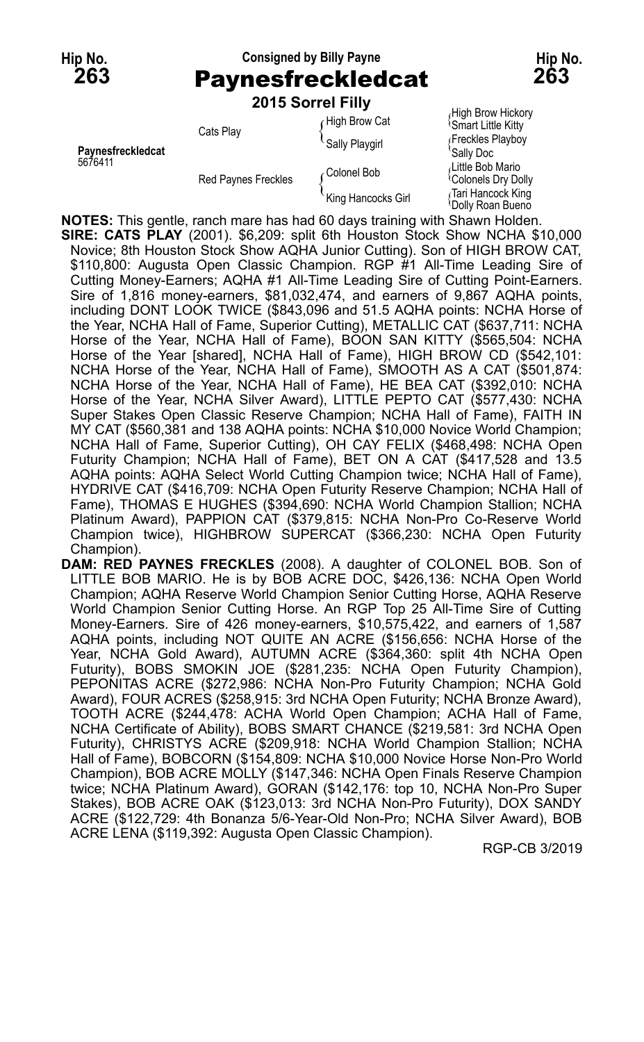Hip No. **263**

Consigned by Billy Payne

# Paynesfreckledcat

**2015 Sorrel Filly**

| | | | |
|---|---|---|---|
| **Paynesfreckledcat** 5676411 | Cats Play | High Brow Cat | High Brow Hickory |
| | | | Smart Little Kitty |
| | | Sally Playgirl | Freckles Playboy |
| | | | Sally Doc |
| | Red Paynes Freckles | Colonel Bob | Little Bob Mario |
| | | | Colonels Dry Dolly |
| | | King Hancocks Girl | Tari Hancock King |
| | | | Dolly Roan Bueno |

**NOTES:** This gentle, ranch mare has had 60 days training with Shawn Holden.

**SIRE: CATS PLAY** (2001). $6,209: split 6th Houston Stock Show NCHA $10,000 Novice; 8th Houston Stock Show AQHA Junior Cutting). Son of HIGH BROW CAT, $110,800: Augusta Open Classic Champion. RGP #1 All-Time Leading Sire of Cutting Money-Earners; AQHA #1 All-Time Leading Sire of Cutting Point-Earners. Sire of 1,816 money-earners, $81,032,474, and earners of 9,867 AQHA points, including DONT LOOK TWICE ($843,096 and 51.5 AQHA points: NCHA Horse of the Year, NCHA Hall of Fame, Superior Cutting), METALLIC CAT ($637,711: NCHA Horse of the Year, NCHA Hall of Fame), BOON SAN KITTY ($565,504: NCHA Horse of the Year [shared], NCHA Hall of Fame), HIGH BROW CD ($542,101: NCHA Horse of the Year, NCHA Hall of Fame), SMOOTH AS A CAT ($501,874: NCHA Horse of the Year, NCHA Hall of Fame), HE BEA CAT ($392,010: NCHA Horse of the Year, NCHA Silver Award), LITTLE PEPTO CAT ($577,430: NCHA Super Stakes Open Classic Reserve Champion; NCHA Hall of Fame), FAITH IN MY CAT ($560,381 and 138 AQHA points: NCHA $10,000 Novice World Champion; NCHA Hall of Fame, Superior Cutting), OH CAY FELIX ($468,498: NCHA Open Futurity Champion; NCHA Hall of Fame), BET ON A CAT ($417,528 and 13.5 AQHA points: AQHA Select World Cutting Champion twice; NCHA Hall of Fame), HYDRIVE CAT ($416,709: NCHA Open Futurity Reserve Champion; NCHA Hall of Fame), THOMAS E HUGHES ($394,690: NCHA World Champion Stallion; NCHA Platinum Award), PAPPION CAT ($379,815: NCHA Non-Pro Co-Reserve World Champion twice), HIGHBROW SUPERCAT ($366,230: NCHA Open Futurity Champion).

**DAM: RED PAYNES FRECKLES** (2008). A daughter of COLONEL BOB. Son of LITTLE BOB MARIO. He is by BOB ACRE DOC, $426,136: NCHA Open World Champion; AQHA Reserve World Champion Senior Cutting Horse, AQHA Reserve World Champion Senior Cutting Horse. An RGP Top 25 All-Time Sire of Cutting Money-Earners. Sire of 426 money-earners, $10,575,422, and earners of 1,587 AQHA points, including NOT QUITE AN ACRE ($156,656: NCHA Horse of the Year, NCHA Gold Award), AUTUMN ACRE ($364,360: split 4th NCHA Open Futurity), BOBS SMOKIN JOE ($281,235: NCHA Open Futurity Champion), PEPONITAS ACRE ($272,986: NCHA Non-Pro Futurity Champion; NCHA Gold Award), FOUR ACRES ($258,915: 3rd NCHA Open Futurity; NCHA Bronze Award), TOOTH ACRE ($244,478: ACHA World Open Champion; ACHA Hall of Fame, NCHA Certificate of Ability), BOBS SMART CHANCE ($219,581: 3rd NCHA Open Futurity), CHRISTYS ACRE ($209,918: NCHA World Champion Stallion; NCHA Hall of Fame), BOBCORN ($154,809: NCHA $10,000 Novice Horse Non-Pro World Champion), BOB ACRE MOLLY ($147,346: NCHA Open Finals Reserve Champion twice; NCHA Platinum Award), GORAN ($142,176: top 10, NCHA Non-Pro Super Stakes), BOB ACRE OAK ($123,013: 3rd NCHA Non-Pro Futurity), DOX SANDY ACRE ($122,729: 4th Bonanza 5/6-Year-Old Non-Pro; NCHA Silver Award), BOB ACRE LENA ($119,392: Augusta Open Classic Champion).

RGP-CB 3/2019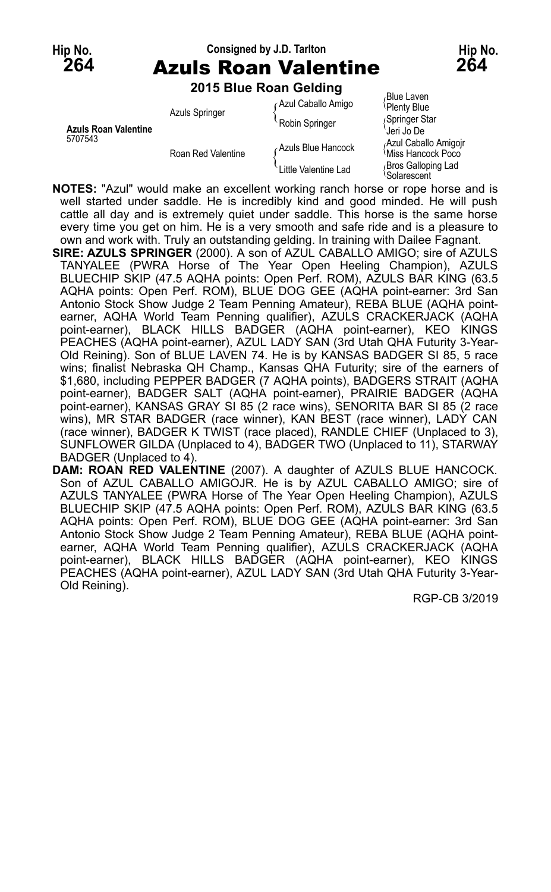**Hip No. 264** — Consigned by J.D. Tarlton — **Hip No. 264**

# Azuls Roan Valentine

**2015 Blue Roan Gelding**

| | | | |
|---|---|---|---|
| **Azuls Roan Valentine** 5707543 | Azuls Springer | Azul Caballo Amigo | Blue Laven |
| | | | Plenty Blue |
| | | Robin Springer | Springer Star |
| | | | Jeri Jo De |
| | Roan Red Valentine | Azuls Blue Hancock | Azul Caballo Amigojr |
| | | | Miss Hancock Poco |
| | | Little Valentine Lad | Bros Galloping Lad |
| | | | Solarescent |

**NOTES:** "Azul" would make an excellent working ranch horse or rope horse and is well started under saddle. He is incredibly kind and good minded. He will push cattle all day and is extremely quiet under saddle. This horse is the same horse every time you get on him. He is a very smooth and safe ride and is a pleasure to own and work with. Truly an outstanding gelding. In training with Dailee Fagnant.

**SIRE: AZULS SPRINGER** (2000). A son of AZUL CABALLO AMIGO; sire of AZULS TANYALEE (PWRA Horse of The Year Open Heeling Champion), AZULS BLUECHIP SKIP (47.5 AQHA points: Open Perf. ROM), AZULS BAR KING (63.5 AQHA points: Open Perf. ROM), BLUE DOG GEE (AQHA point-earner: 3rd San Antonio Stock Show Judge 2 Team Penning Amateur), REBA BLUE (AQHA point-earner, AQHA World Team Penning qualifier), AZULS CRACKERJACK (AQHA point-earner), BLACK HILLS BADGER (AQHA point-earner), KEO KINGS PEACHES (AQHA point-earner), AZUL LADY SAN (3rd Utah QHA Futurity 3-Year-Old Reining). Son of BLUE LAVEN 74. He is by KANSAS BADGER SI 85, 5 race wins; finalist Nebraska QH Champ., Kansas QHA Futurity; sire of the earners of $1,680, including PEPPER BADGER (7 AQHA points), BADGERS STRAIT (AQHA point-earner), BADGER SALT (AQHA point-earner), PRAIRIE BADGER (AQHA point-earner), KANSAS GRAY SI 85 (2 race wins), SENORITA BAR SI 85 (2 race wins), MR STAR BADGER (race winner), KAN BEST (race winner), LADY CAN (race winner), BADGER K TWIST (race placed), RANDLE CHIEF (Unplaced to 3), SUNFLOWER GILDA (Unplaced to 4), BADGER TWO (Unplaced to 11), STARWAY BADGER (Unplaced to 4).

**DAM: ROAN RED VALENTINE** (2007). A daughter of AZULS BLUE HANCOCK. Son of AZUL CABALLO AMIGOJR. He is by AZUL CABALLO AMIGO; sire of AZULS TANYALEE (PWRA Horse of The Year Open Heeling Champion), AZULS BLUECHIP SKIP (47.5 AQHA points: Open Perf. ROM), AZULS BAR KING (63.5 AQHA points: Open Perf. ROM), BLUE DOG GEE (AQHA point-earner: 3rd San Antonio Stock Show Judge 2 Team Penning Amateur), REBA BLUE (AQHA point-earner, AQHA World Team Penning qualifier), AZULS CRACKERJACK (AQHA point-earner), BLACK HILLS BADGER (AQHA point-earner), KEO KINGS PEACHES (AQHA point-earner), AZUL LADY SAN (3rd Utah QHA Futurity 3-Year-Old Reining).

RGP-CB 3/2019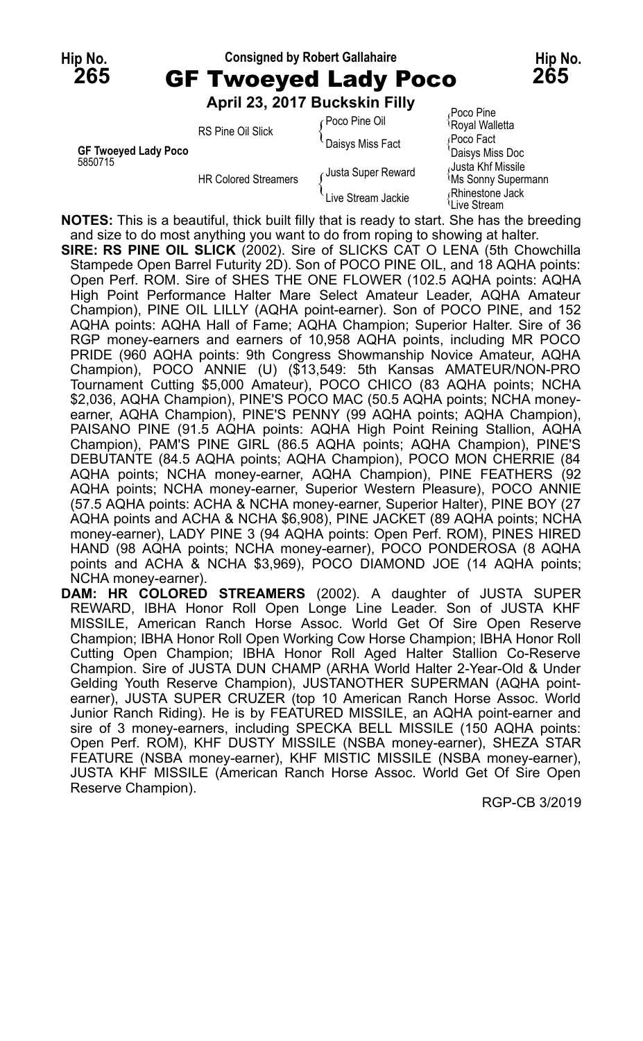Hip No. **265** — Consigned by Robert Gallahaire — Hip No. **265**

# GF Twoeyed Lady Poco

**April 23, 2017 Buckskin Filly**

| | | | |
|---|---|---|---|
| **GF Twoeyed Lady Poco** 5850715 | RS Pine Oil Slick | Poco Pine Oil | Poco Pine |
| | | | Royal Walletta |
| | | Daisys Miss Fact | Poco Fact |
| | | | Daisys Miss Doc |
| | HR Colored Streamers | Justa Super Reward | Justa Khf Missile |
| | | | Ms Sonny Supermann |
| | | Live Stream Jackie | Rhinestone Jack |
| | | | Live Stream |

**NOTES:** This is a beautiful, thick built filly that is ready to start. She has the breeding and size to do most anything you want to do from roping to showing at halter.

**SIRE: RS PINE OIL SLICK** (2002). Sire of SLICKS CAT O LENA (5th Chowchilla Stampede Open Barrel Futurity 2D). Son of POCO PINE OIL, and 18 AQHA points: Open Perf. ROM. Sire of SHES THE ONE FLOWER (102.5 AQHA points: AQHA High Point Performance Halter Mare Select Amateur Leader, AQHA Amateur Champion), PINE OIL LILLY (AQHA point-earner). Son of POCO PINE, and 152 AQHA points: AQHA Hall of Fame; AQHA Champion; Superior Halter. Sire of 36 RGP money-earners and earners of 10,958 AQHA points, including MR POCO PRIDE (960 AQHA points: 9th Congress Showmanship Novice Amateur, AQHA Champion), POCO ANNIE (U) ($13,549: 5th Kansas AMATEUR/NON-PRO Tournament Cutting $5,000 Amateur), POCO CHICO (83 AQHA points; NCHA $2,036, AQHA Champion), PINE'S POCO MAC (50.5 AQHA points; NCHA money-earner, AQHA Champion), PINE'S PENNY (99 AQHA points; AQHA Champion), PAISANO PINE (91.5 AQHA points: AQHA High Point Reining Stallion, AQHA Champion), PAM'S PINE GIRL (86.5 AQHA points; AQHA Champion), PINE'S DEBUTANTE (84.5 AQHA points; AQHA Champion), POCO MON CHERRIE (84 AQHA points; NCHA money-earner, AQHA Champion), PINE FEATHERS (92 AQHA points; NCHA money-earner, Superior Western Pleasure), POCO ANNIE (57.5 AQHA points: ACHA & NCHA money-earner, Superior Halter), PINE BOY (27 AQHA points and ACHA & NCHA $6,908), PINE JACKET (89 AQHA points; NCHA money-earner), LADY PINE 3 (94 AQHA points: Open Perf. ROM), PINES HIRED HAND (98 AQHA points; NCHA money-earner), POCO PONDEROSA (8 AQHA points and ACHA & NCHA $3,969), POCO DIAMOND JOE (14 AQHA points; NCHA money-earner).

**DAM: HR COLORED STREAMERS** (2002). A daughter of JUSTA SUPER REWARD, IBHA Honor Roll Open Longe Line Leader. Son of JUSTA KHF MISSILE, American Ranch Horse Assoc. World Get Of Sire Open Reserve Champion; IBHA Honor Roll Open Working Cow Horse Champion; IBHA Honor Roll Cutting Open Champion; IBHA Honor Roll Aged Halter Stallion Co-Reserve Champion. Sire of JUSTA DUN CHAMP (ARHA World Halter 2-Year-Old & Under Gelding Youth Reserve Champion), JUSTANOTHER SUPERMAN (AQHA point-earner), JUSTA SUPER CRUZER (top 10 American Ranch Horse Assoc. World Junior Ranch Riding). He is by FEATURED MISSILE, an AQHA point-earner and sire of 3 money-earners, including SPECKA BELL MISSILE (150 AQHA points: Open Perf. ROM), KHF DUSTY MISSILE (NSBA money-earner), SHEZA STAR FEATURE (NSBA money-earner), KHF MISTIC MISSILE (NSBA money-earner), JUSTA KHF MISSILE (American Ranch Horse Assoc. World Get Of Sire Open Reserve Champion).

RGP-CB 3/2019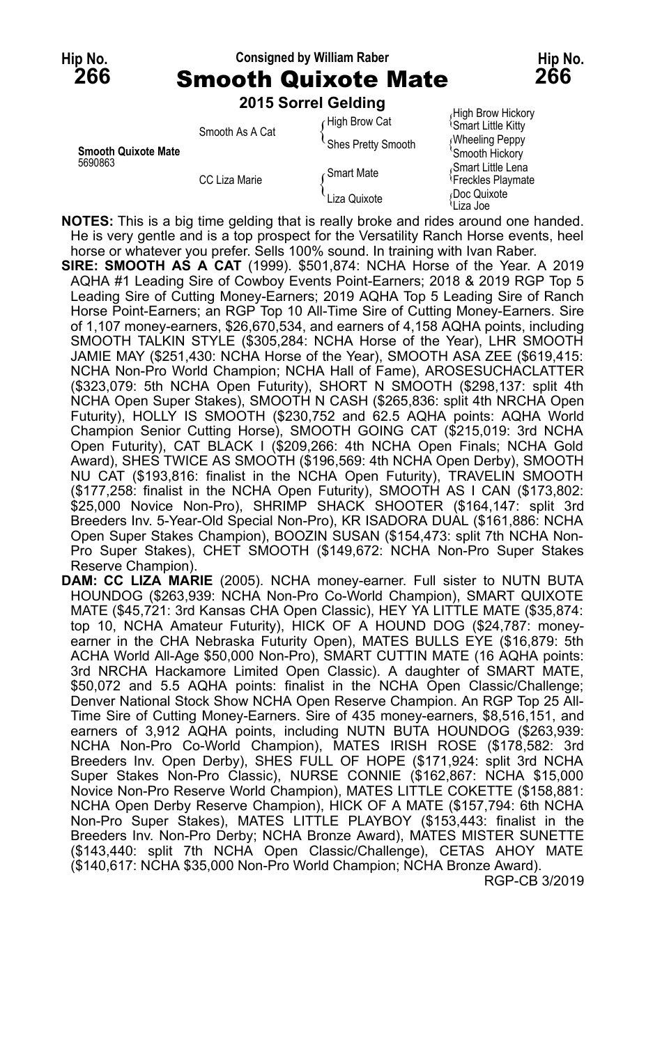Hip No. **266** — Consigned by William Raber — Hip No. **266**

# Smooth Quixote Mate

**2015 Sorrel Gelding**

| | | | |
|---|---|---|---|
| **Smooth Quixote Mate** 5690863 | Smooth As A Cat | High Brow Cat | High Brow Hickory |
| | | | Smart Little Kitty |
| | | Shes Pretty Smooth | Wheeling Peppy |
| | | | Smooth Hickory |
| | CC Liza Marie | Smart Mate | Smart Little Lena |
| | | | Freckles Playmate |
| | | Liza Quixote | Doc Quixote |
| | | | Liza Joe |

**NOTES:** This is a big time gelding that is really broke and rides around one handed. He is very gentle and is a top prospect for the Versatility Ranch Horse events, heel horse or whatever you prefer. Sells 100% sound. In training with Ivan Raber.

**SIRE: SMOOTH AS A CAT** (1999). $501,874: NCHA Horse of the Year. A 2019 AQHA #1 Leading Sire of Cowboy Events Point-Earners; 2018 & 2019 RGP Top 5 Leading Sire of Cutting Money-Earners; 2019 AQHA Top 5 Leading Sire of Ranch Horse Point-Earners; an RGP Top 10 All-Time Sire of Cutting Money-Earners. Sire of 1,107 money-earners, $26,670,534, and earners of 4,158 AQHA points, including SMOOTH TALKIN STYLE ($305,284: NCHA Horse of the Year), LHR SMOOTH JAMIE MAY ($251,430: NCHA Horse of the Year), SMOOTH ASA ZEE ($619,415: NCHA Non-Pro World Champion; NCHA Hall of Fame), AROSESUCHACLATTER ($323,079: 5th NCHA Open Futurity), SHORT N SMOOTH ($298,137: split 4th NCHA Open Super Stakes), SMOOTH N CASH ($265,836: split 4th NRCHA Open Futurity), HOLLY IS SMOOTH ($230,752 and 62.5 AQHA points: AQHA World Champion Senior Cutting Horse), SMOOTH GOING CAT ($215,019: 3rd NCHA Open Futurity), CAT BLACK I ($209,266: 4th NCHA Open Finals; NCHA Gold Award), SHES TWICE AS SMOOTH ($196,569: 4th NCHA Open Derby), SMOOTH NU CAT ($193,816: finalist in the NCHA Open Futurity), TRAVELIN SMOOTH ($177,258: finalist in the NCHA Open Futurity), SMOOTH AS I CAN ($173,802: $25,000 Novice Non-Pro), SHRIMP SHACK SHOOTER ($164,147: split 3rd Breeders Inv. 5-Year-Old Special Non-Pro), KR ISADORA DUAL ($161,886: NCHA Open Super Stakes Champion), BOOZIN SUSAN ($154,473: split 7th NCHA Non-Pro Super Stakes), CHET SMOOTH ($149,672: NCHA Non-Pro Super Stakes Reserve Champion).

**DAM: CC LIZA MARIE** (2005). NCHA money-earner. Full sister to NUTN BUTA HOUNDOG ($263,939: NCHA Non-Pro Co-World Champion), SMART QUIXOTE MATE ($45,721: 3rd Kansas CHA Open Classic), HEY YA LITTLE MATE ($35,874: top 10, NCHA Amateur Futurity), HICK OF A HOUND DOG ($24,787: money-earner in the CHA Nebraska Futurity Open), MATES BULLS EYE ($16,879: 5th ACHA World All-Age $50,000 Non-Pro), SMART CUTTIN MATE (16 AQHA points: 3rd NRCHA Hackamore Limited Open Classic). A daughter of SMART MATE, $50,072 and 5.5 AQHA points: finalist in the NCHA Open Classic/Challenge; Denver National Stock Show NCHA Open Reserve Champion. An RGP Top 25 All-Time Sire of Cutting Money-Earners. Sire of 435 money-earners, $8,516,151, and earners of 3,912 AQHA points, including NUTN BUTA HOUNDOG ($263,939: NCHA Non-Pro Co-World Champion), MATES IRISH ROSE ($178,582: 3rd Breeders Inv. Open Derby), SHES FULL OF HOPE ($171,924: split 3rd NCHA Super Stakes Non-Pro Classic), NURSE CONNIE ($162,867: NCHA $15,000 Novice Non-Pro Reserve World Champion), MATES LITTLE COKETTE ($158,881: NCHA Open Derby Reserve Champion), HICK OF A MATE ($157,794: 6th NCHA Non-Pro Super Stakes), MATES LITTLE PLAYBOY ($153,443: finalist in the Breeders Inv. Non-Pro Derby; NCHA Bronze Award), MATES MISTER SUNETTE ($143,440: split 7th NCHA Open Classic/Challenge), CETAS AHOY MATE ($140,617: NCHA $35,000 Non-Pro World Champion; NCHA Bronze Award).

RGP-CB 3/2019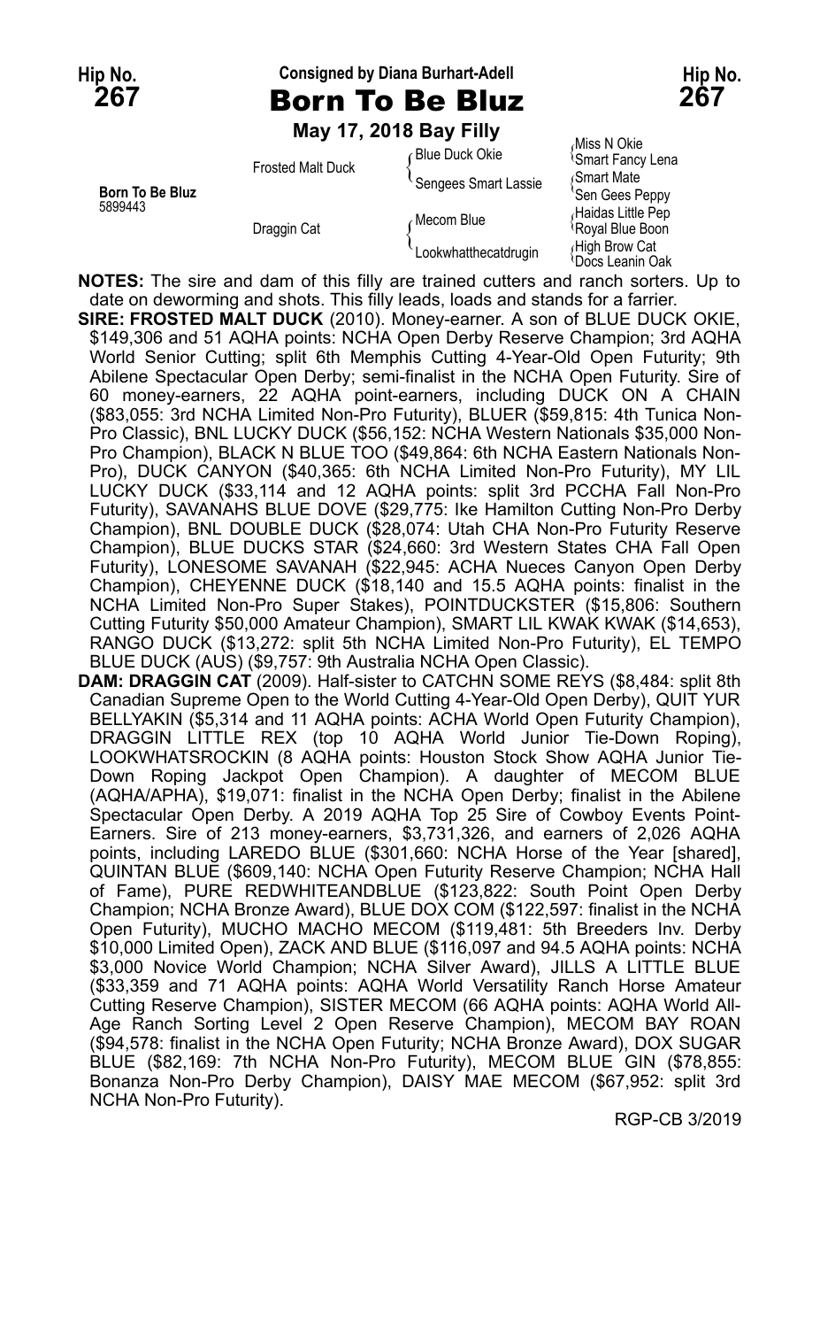**Hip No. 267** — Consigned by Diana Burhart-Adell — **Hip No. 267**

# Born To Be Bluz

**May 17, 2018 Bay Filly**

| | | | |
|---|---|---|---|
| **Born To Be Bluz** 5899443 | Frosted Malt Duck | Blue Duck Okie | Miss N Okie |
| | | | Smart Fancy Lena |
| | | Sengees Smart Lassie | Smart Mate |
| | | | Sen Gees Peppy |
| | Draggin Cat | Mecom Blue | Haidas Little Pep |
| | | | Royal Blue Boon |
| | | Lookwhatthecatdrugin | High Brow Cat |
| | | | Docs Leanin Oak |

**NOTES:** The sire and dam of this filly are trained cutters and ranch sorters. Up to date on deworming and shots. This filly leads, loads and stands for a farrier.

**SIRE: FROSTED MALT DUCK** (2010). Money-earner. A son of BLUE DUCK OKIE, $149,306 and 51 AQHA points: NCHA Open Derby Reserve Champion; 3rd AQHA World Senior Cutting; split 6th Memphis Cutting 4-Year-Old Open Futurity; 9th Abilene Spectacular Open Derby; semi-finalist in the NCHA Open Futurity. Sire of 60 money-earners, 22 AQHA point-earners, including DUCK ON A CHAIN ($83,055: 3rd NCHA Limited Non-Pro Futurity), BLUER ($59,815: 4th Tunica Non-Pro Classic), BNL LUCKY DUCK ($56,152: NCHA Western Nationals $35,000 Non-Pro Champion), BLACK N BLUE TOO ($49,864: 6th NCHA Eastern Nationals Non-Pro), DUCK CANYON ($40,365: 6th NCHA Limited Non-Pro Futurity), MY LIL LUCKY DUCK ($33,114 and 12 AQHA points: split 3rd PCCHA Fall Non-Pro Futurity), SAVANAHS BLUE DOVE ($29,775: Ike Hamilton Cutting Non-Pro Derby Champion), BNL DOUBLE DUCK ($28,074: Utah CHA Non-Pro Futurity Reserve Champion), BLUE DUCKS STAR ($24,660: 3rd Western States CHA Fall Open Futurity), LONESOME SAVANAH ($22,945: ACHA Nueces Canyon Open Derby Champion), CHEYENNE DUCK ($18,140 and 15.5 AQHA points: finalist in the NCHA Limited Non-Pro Super Stakes), POINTDUCKSTER ($15,806: Southern Cutting Futurity $50,000 Amateur Champion), SMART LIL KWAK KWAK ($14,653), RANGO DUCK ($13,272: split 5th NCHA Limited Non-Pro Futurity), EL TEMPO BLUE DUCK (AUS) ($9,757: 9th Australia NCHA Open Classic).

**DAM: DRAGGIN CAT** (2009). Half-sister to CATCHN SOME REYS ($8,484: split 8th Canadian Supreme Open to the World Cutting 4-Year-Old Open Derby), QUIT YUR BELLYAKIN ($5,314 and 11 AQHA points: ACHA World Open Futurity Champion), DRAGGIN LITTLE REX (top 10 AQHA World Junior Tie-Down Roping), LOOKWHATSROCKIN (8 AQHA points: Houston Stock Show AQHA Junior Tie-Down Roping Jackpot Open Champion). A daughter of MECOM BLUE (AQHA/APHA), $19,071: finalist in the NCHA Open Derby; finalist in the Abilene Spectacular Open Derby. A 2019 AQHA Top 25 Sire of Cowboy Events Point-Earners. Sire of 213 money-earners, $3,731,326, and earners of 2,026 AQHA points, including LAREDO BLUE ($301,660: NCHA Horse of the Year [shared], QUINTAN BLUE ($609,140: NCHA Open Futurity Reserve Champion; NCHA Hall of Fame), PURE REDWHITEANDBLUE ($123,822: South Point Open Derby Champion; NCHA Bronze Award), BLUE DOX COM ($122,597: finalist in the NCHA Open Futurity), MUCHO MACHO MECOM ($119,481: 5th Breeders Inv. Derby $10,000 Limited Open), ZACK AND BLUE ($116,097 and 94.5 AQHA points: NCHA $3,000 Novice World Champion; NCHA Silver Award), JILLS A LITTLE BLUE ($33,359 and 71 AQHA points: AQHA World Versatility Ranch Horse Amateur Cutting Reserve Champion), SISTER MECOM (66 AQHA points: AQHA World All-Age Ranch Sorting Level 2 Open Reserve Champion), MECOM BAY ROAN ($94,578: finalist in the NCHA Open Futurity; NCHA Bronze Award), DOX SUGAR BLUE ($82,169: 7th NCHA Non-Pro Futurity), MECOM BLUE GIN ($78,855: Bonanza Non-Pro Derby Champion), DAISY MAE MECOM ($67,952: split 3rd NCHA Non-Pro Futurity).

RGP-CB 3/2019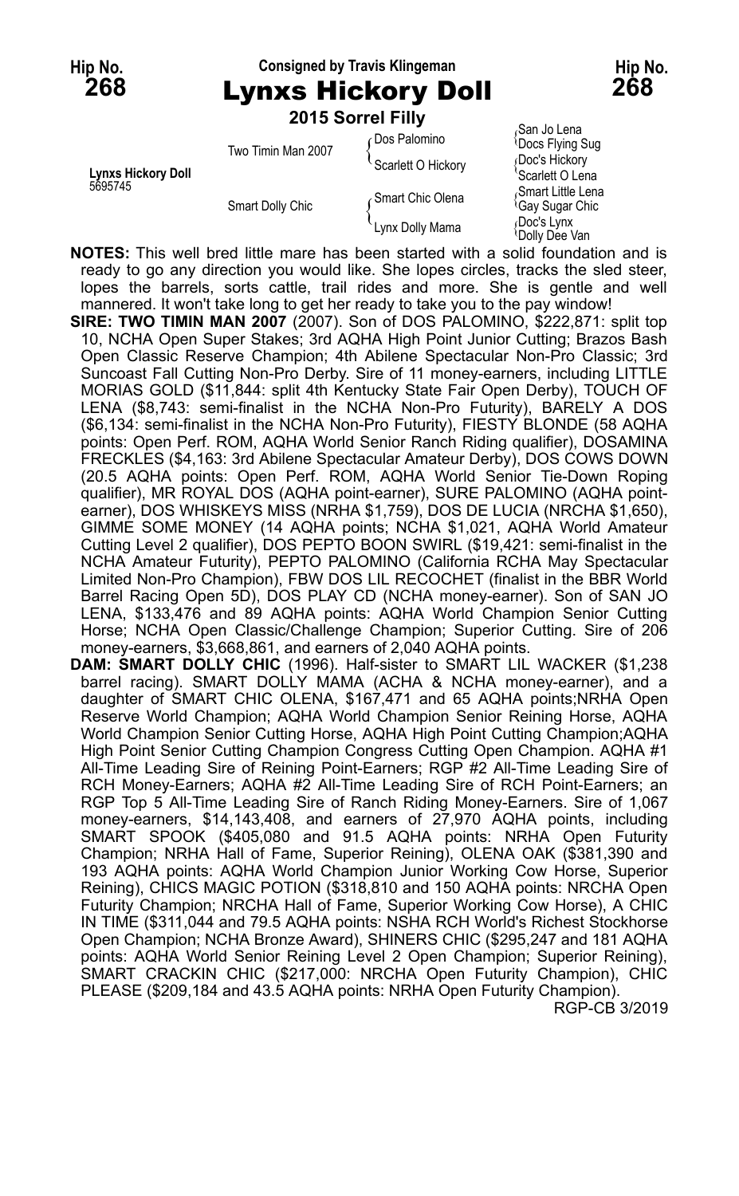Hip No. **268** — Consigned by Travis Klingeman — Hip No. **268**

# Lynxs Hickory Doll

**2015 Sorrel Filly**

| | | | |
|---|---|---|---|
| **Lynxs Hickory Doll** 5695745 | Two Timin Man 2007 | Dos Palomino | San Jo Lena |
| | | | Docs Flying Sug |
| | | Scarlett O Hickory | Doc's Hickory |
| | | | Scarlett O Lena |
| | Smart Dolly Chic | Smart Chic Olena | Smart Little Lena |
| | | | Gay Sugar Chic |
| | | Lynx Dolly Mama | Doc's Lynx |
| | | | Dolly Dee Van |

**NOTES:** This well bred little mare has been started with a solid foundation and is ready to go any direction you would like. She lopes circles, tracks the sled steer, lopes the barrels, sorts cattle, trail rides and more. She is gentle and well mannered. It won't take long to get her ready to take you to the pay window!

**SIRE: TWO TIMIN MAN 2007** (2007). Son of DOS PALOMINO, $222,871: split top 10, NCHA Open Super Stakes; 3rd AQHA High Point Junior Cutting; Brazos Bash Open Classic Reserve Champion; 4th Abilene Spectacular Non-Pro Classic; 3rd Suncoast Fall Cutting Non-Pro Derby. Sire of 11 money-earners, including LITTLE MORIAS GOLD ($11,844: split 4th Kentucky State Fair Open Derby), TOUCH OF LENA ($8,743: semi-finalist in the NCHA Non-Pro Futurity), BARELY A DOS ($6,134: semi-finalist in the NCHA Non-Pro Futurity), FIESTY BLONDE (58 AQHA points: Open Perf. ROM, AQHA World Senior Ranch Riding qualifier), DOSAMINA FRECKLES ($4,163: 3rd Abilene Spectacular Amateur Derby), DOS COWS DOWN (20.5 AQHA points: Open Perf. ROM, AQHA World Senior Tie-Down Roping qualifier), MR ROYAL DOS (AQHA point-earner), SURE PALOMINO (AQHA point-earner), DOS WHISKEYS MISS (NRHA $1,759), DOS DE LUCIA (NRCHA $1,650), GIMME SOME MONEY (14 AQHA points; NCHA $1,021, AQHA World Amateur Cutting Level 2 qualifier), DOS PEPTO BOON SWIRL ($19,421: semi-finalist in the NCHA Amateur Futurity), PEPTO PALOMINO (California RCHA May Spectacular Limited Non-Pro Champion), FBW DOS LIL RECOCHET (finalist in the BBR World Barrel Racing Open 5D), DOS PLAY CD (NCHA money-earner). Son of SAN JO LENA, $133,476 and 89 AQHA points: AQHA World Champion Senior Cutting Horse; NCHA Open Classic/Challenge Champion; Superior Cutting. Sire of 206 money-earners, $3,668,861, and earners of 2,040 AQHA points.

**DAM: SMART DOLLY CHIC** (1996). Half-sister to SMART LIL WACKER ($1,238 barrel racing). SMART DOLLY MAMA (ACHA & NCHA money-earner), and a daughter of SMART CHIC OLENA, $167,471 and 65 AQHA points;NRHA Open Reserve World Champion; AQHA World Champion Senior Reining Horse, AQHA World Champion Senior Cutting Horse, AQHA High Point Cutting Champion;AQHA High Point Senior Cutting Champion Congress Cutting Open Champion. AQHA #1 All-Time Leading Sire of Reining Point-Earners; RGP #2 All-Time Leading Sire of RCH Money-Earners; AQHA #2 All-Time Leading Sire of RCH Point-Earners; an RGP Top 5 All-Time Leading Sire of Ranch Riding Money-Earners. Sire of 1,067 money-earners, $14,143,408, and earners of 27,970 AQHA points, including SMART SPOOK ($405,080 and 91.5 AQHA points: NRHA Open Futurity Champion; NRHA Hall of Fame, Superior Reining), OLENA OAK ($381,390 and 193 AQHA points: AQHA World Champion Junior Working Cow Horse, Superior Reining), CHICS MAGIC POTION ($318,810 and 150 AQHA points: NRCHA Open Futurity Champion; NRCHA Hall of Fame, Superior Working Cow Horse), A CHIC IN TIME ($311,044 and 79.5 AQHA points: NSHA RCH World's Richest Stockhorse Open Champion; NCHA Bronze Award), SHINERS CHIC ($295,247 and 181 AQHA points: AQHA World Senior Reining Level 2 Open Champion; Superior Reining), SMART CRACKIN CHIC ($217,000: NRCHA Open Futurity Champion), CHIC PLEASE ($209,184 and 43.5 AQHA points: NRHA Open Futurity Champion).

RGP-CB 3/2019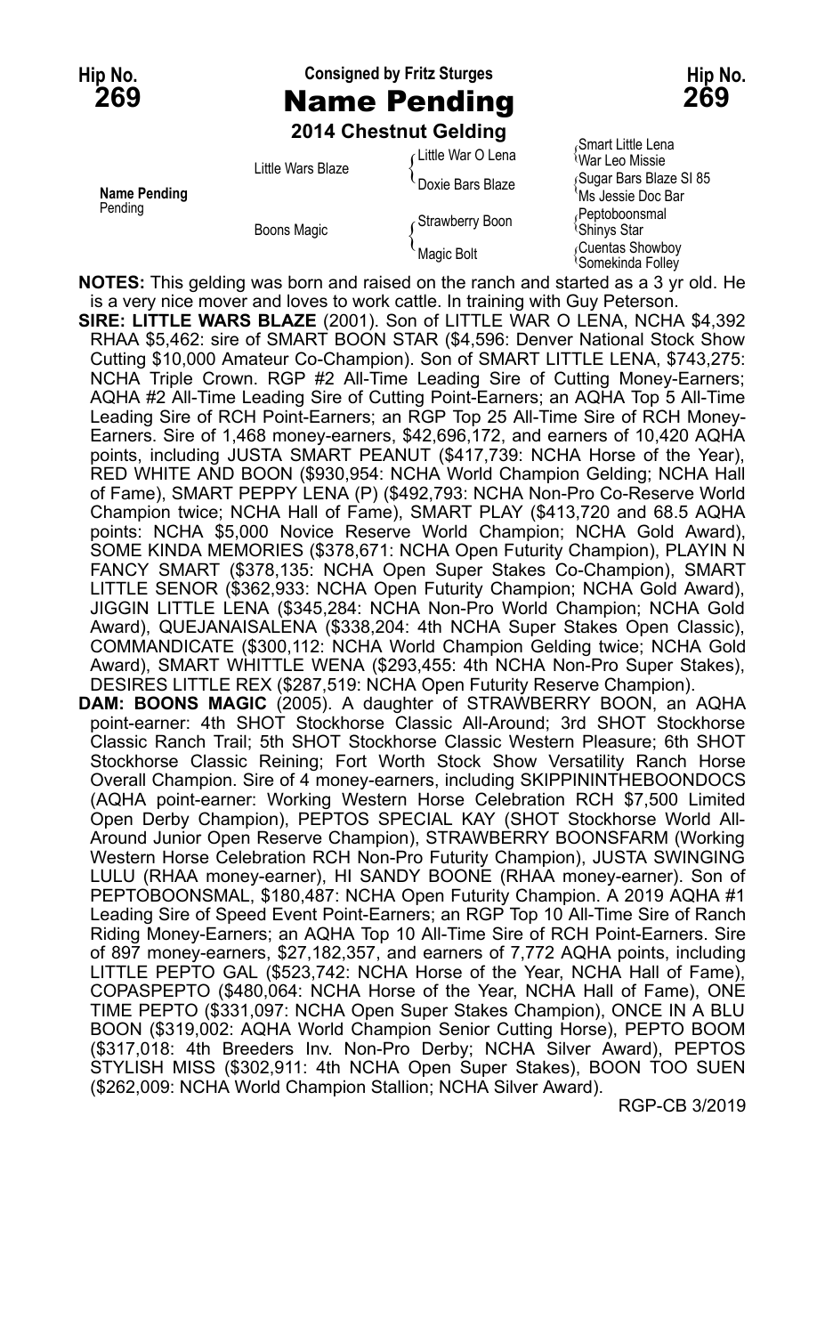Hip No. **269**

Consigned by Fritz Sturges

# Name Pending

**2014 Chestnut Gelding**

Hip No. **269**

| | | | |
|---|---|---|---|
| **Name Pending** Pending | Little Wars Blaze | Little War O Lena | Smart Little Lena |
| | | | War Leo Missie |
| | | Doxie Bars Blaze | Sugar Bars Blaze Sl 85 |
| | | | Ms Jessie Doc Bar |
| | Boons Magic | Strawberry Boon | Peptoboonsmal |
| | | | Shinys Star |
| | | Magic Bolt | Cuentas Showboy |
| | | | Somekinda Folley |

**NOTES:** This gelding was born and raised on the ranch and started as a 3 yr old. He is a very nice mover and loves to work cattle. In training with Guy Peterson.

**SIRE: LITTLE WARS BLAZE** (2001). Son of LITTLE WAR O LENA, NCHA $4,392 RHAA $5,462: sire of SMART BOON STAR ($4,596: Denver National Stock Show Cutting $10,000 Amateur Co-Champion). Son of SMART LITTLE LENA, $743,275: NCHA Triple Crown. RGP #2 All-Time Leading Sire of Cutting Money-Earners; AQHA #2 All-Time Leading Sire of Cutting Point-Earners; an AQHA Top 5 All-Time Leading Sire of RCH Point-Earners; an RGP Top 25 All-Time Sire of RCH Money-Earners. Sire of 1,468 money-earners, $42,696,172, and earners of 10,420 AQHA points, including JUSTA SMART PEANUT ($417,739: NCHA Horse of the Year), RED WHITE AND BOON ($930,954: NCHA World Champion Gelding; NCHA Hall of Fame), SMART PEPPY LENA (P) ($492,793: NCHA Non-Pro Co-Reserve World Champion twice; NCHA Hall of Fame), SMART PLAY ($413,720 and 68.5 AQHA points: NCHA $5,000 Novice Reserve World Champion; NCHA Gold Award), SOME KINDA MEMORIES ($378,671: NCHA Open Futurity Champion), PLAYIN N FANCY SMART ($378,135: NCHA Open Super Stakes Co-Champion), SMART LITTLE SENOR ($362,933: NCHA Open Futurity Champion; NCHA Gold Award), JIGGIN LITTLE LENA ($345,284: NCHA Non-Pro World Champion; NCHA Gold Award), QUEJANAISALENA ($338,204: 4th NCHA Super Stakes Open Classic), COMMANDICATE ($300,112: NCHA World Champion Gelding twice; NCHA Gold Award), SMART WHITTLE WENA ($293,455: 4th NCHA Non-Pro Super Stakes), DESIRES LITTLE REX ($287,519: NCHA Open Futurity Reserve Champion).

**DAM: BOONS MAGIC** (2005). A daughter of STRAWBERRY BOON, an AQHA point-earner: 4th SHOT Stockhorse Classic All-Around; 3rd SHOT Stockhorse Classic Ranch Trail; 5th SHOT Stockhorse Classic Western Pleasure; 6th SHOT Stockhorse Classic Reining; Fort Worth Stock Show Versatility Ranch Horse Overall Champion. Sire of 4 money-earners, including SKIPPININTHEBOONDOCS (AQHA point-earner: Working Western Horse Celebration RCH $7,500 Limited Open Derby Champion), PEPTOS SPECIAL KAY (SHOT Stockhorse World All-Around Junior Open Reserve Champion), STRAWBERRY BOONSFARM (Working Western Horse Celebration RCH Non-Pro Futurity Champion), JUSTA SWINGING LULU (RHAA money-earner), HI SANDY BOONE (RHAA money-earner). Son of PEPTOBOONSMAL, $180,487: NCHA Open Futurity Champion. A 2019 AQHA #1 Leading Sire of Speed Event Point-Earners; an RGP Top 10 All-Time Sire of Ranch Riding Money-Earners; an AQHA Top 10 All-Time Sire of RCH Point-Earners. Sire of 897 money-earners, $27,182,357, and earners of 7,772 AQHA points, including LITTLE PEPTO GAL ($523,742: NCHA Horse of the Year, NCHA Hall of Fame), COPASPEPTO ($480,064: NCHA Horse of the Year, NCHA Hall of Fame), ONE TIME PEPTO ($331,097: NCHA Open Super Stakes Champion), ONCE IN A BLU BOON ($319,002: AQHA World Champion Senior Cutting Horse), PEPTO BOOM ($317,018: 4th Breeders Inv. Non-Pro Derby; NCHA Silver Award), PEPTOS STYLISH MISS ($302,911: 4th NCHA Open Super Stakes), BOON TOO SUEN ($262,009: NCHA World Champion Stallion; NCHA Silver Award).

RGP-CB 3/2019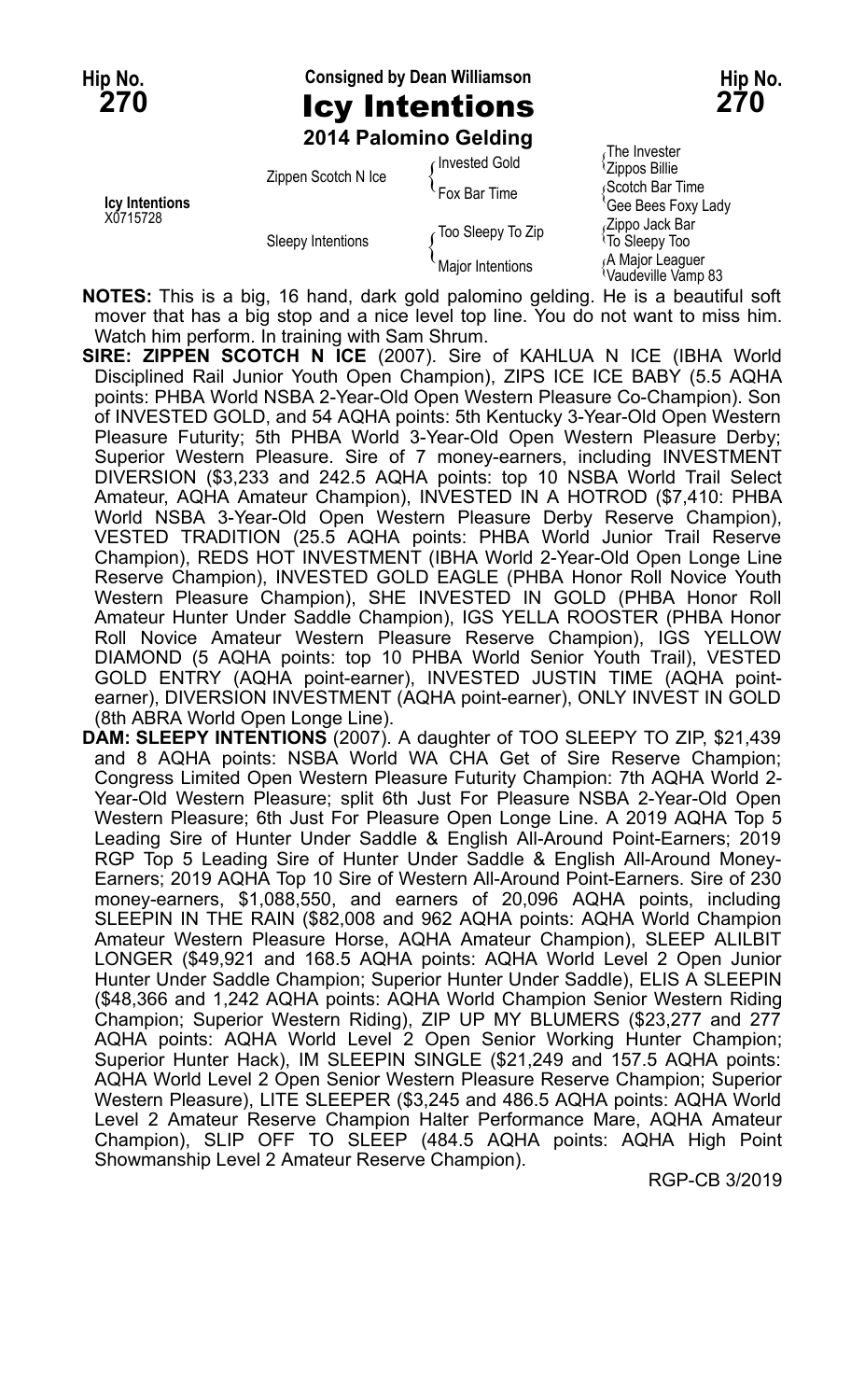**Hip No. 270**

Consigned by Dean Williamson

# Icy Intentions

**2014 Palomino Gelding**

| | | | |
|---|---|---|---|
| **Icy Intentions** X0715728 | Zippen Scotch N Ice | Invested Gold | The Invester |
| | | | Zippos Billie |
| | | Fox Bar Time | Scotch Bar Time |
| | | | Gee Bees Foxy Lady |
| | Sleepy Intentions | Too Sleepy To Zip | Zippo Jack Bar |
| | | | To Sleepy Too |
| | | Major Intentions | A Major Leaguer |
| | | | Vaudeville Vamp 83 |

**NOTES:** This is a big, 16 hand, dark gold palomino gelding. He is a beautiful soft mover that has a big stop and a nice level top line. You do not want to miss him. Watch him perform. In training with Sam Shrum.

**SIRE: ZIPPEN SCOTCH N ICE** (2007). Sire of KAHLUA N ICE (IBHA World Disciplined Rail Junior Youth Open Champion), ZIPS ICE ICE BABY (5.5 AQHA points: PHBA World NSBA 2-Year-Old Open Western Pleasure Co-Champion). Son of INVESTED GOLD, and 54 AQHA points: 5th Kentucky 3-Year-Old Open Western Pleasure Futurity; 5th PHBA World 3-Year-Old Open Western Pleasure Derby; Superior Western Pleasure. Sire of 7 money-earners, including INVESTMENT DIVERSION ($3,233 and 242.5 AQHA points: top 10 NSBA World Trail Select Amateur, AQHA Amateur Champion), INVESTED IN A HOTROD ($7,410: PHBA World NSBA 3-Year-Old Open Western Pleasure Derby Reserve Champion), VESTED TRADITION (25.5 AQHA points: PHBA World Junior Trail Reserve Champion), REDS HOT INVESTMENT (IBHA World 2-Year-Old Open Longe Line Reserve Champion), INVESTED GOLD EAGLE (PHBA Honor Roll Novice Youth Western Pleasure Champion), SHE INVESTED IN GOLD (PHBA Honor Roll Amateur Hunter Under Saddle Champion), IGS YELLA ROOSTER (PHBA Honor Roll Novice Amateur Western Pleasure Reserve Champion), IGS YELLOW DIAMOND (5 AQHA points: top 10 PHBA World Senior Youth Trail), VESTED GOLD ENTRY (AQHA point-earner), INVESTED JUSTIN TIME (AQHA point-earner), DIVERSION INVESTMENT (AQHA point-earner), ONLY INVEST IN GOLD (8th ABRA World Open Longe Line).

**DAM: SLEEPY INTENTIONS** (2007). A daughter of TOO SLEEPY TO ZIP, $21,439 and 8 AQHA points: NSBA World WA CHA Get of Sire Reserve Champion; Congress Limited Open Western Pleasure Futurity Champion: 7th AQHA World 2-Year-Old Western Pleasure; split 6th Just For Pleasure NSBA 2-Year-Old Open Western Pleasure; 6th Just For Pleasure Open Longe Line. A 2019 AQHA Top 5 Leading Sire of Hunter Under Saddle & English All-Around Point-Earners; 2019 RGP Top 5 Leading Sire of Hunter Under Saddle & English All-Around Money-Earners; 2019 AQHA Top 10 Sire of Western All-Around Point-Earners. Sire of 230 money-earners, $1,088,550, and earners of 20,096 AQHA points, including SLEEPIN IN THE RAIN ($82,008 and 962 AQHA points: AQHA World Champion Amateur Western Pleasure Horse, AQHA Amateur Champion), SLEEP ALILBIT LONGER ($49,921 and 168.5 AQHA points: AQHA World Level 2 Open Junior Hunter Under Saddle Champion; Superior Hunter Under Saddle), ELIS A SLEEPIN ($48,366 and 1,242 AQHA points: AQHA World Champion Senior Western Riding Champion; Superior Western Riding), ZIP UP MY BLUMERS ($23,277 and 277 AQHA points: AQHA World Level 2 Open Senior Working Hunter Champion; Superior Hunter Hack), IM SLEEPIN SINGLE ($21,249 and 157.5 AQHA points: AQHA World Level 2 Open Senior Western Pleasure Reserve Champion; Superior Western Pleasure), LITE SLEEPER ($3,245 and 486.5 AQHA points: AQHA World Level 2 Amateur Reserve Champion Halter Performance Mare, AQHA Amateur Champion), SLIP OFF TO SLEEP (484.5 AQHA points: AQHA High Point Showmanship Level 2 Amateur Reserve Champion).

RGP-CB 3/2019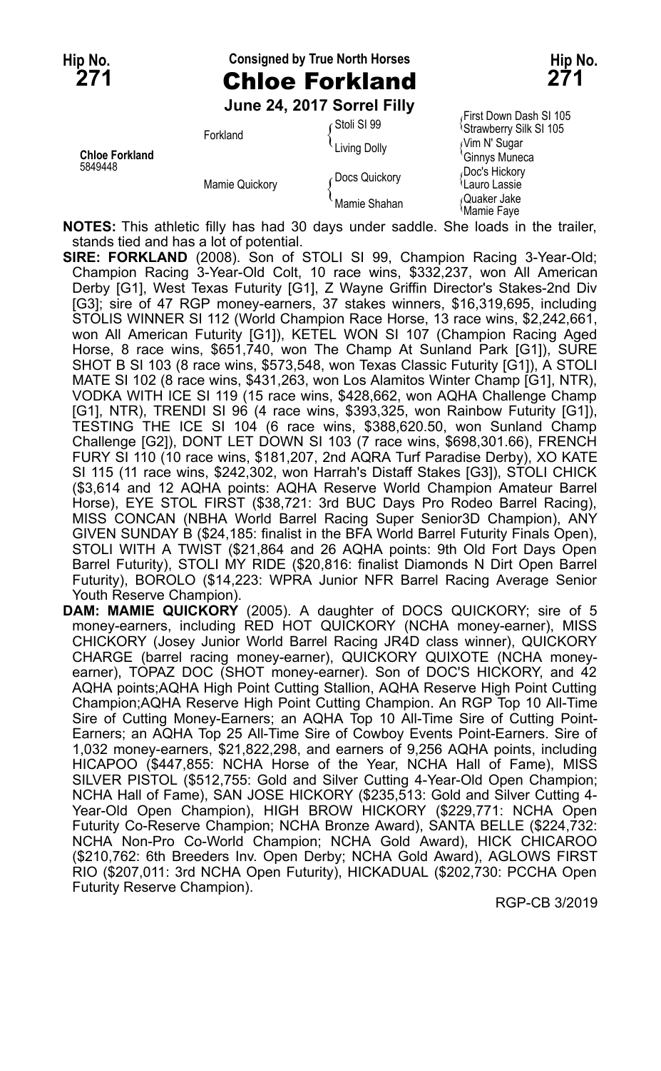**Hip No. 271** | **Consigned by True North Horses** | **Hip No. 271**

# Chloe Forkland

**June 24, 2017 Sorrel Filly**

| | | | |
|---|---|---|---|
| **Chloe Forkland** 5849448 | Forkland | Stoli SI 99 | First Down Dash SI 105 |
| | | | Strawberry Silk SI 105 |
| | | Living Dolly | Vim N' Sugar |
| | | | Ginnys Muneca |
| | Mamie Quickory | Docs Quickory | Doc's Hickory |
| | | | Lauro Lassie |
| | | Mamie Shahan | Quaker Jake |
| | | | Mamie Faye |

**NOTES:** This athletic filly has had 30 days under saddle. She loads in the trailer, stands tied and has a lot of potential.

**SIRE: FORKLAND** (2008). Son of STOLI SI 99, Champion Racing 3-Year-Old; Champion Racing 3-Year-Old Colt, 10 race wins, $332,237, won All American Derby [G1], West Texas Futurity [G1], Z Wayne Griffin Director's Stakes-2nd Div [G3]; sire of 47 RGP money-earners, 37 stakes winners, $16,319,695, including STOLIS WINNER SI 112 (World Champion Race Horse, 13 race wins, $2,242,661, won All American Futurity [G1]), KETEL WON SI 107 (Champion Racing Aged Horse, 8 race wins, $651,740, won The Champ At Sunland Park [G1]), SURE SHOT B SI 103 (8 race wins, $573,548, won Texas Classic Futurity [G1]), A STOLI MATE SI 102 (8 race wins, $431,263, won Los Alamitos Winter Champ [G1], NTR), VODKA WITH ICE SI 119 (15 race wins, $428,662, won AQHA Challenge Champ [G1], NTR), TRENDI SI 96 (4 race wins, $393,325, won Rainbow Futurity [G1]), TESTING THE ICE SI 104 (6 race wins, $388,620.50, won Sunland Champ Challenge [G2]), DONT LET DOWN SI 103 (7 race wins, $698,301.66), FRENCH FURY SI 110 (10 race wins, $181,207, 2nd AQRA Turf Paradise Derby), XO KATE SI 115 (11 race wins, $242,302, won Harrah's Distaff Stakes [G3]), STOLI CHICK ($3,614 and 12 AQHA points: AQHA Reserve World Champion Amateur Barrel Horse), EYE STOL FIRST ($38,721: 3rd BUC Days Pro Rodeo Barrel Racing), MISS CONCAN (NBHA World Barrel Racing Super Senior3D Champion), ANY GIVEN SUNDAY B ($24,185: finalist in the BFA World Barrel Futurity Finals Open), STOLI WITH A TWIST ($21,864 and 26 AQHA points: 9th Old Fort Days Open Barrel Futurity), STOLI MY RIDE ($20,816: finalist Diamonds N Dirt Open Barrel Futurity), BOROLO ($14,223: WPRA Junior NFR Barrel Racing Average Senior Youth Reserve Champion).

**DAM: MAMIE QUICKORY** (2005). A daughter of DOCS QUICKORY; sire of 5 money-earners, including RED HOT QUICKORY (NCHA money-earner), MISS CHICKORY (Josey Junior World Barrel Racing JR4D class winner), QUICKORY CHARGE (barrel racing money-earner), QUICKORY QUIXOTE (NCHA money-earner), TOPAZ DOC (SHOT money-earner). Son of DOC'S HICKORY, and 42 AQHA points;AQHA High Point Cutting Stallion, AQHA Reserve High Point Cutting Champion;AQHA Reserve High Point Cutting Champion. An RGP Top 10 All-Time Sire of Cutting Money-Earners; an AQHA Top 10 All-Time Sire of Cutting Point-Earners; an AQHA Top 25 All-Time Sire of Cowboy Events Point-Earners. Sire of 1,032 money-earners, $21,822,298, and earners of 9,256 AQHA points, including HICAPOO ($447,855: NCHA Horse of the Year, NCHA Hall of Fame), MISS SILVER PISTOL ($512,755: Gold and Silver Cutting 4-Year-Old Open Champion; NCHA Hall of Fame), SAN JOSE HICKORY ($235,513: Gold and Silver Cutting 4-Year-Old Open Champion), HIGH BROW HICKORY ($229,771: NCHA Open Futurity Co-Reserve Champion; NCHA Bronze Award), SANTA BELLE ($224,732: NCHA Non-Pro Co-World Champion; NCHA Gold Award), HICK CHICAROO ($210,762: 6th Breeders Inv. Open Derby; NCHA Gold Award), AGLOWS FIRST RIO ($207,011: 3rd NCHA Open Futurity), HICKADUAL ($202,730: PCCHA Open Futurity Reserve Champion).

RGP-CB 3/2019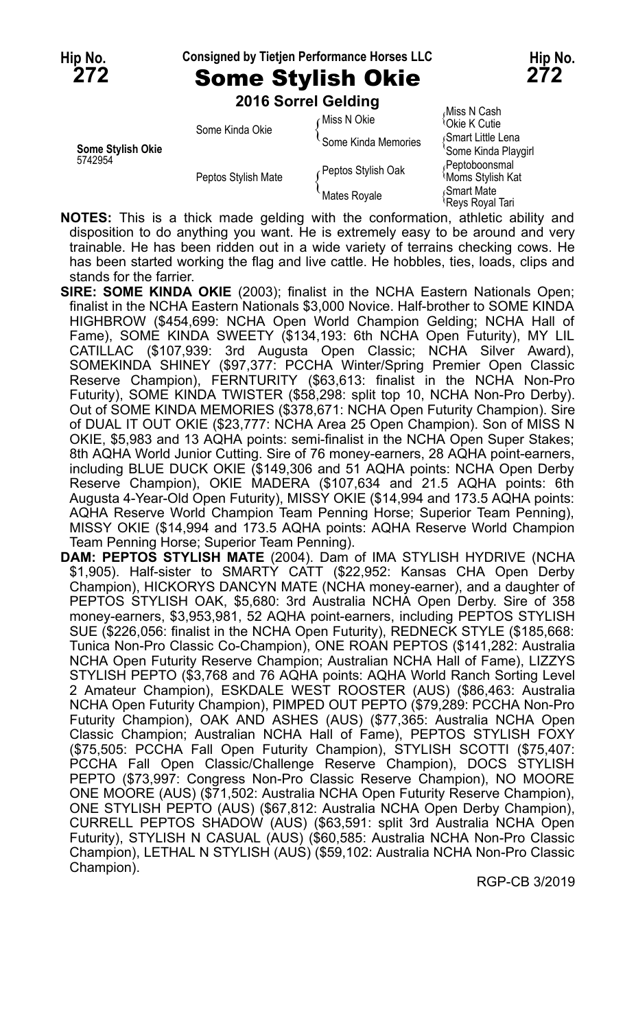Hip No. **272** — Consigned by Tietjen Performance Horses LLC — Hip No. **272**

# Some Stylish Okie

**2016 Sorrel Gelding**

| | | | |
|---|---|---|---|
| **Some Stylish Okie** 5742954 | Some Kinda Okie | Miss N Okie | Miss N Cash |
| | | | Okie K Cutie |
| | | Some Kinda Memories | Smart Little Lena |
| | | | Some Kinda Playgirl |
| | Peptos Stylish Mate | Peptos Stylish Oak | Peptoboonsmal |
| | | | Moms Stylish Kat |
| | | Mates Royale | Smart Mate |
| | | | Reys Royal Tari |

**NOTES:** This is a thick made gelding with the conformation, athletic ability and disposition to do anything you want. He is extremely easy to be around and very trainable. He has been ridden out in a wide variety of terrains checking cows. He has been started working the flag and live cattle. He hobbles, ties, loads, clips and stands for the farrier.

**SIRE: SOME KINDA OKIE** (2003); finalist in the NCHA Eastern Nationals Open; finalist in the NCHA Eastern Nationals $3,000 Novice. Half-brother to SOME KINDA HIGHBROW ($454,699: NCHA Open World Champion Gelding; NCHA Hall of Fame), SOME KINDA SWEETY ($134,193: 6th NCHA Open Futurity), MY LIL CATILLAC ($107,939: 3rd Augusta Open Classic; NCHA Silver Award), SOMEKINDA SHINEY ($97,377: PCCHA Winter/Spring Premier Open Classic Reserve Champion), FERNTURITY ($63,613: finalist in the NCHA Non-Pro Futurity), SOME KINDA TWISTER ($58,298: split top 10, NCHA Non-Pro Derby). Out of SOME KINDA MEMORIES ($378,671: NCHA Open Futurity Champion). Sire of DUAL IT OUT OKIE ($23,777: NCHA Area 25 Open Champion). Son of MISS N OKIE, $5,983 and 13 AQHA points: semi-finalist in the NCHA Open Super Stakes; 8th AQHA World Junior Cutting. Sire of 76 money-earners, 28 AQHA point-earners, including BLUE DUCK OKIE ($149,306 and 51 AQHA points: NCHA Open Derby Reserve Champion), OKIE MADERA ($107,634 and 21.5 AQHA points: 6th Augusta 4-Year-Old Open Futurity), MISSY OKIE ($14,994 and 173.5 AQHA points: AQHA Reserve World Champion Team Penning Horse; Superior Team Penning), MISSY OKIE ($14,994 and 173.5 AQHA points: AQHA Reserve World Champion Team Penning Horse; Superior Team Penning).

**DAM: PEPTOS STYLISH MATE** (2004). Dam of IMA STYLISH HYDRIVE (NCHA $1,905). Half-sister to SMARTY CATT ($22,952: Kansas CHA Open Derby Champion), HICKORYS DANCYN MATE (NCHA money-earner), and a daughter of PEPTOS STYLISH OAK, $5,680: 3rd Australia NCHA Open Derby. Sire of 358 money-earners, $3,953,981, 52 AQHA point-earners, including PEPTOS STYLISH SUE ($226,056: finalist in the NCHA Open Futurity), REDNECK STYLE ($185,668: Tunica Non-Pro Classic Co-Champion), ONE ROAN PEPTOS ($141,282: Australia NCHA Open Futurity Reserve Champion; Australian NCHA Hall of Fame), LIZZYS STYLISH PEPTO ($3,768 and 76 AQHA points: AQHA World Ranch Sorting Level 2 Amateur Champion), ESKDALE WEST ROOSTER (AUS) ($86,463: Australia NCHA Open Futurity Champion), PIMPED OUT PEPTO ($79,289: PCCHA Non-Pro Futurity Champion), OAK AND ASHES (AUS) ($77,365: Australia NCHA Open Classic Champion; Australian NCHA Hall of Fame), PEPTOS STYLISH FOXY ($75,505: PCCHA Fall Open Futurity Champion), STYLISH SCOTTI ($75,407: PCCHA Fall Open Classic/Challenge Reserve Champion), DOCS STYLISH PEPTO ($73,997: Congress Non-Pro Classic Reserve Champion), NO MOORE ONE MOORE (AUS) ($71,502: Australia NCHA Open Futurity Reserve Champion), ONE STYLISH PEPTO (AUS) ($67,812: Australia NCHA Open Derby Champion), CURRELL PEPTOS SHADOW (AUS) ($63,591: split 3rd Australia NCHA Open Futurity), STYLISH N CASUAL (AUS) ($60,585: Australia NCHA Non-Pro Classic Champion), LETHAL N STYLISH (AUS) ($59,102: Australia NCHA Non-Pro Classic Champion).

RGP-CB 3/2019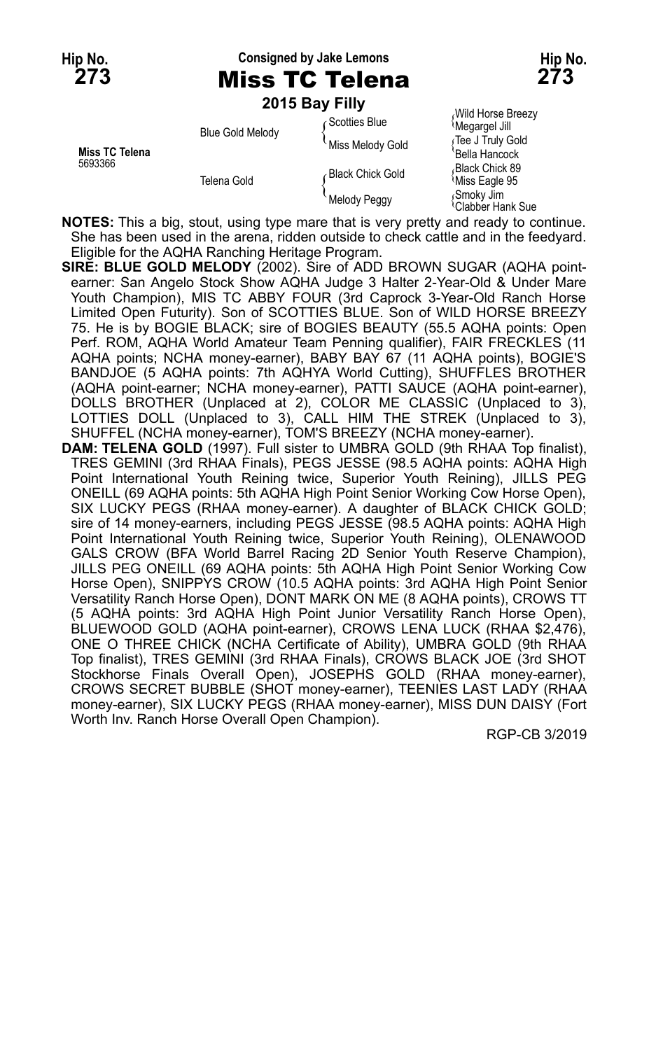**Hip No. 273** | **Consigned by Jake Lemons** | **Hip No. 273**

# Miss TC Telena

**2015 Bay Filly**

| | | | |
|---|---|---|---|
| | | Scotties Blue | Wild Horse Breezy |
| | Blue Gold Melody | | Megargel Jill |
| | | Miss Melody Gold | Tee J Truly Gold |
| **Miss TC Telena** 5693366 | | | Bella Hancock |
| | | Black Chick Gold | Black Chick 89 |
| | Telena Gold | | Miss Eagle 95 |
| | | Melody Peggy | Smoky Jim |
| | | | Clabber Hank Sue |

**NOTES:** This a big, stout, using type mare that is very pretty and ready to continue. She has been used in the arena, ridden outside to check cattle and in the feedyard. Eligible for the AQHA Ranching Heritage Program.

**SIRE: BLUE GOLD MELODY** (2002). Sire of ADD BROWN SUGAR (AQHA point-earner: San Angelo Stock Show AQHA Judge 3 Halter 2-Year-Old & Under Mare Youth Champion), MIS TC ABBY FOUR (3rd Caprock 3-Year-Old Ranch Horse Limited Open Futurity). Son of SCOTTIES BLUE. Son of WILD HORSE BREEZY 75. He is by BOGIE BLACK; sire of BOGIES BEAUTY (55.5 AQHA points: Open Perf. ROM, AQHA World Amateur Team Penning qualifier), FAIR FRECKLES (11 AQHA points; NCHA money-earner), BABY BAY 67 (11 AQHA points), BOGIE'S BANDJOE (5 AQHA points: 7th AQHYA World Cutting), SHUFFLES BROTHER (AQHA point-earner; NCHA money-earner), PATTI SAUCE (AQHA point-earner), DOLLS BROTHER (Unplaced at 2), COLOR ME CLASSIC (Unplaced to 3), LOTTIES DOLL (Unplaced to 3), CALL HIM THE STREK (Unplaced to 3), SHUFFEL (NCHA money-earner), TOM'S BREEZY (NCHA money-earner).

**DAM: TELENA GOLD** (1997). Full sister to UMBRA GOLD (9th RHAA Top finalist), TRES GEMINI (3rd RHAA Finals), PEGS JESSE (98.5 AQHA points: AQHA High Point International Youth Reining twice, Superior Youth Reining), JILLS PEG ONEILL (69 AQHA points: 5th AQHA High Point Senior Working Cow Horse Open), SIX LUCKY PEGS (RHAA money-earner). A daughter of BLACK CHICK GOLD; sire of 14 money-earners, including PEGS JESSE (98.5 AQHA points: AQHA High Point International Youth Reining twice, Superior Youth Reining), OLENAWOOD GALS CROW (BFA World Barrel Racing 2D Senior Youth Reserve Champion), JILLS PEG ONEILL (69 AQHA points: 5th AQHA High Point Senior Working Cow Horse Open), SNIPPYS CROW (10.5 AQHA points: 3rd AQHA High Point Senior Versatility Ranch Horse Open), DONT MARK ON ME (8 AQHA points), CROWS TT (5 AQHA points: 3rd AQHA High Point Junior Versatility Ranch Horse Open), BLUEWOOD GOLD (AQHA point-earner), CROWS LENA LUCK (RHAA $2,476), ONE O THREE CHICK (NCHA Certificate of Ability), UMBRA GOLD (9th RHAA Top finalist), TRES GEMINI (3rd RHAA Finals), CROWS BLACK JOE (3rd SHOT Stockhorse Finals Overall Open), JOSEPHS GOLD (RHAA money-earner), CROWS SECRET BUBBLE (SHOT money-earner), TEENIES LAST LADY (RHAA money-earner), SIX LUCKY PEGS (RHAA money-earner), MISS DUN DAISY (Fort Worth Inv. Ranch Horse Overall Open Champion).

RGP-CB 3/2019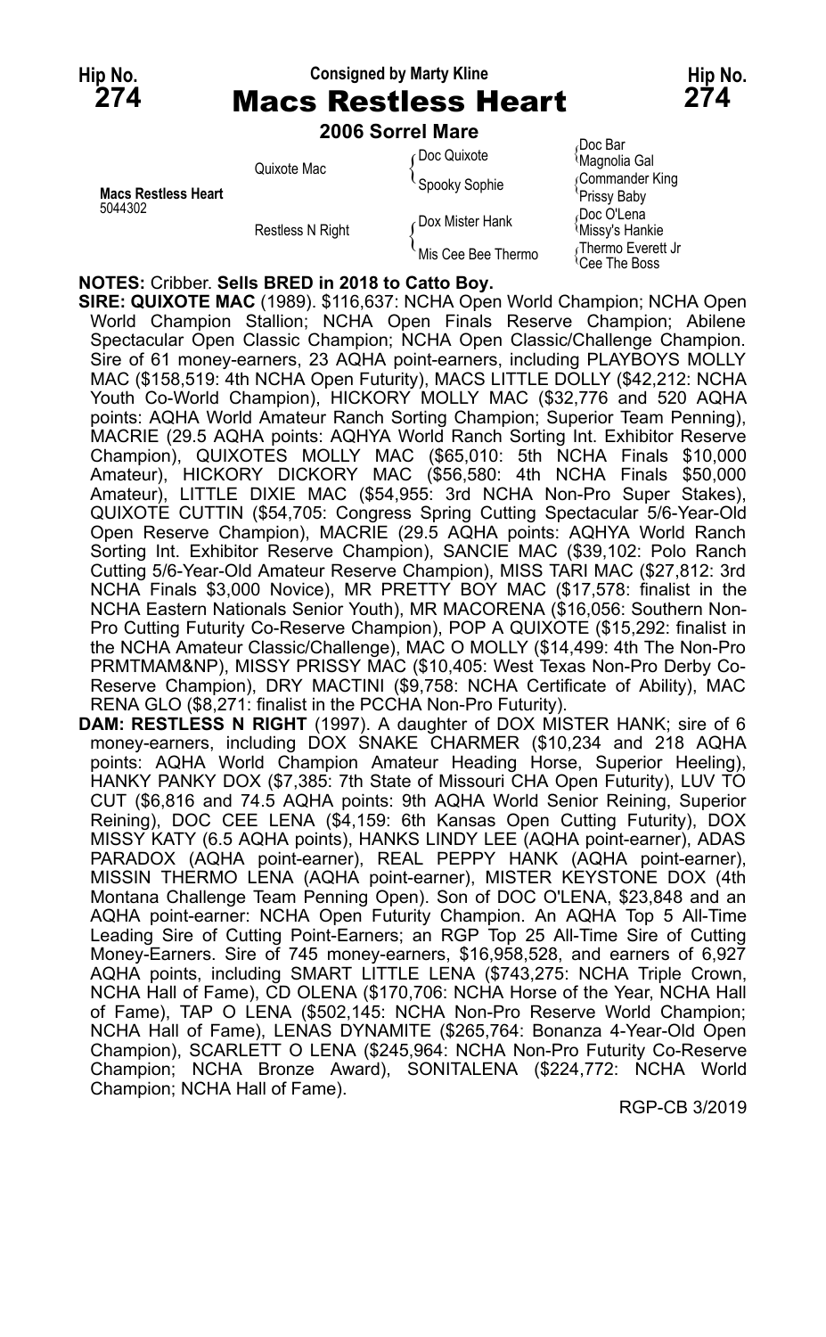**Hip No. 274**

Consigned by Marty Kline

# Macs Restless Heart

**2006 Sorrel Mare**

| | | | |
|---|---|---|---|
| **Macs Restless Heart** 5044302 | Quixote Mac | Doc Quixote | Doc Bar |
| | | | Magnolia Gal |
| | | Spooky Sophie | Commander King |
| | | | Prissy Baby |
| | Restless N Right | Dox Mister Hank | Doc O'Lena |
| | | | Missy's Hankie |
| | | Mis Cee Bee Thermo | Thermo Everett Jr |
| | | | Cee The Boss |

**NOTES:** Cribber. **Sells BRED in 2018 to Catto Boy.**

**SIRE: QUIXOTE MAC** (1989). $116,637: NCHA Open World Champion; NCHA Open World Champion Stallion; NCHA Open Finals Reserve Champion; Abilene Spectacular Open Classic Champion; NCHA Open Classic/Challenge Champion. Sire of 61 money-earners, 23 AQHA point-earners, including PLAYBOYS MOLLY MAC ($158,519: 4th NCHA Open Futurity), MACS LITTLE DOLLY ($42,212: NCHA Youth Co-World Champion), HICKORY MOLLY MAC ($32,776 and 520 AQHA points: AQHA World Amateur Ranch Sorting Champion; Superior Team Penning), MACRIE (29.5 AQHA points: AQHYA World Ranch Sorting Int. Exhibitor Reserve Champion), QUIXOTES MOLLY MAC ($65,010: 5th NCHA Finals $10,000 Amateur), HICKORY DICKORY MAC ($56,580: 4th NCHA Finals $50,000 Amateur), LITTLE DIXIE MAC ($54,955: 3rd NCHA Non-Pro Super Stakes), QUIXOTE CUTTIN ($54,705: Congress Spring Cutting Spectacular 5/6-Year-Old Open Reserve Champion), MACRIE (29.5 AQHA points: AQHYA World Ranch Sorting Int. Exhibitor Reserve Champion), SANCIE MAC ($39,102: Polo Ranch Cutting 5/6-Year-Old Amateur Reserve Champion), MISS TARI MAC ($27,812: 3rd NCHA Finals $3,000 Novice), MR PRETTY BOY MAC ($17,578: finalist in the NCHA Eastern Nationals Senior Youth), MR MACORENA ($16,056: Southern Non-Pro Cutting Futurity Co-Reserve Champion), POP A QUIXOTE ($15,292: finalist in the NCHA Amateur Classic/Challenge), MAC O MOLLY ($14,499: 4th The Non-Pro PRMTMAM&NP), MISSY PRISSY MAC ($10,405: West Texas Non-Pro Derby Co-Reserve Champion), DRY MACTINI ($9,758: NCHA Certificate of Ability), MAC RENA GLO ($8,271: finalist in the PCCHA Non-Pro Futurity).

**DAM: RESTLESS N RIGHT** (1997). A daughter of DOX MISTER HANK; sire of 6 money-earners, including DOX SNAKE CHARMER ($10,234 and 218 AQHA points: AQHA World Champion Amateur Heading Horse, Superior Heeling), HANKY PANKY DOX ($7,385: 7th State of Missouri CHA Open Futurity), LUV TO CUT ($6,816 and 74.5 AQHA points: 9th AQHA World Senior Reining, Superior Reining), DOC CEE LENA ($4,159: 6th Kansas Open Cutting Futurity), DOX MISSY KATY (6.5 AQHA points), HANKS LINDY LEE (AQHA point-earner), ADAS PARADOX (AQHA point-earner), REAL PEPPY HANK (AQHA point-earner), MISSIN THERMO LENA (AQHA point-earner), MISTER KEYSTONE DOX (4th Montana Challenge Team Penning Open). Son of DOC O'LENA, $23,848 and an AQHA point-earner: NCHA Open Futurity Champion. An AQHA Top 5 All-Time Leading Sire of Cutting Point-Earners; an RGP Top 25 All-Time Sire of Cutting Money-Earners. Sire of 745 money-earners, $16,958,528, and earners of 6,927 AQHA points, including SMART LITTLE LENA ($743,275: NCHA Triple Crown, NCHA Hall of Fame), CD OLENA ($170,706: NCHA Horse of the Year, NCHA Hall of Fame), TAP O LENA ($502,145: NCHA Non-Pro Reserve World Champion; NCHA Hall of Fame), LENAS DYNAMITE ($265,764: Bonanza 4-Year-Old Open Champion), SCARLETT O LENA ($245,964: NCHA Non-Pro Futurity Co-Reserve Champion; NCHA Bronze Award), SONITALENA ($224,772: NCHA World Champion; NCHA Hall of Fame).

RGP-CB 3/2019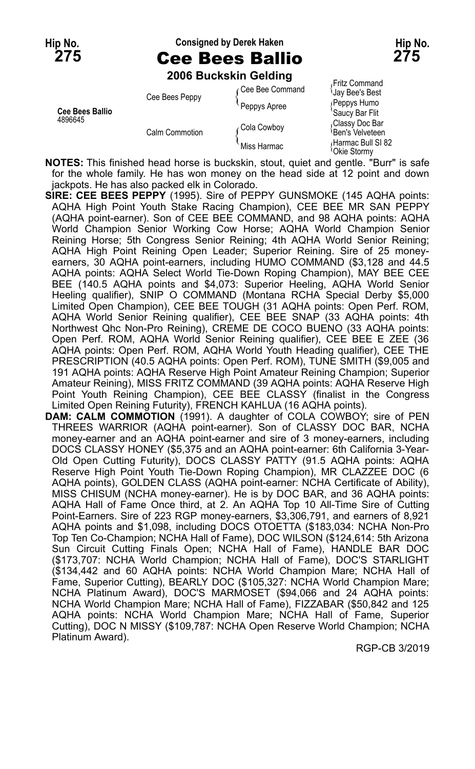Hip No. **275**

Consigned by Derek Haken

# Cee Bees Ballio

**2006 Buckskin Gelding**

| | | | |
|---|---|---|---|
| **Cee Bees Ballio** 4896645 | Cee Bees Peppy | Cee Bee Command | Fritz Command |
| | | | Jay Bee's Best |
| | | Peppys Apree | Peppys Humo |
| | | | Saucy Bar Flit |
| | Calm Commotion | Cola Cowboy | Classy Doc Bar |
| | | | Ben's Velveteen |
| | | Miss Harmac | Harmac Bull SI 82 |
| | | | Okie Stormy |

**NOTES:** This finished head horse is buckskin, stout, quiet and gentle. "Burr" is safe for the whole family. He has won money on the head side at 12 point and down jackpots. He has also packed elk in Colorado.

**SIRE: CEE BEES PEPPY** (1995). Sire of PEPPY GUNSMOKE (145 AQHA points: AQHA High Point Youth Stake Racing Champion), CEE BEE MR SAN PEPPY (AQHA point-earner). Son of CEE BEE COMMAND, and 98 AQHA points: AQHA World Champion Senior Working Cow Horse; AQHA World Champion Senior Reining Horse; 5th Congress Senior Reining; 4th AQHA World Senior Reining; AQHA High Point Reining Open Leader; Superior Reining. Sire of 25 money-earners, 30 AQHA point-earners, including HUMO COMMAND ($3,128 and 44.5 AQHA points: AQHA Select World Tie-Down Roping Champion), MAY BEE CEE BEE (140.5 AQHA points and $4,073: Superior Heeling, AQHA World Senior Heeling qualifier), SNIP O COMMAND (Montana RCHA Special Derby $5,000 Limited Open Champion), CEE BEE TOUGH (31 AQHA points: Open Perf. ROM, AQHA World Senior Reining qualifier), CEE BEE SNAP (33 AQHA points: 4th Northwest Qhc Non-Pro Reining), CREME DE COCO BUENO (33 AQHA points: Open Perf. ROM, AQHA World Senior Reining qualifier), CEE BEE E ZEE (36 AQHA points: Open Perf. ROM, AQHA World Youth Heading qualifier), CEE THE PRESCRIPTION (40.5 AQHA points: Open Perf. ROM), TUNE SMITH ($9,005 and 191 AQHA points: AQHA Reserve High Point Amateur Reining Champion; Superior Amateur Reining), MISS FRITZ COMMAND (39 AQHA points: AQHA Reserve High Point Youth Reining Champion), CEE BEE CLASSY (finalist in the Congress Limited Open Reining Futurity), FRENCH KAHLUA (16 AQHA points).

**DAM: CALM COMMOTION** (1991). A daughter of COLA COWBOY; sire of PEN THREES WARRIOR (AQHA point-earner). Son of CLASSY DOC BAR, NCHA money-earner and an AQHA point-earner and sire of 3 money-earners, including DOCS CLASSY HONEY ($5,375 and an AQHA point-earner: 6th California 3-Year-Old Open Cutting Futurity), DOCS CLASSY PATTY (91.5 AQHA points: AQHA Reserve High Point Youth Tie-Down Roping Champion), MR CLAZZEE DOC (6 AQHA points), GOLDEN CLASS (AQHA point-earner: NCHA Certificate of Ability), MISS CHISUM (NCHA money-earner). He is by DOC BAR, and 36 AQHA points: AQHA Hall of Fame Once third, at 2. An AQHA Top 10 All-Time Sire of Cutting Point-Earners. Sire of 223 RGP money-earners, $3,306,791, and earners of 8,921 AQHA points and $1,098, including DOCS OTOETTA ($183,034: NCHA Non-Pro Top Ten Co-Champion; NCHA Hall of Fame), DOC WILSON ($124,614: 5th Arizona Sun Circuit Cutting Finals Open; NCHA Hall of Fame), HANDLE BAR DOC ($173,707: NCHA World Champion; NCHA Hall of Fame), DOC'S STARLIGHT ($134,442 and 60 AQHA points: NCHA World Champion Mare; NCHA Hall of Fame, Superior Cutting), BEARLY DOC ($105,327: NCHA World Champion Mare; NCHA Platinum Award), DOC'S MARMOSET ($94,066 and 24 AQHA points: NCHA World Champion Mare; NCHA Hall of Fame), FIZZABAR ($50,842 and 125 AQHA points: NCHA World Champion Mare; NCHA Hall of Fame, Superior Cutting), DOC N MISSY ($109,787: NCHA Open Reserve World Champion; NCHA Platinum Award).

RGP-CB 3/2019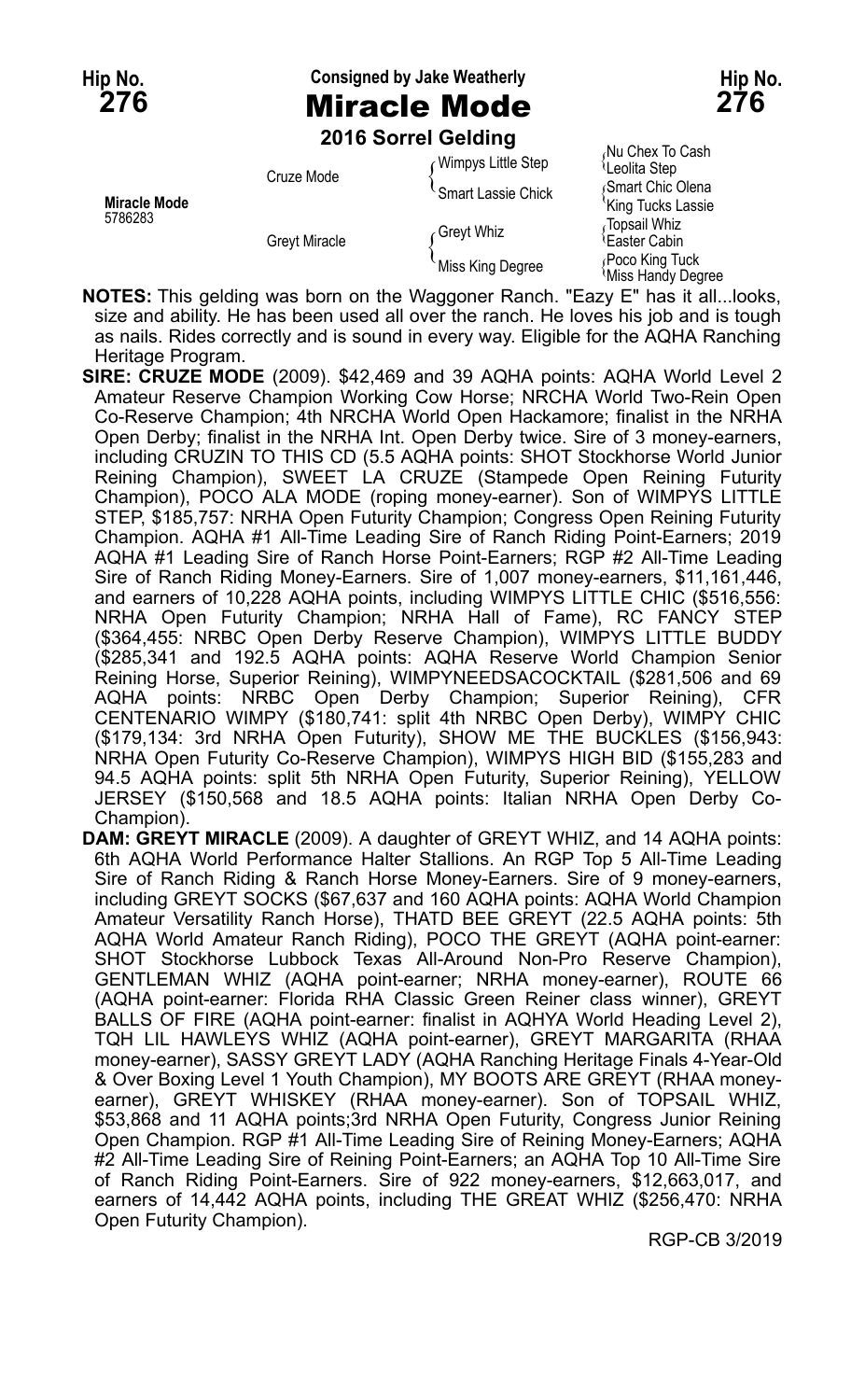**Hip No. 276** — Consigned by Jake Weatherly — **Hip No. 276**

# Miracle Mode

**2016 Sorrel Gelding**

| | | | |
|---|---|---|---|
| **Miracle Mode** 5786283 | Cruze Mode | Wimpys Little Step | Nu Chex To Cash |
| | | | Leolita Step |
| | | Smart Lassie Chick | Smart Chic Olena |
| | | | King Tucks Lassie |
| | Greyt Miracle | Greyt Whiz | Topsail Whiz |
| | | | Easter Cabin |
| | | Miss King Degree | Poco King Tuck |
| | | | Miss Handy Degree |

**NOTES:** This gelding was born on the Waggoner Ranch. "Eazy E" has it all...looks, size and ability. He has been used all over the ranch. He loves his job and is tough as nails. Rides correctly and is sound in every way. Eligible for the AQHA Ranching Heritage Program.

**SIRE: CRUZE MODE** (2009). $42,469 and 39 AQHA points: AQHA World Level 2 Amateur Reserve Champion Working Cow Horse; NRCHA World Two-Rein Open Co-Reserve Champion; 4th NRCHA World Open Hackamore; finalist in the NRHA Open Derby; finalist in the NRHA Int. Open Derby twice. Sire of 3 money-earners, including CRUZIN TO THIS CD (5.5 AQHA points: SHOT Stockhorse World Junior Reining Champion), SWEET LA CRUZE (Stampede Open Reining Futurity Champion), POCO ALA MODE (roping money-earner). Son of WIMPYS LITTLE STEP, $185,757: NRHA Open Futurity Champion; Congress Open Reining Futurity Champion. AQHA #1 All-Time Leading Sire of Ranch Riding Point-Earners; 2019 AQHA #1 Leading Sire of Ranch Horse Point-Earners; RGP #2 All-Time Leading Sire of Ranch Riding Money-Earners. Sire of 1,007 money-earners, $11,161,446, and earners of 10,228 AQHA points, including WIMPYS LITTLE CHIC ($516,556: NRHA Open Futurity Champion; NRHA Hall of Fame), RC FANCY STEP ($364,455: NRBC Open Derby Reserve Champion), WIMPYS LITTLE BUDDY ($285,341 and 192.5 AQHA points: AQHA Reserve World Champion Senior Reining Horse, Superior Reining), WIMPYNEEDSACOCKTAIL ($281,506 and 69 AQHA points: NRBC Open Derby Champion; Superior Reining), CFR CENTENARIO WIMPY ($180,741: split 4th NRBC Open Derby), WIMPY CHIC ($179,134: 3rd NRHA Open Futurity), SHOW ME THE BUCKLES ($156,943: NRHA Open Futurity Co-Reserve Champion), WIMPYS HIGH BID ($155,283 and 94.5 AQHA points: split 5th NRHA Open Futurity, Superior Reining), YELLOW JERSEY ($150,568 and 18.5 AQHA points: Italian NRHA Open Derby Co-Champion).

**DAM: GREYT MIRACLE** (2009). A daughter of GREYT WHIZ, and 14 AQHA points: 6th AQHA World Performance Halter Stallions. An RGP Top 5 All-Time Leading Sire of Ranch Riding & Ranch Horse Money-Earners. Sire of 9 money-earners, including GREYT SOCKS ($67,637 and 160 AQHA points: AQHA World Champion Amateur Versatility Ranch Horse), THATD BEE GREYT (22.5 AQHA points: 5th AQHA World Amateur Ranch Riding), POCO THE GREYT (AQHA point-earner: SHOT Stockhorse Lubbock Texas All-Around Non-Pro Reserve Champion), GENTLEMAN WHIZ (AQHA point-earner; NRHA money-earner), ROUTE 66 (AQHA point-earner: Florida RHA Classic Green Reiner class winner), GREYT BALLS OF FIRE (AQHA point-earner: finalist in AQHYA World Heading Level 2), TQH LIL HAWLEYS WHIZ (AQHA point-earner), GREYT MARGARITA (RHAA money-earner), SASSY GREYT LADY (AQHA Ranching Heritage Finals 4-Year-Old & Over Boxing Level 1 Youth Champion), MY BOOTS ARE GREYT (RHAA money-earner), GREYT WHISKEY (RHAA money-earner). Son of TOPSAIL WHIZ, $53,868 and 11 AQHA points;3rd NRHA Open Futurity, Congress Junior Reining Open Champion. RGP #1 All-Time Leading Sire of Reining Money-Earners; AQHA #2 All-Time Leading Sire of Reining Point-Earners; an AQHA Top 10 All-Time Sire of Ranch Riding Point-Earners. Sire of 922 money-earners, $12,663,017, and earners of 14,442 AQHA points, including THE GREAT WHIZ ($256,470: NRHA Open Futurity Champion).

RGP-CB 3/2019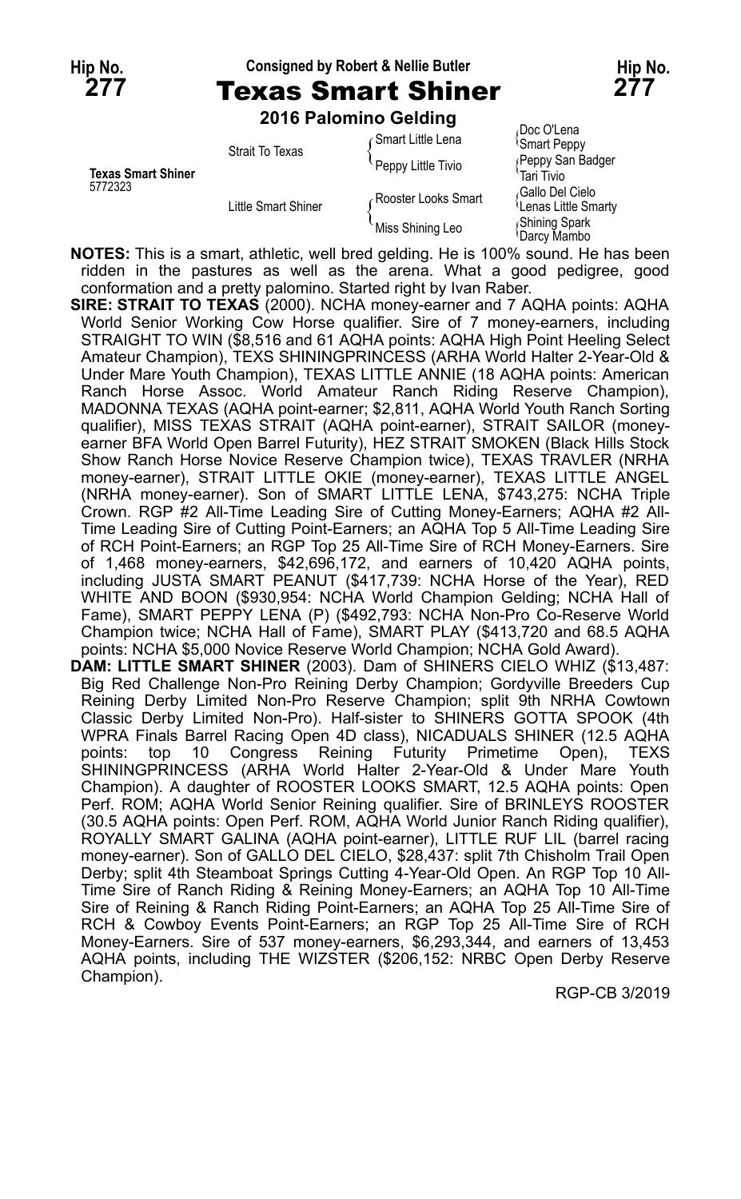Hip No. **277** — Consigned by Robert & Nellie Butler — Hip No. **277**

# Texas Smart Shiner

**2016 Palomino Gelding**

| | | | |
|---|---|---|---|
| **Texas Smart Shiner** 5772323 | Strait To Texas | Smart Little Lena | Doc O'Lena |
| | | | Smart Peppy |
| | | Peppy Little Tivio | Peppy San Badger |
| | | | Tari Tivio |
| | Little Smart Shiner | Rooster Looks Smart | Gallo Del Cielo |
| | | | Lenas Little Smarty |
| | | Miss Shining Leo | Shining Spark |
| | | | Darcy Mambo |

**NOTES:** This is a smart, athletic, well bred gelding. He is 100% sound. He has been ridden in the pastures as well as the arena. What a good pedigree, good conformation and a pretty palomino. Started right by Ivan Raber.

**SIRE: STRAIT TO TEXAS** (2000). NCHA money-earner and 7 AQHA points: AQHA World Senior Working Cow Horse qualifier. Sire of 7 money-earners, including STRAIGHT TO WIN ($8,516 and 61 AQHA points: AQHA High Point Heeling Select Amateur Champion), TEXS SHININGPRINCESS (ARHA World Halter 2-Year-Old & Under Mare Youth Champion), TEXAS LITTLE ANNIE (18 AQHA points: American Ranch Horse Assoc. World Amateur Ranch Riding Reserve Champion), MADONNA TEXAS (AQHA point-earner; $2,811, AQHA World Youth Ranch Sorting qualifier), MISS TEXAS STRAIT (AQHA point-earner), STRAIT SAILOR (money-earner BFA World Open Barrel Futurity), HEZ STRAIT SMOKEN (Black Hills Stock Show Ranch Horse Novice Reserve Champion twice), TEXAS TRAVLER (NRHA money-earner), STRAIT LITTLE OKIE (money-earner), TEXAS LITTLE ANGEL (NRHA money-earner). Son of SMART LITTLE LENA, $743,275: NCHA Triple Crown. RGP #2 All-Time Leading Sire of Cutting Money-Earners; AQHA #2 All-Time Leading Sire of Cutting Point-Earners; an AQHA Top 5 All-Time Leading Sire of RCH Point-Earners; an RGP Top 25 All-Time Sire of RCH Money-Earners. Sire of 1,468 money-earners, $42,696,172, and earners of 10,420 AQHA points, including JUSTA SMART PEANUT ($417,739: NCHA Horse of the Year), RED WHITE AND BOON ($930,954: NCHA World Champion Gelding; NCHA Hall of Fame), SMART PEPPY LENA (P) ($492,793: NCHA Non-Pro Co-Reserve World Champion twice; NCHA Hall of Fame), SMART PLAY ($413,720 and 68.5 AQHA points: NCHA $5,000 Novice Reserve World Champion; NCHA Gold Award).

**DAM: LITTLE SMART SHINER** (2003). Dam of SHINERS CIELO WHIZ ($13,487: Big Red Challenge Non-Pro Reining Derby Champion; Gordyville Breeders Cup Reining Derby Limited Non-Pro Reserve Champion; split 9th NRHA Cowtown Classic Derby Limited Non-Pro). Half-sister to SHINERS GOTTA SPOOK (4th WPRA Finals Barrel Racing Open 4D class), NICADUALS SHINER (12.5 AQHA points: top 10 Congress Reining Futurity Primetime Open), TEXS SHININGPRINCESS (ARHA World Halter 2-Year-Old & Under Mare Youth Champion). A daughter of ROOSTER LOOKS SMART, 12.5 AQHA points: Open Perf. ROM; AQHA World Senior Reining qualifier. Sire of BRINLEYS ROOSTER (30.5 AQHA points: Open Perf. ROM, AQHA World Junior Ranch Riding qualifier), ROYALLY SMART GALINA (AQHA point-earner), LITTLE RUF LIL (barrel racing money-earner). Son of GALLO DEL CIELO, $28,437: split 7th Chisholm Trail Open Derby; split 4th Steamboat Springs Cutting 4-Year-Old Open. An RGP Top 10 All-Time Sire of Ranch Riding & Reining Money-Earners; an AQHA Top 10 All-Time Sire of Reining & Ranch Riding Point-Earners; an AQHA Top 25 All-Time Sire of RCH & Cowboy Events Point-Earners; an RGP Top 25 All-Time Sire of RCH Money-Earners. Sire of 537 money-earners, $6,293,344, and earners of 13,453 AQHA points, including THE WIZSTER ($206,152: NRBC Open Derby Reserve Champion).

RGP-CB 3/2019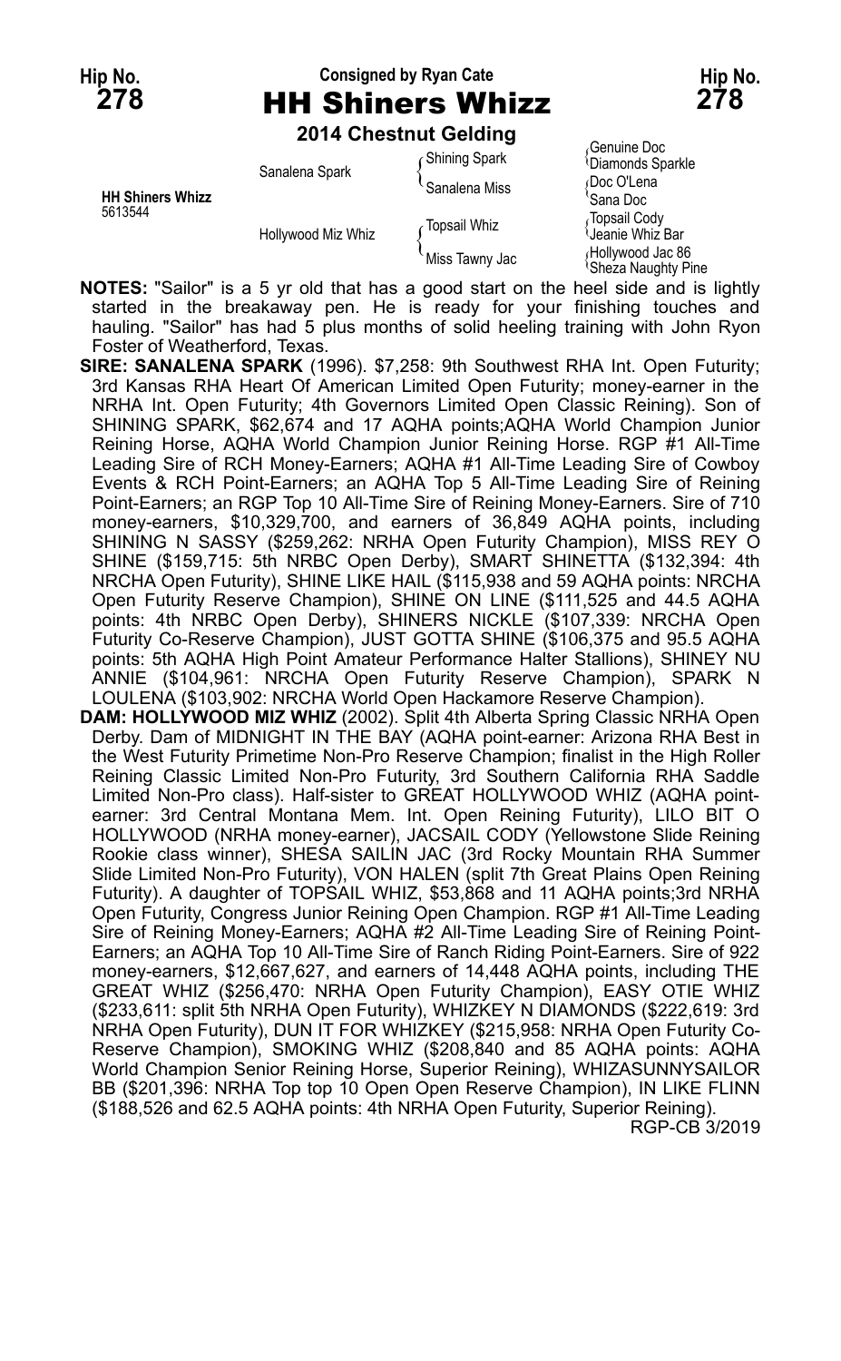Hip No. **278**

Consigned by Ryan Cate

# HH Shiners Whizz

Hip No. **278**

**2014 Chestnut Gelding**

| | | | |
|---|---|---|---|
| **HH Shiners Whizz** 5613544 | Sanalena Spark | Shining Spark | Genuine Doc / Diamonds Sparkle |
| | | Sanalena Miss | Doc O'Lena / Sana Doc |
| | Hollywood Miz Whiz | Topsail Whiz | Topsail Cody / Jeanie Whiz Bar |
| | | Miss Tawny Jac | Hollywood Jac 86 / Sheza Naughty Pine |

**NOTES:** "Sailor" is a 5 yr old that has a good start on the heel side and is lightly started in the breakaway pen. He is ready for your finishing touches and hauling. "Sailor" has had 5 plus months of solid heeling training with John Ryon Foster of Weatherford, Texas.

**SIRE: SANALENA SPARK** (1996). $7,258: 9th Southwest RHA Int. Open Futurity; 3rd Kansas RHA Heart Of American Limited Open Futurity; money-earner in the NRHA Int. Open Futurity; 4th Governors Limited Open Classic Reining). Son of SHINING SPARK, $62,674 and 17 AQHA points;AQHA World Champion Junior Reining Horse, AQHA World Champion Junior Reining Horse. RGP #1 All-Time Leading Sire of RCH Money-Earners; AQHA #1 All-Time Leading Sire of Cowboy Events & RCH Point-Earners; an AQHA Top 5 All-Time Leading Sire of Reining Point-Earners; an RGP Top 10 All-Time Sire of Reining Money-Earners. Sire of 710 money-earners, $10,329,700, and earners of 36,849 AQHA points, including SHINING N SASSY ($259,262: NRHA Open Futurity Champion), MISS REY O SHINE ($159,715: 5th NRBC Open Derby), SMART SHINETTA ($132,394: 4th NRCHA Open Futurity), SHINE LIKE HAIL ($115,938 and 59 AQHA points: NRCHA Open Futurity Reserve Champion), SHINE ON LINE ($111,525 and 44.5 AQHA points: 4th NRBC Open Derby), SHINERS NICKLE ($107,339: NRCHA Open Futurity Co-Reserve Champion), JUST GOTTA SHINE ($106,375 and 95.5 AQHA points: 5th AQHA High Point Amateur Performance Halter Stallions), SHINEY NU ANNIE ($104,961: NRCHA Open Futurity Reserve Champion), SPARK N LOULENA ($103,902: NRCHA World Open Hackamore Reserve Champion).

**DAM: HOLLYWOOD MIZ WHIZ** (2002). Split 4th Alberta Spring Classic NRHA Open Derby. Dam of MIDNIGHT IN THE BAY (AQHA point-earner: Arizona RHA Best in the West Futurity Primetime Non-Pro Reserve Champion; finalist in the High Roller Reining Classic Limited Non-Pro Futurity, 3rd Southern California RHA Saddle Limited Non-Pro class). Half-sister to GREAT HOLLYWOOD WHIZ (AQHA point-earner: 3rd Central Montana Mem. Int. Open Reining Futurity), LILO BIT O HOLLYWOOD (NRHA money-earner), JACSAIL CODY (Yellowstone Slide Reining Rookie class winner), SHESA SAILIN JAC (3rd Rocky Mountain RHA Summer Slide Limited Non-Pro Futurity), VON HALEN (split 7th Great Plains Open Reining Futurity). A daughter of TOPSAIL WHIZ, $53,868 and 11 AQHA points;3rd NRHA Open Futurity, Congress Junior Reining Open Champion. RGP #1 All-Time Leading Sire of Reining Money-Earners; AQHA #2 All-Time Leading Sire of Reining Point-Earners; an AQHA Top 10 All-Time Sire of Ranch Riding Point-Earners. Sire of 922 money-earners, $12,667,627, and earners of 14,448 AQHA points, including THE GREAT WHIZ ($256,470: NRHA Open Futurity Champion), EASY OTIE WHIZ ($233,611: split 5th NRHA Open Futurity), WHIZKEY N DIAMONDS ($222,619: 3rd NRHA Open Futurity), DUN IT FOR WHIZKEY ($215,958: NRHA Open Futurity Co-Reserve Champion), SMOKING WHIZ ($208,840 and 85 AQHA points: AQHA World Champion Senior Reining Horse, Superior Reining), WHIZASUNNYSAILOR BB ($201,396: NRHA Top top 10 Open Open Reserve Champion), IN LIKE FLINN ($188,526 and 62.5 AQHA points: 4th NRHA Open Futurity, Superior Reining).

RGP-CB 3/2019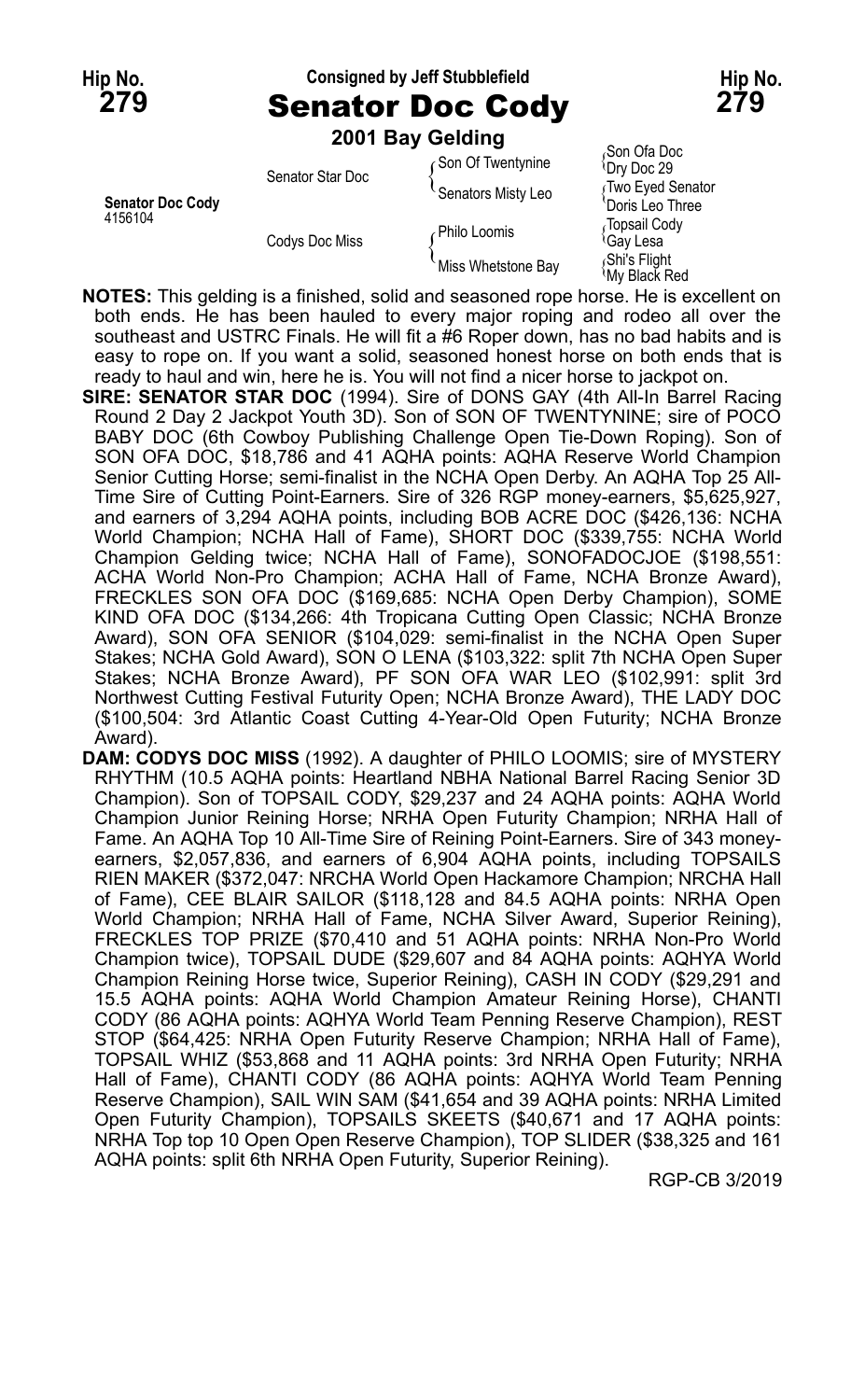**Hip No. 279** — Consigned by Jeff Stubblefield — **Hip No. 279**

# Senator Doc Cody

**2001 Bay Gelding**

| | | | |
|---|---|---|---|
| **Senator Doc Cody** 4156104 | Senator Star Doc | Son Of Twentynine | Son Ofa Doc |
| | | | Dry Doc 29 |
| | | Senators Misty Leo | Two Eyed Senator |
| | | | Doris Leo Three |
| | Codys Doc Miss | Philo Loomis | Topsail Cody |
| | | | Gay Lesa |
| | | Miss Whetstone Bay | Shi's Flight |
| | | | My Black Red |

**NOTES:** This gelding is a finished, solid and seasoned rope horse. He is excellent on both ends. He has been hauled to every major roping and rodeo all over the southeast and USTRC Finals. He will fit a #6 Roper down, has no bad habits and is easy to rope on. If you want a solid, seasoned honest horse on both ends that is ready to haul and win, here he is. You will not find a nicer horse to jackpot on.

**SIRE: SENATOR STAR DOC** (1994). Sire of DONS GAY (4th All-In Barrel Racing Round 2 Day 2 Jackpot Youth 3D). Son of SON OF TWENTYNINE; sire of POCO BABY DOC (6th Cowboy Publishing Challenge Open Tie-Down Roping). Son of SON OFA DOC, $18,786 and 41 AQHA points: AQHA Reserve World Champion Senior Cutting Horse; semi-finalist in the NCHA Open Derby. An AQHA Top 25 All-Time Sire of Cutting Point-Earners. Sire of 326 RGP money-earners, $5,625,927, and earners of 3,294 AQHA points, including BOB ACRE DOC ($426,136: NCHA World Champion; NCHA Hall of Fame), SHORT DOC ($339,755: NCHA World Champion Gelding twice; NCHA Hall of Fame), SONOFADOCJOE ($198,551: ACHA World Non-Pro Champion; ACHA Hall of Fame, NCHA Bronze Award), FRECKLES SON OFA DOC ($169,685: NCHA Open Derby Champion), SOME KIND OFA DOC ($134,266: 4th Tropicana Cutting Open Classic; NCHA Bronze Award), SON OFA SENIOR ($104,029: semi-finalist in the NCHA Open Super Stakes; NCHA Gold Award), SON O LENA ($103,322: split 7th NCHA Open Super Stakes; NCHA Bronze Award), PF SON OFA WAR LEO ($102,991: split 3rd Northwest Cutting Festival Futurity Open; NCHA Bronze Award), THE LADY DOC ($100,504: 3rd Atlantic Coast Cutting 4-Year-Old Open Futurity; NCHA Bronze Award).

**DAM: CODYS DOC MISS** (1992). A daughter of PHILO LOOMIS; sire of MYSTERY RHYTHM (10.5 AQHA points: Heartland NBHA National Barrel Racing Senior 3D Champion). Son of TOPSAIL CODY, $29,237 and 24 AQHA points: AQHA World Champion Junior Reining Horse; NRHA Open Futurity Champion; NRHA Hall of Fame. An AQHA Top 10 All-Time Sire of Reining Point-Earners. Sire of 343 money-earners, $2,057,836, and earners of 6,904 AQHA points, including TOPSAILS RIEN MAKER ($372,047: NRCHA World Open Hackamore Champion; NRCHA Hall of Fame), CEE BLAIR SAILOR ($118,128 and 84.5 AQHA points: NRHA Open World Champion; NRHA Hall of Fame, NCHA Silver Award, Superior Reining), FRECKLES TOP PRIZE ($70,410 and 51 AQHA points: NRHA Non-Pro World Champion twice), TOPSAIL DUDE ($29,607 and 84 AQHA points: AQHYA World Champion Reining Horse twice, Superior Reining), CASH IN CODY ($29,291 and 15.5 AQHA points: AQHA World Champion Amateur Reining Horse), CHANTI CODY (86 AQHA points: AQHYA World Team Penning Reserve Champion), REST STOP ($64,425: NRHA Open Futurity Reserve Champion; NRHA Hall of Fame), TOPSAIL WHIZ ($53,868 and 11 AQHA points: 3rd NRHA Open Futurity; NRHA Hall of Fame), CHANTI CODY (86 AQHA points: AQHYA World Team Penning Reserve Champion), SAIL WIN SAM ($41,654 and 39 AQHA points: NRHA Limited Open Futurity Champion), TOPSAILS SKEETS ($40,671 and 17 AQHA points: NRHA Top top 10 Open Open Reserve Champion), TOP SLIDER ($38,325 and 161 AQHA points: split 6th NRHA Open Futurity, Superior Reining).

RGP-CB 3/2019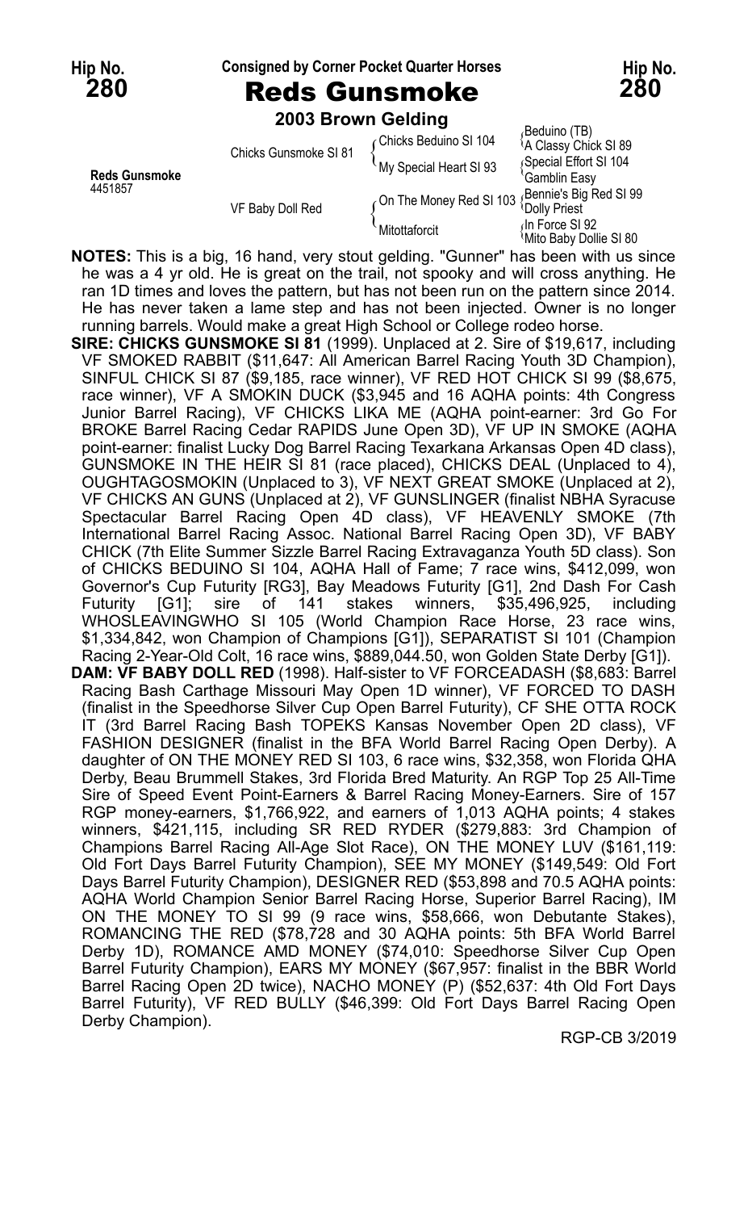Hip No. **280** — Consigned by Corner Pocket Quarter Horses — Hip No. **280**

# Reds Gunsmoke

**2003 Brown Gelding**

| | | | |
|---|---|---|---|
| **Reds Gunsmoke** 4451857 | Chicks Gunsmoke SI 81 | Chicks Beduino SI 104 | Beduino (TB) |
| | | | A Classy Chick SI 89 |
| | | My Special Heart SI 93 | Special Effort SI 104 |
| | | | Gamblin Easy |
| | VF Baby Doll Red | On The Money Red SI 103 | Bennie's Big Red SI 99 |
| | | | Dolly Priest |
| | | Mitottaforcit | In Force SI 92 |
| | | | Mito Baby Dollie SI 80 |

**NOTES:** This is a big, 16 hand, very stout gelding. "Gunner" has been with us since he was a 4 yr old. He is great on the trail, not spooky and will cross anything. He ran 1D times and loves the pattern, but has not been run on the pattern since 2014. He has never taken a lame step and has not been injected. Owner is no longer running barrels. Would make a great High School or College rodeo horse.

**SIRE: CHICKS GUNSMOKE SI 81** (1999). Unplaced at 2. Sire of $19,617, including VF SMOKED RABBIT ($11,647: All American Barrel Racing Youth 3D Champion), SINFUL CHICK SI 87 ($9,185, race winner), VF RED HOT CHICK SI 99 ($8,675, race winner), VF A SMOKIN DUCK ($3,945 and 16 AQHA points: 4th Congress Junior Barrel Racing), VF CHICKS LIKA ME (AQHA point-earner: 3rd Go For BROKE Barrel Racing Cedar RAPIDS June Open 3D), VF UP IN SMOKE (AQHA point-earner: finalist Lucky Dog Barrel Racing Texarkana Arkansas Open 4D class), GUNSMOKE IN THE HEIR SI 81 (race placed), CHICKS DEAL (Unplaced to 4), OUGHTAGOSMOKIN (Unplaced to 3), VF NEXT GREAT SMOKE (Unplaced at 2), VF CHICKS AN GUNS (Unplaced at 2), VF GUNSLINGER (finalist NBHA Syracuse Spectacular Barrel Racing Open 4D class), VF HEAVENLY SMOKE (7th International Barrel Racing Assoc. National Barrel Racing Open 3D), VF BABY CHICK (7th Elite Summer Sizzle Barrel Racing Extravaganza Youth 5D class). Son of CHICKS BEDUINO SI 104, AQHA Hall of Fame; 7 race wins, $412,099, won Governor's Cup Futurity [RG3], Bay Meadows Futurity [G1], 2nd Dash For Cash Futurity [G1]; sire of 141 stakes winners, $35,496,925, including WHOSLEAVINGWHO SI 105 (World Champion Race Horse, 23 race wins, $1,334,842, won Champion of Champions [G1]), SEPARATIST SI 101 (Champion Racing 2-Year-Old Colt, 16 race wins, $889,044.50, won Golden State Derby [G1]).

**DAM: VF BABY DOLL RED** (1998). Half-sister to VF FORCEADASH ($8,683: Barrel Racing Bash Carthage Missouri May Open 1D winner), VF FORCED TO DASH (finalist in the Speedhorse Silver Cup Open Barrel Futurity), CF SHE OTTA ROCK IT (3rd Barrel Racing Bash TOPEKS Kansas November Open 2D class), VF FASHION DESIGNER (finalist in the BFA World Barrel Racing Open Derby). A daughter of ON THE MONEY RED SI 103, 6 race wins, $32,358, won Florida QHA Derby, Beau Brummell Stakes, 3rd Florida Bred Maturity. An RGP Top 25 All-Time Sire of Speed Event Point-Earners & Barrel Racing Money-Earners. Sire of 157 RGP money-earners, $1,766,922, and earners of 1,013 AQHA points; 4 stakes winners, $421,115, including SR RED RYDER ($279,883: 3rd Champion of Champions Barrel Racing All-Age Slot Race), ON THE MONEY LUV ($161,119: Old Fort Days Barrel Futurity Champion), SEE MY MONEY ($149,549: Old Fort Days Barrel Futurity Champion), DESIGNER RED ($53,898 and 70.5 AQHA points: AQHA World Champion Senior Barrel Racing Horse, Superior Barrel Racing), IM ON THE MONEY TO SI 99 (9 race wins, $58,666, won Debutante Stakes), ROMANCING THE RED ($78,728 and 30 AQHA points: 5th BFA World Barrel Derby 1D), ROMANCE AMD MONEY ($74,010: Speedhorse Silver Cup Open Barrel Futurity Champion), EARS MY MONEY ($67,957: finalist in the BBR World Barrel Racing Open 2D twice), NACHO MONEY (P) ($52,637: 4th Old Fort Days Barrel Futurity), VF RED BULLY ($46,399: Old Fort Days Barrel Racing Open Derby Champion).

RGP-CB 3/2019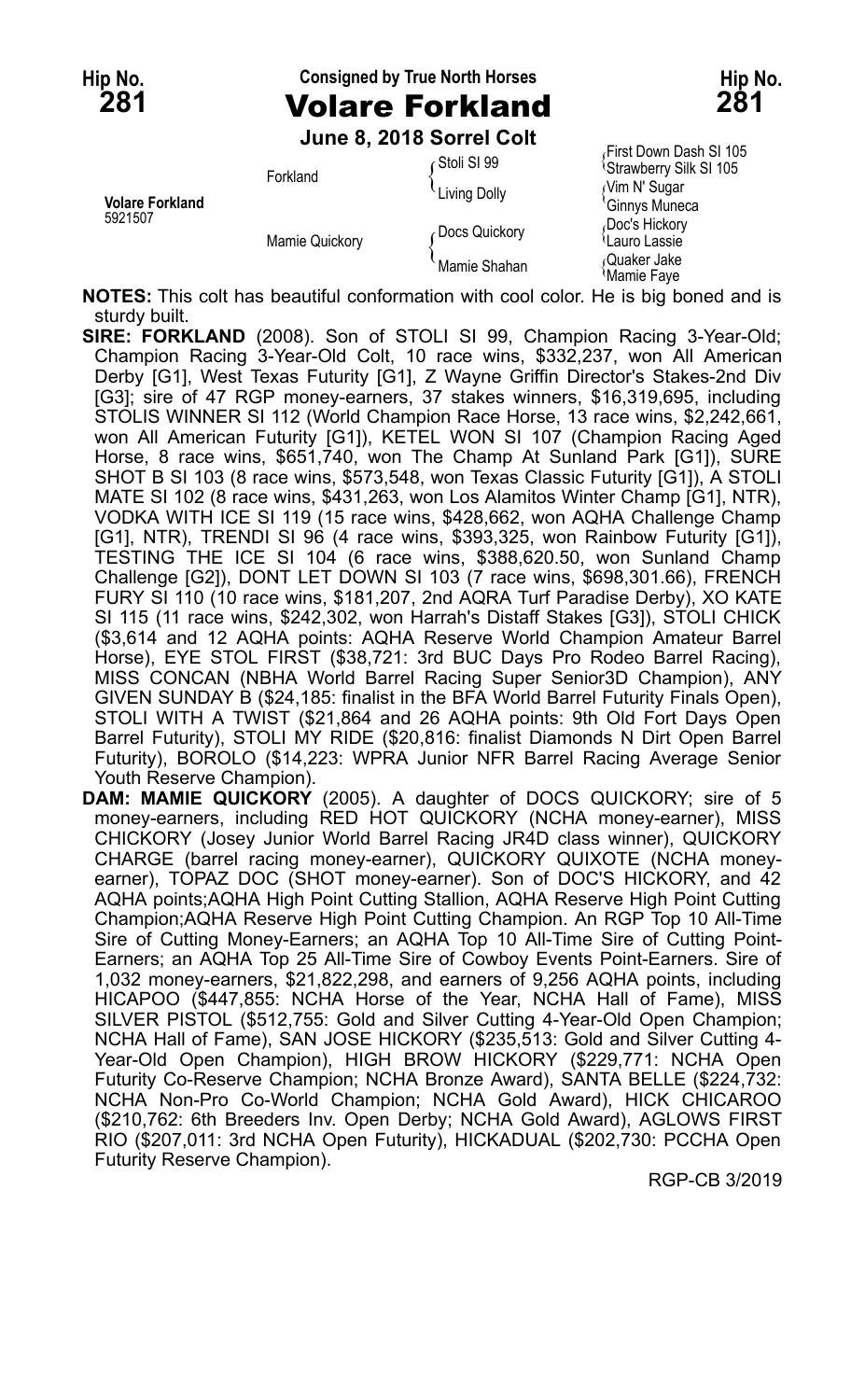**Hip No. 281** | **Consigned by True North Horses** | **Hip No. 281**

# Volare Forkland

**June 8, 2018 Sorrel Colt**

| | | | |
|---|---|---|---|
| **Volare Forkland** 5921507 | Forkland | Stoli SI 99 | First Down Dash SI 105 |
| | | | Strawberry Silk SI 105 |
| | | Living Dolly | Vim N' Sugar |
| | | | Ginnys Muneca |
| | Mamie Quickory | Docs Quickory | Doc's Hickory |
| | | | Lauro Lassie |
| | | Mamie Shahan | Quaker Jake |
| | | | Mamie Faye |

**NOTES:** This colt has beautiful conformation with cool color. He is big boned and is sturdy built.

**SIRE: FORKLAND** (2008). Son of STOLI SI 99, Champion Racing 3-Year-Old; Champion Racing 3-Year-Old Colt, 10 race wins, $332,237, won All American Derby [G1], West Texas Futurity [G1], Z Wayne Griffin Director's Stakes-2nd Div [G3]; sire of 47 RGP money-earners, 37 stakes winners, $16,319,695, including STOLIS WINNER SI 112 (World Champion Race Horse, 13 race wins, $2,242,661, won All American Futurity [G1]), KETEL WON SI 107 (Champion Racing Aged Horse, 8 race wins, $651,740, won The Champ At Sunland Park [G1]), SURE SHOT B SI 103 (8 race wins, $573,548, won Texas Classic Futurity [G1]), A STOLI MATE SI 102 (8 race wins, $431,263, won Los Alamitos Winter Champ [G1], NTR), VODKA WITH ICE SI 119 (15 race wins, $428,662, won AQHA Challenge Champ [G1], NTR), TRENDI SI 96 (4 race wins, $393,325, won Rainbow Futurity [G1]), TESTING THE ICE SI 104 (6 race wins, $388,620.50, won Sunland Champ Challenge [G2]), DONT LET DOWN SI 103 (7 race wins, $698,301.66), FRENCH FURY SI 110 (10 race wins, $181,207, 2nd AQRA Turf Paradise Derby), XO KATE SI 115 (11 race wins, $242,302, won Harrah's Distaff Stakes [G3]), STOLI CHICK ($3,614 and 12 AQHA points: AQHA Reserve World Champion Amateur Barrel Horse), EYE STOL FIRST ($38,721: 3rd BUC Days Pro Rodeo Barrel Racing), MISS CONCAN (NBHA World Barrel Racing Super Senior3D Champion), ANY GIVEN SUNDAY B ($24,185: finalist in the BFA World Barrel Futurity Finals Open), STOLI WITH A TWIST ($21,864 and 26 AQHA points: 9th Old Fort Days Open Barrel Futurity), STOLI MY RIDE ($20,816: finalist Diamonds N Dirt Open Barrel Futurity), BOROLO ($14,223: WPRA Junior NFR Barrel Racing Average Senior Youth Reserve Champion).

**DAM: MAMIE QUICKORY** (2005). A daughter of DOCS QUICKORY; sire of 5 money-earners, including RED HOT QUICKORY (NCHA money-earner), MISS CHICKORY (Josey Junior World Barrel Racing JR4D class winner), QUICKORY CHARGE (barrel racing money-earner), QUICKORY QUIXOTE (NCHA money-earner), TOPAZ DOC (SHOT money-earner). Son of DOC'S HICKORY, and 42 AQHA points;AQHA High Point Cutting Stallion, AQHA Reserve High Point Cutting Champion;AQHA Reserve High Point Cutting Champion. An RGP Top 10 All-Time Sire of Cutting Money-Earners; an AQHA Top 10 All-Time Sire of Cutting Point-Earners; an AQHA Top 25 All-Time Sire of Cowboy Events Point-Earners. Sire of 1,032 money-earners, $21,822,298, and earners of 9,256 AQHA points, including HICAPOO ($447,855: NCHA Horse of the Year, NCHA Hall of Fame), MISS SILVER PISTOL ($512,755: Gold and Silver Cutting 4-Year-Old Open Champion; NCHA Hall of Fame), SAN JOSE HICKORY ($235,513: Gold and Silver Cutting 4-Year-Old Open Champion), HIGH BROW HICKORY ($229,771: NCHA Open Futurity Co-Reserve Champion; NCHA Bronze Award), SANTA BELLE ($224,732: NCHA Non-Pro Co-World Champion; NCHA Gold Award), HICK CHICAROO ($210,762: 6th Breeders Inv. Open Derby; NCHA Gold Award), AGLOWS FIRST RIO ($207,011: 3rd NCHA Open Futurity), HICKADUAL ($202,730: PCCHA Open Futurity Reserve Champion).

RGP-CB 3/2019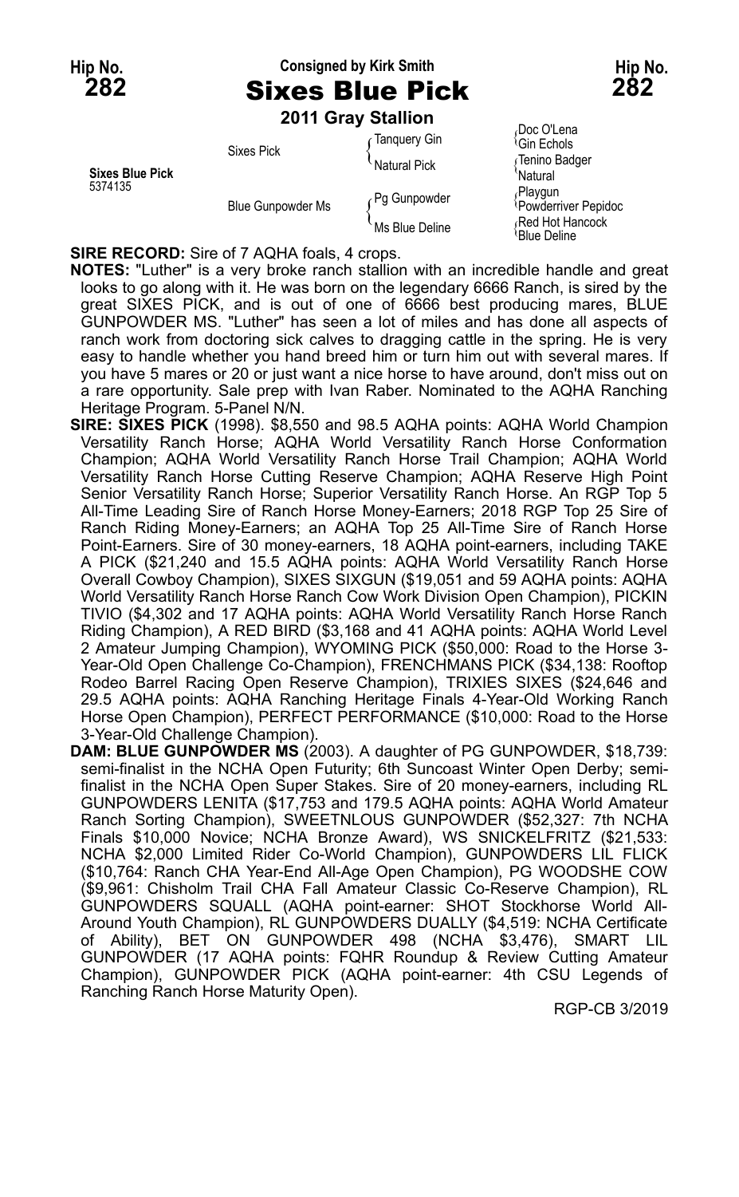**Hip No. 282**

Consigned by Kirk Smith

# Sixes Blue Pick

**2011 Gray Stallion**

| | | | |
|---|---|---|---|
| **Sixes Blue Pick** 5374135 | Sixes Pick | Tanquery Gin | Doc O'Lena |
| | | | Gin Echols |
| | | Natural Pick | Tenino Badger |
| | | | Natural |
| | Blue Gunpowder Ms | Pg Gunpowder | Playgun |
| | | | Powderriver Pepidoc |
| | | Ms Blue Deline | Red Hot Hancock |
| | | | Blue Deline |

**SIRE RECORD:** Sire of 7 AQHA foals, 4 crops.

**NOTES:** "Luther" is a very broke ranch stallion with an incredible handle and great looks to go along with it. He was born on the legendary 6666 Ranch, is sired by the great SIXES PICK, and is out of one of 6666 best producing mares, BLUE GUNPOWDER MS. "Luther" has seen a lot of miles and has done all aspects of ranch work from doctoring sick calves to dragging cattle in the spring. He is very easy to handle whether you hand breed him or turn him out with several mares. If you have 5 mares or 20 or just want a nice horse to have around, don't miss out on a rare opportunity. Sale prep with Ivan Raber. Nominated to the AQHA Ranching Heritage Program. 5-Panel N/N.

**SIRE: SIXES PICK** (1998). $8,550 and 98.5 AQHA points: AQHA World Champion Versatility Ranch Horse; AQHA World Versatility Ranch Horse Conformation Champion; AQHA World Versatility Ranch Horse Trail Champion; AQHA World Versatility Ranch Horse Cutting Reserve Champion; AQHA Reserve High Point Senior Versatility Ranch Horse; Superior Versatility Ranch Horse. An RGP Top 5 All-Time Leading Sire of Ranch Horse Money-Earners; 2018 RGP Top 25 Sire of Ranch Riding Money-Earners; an AQHA Top 25 All-Time Sire of Ranch Horse Point-Earners. Sire of 30 money-earners, 18 AQHA point-earners, including TAKE A PICK ($21,240 and 15.5 AQHA points: AQHA World Versatility Ranch Horse Overall Cowboy Champion), SIXES SIXGUN ($19,051 and 59 AQHA points: AQHA World Versatility Ranch Horse Ranch Cow Work Division Open Champion), PICKIN TIVIO ($4,302 and 17 AQHA points: AQHA World Versatility Ranch Horse Ranch Riding Champion), A RED BIRD ($3,168 and 41 AQHA points: AQHA World Level 2 Amateur Jumping Champion), WYOMING PICK ($50,000: Road to the Horse 3-Year-Old Open Challenge Co-Champion), FRENCHMANS PICK ($34,138: Rooftop Rodeo Barrel Racing Open Reserve Champion), TRIXIES SIXES ($24,646 and 29.5 AQHA points: AQHA Ranching Heritage Finals 4-Year-Old Working Ranch Horse Open Champion), PERFECT PERFORMANCE ($10,000: Road to the Horse 3-Year-Old Challenge Champion).

**DAM: BLUE GUNPOWDER MS** (2003). A daughter of PG GUNPOWDER, $18,739: semi-finalist in the NCHA Open Futurity; 6th Suncoast Winter Open Derby; semi-finalist in the NCHA Open Super Stakes. Sire of 20 money-earners, including RL GUNPOWDERS LENITA ($17,753 and 179.5 AQHA points: AQHA World Amateur Ranch Sorting Champion), SWEETNLOUS GUNPOWDER ($52,327: 7th NCHA Finals $10,000 Novice; NCHA Bronze Award), WS SNICKELFRITZ ($21,533: NCHA $2,000 Limited Rider Co-World Champion), GUNPOWDERS LIL FLICK ($10,764: Ranch CHA Year-End All-Age Open Champion), PG WOODSHE COW ($9,961: Chisholm Trail CHA Fall Amateur Classic Co-Reserve Champion), RL GUNPOWDERS SQUALL (AQHA point-earner: SHOT Stockhorse World All-Around Youth Champion), RL GUNPOWDERS DUALLY ($4,519: NCHA Certificate of Ability), BET ON GUNPOWDER 498 (NCHA $3,476), SMART LIL GUNPOWDER (17 AQHA points: FQHR Roundup & Review Cutting Amateur Champion), GUNPOWDER PICK (AQHA point-earner: 4th CSU Legends of Ranching Ranch Horse Maturity Open).

RGP-CB 3/2019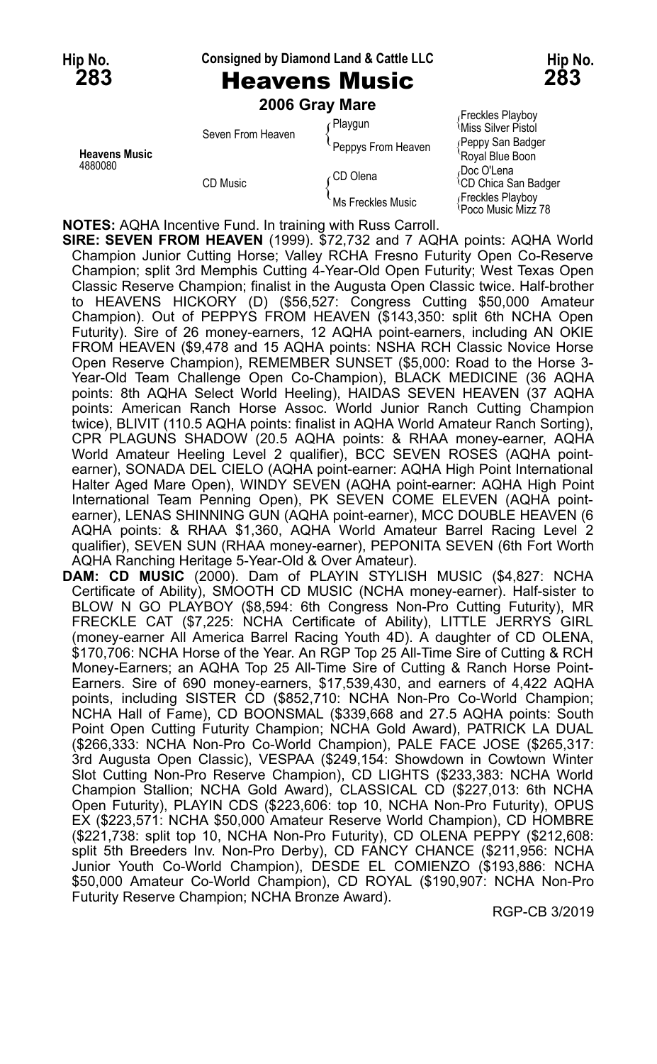**Hip No. 283** — Consigned by Diamond Land & Cattle LLC — **Hip No. 283**

# Heavens Music

**2006 Gray Mare**

| | | | |
|---|---|---|---|
| **Heavens Music** 4880080 | Seven From Heaven | Playgun | Freckles Playboy |
| | | | Miss Silver Pistol |
| | | Peppys From Heaven | Peppy San Badger |
| | | | Royal Blue Boon |
| | CD Music | CD Olena | Doc O'Lena |
| | | | CD Chica San Badger |
| | | Ms Freckles Music | Freckles Playboy |
| | | | Poco Music Mizz 78 |

**NOTES:** AQHA Incentive Fund. In training with Russ Carroll.

**SIRE: SEVEN FROM HEAVEN** (1999). $72,732 and 7 AQHA points: AQHA World Champion Junior Cutting Horse; Valley RCHA Fresno Futurity Open Co-Reserve Champion; split 3rd Memphis Cutting 4-Year-Old Open Futurity; West Texas Open Classic Reserve Champion; finalist in the Augusta Open Classic twice. Half-brother to HEAVENS HICKORY (D) ($56,527: Congress Cutting $50,000 Amateur Champion). Out of PEPPYS FROM HEAVEN ($143,350: split 6th NCHA Open Futurity). Sire of 26 money-earners, 12 AQHA point-earners, including AN OKIE FROM HEAVEN ($9,478 and 15 AQHA points: NSHA RCH Classic Novice Horse Open Reserve Champion), REMEMBER SUNSET ($5,000: Road to the Horse 3-Year-Old Team Challenge Open Co-Champion), BLACK MEDICINE (36 AQHA points: 8th AQHA Select World Heeling), HAIDAS SEVEN HEAVEN (37 AQHA points: American Ranch Horse Assoc. World Junior Ranch Cutting Champion twice), BLIVIT (110.5 AQHA points: finalist in AQHA World Amateur Ranch Sorting), CPR PLAGUNS SHADOW (20.5 AQHA points: & RHAA money-earner, AQHA World Amateur Heeling Level 2 qualifier), BCC SEVEN ROSES (AQHA point-earner), SONADA DEL CIELO (AQHA point-earner: AQHA High Point International Halter Aged Mare Open), WINDY SEVEN (AQHA point-earner: AQHA High Point International Team Penning Open), PK SEVEN COME ELEVEN (AQHA point-earner), LENAS SHINNING GUN (AQHA point-earner), MCC DOUBLE HEAVEN (6 AQHA points: & RHAA $1,360, AQHA World Amateur Barrel Racing Level 2 qualifier), SEVEN SUN (RHAA money-earner), PEPONITA SEVEN (6th Fort Worth AQHA Ranching Heritage 5-Year-Old & Over Amateur).

**DAM: CD MUSIC** (2000). Dam of PLAYIN STYLISH MUSIC ($4,827: NCHA Certificate of Ability), SMOOTH CD MUSIC (NCHA money-earner). Half-sister to BLOW N GO PLAYBOY ($8,594: 6th Congress Non-Pro Cutting Futurity), MR FRECKLE CAT ($7,225: NCHA Certificate of Ability), LITTLE JERRYS GIRL (money-earner All America Barrel Racing Youth 4D). A daughter of CD OLENA, $170,706: NCHA Horse of the Year. An RGP Top 25 All-Time Sire of Cutting & RCH Money-Earners; an AQHA Top 25 All-Time Sire of Cutting & Ranch Horse Point-Earners. Sire of 690 money-earners, $17,539,430, and earners of 4,422 AQHA points, including SISTER CD ($852,710: NCHA Non-Pro Co-World Champion; NCHA Hall of Fame), CD BOONSMAL ($339,668 and 27.5 AQHA points: South Point Open Cutting Futurity Champion; NCHA Gold Award), PATRICK LA DUAL ($266,333: NCHA Non-Pro Co-World Champion), PALE FACE JOSE ($265,317: 3rd Augusta Open Classic), VESPAA ($249,154: Showdown in Cowtown Winter Slot Cutting Non-Pro Reserve Champion), CD LIGHTS ($233,383: NCHA World Champion Stallion; NCHA Gold Award), CLASSICAL CD ($227,013: 6th NCHA Open Futurity), PLAYIN CDS ($223,606: top 10, NCHA Non-Pro Futurity), OPUS EX ($223,571: NCHA $50,000 Amateur Reserve World Champion), CD HOMBRE ($221,738: split top 10, NCHA Non-Pro Futurity), CD OLENA PEPPY ($212,608: split 5th Breeders Inv. Non-Pro Derby), CD FANCY CHANCE ($211,956: NCHA Junior Youth Co-World Champion), DESDE EL COMIENZO ($193,886: NCHA $50,000 Amateur Co-World Champion), CD ROYAL ($190,907: NCHA Non-Pro Futurity Reserve Champion; NCHA Bronze Award).

RGP-CB 3/2019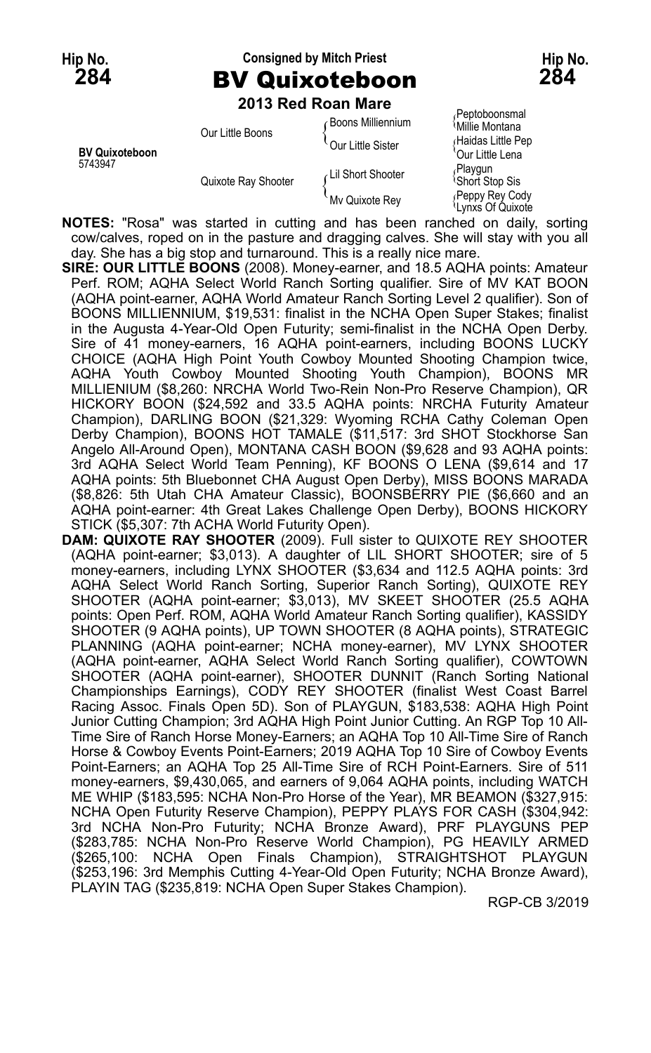**Hip No. 284**

Consigned by Mitch Priest

# BV Quixoteboon

**Hip No. 284**

**2013 Red Roan Mare**

| | | | |
|---|---|---|---|
| **BV Quixoteboon** 5743947 | Our Little Boons | Boons Milliennium | Peptoboonsmal |
| | | | Millie Montana |
| | | Our Little Sister | Haidas Little Pep |
| | | | Our Little Lena |
| | Quixote Ray Shooter | Lil Short Shooter | Playgun |
| | | | Short Stop Sis |
| | | Mv Quixote Rey | Peppy Rey Cody |
| | | | Lynxs Of Quixote |

**NOTES:** "Rosa" was started in cutting and has been ranched on daily, sorting cow/calves, roped on in the pasture and dragging calves. She will stay with you all day. She has a big stop and turnaround. This is a really nice mare.

**SIRE: OUR LITTLE BOONS** (2008). Money-earner, and 18.5 AQHA points: Amateur Perf. ROM; AQHA Select World Ranch Sorting qualifier. Sire of MV KAT BOON (AQHA point-earner, AQHA World Amateur Ranch Sorting Level 2 qualifier). Son of BOONS MILLIENNIUM, $19,531: finalist in the NCHA Open Super Stakes; finalist in the Augusta 4-Year-Old Open Futurity; semi-finalist in the NCHA Open Derby. Sire of 41 money-earners, 16 AQHA point-earners, including BOONS LUCKY CHOICE (AQHA High Point Youth Cowboy Mounted Shooting Champion twice, AQHA Youth Cowboy Mounted Shooting Youth Champion), BOONS MR MILLIENIUM ($8,260: NRCHA World Two-Rein Non-Pro Reserve Champion), QR HICKORY BOON ($24,592 and 33.5 AQHA points: NRCHA Futurity Amateur Champion), DARLING BOON ($21,329: Wyoming RCHA Cathy Coleman Open Derby Champion), BOONS HOT TAMALE ($11,517: 3rd SHOT Stockhorse San Angelo All-Around Open), MONTANA CASH BOON ($9,628 and 93 AQHA points: 3rd AQHA Select World Team Penning), KF BOONS O LENA ($9,614 and 17 AQHA points: 5th Bluebonnet CHA August Open Derby), MISS BOONS MARADA ($8,826: 5th Utah CHA Amateur Classic), BOONSBERRY PIE ($6,660 and an AQHA point-earner: 4th Great Lakes Challenge Open Derby), BOONS HICKORY STICK ($5,307: 7th ACHA World Futurity Open).

**DAM: QUIXOTE RAY SHOOTER** (2009). Full sister to QUIXOTE REY SHOOTER (AQHA point-earner; $3,013). A daughter of LIL SHORT SHOOTER; sire of 5 money-earners, including LYNX SHOOTER ($3,634 and 112.5 AQHA points: 3rd AQHA Select World Ranch Sorting, Superior Ranch Sorting), QUIXOTE REY SHOOTER (AQHA point-earner; $3,013), MV SKEET SHOOTER (25.5 AQHA points: Open Perf. ROM, AQHA World Amateur Ranch Sorting qualifier), KASSIDY SHOOTER (9 AQHA points), UP TOWN SHOOTER (8 AQHA points), STRATEGIC PLANNING (AQHA point-earner; NCHA money-earner), MV LYNX SHOOTER (AQHA point-earner, AQHA Select World Ranch Sorting qualifier), COWTOWN SHOOTER (AQHA point-earner), SHOOTER DUNNIT (Ranch Sorting National Championships Earnings), CODY REY SHOOTER (finalist West Coast Barrel Racing Assoc. Finals Open 5D). Son of PLAYGUN, $183,538: AQHA High Point Junior Cutting Champion; 3rd AQHA High Point Junior Cutting. An RGP Top 10 All-Time Sire of Ranch Horse Money-Earners; an AQHA Top 10 All-Time Sire of Ranch Horse & Cowboy Events Point-Earners; 2019 AQHA Top 10 Sire of Cowboy Events Point-Earners; an AQHA Top 25 All-Time Sire of RCH Point-Earners. Sire of 511 money-earners, $9,430,065, and earners of 9,064 AQHA points, including WATCH ME WHIP ($183,595: NCHA Non-Pro Horse of the Year), MR BEAMON ($327,915: NCHA Open Futurity Reserve Champion), PEPPY PLAYS FOR CASH ($304,942: 3rd NCHA Non-Pro Futurity; NCHA Bronze Award), PRF PLAYGUNS PEP ($283,785: NCHA Non-Pro Reserve World Champion), PG HEAVILY ARMED ($265,100: NCHA Open Finals Champion), STRAIGHTSHOT PLAYGUN ($253,196: 3rd Memphis Cutting 4-Year-Old Open Futurity; NCHA Bronze Award), PLAYIN TAG ($235,819: NCHA Open Super Stakes Champion).

RGP-CB 3/2019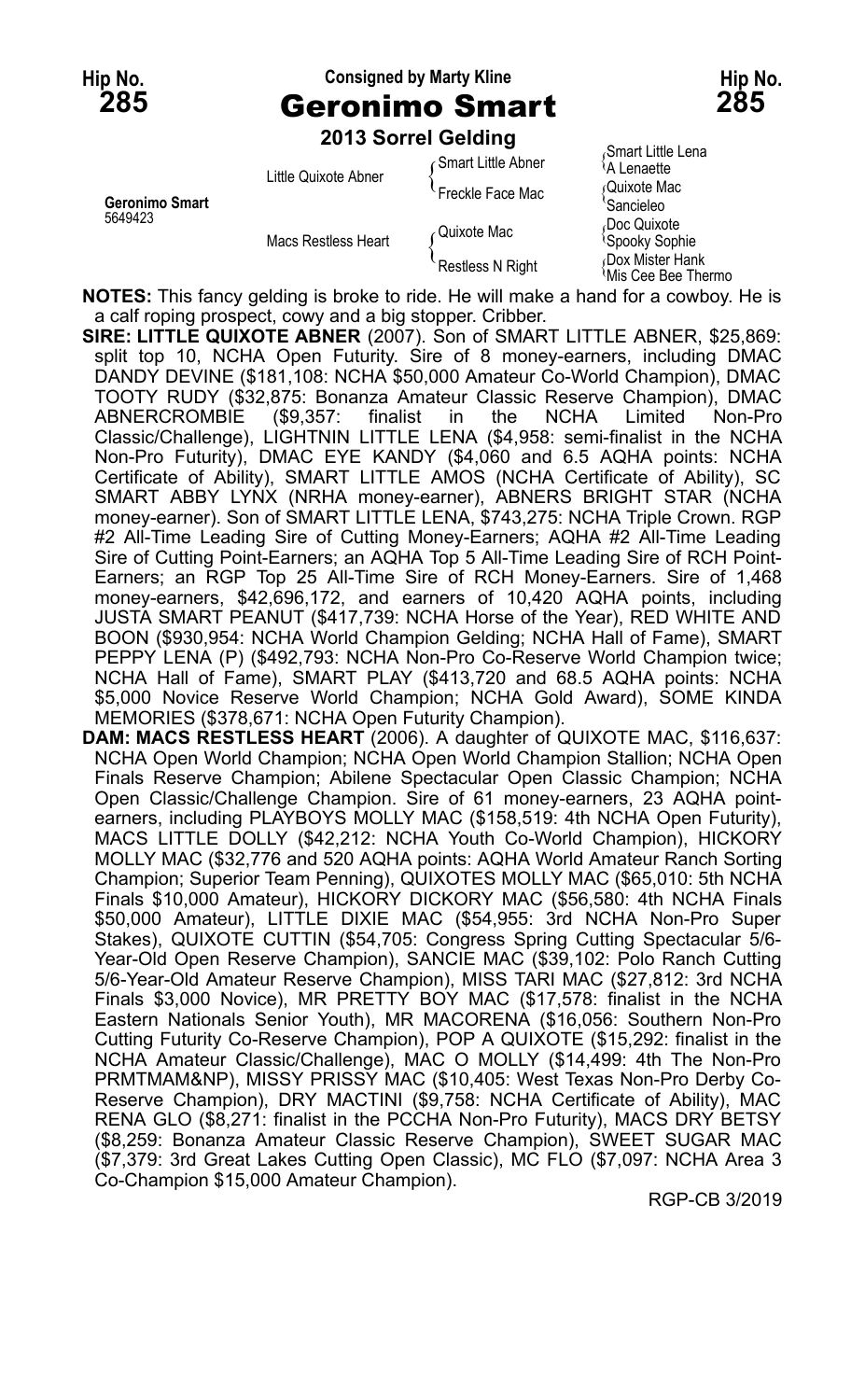Hip No. **285**

Consigned by Marty Kline

# Geronimo Smart

Hip No. **285**

**2013 Sorrel Gelding**

| | | | |
|---|---|---|---|
| **Geronimo Smart** 5649423 | Little Quixote Abner | Smart Little Abner | Smart Little Lena |
| | | | A Lenaette |
| | | Freckle Face Mac | Quixote Mac |
| | | | Sancieleo |
| | Macs Restless Heart | Quixote Mac | Doc Quixote |
| | | | Spooky Sophie |
| | | Restless N Right | Dox Mister Hank |
| | | | Mis Cee Bee Thermo |

**NOTES:** This fancy gelding is broke to ride. He will make a hand for a cowboy. He is a calf roping prospect, cowy and a big stopper. Cribber.

**SIRE: LITTLE QUIXOTE ABNER** (2007). Son of SMART LITTLE ABNER, $25,869: split top 10, NCHA Open Futurity. Sire of 8 money-earners, including DMAC DANDY DEVINE ($181,108: NCHA $50,000 Amateur Co-World Champion), DMAC TOOTY RUDY ($32,875: Bonanza Amateur Classic Reserve Champion), DMAC ABNERCROMBIE ($9,357: finalist in the NCHA Limited Non-Pro Classic/Challenge), LIGHTNIN LITTLE LENA ($4,958: semi-finalist in the NCHA Non-Pro Futurity), DMAC EYE KANDY ($4,060 and 6.5 AQHA points: NCHA Certificate of Ability), SMART LITTLE AMOS (NCHA Certificate of Ability), SC SMART ABBY LYNX (NRHA money-earner), ABNERS BRIGHT STAR (NCHA money-earner). Son of SMART LITTLE LENA, $743,275: NCHA Triple Crown. RGP #2 All-Time Leading Sire of Cutting Money-Earners; AQHA #2 All-Time Leading Sire of Cutting Point-Earners; an AQHA Top 5 All-Time Leading Sire of RCH Point-Earners; an RGP Top 25 All-Time Sire of RCH Money-Earners. Sire of 1,468 money-earners, $42,696,172, and earners of 10,420 AQHA points, including JUSTA SMART PEANUT ($417,739: NCHA Horse of the Year), RED WHITE AND BOON ($930,954: NCHA World Champion Gelding; NCHA Hall of Fame), SMART PEPPY LENA (P) ($492,793: NCHA Non-Pro Co-Reserve World Champion twice; NCHA Hall of Fame), SMART PLAY ($413,720 and 68.5 AQHA points: NCHA $5,000 Novice Reserve World Champion; NCHA Gold Award), SOME KINDA MEMORIES ($378,671: NCHA Open Futurity Champion).

**DAM: MACS RESTLESS HEART** (2006). A daughter of QUIXOTE MAC, $116,637: NCHA Open World Champion; NCHA Open World Champion Stallion; NCHA Open Finals Reserve Champion; Abilene Spectacular Open Classic Champion; NCHA Open Classic/Challenge Champion. Sire of 61 money-earners, 23 AQHA point-earners, including PLAYBOYS MOLLY MAC ($158,519: 4th NCHA Open Futurity), MACS LITTLE DOLLY ($42,212: NCHA Youth Co-World Champion), HICKORY MOLLY MAC ($32,776 and 520 AQHA points: AQHA World Amateur Ranch Sorting Champion; Superior Team Penning), QUIXOTES MOLLY MAC ($65,010: 5th NCHA Finals $10,000 Amateur), HICKORY DICKORY MAC ($56,580: 4th NCHA Finals $50,000 Amateur), LITTLE DIXIE MAC ($54,955: 3rd NCHA Non-Pro Super Stakes), QUIXOTE CUTTIN ($54,705: Congress Spring Cutting Spectacular 5/6-Year-Old Open Reserve Champion), SANCIE MAC ($39,102: Polo Ranch Cutting 5/6-Year-Old Amateur Reserve Champion), MISS TARI MAC ($27,812: 3rd NCHA Finals $3,000 Novice), MR PRETTY BOY MAC ($17,578: finalist in the NCHA Eastern Nationals Senior Youth), MR MACORENA ($16,056: Southern Non-Pro Cutting Futurity Co-Reserve Champion), POP A QUIXOTE ($15,292: finalist in the NCHA Amateur Classic/Challenge), MAC O MOLLY ($14,499: 4th The Non-Pro PRMTMAM&NP), MISSY PRISSY MAC ($10,405: West Texas Non-Pro Derby Co-Reserve Champion), DRY MACTINI ($9,758: NCHA Certificate of Ability), MAC RENA GLO ($8,271: finalist in the PCCHA Non-Pro Futurity), MACS DRY BETSY ($8,259: Bonanza Amateur Classic Reserve Champion), SWEET SUGAR MAC ($7,379: 3rd Great Lakes Cutting Open Classic), MC FLO ($7,097: NCHA Area 3 Co-Champion $15,000 Amateur Champion).

RGP-CB 3/2019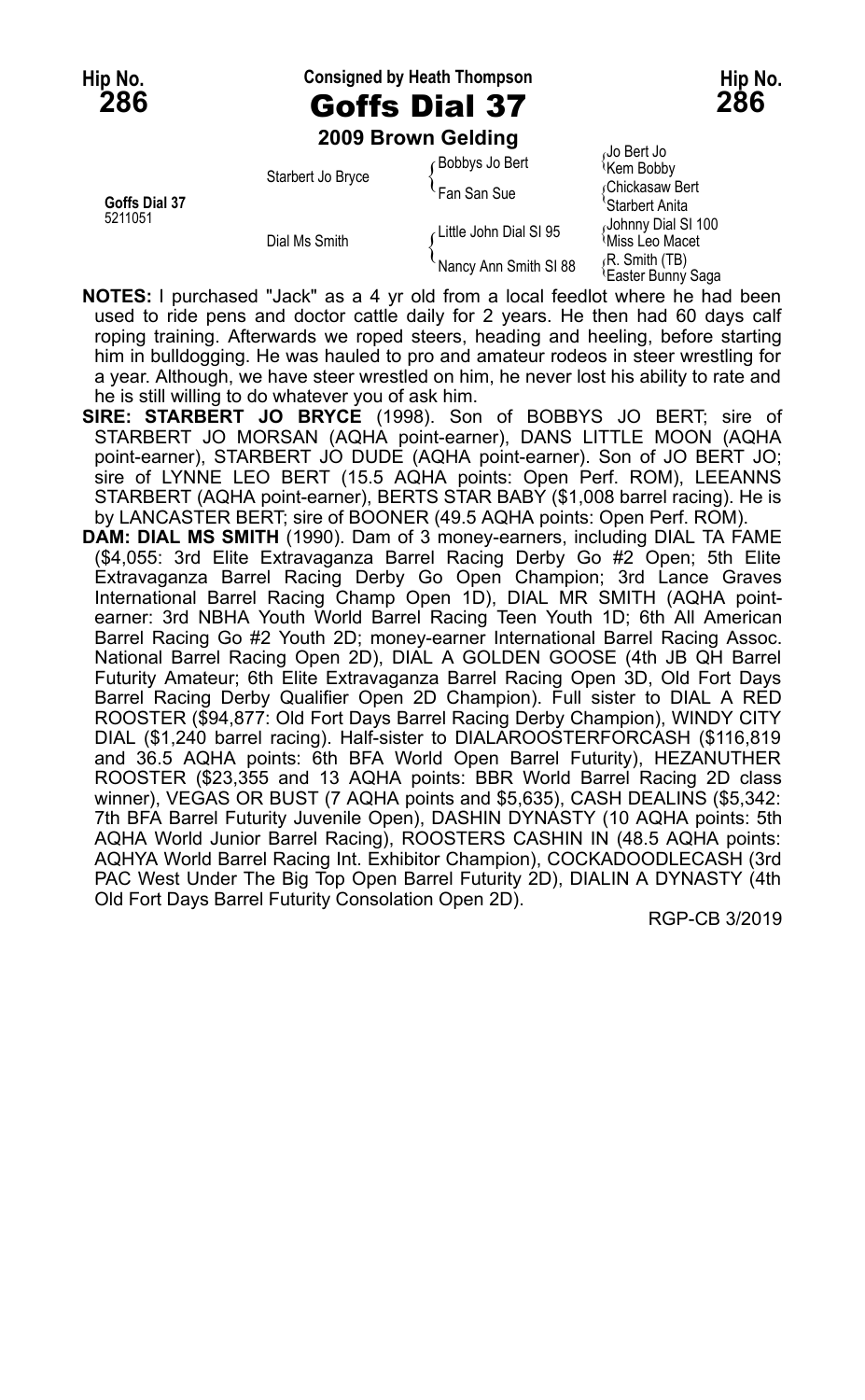**Hip No. 286**

Consigned by Heath Thompson

# Goffs Dial 37

**2009 Brown Gelding**

| | | | |
|---|---|---|---|
| Goffs Dial 37 5211051 | Starbert Jo Bryce | Bobbys Jo Bert | Jo Bert Jo / Kem Bobby |
| | | Fan San Sue | Chickasaw Bert / Starbert Anita |
| | Dial Ms Smith | Little John Dial SI 95 | Johnny Dial SI 100 / Miss Leo Macet |
| | | Nancy Ann Smith SI 88 | R. Smith (TB) / Easter Bunny Saga |

**NOTES:** I purchased "Jack" as a 4 yr old from a local feedlot where he had been used to ride pens and doctor cattle daily for 2 years. He then had 60 days calf roping training. Afterwards we roped steers, heading and heeling, before starting him in bulldogging. He was hauled to pro and amateur rodeos in steer wrestling for a year. Although, we have steer wrestled on him, he never lost his ability to rate and he is still willing to do whatever you of ask him.

**SIRE: STARBERT JO BRYCE** (1998). Son of BOBBYS JO BERT; sire of STARBERT JO MORSAN (AQHA point-earner), DANS LITTLE MOON (AQHA point-earner), STARBERT JO DUDE (AQHA point-earner). Son of JO BERT JO; sire of LYNNE LEO BERT (15.5 AQHA points: Open Perf. ROM), LEEANNS STARBERT (AQHA point-earner), BERTS STAR BABY ($1,008 barrel racing). He is by LANCASTER BERT; sire of BOONER (49.5 AQHA points: Open Perf. ROM).

**DAM: DIAL MS SMITH** (1990). Dam of 3 money-earners, including DIAL TA FAME ($4,055: 3rd Elite Extravaganza Barrel Racing Derby Go #2 Open; 5th Elite Extravaganza Barrel Racing Derby Go Open Champion; 3rd Lance Graves International Barrel Racing Champ Open 1D), DIAL MR SMITH (AQHA point-earner: 3rd NBHA Youth World Barrel Racing Teen Youth 1D; 6th All American Barrel Racing Go #2 Youth 2D; money-earner International Barrel Racing Assoc. National Barrel Racing Open 2D), DIAL A GOLDEN GOOSE (4th JB QH Barrel Futurity Amateur; 6th Elite Extravaganza Barrel Racing Open 3D, Old Fort Days Barrel Racing Derby Qualifier Open 2D Champion). Full sister to DIAL A RED ROOSTER ($94,877: Old Fort Days Barrel Racing Derby Champion), WINDY CITY DIAL ($1,240 barrel racing). Half-sister to DIALAROOSTERFORCASH ($116,819 and 36.5 AQHA points: 6th BFA World Open Barrel Futurity), HEZANUTHER ROOSTER ($23,355 and 13 AQHA points: BBR World Barrel Racing 2D class winner), VEGAS OR BUST (7 AQHA points and $5,635), CASH DEALINS ($5,342: 7th BFA Barrel Futurity Juvenile Open), DASHIN DYNASTY (10 AQHA points: 5th AQHA World Junior Barrel Racing), ROOSTERS CASHIN IN (48.5 AQHA points: AQHYA World Barrel Racing Int. Exhibitor Champion), COCKADOODLECASH (3rd PAC West Under The Big Top Open Barrel Futurity 2D), DIALIN A DYNASTY (4th Old Fort Days Barrel Futurity Consolation Open 2D).

RGP-CB 3/2019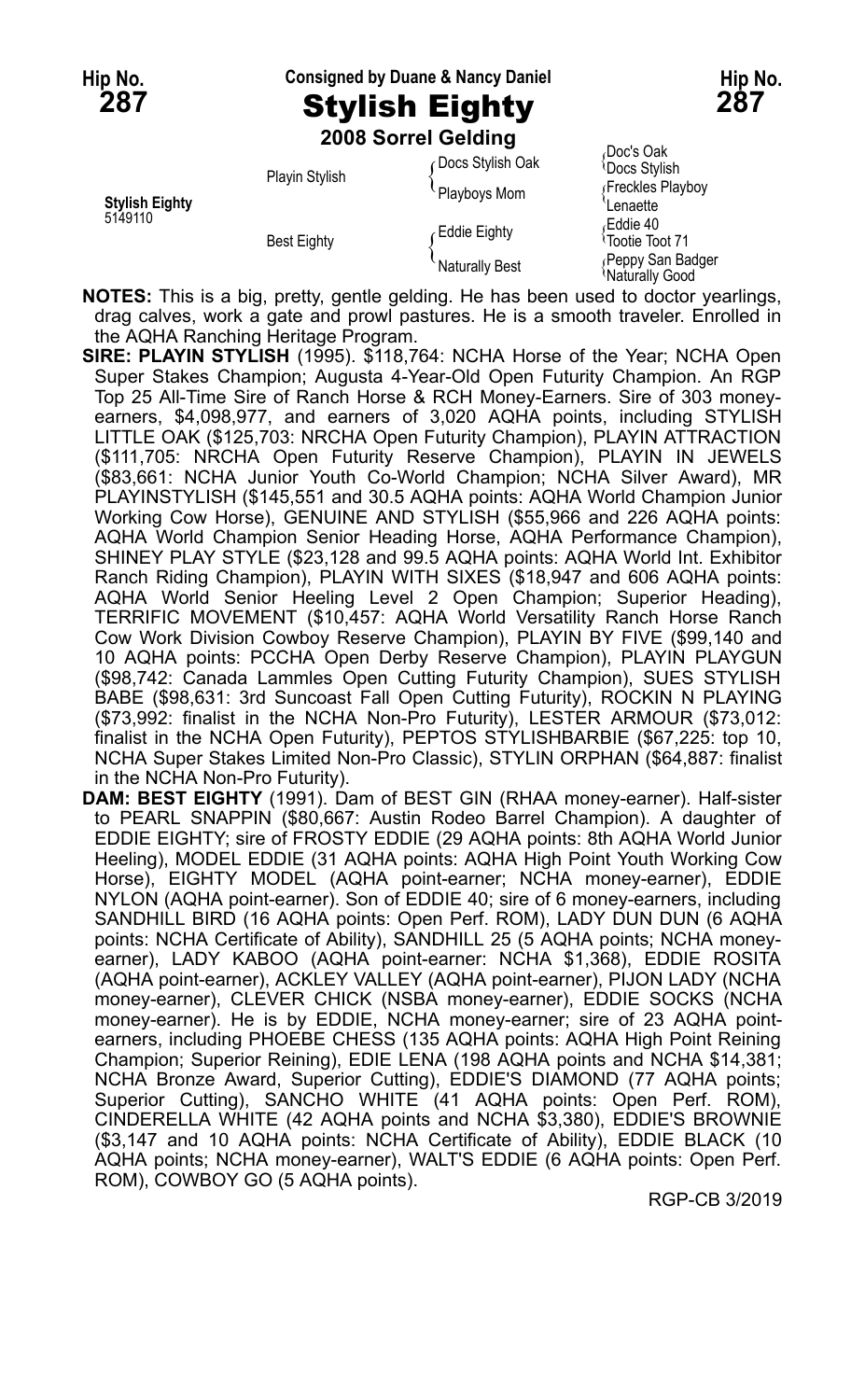**Hip No. 287** — Consigned by Duane & Nancy Daniel — **Hip No. 287**

# Stylish Eighty

**2008 Sorrel Gelding**

| | | | |
|---|---|---|---|
| **Stylish Eighty** 5149110 | Playin Stylish | Docs Stylish Oak | Doc's Oak |
| | | | Docs Stylish |
| | | Playboys Mom | Freckles Playboy |
| | | | Lenaette |
| | Best Eighty | Eddie Eighty | Eddie 40 |
| | | | Tootie Toot 71 |
| | | Naturally Best | Peppy San Badger |
| | | | Naturally Good |

**NOTES:** This is a big, pretty, gentle gelding. He has been used to doctor yearlings, drag calves, work a gate and prowl pastures. He is a smooth traveler. Enrolled in the AQHA Ranching Heritage Program.

**SIRE: PLAYIN STYLISH** (1995). $118,764: NCHA Horse of the Year; NCHA Open Super Stakes Champion; Augusta 4-Year-Old Open Futurity Champion. An RGP Top 25 All-Time Sire of Ranch Horse & RCH Money-Earners. Sire of 303 money-earners, $4,098,977, and earners of 3,020 AQHA points, including STYLISH LITTLE OAK ($125,703: NRCHA Open Futurity Champion), PLAYIN ATTRACTION ($111,705: NRCHA Open Futurity Reserve Champion), PLAYIN IN JEWELS ($83,661: NCHA Junior Youth Co-World Champion; NCHA Silver Award), MR PLAYINSTYLISH ($145,551 and 30.5 AQHA points: AQHA World Champion Junior Working Cow Horse), GENUINE AND STYLISH ($55,966 and 226 AQHA points: AQHA World Champion Senior Heading Horse, AQHA Performance Champion), SHINEY PLAY STYLE ($23,128 and 99.5 AQHA points: AQHA World Int. Exhibitor Ranch Riding Champion), PLAYIN WITH SIXES ($18,947 and 606 AQHA points: AQHA World Senior Heeling Level 2 Open Champion; Superior Heading), TERRIFIC MOVEMENT ($10,457: AQHA World Versatility Ranch Horse Ranch Cow Work Division Cowboy Reserve Champion), PLAYIN BY FIVE ($99,140 and 10 AQHA points: PCCHA Open Derby Reserve Champion), PLAYIN PLAYGUN ($98,742: Canada Lammles Open Cutting Futurity Champion), SUES STYLISH BABE ($98,631: 3rd Suncoast Fall Open Cutting Futurity), ROCKIN N PLAYING ($73,992: finalist in the NCHA Non-Pro Futurity), LESTER ARMOUR ($73,012: finalist in the NCHA Open Futurity), PEPTOS STYLISHBARBIE ($67,225: top 10, NCHA Super Stakes Limited Non-Pro Classic), STYLIN ORPHAN ($64,887: finalist in the NCHA Non-Pro Futurity).

**DAM: BEST EIGHTY** (1991). Dam of BEST GIN (RHAA money-earner). Half-sister to PEARL SNAPPIN ($80,667: Austin Rodeo Barrel Champion). A daughter of EDDIE EIGHTY; sire of FROSTY EDDIE (29 AQHA points: 8th AQHA World Junior Heeling), MODEL EDDIE (31 AQHA points: AQHA High Point Youth Working Cow Horse), EIGHTY MODEL (AQHA point-earner; NCHA money-earner), EDDIE NYLON (AQHA point-earner). Son of EDDIE 40; sire of 6 money-earners, including SANDHILL BIRD (16 AQHA points: Open Perf. ROM), LADY DUN DUN (6 AQHA points: NCHA Certificate of Ability), SANDHILL 25 (5 AQHA points; NCHA money-earner), LADY KABOO (AQHA point-earner: NCHA $1,368), EDDIE ROSITA (AQHA point-earner), ACKLEY VALLEY (AQHA point-earner), PIJON LADY (NCHA money-earner), CLEVER CHICK (NSBA money-earner), EDDIE SOCKS (NCHA money-earner). He is by EDDIE, NCHA money-earner; sire of 23 AQHA point-earners, including PHOEBE CHESS (135 AQHA points: AQHA High Point Reining Champion; Superior Reining), EDIE LENA (198 AQHA points and NCHA $14,381; NCHA Bronze Award, Superior Cutting), EDDIE'S DIAMOND (77 AQHA points; Superior Cutting), SANCHO WHITE (41 AQHA points: Open Perf. ROM), CINDERELLA WHITE (42 AQHA points and NCHA $3,380), EDDIE'S BROWNIE ($3,147 and 10 AQHA points: NCHA Certificate of Ability), EDDIE BLACK (10 AQHA points; NCHA money-earner), WALT'S EDDIE (6 AQHA points: Open Perf. ROM), COWBOY GO (5 AQHA points).

RGP-CB 3/2019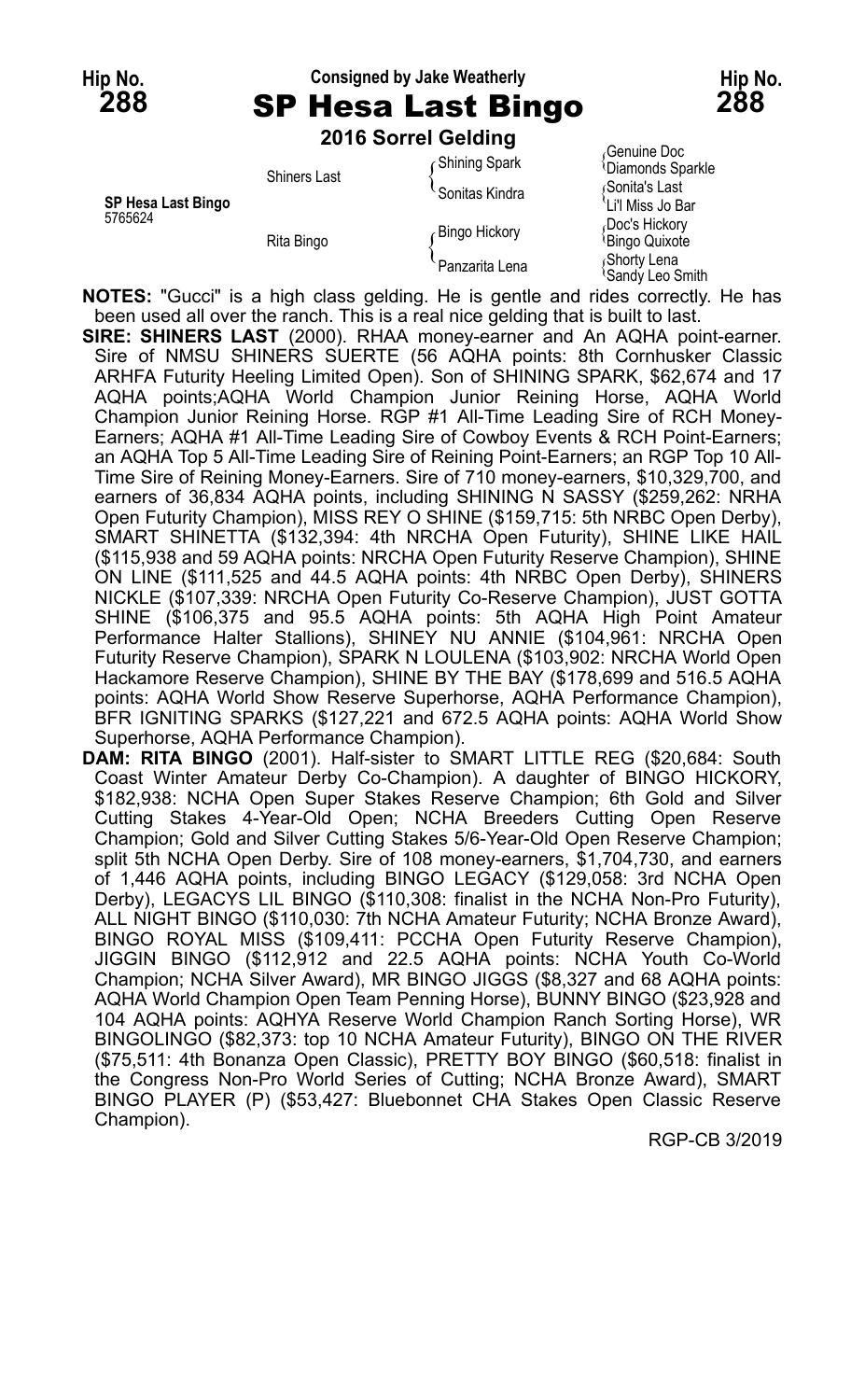Hip No. **288**

Consigned by Jake Weatherly

# SP Hesa Last Bingo

Hip No. **288**

**2016 Sorrel Gelding**

| | | | |
|---|---|---|---|
| **SP Hesa Last Bingo** 5765624 | Shiners Last | Shining Spark | Genuine Doc |
| | | | Diamonds Sparkle |
| | | Sonitas Kindra | Sonita's Last |
| | | | Li'l Miss Jo Bar |
| | Rita Bingo | Bingo Hickory | Doc's Hickory |
| | | | Bingo Quixote |
| | | Panzarita Lena | Shorty Lena |
| | | | Sandy Leo Smith |

**NOTES:** "Gucci" is a high class gelding. He is gentle and rides correctly. He has been used all over the ranch. This is a real nice gelding that is built to last.

**SIRE: SHINERS LAST** (2000). RHAA money-earner and An AQHA point-earner. Sire of NMSU SHINERS SUERTE (56 AQHA points: 8th Cornhusker Classic ARHFA Futurity Heeling Limited Open). Son of SHINING SPARK, $62,674 and 17 AQHA points;AQHA World Champion Junior Reining Horse, AQHA World Champion Junior Reining Horse. RGP #1 All-Time Leading Sire of RCH Money-Earners; AQHA #1 All-Time Leading Sire of Cowboy Events & RCH Point-Earners; an AQHA Top 5 All-Time Leading Sire of Reining Point-Earners; an RGP Top 10 All-Time Sire of Reining Money-Earners. Sire of 710 money-earners, $10,329,700, and earners of 36,834 AQHA points, including SHINING N SASSY ($259,262: NRHA Open Futurity Champion), MISS REY O SHINE ($159,715: 5th NRBC Open Derby), SMART SHINETTA ($132,394: 4th NRCHA Open Futurity), SHINE LIKE HAIL ($115,938 and 59 AQHA points: NRCHA Open Futurity Reserve Champion), SHINE ON LINE ($111,525 and 44.5 AQHA points: 4th NRBC Open Derby), SHINERS NICKLE ($107,339: NRCHA Open Futurity Co-Reserve Champion), JUST GOTTA SHINE ($106,375 and 95.5 AQHA points: 5th AQHA High Point Amateur Performance Halter Stallions), SHINEY NU ANNIE ($104,961: NRCHA Open Futurity Reserve Champion), SPARK N LOULENA ($103,902: NRCHA World Open Hackamore Reserve Champion), SHINE BY THE BAY ($178,699 and 516.5 AQHA points: AQHA World Show Reserve Superhorse, AQHA Performance Champion), BFR IGNITING SPARKS ($127,221 and 672.5 AQHA points: AQHA World Show Superhorse, AQHA Performance Champion).

**DAM: RITA BINGO** (2001). Half-sister to SMART LITTLE REG ($20,684: South Coast Winter Amateur Derby Co-Champion). A daughter of BINGO HICKORY, $182,938: NCHA Open Super Stakes Reserve Champion; 6th Gold and Silver Cutting Stakes 4-Year-Old Open; NCHA Breeders Cutting Open Reserve Champion; Gold and Silver Cutting Stakes 5/6-Year-Old Open Reserve Champion; split 5th NCHA Open Derby. Sire of 108 money-earners, $1,704,730, and earners of 1,446 AQHA points, including BINGO LEGACY ($129,058: 3rd NCHA Open Derby), LEGACYS LIL BINGO ($110,308: finalist in the NCHA Non-Pro Futurity), ALL NIGHT BINGO ($110,030: 7th NCHA Amateur Futurity; NCHA Bronze Award), BINGO ROYAL MISS ($109,411: PCCHA Open Futurity Reserve Champion), JIGGIN BINGO ($112,912 and 22.5 AQHA points: NCHA Youth Co-World Champion; NCHA Silver Award), MR BINGO JIGGS ($8,327 and 68 AQHA points: AQHA World Champion Open Team Penning Horse), BUNNY BINGO ($23,928 and 104 AQHA points: AQHYA Reserve World Champion Ranch Sorting Horse), WR BINGOLINGO ($82,373: top 10 NCHA Amateur Futurity), BINGO ON THE RIVER ($75,511: 4th Bonanza Open Classic), PRETTY BOY BINGO ($60,518: finalist in the Congress Non-Pro World Series of Cutting; NCHA Bronze Award), SMART BINGO PLAYER (P) ($53,427: Bluebonnet CHA Stakes Open Classic Reserve Champion).

RGP-CB 3/2019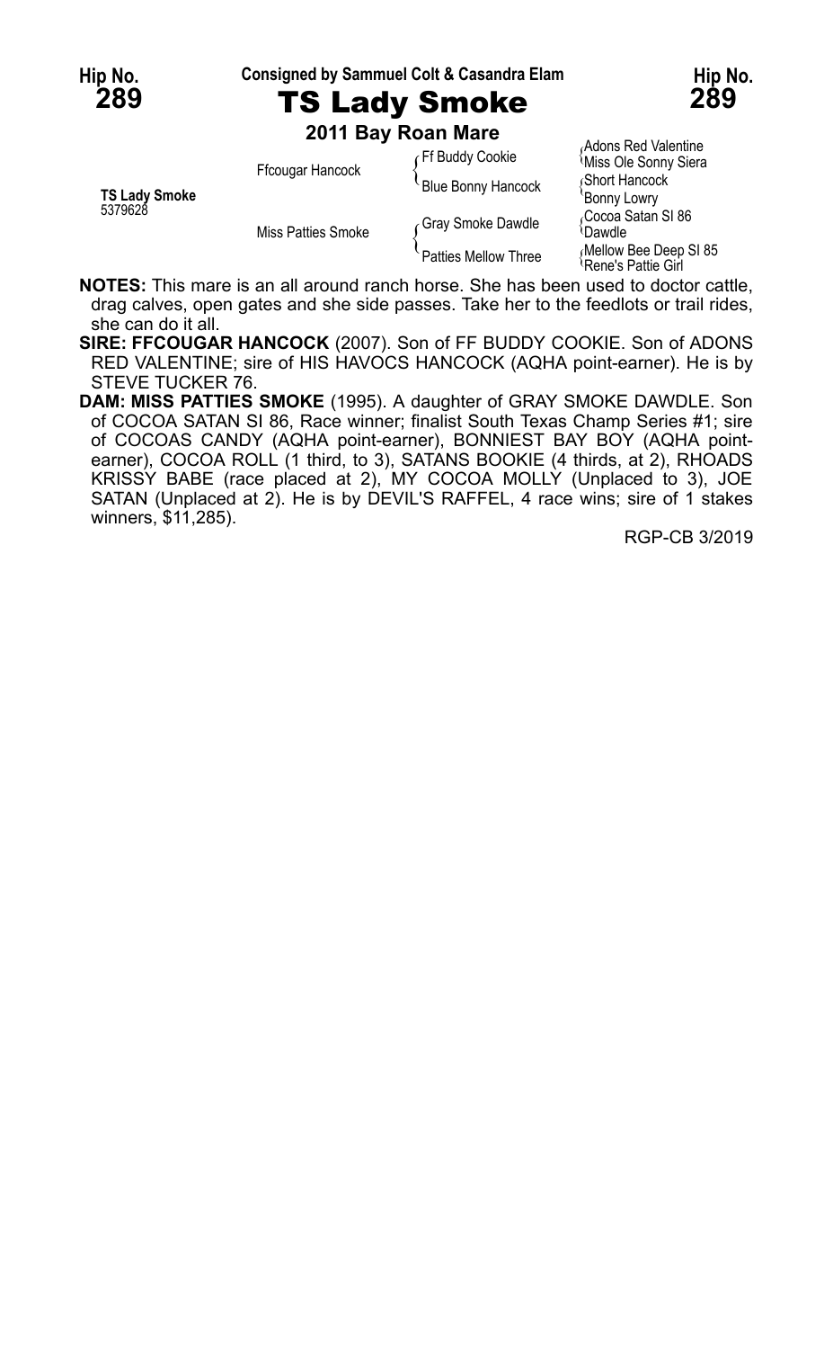**Hip No. 289** — Consigned by Sammuel Colt & Casandra Elam — **Hip No. 289**

# TS Lady Smoke

**2011 Bay Roan Mare**

| | | | |
|---|---|---|---|
| **TS Lady Smoke** 5379628 | Ffcougar Hancock | Ff Buddy Cookie | Adons Red Valentine |
| | | | Miss Ole Sonny Siera |
| | | Blue Bonny Hancock | Short Hancock |
| | | | Bonny Lowry |
| | Miss Patties Smoke | Gray Smoke Dawdle | Cocoa Satan SI 86 |
| | | | Dawdle |
| | | Patties Mellow Three | Mellow Bee Deep SI 85 |
| | | | Rene's Pattie Girl |

**NOTES:** This mare is an all around ranch horse. She has been used to doctor cattle, drag calves, open gates and she side passes. Take her to the feedlots or trail rides, she can do it all.

**SIRE: FFCOUGAR HANCOCK** (2007). Son of FF BUDDY COOKIE. Son of ADONS RED VALENTINE; sire of HIS HAVOCS HANCOCK (AQHA point-earner). He is by STEVE TUCKER 76.

**DAM: MISS PATTIES SMOKE** (1995). A daughter of GRAY SMOKE DAWDLE. Son of COCOA SATAN SI 86, Race winner; finalist South Texas Champ Series #1; sire of COCOAS CANDY (AQHA point-earner), BONNIEST BAY BOY (AQHA point-earner), COCOA ROLL (1 third, to 3), SATANS BOOKIE (4 thirds, at 2), RHOADS KRISSY BABE (race placed at 2), MY COCOA MOLLY (Unplaced to 3), JOE SATAN (Unplaced at 2). He is by DEVIL'S RAFFEL, 4 race wins; sire of 1 stakes winners, $11,285).

RGP-CB 3/2019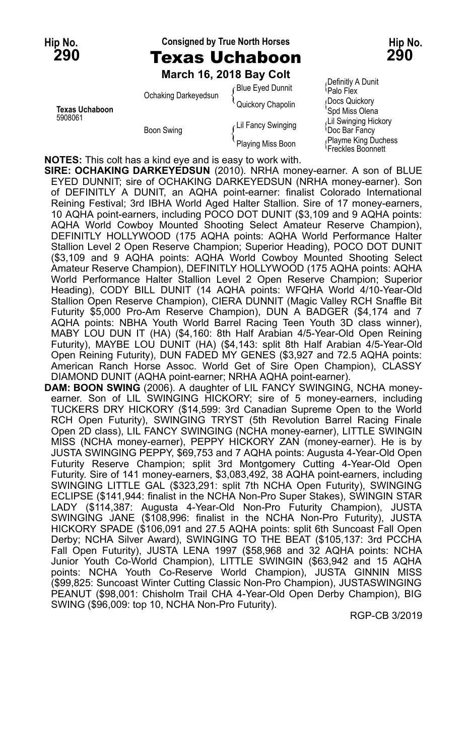Hip No. **290** — Consigned by True North Horses — Hip No. **290**

# Texas Uchaboon

**March 16, 2018 Bay Colt**

| | | | |
|---|---|---|---|
| **Texas Uchaboon** 5908061 | Ochaking Darkeyedsun | Blue Eyed Dunnit | Definitly A Dunit |
| | | | Palo Flex |
| | | Quickory Chapolin | Docs Quickory |
| | | | Spd Miss Olena |
| | Boon Swing | Lil Fancy Swinging | Lil Swinging Hickory |
| | | | Doc Bar Fancy |
| | | Playing Miss Boon | Playme King Duchess |
| | | | Freckles Boonnett |

**NOTES:** This colt has a kind eye and is easy to work with.

**SIRE: OCHAKING DARKEYEDSUN** (2010). NRHA money-earner. A son of BLUE EYED DUNNIT; sire of OCHAKING DARKEYEDSUN (NRHA money-earner). Son of DEFINITLY A DUNIT, an AQHA point-earner: finalist Colorado International Reining Festival; 3rd IBHA World Aged Halter Stallion. Sire of 17 money-earners, 10 AQHA point-earners, including POCO DOT DUNIT ($3,109 and 9 AQHA points: AQHA World Cowboy Mounted Shooting Select Amateur Reserve Champion), DEFINITLY HOLLYWOOD (175 AQHA points: AQHA World Performance Halter Stallion Level 2 Open Reserve Champion; Superior Heading), POCO DOT DUNIT ($3,109 and 9 AQHA points: AQHA World Cowboy Mounted Shooting Select Amateur Reserve Champion), DEFINITLY HOLLYWOOD (175 AQHA points: AQHA World Performance Halter Stallion Level 2 Open Reserve Champion; Superior Heading), CODY BILL DUNIT (14 AQHA points: WFQHA World 4/10-Year-Old Stallion Open Reserve Champion), CIERA DUNNIT (Magic Valley RCH Snaffle Bit Futurity $5,000 Pro-Am Reserve Champion), DUN A BADGER ($4,174 and 7 AQHA points: NBHA Youth World Barrel Racing Teen Youth 3D class winner), MABY LOU DUN IT (HA) ($4,160: 8th Half Arabian 4/5-Year-Old Open Reining Futurity), MAYBE LOU DUNIT (HA) ($4,143: split 8th Half Arabian 4/5-Year-Old Open Reining Futurity), DUN FADED MY GENES ($3,927 and 72.5 AQHA points: American Ranch Horse Assoc. World Get of Sire Open Champion), CLASSY DIAMOND DUNIT (AQHA point-earner; NRHA AQHA point-earner).

**DAM: BOON SWING** (2006). A daughter of LIL FANCY SWINGING, NCHA money-earner. Son of LIL SWINGING HICKORY; sire of 5 money-earners, including TUCKERS DRY HICKORY ($14,599: 3rd Canadian Supreme Open to the World RCH Open Futurity), SWINGING TRYST (5th Revolution Barrel Racing Finale Open 2D class), LIL FANCY SWINGING (NCHA money-earner), LITTLE SWINGIN MISS (NCHA money-earner), PEPPY HICKORY ZAN (money-earner). He is by JUSTA SWINGING PEPPY, $69,753 and 7 AQHA points: Augusta 4-Year-Old Open Futurity Reserve Champion; split 3rd Montgomery Cutting 4-Year-Old Open Futurity. Sire of 141 money-earners, $3,083,492, 38 AQHA point-earners, including SWINGING LITTLE GAL ($323,291: split 7th NCHA Open Futurity), SWINGING ECLIPSE ($141,944: finalist in the NCHA Non-Pro Super Stakes), SWINGIN STAR LADY ($114,387: Augusta 4-Year-Old Non-Pro Futurity Champion), JUSTA SWINGING JANE ($108,996: finalist in the NCHA Non-Pro Futurity), JUSTA HICKORY SPADE ($106,091 and 27.5 AQHA points: split 6th Suncoast Fall Open Derby; NCHA Silver Award), SWINGING TO THE BEAT ($105,137: 3rd PCCHA Fall Open Futurity), JUSTA LENA 1997 ($58,968 and 32 AQHA points: NCHA Junior Youth Co-World Champion), LITTLE SWINGIN ($63,942 and 15 AQHA points: NCHA Youth Co-Reserve World Champion), JUSTA GINNIN MISS ($99,825: Suncoast Winter Cutting Classic Non-Pro Champion), JUSTASWINGING PEANUT ($98,001: Chisholm Trail CHA 4-Year-Old Open Derby Champion), BIG SWING ($96,009: top 10, NCHA Non-Pro Futurity).

RGP-CB 3/2019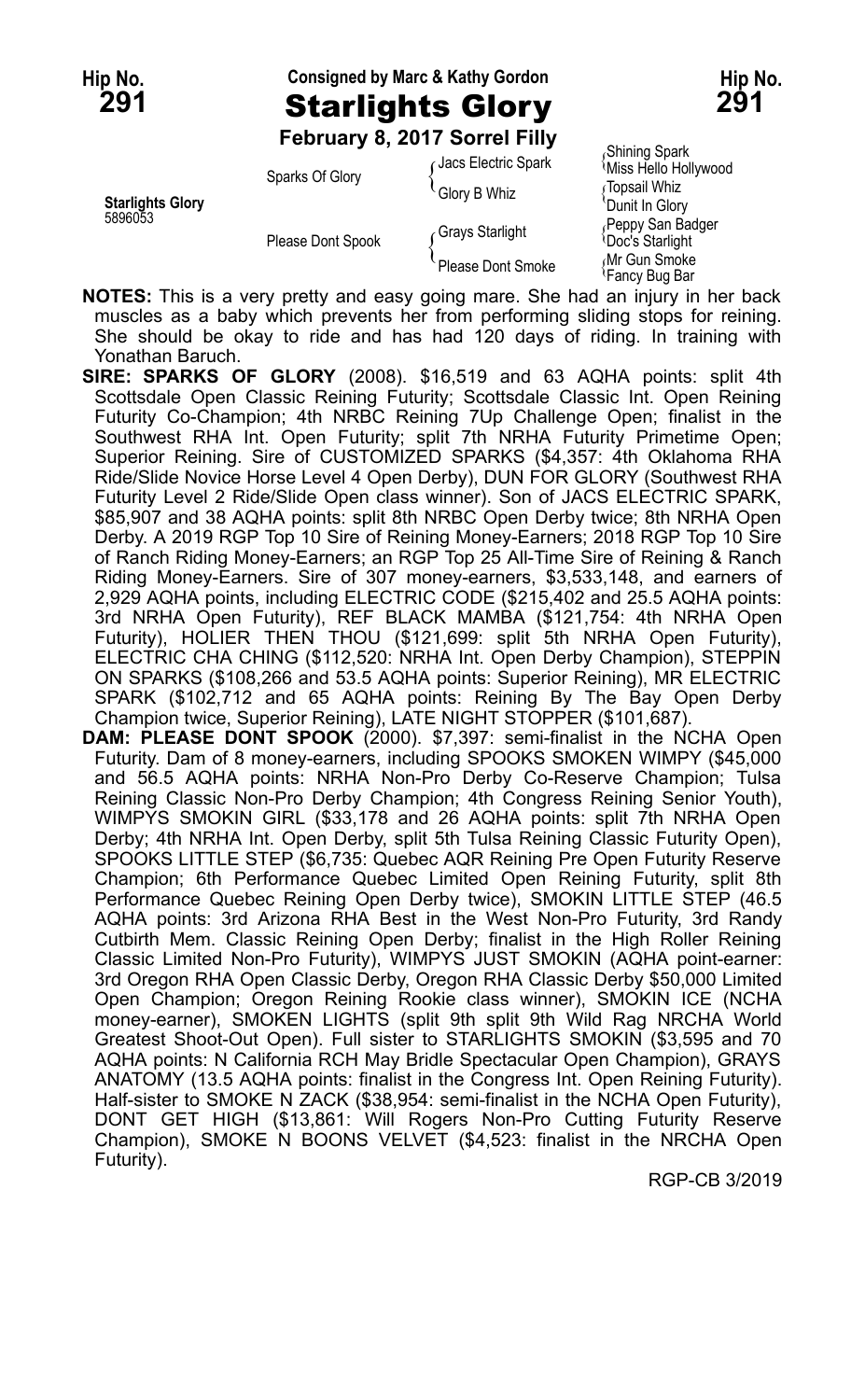**Hip No. 291** — Consigned by Marc & Kathy Gordon — **Hip No. 291**

# Starlights Glory

**February 8, 2017 Sorrel Filly**

| | | | |
|---|---|---|---|
| **Starlights Glory** 5896053 | Sparks Of Glory | Jacs Electric Spark | Shining Spark |
| | | | Miss Hello Hollywood |
| | | Glory B Whiz | Topsail Whiz |
| | | | Dunit In Glory |
| | Please Dont Spook | Grays Starlight | Peppy San Badger |
| | | | Doc's Starlight |
| | | Please Dont Smoke | Mr Gun Smoke |
| | | | Fancy Bug Bar |

**NOTES:** This is a very pretty and easy going mare. She had an injury in her back muscles as a baby which prevents her from performing sliding stops for reining. She should be okay to ride and has had 120 days of riding. In training with Yonathan Baruch.

**SIRE: SPARKS OF GLORY** (2008). $16,519 and 63 AQHA points: split 4th Scottsdale Open Classic Reining Futurity; Scottsdale Classic Int. Open Reining Futurity Co-Champion; 4th NRBC Reining 7Up Challenge Open; finalist in the Southwest RHA Int. Open Futurity; split 7th NRHA Futurity Primetime Open; Superior Reining. Sire of CUSTOMIZED SPARKS ($4,357: 4th Oklahoma RHA Ride/Slide Novice Horse Level 4 Open Derby), DUN FOR GLORY (Southwest RHA Futurity Level 2 Ride/Slide Open class winner). Son of JACS ELECTRIC SPARK, $85,907 and 38 AQHA points: split 8th NRBC Open Derby twice; 8th NRHA Open Derby. A 2019 RGP Top 10 Sire of Reining Money-Earners; 2018 RGP Top 10 Sire of Ranch Riding Money-Earners; an RGP Top 25 All-Time Sire of Reining & Ranch Riding Money-Earners. Sire of 307 money-earners, $3,533,148, and earners of 2,929 AQHA points, including ELECTRIC CODE ($215,402 and 25.5 AQHA points: 3rd NRHA Open Futurity), REF BLACK MAMBA ($121,754: 4th NRHA Open Futurity), HOLIER THEN THOU ($121,699: split 5th NRHA Open Futurity), ELECTRIC CHA CHING ($112,520: NRHA Int. Open Derby Champion), STEPPIN ON SPARKS ($108,266 and 53.5 AQHA points: Superior Reining), MR ELECTRIC SPARK ($102,712 and 65 AQHA points: Reining By The Bay Open Derby Champion twice, Superior Reining), LATE NIGHT STOPPER ($101,687).

**DAM: PLEASE DONT SPOOK** (2000). $7,397: semi-finalist in the NCHA Open Futurity. Dam of 8 money-earners, including SPOOKS SMOKEN WIMPY ($45,000 and 56.5 AQHA points: NRHA Non-Pro Derby Co-Reserve Champion; Tulsa Reining Classic Non-Pro Derby Champion; 4th Congress Reining Senior Youth), WIMPYS SMOKIN GIRL ($33,178 and 26 AQHA points: split 7th NRHA Open Derby; 4th NRHA Int. Open Derby, split 5th Tulsa Reining Classic Futurity Open), SPOOKS LITTLE STEP ($6,735: Quebec AQR Reining Pre Open Futurity Reserve Champion; 6th Performance Quebec Limited Open Reining Futurity, split 8th Performance Quebec Reining Open Derby twice), SMOKIN LITTLE STEP (46.5 AQHA points: 3rd Arizona RHA Best in the West Non-Pro Futurity, 3rd Randy Cutbirth Mem. Classic Reining Open Derby; finalist in the High Roller Reining Classic Limited Non-Pro Futurity), WIMPYS JUST SMOKIN (AQHA point-earner: 3rd Oregon RHA Open Classic Derby, Oregon RHA Classic Derby $50,000 Limited Open Champion; Oregon Reining Rookie class winner), SMOKIN ICE (NCHA money-earner), SMOKEN LIGHTS (split 9th split 9th Wild Rag NRCHA World Greatest Shoot-Out Open). Full sister to STARLIGHTS SMOKIN ($3,595 and 70 AQHA points: N California RCH May Bridle Spectacular Open Champion), GRAYS ANATOMY (13.5 AQHA points: finalist in the Congress Int. Open Reining Futurity). Half-sister to SMOKE N ZACK ($38,954: semi-finalist in the NCHA Open Futurity), DONT GET HIGH ($13,861: Will Rogers Non-Pro Cutting Futurity Reserve Champion), SMOKE N BOONS VELVET ($4,523: finalist in the NRCHA Open Futurity).

RGP-CB 3/2019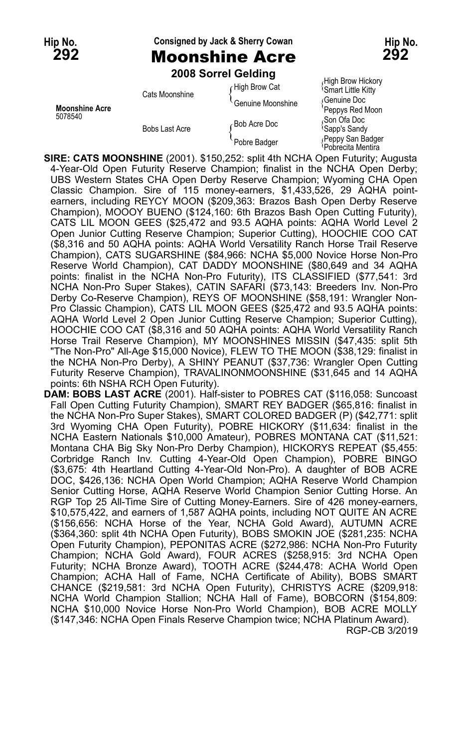Hip No. **292**

Consigned by Jack & Sherry Cowan

# Moonshine Acre

Hip No. **292**

**2008 Sorrel Gelding**

| | | | |
|---|---|---|---|
| **Moonshine Acre** 5078540 | Cats Moonshine | High Brow Cat | High Brow Hickory |
| | | | Smart Little Kitty |
| | | Genuine Moonshine | Genuine Doc |
| | | | Peppys Red Moon |
| | Bobs Last Acre | Bob Acre Doc | Son Ofa Doc |
| | | | Sapp's Sandy |
| | | Pobre Badger | Peppy San Badger |
| | | | Pobrecita Mentira |

**SIRE: CATS MOONSHINE** (2001). $150,252: split 4th NCHA Open Futurity; Augusta 4-Year-Old Open Futurity Reserve Champion; finalist in the NCHA Open Derby; UBS Western States CHA Open Derby Reserve Champion; Wyoming CHA Open Classic Champion. Sire of 115 money-earners, $1,433,526, 29 AQHA point-earners, including REYCY MOON ($209,363: Brazos Bash Open Derby Reserve Champion), MOOOY BUENO ($124,160: 6th Brazos Bash Open Cutting Futurity), CATS LIL MOON GEES ($25,472 and 93.5 AQHA points: AQHA World Level 2 Open Junior Cutting Reserve Champion; Superior Cutting), HOOCHIE COO CAT ($8,316 and 50 AQHA points: AQHA World Versatility Ranch Horse Trail Reserve Champion), CATS SUGARSHINE ($84,966: NCHA $5,000 Novice Horse Non-Pro Reserve World Champion), CAT DADDY MOONSHINE ($80,649 and 34 AQHA points: finalist in the NCHA Non-Pro Futurity), ITS CLASSIFIED ($77,541: 3rd NCHA Non-Pro Super Stakes), CATIN SAFARI ($73,143: Breeders Inv. Non-Pro Derby Co-Reserve Champion), REYS OF MOONSHINE ($58,191: Wrangler Non-Pro Classic Champion), CATS LIL MOON GEES ($25,472 and 93.5 AQHA points: AQHA World Level 2 Open Junior Cutting Reserve Champion; Superior Cutting), HOOCHIE COO CAT ($8,316 and 50 AQHA points: AQHA World Versatility Ranch Horse Trail Reserve Champion), MY MOONSHINES MISSIN ($47,435: split 5th "The Non-Pro" All-Age $15,000 Novice), FLEW TO THE MOON ($38,129: finalist in the NCHA Non-Pro Derby), A SHINY PEANUT ($37,736: Wrangler Open Cutting Futurity Reserve Champion), TRAVALINONMOONSHINE ($31,645 and 14 AQHA points: 6th NSHA RCH Open Futurity).

**DAM: BOBS LAST ACRE** (2001). Half-sister to POBRES CAT ($116,058: Suncoast Fall Open Cutting Futurity Champion), SMART REY BADGER ($65,816: finalist in the NCHA Non-Pro Super Stakes), SMART COLORED BADGER (P) ($42,771: split 3rd Wyoming CHA Open Futurity), POBRE HICKORY ($11,634: finalist in the NCHA Eastern Nationals $10,000 Amateur), POBRES MONTANA CAT ($11,521: Montana CHA Big Sky Non-Pro Derby Champion), HICKORYS REPEAT ($5,455: Corbridge Ranch Inv. Cutting 4-Year-Old Open Champion), POBRE BINGO ($3,675: 4th Heartland Cutting 4-Year-Old Non-Pro). A daughter of BOB ACRE DOC, $426,136: NCHA Open World Champion; AQHA Reserve World Champion Senior Cutting Horse, AQHA Reserve World Champion Senior Cutting Horse. An RGP Top 25 All-Time Sire of Cutting Money-Earners. Sire of 426 money-earners, $10,575,422, and earners of 1,587 AQHA points, including NOT QUITE AN ACRE ($156,656: NCHA Horse of the Year, NCHA Gold Award), AUTUMN ACRE ($364,360: split 4th NCHA Open Futurity), BOBS SMOKIN JOE ($281,235: NCHA Open Futurity Champion), PEPONITAS ACRE ($272,986: NCHA Non-Pro Futurity Champion; NCHA Gold Award), FOUR ACRES ($258,915: 3rd NCHA Open Futurity; NCHA Bronze Award), TOOTH ACRE ($244,478: ACHA World Open Champion; ACHA Hall of Fame, NCHA Certificate of Ability), BOBS SMART CHANCE ($219,581: 3rd NCHA Open Futurity), CHRISTYS ACRE ($209,918: NCHA World Champion Stallion; NCHA Hall of Fame), BOBCORN ($154,809: NCHA $10,000 Novice Horse Non-Pro World Champion), BOB ACRE MOLLY ($147,346: NCHA Open Finals Reserve Champion twice; NCHA Platinum Award).

RGP-CB 3/2019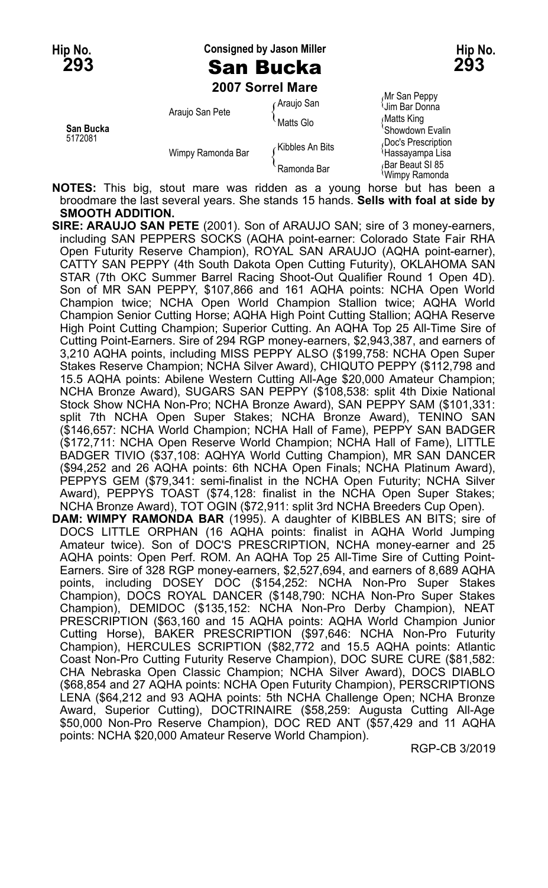**Hip No. 293** — Consigned by Jason Miller — **Hip No. 293**

# San Bucka

**2007 Sorrel Mare**

| | | | |
|---|---|---|---|
| **San Bucka** 5172081 | Araujo San Pete | Araujo San | Mr San Peppy |
| | | | Jim Bar Donna |
| | | Matts Glo | Matts King |
| | | | Showdown Evalin |
| | Wimpy Ramonda Bar | Kibbles An Bits | Doc's Prescription |
| | | | Hassayampa Lisa |
| | | Ramonda Bar | Bar Beaut SI 85 |
| | | | Wimpy Ramonda |

**NOTES:** This big, stout mare was ridden as a young horse but has been a broodmare the last several years. She stands 15 hands. **Sells with foal at side by SMOOTH ADDITION.**

**SIRE: ARAUJO SAN PETE** (2001). Son of ARAUJO SAN; sire of 3 money-earners, including SAN PEPPERS SOCKS (AQHA point-earner: Colorado State Fair RHA Open Futurity Reserve Champion), ROYAL SAN ARAUJO (AQHA point-earner), CATTY SAN PEPPY (4th South Dakota Open Cutting Futurity), OKLAHOMA SAN STAR (7th OKC Summer Barrel Racing Shoot-Out Qualifier Round 1 Open 4D). Son of MR SAN PEPPY, $107,866 and 161 AQHA points: NCHA Open World Champion twice; NCHA Open World Champion Stallion twice; AQHA World Champion Senior Cutting Horse; AQHA High Point Cutting Stallion; AQHA Reserve High Point Cutting Champion; Superior Cutting. An AQHA Top 25 All-Time Sire of Cutting Point-Earners. Sire of 294 RGP money-earners, $2,943,387, and earners of 3,210 AQHA points, including MISS PEPPY ALSO ($199,758: NCHA Open Super Stakes Reserve Champion; NCHA Silver Award), CHIQUTO PEPPY ($112,798 and 15.5 AQHA points: Abilene Western Cutting All-Age $20,000 Amateur Champion; NCHA Bronze Award), SUGARS SAN PEPPY ($108,538: split 4th Dixie National Stock Show NCHA Non-Pro; NCHA Bronze Award), SAN PEPPY SAM ($101,331: split 7th NCHA Open Super Stakes; NCHA Bronze Award), TENINO SAN ($146,657: NCHA World Champion; NCHA Hall of Fame), PEPPY SAN BADGER ($172,711: NCHA Open Reserve World Champion; NCHA Hall of Fame), LITTLE BADGER TIVIO ($37,108: AQHYA World Cutting Champion), MR SAN DANCER ($94,252 and 26 AQHA points: 6th NCHA Open Finals; NCHA Platinum Award), PEPPYS GEM ($79,341: semi-finalist in the NCHA Open Futurity; NCHA Silver Award), PEPPYS TOAST ($74,128: finalist in the NCHA Open Super Stakes; NCHA Bronze Award), TOT OGIN ($72,911: split 3rd NCHA Breeders Cup Open).

**DAM: WIMPY RAMONDA BAR** (1995). A daughter of KIBBLES AN BITS; sire of DOCS LITTLE ORPHAN (16 AQHA points: finalist in AQHA World Jumping Amateur twice). Son of DOC'S PRESCRIPTION, NCHA money-earner and 25 AQHA points: Open Perf. ROM. An AQHA Top 25 All-Time Sire of Cutting Point-Earners. Sire of 328 RGP money-earners, $2,527,694, and earners of 8,689 AQHA points, including DOSEY DOC ($154,252: NCHA Non-Pro Super Stakes Champion), DOCS ROYAL DANCER ($148,790: NCHA Non-Pro Super Stakes Champion), DEMIDOC ($135,152: NCHA Non-Pro Derby Champion), NEAT PRESCRIPTION ($63,160 and 15 AQHA points: AQHA World Champion Junior Cutting Horse), BAKER PRESCRIPTION ($97,646: NCHA Non-Pro Futurity Champion), HERCULES SCRIPTION ($82,772 and 15.5 AQHA points: Atlantic Coast Non-Pro Cutting Futurity Reserve Champion), DOC SURE CURE ($81,582: CHA Nebraska Open Classic Champion; NCHA Silver Award), DOCS DIABLO ($68,854 and 27 AQHA points: NCHA Open Futurity Champion), PERSCRIPTIONS LENA ($64,212 and 93 AQHA points: 5th NCHA Challenge Open; NCHA Bronze Award, Superior Cutting), DOCTRINAIRE ($58,259: Augusta Cutting All-Age $50,000 Non-Pro Reserve Champion), DOC RED ANT ($57,429 and 11 AQHA points: NCHA $20,000 Amateur Reserve World Champion).

RGP-CB 3/2019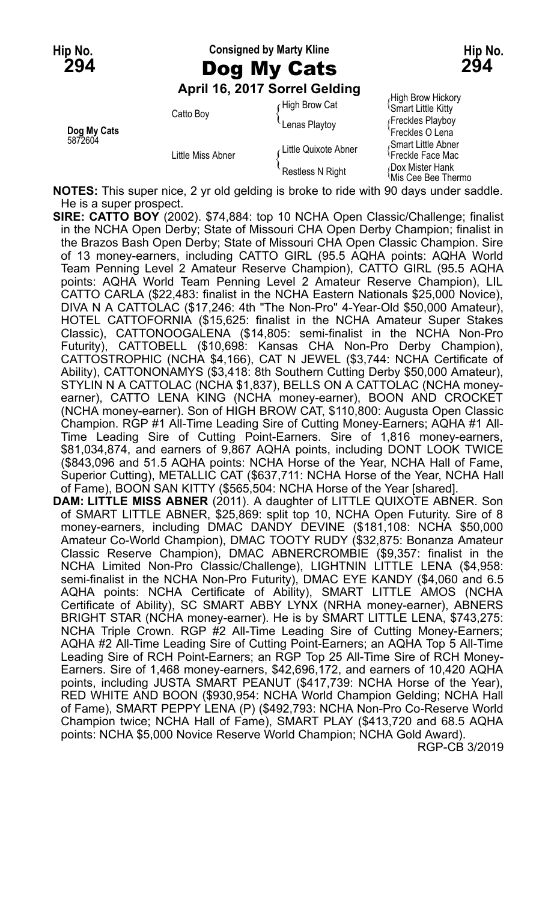Hip No. **294**

Consigned by Marty Kline

# Dog My Cats

Hip No. **294**

**April 16, 2017 Sorrel Gelding**

| | | | |
|---|---|---|---|
| **Dog My Cats** 5872604 | Catto Boy | High Brow Cat | High Brow Hickory |
| | | | Smart Little Kitty |
| | | Lenas Playtoy | Freckles Playboy |
| | | | Freckles O Lena |
| | Little Miss Abner | Little Quixote Abner | Smart Little Abner |
| | | | Freckle Face Mac |
| | | Restless N Right | Dox Mister Hank |
| | | | Mis Cee Bee Thermo |

**NOTES:** This super nice, 2 yr old gelding is broke to ride with 90 days under saddle. He is a super prospect.

**SIRE: CATTO BOY** (2002). $74,884: top 10 NCHA Open Classic/Challenge; finalist in the NCHA Open Derby; State of Missouri CHA Open Derby Champion; finalist in the Brazos Bash Open Derby; State of Missouri CHA Open Classic Champion. Sire of 13 money-earners, including CATTO GIRL (95.5 AQHA points: AQHA World Team Penning Level 2 Amateur Reserve Champion), CATTO GIRL (95.5 AQHA points: AQHA World Team Penning Level 2 Amateur Reserve Champion), LIL CATTO CARLA ($22,483: finalist in the NCHA Eastern Nationals $25,000 Novice), DIVA N A CATTOLAC ($17,246: 4th "The Non-Pro" 4-Year-Old $50,000 Amateur), HOTEL CATTOFORNIA ($15,625: finalist in the NCHA Amateur Super Stakes Classic), CATTONOOGALENA ($14,805: semi-finalist in the NCHA Non-Pro Futurity), CATTOBELL ($10,698: Kansas CHA Non-Pro Derby Champion), CATTOSTROPHIC (NCHA $4,166), CAT N JEWEL ($3,744: NCHA Certificate of Ability), CATTONONAMYS ($3,418: 8th Southern Cutting Derby $50,000 Amateur), STYLIN N A CATTOLAC (NCHA $1,837), BELLS ON A CATTOLAC (NCHA money-earner), CATTO LENA KING (NCHA money-earner), BOON AND CROCKET (NCHA money-earner). Son of HIGH BROW CAT, $110,800: Augusta Open Classic Champion. RGP #1 All-Time Leading Sire of Cutting Money-Earners; AQHA #1 All-Time Leading Sire of Cutting Point-Earners. Sire of 1,816 money-earners, $81,034,874, and earners of 9,867 AQHA points, including DONT LOOK TWICE ($843,096 and 51.5 AQHA points: NCHA Horse of the Year, NCHA Hall of Fame, Superior Cutting), METALLIC CAT ($637,711: NCHA Horse of the Year, NCHA Hall of Fame), BOON SAN KITTY ($565,504: NCHA Horse of the Year [shared].

**DAM: LITTLE MISS ABNER** (2011). A daughter of LITTLE QUIXOTE ABNER. Son of SMART LITTLE ABNER, $25,869: split top 10, NCHA Open Futurity. Sire of 8 money-earners, including DMAC DANDY DEVINE ($181,108: NCHA $50,000 Amateur Co-World Champion), DMAC TOOTY RUDY ($32,875: Bonanza Amateur Classic Reserve Champion), DMAC ABNERCROMBIE ($9,357: finalist in the NCHA Limited Non-Pro Classic/Challenge), LIGHTNIN LITTLE LENA ($4,958: semi-finalist in the NCHA Non-Pro Futurity), DMAC EYE KANDY ($4,060 and 6.5 AQHA points: NCHA Certificate of Ability), SMART LITTLE AMOS (NCHA Certificate of Ability), SC SMART ABBY LYNX (NRHA money-earner), ABNERS BRIGHT STAR (NCHA money-earner). He is by SMART LITTLE LENA, $743,275: NCHA Triple Crown. RGP #2 All-Time Leading Sire of Cutting Money-Earners; AQHA #2 All-Time Leading Sire of Cutting Point-Earners; an AQHA Top 5 All-Time Leading Sire of RCH Point-Earners; an RGP Top 25 All-Time Sire of RCH Money-Earners. Sire of 1,468 money-earners, $42,696,172, and earners of 10,420 AQHA points, including JUSTA SMART PEANUT ($417,739: NCHA Horse of the Year), RED WHITE AND BOON ($930,954: NCHA World Champion Gelding; NCHA Hall of Fame), SMART PEPPY LENA (P) ($492,793: NCHA Non-Pro Co-Reserve World Champion twice; NCHA Hall of Fame), SMART PLAY ($413,720 and 68.5 AQHA points: NCHA $5,000 Novice Reserve World Champion; NCHA Gold Award).

RGP-CB 3/2019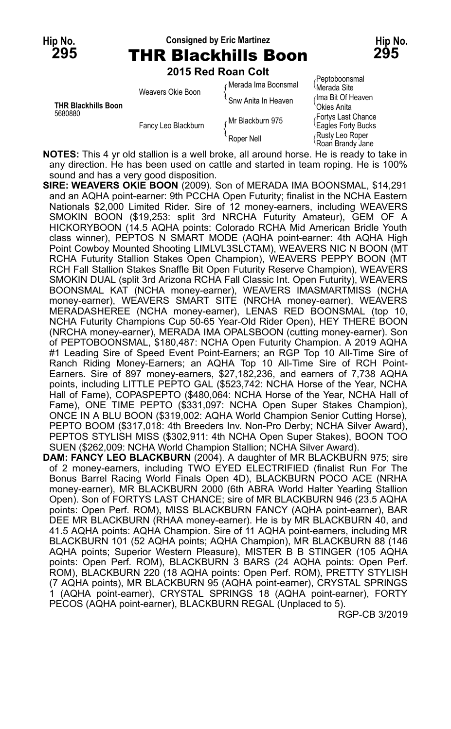Hip No. **295**

Consigned by Eric Martinez

# THR Blackhills Boon

Hip No. **295**

**2015 Red Roan Colt**

| | | | |
|---|---|---|---|
| **THR Blackhills Boon** 5680880 | Weavers Okie Boon | Merada Ima Boonsmal | Peptoboonsmal |
| | | | Merada Site |
| | | Snw Anita In Heaven | Ima Bit Of Heaven |
| | | | Okies Anita |
| | Fancy Leo Blackburn | Mr Blackburn 975 | Fortys Last Chance |
| | | | Eagles Forty Bucks |
| | | Roper Nell | Rusty Leo Roper |
| | | | Roan Brandy Jane |

**NOTES:** This 4 yr old stallion is a well broke, all around horse. He is ready to take in any direction. He has been used on cattle and started in team roping. He is 100% sound and has a very good disposition.

**SIRE: WEAVERS OKIE BOON** (2009). Son of MERADA IMA BOONSMAL, $14,291 and an AQHA point-earner: 9th PCCHA Open Futurity; finalist in the NCHA Eastern Nationals $2,000 Limited Rider. Sire of 12 money-earners, including WEAVERS SMOKIN BOON ($19,253: split 3rd NRCHA Futurity Amateur), GEM OF A HICKORYBOON (14.5 AQHA points: Colorado RCHA Mid American Bridle Youth class winner), PEPTOS N SMART MODE (AQHA point-earner: 4th AQHA High Point Cowboy Mounted Shooting LIMLVL3SLCTAM), WEAVERS NIC N BOON (MT RCHA Futurity Stallion Stakes Open Champion), WEAVERS PEPPY BOON (MT RCH Fall Stallion Stakes Snaffle Bit Open Futurity Reserve Champion), WEAVERS SMOKIN DUAL (split 3rd Arizona RCHA Fall Classic Int. Open Futurity), WEAVERS BOONSMAL KAT (NCHA money-earner), WEAVERS IMASMARTMISS (NCHA money-earner), WEAVERS SMART SITE (NRCHA money-earner), WEAVERS MERADASHEREE (NCHA money-earner), LENAS RED BOONSMAL (top 10, NCHA Futurity Champions Cup 50-65 Year-Old Rider Open), HEY THERE BOON (NRCHA money-earner), MERADA IMA OPALSBOON (cutting money-earner). Son of PEPTOBOONSMAL, $180,487: NCHA Open Futurity Champion. A 2019 AQHA #1 Leading Sire of Speed Event Point-Earners; an RGP Top 10 All-Time Sire of Ranch Riding Money-Earners; an AQHA Top 10 All-Time Sire of RCH Point-Earners. Sire of 897 money-earners, $27,182,236, and earners of 7,738 AQHA points, including LITTLE PEPTO GAL ($523,742: NCHA Horse of the Year, NCHA Hall of Fame), COPASPEPTO ($480,064: NCHA Horse of the Year, NCHA Hall of Fame), ONE TIME PEPTO ($331,097: NCHA Open Super Stakes Champion), ONCE IN A BLU BOON ($319,002: AQHA World Champion Senior Cutting Horse), PEPTO BOOM ($317,018: 4th Breeders Inv. Non-Pro Derby; NCHA Silver Award), PEPTOS STYLISH MISS ($302,911: 4th NCHA Open Super Stakes), BOON TOO SUEN ($262,009: NCHA World Champion Stallion; NCHA Silver Award).

**DAM: FANCY LEO BLACKBURN** (2004). A daughter of MR BLACKBURN 975; sire of 2 money-earners, including TWO EYED ELECTRIFIED (finalist Run For The Bonus Barrel Racing World Finals Open 4D), BLACKBURN POCO ACE (NRHA money-earner), MR BLACKBURN 2000 (6th ABRA World Halter Yearling Stallion Open). Son of FORTYS LAST CHANCE; sire of MR BLACKBURN 946 (23.5 AQHA points: Open Perf. ROM), MISS BLACKBURN FANCY (AQHA point-earner), BAR DEE MR BLACKBURN (RHAA money-earner). He is by MR BLACKBURN 40, and 41.5 AQHA points: AQHA Champion. Sire of 11 AQHA point-earners, including MR BLACKBURN 101 (52 AQHA points; AQHA Champion), MR BLACKBURN 88 (146 AQHA points; Superior Western Pleasure), MISTER B B STINGER (105 AQHA points: Open Perf. ROM), BLACKBURN 3 BARS (24 AQHA points: Open Perf. ROM), BLACKBURN 220 (18 AQHA points: Open Perf. ROM), PRETTY STYLISH (7 AQHA points), MR BLACKBURN 95 (AQHA point-earner), CRYSTAL SPRINGS 1 (AQHA point-earner), CRYSTAL SPRINGS 18 (AQHA point-earner), FORTY PECOS (AQHA point-earner), BLACKBURN REGAL (Unplaced to 5).

RGP-CB 3/2019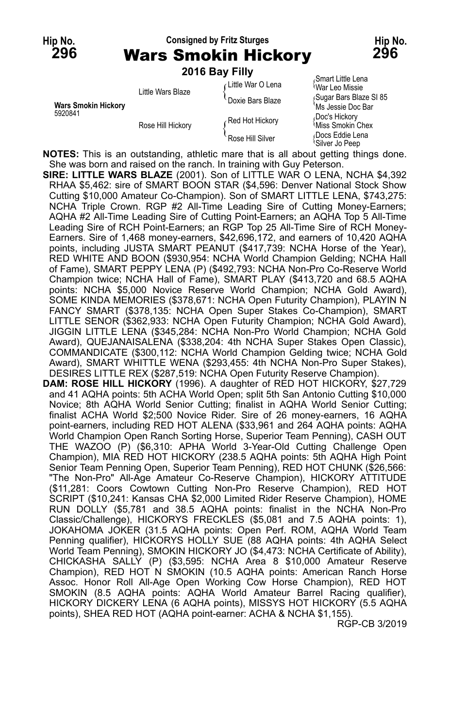Hip No. **296**

Consigned by Fritz Sturges

# Wars Smokin Hickory

Hip No. **296**

**2016 Bay Filly**

| | | | |
|---|---|---|---|
| **Wars Smokin Hickory** 5920841 | Little Wars Blaze | Little War O Lena | Smart Little Lena |
| | | | War Leo Missie |
| | | Doxie Bars Blaze | Sugar Bars Blaze Sl 85 |
| | | | Ms Jessie Doc Bar |
| | Rose Hill Hickory | Red Hot Hickory | Doc's Hickory |
| | | | Miss Smokin Chex |
| | | Rose Hill Silver | Docs Eddie Lena |
| | | | Silver Jo Peep |

**NOTES:** This is an outstanding, athletic mare that is all about getting things done. She was born and raised on the ranch. In training with Guy Peterson.

**SIRE: LITTLE WARS BLAZE** (2001). Son of LITTLE WAR O LENA, NCHA $4,392 RHAA $5,462: sire of SMART BOON STAR ($4,596: Denver National Stock Show Cutting $10,000 Amateur Co-Champion). Son of SMART LITTLE LENA, $743,275: NCHA Triple Crown. RGP #2 All-Time Leading Sire of Cutting Money-Earners; AQHA #2 All-Time Leading Sire of Cutting Point-Earners; an AQHA Top 5 All-Time Leading Sire of RCH Point-Earners; an RGP Top 25 All-Time Sire of RCH Money-Earners. Sire of 1,468 money-earners, $42,696,172, and earners of 10,420 AQHA points, including JUSTA SMART PEANUT ($417,739: NCHA Horse of the Year), RED WHITE AND BOON ($930,954: NCHA World Champion Gelding; NCHA Hall of Fame), SMART PEPPY LENA (P) ($492,793: NCHA Non-Pro Co-Reserve World Champion twice; NCHA Hall of Fame), SMART PLAY ($413,720 and 68.5 AQHA points: NCHA $5,000 Novice Reserve World Champion; NCHA Gold Award), SOME KINDA MEMORIES ($378,671: NCHA Open Futurity Champion), PLAYIN N FANCY SMART ($378,135: NCHA Open Super Stakes Co-Champion), SMART LITTLE SENOR ($362,933: NCHA Open Futurity Champion; NCHA Gold Award), JIGGIN LITTLE LENA ($345,284: NCHA Non-Pro World Champion; NCHA Gold Award), QUEJANAISALENA ($338,204: 4th NCHA Super Stakes Open Classic), COMMANDICATE ($300,112: NCHA World Champion Gelding twice; NCHA Gold Award), SMART WHITTLE WENA ($293,455: 4th NCHA Non-Pro Super Stakes), DESIRES LITTLE REX ($287,519: NCHA Open Futurity Reserve Champion).

**DAM: ROSE HILL HICKORY** (1996). A daughter of RED HOT HICKORY, $27,729 and 41 AQHA points: 5th ACHA World Open; split 5th San Antonio Cutting $10,000 Novice; 8th AQHA World Senior Cutting; finalist in AQHA World Senior Cutting; finalist ACHA World $2;500 Novice Rider. Sire of 26 money-earners, 16 AQHA point-earners, including RED HOT ALENA ($33,961 and 264 AQHA points: AQHA World Champion Open Ranch Sorting Horse, Superior Team Penning), CASH OUT THE WAZOO (P) ($6,310: APHA World 3-Year-Old Cutting Challenge Open Champion), MIA RED HOT HICKORY (238.5 AQHA points: 5th AQHA High Point Senior Team Penning Open, Superior Team Penning), RED HOT CHUNK ($26,566: "The Non-Pro" All-Age Amateur Co-Reserve Champion), HICKORY ATTITUDE ($11,281: Coors Cowtown Cutting Non-Pro Reserve Champion), RED HOT SCRIPT ($10,241: Kansas CHA $2,000 Limited Rider Reserve Champion), HOME RUN DOLLY ($5,781 and 38.5 AQHA points: finalist in the NCHA Non-Pro Classic/Challenge), HICKORYS FRECKLES ($5,081 and 7.5 AQHA points: 1), JOKAHOMA JOKER (31.5 AQHA points: Open Perf. ROM, AQHA World Team Penning qualifier), HICKORYS HOLLY SUE (88 AQHA points: 4th AQHA Select World Team Penning), SMOKIN HICKORY JO ($4,473: NCHA Certificate of Ability), CHICKASHA SALLY (P) ($3,595: NCHA Area 8 $10,000 Amateur Reserve Champion), RED HOT N SMOKIN (10.5 AQHA points: American Ranch Horse Assoc. Honor Roll All-Age Open Working Cow Horse Champion), RED HOT SMOKIN (8.5 AQHA points: AQHA World Amateur Barrel Racing qualifier), HICKORY DICKERY LENA (6 AQHA points), MISSYS HOT HICKORY (5.5 AQHA points), SHEA RED HOT (AQHA point-earner: ACHA & NCHA $1,155).

RGP-CB 3/2019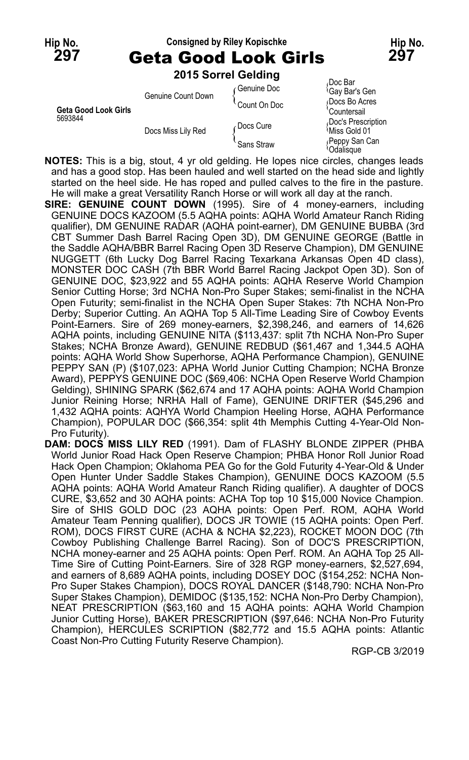Hip No. **297**

Consigned by Riley Kopischke

# Geta Good Look Girls

Hip No. **297**

**2015 Sorrel Gelding**

| | | | |
|---|---|---|---|
| **Geta Good Look Girls** 5693844 | Genuine Count Down | Genuine Doc | Doc Bar |
| | | | Gay Bar's Gen |
| | | Count On Doc | Docs Bo Acres |
| | | | Countersail |
| | Docs Miss Lily Red | Docs Cure | Doc's Prescription |
| | | | Miss Gold 01 |
| | | Sans Straw | Peppy San Can |
| | | | Odalisque |

**NOTES:** This is a big, stout, 4 yr old gelding. He lopes nice circles, changes leads and has a good stop. Has been hauled and well started on the head side and lightly started on the heel side. He has roped and pulled calves to the fire in the pasture. He will make a great Versatility Ranch Horse or will work all day at the ranch.

**SIRE: GENUINE COUNT DOWN** (1995). Sire of 4 money-earners, including GENUINE DOCS KAZOOM (5.5 AQHA points: AQHA World Amateur Ranch Riding qualifier), DM GENUINE RADAR (AQHA point-earner), DM GENUINE BUBBA (3rd CBT Summer Dash Barrel Racing Open 3D), DM GENUINE GEORGE (Battle in the Saddle AQHA/BBR Barrel Racing Open 3D Reserve Champion), DM GENUINE NUGGETT (6th Lucky Dog Barrel Racing Texarkana Arkansas Open 4D class), MONSTER DOC CASH (7th BBR World Barrel Racing Jackpot Open 3D). Son of GENUINE DOC, $23,922 and 55 AQHA points: AQHA Reserve World Champion Senior Cutting Horse; 3rd NCHA Non-Pro Super Stakes; semi-finalist in the NCHA Open Futurity; semi-finalist in the NCHA Open Super Stakes: 7th NCHA Non-Pro Derby; Superior Cutting. An AQHA Top 5 All-Time Leading Sire of Cowboy Events Point-Earners. Sire of 269 money-earners, $2,398,246, and earners of 14,626 AQHA points, including GENUINE NITA ($113,437: split 7th NCHA Non-Pro Super Stakes; NCHA Bronze Award), GENUINE REDBUD ($61,467 and 1,344.5 AQHA points: AQHA World Show Superhorse, AQHA Performance Champion), GENUINE PEPPY SAN (P) ($107,023: APHA World Junior Cutting Champion; NCHA Bronze Award), PEPPYS GENUINE DOC ($69,406: NCHA Open Reserve World Champion Gelding), SHINING SPARK ($62,674 and 17 AQHA points: AQHA World Champion Junior Reining Horse; NRHA Hall of Fame), GENUINE DRIFTER ($45,296 and 1,432 AQHA points: AQHYA World Champion Heeling Horse, AQHA Performance Champion), POPULAR DOC ($66,354: split 4th Memphis Cutting 4-Year-Old Non-Pro Futurity).

**DAM: DOCS MISS LILY RED** (1991). Dam of FLASHY BLONDE ZIPPER (PHBA World Junior Road Hack Open Reserve Champion; PHBA Honor Roll Junior Road Hack Open Champion; Oklahoma PEA Go for the Gold Futurity 4-Year-Old & Under Open Hunter Under Saddle Stakes Champion), GENUINE DOCS KAZOOM (5.5 AQHA points: AQHA World Amateur Ranch Riding qualifier). A daughter of DOCS CURE, $3,652 and 30 AQHA points: ACHA Top top 10 $15,000 Novice Champion. Sire of SHIS GOLD DOC (23 AQHA points: Open Perf. ROM, AQHA World Amateur Team Penning qualifier), DOCS JR TOWIE (15 AQHA points: Open Perf. ROM), DOCS FIRST CURE (ACHA & NCHA $2,223), ROCKET MOON DOC (7th Cowboy Publishing Challenge Barrel Racing). Son of DOC'S PRESCRIPTION, NCHA money-earner and 25 AQHA points: Open Perf. ROM. An AQHA Top 25 All-Time Sire of Cutting Point-Earners. Sire of 328 RGP money-earners, $2,527,694, and earners of 8,689 AQHA points, including DOSEY DOC ($154,252: NCHA Non-Pro Super Stakes Champion), DOCS ROYAL DANCER ($148,790: NCHA Non-Pro Super Stakes Champion), DEMIDOC ($135,152: NCHA Non-Pro Derby Champion), NEAT PRESCRIPTION ($63,160 and 15 AQHA points: AQHA World Champion Junior Cutting Horse), BAKER PRESCRIPTION ($97,646: NCHA Non-Pro Futurity Champion), HERCULES SCRIPTION ($82,772 and 15.5 AQHA points: Atlantic Coast Non-Pro Cutting Futurity Reserve Champion).

RGP-CB 3/2019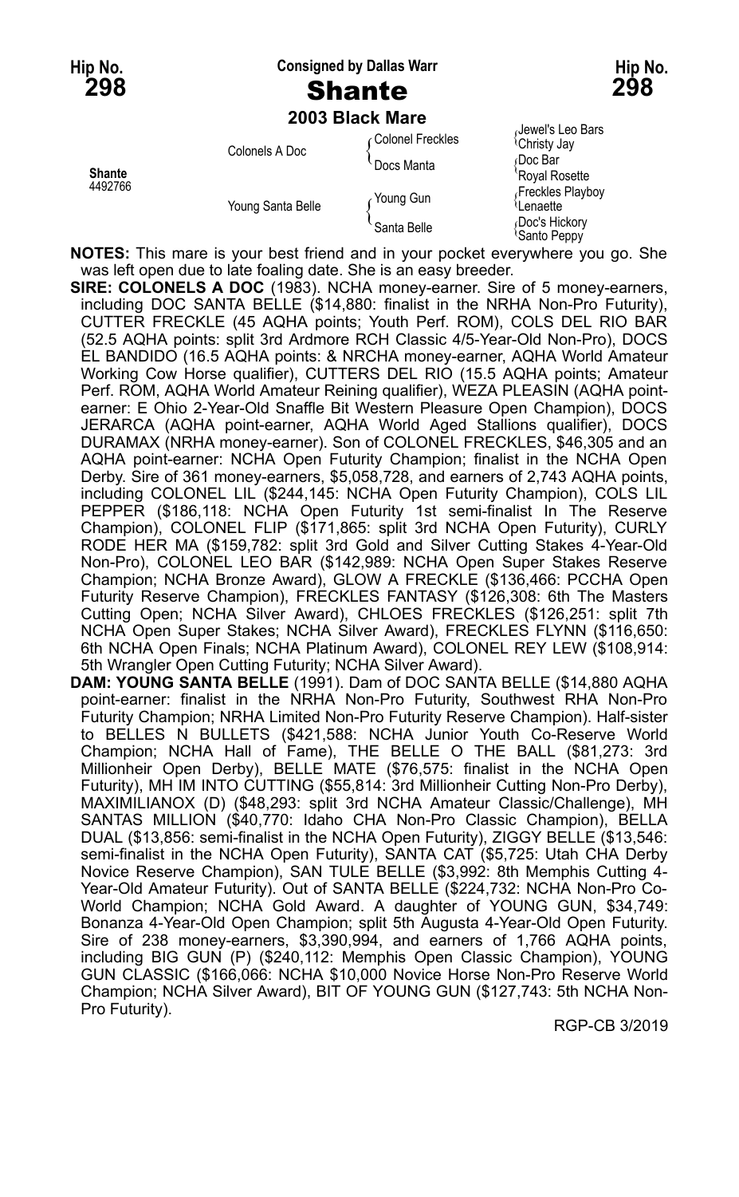**Hip No. 298** — Consigned by Dallas Warr — **Hip No. 298**

# Shante

**2003 Black Mare**

| | | | |
|---|---|---|---|
| **Shante** 4492766 | Colonels A Doc | Colonel Freckles | Jewel's Leo Bars |
| | | | Christy Jay |
| | | Docs Manta | Doc Bar |
| | | | Royal Rosette |
| | Young Santa Belle | Young Gun | Freckles Playboy |
| | | | Lenaette |
| | | Santa Belle | Doc's Hickory |
| | | | Santo Peppy |

**NOTES:** This mare is your best friend and in your pocket everywhere you go. She was left open due to late foaling date. She is an easy breeder.

**SIRE: COLONELS A DOC** (1983). NCHA money-earner. Sire of 5 money-earners, including DOC SANTA BELLE ($14,880: finalist in the NRHA Non-Pro Futurity), CUTTER FRECKLE (45 AQHA points; Youth Perf. ROM), COLS DEL RIO BAR (52.5 AQHA points: split 3rd Ardmore RCH Classic 4/5-Year-Old Non-Pro), DOCS EL BANDIDO (16.5 AQHA points: & NRCHA money-earner, AQHA World Amateur Working Cow Horse qualifier), CUTTERS DEL RIO (15.5 AQHA points; Amateur Perf. ROM, AQHA World Amateur Reining qualifier), WEZA PLEASIN (AQHA point-earner: E Ohio 2-Year-Old Snaffle Bit Western Pleasure Open Champion), DOCS JERARCA (AQHA point-earner, AQHA World Aged Stallions qualifier), DOCS DURAMAX (NRHA money-earner). Son of COLONEL FRECKLES, $46,305 and an AQHA point-earner: NCHA Open Futurity Champion; finalist in the NCHA Open Derby. Sire of 361 money-earners, $5,058,728, and earners of 2,743 AQHA points, including COLONEL LIL ($244,145: NCHA Open Futurity Champion), COLS LIL PEPPER ($186,118: NCHA Open Futurity 1st semi-finalist In The Reserve Champion), COLONEL FLIP ($171,865: split 3rd NCHA Open Futurity), CURLY RODE HER MA ($159,782: split 3rd Gold and Silver Cutting Stakes 4-Year-Old Non-Pro), COLONEL LEO BAR ($142,989: NCHA Open Super Stakes Reserve Champion; NCHA Bronze Award), GLOW A FRECKLE ($136,466: PCCHA Open Futurity Reserve Champion), FRECKLES FANTASY ($126,308: 6th The Masters Cutting Open; NCHA Silver Award), CHLOES FRECKLES ($126,251: split 7th NCHA Open Super Stakes; NCHA Silver Award), FRECKLES FLYNN ($116,650: 6th NCHA Open Finals; NCHA Platinum Award), COLONEL REY LEW ($108,914: 5th Wrangler Open Cutting Futurity; NCHA Silver Award).

**DAM: YOUNG SANTA BELLE** (1991). Dam of DOC SANTA BELLE ($14,880 AQHA point-earner: finalist in the NRHA Non-Pro Futurity, Southwest RHA Non-Pro Futurity Champion; NRHA Limited Non-Pro Futurity Reserve Champion). Half-sister to BELLES N BULLETS ($421,588: NCHA Junior Youth Co-Reserve World Champion; NCHA Hall of Fame), THE BELLE O THE BALL ($81,273: 3rd Millionheir Open Derby), BELLE MATE ($76,575: finalist in the NCHA Open Futurity), MH IM INTO CUTTING ($55,814: 3rd Millionheir Cutting Non-Pro Derby), MAXIMILIANOX (D) ($48,293: split 3rd NCHA Amateur Classic/Challenge), MH SANTAS MILLION ($40,770: Idaho CHA Non-Pro Classic Champion), BELLA DUAL ($13,856: semi-finalist in the NCHA Open Futurity), ZIGGY BELLE ($13,546: semi-finalist in the NCHA Open Futurity), SANTA CAT ($5,725: Utah CHA Derby Novice Reserve Champion), SAN TULE BELLE ($3,992: 8th Memphis Cutting 4-Year-Old Amateur Futurity). Out of SANTA BELLE ($224,732: NCHA Non-Pro Co-World Champion; NCHA Gold Award. A daughter of YOUNG GUN, $34,749: Bonanza 4-Year-Old Open Champion; split 5th Augusta 4-Year-Old Open Futurity. Sire of 238 money-earners, $3,390,994, and earners of 1,766 AQHA points, including BIG GUN (P) ($240,112: Memphis Open Classic Champion), YOUNG GUN CLASSIC ($166,066: NCHA $10,000 Novice Horse Non-Pro Reserve World Champion; NCHA Silver Award), BIT OF YOUNG GUN ($127,743: 5th NCHA Non-Pro Futurity).

RGP-CB 3/2019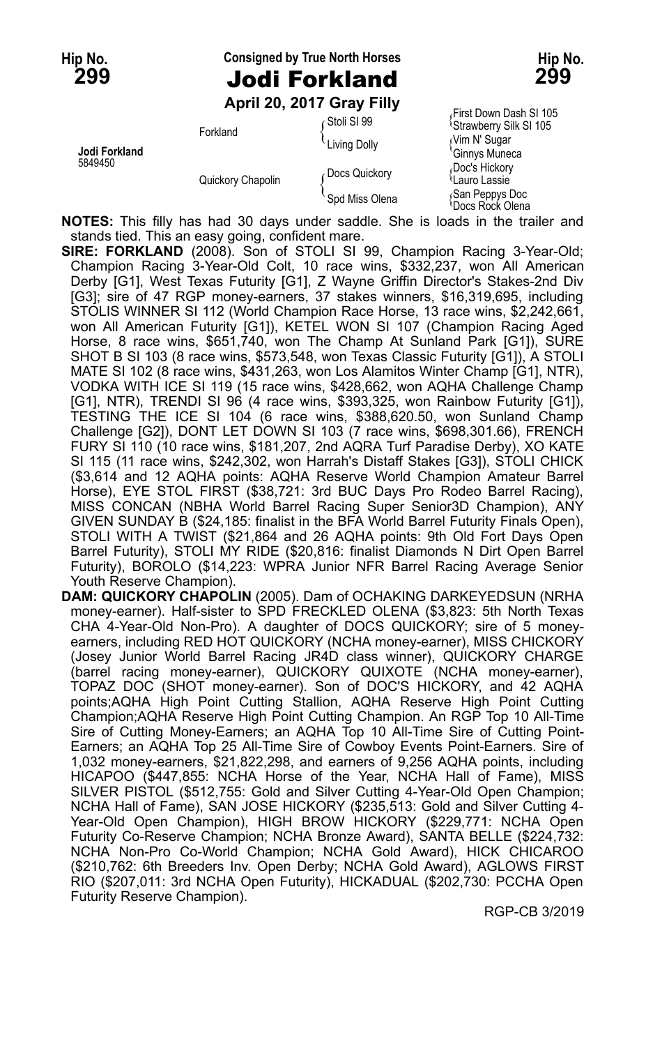**Hip No. 299** — Consigned by True North Horses — **Hip No. 299**

# Jodi Forkland

**April 20, 2017 Gray Filly**

| | | | |
|---|---|---|---|
| **Jodi Forkland** 5849450 | Forkland | Stoli SI 99 | First Down Dash SI 105 |
| | | | Strawberry Silk SI 105 |
| | | Living Dolly | Vim N' Sugar |
| | | | Ginnys Muneca |
| | Quickory Chapolin | Docs Quickory | Doc's Hickory |
| | | | Lauro Lassie |
| | | Spd Miss Olena | San Peppys Doc |
| | | | Docs Rock Olena |

**NOTES:** This filly has had 30 days under saddle. She is loads in the trailer and stands tied. This an easy going, confident mare.

**SIRE: FORKLAND** (2008). Son of STOLI SI 99, Champion Racing 3-Year-Old; Champion Racing 3-Year-Old Colt, 10 race wins, $332,237, won All American Derby [G1], West Texas Futurity [G1], Z Wayne Griffin Director's Stakes-2nd Div [G3]; sire of 47 RGP money-earners, 37 stakes winners, $16,319,695, including STOLIS WINNER SI 112 (World Champion Race Horse, 13 race wins, $2,242,661, won All American Futurity [G1]), KETEL WON SI 107 (Champion Racing Aged Horse, 8 race wins, $651,740, won The Champ At Sunland Park [G1]), SURE SHOT B SI 103 (8 race wins, $573,548, won Texas Classic Futurity [G1]), A STOLI MATE SI 102 (8 race wins, $431,263, won Los Alamitos Winter Champ [G1], NTR), VODKA WITH ICE SI 119 (15 race wins, $428,662, won AQHA Challenge Champ [G1], NTR), TRENDI SI 96 (4 race wins, $393,325, won Rainbow Futurity [G1]), TESTING THE ICE SI 104 (6 race wins, $388,620.50, won Sunland Champ Challenge [G2]), DONT LET DOWN SI 103 (7 race wins, $698,301.66), FRENCH FURY SI 110 (10 race wins, $181,207, 2nd AQRA Turf Paradise Derby), XO KATE SI 115 (11 race wins, $242,302, won Harrah's Distaff Stakes [G3]), STOLI CHICK ($3,614 and 12 AQHA points: AQHA Reserve World Champion Amateur Barrel Horse), EYE STOL FIRST ($38,721: 3rd BUC Days Pro Rodeo Barrel Racing), MISS CONCAN (NBHA World Barrel Racing Super Senior3D Champion), ANY GIVEN SUNDAY B ($24,185: finalist in the BFA World Barrel Futurity Finals Open), STOLI WITH A TWIST ($21,864 and 26 AQHA points: 9th Old Fort Days Open Barrel Futurity), STOLI MY RIDE ($20,816: finalist Diamonds N Dirt Open Barrel Futurity), BOROLO ($14,223: WPRA Junior NFR Barrel Racing Average Senior Youth Reserve Champion).

**DAM: QUICKORY CHAPOLIN** (2005). Dam of OCHAKING DARKEYEDSUN (NRHA money-earner). Half-sister to SPD FRECKLED OLENA ($3,823: 5th North Texas CHA 4-Year-Old Non-Pro). A daughter of DOCS QUICKORY; sire of 5 money-earners, including RED HOT QUICKORY (NCHA money-earner), MISS CHICKORY (Josey Junior World Barrel Racing JR4D class winner), QUICKORY CHARGE (barrel racing money-earner), QUICKORY QUIXOTE (NCHA money-earner), TOPAZ DOC (SHOT money-earner). Son of DOC'S HICKORY, and 42 AQHA points;AQHA High Point Cutting Stallion, AQHA Reserve High Point Cutting Champion;AQHA Reserve High Point Cutting Champion. An RGP Top 10 All-Time Sire of Cutting Money-Earners; an AQHA Top 10 All-Time Sire of Cutting Point-Earners; an AQHA Top 25 All-Time Sire of Cowboy Events Point-Earners. Sire of 1,032 money-earners, $21,822,298, and earners of 9,256 AQHA points, including HICAPOO ($447,855: NCHA Horse of the Year, NCHA Hall of Fame), MISS SILVER PISTOL ($512,755: Gold and Silver Cutting 4-Year-Old Open Champion; NCHA Hall of Fame), SAN JOSE HICKORY ($235,513: Gold and Silver Cutting 4-Year-Old Open Champion), HIGH BROW HICKORY ($229,771: NCHA Open Futurity Co-Reserve Champion; NCHA Bronze Award), SANTA BELLE ($224,732: NCHA Non-Pro Co-World Champion; NCHA Gold Award), HICK CHICAROO ($210,762: 6th Breeders Inv. Open Derby; NCHA Gold Award), AGLOWS FIRST RIO ($207,011: 3rd NCHA Open Futurity), HICKADUAL ($202,730: PCCHA Open Futurity Reserve Champion).

RGP-CB 3/2019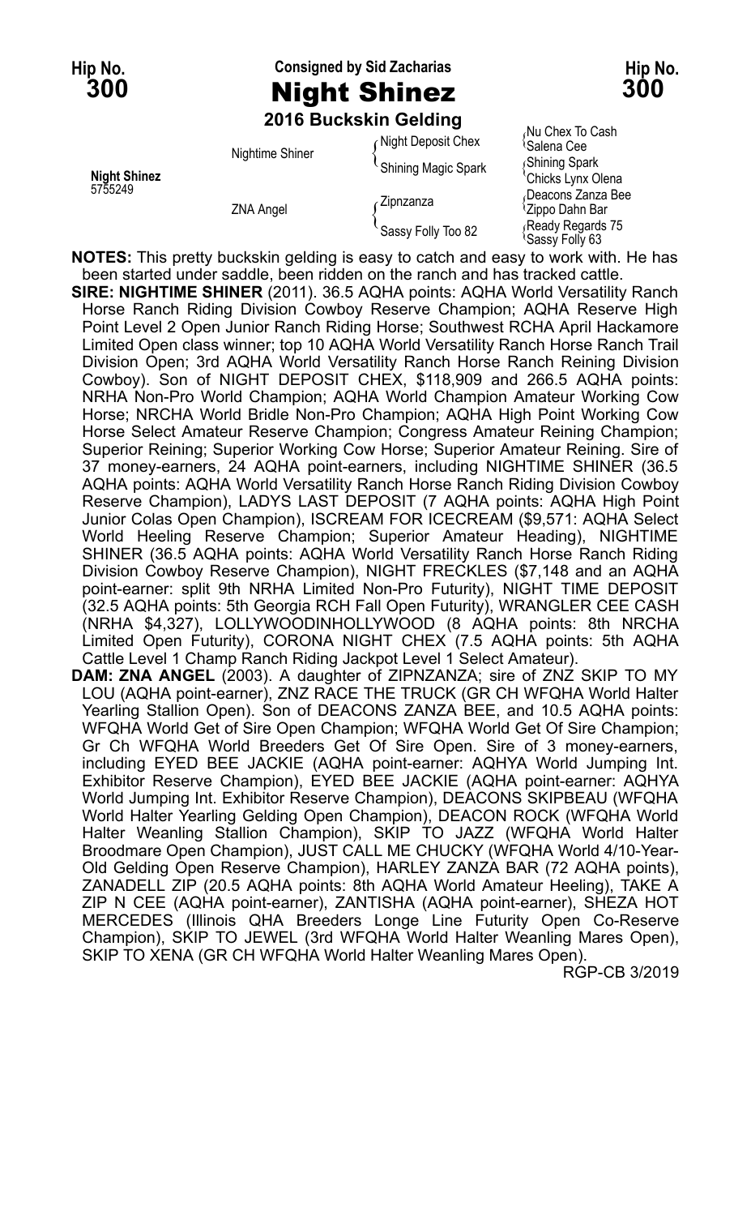**Hip No. 300** | Consigned by Sid Zacharias | **Hip No. 300**

# Night Shinez

### 2016 Buckskin Gelding

| | | | |
|---|---|---|---|
| **Night Shinez** 5755249 | Nightime Shiner | Night Deposit Chex | Nu Chex To Cash |
| | | | Salena Cee |
| | | Shining Magic Spark | Shining Spark |
| | | | Chicks Lynx Olena |
| | ZNA Angel | Zipnzanza | Deacons Zanza Bee |
| | | | Zippo Dahn Bar |
| | | Sassy Folly Too 82 | Ready Regards 75 |
| | | | Sassy Folly 63 |

**NOTES:** This pretty buckskin gelding is easy to catch and easy to work with. He has been started under saddle, been ridden on the ranch and has tracked cattle.

**SIRE: NIGHTIME SHINER** (2011). 36.5 AQHA points: AQHA World Versatility Ranch Horse Ranch Riding Division Cowboy Reserve Champion; AQHA Reserve High Point Level 2 Open Junior Ranch Riding Horse; Southwest RCHA April Hackamore Limited Open class winner; top 10 AQHA World Versatility Ranch Horse Ranch Trail Division Open; 3rd AQHA World Versatility Ranch Horse Ranch Reining Division Cowboy). Son of NIGHT DEPOSIT CHEX, $118,909 and 266.5 AQHA points: NRHA Non-Pro World Champion; AQHA World Champion Amateur Working Cow Horse; NRCHA World Bridle Non-Pro Champion; AQHA High Point Working Cow Horse Select Amateur Reserve Champion; Congress Amateur Reining Champion; Superior Reining; Superior Working Cow Horse; Superior Amateur Reining. Sire of 37 money-earners, 24 AQHA point-earners, including NIGHTIME SHINER (36.5 AQHA points: AQHA World Versatility Ranch Horse Ranch Riding Division Cowboy Reserve Champion), LADYS LAST DEPOSIT (7 AQHA points: AQHA High Point Junior Colas Open Champion), ISCREAM FOR ICECREAM ($9,571: AQHA Select World Heeling Reserve Champion; Superior Amateur Heading), NIGHTIME SHINER (36.5 AQHA points: AQHA World Versatility Ranch Horse Ranch Riding Division Cowboy Reserve Champion), NIGHT FRECKLES ($7,148 and an AQHA point-earner: split 9th NRHA Limited Non-Pro Futurity), NIGHT TIME DEPOSIT (32.5 AQHA points: 5th Georgia RCH Fall Open Futurity), WRANGLER CEE CASH (NRHA $4,327), LOLLYWOODINHOLLYWOOD (8 AQHA points: 8th NRCHA Limited Open Futurity), CORONA NIGHT CHEX (7.5 AQHA points: 5th AQHA Cattle Level 1 Champ Ranch Riding Jackpot Level 1 Select Amateur).

**DAM: ZNA ANGEL** (2003). A daughter of ZIPNZANZA; sire of ZNZ SKIP TO MY LOU (AQHA point-earner), ZNZ RACE THE TRUCK (GR CH WFQHA World Halter Yearling Stallion Open). Son of DEACONS ZANZA BEE, and 10.5 AQHA points: WFQHA World Get of Sire Open Champion; WFQHA World Get Of Sire Champion; Gr Ch WFQHA World Breeders Get Of Sire Open. Sire of 3 money-earners, including EYED BEE JACKIE (AQHA point-earner: AQHYA World Jumping Int. Exhibitor Reserve Champion), EYED BEE JACKIE (AQHA point-earner: AQHYA World Jumping Int. Exhibitor Reserve Champion), DEACONS SKIPBEAU (WFQHA World Halter Yearling Gelding Open Champion), DEACON ROCK (WFQHA World Halter Weanling Stallion Champion), SKIP TO JAZZ (WFQHA World Halter Broodmare Open Champion), JUST CALL ME CHUCKY (WFQHA World 4/10-Year-Old Gelding Open Reserve Champion), HARLEY ZANZA BAR (72 AQHA points), ZANADELL ZIP (20.5 AQHA points: 8th AQHA World Amateur Heeling), TAKE A ZIP N CEE (AQHA point-earner), ZANTISHA (AQHA point-earner), SHEZA HOT MERCEDES (Illinois QHA Breeders Longe Line Futurity Open Co-Reserve Champion), SKIP TO JEWEL (3rd WFQHA World Halter Weanling Mares Open), SKIP TO XENA (GR CH WFQHA World Halter Weanling Mares Open).

RGP-CB 3/2019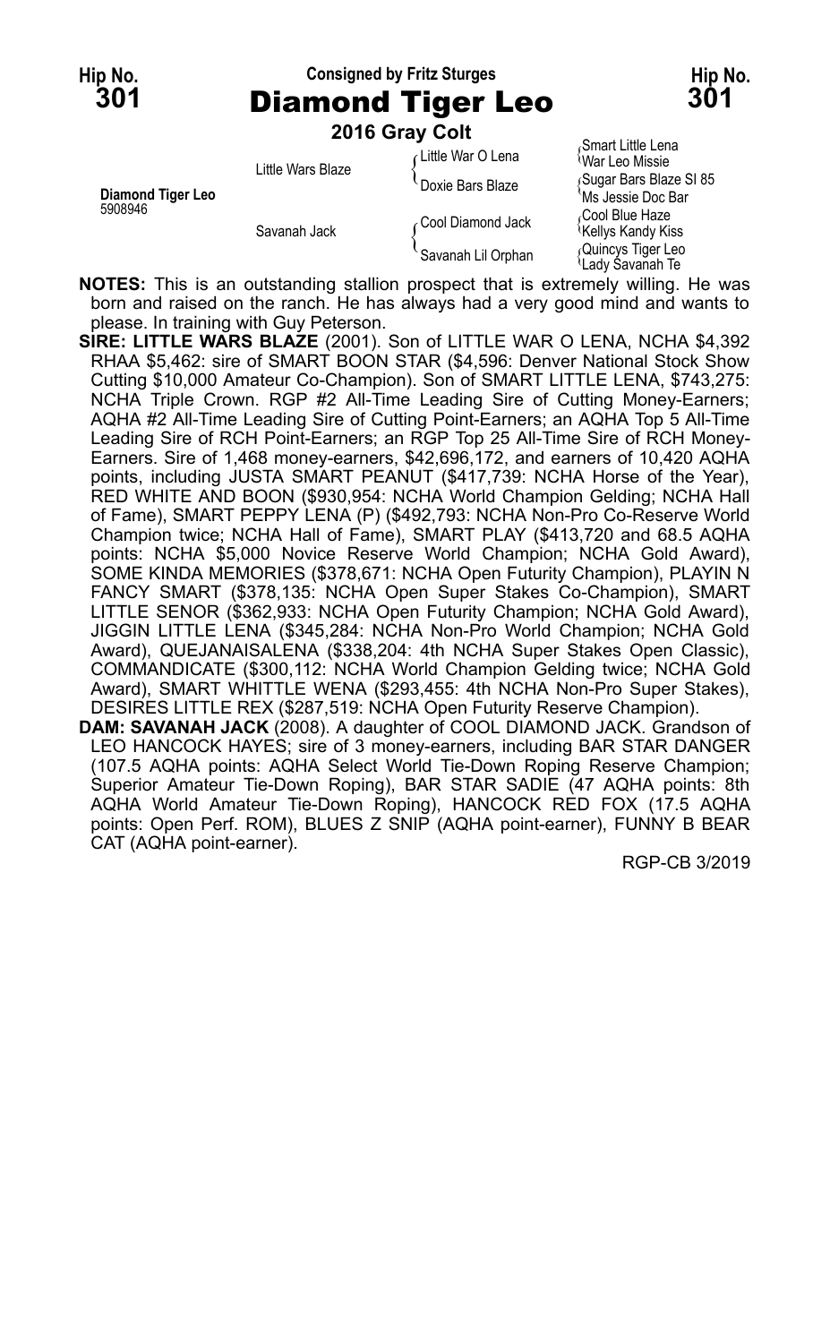**Hip No. 301** — Consigned by Fritz Sturges — **Hip No. 301**

# Diamond Tiger Leo

**2016 Gray Colt**

| | | | |
|---|---|---|---|
| **Diamond Tiger Leo** 5908946 | Little Wars Blaze | Little War O Lena | Smart Little Lena |
| | | | War Leo Missie |
| | | Doxie Bars Blaze | Sugar Bars Blaze Sl 85 |
| | | | Ms Jessie Doc Bar |
| | Savanah Jack | Cool Diamond Jack | Cool Blue Haze |
| | | | Kellys Kandy Kiss |
| | | Savanah Lil Orphan | Quincys Tiger Leo |
| | | | Lady Savanah Te |

**NOTES:** This is an outstanding stallion prospect that is extremely willing. He was born and raised on the ranch. He has always had a very good mind and wants to please. In training with Guy Peterson.

**SIRE: LITTLE WARS BLAZE** (2001). Son of LITTLE WAR O LENA, NCHA $4,392 RHAA $5,462: sire of SMART BOON STAR ($4,596: Denver National Stock Show Cutting $10,000 Amateur Co-Champion). Son of SMART LITTLE LENA, $743,275: NCHA Triple Crown. RGP #2 All-Time Leading Sire of Cutting Money-Earners; AQHA #2 All-Time Leading Sire of Cutting Point-Earners; an AQHA Top 5 All-Time Leading Sire of RCH Point-Earners; an RGP Top 25 All-Time Sire of RCH Money-Earners. Sire of 1,468 money-earners, $42,696,172, and earners of 10,420 AQHA points, including JUSTA SMART PEANUT ($417,739: NCHA Horse of the Year), RED WHITE AND BOON ($930,954: NCHA World Champion Gelding; NCHA Hall of Fame), SMART PEPPY LENA (P) ($492,793: NCHA Non-Pro Co-Reserve World Champion twice; NCHA Hall of Fame), SMART PLAY ($413,720 and 68.5 AQHA points: NCHA $5,000 Novice Reserve World Champion; NCHA Gold Award), SOME KINDA MEMORIES ($378,671: NCHA Open Futurity Champion), PLAYIN N FANCY SMART ($378,135: NCHA Open Super Stakes Co-Champion), SMART LITTLE SENOR ($362,933: NCHA Open Futurity Champion; NCHA Gold Award), JIGGIN LITTLE LENA ($345,284: NCHA Non-Pro World Champion; NCHA Gold Award), QUEJANAISALENA ($338,204: 4th NCHA Super Stakes Open Classic), COMMANDICATE ($300,112: NCHA World Champion Gelding twice; NCHA Gold Award), SMART WHITTLE WENA ($293,455: 4th NCHA Non-Pro Super Stakes), DESIRES LITTLE REX ($287,519: NCHA Open Futurity Reserve Champion).

**DAM: SAVANAH JACK** (2008). A daughter of COOL DIAMOND JACK. Grandson of LEO HANCOCK HAYES; sire of 3 money-earners, including BAR STAR DANGER (107.5 AQHA points: AQHA Select World Tie-Down Roping Reserve Champion; Superior Amateur Tie-Down Roping), BAR STAR SADIE (47 AQHA points: 8th AQHA World Amateur Tie-Down Roping), HANCOCK RED FOX (17.5 AQHA points: Open Perf. ROM), BLUES Z SNIP (AQHA point-earner), FUNNY B BEAR CAT (AQHA point-earner).

RGP-CB 3/2019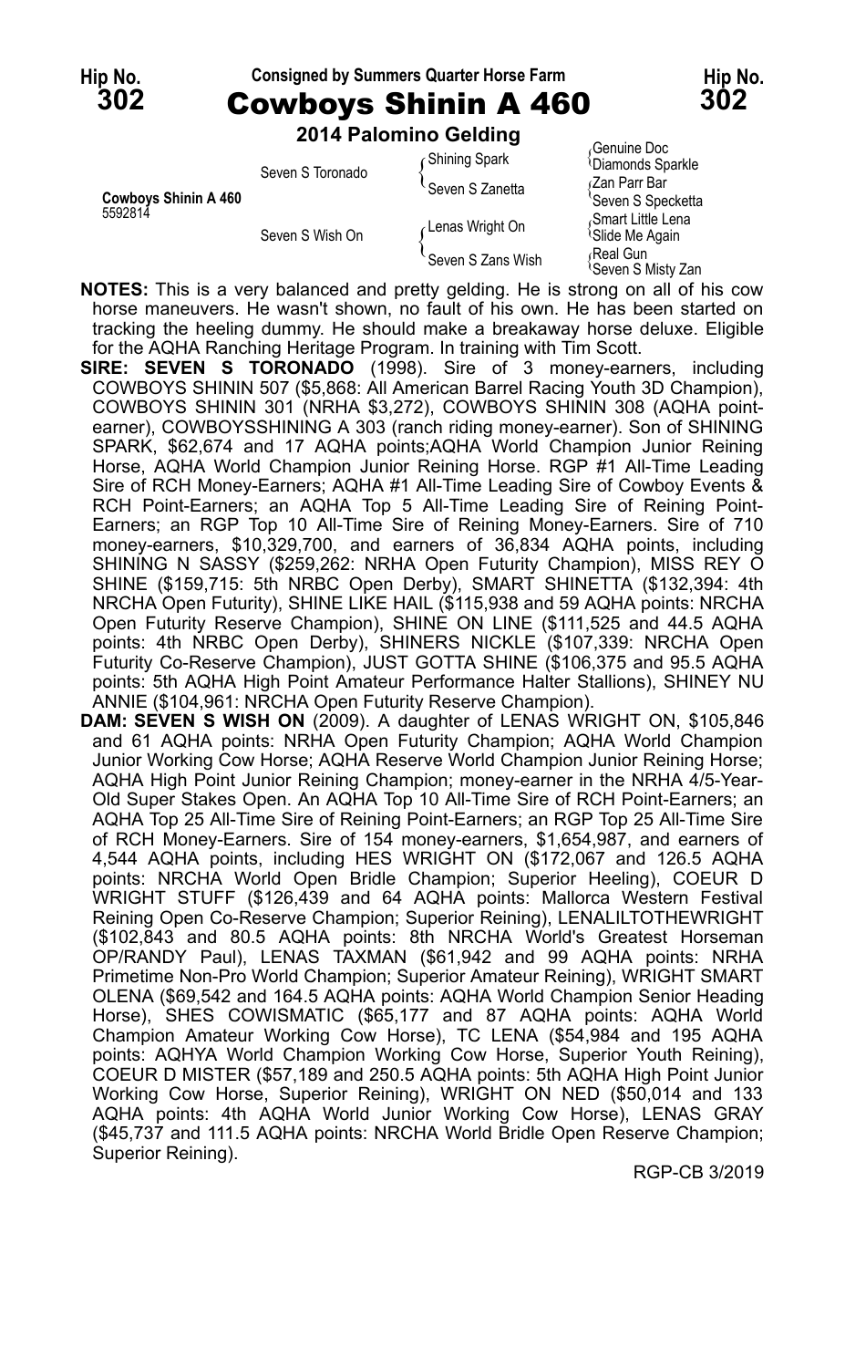**Hip No. 302** — Consigned by Summers Quarter Horse Farm — **Hip No. 302**

# Cowboys Shinin A 460

**2014 Palomino Gelding**

| | | | |
|---|---|---|---|
| **Cowboys Shinin A 460** 5592814 | Seven S Toronado | Shining Spark | Genuine Doc |
| | | | Diamonds Sparkle |
| | | Seven S Zanetta | Zan Parr Bar |
| | | | Seven S Specketta |
| | Seven S Wish On | Lenas Wright On | Smart Little Lena |
| | | | Slide Me Again |
| | | Seven S Zans Wish | Real Gun |
| | | | Seven S Misty Zan |

**NOTES:** This is a very balanced and pretty gelding. He is strong on all of his cow horse maneuvers. He wasn't shown, no fault of his own. He has been started on tracking the heeling dummy. He should make a breakaway horse deluxe. Eligible for the AQHA Ranching Heritage Program. In training with Tim Scott.

**SIRE: SEVEN S TORONADO** (1998). Sire of 3 money-earners, including COWBOYS SHININ 507 ($5,868: All American Barrel Racing Youth 3D Champion), COWBOYS SHININ 301 (NRHA $3,272), COWBOYS SHININ 308 (AQHA point-earner), COWBOYSSHINING A 303 (ranch riding money-earner). Son of SHINING SPARK, $62,674 and 17 AQHA points;AQHA World Champion Junior Reining Horse, AQHA World Champion Junior Reining Horse. RGP #1 All-Time Leading Sire of RCH Money-Earners; AQHA #1 All-Time Leading Sire of Cowboy Events & RCH Point-Earners; an AQHA Top 5 All-Time Leading Sire of Reining Point-Earners; an RGP Top 10 All-Time Sire of Reining Money-Earners. Sire of 710 money-earners, $10,329,700, and earners of 36,834 AQHA points, including SHINING N SASSY ($259,262: NRHA Open Futurity Champion), MISS REY O SHINE ($159,715: 5th NRBC Open Derby), SMART SHINETTA ($132,394: 4th NRCHA Open Futurity), SHINE LIKE HAIL ($115,938 and 59 AQHA points: NRCHA Open Futurity Reserve Champion), SHINE ON LINE ($111,525 and 44.5 AQHA points: 4th NRBC Open Derby), SHINERS NICKLE ($107,339: NRCHA Open Futurity Co-Reserve Champion), JUST GOTTA SHINE ($106,375 and 95.5 AQHA points: 5th AQHA High Point Amateur Performance Halter Stallions), SHINEY NU ANNIE ($104,961: NRCHA Open Futurity Reserve Champion).

**DAM: SEVEN S WISH ON** (2009). A daughter of LENAS WRIGHT ON, $105,846 and 61 AQHA points: NRHA Open Futurity Champion; AQHA World Champion Junior Working Cow Horse; AQHA Reserve World Champion Junior Reining Horse; AQHA High Point Junior Reining Champion; money-earner in the NRHA 4/5-Year-Old Super Stakes Open. An AQHA Top 10 All-Time Sire of RCH Point-Earners; an AQHA Top 25 All-Time Sire of Reining Point-Earners; an RGP Top 25 All-Time Sire of RCH Money-Earners. Sire of 154 money-earners, $1,654,987, and earners of 4,544 AQHA points, including HES WRIGHT ON ($172,067 and 126.5 AQHA points: NRCHA World Open Bridle Champion; Superior Heeling), COEUR D WRIGHT STUFF ($126,439 and 64 AQHA points: Mallorca Western Festival Reining Open Co-Reserve Champion; Superior Reining), LENALILTOTHEWRIGHT ($102,843 and 80.5 AQHA points: 8th NRCHA World's Greatest Horseman OP/RANDY Paul), LENAS TAXMAN ($61,942 and 99 AQHA points: NRHA Primetime Non-Pro World Champion; Superior Amateur Reining), WRIGHT SMART OLENA ($69,542 and 164.5 AQHA points: AQHA World Champion Senior Heading Horse), SHES COWISMATIC ($65,177 and 87 AQHA points: AQHA World Champion Amateur Working Cow Horse), TC LENA ($54,984 and 195 AQHA points: AQHYA World Champion Working Cow Horse, Superior Youth Reining), COEUR D MISTER ($57,189 and 250.5 AQHA points: 5th AQHA High Point Junior Working Cow Horse, Superior Reining), WRIGHT ON NED ($50,014 and 133 AQHA points: 4th AQHA World Junior Working Cow Horse), LENAS GRAY ($45,737 and 111.5 AQHA points: NRCHA World Bridle Open Reserve Champion; Superior Reining).

RGP-CB 3/2019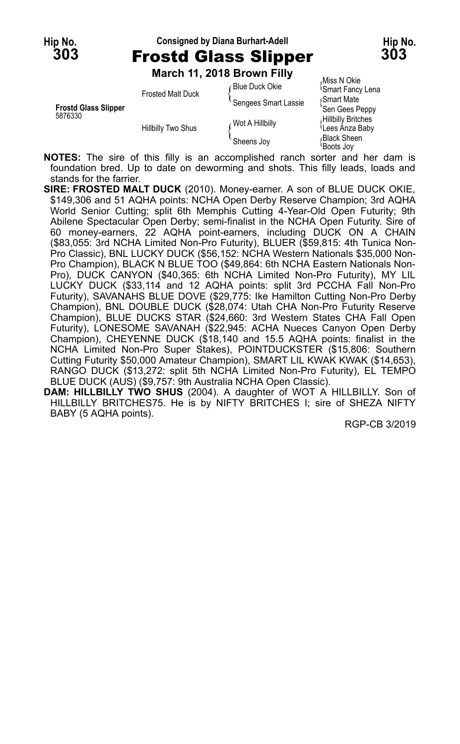Hip No. **303**

Consigned by Diana Burhart-Adell

# Frostd Glass Slipper

Hip No. **303**

**March 11, 2018 Brown Filly**

| | | | |
|---|---|---|---|
| **Frostd Glass Slipper** 5876330 | Frosted Malt Duck | Blue Duck Okie | Miss N Okie |
| | | | Smart Fancy Lena |
| | | Sengees Smart Lassie | Smart Mate |
| | | | Sen Gees Peppy |
| | Hillbilly Two Shus | Wot A Hillbilly | Hillbilly Britches |
| | | | Lees Anza Baby |
| | | Sheens Joy | Black Sheen |
| | | | Boots Joy |

**NOTES:** The sire of this filly is an accomplished ranch sorter and her dam is foundation bred. Up to date on deworming and shots. This filly leads, loads and stands for the farrier.

**SIRE: FROSTED MALT DUCK** (2010). Money-earner. A son of BLUE DUCK OKIE, $149,306 and 51 AQHA points: NCHA Open Derby Reserve Champion; 3rd AQHA World Senior Cutting; split 6th Memphis Cutting 4-Year-Old Open Futurity; 9th Abilene Spectacular Open Derby; semi-finalist in the NCHA Open Futurity. Sire of 60 money-earners, 22 AQHA point-earners, including DUCK ON A CHAIN ($83,055: 3rd NCHA Limited Non-Pro Futurity), BLUER ($59,815: 4th Tunica Non-Pro Classic), BNL LUCKY DUCK ($56,152: NCHA Western Nationals $35,000 Non-Pro Champion), BLACK N BLUE TOO ($49,864: 6th NCHA Eastern Nationals Non-Pro), DUCK CANYON ($40,365: 6th NCHA Limited Non-Pro Futurity), MY LIL LUCKY DUCK ($33,114 and 12 AQHA points: split 3rd PCCHA Fall Non-Pro Futurity), SAVANAHS BLUE DOVE ($29,775: Ike Hamilton Cutting Non-Pro Derby Champion), BNL DOUBLE DUCK ($28,074: Utah CHA Non-Pro Futurity Reserve Champion), BLUE DUCKS STAR ($24,660: 3rd Western States CHA Fall Open Futurity), LONESOME SAVANAH ($22,945: ACHA Nueces Canyon Open Derby Champion), CHEYENNE DUCK ($18,140 and 15.5 AQHA points: finalist in the NCHA Limited Non-Pro Super Stakes), POINTDUCKSTER ($15,806: Southern Cutting Futurity $50,000 Amateur Champion), SMART LIL KWAK KWAK ($14,653), RANGO DUCK ($13,272: split 5th NCHA Limited Non-Pro Futurity), EL TEMPO BLUE DUCK (AUS) ($9,757: 9th Australia NCHA Open Classic).

**DAM: HILLBILLY TWO SHUS** (2004). A daughter of WOT A HILLBILLY. Son of HILLBILLY BRITCHES75. He is by NIFTY BRITCHES I; sire of SHEZA NIFTY BABY (5 AQHA points).

RGP-CB 3/2019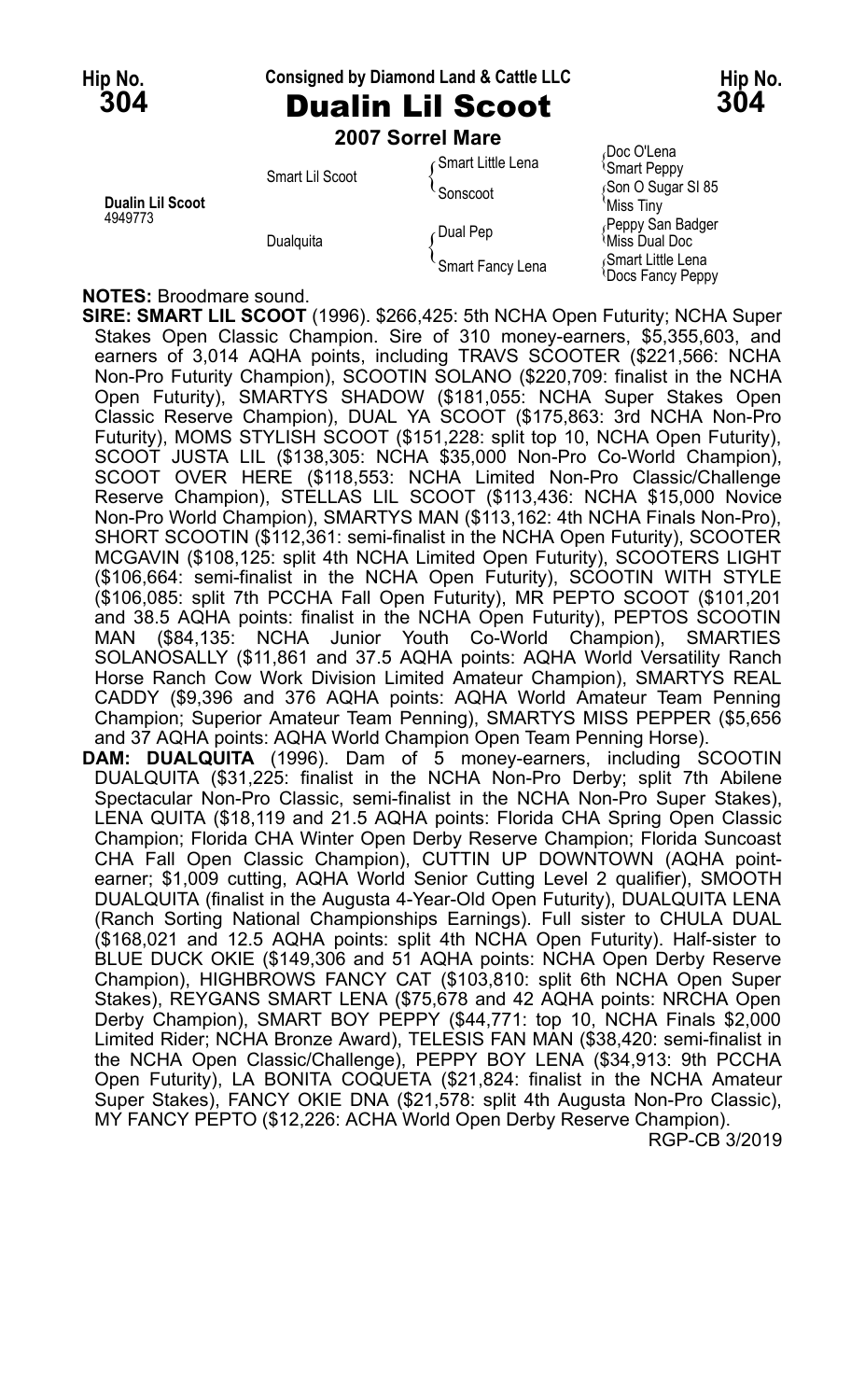**Hip No. 304** — Consigned by Diamond Land & Cattle LLC — **Hip No. 304**

# Dualin Lil Scoot

**2007 Sorrel Mare**

| | | | |
|---|---|---|---|
| **Dualin Lil Scoot** 4949773 | Smart Lil Scoot | Smart Little Lena | Doc O'Lena |
| | | | Smart Peppy |
| | | Sonscoot | Son O Sugar Sl 85 |
| | | | Miss Tiny |
| | Dualquita | Dual Pep | Peppy San Badger |
| | | | Miss Dual Doc |
| | | Smart Fancy Lena | Smart Little Lena |
| | | | Docs Fancy Peppy |

**NOTES:** Broodmare sound.

**SIRE: SMART LIL SCOOT** (1996). $266,425: 5th NCHA Open Futurity; NCHA Super Stakes Open Classic Champion. Sire of 310 money-earners, $5,355,603, and earners of 3,014 AQHA points, including TRAVS SCOOTER ($221,566: NCHA Non-Pro Futurity Champion), SCOOTIN SOLANO ($220,709: finalist in the NCHA Open Futurity), SMARTYS SHADOW ($181,055: NCHA Super Stakes Open Classic Reserve Champion), DUAL YA SCOOT ($175,863: 3rd NCHA Non-Pro Futurity), MOMS STYLISH SCOOT ($151,228: split top 10, NCHA Open Futurity), SCOOT JUSTA LIL ($138,305: NCHA $35,000 Non-Pro Co-World Champion), SCOOT OVER HERE ($118,553: NCHA Limited Non-Pro Classic/Challenge Reserve Champion), STELLAS LIL SCOOT ($113,436: NCHA $15,000 Novice Non-Pro World Champion), SMARTYS MAN ($113,162: 4th NCHA Finals Non-Pro), SHORT SCOOTIN ($112,361: semi-finalist in the NCHA Open Futurity), SCOOTER MCGAVIN ($108,125: split 4th NCHA Limited Open Futurity), SCOOTERS LIGHT ($106,664: semi-finalist in the NCHA Open Futurity), SCOOTIN WITH STYLE ($106,085: split 7th PCCHA Fall Open Futurity), MR PEPTO SCOOT ($101,201 and 38.5 AQHA points: finalist in the NCHA Open Futurity), PEPTOS SCOOTIN MAN ($84,135: NCHA Junior Youth Co-World Champion), SMARTIES SOLANOSALLY ($11,861 and 37.5 AQHA points: AQHA World Versatility Ranch Horse Ranch Cow Work Division Limited Amateur Champion), SMARTYS REAL CADDY ($9,396 and 376 AQHA points: AQHA World Amateur Team Penning Champion; Superior Amateur Team Penning), SMARTYS MISS PEPPER ($5,656 and 37 AQHA points: AQHA World Champion Open Team Penning Horse).

**DAM: DUALQUITA** (1996). Dam of 5 money-earners, including SCOOTIN DUALQUITA ($31,225: finalist in the NCHA Non-Pro Derby; split 7th Abilene Spectacular Non-Pro Classic, semi-finalist in the NCHA Non-Pro Super Stakes), LENA QUITA ($18,119 and 21.5 AQHA points: Florida CHA Spring Open Classic Champion; Florida CHA Winter Open Derby Reserve Champion; Florida Suncoast CHA Fall Open Classic Champion), CUTTIN UP DOWNTOWN (AQHA point-earner; $1,009 cutting, AQHA World Senior Cutting Level 2 qualifier), SMOOTH DUALQUITA (finalist in the Augusta 4-Year-Old Open Futurity), DUALQUITA LENA (Ranch Sorting National Championships Earnings). Full sister to CHULA DUAL ($168,021 and 12.5 AQHA points: split 4th NCHA Open Futurity). Half-sister to BLUE DUCK OKIE ($149,306 and 51 AQHA points: NCHA Open Derby Reserve Champion), HIGHBROWS FANCY CAT ($103,810: split 6th NCHA Open Super Stakes), REYGANS SMART LENA ($75,678 and 42 AQHA points: NRCHA Open Derby Champion), SMART BOY PEPPY ($44,771: top 10, NCHA Finals $2,000 Limited Rider; NCHA Bronze Award), TELESIS FAN MAN ($38,420: semi-finalist in the NCHA Open Classic/Challenge), PEPPY BOY LENA ($34,913: 9th PCCHA Open Futurity), LA BONITA COQUETA ($21,824: finalist in the NCHA Amateur Super Stakes), FANCY OKIE DNA ($21,578: split 4th Augusta Non-Pro Classic), MY FANCY PEPTO ($12,226: ACHA World Open Derby Reserve Champion).

RGP-CB 3/2019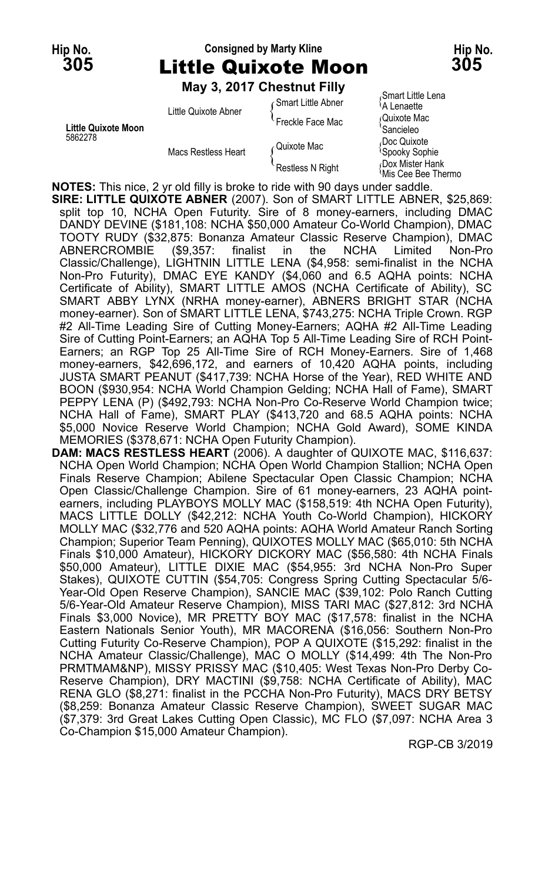**Hip No. 305** — Consigned by Marty Kline — **Hip No. 305**

# Little Quixote Moon

**May 3, 2017 Chestnut Filly**

| | | | |
|---|---|---|---|
| **Little Quixote Moon** 5862278 | Little Quixote Abner | Smart Little Abner | Smart Little Lena |
| | | | A Lenaette |
| | | Freckle Face Mac | Quixote Mac |
| | | | Sancieleo |
| | Macs Restless Heart | Quixote Mac | Doc Quixote |
| | | | Spooky Sophie |
| | | Restless N Right | Dox Mister Hank |
| | | | Mis Cee Bee Thermo |

**NOTES:** This nice, 2 yr old filly is broke to ride with 90 days under saddle.

**SIRE: LITTLE QUIXOTE ABNER** (2007). Son of SMART LITTLE ABNER, $25,869: split top 10, NCHA Open Futurity. Sire of 8 money-earners, including DMAC DANDY DEVINE ($181,108: NCHA $50,000 Amateur Co-World Champion), DMAC TOOTY RUDY ($32,875: Bonanza Amateur Classic Reserve Champion), DMAC ABNERCROMBIE ($9,357: finalist in the NCHA Limited Non-Pro Classic/Challenge), LIGHTNIN LITTLE LENA ($4,958: semi-finalist in the NCHA Non-Pro Futurity), DMAC EYE KANDY ($4,060 and 6.5 AQHA points: NCHA Certificate of Ability), SMART LITTLE AMOS (NCHA Certificate of Ability), SC SMART ABBY LYNX (NRHA money-earner), ABNERS BRIGHT STAR (NCHA money-earner). Son of SMART LITTLE LENA, $743,275: NCHA Triple Crown. RGP #2 All-Time Leading Sire of Cutting Money-Earners; AQHA #2 All-Time Leading Sire of Cutting Point-Earners; an AQHA Top 5 All-Time Leading Sire of RCH Point-Earners; an RGP Top 25 All-Time Sire of RCH Money-Earners. Sire of 1,468 money-earners, $42,696,172, and earners of 10,420 AQHA points, including JUSTA SMART PEANUT ($417,739: NCHA Horse of the Year), RED WHITE AND BOON ($930,954: NCHA World Champion Gelding; NCHA Hall of Fame), SMART PEPPY LENA (P) ($492,793: NCHA Non-Pro Co-Reserve World Champion twice; NCHA Hall of Fame), SMART PLAY ($413,720 and 68.5 AQHA points: NCHA $5,000 Novice Reserve World Champion; NCHA Gold Award), SOME KINDA MEMORIES ($378,671: NCHA Open Futurity Champion).

**DAM: MACS RESTLESS HEART** (2006). A daughter of QUIXOTE MAC, $116,637: NCHA Open World Champion; NCHA Open World Champion Stallion; NCHA Open Finals Reserve Champion; Abilene Spectacular Open Classic Champion; NCHA Open Classic/Challenge Champion. Sire of 61 money-earners, 23 AQHA point-earners, including PLAYBOYS MOLLY MAC ($158,519: 4th NCHA Open Futurity), MACS LITTLE DOLLY ($42,212: NCHA Youth Co-World Champion), HICKORY MOLLY MAC ($32,776 and 520 AQHA points: AQHA World Amateur Ranch Sorting Champion; Superior Team Penning), QUIXOTES MOLLY MAC ($65,010: 5th NCHA Finals $10,000 Amateur), HICKORY DICKORY MAC ($56,580: 4th NCHA Finals $50,000 Amateur), LITTLE DIXIE MAC ($54,955: 3rd NCHA Non-Pro Super Stakes), QUIXOTE CUTTIN ($54,705: Congress Spring Cutting Spectacular 5/6-Year-Old Open Reserve Champion), SANCIE MAC ($39,102: Polo Ranch Cutting 5/6-Year-Old Amateur Reserve Champion), MISS TARI MAC ($27,812: 3rd NCHA Finals $3,000 Novice), MR PRETTY BOY MAC ($17,578: finalist in the NCHA Eastern Nationals Senior Youth), MR MACORENA ($16,056: Southern Non-Pro Cutting Futurity Co-Reserve Champion), POP A QUIXOTE ($15,292: finalist in the NCHA Amateur Classic/Challenge), MAC O MOLLY ($14,499: 4th The Non-Pro PRMTMAM&NP), MISSY PRISSY MAC ($10,405: West Texas Non-Pro Derby Co-Reserve Champion), DRY MACTINI ($9,758: NCHA Certificate of Ability), MAC RENA GLO ($8,271: finalist in the PCCHA Non-Pro Futurity), MACS DRY BETSY ($8,259: Bonanza Amateur Classic Reserve Champion), SWEET SUGAR MAC ($7,379: 3rd Great Lakes Cutting Open Classic), MC FLO ($7,097: NCHA Area 3 Co-Champion $15,000 Amateur Champion).

RGP-CB 3/2019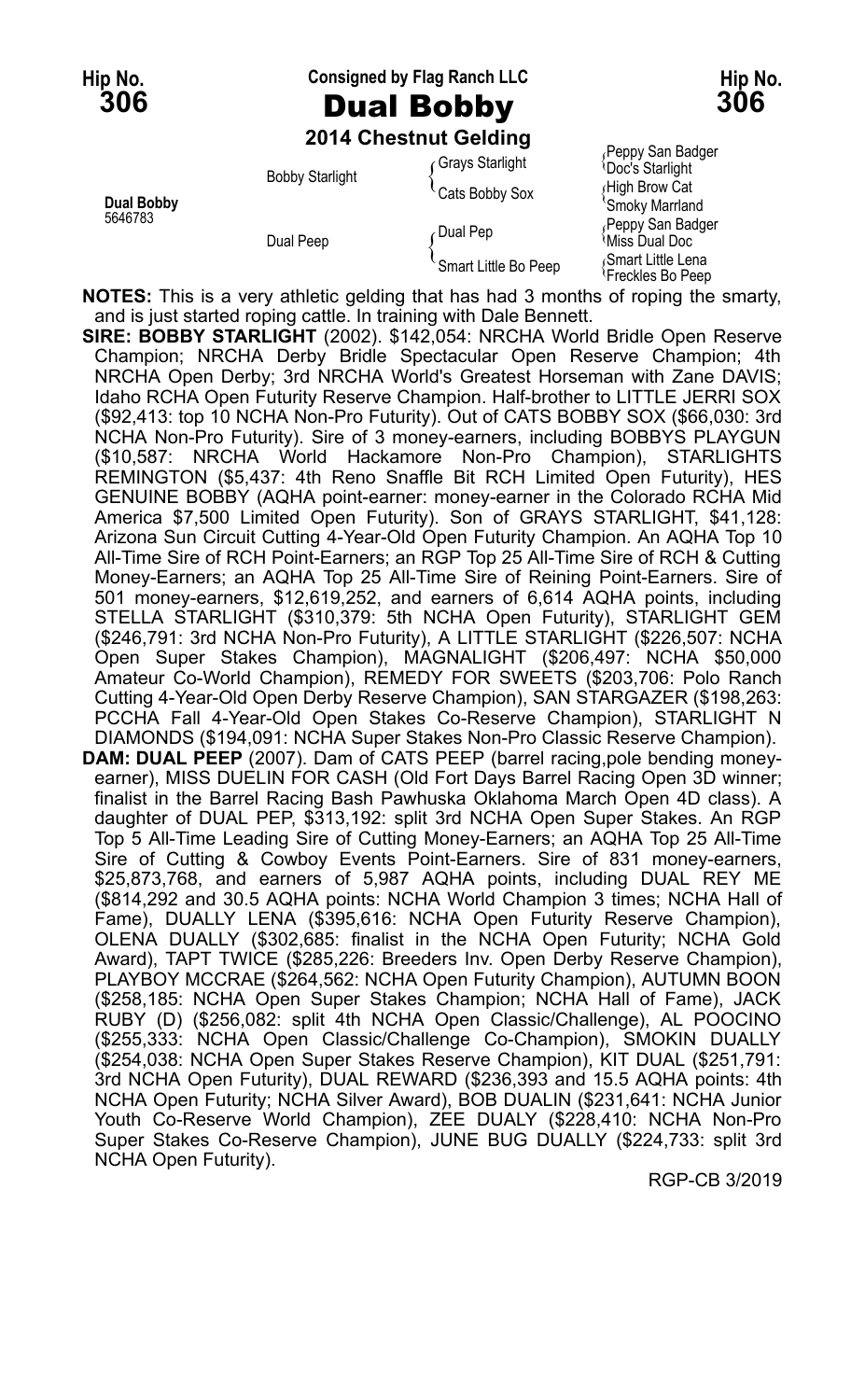Hip No. **306** — Consigned by Flag Ranch LLC — Hip No. **306**

# Dual Bobby

**2014 Chestnut Gelding**

| | | | |
|---|---|---|---|
| **Dual Bobby** 5646783 | Bobby Starlight | Grays Starlight | Peppy San Badger |
| | | | Doc's Starlight |
| | | Cats Bobby Sox | High Brow Cat |
| | | | Smoky Marrland |
| | Dual Peep | Dual Pep | Peppy San Badger |
| | | | Miss Dual Doc |
| | | Smart Little Bo Peep | Smart Little Lena |
| | | | Freckles Bo Peep |

**NOTES:** This is a very athletic gelding that has had 3 months of roping the smarty, and is just started roping cattle. In training with Dale Bennett.

**SIRE: BOBBY STARLIGHT** (2002). $142,054: NRCHA World Bridle Open Reserve Champion; NRCHA Derby Bridle Spectacular Open Reserve Champion; 4th NRCHA Open Derby; 3rd NRCHA World's Greatest Horseman with Zane DAVIS; Idaho RCHA Open Futurity Reserve Champion. Half-brother to LITTLE JERRI SOX ($92,413: top 10 NCHA Non-Pro Futurity). Out of CATS BOBBY SOX ($66,030: 3rd NCHA Non-Pro Futurity). Sire of 3 money-earners, including BOBBYS PLAYGUN ($10,587: NRCHA World Hackamore Non-Pro Champion), STARLIGHTS REMINGTON ($5,437: 4th Reno Snaffle Bit RCH Limited Open Futurity), HES GENUINE BOBBY (AQHA point-earner: money-earner in the Colorado RCHA Mid America $7,500 Limited Open Futurity). Son of GRAYS STARLIGHT, $41,128: Arizona Sun Circuit Cutting 4-Year-Old Open Futurity Champion. An AQHA Top 10 All-Time Sire of RCH Point-Earners; an RGP Top 25 All-Time Sire of RCH & Cutting Money-Earners; an AQHA Top 25 All-Time Sire of Reining Point-Earners. Sire of 501 money-earners, $12,619,252, and earners of 6,614 AQHA points, including STELLA STARLIGHT ($310,379: 5th NCHA Open Futurity), STARLIGHT GEM ($246,791: 3rd NCHA Non-Pro Futurity), A LITTLE STARLIGHT ($226,507: NCHA Open Super Stakes Champion), MAGNALIGHT ($206,497: NCHA $50,000 Amateur Co-World Champion), REMEDY FOR SWEETS ($203,706: Polo Ranch Cutting 4-Year-Old Open Derby Reserve Champion), SAN STARGAZER ($198,263: PCCHA Fall 4-Year-Old Open Stakes Co-Reserve Champion), STARLIGHT N DIAMONDS ($194,091: NCHA Super Stakes Non-Pro Classic Reserve Champion).

**DAM: DUAL PEEP** (2007). Dam of CATS PEEP (barrel racing,pole bending money-earner), MISS DUELIN FOR CASH (Old Fort Days Barrel Racing Open 3D winner; finalist in the Barrel Racing Bash Pawhuska Oklahoma March Open 4D class). A daughter of DUAL PEP, $313,192: split 3rd NCHA Open Super Stakes. An RGP Top 5 All-Time Leading Sire of Cutting Money-Earners; an AQHA Top 25 All-Time Sire of Cutting & Cowboy Events Point-Earners. Sire of 831 money-earners, $25,873,768, and earners of 5,987 AQHA points, including DUAL REY ME ($814,292 and 30.5 AQHA points: NCHA World Champion 3 times; NCHA Hall of Fame), DUALLY LENA ($395,616: NCHA Open Futurity Reserve Champion), OLENA DUALLY ($302,685: finalist in the NCHA Open Futurity; NCHA Gold Award), TAPT TWICE ($285,226: Breeders Inv. Open Derby Reserve Champion), PLAYBOY MCCRAE ($264,562: NCHA Open Futurity Champion), AUTUMN BOON ($258,185: NCHA Open Super Stakes Champion; NCHA Hall of Fame), JACK RUBY (D) ($256,082: split 4th NCHA Open Classic/Challenge), AL POOCINO ($255,333: NCHA Open Classic/Challenge Co-Champion), SMOKIN DUALLY ($254,038: NCHA Open Super Stakes Reserve Champion), KIT DUAL ($251,791: 3rd NCHA Open Futurity), DUAL REWARD ($236,393 and 15.5 AQHA points: 4th NCHA Open Futurity; NCHA Silver Award), BOB DUALIN ($231,641: NCHA Junior Youth Co-Reserve World Champion), ZEE DUALY ($228,410: NCHA Non-Pro Super Stakes Co-Reserve Champion), JUNE BUG DUALLY ($224,733: split 3rd NCHA Open Futurity).

RGP-CB 3/2019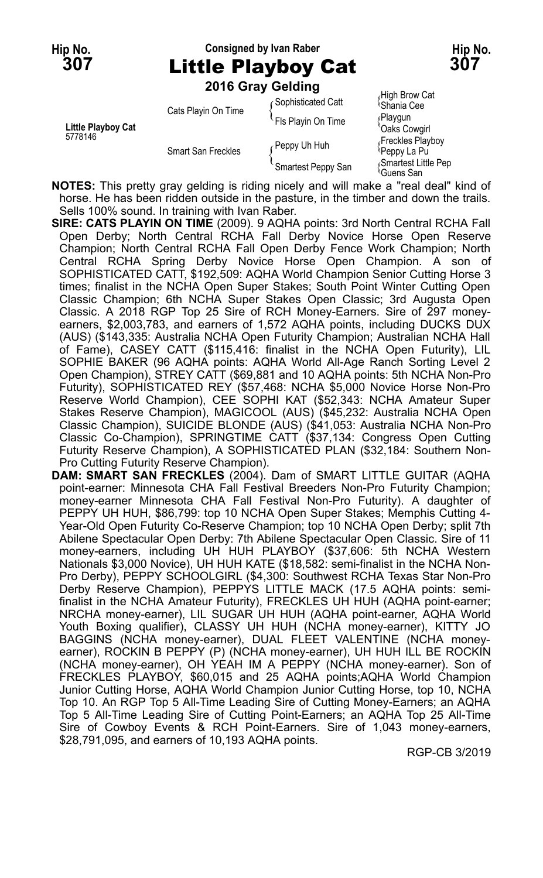Hip No. **307**

Consigned by Ivan Raber

# Little Playboy Cat

Hip No. **307**

**2016 Gray Gelding**

| | | | |
|---|---|---|---|
| **Little Playboy Cat** 5778146 | Cats Playin On Time | Sophisticated Catt | High Brow Cat |
| | | | Shania Cee |
| | | Fls Playin On Time | Playgun |
| | | | Oaks Cowgirl |
| | Smart San Freckles | Peppy Uh Huh | Freckles Playboy |
| | | | Peppy La Pu |
| | | Smartest Peppy San | Smartest Little Pep |
| | | | Guens San |

**NOTES:** This pretty gray gelding is riding nicely and will make a "real deal" kind of horse. He has been ridden outside in the pasture, in the timber and down the trails. Sells 100% sound. In training with Ivan Raber.

**SIRE: CATS PLAYIN ON TIME** (2009). 9 AQHA points: 3rd North Central RCHA Fall Open Derby; North Central RCHA Fall Derby Novice Horse Open Reserve Champion; North Central RCHA Fall Open Derby Fence Work Champion; North Central RCHA Spring Derby Novice Horse Open Champion. A son of SOPHISTICATED CATT, $192,509: AQHA World Champion Senior Cutting Horse 3 times; finalist in the NCHA Open Super Stakes; South Point Winter Cutting Open Classic Champion; 6th NCHA Super Stakes Open Classic; 3rd Augusta Open Classic. A 2018 RGP Top 25 Sire of RCH Money-Earners. Sire of 297 money-earners, $2,003,783, and earners of 1,572 AQHA points, including DUCKS DUX (AUS) ($143,335: Australia NCHA Open Futurity Champion; Australian NCHA Hall of Fame), CASEY CATT ($115,416: finalist in the NCHA Open Futurity), LIL SOPHIE BAKER (96 AQHA points: AQHA World All-Age Ranch Sorting Level 2 Open Champion), STREY CATT ($69,881 and 10 AQHA points: 5th NCHA Non-Pro Futurity), SOPHISTICATED REY ($57,468: NCHA $5,000 Novice Horse Non-Pro Reserve World Champion), CEE SOPHI KAT ($52,343: NCHA Amateur Super Stakes Reserve Champion), MAGICOOL (AUS) ($45,232: Australia NCHA Open Classic Champion), SUICIDE BLONDE (AUS) ($41,053: Australia NCHA Non-Pro Classic Co-Champion), SPRINGTIME CATT ($37,134: Congress Open Cutting Futurity Reserve Champion), A SOPHISTICATED PLAN ($32,184: Southern Non-Pro Cutting Futurity Reserve Champion).

**DAM: SMART SAN FRECKLES** (2004). Dam of SMART LITTLE GUITAR (AQHA point-earner: Minnesota CHA Fall Festival Breeders Non-Pro Futurity Champion; money-earner Minnesota CHA Fall Festival Non-Pro Futurity). A daughter of PEPPY UH HUH, $86,799: top 10 NCHA Open Super Stakes; Memphis Cutting 4-Year-Old Open Futurity Co-Reserve Champion; top 10 NCHA Open Derby; split 7th Abilene Spectacular Open Derby: 7th Abilene Spectacular Open Classic. Sire of 11 money-earners, including UH HUH PLAYBOY ($37,606: 5th NCHA Western Nationals $3,000 Novice), UH HUH KATE ($18,582: semi-finalist in the NCHA Non-Pro Derby), PEPPY SCHOOLGIRL ($4,300: Southwest RCHA Texas Star Non-Pro Derby Reserve Champion), PEPPYS LITTLE MACK (17.5 AQHA points: semi-finalist in the NCHA Amateur Futurity), FRECKLES UH HUH (AQHA point-earner; NRCHA money-earner), LIL SUGAR UH HUH (AQHA point-earner, AQHA World Youth Boxing qualifier), CLASSY UH HUH (NCHA money-earner), KITTY JO BAGGINS (NCHA money-earner), DUAL FLEET VALENTINE (NCHA money-earner), ROCKIN B PEPPY (P) (NCHA money-earner), UH HUH ILL BE ROCKIN (NCHA money-earner), OH YEAH IM A PEPPY (NCHA money-earner). Son of FRECKLES PLAYBOY, $60,015 and 25 AQHA points;AQHA World Champion Junior Cutting Horse, AQHA World Champion Junior Cutting Horse, top 10, NCHA Top 10. An RGP Top 5 All-Time Leading Sire of Cutting Money-Earners; an AQHA Top 5 All-Time Leading Sire of Cutting Point-Earners; an AQHA Top 25 All-Time Sire of Cowboy Events & RCH Point-Earners. Sire of 1,043 money-earners, $28,791,095, and earners of 10,193 AQHA points.

RGP-CB 3/2019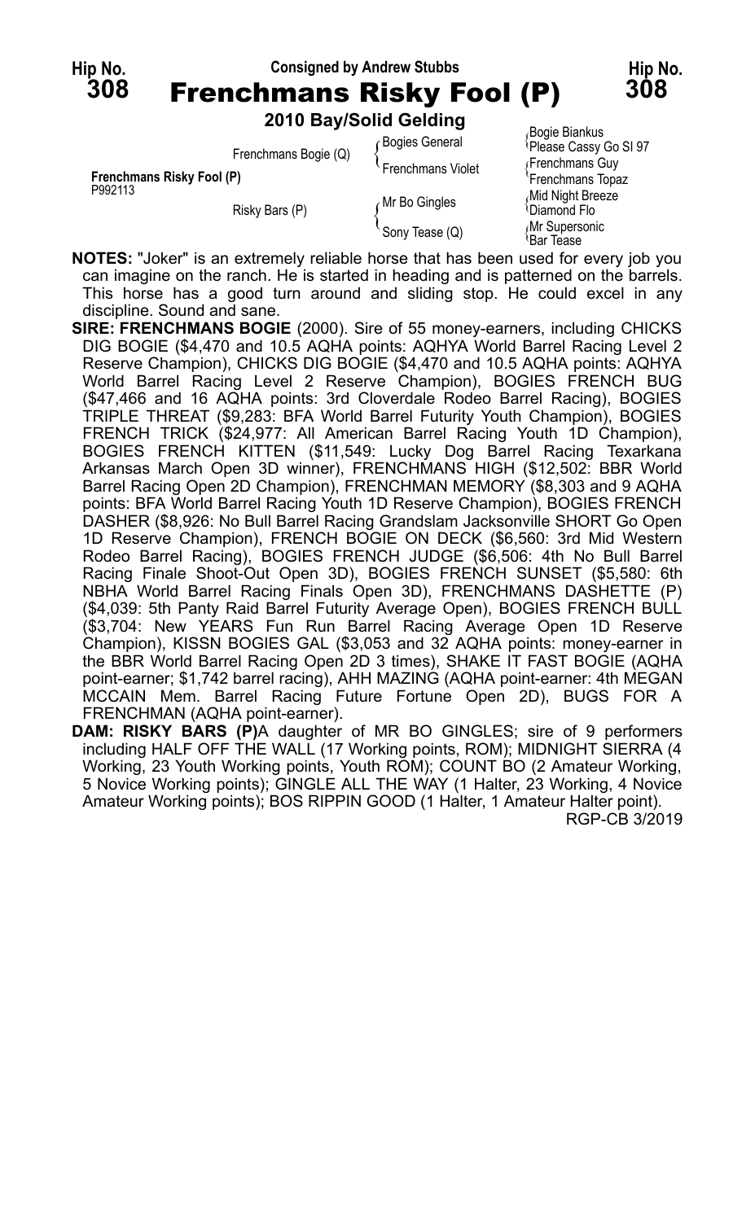Hip No. **308** — Consigned by Andrew Stubbs — Hip No. **308**

# Frenchmans Risky Fool (P)

**2010 Bay/Solid Gelding**

| | | | |
|---|---|---|---|
| **Frenchmans Risky Fool (P)** P992113 | Frenchmans Bogie (Q) | Bogies General | Bogie Biankus |
| | | | Please Cassy Go Sl 97 |
| | | Frenchmans Violet | Frenchmans Guy |
| | | | Frenchmans Topaz |
| | Risky Bars (P) | Mr Bo Gingles | Mid Night Breeze |
| | | | Diamond Flo |
| | | Sony Tease (Q) | Mr Supersonic |
| | | | Bar Tease |

**NOTES:** "Joker" is an extremely reliable horse that has been used for every job you can imagine on the ranch. He is started in heading and is patterned on the barrels. This horse has a good turn around and sliding stop. He could excel in any discipline. Sound and sane.

**SIRE: FRENCHMANS BOGIE** (2000). Sire of 55 money-earners, including CHICKS DIG BOGIE ($4,470 and 10.5 AQHA points: AQHYA World Barrel Racing Level 2 Reserve Champion), CHICKS DIG BOGIE ($4,470 and 10.5 AQHA points: AQHYA World Barrel Racing Level 2 Reserve Champion), BOGIES FRENCH BUG ($47,466 and 16 AQHA points: 3rd Cloverdale Rodeo Barrel Racing), BOGIES TRIPLE THREAT ($9,283: BFA World Barrel Futurity Youth Champion), BOGIES FRENCH TRICK ($24,977: All American Barrel Racing Youth 1D Champion), BOGIES FRENCH KITTEN ($11,549: Lucky Dog Barrel Racing Texarkana Arkansas March Open 3D winner), FRENCHMANS HIGH ($12,502: BBR World Barrel Racing Open 2D Champion), FRENCHMAN MEMORY ($8,303 and 9 AQHA points: BFA World Barrel Racing Youth 1D Reserve Champion), BOGIES FRENCH DASHER ($8,926: No Bull Barrel Racing Grandslam Jacksonville SHORT Go Open 1D Reserve Champion), FRENCH BOGIE ON DECK ($6,560: 3rd Mid Western Rodeo Barrel Racing), BOGIES FRENCH JUDGE ($6,506: 4th No Bull Barrel Racing Finale Shoot-Out Open 3D), BOGIES FRENCH SUNSET ($5,580: 6th NBHA World Barrel Racing Finals Open 3D), FRENCHMANS DASHETTE (P) ($4,039: 5th Panty Raid Barrel Futurity Average Open), BOGIES FRENCH BULL ($3,704: New YEARS Fun Run Barrel Racing Average Open 1D Reserve Champion), KISSN BOGIES GAL ($3,053 and 32 AQHA points: money-earner in the BBR World Barrel Racing Open 2D 3 times), SHAKE IT FAST BOGIE (AQHA point-earner; $1,742 barrel racing), AHH MAZING (AQHA point-earner: 4th MEGAN MCCAIN Mem. Barrel Racing Future Fortune Open 2D), BUGS FOR A FRENCHMAN (AQHA point-earner).

**DAM: RISKY BARS (P)**A daughter of MR BO GINGLES; sire of 9 performers including HALF OFF THE WALL (17 Working points, ROM); MIDNIGHT SIERRA (4 Working, 23 Youth Working points, Youth ROM); COUNT BO (2 Amateur Working, 5 Novice Working points); GINGLE ALL THE WAY (1 Halter, 23 Working, 4 Novice Amateur Working points); BOS RIPPIN GOOD (1 Halter, 1 Amateur Halter point).

RGP-CB 3/2019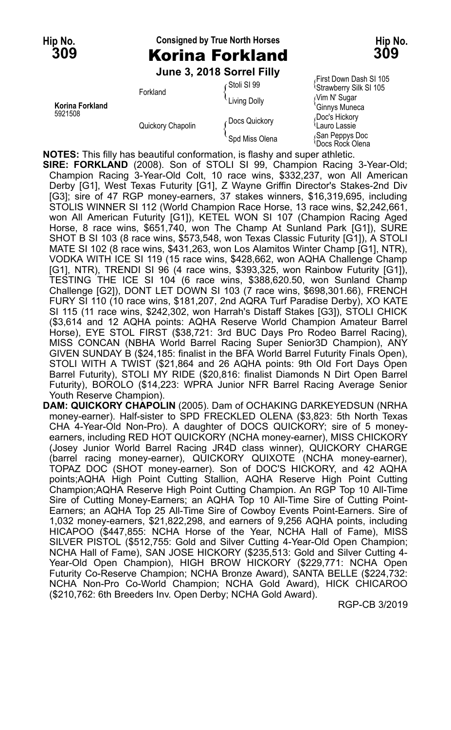**Hip No. 309** — Consigned by True North Horses — **Hip No. 309**

# Korina Forkland

**June 3, 2018 Sorrel Filly**

| | | | |
|---|---|---|---|
| **Korina Forkland** 5921508 | Forkland | Stoli SI 99 | First Down Dash SI 105 |
| | | | Strawberry Silk SI 105 |
| | | Living Dolly | Vim N' Sugar |
| | | | Ginnys Muneca |
| | Quickory Chapolin | Docs Quickory | Doc's Hickory |
| | | | Lauro Lassie |
| | | Spd Miss Olena | San Peppys Doc |
| | | | Docs Rock Olena |

**NOTES:** This filly has beautiful conformation, is flashy and super athletic.

**SIRE: FORKLAND** (2008). Son of STOLI SI 99, Champion Racing 3-Year-Old; Champion Racing 3-Year-Old Colt, 10 race wins, $332,237, won All American Derby [G1], West Texas Futurity [G1], Z Wayne Griffin Director's Stakes-2nd Div [G3]; sire of 47 RGP money-earners, 37 stakes winners, $16,319,695, including STOLIS WINNER SI 112 (World Champion Race Horse, 13 race wins, $2,242,661, won All American Futurity [G1]), KETEL WON SI 107 (Champion Racing Aged Horse, 8 race wins, $651,740, won The Champ At Sunland Park [G1]), SURE SHOT B SI 103 (8 race wins, $573,548, won Texas Classic Futurity [G1]), A STOLI MATE SI 102 (8 race wins, $431,263, won Los Alamitos Winter Champ [G1], NTR), VODKA WITH ICE SI 119 (15 race wins, $428,662, won AQHA Challenge Champ [G1], NTR), TRENDI SI 96 (4 race wins, $393,325, won Rainbow Futurity [G1]), TESTING THE ICE SI 104 (6 race wins, $388,620.50, won Sunland Champ Challenge [G2]), DONT LET DOWN SI 103 (7 race wins, $698,301.66), FRENCH FURY SI 110 (10 race wins, $181,207, 2nd AQRA Turf Paradise Derby), XO KATE SI 115 (11 race wins, $242,302, won Harrah's Distaff Stakes [G3]), STOLI CHICK ($3,614 and 12 AQHA points: AQHA Reserve World Champion Amateur Barrel Horse), EYE STOL FIRST ($38,721: 3rd BUC Days Pro Rodeo Barrel Racing), MISS CONCAN (NBHA World Barrel Racing Super Senior3D Champion), ANY GIVEN SUNDAY B ($24,185: finalist in the BFA World Barrel Futurity Finals Open), STOLI WITH A TWIST ($21,864 and 26 AQHA points: 9th Old Fort Days Open Barrel Futurity), STOLI MY RIDE ($20,816: finalist Diamonds N Dirt Open Barrel Futurity), BOROLO ($14,223: WPRA Junior NFR Barrel Racing Average Senior Youth Reserve Champion).

**DAM: QUICKORY CHAPOLIN** (2005). Dam of OCHAKING DARKEYEDSUN (NRHA money-earner). Half-sister to SPD FRECKLED OLENA ($3,823: 5th North Texas CHA 4-Year-Old Non-Pro). A daughter of DOCS QUICKORY; sire of 5 money-earners, including RED HOT QUICKORY (NCHA money-earner), MISS CHICKORY (Josey Junior World Barrel Racing JR4D class winner), QUICKORY CHARGE (barrel racing money-earner), QUICKORY QUIXOTE (NCHA money-earner), TOPAZ DOC (SHOT money-earner). Son of DOC'S HICKORY, and 42 AQHA points;AQHA High Point Cutting Stallion, AQHA Reserve High Point Cutting Champion;AQHA Reserve High Point Cutting Champion. An RGP Top 10 All-Time Sire of Cutting Money-Earners; an AQHA Top 10 All-Time Sire of Cutting Point-Earners; an AQHA Top 25 All-Time Sire of Cowboy Events Point-Earners. Sire of 1,032 money-earners, $21,822,298, and earners of 9,256 AQHA points, including HICAPOO ($447,855: NCHA Horse of the Year, NCHA Hall of Fame), MISS SILVER PISTOL ($512,755: Gold and Silver Cutting 4-Year-Old Open Champion; NCHA Hall of Fame), SAN JOSE HICKORY ($235,513: Gold and Silver Cutting 4-Year-Old Open Champion), HIGH BROW HICKORY ($229,771: NCHA Open Futurity Co-Reserve Champion; NCHA Bronze Award), SANTA BELLE ($224,732: NCHA Non-Pro Co-World Champion; NCHA Gold Award), HICK CHICAROO ($210,762: 6th Breeders Inv. Open Derby; NCHA Gold Award).

RGP-CB 3/2019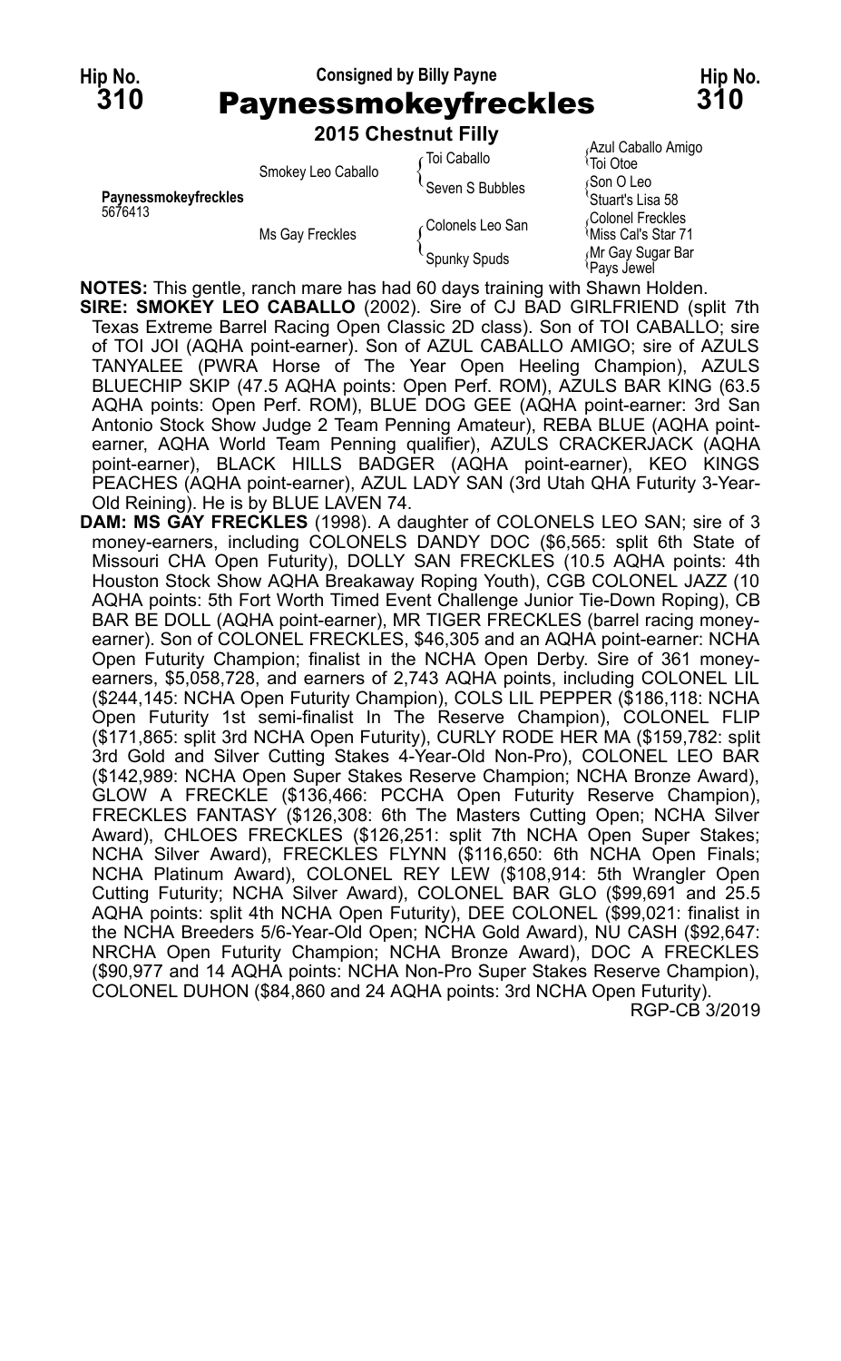**Hip No. 310** — Consigned by Billy Payne — **Hip No. 310**

# Paynessmokeyfreckles

**2015 Chestnut Filly**

| | | | |
|---|---|---|---|
| | | Toi Caballo | Azul Caballo Amigo |
| | Smokey Leo Caballo | | Toi Otoe |
| | | Seven S Bubbles | Son O Leo |
| **Paynessmokeyfreckles** 5676413 | | | Stuart's Lisa 58 |
| | | Colonels Leo San | Colonel Freckles |
| | Ms Gay Freckles | | Miss Cal's Star 71 |
| | | Spunky Spuds | Mr Gay Sugar Bar |
| | | | Pays Jewel |

**NOTES:** This gentle, ranch mare has had 60 days training with Shawn Holden.

**SIRE: SMOKEY LEO CABALLO** (2002). Sire of CJ BAD GIRLFRIEND (split 7th Texas Extreme Barrel Racing Open Classic 2D class). Son of TOI CABALLO; sire of TOI JOI (AQHA point-earner). Son of AZUL CABALLO AMIGO; sire of AZULS TANYALEE (PWRA Horse of The Year Open Heeling Champion), AZULS BLUECHIP SKIP (47.5 AQHA points: Open Perf. ROM), AZULS BAR KING (63.5 AQHA points: Open Perf. ROM), BLUE DOG GEE (AQHA point-earner: 3rd San Antonio Stock Show Judge 2 Team Penning Amateur), REBA BLUE (AQHA point-earner, AQHA World Team Penning qualifier), AZULS CRACKERJACK (AQHA point-earner), BLACK HILLS BADGER (AQHA point-earner), KEO KINGS PEACHES (AQHA point-earner), AZUL LADY SAN (3rd Utah QHA Futurity 3-Year-Old Reining). He is by BLUE LAVEN 74.

**DAM: MS GAY FRECKLES** (1998). A daughter of COLONELS LEO SAN; sire of 3 money-earners, including COLONELS DANDY DOC ($6,565: split 6th State of Missouri CHA Open Futurity), DOLLY SAN FRECKLES (10.5 AQHA points: 4th Houston Stock Show AQHA Breakaway Roping Youth), CGB COLONEL JAZZ (10 AQHA points: 5th Fort Worth Timed Event Challenge Junior Tie-Down Roping), CB BAR BE DOLL (AQHA point-earner), MR TIGER FRECKLES (barrel racing money-earner). Son of COLONEL FRECKLES, $46,305 and an AQHA point-earner: NCHA Open Futurity Champion; finalist in the NCHA Open Derby. Sire of 361 money-earners, $5,058,728, and earners of 2,743 AQHA points, including COLONEL LIL ($244,145: NCHA Open Futurity Champion), COLS LIL PEPPER ($186,118: NCHA Open Futurity 1st semi-finalist In The Reserve Champion), COLONEL FLIP ($171,865: split 3rd NCHA Open Futurity), CURLY RODE HER MA ($159,782: split 3rd Gold and Silver Cutting Stakes 4-Year-Old Non-Pro), COLONEL LEO BAR ($142,989: NCHA Open Super Stakes Reserve Champion; NCHA Bronze Award), GLOW A FRECKLE ($136,466: PCCHA Open Futurity Reserve Champion), FRECKLES FANTASY ($126,308: 6th The Masters Cutting Open; NCHA Silver Award), CHLOES FRECKLES ($126,251: split 7th NCHA Open Super Stakes; NCHA Silver Award), FRECKLES FLYNN ($116,650: 6th NCHA Open Finals; NCHA Platinum Award), COLONEL REY LEW ($108,914: 5th Wrangler Open Cutting Futurity; NCHA Silver Award), COLONEL BAR GLO ($99,691 and 25.5 AQHA points: split 4th NCHA Open Futurity), DEE COLONEL ($99,021: finalist in the NCHA Breeders 5/6-Year-Old Open; NCHA Gold Award), NU CASH ($92,647: NRCHA Open Futurity Champion; NCHA Bronze Award), DOC A FRECKLES ($90,977 and 14 AQHA points: NCHA Non-Pro Super Stakes Reserve Champion), COLONEL DUHON ($84,860 and 24 AQHA points: 3rd NCHA Open Futurity).

RGP-CB 3/2019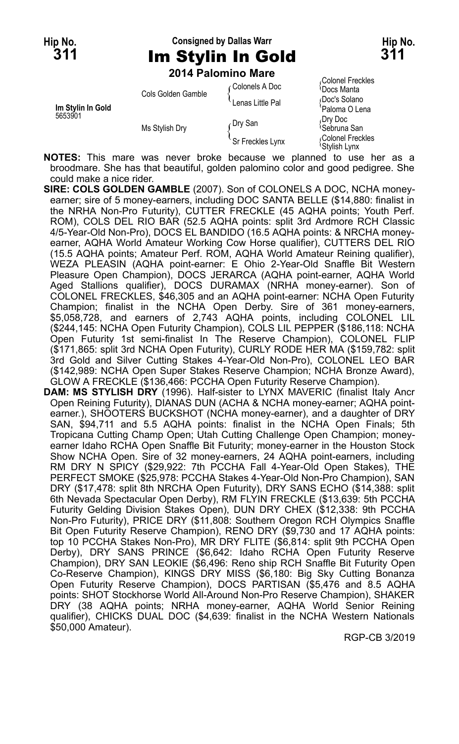**Hip No. 311** — Consigned by Dallas Warr — **Hip No. 311**

# Im Stylin In Gold

**2014 Palomino Mare**

| | | | |
|---|---|---|---|
| **Im Stylin In Gold** 5653901 | Cols Golden Gamble | Colonels A Doc | Colonel Freckles |
| | | | Docs Manta |
| | | Lenas Little Pal | Doc's Solano |
| | | | Paloma O Lena |
| | Ms Stylish Dry | Dry San | Dry Doc |
| | | | Sebruna San |
| | | Sr Freckles Lynx | Colonel Freckles |
| | | | Stylish Lynx |

**NOTES:** This mare was never broke because we planned to use her as a broodmare. She has that beautiful, golden palomino color and good pedigree. She could make a nice rider.

**SIRE: COLS GOLDEN GAMBLE** (2007). Son of COLONELS A DOC, NCHA money-earner; sire of 5 money-earners, including DOC SANTA BELLE ($14,880: finalist in the NRHA Non-Pro Futurity), CUTTER FRECKLE (45 AQHA points; Youth Perf. ROM), COLS DEL RIO BAR (52.5 AQHA points: split 3rd Ardmore RCH Classic 4/5-Year-Old Non-Pro), DOCS EL BANDIDO (16.5 AQHA points: & NRCHA money-earner, AQHA World Amateur Working Cow Horse qualifier), CUTTERS DEL RIO (15.5 AQHA points; Amateur Perf. ROM, AQHA World Amateur Reining qualifier), WEZA PLEASIN (AQHA point-earner: E Ohio 2-Year-Old Snaffle Bit Western Pleasure Open Champion), DOCS JERARCA (AQHA point-earner, AQHA World Aged Stallions qualifier), DOCS DURAMAX (NRHA money-earner). Son of COLONEL FRECKLES, $46,305 and an AQHA point-earner: NCHA Open Futurity Champion; finalist in the NCHA Open Derby. Sire of 361 money-earners, $5,058,728, and earners of 2,743 AQHA points, including COLONEL LIL ($244,145: NCHA Open Futurity Champion), COLS LIL PEPPER ($186,118: NCHA Open Futurity 1st semi-finalist In The Reserve Champion), COLONEL FLIP ($171,865: split 3rd NCHA Open Futurity), CURLY RODE HER MA ($159,782: split 3rd Gold and Silver Cutting Stakes 4-Year-Old Non-Pro), COLONEL LEO BAR ($142,989: NCHA Open Super Stakes Reserve Champion; NCHA Bronze Award), GLOW A FRECKLE ($136,466: PCCHA Open Futurity Reserve Champion).

**DAM: MS STYLISH DRY** (1996). Half-sister to LYNX MAVERIC (finalist Italy Ancr Open Reining Futurity), DIANAS DUN (ACHA & NCHA money-earner; AQHA point-earner.), SHOOTERS BUCKSHOT (NCHA money-earner), and a daughter of DRY SAN, $94,711 and 5.5 AQHA points: finalist in the NCHA Open Finals; 5th Tropicana Cutting Champ Open; Utah Cutting Challenge Open Champion; money-earner Idaho RCHA Open Snaffle Bit Futurity; money-earner in the Houston Stock Show NCHA Open. Sire of 32 money-earners, 24 AQHA point-earners, including RM DRY N SPICY ($29,922: 7th PCCHA Fall 4-Year-Old Open Stakes), THE PERFECT SMOKE ($25,978: PCCHA Stakes 4-Year-Old Non-Pro Champion), SAN DRY ($17,478: split 8th NRCHA Open Futurity), DRY SANS ECHO ($14,388: split 6th Nevada Spectacular Open Derby), RM FLYIN FRECKLE ($13,639: 5th PCCHA Futurity Gelding Division Stakes Open), DUN DRY CHEX ($12,338: 9th PCCHA Non-Pro Futurity), PRICE DRY ($11,808: Southern Oregon RCH Olympics Snaffle Bit Open Futurity Reserve Champion), RENO DRY ($9,730 and 17 AQHA points: top 10 PCCHA Stakes Non-Pro), MR DRY FLITE ($6,814: split 9th PCCHA Open Derby), DRY SANS PRINCE ($6,642: Idaho RCHA Open Futurity Reserve Champion), DRY SAN LEOKIE ($6,496: Reno ship RCH Snaffle Bit Futurity Open Co-Reserve Champion), KINGS DRY MISS ($6,180: Big Sky Cutting Bonanza Open Futurity Reserve Champion), DOCS PARTISAN ($5,476 and 8.5 AQHA points: SHOT Stockhorse World All-Around Non-Pro Reserve Champion), SHAKER DRY (38 AQHA points; NRHA money-earner, AQHA World Senior Reining qualifier), CHICKS DUAL DOC ($4,639: finalist in the NCHA Western Nationals $50,000 Amateur).

RGP-CB 3/2019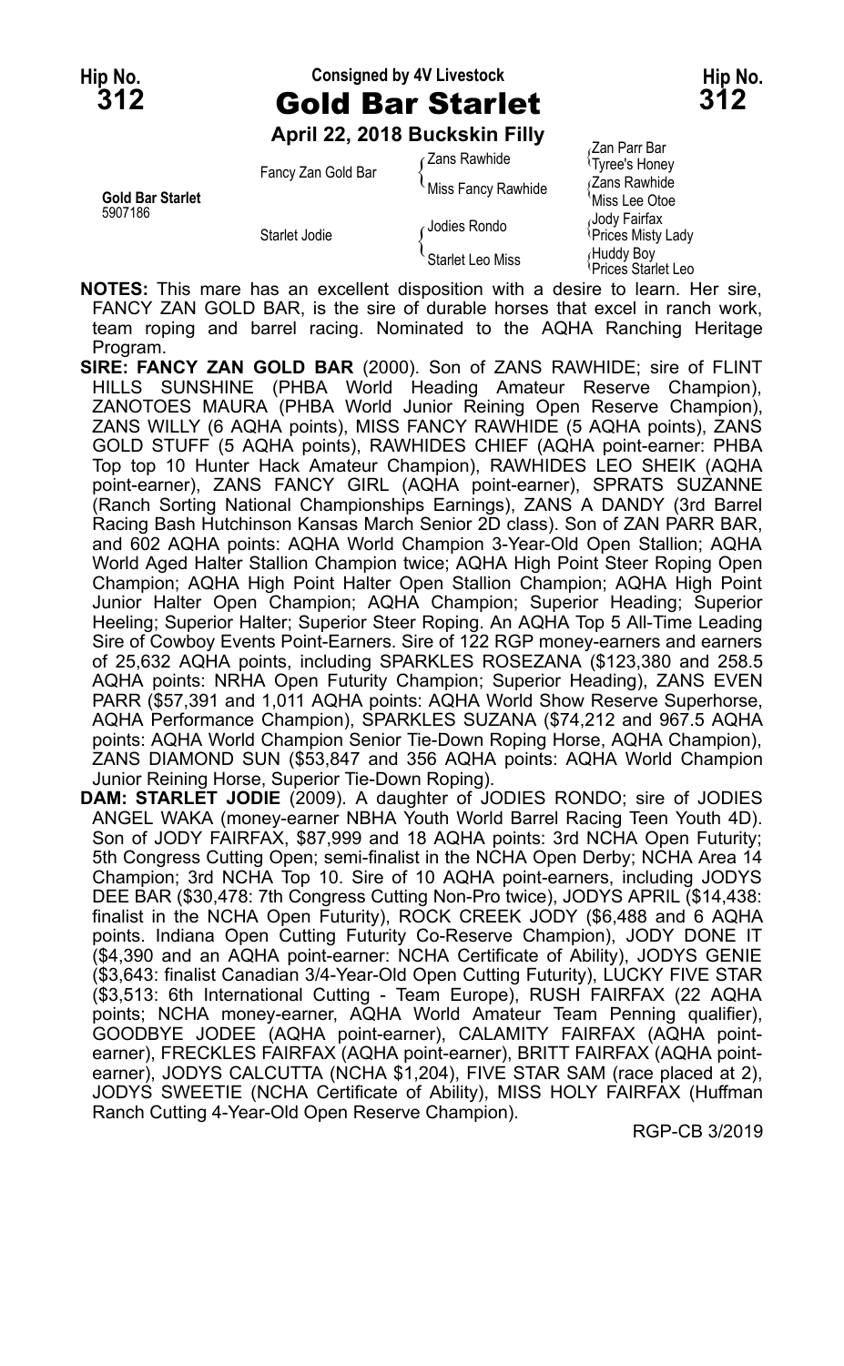**Hip No. 312** — Consigned by 4V Livestock — **Hip No. 312**

# Gold Bar Starlet

**April 22, 2018 Buckskin Filly**

| | | | |
|---|---|---|---|
| **Gold Bar Starlet** 5907186 | Fancy Zan Gold Bar | Zans Rawhide | Zan Parr Bar |
| | | | Tyree's Honey |
| | | Miss Fancy Rawhide | Zans Rawhide |
| | | | Miss Lee Otoe |
| | Starlet Jodie | Jodies Rondo | Jody Fairfax |
| | | | Prices Misty Lady |
| | | Starlet Leo Miss | Huddy Boy |
| | | | Prices Starlet Leo |

**NOTES:** This mare has an excellent disposition with a desire to learn. Her sire, FANCY ZAN GOLD BAR, is the sire of durable horses that excel in ranch work, team roping and barrel racing. Nominated to the AQHA Ranching Heritage Program.

**SIRE: FANCY ZAN GOLD BAR** (2000). Son of ZANS RAWHIDE; sire of FLINT HILLS SUNSHINE (PHBA World Heading Amateur Reserve Champion), ZANOTOES MAURA (PHBA World Junior Reining Open Reserve Champion), ZANS WILLY (6 AQHA points), MISS FANCY RAWHIDE (5 AQHA points), ZANS GOLD STUFF (5 AQHA points), RAWHIDES CHIEF (AQHA point-earner: PHBA Top top 10 Hunter Hack Amateur Champion), RAWHIDES LEO SHEIK (AQHA point-earner), ZANS FANCY GIRL (AQHA point-earner), SPRATS SUZANNE (Ranch Sorting National Championships Earnings), ZANS A DANDY (3rd Barrel Racing Bash Hutchinson Kansas March Senior 2D class). Son of ZAN PARR BAR, and 602 AQHA points: AQHA World Champion 3-Year-Old Open Stallion; AQHA World Aged Halter Stallion Champion twice; AQHA High Point Steer Roping Open Champion; AQHA High Point Halter Open Stallion Champion; AQHA High Point Junior Halter Open Champion; AQHA Champion; Superior Heading; Superior Heeling; Superior Halter; Superior Steer Roping. An AQHA Top 5 All-Time Leading Sire of Cowboy Events Point-Earners. Sire of 122 RGP money-earners and earners of 25,632 AQHA points, including SPARKLES ROSEZANA ($123,380 and 258.5 AQHA points: NRHA Open Futurity Champion; Superior Heading), ZANS EVEN PARR ($57,391 and 1,011 AQHA points: AQHA World Show Reserve Superhorse, AQHA Performance Champion), SPARKLES SUZANA ($74,212 and 967.5 AQHA points: AQHA World Champion Senior Tie-Down Roping Horse, AQHA Champion), ZANS DIAMOND SUN ($53,847 and 356 AQHA points: AQHA World Champion Junior Reining Horse, Superior Tie-Down Roping).

**DAM: STARLET JODIE** (2009). A daughter of JODIES RONDO; sire of JODIES ANGEL WAKA (money-earner NBHA Youth World Barrel Racing Teen Youth 4D). Son of JODY FAIRFAX, $87,999 and 18 AQHA points: 3rd NCHA Open Futurity; 5th Congress Cutting Open; semi-finalist in the NCHA Open Derby; NCHA Area 14 Champion; 3rd NCHA Top 10. Sire of 10 AQHA point-earners, including JODYS DEE BAR ($30,478: 7th Congress Cutting Non-Pro twice), JODYS APRIL ($14,438: finalist in the NCHA Open Futurity), ROCK CREEK JODY ($6,488 and 6 AQHA points. Indiana Open Cutting Futurity Co-Reserve Champion), JODY DONE IT ($4,390 and an AQHA point-earner: NCHA Certificate of Ability), JODYS GENIE ($3,643: finalist Canadian 3/4-Year-Old Open Cutting Futurity), LUCKY FIVE STAR ($3,513: 6th International Cutting - Team Europe), RUSH FAIRFAX (22 AQHA points; NCHA money-earner, AQHA World Amateur Team Penning qualifier), GOODBYE JODEE (AQHA point-earner), CALAMITY FAIRFAX (AQHA point-earner), FRECKLES FAIRFAX (AQHA point-earner), BRITT FAIRFAX (AQHA point-earner), JODYS CALCUTTA (NCHA $1,204), FIVE STAR SAM (race placed at 2), JODYS SWEETIE (NCHA Certificate of Ability), MISS HOLY FAIRFAX (Huffman Ranch Cutting 4-Year-Old Open Reserve Champion).

RGP-CB 3/2019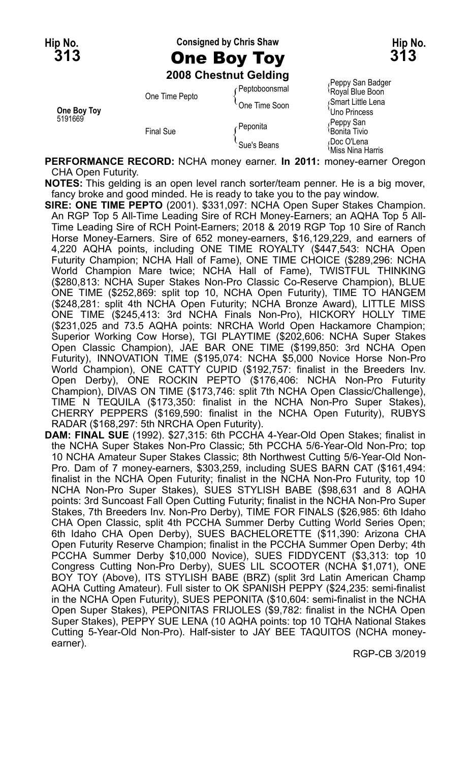Hip No. **313**

Consigned by Chris Shaw

# One Boy Toy

Hip No. **313**

**2008 Chestnut Gelding**

| | | | |
|---|---|---|---|
| One Boy Toy 5191669 | One Time Pepto | Peptoboonsmal | Peppy San Badger |
| | | | Royal Blue Boon |
| | | One Time Soon | Smart Little Lena |
| | | | Uno Princess |
| | Final Sue | Peponita | Peppy San |
| | | | Bonita Tivio |
| | | Sue's Beans | Doc O'Lena |
| | | | Miss Nina Harris |

**PERFORMANCE RECORD:** NCHA money earner. **In 2011:** money-earner Oregon CHA Open Futurity.

**NOTES:** This gelding is an open level ranch sorter/team penner. He is a big mover, fancy broke and good minded. He is ready to take you to the pay window.

**SIRE: ONE TIME PEPTO** (2001). $331,097: NCHA Open Super Stakes Champion. An RGP Top 5 All-Time Leading Sire of RCH Money-Earners; an AQHA Top 5 All-Time Leading Sire of RCH Point-Earners; 2018 & 2019 RGP Top 10 Sire of Ranch Horse Money-Earners. Sire of 652 money-earners, $16,129,229, and earners of 4,220 AQHA points, including ONE TIME ROYALTY ($447,543: NCHA Open Futurity Champion; NCHA Hall of Fame), ONE TIME CHOICE ($289,296: NCHA World Champion Mare twice; NCHA Hall of Fame), TWISTFUL THINKING ($280,813: NCHA Super Stakes Non-Pro Classic Co-Reserve Champion), BLUE ONE TIME ($252,869: split top 10, NCHA Open Futurity), TIME TO HANGEM ($248,281: split 4th NCHA Open Futurity; NCHA Bronze Award), LITTLE MISS ONE TIME ($245,413: 3rd NCHA Finals Non-Pro), HICKORY HOLLY TIME ($231,025 and 73.5 AQHA points: NRCHA World Open Hackamore Champion; Superior Working Cow Horse), TGI PLAYTIME ($202,606: NCHA Super Stakes Open Classic Champion), JAE BAR ONE TIME ($199,850: 3rd NCHA Open Futurity), INNOVATION TIME ($195,074: NCHA $5,000 Novice Horse Non-Pro World Champion), ONE CATTY CUPID ($192,757: finalist in the Breeders Inv. Open Derby), ONE ROCKIN PEPTO ($176,406: NCHA Non-Pro Futurity Champion), DIVAS ON TIME ($173,746: split 7th NCHA Open Classic/Challenge), TIME N TEQUILA ($173,350: finalist in the NCHA Non-Pro Super Stakes), CHERRY PEPPERS ($169,590: finalist in the NCHA Open Futurity), RUBYS RADAR ($168,297: 5th NRCHA Open Futurity).

**DAM: FINAL SUE** (1992). $27,315: 6th PCCHA 4-Year-Old Open Stakes; finalist in the NCHA Super Stakes Non-Pro Classic; 5th PCCHA 5/6-Year-Old Non-Pro; top 10 NCHA Amateur Super Stakes Classic; 8th Northwest Cutting 5/6-Year-Old Non-Pro. Dam of 7 money-earners, $303,259, including SUES BARN CAT ($161,494: finalist in the NCHA Open Futurity; finalist in the NCHA Non-Pro Futurity, top 10 NCHA Non-Pro Super Stakes), SUES STYLISH BABE ($98,631 and 8 AQHA points: 3rd Suncoast Fall Open Cutting Futurity; finalist in the NCHA Non-Pro Super Stakes, 7th Breeders Inv. Non-Pro Derby), TIME FOR FINALS ($26,985: 6th Idaho CHA Open Classic, split 4th PCCHA Summer Derby Cutting World Series Open; 6th Idaho CHA Open Derby), SUES BACHELORETTE ($11,390: Arizona CHA Open Futurity Reserve Champion; finalist in the PCCHA Summer Open Derby; 4th PCCHA Summer Derby $10,000 Novice), SUES FIDDYCENT ($3,313: top 10 Congress Cutting Non-Pro Derby), SUES LIL SCOOTER (NCHA $1,071), ONE BOY TOY (Above), ITS STYLISH BABE (BRZ) (split 3rd Latin American Champ AQHA Cutting Amateur). Full sister to OK SPANISH PEPPY ($24,235: semi-finalist in the NCHA Open Futurity), SUES PEPONITA ($10,604: semi-finalist in the NCHA Open Super Stakes), PEPONITAS FRIJOLES ($9,782: finalist in the NCHA Open Super Stakes), PEPPY SUE LENA (10 AQHA points: top 10 TQHA National Stakes Cutting 5-Year-Old Non-Pro). Half-sister to JAY BEE TAQUITOS (NCHA money-earner).

RGP-CB 3/2019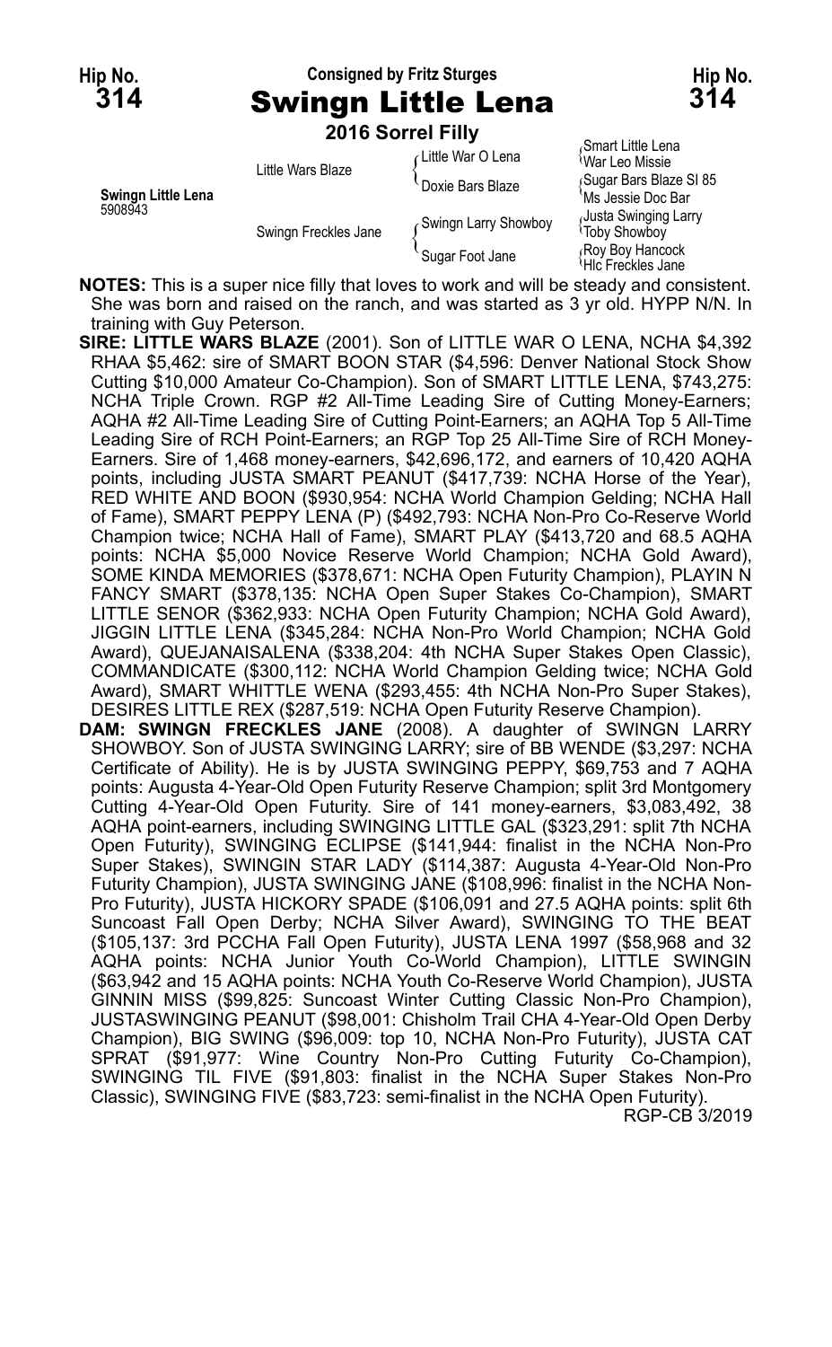Hip No. **314**

Consigned by Fritz Sturges

# Swingn Little Lena

Hip No. **314**

**2016 Sorrel Filly**

| | | | |
|---|---|---|---|
| **Swingn Little Lena** 5908943 | Little Wars Blaze | Little War O Lena | Smart Little Lena |
| | | | War Leo Missie |
| | | Doxie Bars Blaze | Sugar Bars Blaze SI 85 |
| | | | Ms Jessie Doc Bar |
| | Swingn Freckles Jane | Swingn Larry Showboy | Justa Swinging Larry |
| | | | Toby Showboy |
| | | Sugar Foot Jane | Roy Boy Hancock |
| | | | Hlc Freckles Jane |

**NOTES:** This is a super nice filly that loves to work and will be steady and consistent. She was born and raised on the ranch, and was started as 3 yr old. HYPP N/N. In training with Guy Peterson.

**SIRE: LITTLE WARS BLAZE** (2001). Son of LITTLE WAR O LENA, NCHA $4,392 RHAA $5,462: sire of SMART BOON STAR ($4,596: Denver National Stock Show Cutting $10,000 Amateur Co-Champion). Son of SMART LITTLE LENA, $743,275: NCHA Triple Crown. RGP #2 All-Time Leading Sire of Cutting Money-Earners; AQHA #2 All-Time Leading Sire of Cutting Point-Earners; an AQHA Top 5 All-Time Leading Sire of RCH Point-Earners; an RGP Top 25 All-Time Sire of RCH Money-Earners. Sire of 1,468 money-earners, $42,696,172, and earners of 10,420 AQHA points, including JUSTA SMART PEANUT ($417,739: NCHA Horse of the Year), RED WHITE AND BOON ($930,954: NCHA World Champion Gelding; NCHA Hall of Fame), SMART PEPPY LENA (P) ($492,793: NCHA Non-Pro Co-Reserve World Champion twice; NCHA Hall of Fame), SMART PLAY ($413,720 and 68.5 AQHA points: NCHA $5,000 Novice Reserve World Champion; NCHA Gold Award), SOME KINDA MEMORIES ($378,671: NCHA Open Futurity Champion), PLAYIN N FANCY SMART ($378,135: NCHA Open Super Stakes Co-Champion), SMART LITTLE SENOR ($362,933: NCHA Open Futurity Champion; NCHA Gold Award), JIGGIN LITTLE LENA ($345,284: NCHA Non-Pro World Champion; NCHA Gold Award), QUEJANAISALENA ($338,204: 4th NCHA Super Stakes Open Classic), COMMANDICATE ($300,112: NCHA World Champion Gelding twice; NCHA Gold Award), SMART WHITTLE WENA ($293,455: 4th NCHA Non-Pro Super Stakes), DESIRES LITTLE REX ($287,519: NCHA Open Futurity Reserve Champion).

**DAM: SWINGN FRECKLES JANE** (2008). A daughter of SWINGN LARRY SHOWBOY. Son of JUSTA SWINGING LARRY; sire of BB WENDE ($3,297: NCHA Certificate of Ability). He is by JUSTA SWINGING PEPPY, 69,753 and 7 AQHA points: Augusta 4-Year-Old Open Futurity Reserve Champion; split 3rd Montgomery Cutting 4-Year-Old Open Futurity. Sire of 141 money-earners, $3,083,492, 38 AQHA point-earners, including SWINGING LITTLE GAL ($323,291: split 7th NCHA Open Futurity), SWINGING ECLIPSE ($141,944: finalist in the NCHA Non-Pro Super Stakes), SWINGIN STAR LADY ($114,387: Augusta 4-Year-Old Non-Pro Futurity Champion), JUSTA SWINGING JANE ($108,996: finalist in the NCHA Non-Pro Futurity), JUSTA HICKORY SPADE ($106,091 and 27.5 AQHA points: split 6th Suncoast Fall Open Derby; NCHA Silver Award), SWINGING TO THE BEAT ($105,137: 3rd PCCHA Fall Open Futurity), JUSTA LENA 1997 ($58,968 and 32 AQHA points: NCHA Junior Youth Co-World Champion), LITTLE SWINGIN ($63,942 and 15 AQHA points: NCHA Youth Co-Reserve World Champion), JUSTA GINNIN MISS ($99,825: Suncoast Winter Cutting Classic Non-Pro Champion), JUSTASWINGING PEANUT ($98,001: Chisholm Trail CHA 4-Year-Old Open Derby Champion), BIG SWING ($96,009: top 10, NCHA Non-Pro Futurity), JUSTA CAT SPRAT ($91,977: Wine Country Non-Pro Cutting Futurity Co-Champion), SWINGING TIL FIVE ($91,803: finalist in the NCHA Super Stakes Non-Pro Classic), SWINGING FIVE ($83,723: semi-finalist in the NCHA Open Futurity).

RGP-CB 3/2019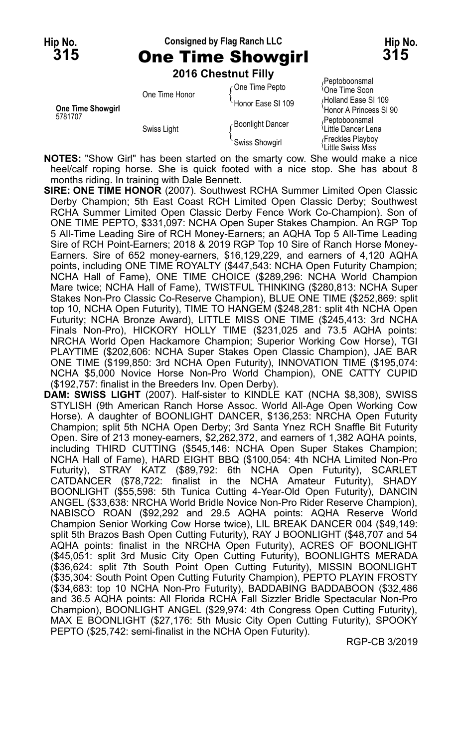**Hip No. 315** | Consigned by Flag Ranch LLC | **Hip No. 315**

# One Time Showgirl

**2016 Chestnut Filly**

| | | | |
|---|---|---|---|
| **One Time Showgirl** 5781707 | One Time Honor | One Time Pepto | Peptoboonsmal |
| | | | One Time Soon |
| | | Honor Ease SI 109 | Holland Ease SI 109 |
| | | | Honor A Princess SI 90 |
| | Swiss Light | Boonlight Dancer | Peptoboonsmal |
| | | | Little Dancer Lena |
| | | Swiss Showgirl | Freckles Playboy |
| | | | Little Swiss Miss |

**NOTES:** "Show Girl" has been started on the smarty cow. She would make a nice heel/calf roping horse. She is quick footed with a nice stop. She has about 8 months riding. In training with Dale Bennett.

**SIRE: ONE TIME HONOR** (2007). Southwest RCHA Summer Limited Open Classic Derby Champion; 5th East Coast RCH Limited Open Classic Derby; Southwest RCHA Summer Limited Open Classic Derby Fence Work Co-Champion). Son of ONE TIME PEPTO, $331,097: NCHA Open Super Stakes Champion. An RGP Top 5 All-Time Leading Sire of RCH Money-Earners; an AQHA Top 5 All-Time Leading Sire of RCH Point-Earners; 2018 & 2019 RGP Top 10 Sire of Ranch Horse Money-Earners. Sire of 652 money-earners, $16,129,229, and earners of 4,120 AQHA points, including ONE TIME ROYALTY ($447,543: NCHA Open Futurity Champion; NCHA Hall of Fame), ONE TIME CHOICE ($289,296: NCHA World Champion Mare twice; NCHA Hall of Fame), TWISTFUL THINKING ($280,813: NCHA Super Stakes Non-Pro Classic Co-Reserve Champion), BLUE ONE TIME ($252,869: split top 10, NCHA Open Futurity), TIME TO HANGEM ($248,281: split 4th NCHA Open Futurity; NCHA Bronze Award), LITTLE MISS ONE TIME ($245,413: 3rd NCHA Finals Non-Pro), HICKORY HOLLY TIME ($231,025 and 73.5 AQHA points: NRCHA World Open Hackamore Champion; Superior Working Cow Horse), TGI PLAYTIME ($202,606: NCHA Super Stakes Open Classic Champion), JAE BAR ONE TIME ($199,850: 3rd NCHA Open Futurity), INNOVATION TIME ($195,074: NCHA $5,000 Novice Horse Non-Pro World Champion), ONE CATTY CUPID ($192,757: finalist in the Breeders Inv. Open Derby).

**DAM: SWISS LIGHT** (2007). Half-sister to KINDLE KAT (NCHA $8,308), SWISS STYLISH (9th American Ranch Horse Assoc. World All-Age Open Working Cow Horse). A daughter of BOONLIGHT DANCER, $136,253: NRCHA Open Futurity Champion; split 5th NCHA Open Derby; 3rd Santa Ynez RCH Snaffle Bit Futurity Open. Sire of 213 money-earners, $2,262,372, and earners of 1,382 AQHA points, including THIRD CUTTING ($545,146: NCHA Open Super Stakes Champion; NCHA Hall of Fame), HARD EIGHT BBQ ($100,054: 4th NCHA Limited Non-Pro Futurity), STRAY KATZ ($89,792: 6th NCHA Open Futurity), SCARLET CATDANCER ($78,722: finalist in the NCHA Amateur Futurity), SHADY BOONLIGHT ($55,598: 5th Tunica Cutting 4-Year-Old Open Futurity), DANCIN ANGEL ($33,638: NRCHA World Bridle Novice Non-Pro Rider Reserve Champion), NABISCO ROAN ($92,292 and 29.5 AQHA points: AQHA Reserve World Champion Senior Working Cow Horse twice), LIL BREAK DANCER 004 ($49,149: split 5th Brazos Bash Open Cutting Futurity), RAY J BOONLIGHT ($48,707 and 54 AQHA points: finalist in the NRCHA Open Futurity), ACRES OF BOONLIGHT ($45,051: split 3rd Music City Open Cutting Futurity), BOONLIGHTS MERADA ($36,624: split 7th South Point Open Cutting Futurity), MISSIN BOONLIGHT ($35,304: South Point Open Cutting Futurity Champion), PEPTO PLAYIN FROSTY ($34,683: top 10 NCHA Non-Pro Futurity), BADDABING BADDABOON ($32,486 and 36.5 AQHA points: All Florida RCHA Fall Sizzler Bridle Spectacular Non-Pro Champion), BOONLIGHT ANGEL ($29,974: 4th Congress Open Cutting Futurity), MAX E BOONLIGHT ($27,176: 5th Music City Open Cutting Futurity), SPOOKY PEPTO ($25,742: semi-finalist in the NCHA Open Futurity).

RGP-CB 3/2019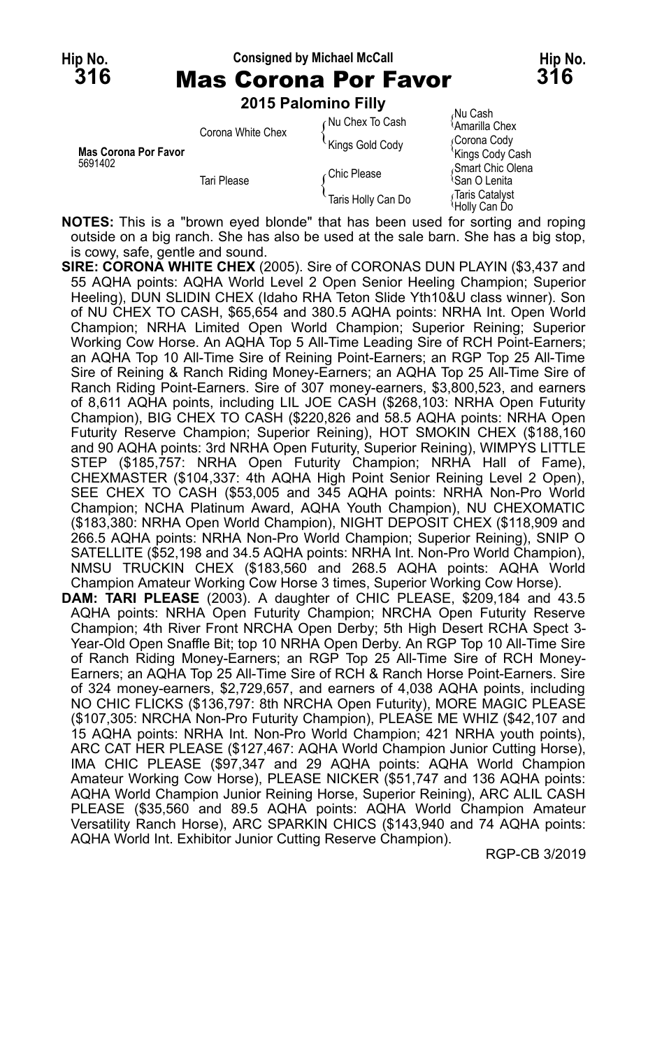**Hip No. 316** — Consigned by Michael McCall — **Hip No. 316**

# Mas Corona Por Favor

**2015 Palomino Filly**

| | | | |
|---|---|---|---|
| **Mas Corona Por Favor** 5691402 | Corona White Chex | Nu Chex To Cash | Nu Cash / Amarilla Chex |
| | | Kings Gold Cody | Corona Cody / Kings Cody Cash |
| | Tari Please | Chic Please | Smart Chic Olena / San O Lenita |
| | | Taris Holly Can Do | Taris Catalyst / Holly Can Do |

**NOTES:** This is a "brown eyed blonde" that has been used for sorting and roping outside on a big ranch. She has also be used at the sale barn. She has a big stop, is cowy, safe, gentle and sound.

**SIRE: CORONA WHITE CHEX** (2005). Sire of CORONAS DUN PLAYIN ($3,437 and 55 AQHA points: AQHA World Level 2 Open Senior Heeling Champion; Superior Heeling), DUN SLIDIN CHEX (Idaho RHA Teton Slide Yth10&U class winner). Son of NU CHEX TO CASH, $65,654 and 380.5 AQHA points: NRHA Int. Open World Champion; NRHA Limited Open World Champion; Superior Reining; Superior Working Cow Horse. An AQHA Top 5 All-Time Leading Sire of RCH Point-Earners; an AQHA Top 10 All-Time Sire of Reining Point-Earners; an RGP Top 25 All-Time Sire of Reining & Ranch Riding Money-Earners; an AQHA Top 25 All-Time Sire of Ranch Riding Point-Earners. Sire of 307 money-earners, $3,800,523, and earners of 8,611 AQHA points, including LIL JOE CASH ($268,103: NRHA Open Futurity Champion), BIG CHEX TO CASH ($220,826 and 58.5 AQHA points: NRHA Open Futurity Reserve Champion; Superior Reining), HOT SMOKIN CHEX ($188,160 and 90 AQHA points: 3rd NRHA Open Futurity, Superior Reining), WIMPYS LITTLE STEP ($185,757: NRHA Open Futurity Champion; NRHA Hall of Fame), CHEXMASTER ($104,337: 4th AQHA High Point Senior Reining Level 2 Open), SEE CHEX TO CASH ($53,005 and 345 AQHA points: NRHA Non-Pro World Champion; NCHA Platinum Award, AQHA Youth Champion), NU CHEXOMATIC ($183,380: NRHA Open World Champion), NIGHT DEPOSIT CHEX ($118,909 and 266.5 AQHA points: NRHA Non-Pro World Champion; Superior Reining), SNIP O SATELLITE ($52,198 and 34.5 AQHA points: NRHA Int. Non-Pro World Champion), NMSU TRUCKIN CHEX ($183,560 and 268.5 AQHA points: AQHA World Champion Amateur Working Cow Horse 3 times, Superior Working Cow Horse).

**DAM: TARI PLEASE** (2003). A daughter of CHIC PLEASE, $209,184 and 43.5 AQHA points: NRHA Open Futurity Champion; NRCHA Open Futurity Reserve Champion; 4th River Front NRCHA Open Derby; 5th High Desert RCHA Spect 3-Year-Old Open Snaffle Bit; top 10 NRHA Open Derby. An RGP Top 10 All-Time Sire of Ranch Riding Money-Earners; an RGP Top 25 All-Time Sire of RCH Money-Earners; an AQHA Top 25 All-Time Sire of RCH & Ranch Horse Point-Earners. Sire of 324 money-earners, $2,729,657, and earners of 4,038 AQHA points, including NO CHIC FLICKS ($136,797: 8th NRCHA Open Futurity), MORE MAGIC PLEASE ($107,305: NRCHA Non-Pro Futurity Champion), PLEASE ME WHIZ ($42,107 and 15 AQHA points: NRHA Int. Non-Pro World Champion; 421 NRHA youth points), ARC CAT HER PLEASE ($127,467: AQHA World Champion Junior Cutting Horse), IMA CHIC PLEASE ($97,347 and 29 AQHA points: AQHA World Champion Amateur Working Cow Horse), PLEASE NICKER ($51,747 and 136 AQHA points: AQHA World Champion Junior Reining Horse, Superior Reining), ARC ALIL CASH PLEASE ($35,560 and 89.5 AQHA points: AQHA World Champion Amateur Versatility Ranch Horse), ARC SPARKIN CHICS ($143,940 and 74 AQHA points: AQHA World Int. Exhibitor Junior Cutting Reserve Champion).

RGP-CB 3/2019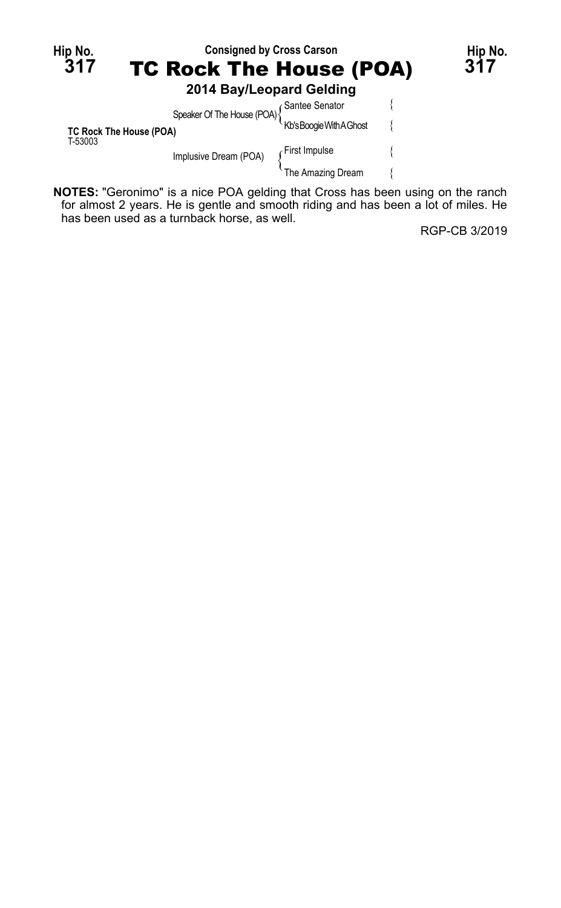Hip No. **317**

Consigned by Cross Carson

# TC Rock The House (POA)

Hip No. **317**

### 2014 Bay/Leopard Gelding

| | | |
|---|---|---|
| | Speaker Of The House (POA) | Santee Senator |
| | | Kb's Boogie With A Ghost |
| **TC Rock The House (POA)** T-53003 | | |
| | Implusive Dream (POA) | First Impulse |
| | | The Amazing Dream |

**NOTES:** "Geronimo" is a nice POA gelding that Cross has been using on the ranch for almost 2 years. He is gentle and smooth riding and has been a lot of miles. He has been used as a turnback horse, as well.

RGP-CB 3/2019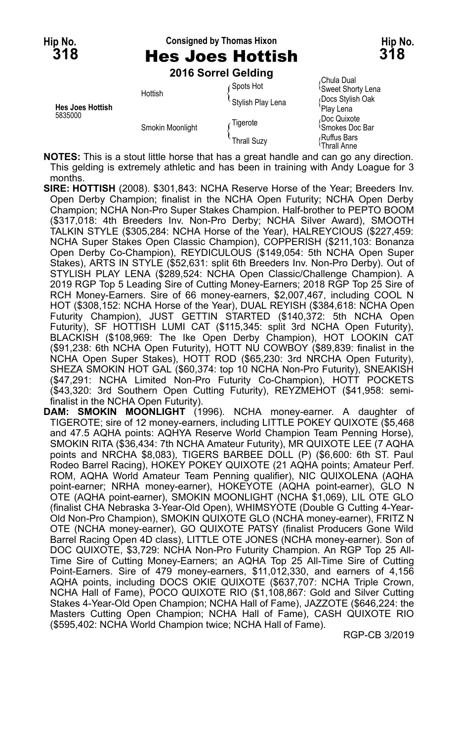Hip No. **318**

Consigned by Thomas Hixon

# Hes Joes Hottish

**2016 Sorrel Gelding**

| | | | |
|---|---|---|---|
| **Hes Joes Hottish** 5835000 | Hottish | Spots Hot | Chula Dual |
| | | | Sweet Shorty Lena |
| | | Stylish Play Lena | Docs Stylish Oak |
| | | | Play Lena |
| | Smokin Moonlight | Tigerote | Doc Quixote |
| | | | Smokes Doc Bar |
| | | Thrall Suzy | Ruffus Bars |
| | | | Thrall Anne |

**NOTES:** This is a stout little horse that has a great handle and can go any direction. This gelding is extremely athletic and has been in training with Andy Loague for 3 months.

**SIRE: HOTTISH** (2008). $301,843: NCHA Reserve Horse of the Year; Breeders Inv. Open Derby Champion; finalist in the NCHA Open Futurity; NCHA Open Derby Champion; NCHA Non-Pro Super Stakes Champion. Half-brother to PEPTO BOOM ($317,018: 4th Breeders Inv. Non-Pro Derby; NCHA Silver Award), SMOOTH TALKIN STYLE ($305,284: NCHA Horse of the Year), HALREYCIOUS ($227,459: NCHA Super Stakes Open Classic Champion), COPPERISH ($211,103: Bonanza Open Derby Co-Champion), REYDICULOUS ($149,054: 5th NCHA Open Super Stakes), ARTS IN STYLE ($52,631: split 6th Breeders Inv. Non-Pro Derby). Out of STYLISH PLAY LENA ($289,524: NCHA Open Classic/Challenge Champion). A 2019 RGP Top 5 Leading Sire of Cutting Money-Earners; 2018 RGP Top 25 Sire of RCH Money-Earners. Sire of 66 money-earners, $2,007,467, including COOL N HOT ($308,152: NCHA Horse of the Year), DUAL REYISH ($384,618: NCHA Open Futurity Champion), JUST GETTIN STARTED ($140,372: 5th NCHA Open Futurity), SF HOTTISH LUMI CAT ($115,345: split 3rd NCHA Open Futurity), BLACKISH ($108,969: The Ike Open Derby Champion), HOT LOOKIN CAT ($91,238: 6th NCHA Open Futurity), HOTT NU COWBOY ($89,839: finalist in the NCHA Open Super Stakes), HOTT ROD ($65,230: 3rd NRCHA Open Futurity), SHEZA SMOKIN HOT GAL ($60,374: top 10 NCHA Non-Pro Futurity), SNEAKISH ($47,291: NCHA Limited Non-Pro Futurity Co-Champion), HOTT POCKETS ($43,320: 3rd Southern Open Cutting Futurity), REYZMEHOT ($41,958: semi-finalist in the NCHA Open Futurity).

**DAM: SMOKIN MOONLIGHT** (1996). NCHA money-earner. A daughter of TIGEROTE; sire of 12 money-earners, including LITTLE POKEY QUIXOTE ($5,468 and 47.5 AQHA points: AQHYA Reserve World Champion Team Penning Horse), SMOKIN RITA ($36,434: 7th NCHA Amateur Futurity), MR QUIXOTE LEE (7 AQHA points and NRCHA $8,083), TIGERS BARBEE DOLL (P) ($6,600: 6th ST. Paul Rodeo Barrel Racing), HOKEY POKEY QUIXOTE (21 AQHA points; Amateur Perf. ROM, AQHA World Amateur Team Penning qualifier), NIC QUIXOLENA (AQHA point-earner; NRHA money-earner), HOKEYOTE (AQHA point-earner), GLO N OTE (AQHA point-earner), SMOKIN MOONLIGHT (NCHA $1,069), LIL OTE GLO (finalist CHA Nebraska 3-Year-Old Open), WHIMSYOTE (Double G Cutting 4-Year-Old Non-Pro Champion), SMOKIN QUIXOTE GLO (NCHA money-earner), FRITZ N OTE (NCHA money-earner), GO QUIXOTE PATSY (finalist Producers Gone Wild Barrel Racing Open 4D class), LITTLE OTE JONES (NCHA money-earner). Son of DOC QUIXOTE, $3,729: NCHA Non-Pro Futurity Champion. An RGP Top 25 All-Time Sire of Cutting Money-Earners; an AQHA Top 25 All-Time Sire of Cutting Point-Earners. Sire of 479 money-earners, $11,012,330, and earners of 4,156 AQHA points, including DOCS OKIE QUIXOTE ($637,707: NCHA Triple Crown, NCHA Hall of Fame), POCO QUIXOTE RIO ($1,108,867: Gold and Silver Cutting Stakes 4-Year-Old Open Champion; NCHA Hall of Fame), JAZZOTE ($646,224: the Masters Cutting Open Champion; NCHA Hall of Fame), CASH QUIXOTE RIO ($595,402: NCHA World Champion twice; NCHA Hall of Fame).

RGP-CB 3/2019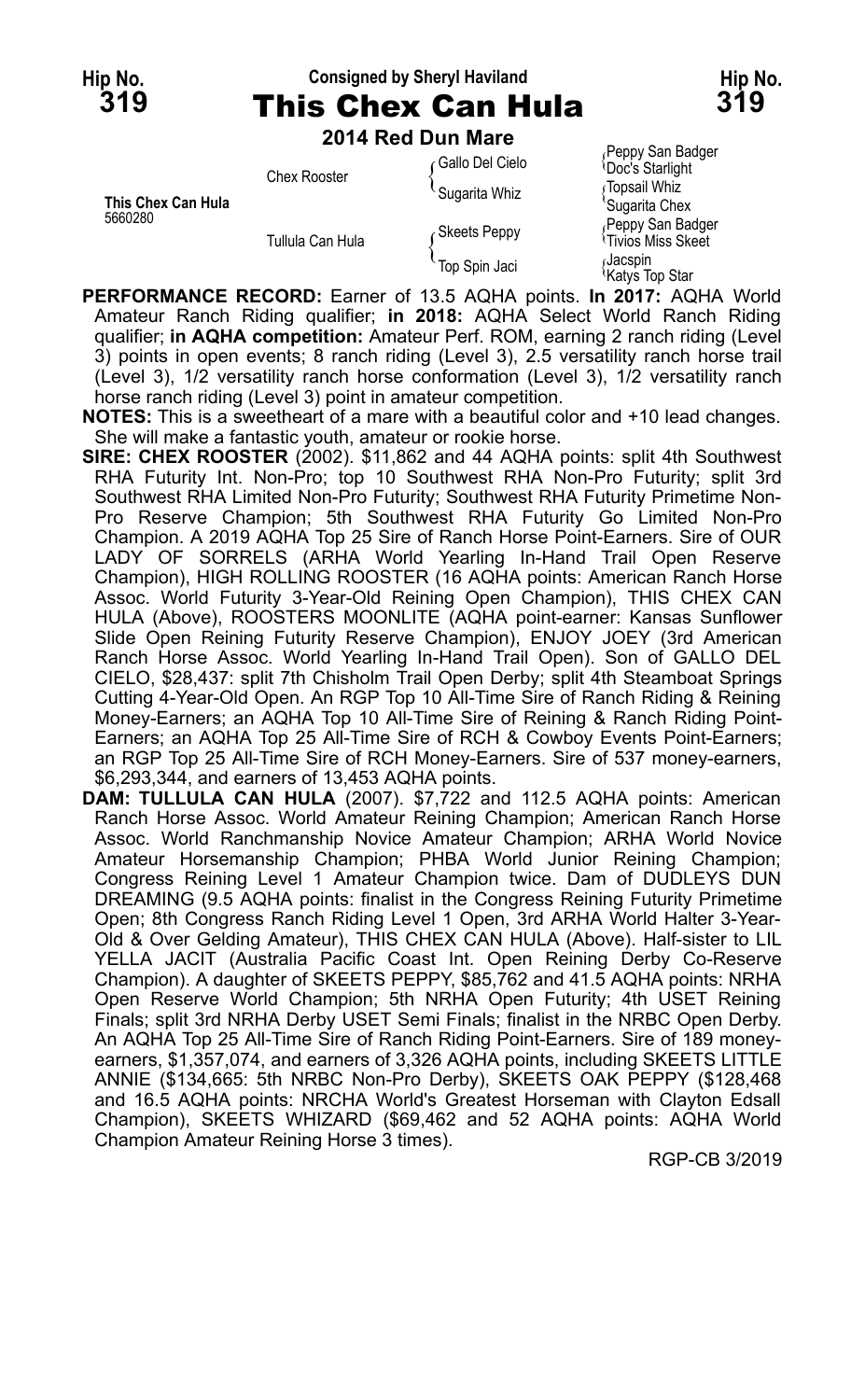Hip No. **319** — Consigned by Sheryl Haviland — Hip No. **319**

# This Chex Can Hula

**2014 Red Dun Mare**

| | | | |
|---|---|---|---|
| **This Chex Can Hula** 5660280 | Chex Rooster | Gallo Del Cielo | Peppy San Badger |
| | | | Doc's Starlight |
| | | Sugarita Whiz | Topsail Whiz |
| | | | Sugarita Chex |
| | Tullula Can Hula | Skeets Peppy | Peppy San Badger |
| | | | Tivios Miss Skeet |
| | | Top Spin Jaci | Jacspin |
| | | | Katys Top Star |

**PERFORMANCE RECORD:** Earner of 13.5 AQHA points. **In 2017:** AQHA World Amateur Ranch Riding qualifier; **in 2018:** AQHA Select World Ranch Riding qualifier; **in AQHA competition:** Amateur Perf. ROM, earning 2 ranch riding (Level 3) points in open events; 8 ranch riding (Level 3), 2.5 versatility ranch horse trail (Level 3), 1/2 versatility ranch horse conformation (Level 3), 1/2 versatility ranch horse ranch riding (Level 3) point in amateur competition.

**NOTES:** This is a sweetheart of a mare with a beautiful color and +10 lead changes. She will make a fantastic youth, amateur or rookie horse.

**SIRE: CHEX ROOSTER** (2002). $11,862 and 44 AQHA points: split 4th Southwest RHA Futurity Int. Non-Pro; top 10 Southwest RHA Non-Pro Futurity; split 3rd Southwest RHA Limited Non-Pro Futurity; Southwest RHA Futurity Primetime Non-Pro Reserve Champion; 5th Southwest RHA Futurity Go Limited Non-Pro Champion. A 2019 AQHA Top 25 Sire of Ranch Horse Point-Earners. Sire of OUR LADY OF SORRELS (ARHA World Yearling In-Hand Trail Open Reserve Champion), HIGH ROLLING ROOSTER (16 AQHA points: American Ranch Horse Assoc. World Futurity 3-Year-Old Reining Open Champion), THIS CHEX CAN HULA (Above), ROOSTERS MOONLITE (AQHA point-earner: Kansas Sunflower Slide Open Reining Futurity Reserve Champion), ENJOY JOEY (3rd American Ranch Horse Assoc. World Yearling In-Hand Trail Open). Son of GALLO DEL CIELO, $28,437: split 7th Chisholm Trail Open Derby; split 4th Steamboat Springs Cutting 4-Year-Old Open. An RGP Top 10 All-Time Sire of Ranch Riding & Reining Money-Earners; an AQHA Top 10 All-Time Sire of Reining & Ranch Riding Point-Earners; an AQHA Top 25 All-Time Sire of RCH & Cowboy Events Point-Earners; an RGP Top 25 All-Time Sire of RCH Money-Earners. Sire of 537 money-earners, $6,293,344, and earners of 13,453 AQHA points.

**DAM: TULLULA CAN HULA** (2007). $7,722 and 112.5 AQHA points: American Ranch Horse Assoc. World Amateur Reining Champion; American Ranch Horse Assoc. World Ranchmanship Novice Amateur Champion; ARHA World Novice Amateur Horsemanship Champion; PHBA World Junior Reining Champion; Congress Reining Level 1 Amateur Champion twice. Dam of DUDLEYS DUN DREAMING (9.5 AQHA points: finalist in the Congress Reining Futurity Primetime Open; 8th Congress Ranch Riding Level 1 Open, 3rd ARHA World Halter 3-Year-Old & Over Gelding Amateur), THIS CHEX CAN HULA (Above). Half-sister to LIL YELLA JACIT (Australia Pacific Coast Int. Open Reining Derby Co-Reserve Champion). A daughter of SKEETS PEPPY, $85,762 and 41.5 AQHA points: NRHA Open Reserve World Champion; 5th NRHA Open Futurity; 4th USET Reining Finals; split 3rd NRHA Derby USET Semi Finals; finalist in the NRBC Open Derby. An AQHA Top 25 All-Time Sire of Ranch Riding Point-Earners. Sire of 189 money-earners, $1,357,074, and earners of 3,326 AQHA points, including SKEETS LITTLE ANNIE ($134,665: 5th NRBC Non-Pro Derby), SKEETS OAK PEPPY ($128,468 and 16.5 AQHA points: NRCHA World's Greatest Horseman with Clayton Edsall Champion), SKEETS WHIZARD ($69,462 and 52 AQHA points: AQHA World Champion Amateur Reining Horse 3 times).

RGP-CB 3/2019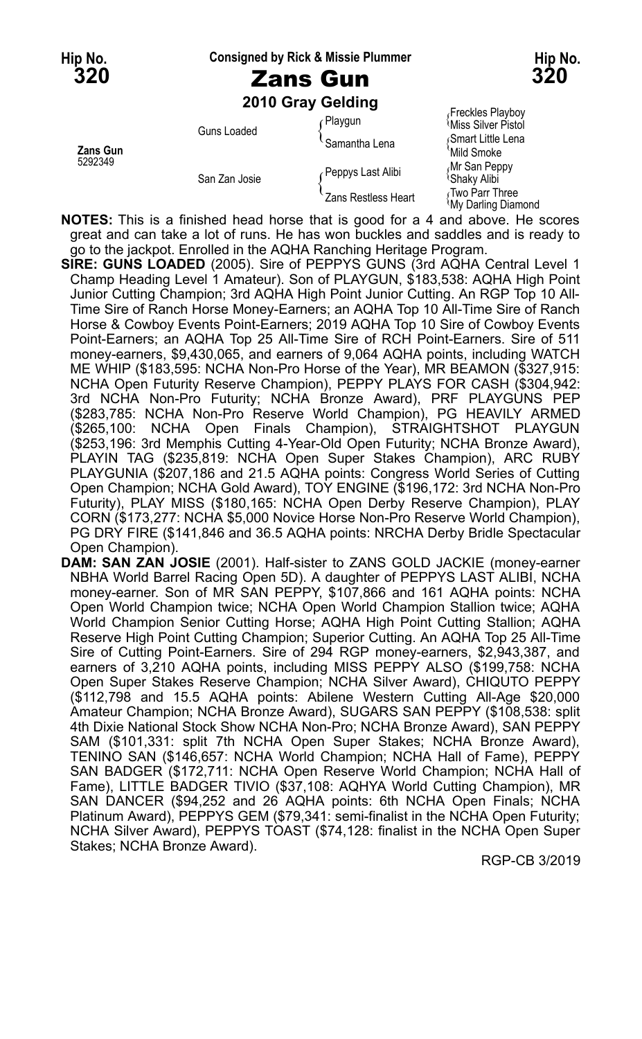Hip No. **320**

Consigned by Rick & Missie Plummer

# Zans Gun

**2010 Gray Gelding**

| | | | |
|---|---|---|---|
| **Zans Gun** 5292349 | Guns Loaded | Playgun | Freckles Playboy |
| | | | Miss Silver Pistol |
| | | Samantha Lena | Smart Little Lena |
| | | | Mild Smoke |
| | San Zan Josie | Peppys Last Alibi | Mr San Peppy |
| | | | Shaky Alibi |
| | | Zans Restless Heart | Two Parr Three |
| | | | My Darling Diamond |

**NOTES:** This is a finished head horse that is good for a 4 and above. He scores great and can take a lot of runs. He has won buckles and saddles and is ready to go to the jackpot. Enrolled in the AQHA Ranching Heritage Program.

**SIRE: GUNS LOADED** (2005). Sire of PEPPYS GUNS (3rd AQHA Central Level 1 Champ Heading Level 1 Amateur). Son of PLAYGUN, $183,538: AQHA High Point Junior Cutting Champion; 3rd AQHA High Point Junior Cutting. An RGP Top 10 All-Time Sire of Ranch Horse Money-Earners; an AQHA Top 10 All-Time Sire of Ranch Horse & Cowboy Events Point-Earners; 2019 AQHA Top 10 Sire of Cowboy Events Point-Earners; an AQHA Top 25 All-Time Sire of RCH Point-Earners. Sire of 511 money-earners, $9,430,065, and earners of 9,064 AQHA points, including WATCH ME WHIP ($183,595: NCHA Non-Pro Horse of the Year), MR BEAMON ($327,915: NCHA Open Futurity Reserve Champion), PEPPY PLAYS FOR CASH ($304,942: 3rd NCHA Non-Pro Futurity; NCHA Bronze Award), PRF PLAYGUNS PEP ($283,785: NCHA Non-Pro Reserve World Champion), PG HEAVILY ARMED ($265,100: NCHA Open Finals Champion), STRAIGHTSHOT PLAYGUN ($253,196: 3rd Memphis Cutting 4-Year-Old Open Futurity; NCHA Bronze Award), PLAYIN TAG ($235,819: NCHA Open Super Stakes Champion), ARC RUBY PLAYGUNIA ($207,186 and 21.5 AQHA points: Congress World Series of Cutting Open Champion; NCHA Gold Award), TOY ENGINE ($196,172: 3rd NCHA Non-Pro Futurity), PLAY MISS ($180,165: NCHA Open Derby Reserve Champion), PLAY CORN ($173,277: NCHA $5,000 Novice Horse Non-Pro Reserve World Champion), PG DRY FIRE ($141,846 and 36.5 AQHA points: NRCHA Derby Bridle Spectacular Open Champion).

**DAM: SAN ZAN JOSIE** (2001). Half-sister to ZANS GOLD JACKIE (money-earner NBHA World Barrel Racing Open 5D). A daughter of PEPPYS LAST ALIBI, NCHA money-earner. Son of MR SAN PEPPY, $107,866 and 161 AQHA points: NCHA Open World Champion twice; NCHA Open World Champion Stallion twice; AQHA World Champion Senior Cutting Horse; AQHA High Point Cutting Stallion; AQHA Reserve High Point Cutting Champion; Superior Cutting. An AQHA Top 25 All-Time Sire of Cutting Point-Earners. Sire of 294 RGP money-earners, $2,943,387, and earners of 3,210 AQHA points, including MISS PEPPY ALSO ($199,758: NCHA Open Super Stakes Reserve Champion; NCHA Silver Award), CHIQUTO PEPPY ($112,798 and 15.5 AQHA points: Abilene Western Cutting All-Age $20,000 Amateur Champion; NCHA Bronze Award), SUGARS SAN PEPPY ($108,538: split 4th Dixie National Stock Show NCHA Non-Pro; NCHA Bronze Award), SAN PEPPY SAM ($101,331: split 7th NCHA Open Super Stakes; NCHA Bronze Award), TENINO SAN ($146,657: NCHA World Champion; NCHA Hall of Fame), PEPPY SAN BADGER ($172,711: NCHA Open Reserve World Champion; NCHA Hall of Fame), LITTLE BADGER TIVIO ($37,108: AQHYA World Cutting Champion), MR SAN DANCER ($94,252 and 26 AQHA points: 6th NCHA Open Finals; NCHA Platinum Award), PEPPYS GEM ($79,341: semi-finalist in the NCHA Open Futurity; NCHA Silver Award), PEPPYS TOAST ($74,128: finalist in the NCHA Open Super Stakes; NCHA Bronze Award).

RGP-CB 3/2019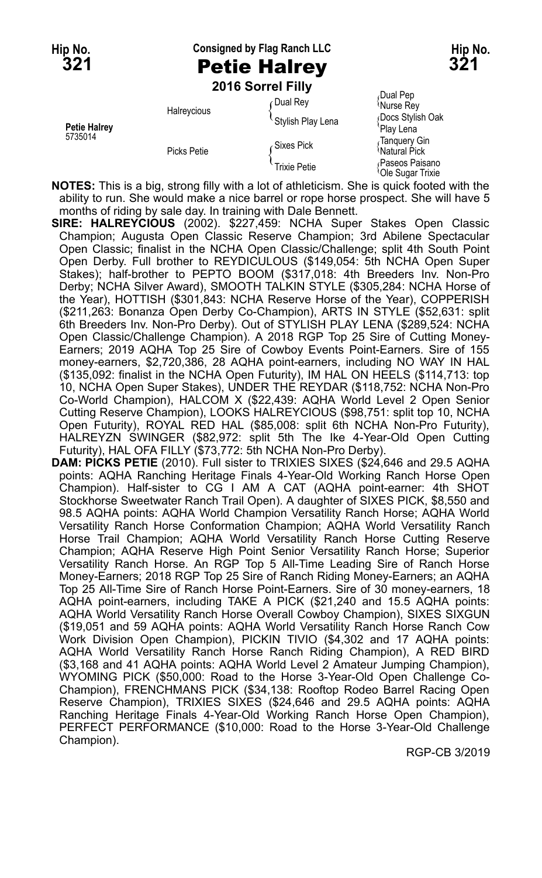Hip No. **321**

Consigned by Flag Ranch LLC

# Petie Halrey

Hip No. **321**

**2016 Sorrel Filly**

| | | | |
|---|---|---|---|
| **Petie Halrey** 5735014 | Halreycious | Dual Rey | Dual Pep |
| | | | Nurse Rey |
| | | Stylish Play Lena | Docs Stylish Oak |
| | | | Play Lena |
| | Picks Petie | Sixes Pick | Tanquery Gin |
| | | | Natural Pick |
| | | Trixie Petie | Paseos Paisano |
| | | | Ole Sugar Trixie |

**NOTES:** This is a big, strong filly with a lot of athleticism. She is quick footed with the ability to run. She would make a nice barrel or rope horse prospect. She will have 5 months of riding by sale day. In training with Dale Bennett.

**SIRE: HALREYCIOUS** (2002). $227,459: NCHA Super Stakes Open Classic Champion; Augusta Open Classic Reserve Champion; 3rd Abilene Spectacular Open Classic; finalist in the NCHA Open Classic/Challenge; split 4th South Point Open Derby. Full brother to REYDICULOUS ($149,054: 5th NCHA Open Super Stakes); half-brother to PEPTO BOOM ($317,018: 4th Breeders Inv. Non-Pro Derby; NCHA Silver Award), SMOOTH TALKIN STYLE ($305,284: NCHA Horse of the Year), HOTTISH ($301,843: NCHA Reserve Horse of the Year), COPPERISH ($211,263: Bonanza Open Derby Co-Champion), ARTS IN STYLE ($52,631: split 6th Breeders Inv. Non-Pro Derby). Out of STYLISH PLAY LENA ($289,524: NCHA Open Classic/Challenge Champion). A 2018 RGP Top 25 Sire of Cutting Money-Earners; 2019 AQHA Top 25 Sire of Cowboy Events Point-Earners. Sire of 155 money-earners, $2,720,386, 28 AQHA point-earners, including NO WAY IN HAL ($135,092: finalist in the NCHA Open Futurity), IM HAL ON HEELS ($114,713: top 10, NCHA Open Super Stakes), UNDER THE REYDAR ($118,752: NCHA Non-Pro Co-World Champion), HALCOM X ($22,439: AQHA World Level 2 Open Senior Cutting Reserve Champion), LOOKS HALREYCIOUS ($98,751: split top 10, NCHA Open Futurity), ROYAL RED HAL ($85,008: split 6th NCHA Non-Pro Futurity), HALREYZN SWINGER ($82,972: split 5th The Ike 4-Year-Old Open Cutting Futurity), HAL OFA FILLY ($73,772: 5th NCHA Non-Pro Derby).

**DAM: PICKS PETIE** (2010). Full sister to TRIXIES SIXES ($24,646 and 29.5 AQHA points: AQHA Ranching Heritage Finals 4-Year-Old Working Ranch Horse Open Champion). Half-sister to CG I AM A CAT (AQHA point-earner: 4th SHOT Stockhorse Sweetwater Ranch Trail Open). A daughter of SIXES PICK, $8,550 and 98.5 AQHA points: AQHA World Champion Versatility Ranch Horse; AQHA World Versatility Ranch Horse Conformation Champion; AQHA World Versatility Ranch Horse Trail Champion; AQHA World Versatility Ranch Horse Cutting Reserve Champion; AQHA Reserve High Point Senior Versatility Ranch Horse; Superior Versatility Ranch Horse. An RGP Top 5 All-Time Leading Sire of Ranch Horse Money-Earners; 2018 RGP Top 25 Sire of Ranch Riding Money-Earners; an AQHA Top 25 All-Time Sire of Ranch Horse Point-Earners. Sire of 30 money-earners, 18 AQHA point-earners, including TAKE A PICK ($21,240 and 15.5 AQHA points: AQHA World Versatility Ranch Horse Overall Cowboy Champion), SIXES SIXGUN ($19,051 and 59 AQHA points: AQHA World Versatility Ranch Horse Ranch Cow Work Division Open Champion), PICKIN TIVIO ($4,302 and 17 AQHA points: AQHA World Versatility Ranch Horse Ranch Riding Champion), A RED BIRD ($3,168 and 41 AQHA points: AQHA World Level 2 Amateur Jumping Champion), WYOMING PICK ($50,000: Road to the Horse 3-Year-Old Open Challenge Co-Champion), FRENCHMANS PICK ($34,138: Rooftop Rodeo Barrel Racing Open Reserve Champion), TRIXIES SIXES ($24,646 and 29.5 AQHA points: AQHA Ranching Heritage Finals 4-Year-Old Working Ranch Horse Open Champion), PERFECT PERFORMANCE ($10,000: Road to the Horse 3-Year-Old Challenge Champion).

RGP-CB 3/2019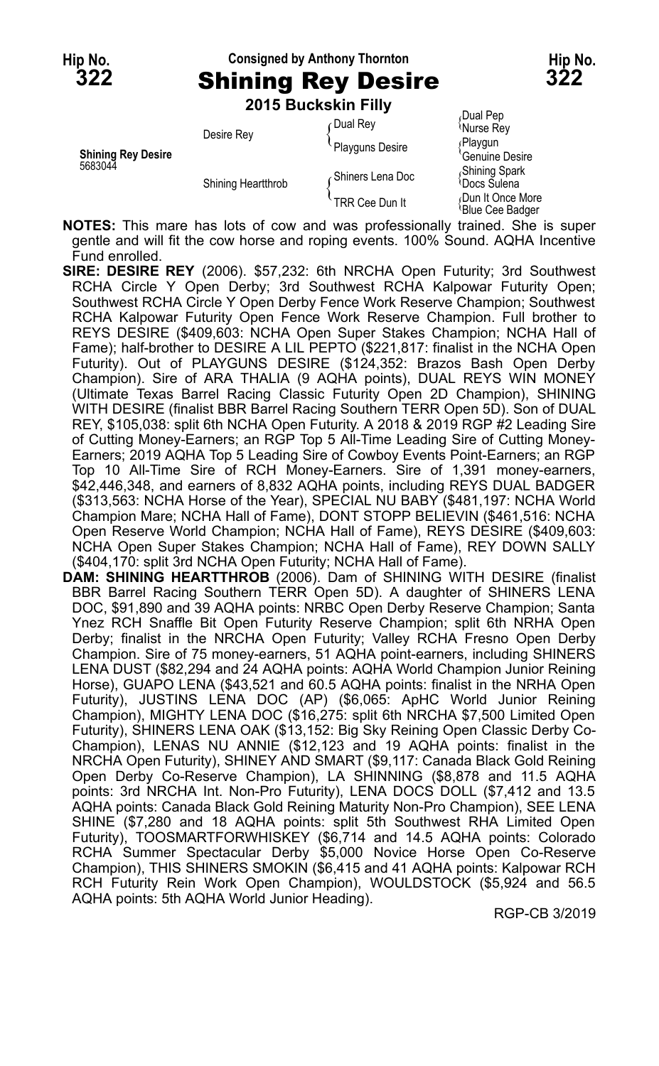**Hip No. 322** | Consigned by Anthony Thornton | **Hip No. 322**

# Shining Rey Desire

**2015 Buckskin Filly**

| | | | |
|---|---|---|---|
| **Shining Rey Desire** 5683044 | Desire Rey | Dual Rey | Dual Pep |
| | | | Nurse Rey |
| | | Playguns Desire | Playgun |
| | | | Genuine Desire |
| | Shining Heartthrob | Shiners Lena Doc | Shining Spark |
| | | | Docs Sulena |
| | | TRR Cee Dun It | Dun It Once More |
| | | | Blue Cee Badger |

**NOTES:** This mare has lots of cow and was professionally trained. She is super gentle and will fit the cow horse and roping events. 100% Sound. AQHA Incentive Fund enrolled.

**SIRE: DESIRE REY** (2006). $57,232: 6th NRCHA Open Futurity; 3rd Southwest RCHA Circle Y Open Derby; 3rd Southwest RCHA Kalpowar Futurity Open; Southwest RCHA Circle Y Open Derby Fence Work Reserve Champion; Southwest RCHA Kalpowar Futurity Open Fence Work Reserve Champion. Full brother to REYS DESIRE ($409,603: NCHA Open Super Stakes Champion; NCHA Hall of Fame); half-brother to DESIRE A LIL PEPTO ($221,817: finalist in the NCHA Open Futurity). Out of PLAYGUNS DESIRE ($124,352: Brazos Bash Open Derby Champion). Sire of ARA THALIA (9 AQHA points), DUAL REYS WIN MONEY (Ultimate Texas Barrel Racing Classic Futurity Open 2D Champion), SHINING WITH DESIRE (finalist BBR Barrel Racing Southern TERR Open 5D). Son of DUAL REY, $105,038: split 6th NCHA Open Futurity. A 2018 & 2019 RGP #2 Leading Sire of Cutting Money-Earners; an RGP Top 5 All-Time Leading Sire of Cutting Money-Earners; 2019 AQHA Top 5 Leading Sire of Cowboy Events Point-Earners; an RGP Top 10 All-Time Sire of RCH Money-Earners. Sire of 1,391 money-earners, $42,446,348, and earners of 8,832 AQHA points, including REYS DUAL BADGER ($313,563: NCHA Horse of the Year), SPECIAL NU BABY ($481,197: NCHA World Champion Mare; NCHA Hall of Fame), DONT STOPP BELIEVIN ($461,516: NCHA Open Reserve World Champion; NCHA Hall of Fame), REYS DESIRE ($409,603: NCHA Open Super Stakes Champion; NCHA Hall of Fame), REY DOWN SALLY ($404,170: split 3rd NCHA Open Futurity; NCHA Hall of Fame).

**DAM: SHINING HEARTTHROB** (2006). Dam of SHINING WITH DESIRE (finalist BBR Barrel Racing Southern TERR Open 5D). A daughter of SHINERS LENA DOC, $91,890 and 39 AQHA points: NRBC Open Derby Reserve Champion; Santa Ynez RCH Snaffle Bit Open Futurity Reserve Champion; split 6th NRHA Open Derby; finalist in the NRCHA Open Futurity; Valley RCHA Fresno Open Derby Champion. Sire of 75 money-earners, 51 AQHA point-earners, including SHINERS LENA DUST ($82,294 and 24 AQHA points: AQHA World Champion Junior Reining Horse), GUAPO LENA ($43,521 and 60.5 AQHA points: finalist in the NRHA Open Futurity), JUSTINS LENA DOC (AP) ($6,065: ApHC World Junior Reining Champion), MIGHTY LENA DOC ($16,275: split 6th NRCHA $7,500 Limited Open Futurity), SHINERS LENA OAK ($13,152: Big Sky Reining Open Classic Derby Co-Champion), LENAS NU ANNIE ($12,123 and 19 AQHA points: finalist in the NRCHA Open Futurity), SHINEY AND SMART ($9,117: Canada Black Gold Reining Open Derby Co-Reserve Champion), LA SHINNING ($8,878 and 11.5 AQHA points: 3rd NRCHA Int. Non-Pro Futurity), LENA DOCS DOLL ($7,412 and 13.5 AQHA points: Canada Black Gold Reining Maturity Non-Pro Champion), SEE LENA SHINE ($7,280 and 18 AQHA points: split 5th Southwest RHA Limited Open Futurity), TOOSMARTFORWHISKEY ($6,714 and 14.5 AQHA points: Colorado RCHA Summer Spectacular Derby $5,000 Novice Horse Open Co-Reserve Champion), THIS SHINERS SMOKIN ($6,415 and 41 AQHA points: Kalpowar RCH RCH Futurity Rein Work Open Champion), WOULDSTOCK ($5,924 and 56.5 AQHA points: 5th AQHA World Junior Heading).

RGP-CB 3/2019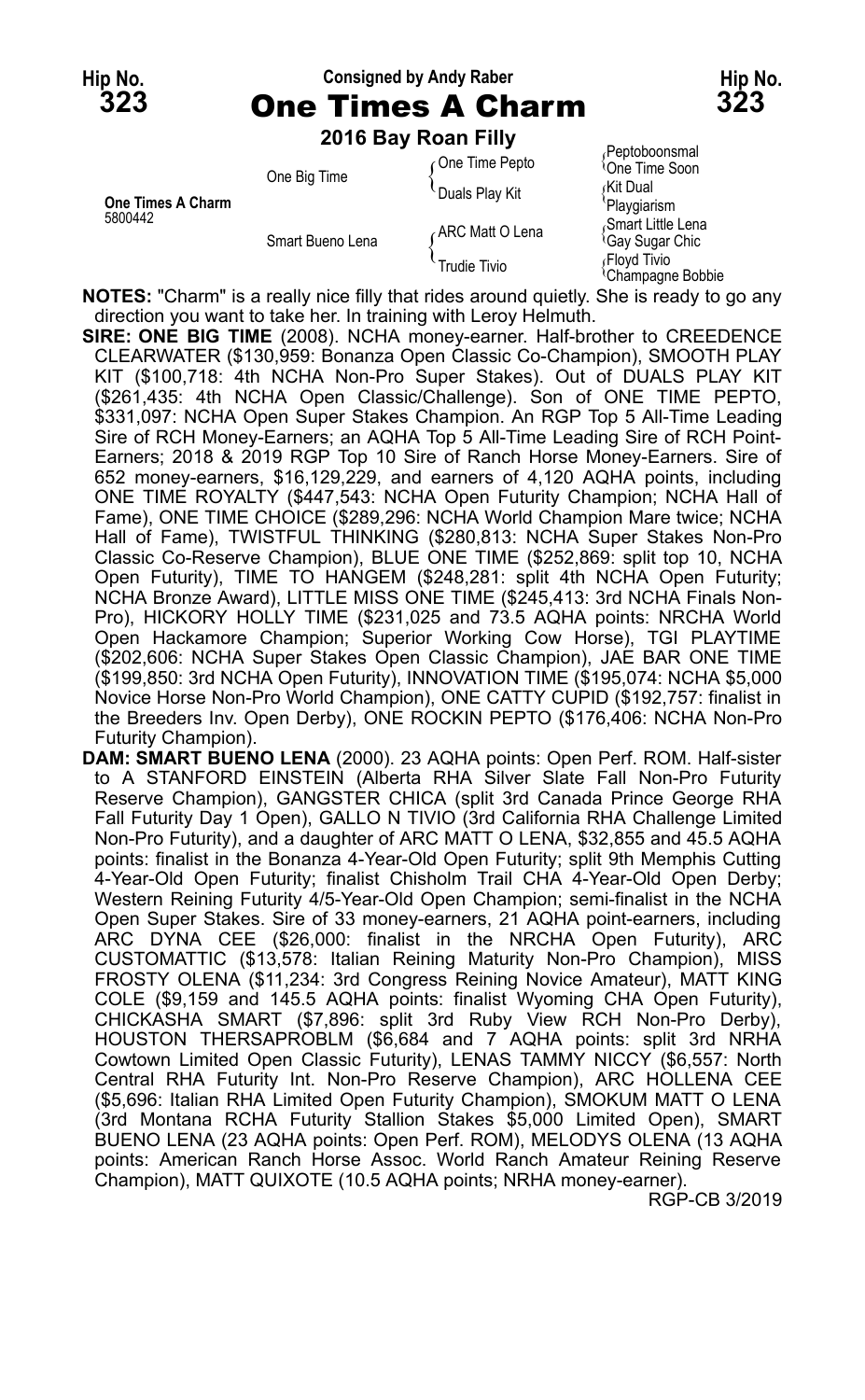**Hip No. 323** — Consigned by Andy Raber — **Hip No. 323**

# One Times A Charm

**2016 Bay Roan Filly**

| | | | |
|---|---|---|---|
| **One Times A Charm** 5800442 | One Big Time | One Time Pepto | Peptoboonsmal |
| | | | One Time Soon |
| | | Duals Play Kit | Kit Dual |
| | | | Playgiarism |
| | Smart Bueno Lena | ARC Matt O Lena | Smart Little Lena |
| | | | Gay Sugar Chic |
| | | Trudie Tivio | Floyd Tivio |
| | | | Champagne Bobbie |

**NOTES:** "Charm" is a really nice filly that rides around quietly. She is ready to go any direction you want to take her. In training with Leroy Helmuth.

**SIRE: ONE BIG TIME** (2008). NCHA money-earner. Half-brother to CREEDENCE CLEARWATER ($130,959: Bonanza Open Classic Co-Champion), SMOOTH PLAY KIT ($100,718: 4th NCHA Non-Pro Super Stakes). Out of DUALS PLAY KIT ($261,435: 4th NCHA Open Classic/Challenge). Son of ONE TIME PEPTO, $331,097: NCHA Open Super Stakes Champion. An RGP Top 5 All-Time Leading Sire of RCH Money-Earners; an AQHA Top 5 All-Time Leading Sire of RCH Point-Earners; 2018 & 2019 RGP Top 10 Sire of Ranch Horse Money-Earners. Sire of 652 money-earners, $16,129,229, and earners of 4,120 AQHA points, including ONE TIME ROYALTY ($447,543: NCHA Open Futurity Champion; NCHA Hall of Fame), ONE TIME CHOICE ($289,296: NCHA World Champion Mare twice; NCHA Hall of Fame), TWISTFUL THINKING ($280,813: NCHA Super Stakes Non-Pro Classic Co-Reserve Champion), BLUE ONE TIME ($252,869: split top 10, NCHA Open Futurity), TIME TO HANGEM ($248,281: split 4th NCHA Open Futurity; NCHA Bronze Award), LITTLE MISS ONE TIME ($245,413: 3rd NCHA Finals Non-Pro), HICKORY HOLLY TIME ($231,025 and 73.5 AQHA points: NRCHA World Open Hackamore Champion; Superior Working Cow Horse), TGI PLAYTIME ($202,606: NCHA Super Stakes Open Classic Champion), JAE BAR ONE TIME ($199,850: 3rd NCHA Open Futurity), INNOVATION TIME ($195,074: NCHA $5,000 Novice Horse Non-Pro World Champion), ONE CATTY CUPID ($192,757: finalist in the Breeders Inv. Open Derby), ONE ROCKIN PEPTO ($176,406: NCHA Non-Pro Futurity Champion).

**DAM: SMART BUENO LENA** (2000). 23 AQHA points: Open Perf. ROM. Half-sister to A STANFORD EINSTEIN (Alberta RHA Silver Slate Fall Non-Pro Futurity Reserve Champion), GANGSTER CHICA (split 3rd Canada Prince George RHA Fall Futurity Day 1 Open), GALLO N TIVIO (3rd California RHA Challenge Limited Non-Pro Futurity), and a daughter of ARC MATT O LENA, $32,855 and 45.5 AQHA points: finalist in the Bonanza 4-Year-Old Open Futurity; split 9th Memphis Cutting 4-Year-Old Open Futurity; finalist Chisholm Trail CHA 4-Year-Old Open Derby; Western Reining Futurity 4/5-Year-Old Open Champion; semi-finalist in the NCHA Open Super Stakes. Sire of 33 money-earners, 21 AQHA point-earners, including ARC DYNA CEE ($26,000: finalist in the NRCHA Open Futurity), ARC CUSTOMATTIC ($13,578: Italian Reining Maturity Non-Pro Champion), MISS FROSTY OLENA ($11,234: 3rd Congress Reining Novice Amateur), MATT KING COLE ($9,159 and 145.5 AQHA points: finalist Wyoming CHA Open Futurity), CHICKASHA SMART ($7,896: split 3rd Ruby View RCH Non-Pro Derby), HOUSTON THERSAPROBLM ($6,684 and 7 AQHA points: split 3rd NRHA Cowtown Limited Open Classic Futurity), LENAS TAMMY NICCY ($6,557: North Central RHA Futurity Int. Non-Pro Reserve Champion), ARC HOLLENA CEE ($5,696: Italian RHA Limited Open Futurity Champion), SMOKUM MATT O LENA (3rd Montana RCHA Futurity Stallion Stakes $5,000 Limited Open), SMART BUENO LENA (23 AQHA points: Open Perf. ROM), MELODYS OLENA (13 AQHA points: American Ranch Horse Assoc. World Ranch Amateur Reining Reserve Champion), MATT QUIXOTE (10.5 AQHA points; NRHA money-earner).

RGP-CB 3/2019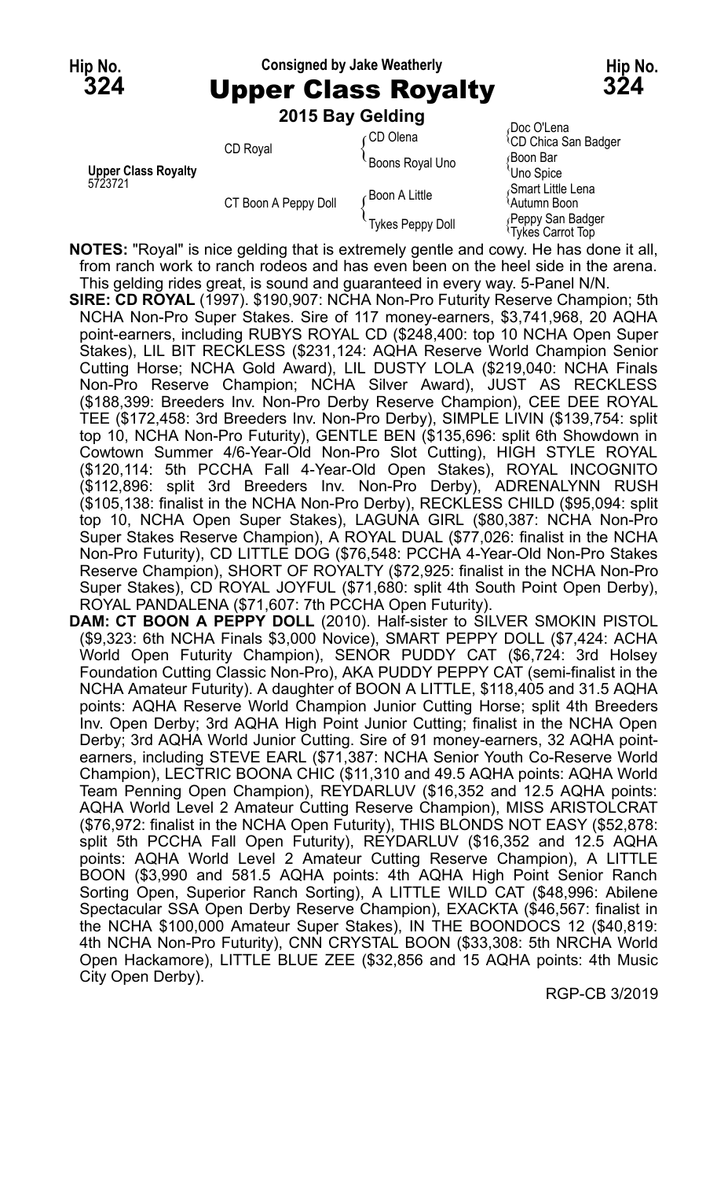**Hip No. 324** — Consigned by Jake Weatherly — **Hip No. 324**

# Upper Class Royalty

**2015 Bay Gelding**

| | | | |
|---|---|---|---|
| **Upper Class Royalty** 5723721 | CD Royal | CD Olena | Doc O'Lena |
| | | | CD Chica San Badger |
| | | Boons Royal Uno | Boon Bar |
| | | | Uno Spice |
| | CT Boon A Peppy Doll | Boon A Little | Smart Little Lena |
| | | | Autumn Boon |
| | | Tykes Peppy Doll | Peppy San Badger |
| | | | Tykes Carrot Top |

**NOTES:** "Royal" is nice gelding that is extremely gentle and cowy. He has done it all, from ranch work to ranch rodeos and has even been on the heel side in the arena. This gelding rides great, is sound and guaranteed in every way. 5-Panel N/N.

**SIRE: CD ROYAL** (1997). $190,907: NCHA Non-Pro Futurity Reserve Champion; 5th NCHA Non-Pro Super Stakes. Sire of 117 money-earners, $3,741,968, 20 AQHA point-earners, including RUBYS ROYAL CD ($248,400: top 10 NCHA Open Super Stakes), LIL BIT RECKLESS ($231,124: AQHA Reserve World Champion Senior Cutting Horse; NCHA Gold Award), LIL DUSTY LOLA ($219,040: NCHA Finals Non-Pro Reserve Champion; NCHA Silver Award), JUST AS RECKLESS ($188,399: Breeders Inv. Non-Pro Derby Reserve Champion), CEE DEE ROYAL TEE ($172,458: 3rd Breeders Inv. Non-Pro Derby), SIMPLE LIVIN ($139,754: split top 10, NCHA Non-Pro Futurity), GENTLE BEN ($135,696: split 6th Showdown in Cowtown Summer 4/6-Year-Old Non-Pro Slot Cutting), HIGH STYLE ROYAL ($120,114: 5th PCCHA Fall 4-Year-Old Open Stakes), ROYAL INCOGNITO ($112,896: split 3rd Breeders Inv. Non-Pro Derby), ADRENALYNN RUSH ($105,138: finalist in the NCHA Non-Pro Derby), RECKLESS CHILD ($95,094: split top 10, NCHA Open Super Stakes), LAGUNA GIRL ($80,387: NCHA Non-Pro Super Stakes Reserve Champion), A ROYAL DUAL ($77,026: finalist in the NCHA Non-Pro Futurity), CD LITTLE DOG ($76,548: PCCHA 4-Year-Old Non-Pro Stakes Reserve Champion), SHORT OF ROYALTY ($72,925: finalist in the NCHA Non-Pro Super Stakes), CD ROYAL JOYFUL ($71,680: split 4th South Point Open Derby), ROYAL PANDALENA ($71,607: 7th PCCHA Open Futurity).

**DAM: CT BOON A PEPPY DOLL** (2010). Half-sister to SILVER SMOKIN PISTOL ($9,323: 6th NCHA Finals $3,000 Novice), SMART PEPPY DOLL ($7,424: ACHA World Open Futurity Champion), SENOR PUDDY CAT ($6,724: 3rd Holsey Foundation Cutting Classic Non-Pro), AKA PUDDY PEPPY CAT (semi-finalist in the NCHA Amateur Futurity). A daughter of BOON A LITTLE, $118,405 and 31.5 AQHA points: AQHA Reserve World Champion Junior Cutting Horse; split 4th Breeders Inv. Open Derby; 3rd AQHA High Point Junior Cutting; finalist in the NCHA Open Derby; 3rd AQHA World Junior Cutting. Sire of 91 money-earners, 32 AQHA point-earners, including STEVE EARL ($71,387: NCHA Senior Youth Co-Reserve World Champion), LECTRIC BOONA CHIC ($11,310 and 49.5 AQHA points: AQHA World Team Penning Open Champion), REYDARLUV ($16,352 and 12.5 AQHA points: AQHA World Level 2 Amateur Cutting Reserve Champion), MISS ARISTOLCRAT ($76,972: finalist in the NCHA Open Futurity), THIS BLONDS NOT EASY ($52,878: split 5th PCCHA Fall Open Futurity), REYDARLUV ($16,352 and 12.5 AQHA points: AQHA World Level 2 Amateur Cutting Reserve Champion), A LITTLE BOON ($3,990 and 581.5 AQHA points: 4th AQHA High Point Senior Ranch Sorting Open, Superior Ranch Sorting), A LITTLE WILD CAT ($48,996: Abilene Spectacular SSA Open Derby Reserve Champion), EXACKTA ($46,567: finalist in the NCHA $100,000 Amateur Super Stakes), IN THE BOONDOCS 12 ($40,819: 4th NCHA Non-Pro Futurity), CNN CRYSTAL BOON ($33,308: 5th NRCHA World Open Hackamore), LITTLE BLUE ZEE ($32,856 and 15 AQHA points: 4th Music City Open Derby).

RGP-CB 3/2019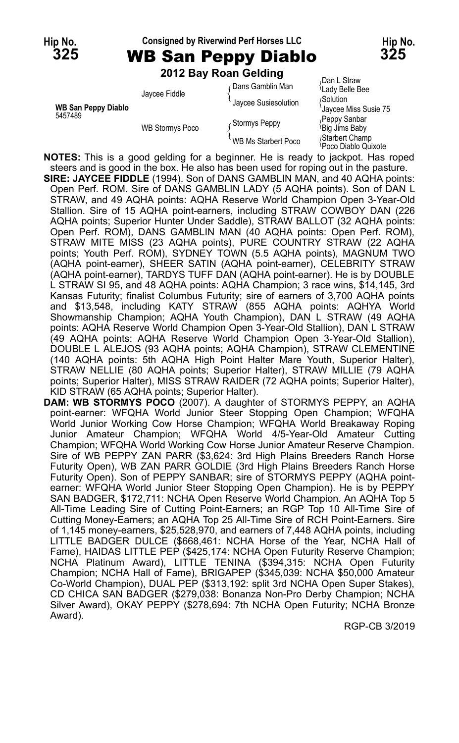Hip No. **325** — Consigned by Riverwind Perf Horses LLC — Hip No. **325**

# WB San Peppy Diablo

**2012 Bay Roan Gelding**

| | | | |
|---|---|---|---|
| **WB San Peppy Diablo** 5457489 | Jaycee Fiddle | Dans Gamblin Man | Dan L Straw |
| | | | Lady Belle Bee |
| | | Jaycee Susiesolution | Solution |
| | | | Jaycee Miss Susie 75 |
| | WB Stormys Poco | Stormys Peppy | Peppy Sanbar |
| | | | Big Jims Baby |
| | | WB Ms Starbert Poco | Starbert Champ |
| | | | Poco Diablo Quixote |

**NOTES:** This is a good gelding for a beginner. He is ready to jackpot. Has roped steers and is good in the box. He also has been used for roping out in the pasture.

**SIRE: JAYCEE FIDDLE** (1994). Son of DANS GAMBLIN MAN, and 40 AQHA points: Open Perf. ROM. Sire of DANS GAMBLIN LADY (5 AQHA points). Son of DAN L STRAW, and 49 AQHA points: AQHA Reserve World Champion Open 3-Year-Old Stallion. Sire of 15 AQHA point-earners, including STRAW COWBOY DAN (226 AQHA points; Superior Hunter Under Saddle), STRAW BALLOT (32 AQHA points: Open Perf. ROM), DANS GAMBLIN MAN (40 AQHA points: Open Perf. ROM), STRAW MITE MISS (23 AQHA points), PURE COUNTRY STRAW (22 AQHA points; Youth Perf. ROM), SYDNEY TOWN (5.5 AQHA points), MAGNUM TWO (AQHA point-earner), SHEER SATIN (AQHA point-earner), CELEBRITY STRAW (AQHA point-earner), TARDYS TUFF DAN (AQHA point-earner). He is by DOUBLE L STRAW SI 95, and 48 AQHA points: AQHA Champion; 3 race wins, $14,145, 3rd Kansas Futurity; finalist Columbus Futurity; sire of earners of 3,700 AQHA points and $13,548, including KATY STRAW (855 AQHA points: AQHYA World Showmanship Champion; AQHA Youth Champion), DAN L STRAW (49 AQHA points: AQHA Reserve World Champion Open 3-Year-Old Stallion), DAN L STRAW (49 AQHA points: AQHA Reserve World Champion Open 3-Year-Old Stallion), DOUBLE L ALEJOS (93 AQHA points; AQHA Champion), STRAW CLEMENTINE (140 AQHA points: 5th AQHA High Point Halter Mare Youth, Superior Halter), STRAW NELLIE (80 AQHA points; Superior Halter), STRAW MILLIE (79 AQHA points; Superior Halter), MISS STRAW RAIDER (72 AQHA points; Superior Halter), KID STRAW (65 AQHA points; Superior Halter).

**DAM: WB STORMYS POCO** (2007). A daughter of STORMYS PEPPY, an AQHA point-earner: WFQHA World Junior Steer Stopping Open Champion; WFQHA World Junior Working Cow Horse Champion; WFQHA World Breakaway Roping Junior Amateur Champion; WFQHA World 4/5-Year-Old Amateur Cutting Champion; WFQHA World Working Cow Horse Junior Amateur Reserve Champion. Sire of WB PEPPY ZAN PARR ($3,624: 3rd High Plains Breeders Ranch Horse Futurity Open), WB ZAN PARR GOLDIE (3rd High Plains Breeders Ranch Horse Futurity Open). Son of PEPPY SANBAR; sire of STORMYS PEPPY (AQHA point-earner: WFQHA World Junior Steer Stopping Open Champion). He is by PEPPY SAN BADGER, $172,711: NCHA Open Reserve World Champion. An AQHA Top 5 All-Time Leading Sire of Cutting Point-Earners; an RGP Top 10 All-Time Sire of Cutting Money-Earners; an AQHA Top 25 All-Time Sire of RCH Point-Earners. Sire of 1,145 money-earners, $25,528,970, and earners of 7,448 AQHA points, including LITTLE BADGER DULCE ($668,461: NCHA Horse of the Year, NCHA Hall of Fame), HAIDAS LITTLE PEP ($425,174: NCHA Open Futurity Reserve Champion; NCHA Platinum Award), LITTLE TENINA ($394,315: NCHA Open Futurity Champion; NCHA Hall of Fame), BRIGAPEP ($345,039: NCHA $50,000 Amateur Co-World Champion), DUAL PEP ($313,192: split 3rd NCHA Open Super Stakes), CD CHICA SAN BADGER ($279,038: Bonanza Non-Pro Derby Champion; NCHA Silver Award), OKAY PEPPY ($278,694: 7th NCHA Open Futurity; NCHA Bronze Award).

RGP-CB 3/2019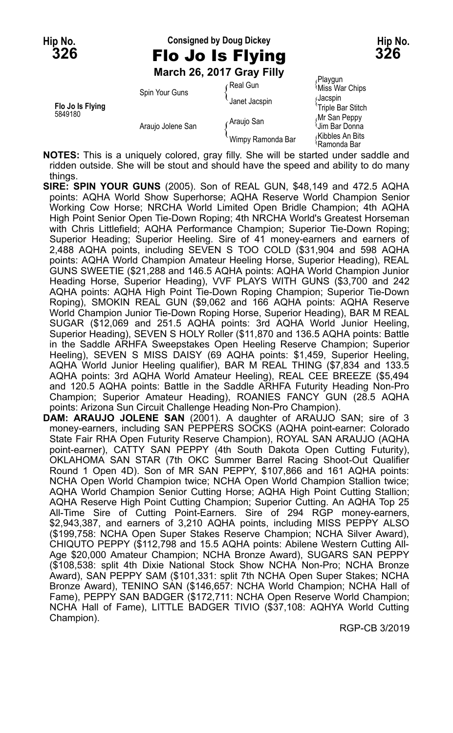Hip No. **326** — Consigned by Doug Dickey — Hip No. **326**

# Flo Jo Is Flying

**March 26, 2017 Gray Filly**

| | | | |
|---|---|---|---|
| **Flo Jo Is Flying** 5849180 | Spin Your Guns | Real Gun | Playgun |
| | | | Miss War Chips |
| | | Janet Jacspin | Jacspin |
| | | | Triple Bar Stitch |
| | Araujo Jolene San | Araujo San | Mr San Peppy |
| | | | Jim Bar Donna |
| | | Wimpy Ramonda Bar | Kibbles An Bits |
| | | | Ramonda Bar |

**NOTES:** This is a uniquely colored, gray filly. She will be started under saddle and ridden outside. She will be stout and should have the speed and ability to do many things.

**SIRE: SPIN YOUR GUNS** (2005). Son of REAL GUN, $48,149 and 472.5 AQHA points: AQHA World Show Superhorse; AQHA Reserve World Champion Senior Working Cow Horse; NRCHA World Limited Open Bridle Champion; 4th AQHA High Point Senior Open Tie-Down Roping; 4th NRCHA World's Greatest Horseman with Chris Littlefield; AQHA Performance Champion; Superior Tie-Down Roping; Superior Heading; Superior Heeling. Sire of 41 money-earners and earners of 2,488 AQHA points, including SEVEN S TOO COLD ($31,904 and 598 AQHA points: AQHA World Champion Amateur Heeling Horse, Superior Heading), REAL GUNS SWEETIE ($21,288 and 146.5 AQHA points: AQHA World Champion Junior Heading Horse, Superior Heading), VVF PLAYS WITH GUNS ($3,700 and 242 AQHA points: AQHA High Point Tie-Down Roping Champion; Superior Tie-Down Roping), SMOKIN REAL GUN ($9,062 and 166 AQHA points: AQHA Reserve World Champion Junior Tie-Down Roping Horse, Superior Heading), BAR M REAL SUGAR ($12,069 and 251.5 AQHA points: 3rd AQHA World Junior Heeling, Superior Heading), SEVEN S HOLY Roller ($11,870 and 136.5 AQHA points: Battle in the Saddle ARHFA Sweepstakes Open Heeling Reserve Champion; Superior Heeling), SEVEN S MISS DAISY (69 AQHA points: $1,459, Superior Heeling, AQHA World Junior Heeling qualifier), BAR M REAL THING ($7,834 and 133.5 AQHA points: 3rd AQHA World Amateur Heeling), REAL CEE BREEZE ($5,494 and 120.5 AQHA points: Battle in the Saddle ARHFA Futurity Heading Non-Pro Champion; Superior Amateur Heading), ROANIES FANCY GUN (28.5 AQHA points: Arizona Sun Circuit Challenge Heading Non-Pro Champion).

**DAM: ARAUJO JOLENE SAN** (2001). A daughter of ARAUJO SAN; sire of 3 money-earners, including SAN PEPPERS SOCKS (AQHA point-earner: Colorado State Fair RHA Open Futurity Reserve Champion), ROYAL SAN ARAUJO (AQHA point-earner), CATTY SAN PEPPY (4th South Dakota Open Cutting Futurity), OKLAHOMA SAN STAR (7th OKC Summer Barrel Racing Shoot-Out Qualifier Round 1 Open 4D). Son of MR SAN PEPPY, $107,866 and 161 AQHA points: NCHA Open World Champion twice; NCHA Open World Champion Stallion twice; AQHA World Champion Senior Cutting Horse; AQHA High Point Cutting Stallion; AQHA Reserve High Point Cutting Champion; Superior Cutting. An AQHA Top 25 All-Time Sire of Cutting Point-Earners. Sire of 294 RGP money-earners, $2,943,387, and earners of 3,210 AQHA points, including MISS PEPPY ALSO ($199,758: NCHA Open Super Stakes Reserve Champion; NCHA Silver Award), CHIQUTO PEPPY ($112,798 and 15.5 AQHA points: Abilene Western Cutting All-Age $20,000 Amateur Champion; NCHA Bronze Award), SUGARS SAN PEPPY ($108,538: split 4th Dixie National Stock Show NCHA Non-Pro; NCHA Bronze Award), SAN PEPPY SAM ($101,331: split 7th NCHA Open Super Stakes; NCHA Bronze Award), TENINO SAN ($146,657: NCHA World Champion; NCHA Hall of Fame), PEPPY SAN BADGER ($172,711: NCHA Open Reserve World Champion; NCHA Hall of Fame), LITTLE BADGER TIVIO ($37,108: AQHYA World Cutting Champion).

RGP-CB 3/2019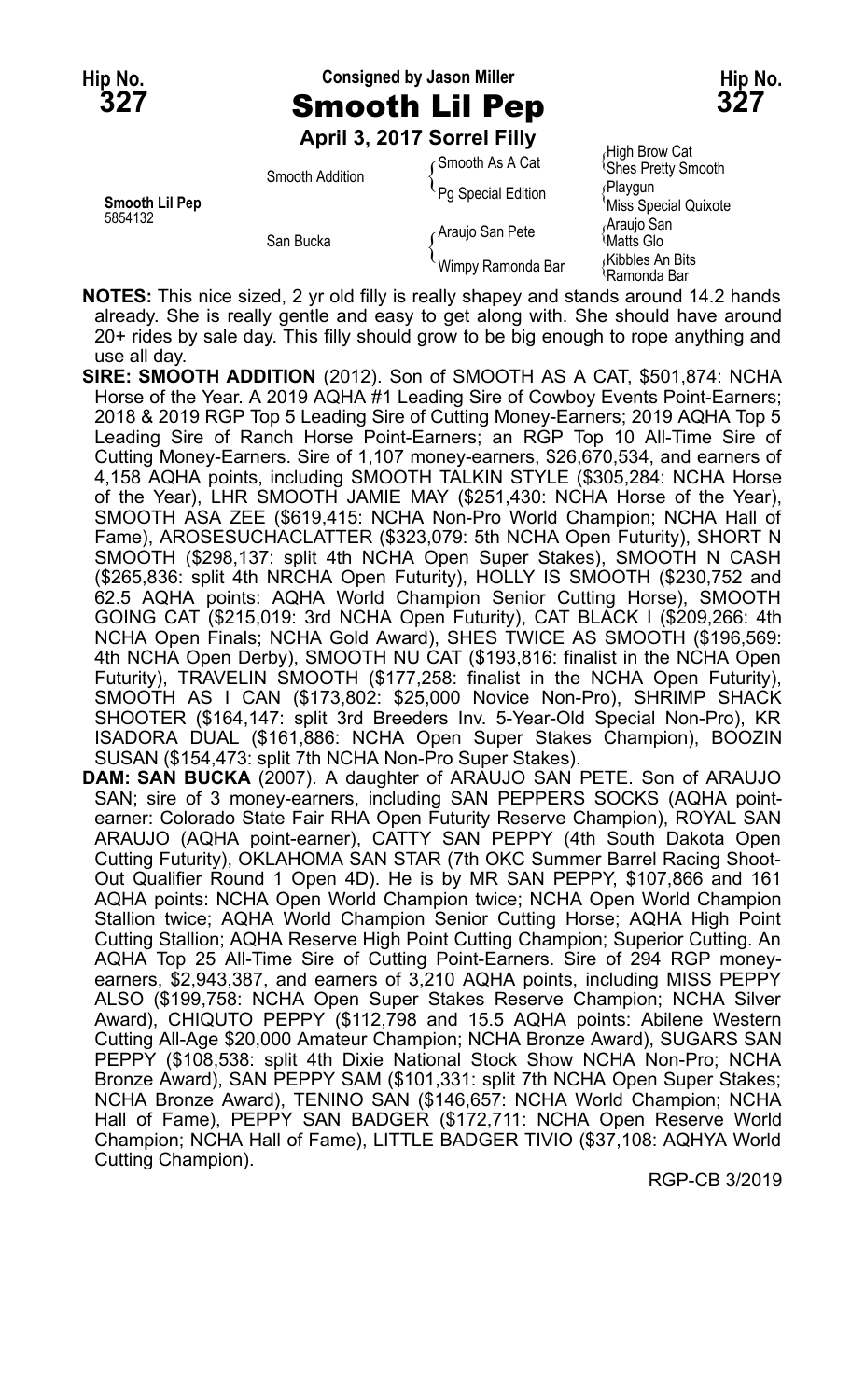**Hip No. 327** — Consigned by Jason Miller — **Hip No. 327**

# Smooth Lil Pep

**April 3, 2017 Sorrel Filly**

| | | | |
|---|---|---|---|
| **Smooth Lil Pep** 5854132 | Smooth Addition | Smooth As A Cat | High Brow Cat |
| | | | Shes Pretty Smooth |
| | | Pg Special Edition | Playgun |
| | | | Miss Special Quixote |
| | San Bucka | Araujo San Pete | Araujo San |
| | | | Matts Glo |
| | | Wimpy Ramonda Bar | Kibbles An Bits |
| | | | Ramonda Bar |

**NOTES:** This nice sized, 2 yr old filly is really shapey and stands around 14.2 hands already. She is really gentle and easy to get along with. She should have around 20+ rides by sale day. This filly should grow to be big enough to rope anything and use all day.

**SIRE: SMOOTH ADDITION** (2012). Son of SMOOTH AS A CAT, $501,874: NCHA Horse of the Year. A 2019 AQHA #1 Leading Sire of Cowboy Events Point-Earners; 2018 & 2019 RGP Top 5 Leading Sire of Cutting Money-Earners; 2019 AQHA Top 5 Leading Sire of Ranch Horse Point-Earners; an RGP Top 10 All-Time Sire of Cutting Money-Earners. Sire of 1,107 money-earners, $26,670,534, and earners of 4,158 AQHA points, including SMOOTH TALKIN STYLE ($305,284: NCHA Horse of the Year), LHR SMOOTH JAMIE MAY ($251,430: NCHA Horse of the Year), SMOOTH ASA ZEE ($619,415: NCHA Non-Pro World Champion; NCHA Hall of Fame), AROSESUCHACLATTER ($323,079: 5th NCHA Open Futurity), SHORT N SMOOTH ($298,137: split 4th NCHA Open Super Stakes), SMOOTH N CASH ($265,836: split 4th NRCHA Open Futurity), HOLLY IS SMOOTH ($230,752 and 62.5 AQHA points: AQHA World Champion Senior Cutting Horse), SMOOTH GOING CAT ($215,019: 3rd NCHA Open Futurity), CAT BLACK I ($209,266: 4th NCHA Open Finals; NCHA Gold Award), SHES TWICE AS SMOOTH ($196,569: 4th NCHA Open Derby), SMOOTH NU CAT ($193,816: finalist in the NCHA Open Futurity), TRAVELIN SMOOTH ($177,258: finalist in the NCHA Open Futurity), SMOOTH AS I CAN ($173,802: $25,000 Novice Non-Pro), SHRIMP SHACK SHOOTER ($164,147: split 3rd Breeders Inv. 5-Year-Old Special Non-Pro), KR ISADORA DUAL ($161,886: NCHA Open Super Stakes Champion), BOOZIN SUSAN ($154,473: split 7th NCHA Non-Pro Super Stakes).

**DAM: SAN BUCKA** (2007). A daughter of ARAUJO SAN PETE. Son of ARAUJO SAN; sire of 3 money-earners, including SAN PEPPERS SOCKS (AQHA point-earner: Colorado State Fair RHA Open Futurity Reserve Champion), ROYAL SAN ARAUJO (AQHA point-earner), CATTY SAN PEPPY (4th South Dakota Open Cutting Futurity), OKLAHOMA SAN STAR (7th OKC Summer Barrel Racing Shoot-Out Qualifier Round 1 Open 4D). He is by MR SAN PEPPY, $107,866 and 161 AQHA points: NCHA Open World Champion twice; NCHA Open World Champion Stallion twice; AQHA World Champion Senior Cutting Horse; AQHA High Point Cutting Stallion; AQHA Reserve High Point Cutting Champion; Superior Cutting. An AQHA Top 25 All-Time Sire of Cutting Point-Earners. Sire of 294 RGP money-earners, $2,943,387, and earners of 3,210 AQHA points, including MISS PEPPY ALSO ($199,758: NCHA Open Super Stakes Reserve Champion; NCHA Silver Award), CHIQUTO PEPPY ($112,798 and 15.5 AQHA points: Abilene Western Cutting All-Age $20,000 Amateur Champion; NCHA Bronze Award), SUGARS SAN PEPPY ($108,538: split 4th Dixie National Stock Show NCHA Non-Pro; NCHA Bronze Award), SAN PEPPY SAM ($101,331: split 7th NCHA Open Super Stakes; NCHA Bronze Award), TENINO SAN ($146,657: NCHA World Champion; NCHA Hall of Fame), PEPPY SAN BADGER ($172,711: NCHA Open Reserve World Champion; NCHA Hall of Fame), LITTLE BADGER TIVIO ($37,108: AQHYA World Cutting Champion).

RGP-CB 3/2019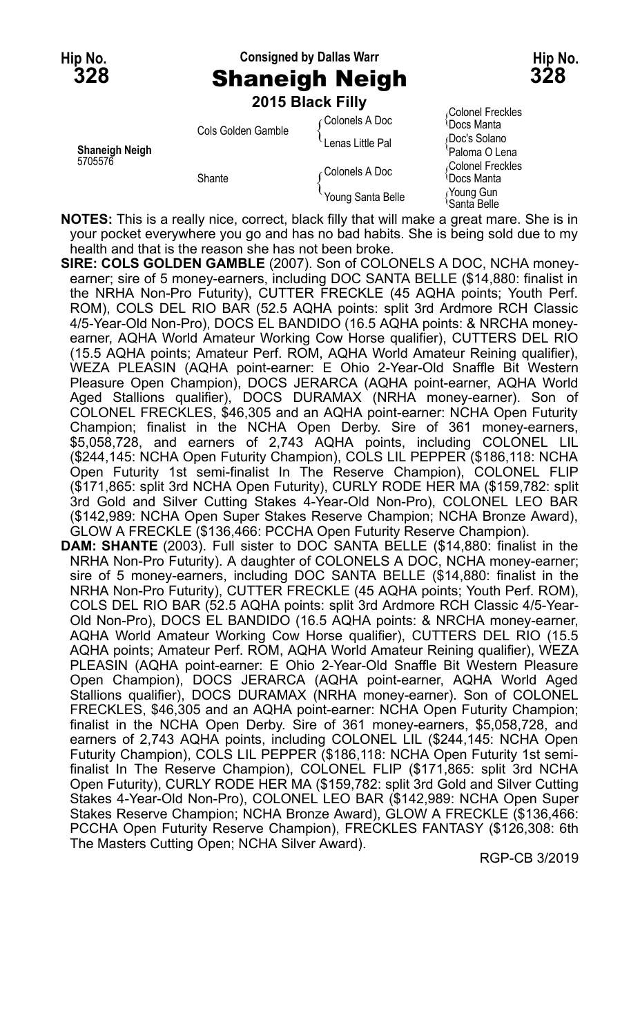Hip No. **328** — Consigned by Dallas Warr — Hip No. **328**

# Shaneigh Neigh

**2015 Black Filly**

| | | | |
|---|---|---|---|
| **Shaneigh Neigh** 5705576 | Cols Golden Gamble | Colonels A Doc | Colonel Freckles |
| | | | Docs Manta |
| | | Lenas Little Pal | Doc's Solano |
| | | | Paloma O Lena |
| | Shante | Colonels A Doc | Colonel Freckles |
| | | | Docs Manta |
| | | Young Santa Belle | Young Gun |
| | | | Santa Belle |

**NOTES:** This is a really nice, correct, black filly that will make a great mare. She is in your pocket everywhere you go and has no bad habits. She is being sold due to my health and that is the reason she has not been broke.

**SIRE: COLS GOLDEN GAMBLE** (2007). Son of COLONELS A DOC, NCHA money-earner; sire of 5 money-earners, including DOC SANTA BELLE ($14,880: finalist in the NRHA Non-Pro Futurity), CUTTER FRECKLE (45 AQHA points; Youth Perf. ROM), COLS DEL RIO BAR (52.5 AQHA points: split 3rd Ardmore RCH Classic 4/5-Year-Old Non-Pro), DOCS EL BANDIDO (16.5 AQHA points: & NRCHA money-earner, AQHA World Amateur Working Cow Horse qualifier), CUTTERS DEL RIO (15.5 AQHA points; Amateur Perf. ROM, AQHA World Amateur Reining qualifier), WEZA PLEASIN (AQHA point-earner: E Ohio 2-Year-Old Snaffle Bit Western Pleasure Open Champion), DOCS JERARCA (AQHA point-earner, AQHA World Aged Stallions qualifier), DOCS DURAMAX (NRHA money-earner). Son of COLONEL FRECKLES, $46,305 and an AQHA point-earner: NCHA Open Futurity Champion; finalist in the NCHA Open Derby. Sire of 361 money-earners, $5,058,728, and earners of 2,743 AQHA points, including COLONEL LIL ($244,145: NCHA Open Futurity Champion), COLS LIL PEPPER ($186,118: NCHA Open Futurity 1st semi-finalist In The Reserve Champion), COLONEL FLIP ($171,865: split 3rd NCHA Open Futurity), CURLY RODE HER MA ($159,782: split 3rd Gold and Silver Cutting Stakes 4-Year-Old Non-Pro), COLONEL LEO BAR ($142,989: NCHA Open Super Stakes Reserve Champion; NCHA Bronze Award), GLOW A FRECKLE ($136,466: PCCHA Open Futurity Reserve Champion).

**DAM: SHANTE** (2003). Full sister to DOC SANTA BELLE ($14,880: finalist in the NRHA Non-Pro Futurity). A daughter of COLONELS A DOC, NCHA money-earner; sire of 5 money-earners, including DOC SANTA BELLE ($14,880: finalist in the NRHA Non-Pro Futurity), CUTTER FRECKLE (45 AQHA points; Youth Perf. ROM), COLS DEL RIO BAR (52.5 AQHA points: split 3rd Ardmore RCH Classic 4/5-Year-Old Non-Pro), DOCS EL BANDIDO (16.5 AQHA points: & NRCHA money-earner, AQHA World Amateur Working Cow Horse qualifier), CUTTERS DEL RIO (15.5 AQHA points; Amateur Perf. ROM, AQHA World Amateur Reining qualifier), WEZA PLEASIN (AQHA point-earner: E Ohio 2-Year-Old Snaffle Bit Western Pleasure Open Champion), DOCS JERARCA (AQHA point-earner, AQHA World Aged Stallions qualifier), DOCS DURAMAX (NRHA money-earner). Son of COLONEL FRECKLES, $46,305 and an AQHA point-earner: NCHA Open Futurity Champion; finalist in the NCHA Open Derby. Sire of 361 money-earners, $5,058,728, and earners of 2,743 AQHA points, including COLONEL LIL ($244,145: NCHA Open Futurity Champion), COLS LIL PEPPER ($186,118: NCHA Open Futurity 1st semi-finalist In The Reserve Champion), COLONEL FLIP ($171,865: split 3rd NCHA Open Futurity), CURLY RODE HER MA ($159,782: split 3rd Gold and Silver Cutting Stakes 4-Year-Old Non-Pro), COLONEL LEO BAR ($142,989: NCHA Open Super Stakes Reserve Champion; NCHA Bronze Award), GLOW A FRECKLE ($136,466: PCCHA Open Futurity Reserve Champion), FRECKLES FANTASY ($126,308: 6th The Masters Cutting Open; NCHA Silver Award).

RGP-CB 3/2019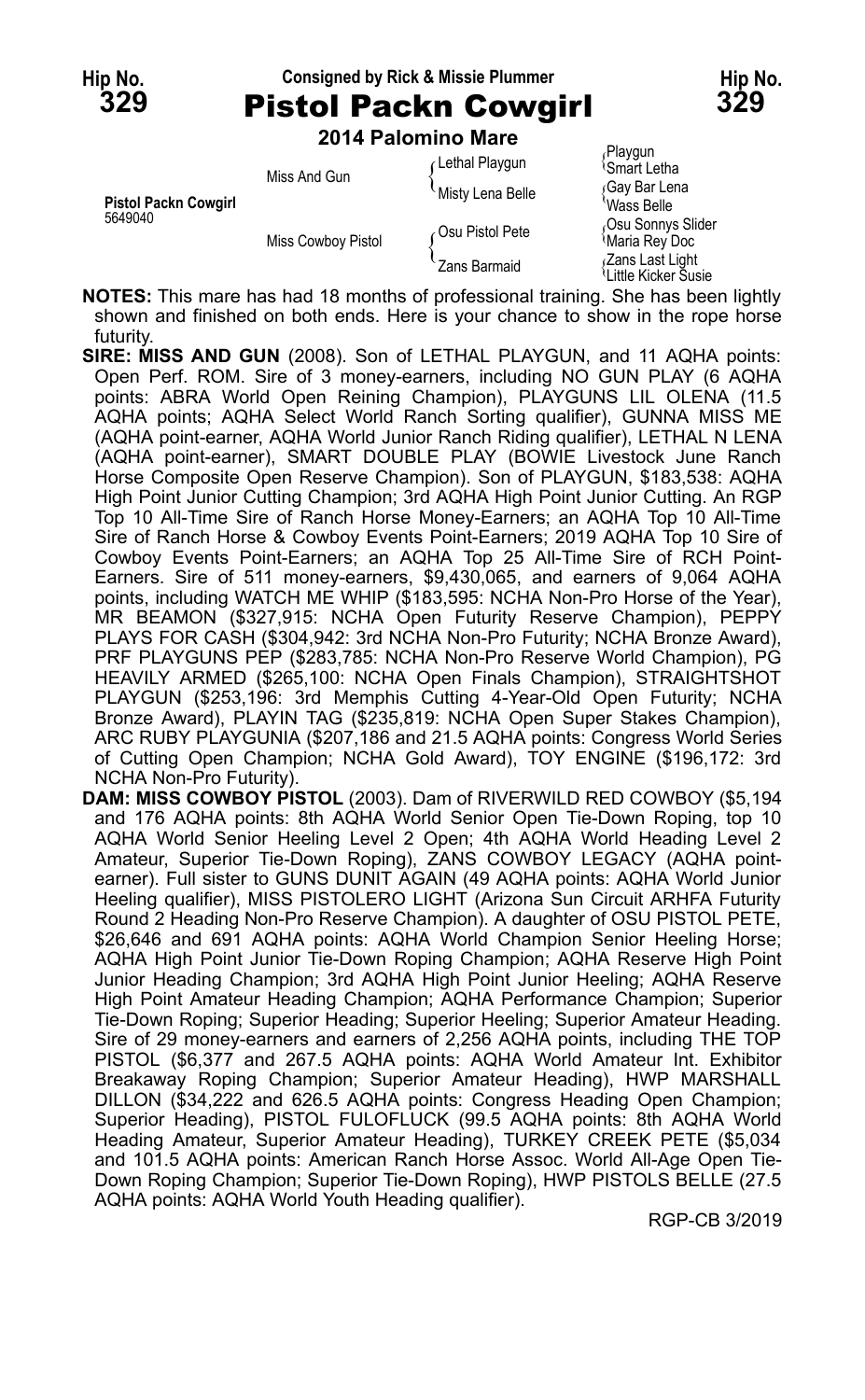Hip No. **329** — Consigned by Rick & Missie Plummer — Hip No. **329**

# Pistol Packn Cowgirl

**2014 Palomino Mare**

| | | | |
|---|---|---|---|
| **Pistol Packn Cowgirl** 5649040 | Miss And Gun | Lethal Playgun | Playgun |
| | | | Smart Letha |
| | | Misty Lena Belle | Gay Bar Lena |
| | | | Wass Belle |
| | Miss Cowboy Pistol | Osu Pistol Pete | Osu Sonnys Slider |
| | | | Maria Rey Doc |
| | | Zans Barmaid | Zans Last Light |
| | | | Little Kicker Susie |

**NOTES:** This mare has had 18 months of professional training. She has been lightly shown and finished on both ends. Here is your chance to show in the rope horse futurity.

**SIRE: MISS AND GUN** (2008). Son of LETHAL PLAYGUN, and 11 AQHA points: Open Perf. ROM. Sire of 3 money-earners, including NO GUN PLAY (6 AQHA points: ABRA World Open Reining Champion), PLAYGUNS LIL OLENA (11.5 AQHA points; AQHA Select World Ranch Sorting qualifier), GUNNA MISS ME (AQHA point-earner, AQHA World Junior Ranch Riding qualifier), LETHAL N LENA (AQHA point-earner), SMART DOUBLE PLAY (BOWIE Livestock June Ranch Horse Composite Open Reserve Champion). Son of PLAYGUN, $183,538: AQHA High Point Junior Cutting Champion; 3rd AQHA High Point Junior Cutting. An RGP Top 10 All-Time Sire of Ranch Horse Money-Earners; an AQHA Top 10 All-Time Sire of Ranch Horse & Cowboy Events Point-Earners; 2019 AQHA Top 10 Sire of Cowboy Events Point-Earners; an AQHA Top 25 All-Time Sire of RCH Point-Earners. Sire of 511 money-earners, $9,430,065, and earners of 9,064 AQHA points, including WATCH ME WHIP ($183,595: NCHA Non-Pro Horse of the Year), MR BEAMON ($327,915: NCHA Open Futurity Reserve Champion), PEPPY PLAYS FOR CASH ($304,942: 3rd NCHA Non-Pro Futurity; NCHA Bronze Award), PRF PLAYGUNS PEP ($283,785: NCHA Non-Pro Reserve World Champion), PG HEAVILY ARMED ($265,100: NCHA Open Finals Champion), STRAIGHTSHOT PLAYGUN ($253,196: 3rd Memphis Cutting 4-Year-Old Open Futurity; NCHA Bronze Award), PLAYIN TAG ($235,819: NCHA Open Super Stakes Champion), ARC RUBY PLAYGUNIA ($207,186 and 21.5 AQHA points: Congress World Series of Cutting Open Champion; NCHA Gold Award), TOY ENGINE ($196,172: 3rd NCHA Non-Pro Futurity).

**DAM: MISS COWBOY PISTOL** (2003). Dam of RIVERWILD RED COWBOY ($5,194 and 176 AQHA points: 8th AQHA World Senior Open Tie-Down Roping, top 10 AQHA World Senior Heeling Level 2 Open; 4th AQHA World Heading Level 2 Amateur, Superior Tie-Down Roping), ZANS COWBOY LEGACY (AQHA point-earner). Full sister to GUNS DUNIT AGAIN (49 AQHA points: AQHA World Junior Heeling qualifier), MISS PISTOLERO LIGHT (Arizona Sun Circuit ARHFA Futurity Round 2 Heading Non-Pro Reserve Champion). A daughter of OSU PISTOL PETE, $26,646 and 691 AQHA points: AQHA World Champion Senior Heeling Horse; AQHA High Point Junior Tie-Down Roping Champion; AQHA Reserve High Point Junior Heading Champion; 3rd AQHA High Point Junior Heeling; AQHA Reserve High Point Amateur Heading Champion; AQHA Performance Champion; Superior Tie-Down Roping; Superior Heading; Superior Heeling; Superior Amateur Heading. Sire of 29 money-earners and earners of 2,256 AQHA points, including THE TOP PISTOL ($6,377 and 267.5 AQHA points: AQHA World Amateur Int. Exhibitor Breakaway Roping Champion; Superior Amateur Heading), HWP MARSHALL DILLON ($34,222 and 626.5 AQHA points: Congress Heading Open Champion; Superior Heading), PISTOL FULOFLUCK (99.5 AQHA points: 8th AQHA World Heading Amateur, Superior Amateur Heading), TURKEY CREEK PETE ($5,034 and 101.5 AQHA points: American Ranch Horse Assoc. World All-Age Open Tie-Down Roping Champion; Superior Tie-Down Roping), HWP PISTOLS BELLE (27.5 AQHA points: AQHA World Youth Heading qualifier).

RGP-CB 3/2019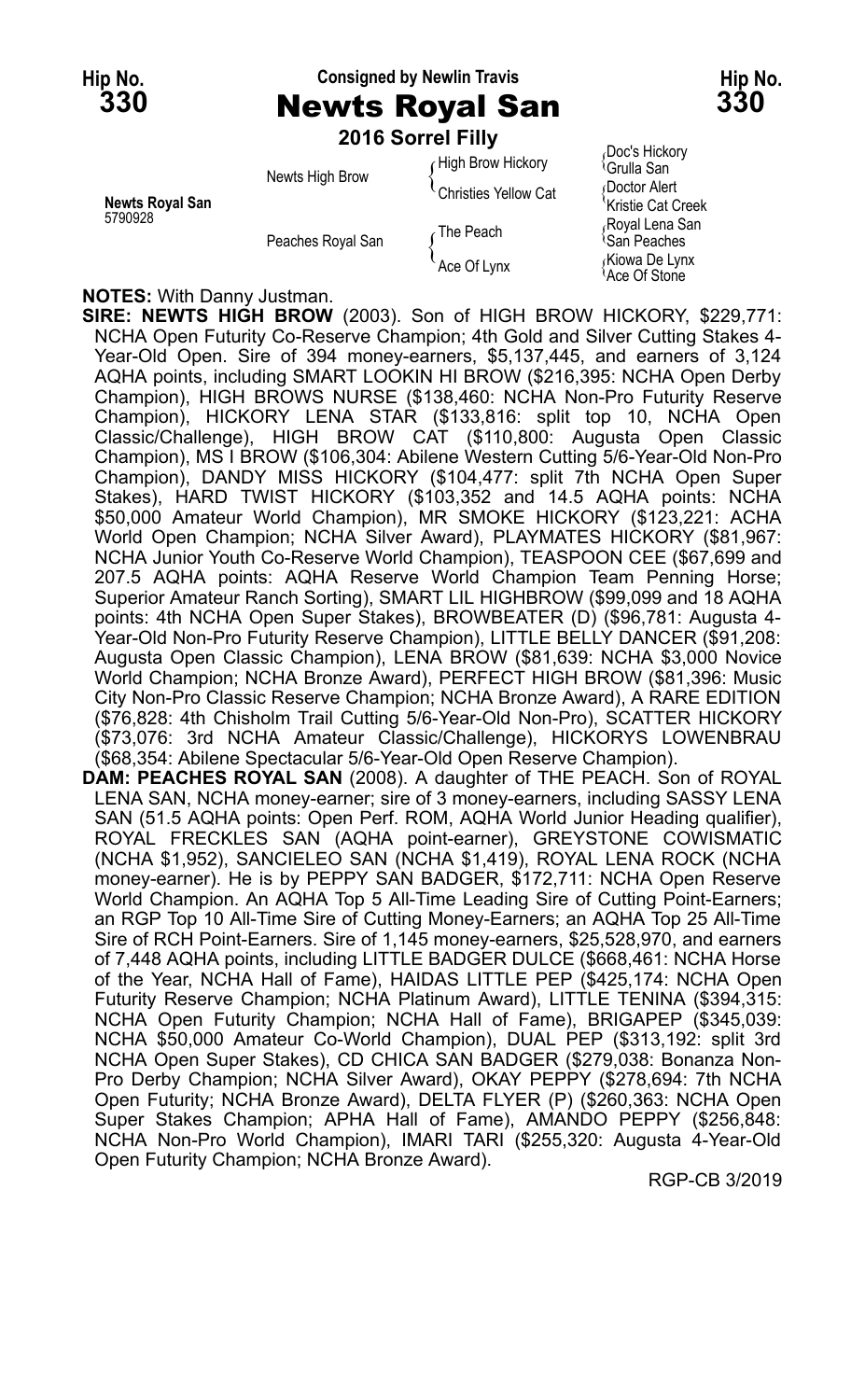Hip No. **330**

Consigned by Newlin Travis

# Newts Royal San

**2016 Sorrel Filly**

| | | | |
|---|---|---|---|
| **Newts Royal San** 5790928 | Newts High Brow | High Brow Hickory | Doc's Hickory |
| | | | Grulla San |
| | | Christies Yellow Cat | Doctor Alert |
| | | | Kristie Cat Creek |
| | Peaches Royal San | The Peach | Royal Lena San |
| | | | San Peaches |
| | | Ace Of Lynx | Kiowa De Lynx |
| | | | Ace Of Stone |

**NOTES:** With Danny Justman.

**SIRE: NEWTS HIGH BROW** (2003). Son of HIGH BROW HICKORY, $229,771: NCHA Open Futurity Co-Reserve Champion; 4th Gold and Silver Cutting Stakes 4-Year-Old Open. Sire of 394 money-earners, $5,137,445, and earners of 3,124 AQHA points, including SMART LOOKIN HI BROW ($216,395: NCHA Open Derby Champion), HIGH BROWS NURSE ($138,460: NCHA Non-Pro Futurity Reserve Champion), HICKORY LENA STAR ($133,816: split top 10, NCHA Open Classic/Challenge), HIGH BROW CAT ($110,800: Augusta Open Classic Champion), MS I BROW ($106,304: Abilene Western Cutting 5/6-Year-Old Non-Pro Champion), DANDY MISS HICKORY ($104,477: split 7th NCHA Open Super Stakes), HARD TWIST HICKORY ($103,352 and 14.5 AQHA points: NCHA $50,000 Amateur World Champion), MR SMOKE HICKORY ($123,221: ACHA World Open Champion; NCHA Silver Award), PLAYMATES HICKORY ($81,967: NCHA Junior Youth Co-Reserve World Champion), TEASPOON CEE ($67,699 and 207.5 AQHA points: AQHA Reserve World Champion Team Penning Horse; Superior Amateur Ranch Sorting), SMART LIL HIGHBROW ($99,099 and 18 AQHA points: 4th NCHA Open Super Stakes), BROWBEATER (D) ($96,781: Augusta 4-Year-Old Non-Pro Futurity Reserve Champion), LITTLE BELLY DANCER ($91,208: Augusta Open Classic Champion), LENA BROW ($81,639: NCHA $3,000 Novice World Champion; NCHA Bronze Award), PERFECT HIGH BROW ($81,396: Music City Non-Pro Classic Reserve Champion; NCHA Bronze Award), A RARE EDITION ($76,828: 4th Chisholm Trail Cutting 5/6-Year-Old Non-Pro), SCATTER HICKORY ($73,076: 3rd NCHA Amateur Classic/Challenge), HICKORYS LOWENBRAU ($68,354: Abilene Spectacular 5/6-Year-Old Open Reserve Champion).

**DAM: PEACHES ROYAL SAN** (2008). A daughter of THE PEACH. Son of ROYAL LENA SAN, NCHA money-earner; sire of 3 money-earners, including SASSY LENA SAN (51.5 AQHA points: Open Perf. ROM, AQHA World Junior Heading qualifier), ROYAL FRECKLES SAN (AQHA point-earner), GREYSTONE COWISMATIC (NCHA $1,952), SANCIELEO SAN (NCHA $1,419), ROYAL LENA ROCK (NCHA money-earner). He is by PEPPY SAN BADGER, $172,711: NCHA Open Reserve World Champion. An AQHA Top 5 All-Time Leading Sire of Cutting Point-Earners; an RGP Top 10 All-Time Sire of Cutting Money-Earners; an AQHA Top 25 All-Time Sire of RCH Point-Earners. Sire of 1,145 money-earners, $25,528,970, and earners of 7,448 AQHA points, including LITTLE BADGER DULCE ($668,461: NCHA Horse of the Year, NCHA Hall of Fame), HAIDAS LITTLE PEP ($425,174: NCHA Open Futurity Reserve Champion; NCHA Platinum Award), LITTLE TENINA ($394,315: NCHA Open Futurity Champion; NCHA Hall of Fame), BRIGAPEP ($345,039: NCHA $50,000 Amateur Co-World Champion), DUAL PEP ($313,192: split 3rd NCHA Open Super Stakes), CD CHICA SAN BADGER ($279,038: Bonanza Non-Pro Derby Champion; NCHA Silver Award), OKAY PEPPY ($278,694: 7th NCHA Open Futurity; NCHA Bronze Award), DELTA FLYER (P) ($260,363: NCHA Open Super Stakes Champion; APHA Hall of Fame), AMANDO PEPPY ($256,848: NCHA Non-Pro World Champion), IMARI TARI ($255,320: Augusta 4-Year-Old Open Futurity Champion; NCHA Bronze Award).

RGP-CB 3/2019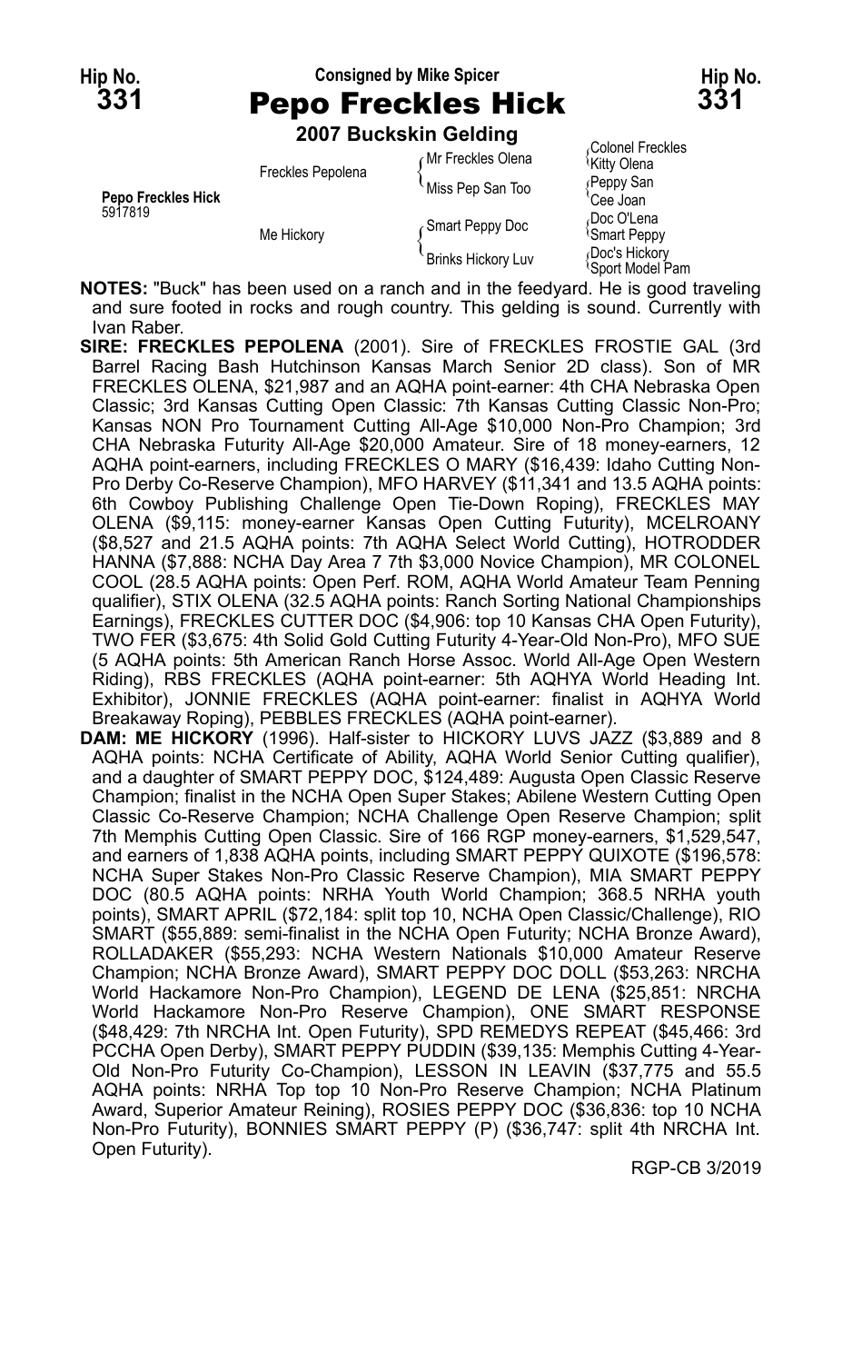**Hip No. 331** — Consigned by Mike Spicer — **Hip No. 331**

# Pepo Freckles Hick

### 2007 Buckskin Gelding

| | | | |
|---|---|---|---|
| | Freckles Pepolena | Mr Freckles Olena | Colonel Freckles |
| | | | Kitty Olena |
| **Pepo Freckles Hick** 5917819 | | Miss Pep San Too | Peppy San |
| | | | Cee Joan |
| | Me Hickory | Smart Peppy Doc | Doc O'Lena |
| | | | Smart Peppy |
| | | Brinks Hickory Luv | Doc's Hickory |
| | | | Sport Model Pam |

**NOTES:** "Buck" has been used on a ranch and in the feedyard. He is good traveling and sure footed in rocks and rough country. This gelding is sound. Currently with Ivan Raber.

**SIRE: FRECKLES PEPOLENA** (2001). Sire of FRECKLES FROSTIE GAL (3rd Barrel Racing Bash Hutchinson Kansas March Senior 2D class). Son of MR FRECKLES OLENA, $21,987 and an AQHA point-earner: 4th CHA Nebraska Open Classic; 3rd Kansas Cutting Open Classic: 7th Kansas Cutting Classic Non-Pro; Kansas NON Pro Tournament Cutting All-Age $10,000 Non-Pro Champion; 3rd CHA Nebraska Futurity All-Age $20,000 Amateur. Sire of 18 money-earners, 12 AQHA point-earners, including FRECKLES O MARY ($16,439: Idaho Cutting Non-Pro Derby Co-Reserve Champion), MFO HARVEY ($11,341 and 13.5 AQHA points: 6th Cowboy Publishing Challenge Open Tie-Down Roping), FRECKLES MAY OLENA ($9,115: money-earner Kansas Open Cutting Futurity), MCELROANY ($8,527 and 21.5 AQHA points: 7th AQHA Select World Cutting), HOTRODDER HANNA ($7,888: NCHA Day Area 7 7th $3,000 Novice Champion), MR COLONEL COOL (28.5 AQHA points: Open Perf. ROM, AQHA World Amateur Team Penning qualifier), STIX OLENA (32.5 AQHA points: Ranch Sorting National Championships Earnings), FRECKLES CUTTER DOC ($4,906: top 10 Kansas CHA Open Futurity), TWO FER ($3,675: 4th Solid Gold Cutting Futurity 4-Year-Old Non-Pro), MFO SUE (5 AQHA points: 5th American Ranch Horse Assoc. World All-Age Open Western Riding), RBS FRECKLES (AQHA point-earner: 5th AQHYA World Heading Int. Exhibitor), JONNIE FRECKLES (AQHA point-earner: finalist in AQHYA World Breakaway Roping), PEBBLES FRECKLES (AQHA point-earner).

**DAM: ME HICKORY** (1996). Half-sister to HICKORY LUVS JAZZ ($3,889 and 8 AQHA points: NCHA Certificate of Ability, AQHA World Senior Cutting qualifier), and a daughter of SMART PEPPY DOC, $124,489: Augusta Open Classic Reserve Champion; finalist in the NCHA Open Super Stakes; Abilene Western Cutting Open Classic Co-Reserve Champion; NCHA Challenge Open Reserve Champion; split 7th Memphis Cutting Open Classic. Sire of 166 RGP money-earners, $1,529,547, and earners of 1,838 AQHA points, including SMART PEPPY QUIXOTE ($196,578: NCHA Super Stakes Non-Pro Classic Reserve Champion), MIA SMART PEPPY DOC (80.5 AQHA points: NRHA Youth World Champion; 368.5 NRHA youth points), SMART APRIL ($72,184: split top 10, NCHA Open Classic/Challenge), RIO SMART ($55,889: semi-finalist in the NCHA Open Futurity; NCHA Bronze Award), ROLLADAKER ($55,293: NCHA Western Nationals $10,000 Amateur Reserve Champion; NCHA Bronze Award), SMART PEPPY DOC DOLL ($53,263: NRCHA World Hackamore Non-Pro Champion), LEGEND DE LENA ($25,851: NRCHA World Hackamore Non-Pro Reserve Champion), ONE SMART RESPONSE ($48,429: 7th NRCHA Int. Open Futurity), SPD REMEDYS REPEAT ($45,466: 3rd PCCHA Open Derby), SMART PEPPY PUDDIN ($39,135: Memphis Cutting 4-Year-Old Non-Pro Futurity Co-Champion), LESSON IN LEAVIN ($37,775 and 55.5 AQHA points: NRHA Top top 10 Non-Pro Reserve Champion; NCHA Platinum Award, Superior Amateur Reining), ROSIES PEPPY DOC ($36,836: top 10 NCHA Non-Pro Futurity), BONNIES SMART PEPPY (P) ($36,747: split 4th NRCHA Int. Open Futurity).

RGP-CB 3/2019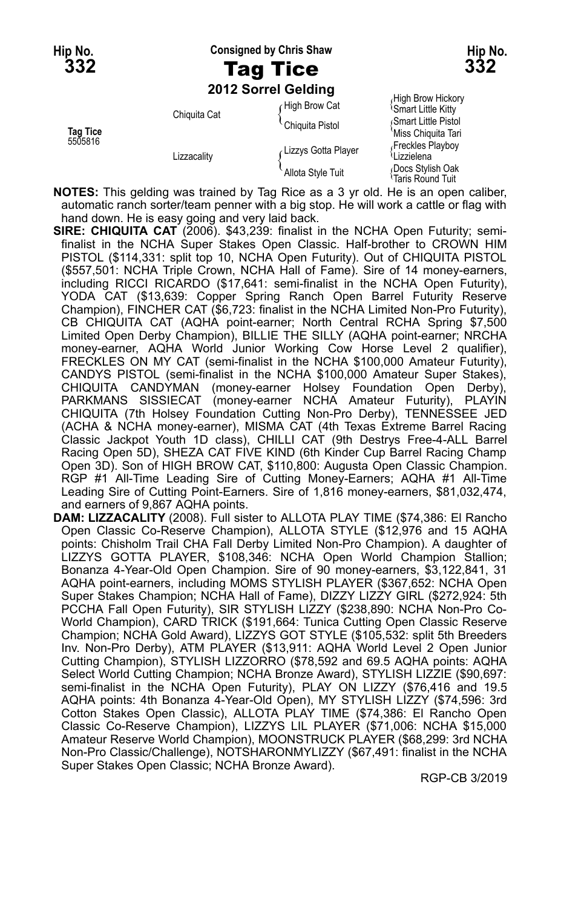**Hip No. 332** — **Consigned by Chris Shaw** — **Hip No. 332**

# Tag Tice

**2012 Sorrel Gelding**

| | | | |
|---|---|---|---|
| **Tag Tice** 5505816 | Chiquita Cat | High Brow Cat | High Brow Hickory / Smart Little Kitty |
| | | Chiquita Pistol | Smart Little Pistol / Miss Chiquita Tari |
| | Lizzacality | Lizzys Gotta Player | Freckles Playboy / Lizzielena |
| | | Allota Style Tuit | Docs Stylish Oak / Taris Round Tuit |

**NOTES:** This gelding was trained by Tag Rice as a 3 yr old. He is an open caliber, automatic ranch sorter/team penner with a big stop. He will work a cattle or flag with hand down. He is easy going and very laid back.

**SIRE: CHIQUITA CAT** (2006). $43,239: finalist in the NCHA Open Futurity; semi-finalist in the NCHA Super Stakes Open Classic. Half-brother to CROWN HIM PISTOL ($114,331: split top 10, NCHA Open Futurity). Out of CHIQUITA PISTOL ($557,501: NCHA Triple Crown, NCHA Hall of Fame). Sire of 14 money-earners, including RICCI RICARDO ($17,641: semi-finalist in the NCHA Open Futurity), YODA CAT ($13,639: Copper Spring Ranch Open Barrel Futurity Reserve Champion), FINCHER CAT ($6,723: finalist in the NCHA Limited Non-Pro Futurity), CB CHIQUITA CAT (AQHA point-earner; North Central RCHA Spring $7,500 Limited Open Derby Champion), BILLIE THE SILLY (AQHA point-earner; NRCHA money-earner, AQHA World Junior Working Cow Horse Level 2 qualifier), FRECKLES ON MY CAT (semi-finalist in the NCHA $100,000 Amateur Futurity), CANDYS PISTOL (semi-finalist in the NCHA $100,000 Amateur Super Stakes), CHIQUITA CANDYMAN (money-earner Holsey Foundation Open Derby), PARKMANS SISSIECAT (money-earner NCHA Amateur Futurity), PLAYIN CHIQUITA (7th Holsey Foundation Cutting Non-Pro Derby), TENNESSEE JED (ACHA & NCHA money-earner), MISMA CAT (4th Texas Extreme Barrel Racing Classic Jackpot Youth 1D class), CHILLI CAT (9th Destrys Free-4-ALL Barrel Racing Open 5D), SHEZA CAT FIVE KIND (6th Kinder Cup Barrel Racing Champ Open 3D). Son of HIGH BROW CAT, $110,800: Augusta Open Classic Champion. RGP #1 All-Time Leading Sire of Cutting Money-Earners; AQHA #1 All-Time Leading Sire of Cutting Point-Earners. Sire of 1,816 money-earners, $81,032,474, and earners of 9,867 AQHA points.

**DAM: LIZZACALITY** (2008). Full sister to ALLOTA PLAY TIME ($74,386: El Rancho Open Classic Co-Reserve Champion), ALLOTA STYLE ($12,976 and 15 AQHA points: Chisholm Trail CHA Fall Derby Limited Non-Pro Champion). A daughter of LIZZYS GOTTA PLAYER, $108,346: NCHA Open World Champion Stallion; Bonanza 4-Year-Old Open Champion. Sire of 90 money-earners, $3,122,841, 31 AQHA point-earners, including MOMS STYLISH PLAYER ($367,652: NCHA Open Super Stakes Champion; NCHA Hall of Fame), DIZZY LIZZY GIRL ($272,924: 5th PCCHA Fall Open Futurity), SIR STYLISH LIZZY ($238,890: NCHA Non-Pro Co-World Champion), CARD TRICK ($191,664: Tunica Cutting Open Classic Reserve Champion; NCHA Gold Award), LIZZYS GOT STYLE ($105,532: split 5th Breeders Inv. Non-Pro Derby), ATM PLAYER ($13,911: AQHA World Level 2 Open Junior Cutting Champion), STYLISH LIZZORRO ($78,592 and 69.5 AQHA points: AQHA Select World Cutting Champion; NCHA Bronze Award), STYLISH LIZZIE ($90,697: semi-finalist in the NCHA Open Futurity), PLAY ON LIZZY ($76,416 and 19.5 AQHA points: 4th Bonanza 4-Year-Old Open), MY STYLISH LIZZY ($74,596: 3rd Cotton Stakes Open Classic), ALLOTA PLAY TIME ($74,386: El Rancho Open Classic Co-Reserve Champion), LIZZYS LIL PLAYER ($71,006: NCHA $15,000 Amateur Reserve World Champion), MOONSTRUCK PLAYER ($68,299: 3rd NCHA Non-Pro Classic/Challenge), NOTSHARONMYLIZZY ($67,491: finalist in the NCHA Super Stakes Open Classic; NCHA Bronze Award).

RGP-CB 3/2019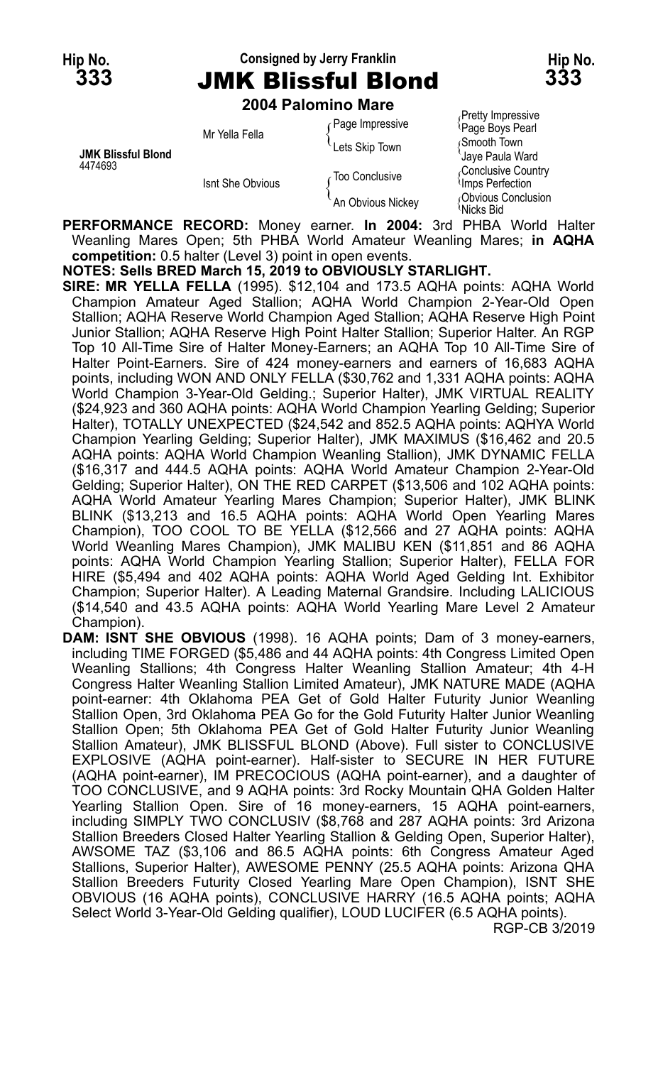**Hip No. 333** — Consigned by Jerry Franklin — **Hip No. 333**

# JMK Blissful Blond

**2004 Palomino Mare**

| | | | |
|---|---|---|---|
| **JMK Blissful Blond** 4474693 | Mr Yella Fella | Page Impressive | Pretty Impressive |
| | | | Page Boys Pearl |
| | | Lets Skip Town | Smooth Town |
| | | | Jaye Paula Ward |
| | Isnt She Obvious | Too Conclusive | Conclusive Country |
| | | | Imps Perfection |
| | | An Obvious Nickey | Obvious Conclusion |
| | | | Nicks Bid |

**PERFORMANCE RECORD:** Money earner. **In 2004:** 3rd PHBA World Halter Weanling Mares Open; 5th PHBA World Amateur Weanling Mares; **in AQHA competition:** 0.5 halter (Level 3) point in open events.

**NOTES: Sells BRED March 15, 2019 to OBVIOUSLY STARLIGHT.**

**SIRE: MR YELLA FELLA** (1995). $12,104 and 173.5 AQHA points: AQHA World Champion Amateur Aged Stallion; AQHA World Champion 2-Year-Old Open Stallion; AQHA Reserve World Champion Aged Stallion; AQHA Reserve High Point Junior Stallion; AQHA Reserve High Point Halter Stallion; Superior Halter. An RGP Top 10 All-Time Sire of Halter Money-Earners; an AQHA Top 10 All-Time Sire of Halter Point-Earners. Sire of 424 money-earners and earners of 16,683 AQHA points, including WON AND ONLY FELLA ($30,762 and 1,331 AQHA points: AQHA World Champion 3-Year-Old Gelding.; Superior Halter), JMK VIRTUAL REALITY ($24,923 and 360 AQHA points: AQHA World Champion Yearling Gelding; Superior Halter), TOTALLY UNEXPECTED ($24,542 and 852.5 AQHA points: AQHYA World Champion Yearling Gelding; Superior Halter), JMK MAXIMUS ($16,462 and 20.5 AQHA points: AQHA World Champion Weanling Stallion), JMK DYNAMIC FELLA ($16,317 and 444.5 AQHA points: AQHA World Amateur Champion 2-Year-Old Gelding; Superior Halter), ON THE RED CARPET ($13,506 and 102 AQHA points: AQHA World Amateur Yearling Mares Champion; Superior Halter), JMK BLINK BLINK ($13,213 and 16.5 AQHA points: AQHA World Open Yearling Mares Champion), TOO COOL TO BE YELLA ($12,566 and 27 AQHA points: AQHA World Weanling Mares Champion), JMK MALIBU KEN ($11,851 and 86 AQHA points: AQHA World Champion Yearling Stallion; Superior Halter), FELLA FOR HIRE ($5,494 and 402 AQHA points: AQHA World Aged Gelding Int. Exhibitor Champion; Superior Halter). A Leading Maternal Grandsire. Including LALICIOUS ($14,540 and 43.5 AQHA points: AQHA World Yearling Mare Level 2 Amateur Champion).

**DAM: ISNT SHE OBVIOUS** (1998). 16 AQHA points; Dam of 3 money-earners, including TIME FORGED ($5,486 and 44 AQHA points: 4th Congress Limited Open Weanling Stallions; 4th Congress Halter Weanling Stallion Amateur; 4th 4-H Congress Halter Weanling Stallion Limited Amateur), JMK NATURE MADE (AQHA point-earner: 4th Oklahoma PEA Get of Gold Halter Futurity Junior Weanling Stallion Open, 3rd Oklahoma PEA Go for the Gold Futurity Halter Junior Weanling Stallion Open; 5th Oklahoma PEA Get of Gold Halter Futurity Junior Weanling Stallion Amateur), JMK BLISSFUL BLOND (Above). Full sister to CONCLUSIVE EXPLOSIVE (AQHA point-earner). Half-sister to SECURE IN HER FUTURE (AQHA point-earner), IM PRECOCIOUS (AQHA point-earner), and a daughter of TOO CONCLUSIVE, and 9 AQHA points: 3rd Rocky Mountain QHA Golden Halter Yearling Stallion Open. Sire of 16 money-earners, 15 AQHA point-earners, including SIMPLY TWO CONCLUSIV ($8,768 and 287 AQHA points: 3rd Arizona Stallion Breeders Closed Halter Yearling Stallion & Gelding Open, Superior Halter), AWSOME TAZ ($3,106 and 86.5 AQHA points: 6th Congress Amateur Aged Stallions, Superior Halter), AWESOME PENNY (25.5 AQHA points: Arizona QHA Stallion Breeders Futurity Closed Yearling Mare Open Champion), ISNT SHE OBVIOUS (16 AQHA points), CONCLUSIVE HARRY (16.5 AQHA points; AQHA Select World 3-Year-Old Gelding qualifier), LOUD LUCIFER (6.5 AQHA points).

RGP-CB 3/2019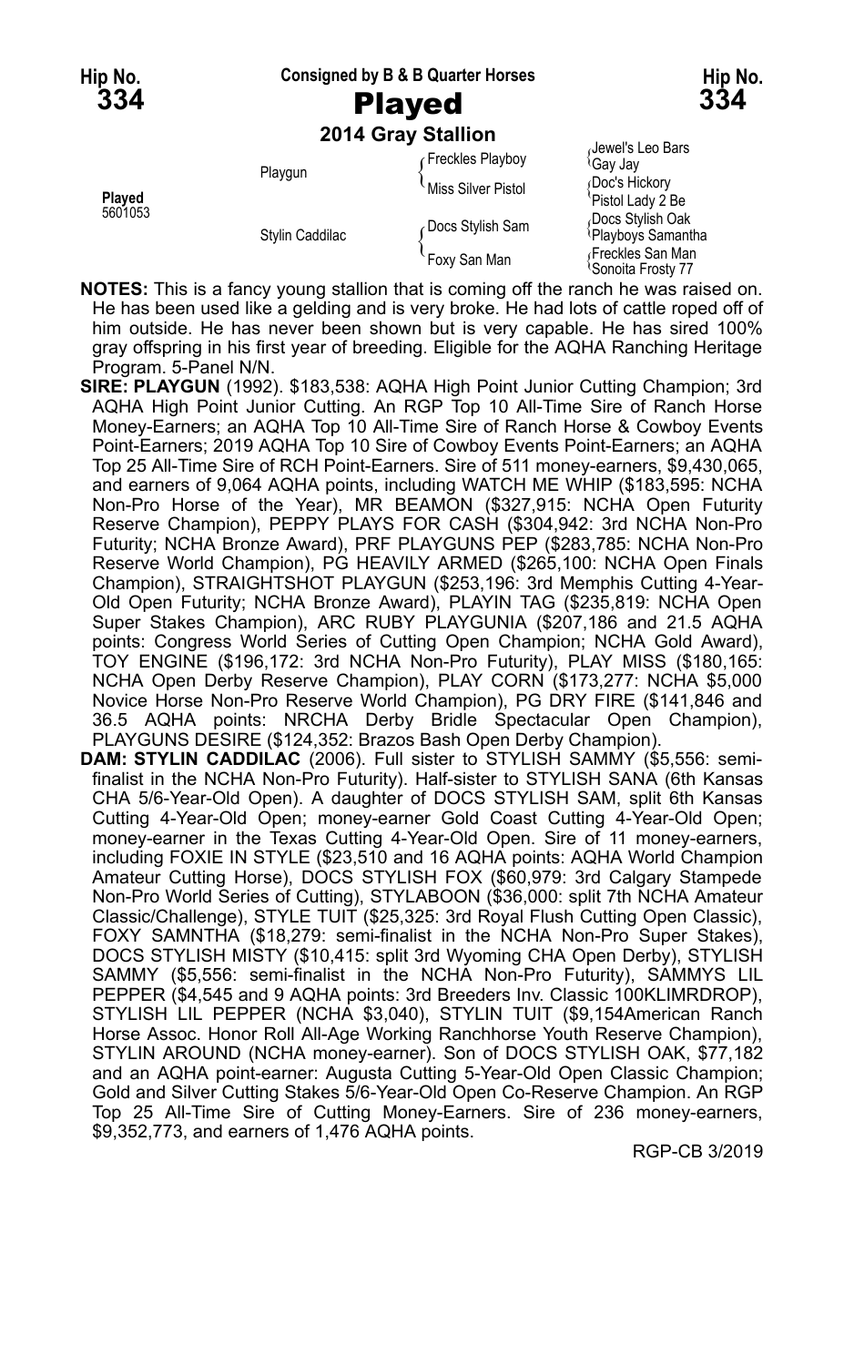**Hip No. 334** — **Consigned by B & B Quarter Horses** — **Hip No. 334**

# Played

**2014 Gray Stallion**

| | | | |
|---|---|---|---|
| **Played** 5601053 | Playgun | Freckles Playboy | Jewel's Leo Bars |
| | | | Gay Jay |
| | | Miss Silver Pistol | Doc's Hickory |
| | | | Pistol Lady 2 Be |
| | Stylin Caddilac | Docs Stylish Sam | Docs Stylish Oak |
| | | | Playboys Samantha |
| | | Foxy San Man | Freckles San Man |
| | | | Sonoita Frosty 77 |

**NOTES:** This is a fancy young stallion that is coming off the ranch he was raised on. He has been used like a gelding and is very broke. He had lots of cattle roped off of him outside. He has never been shown but is very capable. He has sired 100% gray offspring in his first year of breeding. Eligible for the AQHA Ranching Heritage Program. 5-Panel N/N.

**SIRE: PLAYGUN** (1992). $183,538: AQHA High Point Junior Cutting Champion; 3rd AQHA High Point Junior Cutting. An RGP Top 10 All-Time Sire of Ranch Horse Money-Earners; an AQHA Top 10 All-Time Sire of Ranch Horse & Cowboy Events Point-Earners; 2019 AQHA Top 10 Sire of Cowboy Events Point-Earners; an AQHA Top 25 All-Time Sire of RCH Point-Earners. Sire of 511 money-earners, $9,430,065, and earners of 9,064 AQHA points, including WATCH ME WHIP ($183,595: NCHA Non-Pro Horse of the Year), MR BEAMON ($327,915: NCHA Open Futurity Reserve Champion), PEPPY PLAYS FOR CASH ($304,942: 3rd NCHA Non-Pro Futurity; NCHA Bronze Award), PRF PLAYGUNS PEP ($283,785: NCHA Non-Pro Reserve World Champion), PG HEAVILY ARMED ($265,100: NCHA Open Finals Champion), STRAIGHTSHOT PLAYGUN ($253,196: 3rd Memphis Cutting 4-Year-Old Open Futurity; NCHA Bronze Award), PLAYIN TAG ($235,819: NCHA Open Super Stakes Champion), ARC RUBY PLAYGUNIA ($207,186 and 21.5 AQHA points: Congress World Series of Cutting Open Champion; NCHA Gold Award), TOY ENGINE ($196,172: 3rd NCHA Non-Pro Futurity), PLAY MISS ($180,165: NCHA Open Derby Reserve Champion), PLAY CORN ($173,277: NCHA $5,000 Novice Horse Non-Pro Reserve World Champion), PG DRY FIRE ($141,846 and 36.5 AQHA points: NRCHA Derby Bridle Spectacular Open Champion), PLAYGUNS DESIRE ($124,352: Brazos Bash Open Derby Champion).

**DAM: STYLIN CADDILAC** (2006). Full sister to STYLISH SAMMY ($5,556: semi-finalist in the NCHA Non-Pro Futurity). Half-sister to STYLISH SANA (6th Kansas CHA 5/6-Year-Old Open). A daughter of DOCS STYLISH SAM, split 6th Kansas Cutting 4-Year-Old Open; money-earner Gold Coast Cutting 4-Year-Old Open; money-earner in the Texas Cutting 4-Year-Old Open. Sire of 11 money-earners, including FOXIE IN STYLE ($23,510 and 16 AQHA points: AQHA World Champion Amateur Cutting Horse), DOCS STYLISH FOX ($60,979: 3rd Calgary Stampede Non-Pro World Series of Cutting), STYLABOON ($36,000: split 7th NCHA Amateur Classic/Challenge), STYLE TUIT ($25,325: 3rd Royal Flush Cutting Open Classic), FOXY SAMNTHA ($18,279: semi-finalist in the NCHA Non-Pro Super Stakes), DOCS STYLISH MISTY ($10,415: split 3rd Wyoming CHA Open Derby), STYLISH SAMMY ($5,556: semi-finalist in the NCHA Non-Pro Futurity), SAMMYS LIL PEPPER ($4,545 and 9 AQHA points: 3rd Breeders Inv. Classic 100KLIMRDROP), STYLISH LIL PEPPER (NCHA $3,040), STYLIN TUIT ($9,154American Ranch Horse Assoc. Honor Roll All-Age Working Ranchhorse Youth Reserve Champion), STYLIN AROUND (NCHA money-earner). Son of DOCS STYLISH OAK, $77,182 and an AQHA point-earner: Augusta Cutting 5-Year-Old Open Classic Champion; Gold and Silver Cutting Stakes 5/6-Year-Old Open Co-Reserve Champion. An RGP Top 25 All-Time Sire of Cutting Money-Earners. Sire of 236 money-earners, $9,352,773, and earners of 1,476 AQHA points.

RGP-CB 3/2019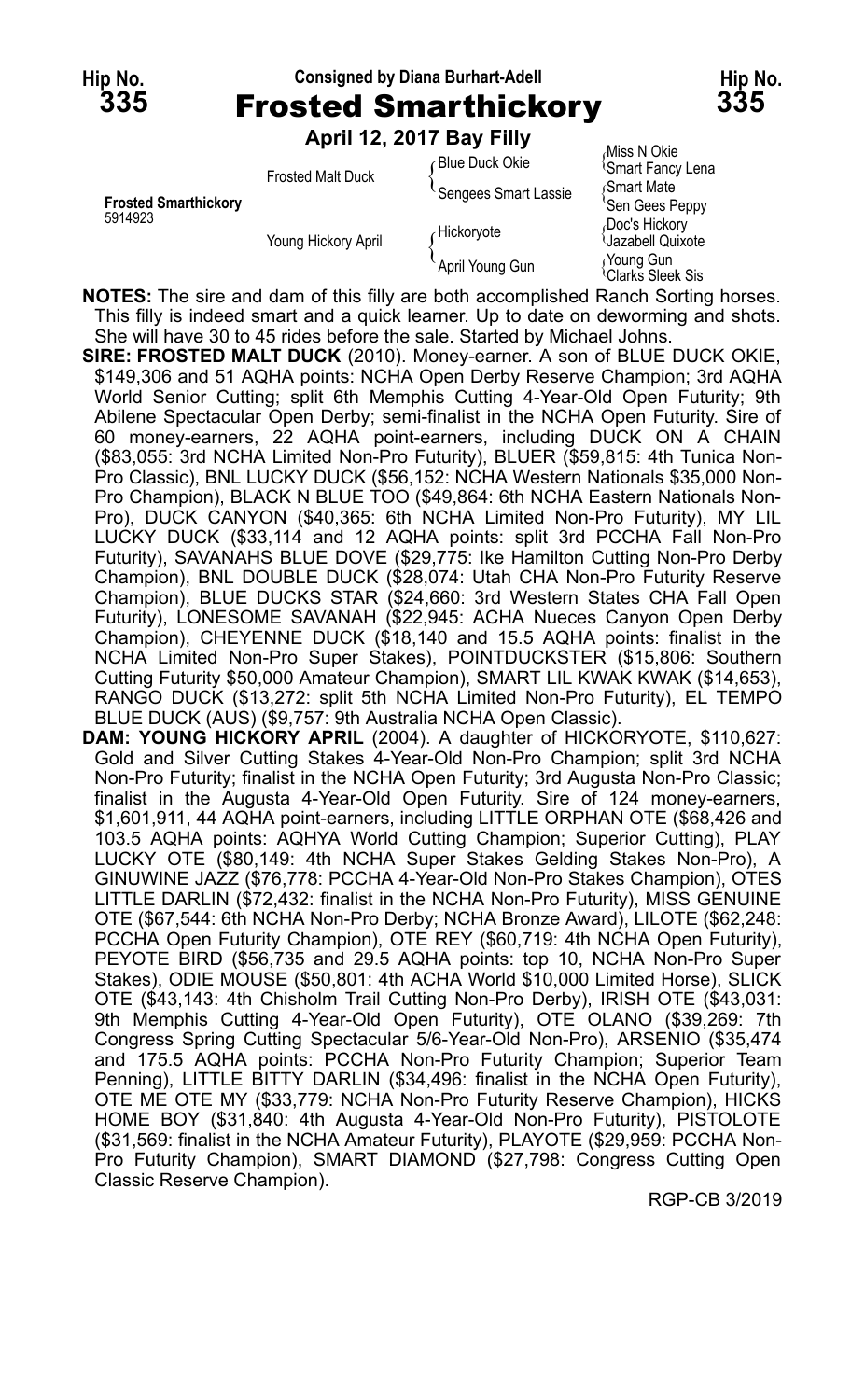Hip No. **335**

Consigned by Diana Burhart-Adell

# Frosted Smarthickory

Hip No. **335**

**April 12, 2017 Bay Filly**

| | | | |
|---|---|---|---|
| **Frosted Smarthickory** 5914923 | Frosted Malt Duck | Blue Duck Okie | Miss N Okie |
| | | | Smart Fancy Lena |
| | | Sengees Smart Lassie | Smart Mate |
| | | | Sen Gees Peppy |
| | Young Hickory April | Hickoryote | Doc's Hickory |
| | | | Jazabell Quixote |
| | | April Young Gun | Young Gun |
| | | | Clarks Sleek Sis |

**NOTES:** The sire and dam of this filly are both accomplished Ranch Sorting horses. This filly is indeed smart and a quick learner. Up to date on deworming and shots. She will have 30 to 45 rides before the sale. Started by Michael Johns.

**SIRE: FROSTED MALT DUCK** (2010). Money-earner. A son of BLUE DUCK OKIE, $149,306 and 51 AQHA points: NCHA Open Derby Reserve Champion; 3rd AQHA World Senior Cutting; split 6th Memphis Cutting 4-Year-Old Open Futurity; 9th Abilene Spectacular Open Derby; semi-finalist in the NCHA Open Futurity. Sire of 60 money-earners, 22 AQHA point-earners, including DUCK ON A CHAIN ($83,055: 3rd NCHA Limited Non-Pro Futurity), BLUER ($59,815: 4th Tunica Non-Pro Classic), BNL LUCKY DUCK ($56,152: NCHA Western Nationals $35,000 Non-Pro Champion), BLACK N BLUE TOO ($49,864: 6th NCHA Eastern Nationals Non-Pro), DUCK CANYON ($40,365: 6th NCHA Limited Non-Pro Futurity), MY LIL LUCKY DUCK ($33,114 and 12 AQHA points: split 3rd PCCHA Fall Non-Pro Futurity), SAVANAHS BLUE DOVE ($29,775: Ike Hamilton Cutting Non-Pro Derby Champion), BNL DOUBLE DUCK ($28,074: Utah CHA Non-Pro Futurity Reserve Champion), BLUE DUCKS STAR ($24,660: 3rd Western States CHA Fall Open Futurity), LONESOME SAVANAH ($22,945: ACHA Nueces Canyon Open Derby Champion), CHEYENNE DUCK ($18,140 and 15.5 AQHA points: finalist in the NCHA Limited Non-Pro Super Stakes), POINTDUCKSTER ($15,806: Southern Cutting Futurity $50,000 Amateur Champion), SMART LIL KWAK KWAK ($14,653), RANGO DUCK ($13,272: split 5th NCHA Limited Non-Pro Futurity), EL TEMPO BLUE DUCK (AUS) ($9,757: 9th Australia NCHA Open Classic).

**DAM: YOUNG HICKORY APRIL** (2004). A daughter of HICKORYOTE, $110,627: Gold and Silver Cutting Stakes 4-Year-Old Non-Pro Champion; split 3rd NCHA Non-Pro Futurity; finalist in the NCHA Open Futurity; 3rd Augusta Non-Pro Classic; finalist in the Augusta 4-Year-Old Open Futurity. Sire of 124 money-earners, $1,601,911, 44 AQHA point-earners, including LITTLE ORPHAN OTE ($68,426 and 103.5 AQHA points: AQHYA World Cutting Champion; Superior Cutting), PLAY LUCKY OTE ($80,149: 4th NCHA Super Stakes Gelding Stakes Non-Pro), A GINUWINE JAZZ ($76,778: PCCHA 4-Year-Old Non-Pro Stakes Champion), OTES LITTLE DARLIN ($72,432: finalist in the NCHA Non-Pro Futurity), MISS GENUINE OTE ($67,544: 6th NCHA Non-Pro Derby; NCHA Bronze Award), LILOTE ($62,248: PCCHA Open Futurity Champion), OTE REY ($60,719: 4th NCHA Open Futurity), PEYOTE BIRD ($56,735 and 29.5 AQHA points: top 10, NCHA Non-Pro Super Stakes), ODIE MOUSE ($50,801: 4th ACHA World $10,000 Limited Horse), SLICK OTE ($43,143: 4th Chisholm Trail Cutting Non-Pro Derby), IRISH OTE ($43,031: 9th Memphis Cutting 4-Year-Old Open Futurity), OTE OLANO ($39,269: 7th Congress Spring Cutting Spectacular 5/6-Year-Old Non-Pro), ARSENIO ($35,474 and 175.5 AQHA points: PCCHA Non-Pro Futurity Champion; Superior Team Penning), LITTLE BITTY DARLIN ($34,496: finalist in the NCHA Open Futurity), OTE ME OTE MY ($33,779: NCHA Non-Pro Futurity Reserve Champion), HICKS HOME BOY ($31,840: 4th Augusta 4-Year-Old Non-Pro Futurity), PISTOLOTE ($31,569: finalist in the NCHA Amateur Futurity), PLAYOTE ($29,959: PCCHA Non-Pro Futurity Champion), SMART DIAMOND ($27,798: Congress Cutting Open Classic Reserve Champion).

RGP-CB 3/2019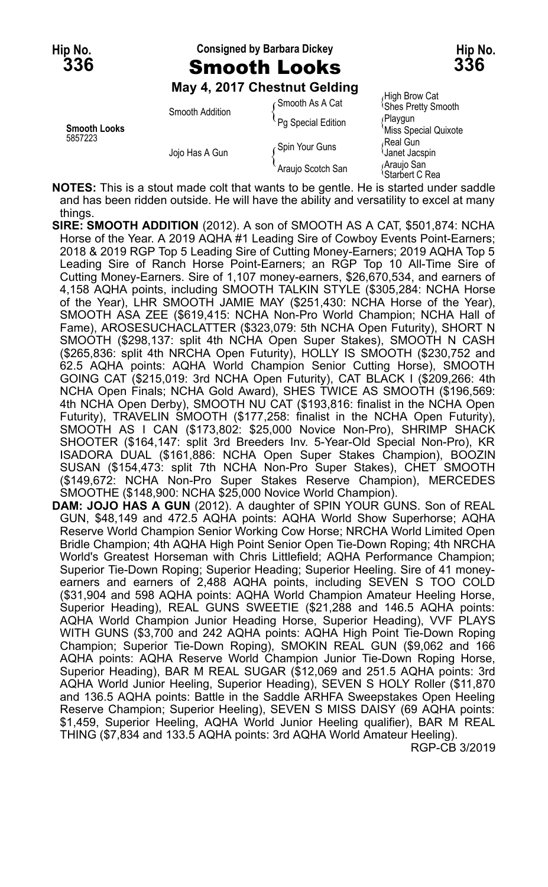Hip No. **336** — Consigned by Barbara Dickey — Hip No. **336**

# Smooth Looks

**May 4, 2017 Chestnut Gelding**

| | | | |
|---|---|---|---|
| **Smooth Looks** 5857223 | Smooth Addition | Smooth As A Cat | High Brow Cat |
| | | | Shes Pretty Smooth |
| | | Pg Special Edition | Playgun |
| | | | Miss Special Quixote |
| | Jojo Has A Gun | Spin Your Guns | Real Gun |
| | | | Janet Jacspin |
| | | Araujo Scotch San | Araujo San |
| | | | Starbert C Rea |

**NOTES:** This is a stout made colt that wants to be gentle. He is started under saddle and has been ridden outside. He will have the ability and versatility to excel at many things.

**SIRE: SMOOTH ADDITION** (2012). A son of SMOOTH AS A CAT, $501,874: NCHA Horse of the Year. A 2019 AQHA #1 Leading Sire of Cowboy Events Point-Earners; 2018 & 2019 RGP Top 5 Leading Sire of Cutting Money-Earners; 2019 AQHA Top 5 Leading Sire of Ranch Horse Point-Earners; an RGP Top 10 All-Time Sire of Cutting Money-Earners. Sire of 1,107 money-earners, $26,670,534, and earners of 4,158 AQHA points, including SMOOTH TALKIN STYLE ($305,284: NCHA Horse of the Year), LHR SMOOTH JAMIE MAY ($251,430: NCHA Horse of the Year), SMOOTH ASA ZEE ($619,415: NCHA Non-Pro World Champion; NCHA Hall of Fame), AROSESUCHACLATTER ($323,079: 5th NCHA Open Futurity), SHORT N SMOOTH ($298,137: split 4th NCHA Open Super Stakes), SMOOTH N CASH ($265,836: split 4th NRCHA Open Futurity), HOLLY IS SMOOTH ($230,752 and 62.5 AQHA points: AQHA World Champion Senior Cutting Horse), SMOOTH GOING CAT ($215,019: 3rd NCHA Open Futurity), CAT BLACK I ($209,266: 4th NCHA Open Finals; NCHA Gold Award), SHES TWICE AS SMOOTH ($196,569: 4th NCHA Open Derby), SMOOTH NU CAT ($193,816: finalist in the NCHA Open Futurity), TRAVELIN SMOOTH ($177,258: finalist in the NCHA Open Futurity), SMOOTH AS I CAN ($173,802: $25,000 Novice Non-Pro), SHRIMP SHACK SHOOTER ($164,147: split 3rd Breeders Inv. 5-Year-Old Special Non-Pro), KR ISADORA DUAL ($161,886: NCHA Open Super Stakes Champion), BOOZIN SUSAN ($154,473: split 7th NCHA Non-Pro Super Stakes), CHET SMOOTH ($149,672: NCHA Non-Pro Super Stakes Reserve Champion), MERCEDES SMOOTHE ($148,900: NCHA $25,000 Novice World Champion).

**DAM: JOJO HAS A GUN** (2012). A daughter of SPIN YOUR GUNS. Son of REAL GUN, $48,149 and 472.5 AQHA points: AQHA World Show Superhorse; AQHA Reserve World Champion Senior Working Cow Horse; NRCHA World Limited Open Bridle Champion; 4th AQHA High Point Senior Open Tie-Down Roping; 4th NRCHA World's Greatest Horseman with Chris Littlefield; AQHA Performance Champion; Superior Tie-Down Roping; Superior Heading; Superior Heeling. Sire of 41 money-earners and earners of 2,488 AQHA points, including SEVEN S TOO COLD ($31,904 and 598 AQHA points: AQHA World Champion Amateur Heeling Horse, Superior Heading), REAL GUNS SWEETIE ($21,288 and 146.5 AQHA points: AQHA World Champion Junior Heading Horse, Superior Heading), VVF PLAYS WITH GUNS ($3,700 and 242 AQHA points: AQHA High Point Tie-Down Roping Champion; Superior Tie-Down Roping), SMOKIN REAL GUN ($9,062 and 166 AQHA points: AQHA Reserve World Champion Junior Tie-Down Roping Horse, Superior Heading), BAR M REAL SUGAR ($12,069 and 251.5 AQHA points: 3rd AQHA World Junior Heeling, Superior Heading), SEVEN S HOLY Roller ($11,870 and 136.5 AQHA points: Battle in the Saddle ARHFA Sweepstakes Open Heeling Reserve Champion; Superior Heeling), SEVEN S MISS DAISY (69 AQHA points: $1,459, Superior Heeling, AQHA World Junior Heeling qualifier), BAR M REAL THING ($7,834 and 133.5 AQHA points: 3rd AQHA World Amateur Heeling).

RGP-CB 3/2019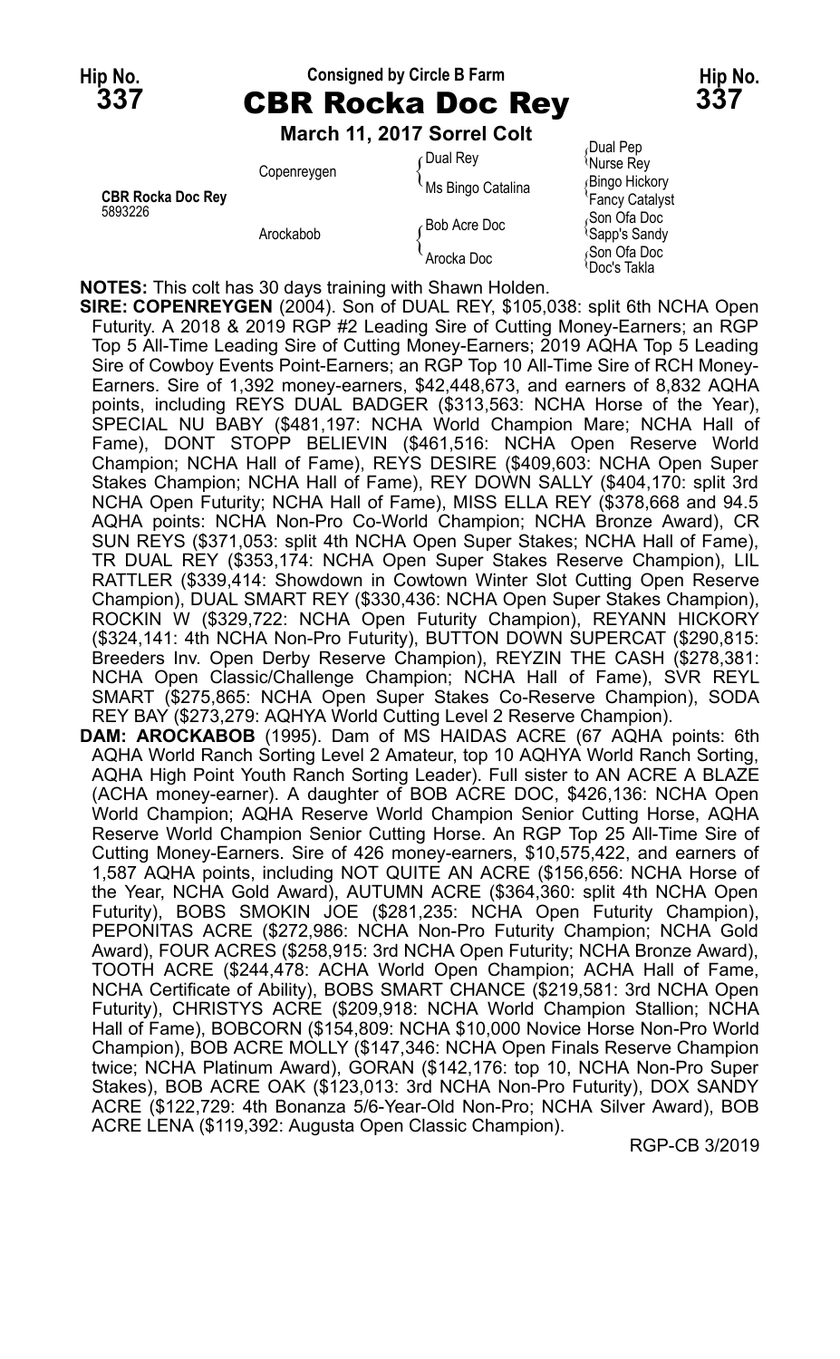Hip No. **337** — Consigned by Circle B Farm — Hip No. **337**

# CBR Rocka Doc Rey

**March 11, 2017 Sorrel Colt**

| | | | |
|---|---|---|---|
| **CBR Rocka Doc Rey** 5893226 | Copenreygen | Dual Rey | Dual Pep |
| | | | Nurse Rey |
| | | Ms Bingo Catalina | Bingo Hickory |
| | | | Fancy Catalyst |
| | Arockabob | Bob Acre Doc | Son Ofa Doc |
| | | | Sapp's Sandy |
| | | Arocka Doc | Son Ofa Doc |
| | | | Doc's Takla |

**NOTES:** This colt has 30 days training with Shawn Holden.

**SIRE: COPENREYGEN** (2004). Son of DUAL REY, $105,038: split 6th NCHA Open Futurity. A 2018 & 2019 RGP #2 Leading Sire of Cutting Money-Earners; an RGP Top 5 All-Time Leading Sire of Cutting Money-Earners; 2019 AQHA Top 5 Leading Sire of Cowboy Events Point-Earners; an RGP Top 10 All-Time Sire of RCH Money-Earners. Sire of 1,392 money-earners, $42,448,673, and earners of 8,832 AQHA points, including REYS DUAL BADGER ($313,563: NCHA Horse of the Year), SPECIAL NU BABY ($481,197: NCHA World Champion Mare; NCHA Hall of Fame), DONT STOPP BELIEVIN ($461,516: NCHA Open Reserve World Champion; NCHA Hall of Fame), REYS DESIRE ($409,603: NCHA Open Super Stakes Champion; NCHA Hall of Fame), REY DOWN SALLY ($404,170: split 3rd NCHA Open Futurity; NCHA Hall of Fame), MISS ELLA REY ($378,668 and 94.5 AQHA points: NCHA Non-Pro Co-World Champion; NCHA Bronze Award), CR SUN REYS ($371,053: split 4th NCHA Open Super Stakes; NCHA Hall of Fame), TR DUAL REY ($353,174: NCHA Open Super Stakes Reserve Champion), LIL RATTLER ($339,414: Showdown in Cowtown Winter Slot Cutting Open Reserve Champion), DUAL SMART REY ($330,436: NCHA Open Super Stakes Champion), ROCKIN W ($329,722: NCHA Open Futurity Champion), REYANN HICKORY ($324,141: 4th NCHA Non-Pro Futurity), BUTTON DOWN SUPERCAT ($290,815: Breeders Inv. Open Derby Reserve Champion), REYZIN THE CASH ($278,381: NCHA Open Classic/Challenge Champion; NCHA Hall of Fame), SVR REYL SMART ($275,865: NCHA Open Super Stakes Co-Reserve Champion), SODA REY BAY ($273,279: AQHYA World Cutting Level 2 Reserve Champion).

**DAM: AROCKABOB** (1995). Dam of MS HAIDAS ACRE (67 AQHA points: 6th AQHA World Ranch Sorting Level 2 Amateur, top 10 AQHYA World Ranch Sorting, AQHA High Point Youth Ranch Sorting Leader). Full sister to AN ACRE A BLAZE (ACHA money-earner). A daughter of BOB ACRE DOC, $426,136: NCHA Open World Champion; AQHA Reserve World Champion Senior Cutting Horse, AQHA Reserve World Champion Senior Cutting Horse. An RGP Top 25 All-Time Sire of Cutting Money-Earners. Sire of 426 money-earners, $10,575,422, and earners of 1,587 AQHA points, including NOT QUITE AN ACRE ($156,656: NCHA Horse of the Year, NCHA Gold Award), AUTUMN ACRE ($364,360: split 4th NCHA Open Futurity), BOBS SMOKIN JOE ($281,235: NCHA Open Futurity Champion), PEPONITAS ACRE ($272,986: NCHA Non-Pro Futurity Champion; NCHA Gold Award), FOUR ACRES ($258,915: 3rd NCHA Open Futurity; NCHA Bronze Award), TOOTH ACRE ($244,478: ACHA World Open Champion; ACHA Hall of Fame, NCHA Certificate of Ability), BOBS SMART CHANCE ($219,581: 3rd NCHA Open Futurity), CHRISTYS ACRE ($209,918: NCHA World Champion Stallion; NCHA Hall of Fame), BOBCORN ($154,809: NCHA $10,000 Novice Horse Non-Pro World Champion), BOB ACRE MOLLY ($147,346: NCHA Open Finals Reserve Champion twice; NCHA Platinum Award), GORAN ($142,176: top 10, NCHA Non-Pro Super Stakes), BOB ACRE OAK ($123,013: 3rd NCHA Non-Pro Futurity), DOX SANDY ACRE ($122,729: 4th Bonanza 5/6-Year-Old Non-Pro; NCHA Silver Award), BOB ACRE LENA ($119,392: Augusta Open Classic Champion).

RGP-CB 3/2019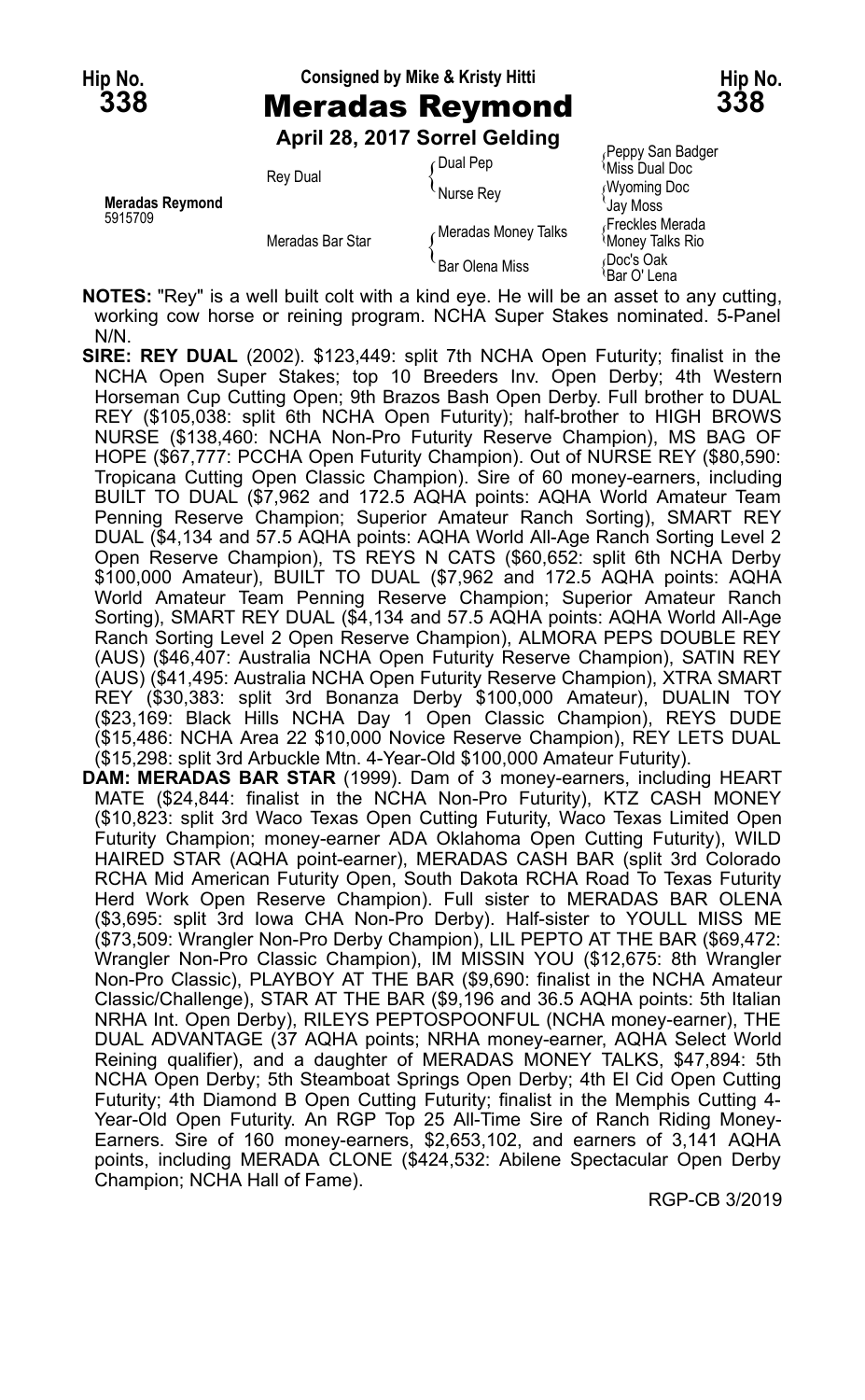**Hip No. 338**

Consigned by Mike & Kristy Hitti

# Meradas Reymond

**April 28, 2017 Sorrel Gelding**

| | | | |
|---|---|---|---|
| **Meradas Reymond** 5915709 | Rey Dual | Dual Pep | Peppy San Badger |
| | | | Miss Dual Doc |
| | | Nurse Rey | Wyoming Doc |
| | | | Jay Moss |
| | Meradas Bar Star | Meradas Money Talks | Freckles Merada |
| | | | Money Talks Rio |
| | | Bar Olena Miss | Doc's Oak |
| | | | Bar O' Lena |

**NOTES:** "Rey" is a well built colt with a kind eye. He will be an asset to any cutting, working cow horse or reining program. NCHA Super Stakes nominated. 5-Panel N/N.

**SIRE: REY DUAL** (2002). $123,449: split 7th NCHA Open Futurity; finalist in the NCHA Open Super Stakes; top 10 Breeders Inv. Open Derby; 4th Western Horseman Cup Cutting Open; 9th Brazos Bash Open Derby. Full brother to DUAL REY ($105,038: split 6th NCHA Open Futurity); half-brother to HIGH BROWS NURSE ($138,460: NCHA Non-Pro Futurity Reserve Champion), MS BAG OF HOPE ($67,777: PCCHA Open Futurity Champion). Out of NURSE REY ($80,590: Tropicana Cutting Open Classic Champion). Sire of 60 money-earners, including BUILT TO DUAL ($7,962 and 172.5 AQHA points: AQHA World Amateur Team Penning Reserve Champion; Superior Amateur Ranch Sorting), SMART REY DUAL ($4,134 and 57.5 AQHA points: AQHA World All-Age Ranch Sorting Level 2 Open Reserve Champion), TS REYS N CATS ($60,652: split 6th NCHA Derby $100,000 Amateur), BUILT TO DUAL ($7,962 and 172.5 AQHA points: AQHA World Amateur Team Penning Reserve Champion; Superior Amateur Ranch Sorting), SMART REY DUAL ($4,134 and 57.5 AQHA points: AQHA World All-Age Ranch Sorting Level 2 Open Reserve Champion), ALMORA PEPS DOUBLE REY (AUS) ($46,407: Australia NCHA Open Futurity Reserve Champion), SATIN REY (AUS) ($41,495: Australia NCHA Open Futurity Reserve Champion), XTRA SMART REY ($30,383: split 3rd Bonanza Derby $100,000 Amateur), DUALIN TOY ($23,169: Black Hills NCHA Day 1 Open Classic Champion), REYS DUDE ($15,486: NCHA Area 22 $10,000 Novice Reserve Champion), REY LETS DUAL ($15,298: split 3rd Arbuckle Mtn. 4-Year-Old $100,000 Amateur Futurity).

**DAM: MERADAS BAR STAR** (1999). Dam of 3 money-earners, including HEART MATE ($24,844: finalist in the NCHA Non-Pro Futurity), KTZ CASH MONEY ($10,823: split 3rd Waco Texas Open Cutting Futurity, Waco Texas Limited Open Futurity Champion; money-earner ADA Oklahoma Open Cutting Futurity), WILD HAIRED STAR (AQHA point-earner), MERADAS CASH BAR (split 3rd Colorado RCHA Mid American Futurity Open, South Dakota RCHA Road To Texas Futurity Herd Work Open Reserve Champion). Full sister to MERADAS BAR OLENA ($3,695: split 3rd Iowa CHA Non-Pro Derby). Half-sister to YOULL MISS ME ($73,509: Wrangler Non-Pro Derby Champion), LIL PEPTO AT THE BAR ($69,472: Wrangler Non-Pro Classic Champion), IM MISSIN YOU ($12,675: 8th Wrangler Non-Pro Classic), PLAYBOY AT THE BAR ($9,690: finalist in the NCHA Amateur Classic/Challenge), STAR AT THE BAR ($9,196 and 36.5 AQHA points: 5th Italian NRHA Int. Open Derby), RILEYS PEPTOSPOONFUL (NCHA money-earner), THE DUAL ADVANTAGE (37 AQHA points; NRHA money-earner, AQHA Select World Reining qualifier), and a daughter of MERADAS MONEY TALKS, $47,894: 5th NCHA Open Derby; 5th Steamboat Springs Open Derby; 4th El Cid Open Cutting Futurity; 4th Diamond B Open Cutting Futurity; finalist in the Memphis Cutting 4-Year-Old Open Futurity. An RGP Top 25 All-Time Sire of Ranch Riding Money-Earners. Sire of 160 money-earners, $2,653,102, and earners of 3,141 AQHA points, including MERADA CLONE ($424,532: Abilene Spectacular Open Derby Champion; NCHA Hall of Fame).

RGP-CB 3/2019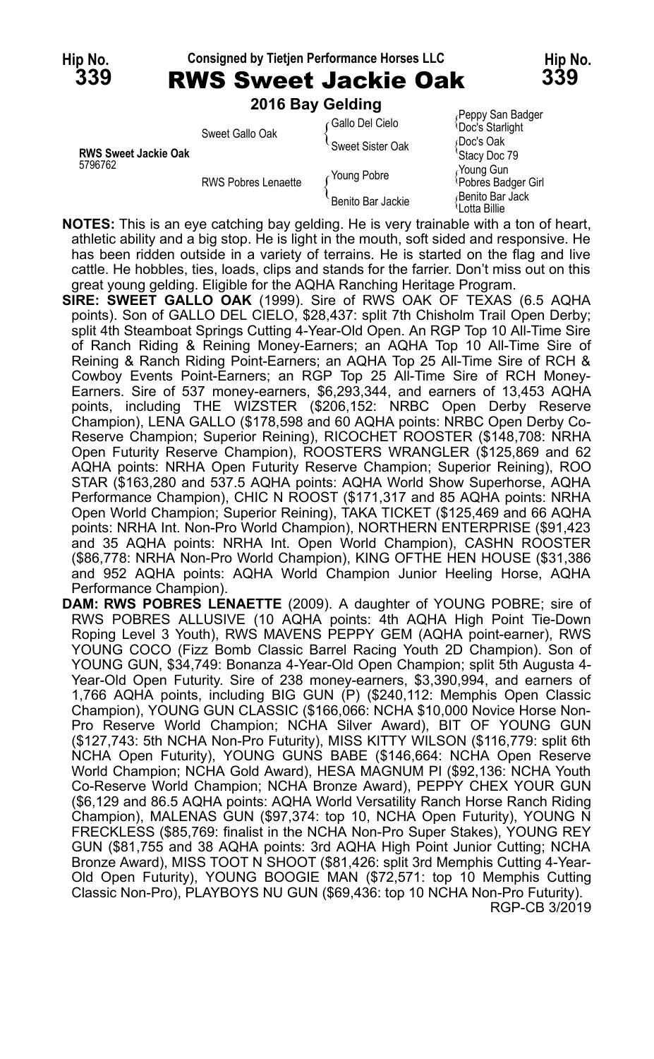Hip No. **339**

Consigned by Tietjen Performance Horses LLC

# RWS Sweet Jackie Oak

**2016 Bay Gelding**

| | | | |
|---|---|---|---|
| **RWS Sweet Jackie Oak** 5796762 | Sweet Gallo Oak | Gallo Del Cielo | Peppy San Badger |
| | | | Doc's Starlight |
| | | Sweet Sister Oak | Doc's Oak |
| | | | Stacy Doc 79 |
| | RWS Pobres Lenaette | Young Pobre | Young Gun |
| | | | Pobres Badger Girl |
| | | Benito Bar Jackie | Benito Bar Jack |
| | | | Lotta Billie |

**NOTES:** This is an eye catching bay gelding. He is very trainable with a ton of heart, athletic ability and a big stop. He is light in the mouth, soft sided and responsive. He has been ridden outside in a variety of terrains. He is started on the flag and live cattle. He hobbles, ties, loads, clips and stands for the farrier. Don't miss out on this great young gelding. Eligible for the AQHA Ranching Heritage Program.

**SIRE: SWEET GALLO OAK** (1999). Sire of RWS OAK OF TEXAS (6.5 AQHA points). Son of GALLO DEL CIELO, $28,437: split 7th Chisholm Trail Open Derby; split 4th Steamboat Springs Cutting 4-Year-Old Open. An RGP Top 10 All-Time Sire of Ranch Riding & Reining Money-Earners; an AQHA Top 10 All-Time Sire of Reining & Ranch Riding Point-Earners; an AQHA Top 25 All-Time Sire of RCH & Cowboy Events Point-Earners; an RGP Top 25 All-Time Sire of RCH Money-Earners. Sire of 537 money-earners, $6,293,344, and earners of 13,453 AQHA points, including THE WIZSTER ($206,152: NRBC Open Derby Reserve Champion), LENA GALLO ($178,598 and 60 AQHA points: NRBC Open Derby Co-Reserve Champion; Superior Reining), RICOCHET ROOSTER ($148,708: NRHA Open Futurity Reserve Champion), ROOSTERS WRANGLER ($125,869 and 62 AQHA points: NRHA Open Futurity Reserve Champion; Superior Reining), ROO STAR ($163,280 and 537.5 AQHA points: AQHA World Show Superhorse, AQHA Performance Champion), CHIC N ROOST ($171,317 and 85 AQHA points: NRHA Open World Champion; Superior Reining), TAKA TICKET ($125,469 and 66 AQHA points: NRHA Int. Non-Pro World Champion), NORTHERN ENTERPRISE ($91,423 and 35 AQHA points: NRHA Int. Open World Champion), CASHN ROOSTER ($86,778: NRHA Non-Pro World Champion), KING OFTHE HEN HOUSE ($31,386 and 952 AQHA points: AQHA World Champion Junior Heeling Horse, AQHA Performance Champion).

**DAM: RWS POBRES LENAETTE** (2009). A daughter of YOUNG POBRE; sire of RWS POBRES ALLUSIVE (10 AQHA points: 4th AQHA High Point Tie-Down Roping Level 3 Youth), RWS MAVENS PEPPY GEM (AQHA point-earner), RWS YOUNG COCO (Fizz Bomb Classic Barrel Racing Youth 2D Champion). Son of YOUNG GUN, $34,749: Bonanza 4-Year-Old Open Champion; split 5th Augusta 4-Year-Old Open Futurity. Sire of 238 money-earners, $3,390,994, and earners of 1,766 AQHA points, including BIG GUN (P) ($240,112: Memphis Open Classic Champion), YOUNG GUN CLASSIC ($166,066: NCHA $10,000 Novice Horse Non-Pro Reserve World Champion; NCHA Silver Award), BIT OF YOUNG GUN ($127,743: 5th NCHA Non-Pro Futurity), MISS KITTY WILSON ($116,779: split 6th NCHA Open Futurity), YOUNG GUNS BABE ($146,664: NCHA Open Reserve World Champion; NCHA Gold Award), HESA MAGNUM PI ($92,136: NCHA Youth Co-Reserve World Champion; NCHA Bronze Award), PEPPY CHEX YOUR GUN ($6,129 and 86.5 AQHA points: AQHA World Versatility Ranch Horse Ranch Riding Champion), MALENAS GUN ($97,374: top 10, NCHA Open Futurity), YOUNG N FRECKLESS ($85,769: finalist in the NCHA Non-Pro Super Stakes), YOUNG REY GUN ($81,755 and 38 AQHA points: 3rd AQHA High Point Junior Cutting; NCHA Bronze Award), MISS TOOT N SHOOT ($81,426: split 3rd Memphis Cutting 4-Year-Old Open Futurity), YOUNG BOOGIE MAN ($72,571: top 10 Memphis Cutting Classic Non-Pro), PLAYBOYS NU GUN ($69,436: top 10 NCHA Non-Pro Futurity).

RGP-CB 3/2019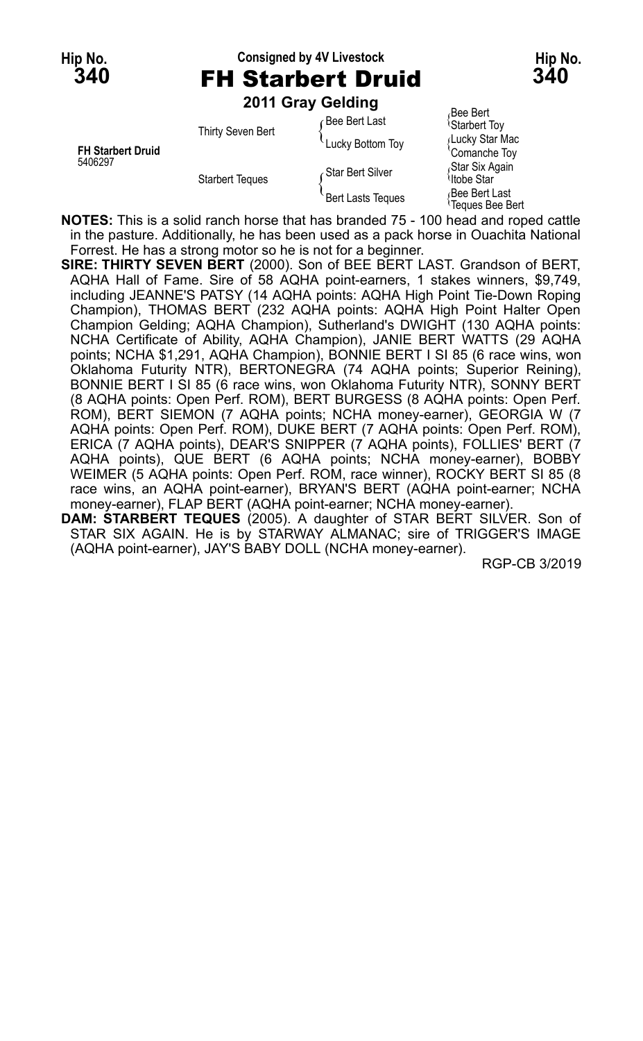Hip No. **340**

Consigned by 4V Livestock

# FH Starbert Druid

Hip No. **340**

**2011 Gray Gelding**

| | | | |
|---|---|---|---|
| **FH Starbert Druid** 5406297 | Thirty Seven Bert | Bee Bert Last | Bee Bert / Starbert Toy |
| | | Lucky Bottom Toy | Lucky Star Mac / Comanche Toy |
| | Starbert Teques | Star Bert Silver | Star Six Again / Itobe Star |
| | | Bert Lasts Teques | Bee Bert Last / Teques Bee Bert |

**NOTES:** This is a solid ranch horse that has branded 75 - 100 head and roped cattle in the pasture. Additionally, he has been used as a pack horse in Ouachita National Forrest. He has a strong motor so he is not for a beginner.

**SIRE: THIRTY SEVEN BERT** (2000). Son of BEE BERT LAST. Grandson of BERT, AQHA Hall of Fame. Sire of 58 AQHA point-earners, 1 stakes winners, $9,749, including JEANNE'S PATSY (14 AQHA points: AQHA High Point Tie-Down Roping Champion), THOMAS BERT (232 AQHA points: AQHA High Point Halter Open Champion Gelding; AQHA Champion), Sutherland's DWIGHT (130 AQHA points: NCHA Certificate of Ability, AQHA Champion), JANIE BERT WATTS (29 AQHA points; NCHA $1,291, AQHA Champion), BONNIE BERT I SI 85 (6 race wins, won Oklahoma Futurity NTR), BERTONEGRA (74 AQHA points; Superior Reining), BONNIE BERT I SI 85 (6 race wins, won Oklahoma Futurity NTR), SONNY BERT (8 AQHA points: Open Perf. ROM), BERT BURGESS (8 AQHA points: Open Perf. ROM), BERT SIEMON (7 AQHA points; NCHA money-earner), GEORGIA W (7 AQHA points: Open Perf. ROM), DUKE BERT (7 AQHA points: Open Perf. ROM), ERICA (7 AQHA points), DEAR'S SNIPPER (7 AQHA points), FOLLIES' BERT (7 AQHA points), QUE BERT (6 AQHA points; NCHA money-earner), BOBBY WEIMER (5 AQHA points: Open Perf. ROM, race winner), ROCKY BERT SI 85 (8 race wins, an AQHA point-earner), BRYAN'S BERT (AQHA point-earner; NCHA money-earner), FLAP BERT (AQHA point-earner; NCHA money-earner).

**DAM: STARBERT TEQUES** (2005). A daughter of STAR BERT SILVER. Son of STAR SIX AGAIN. He is by STARWAY ALMANAC; sire of TRIGGER'S IMAGE (AQHA point-earner), JAY'S BABY DOLL (NCHA money-earner).

RGP-CB 3/2019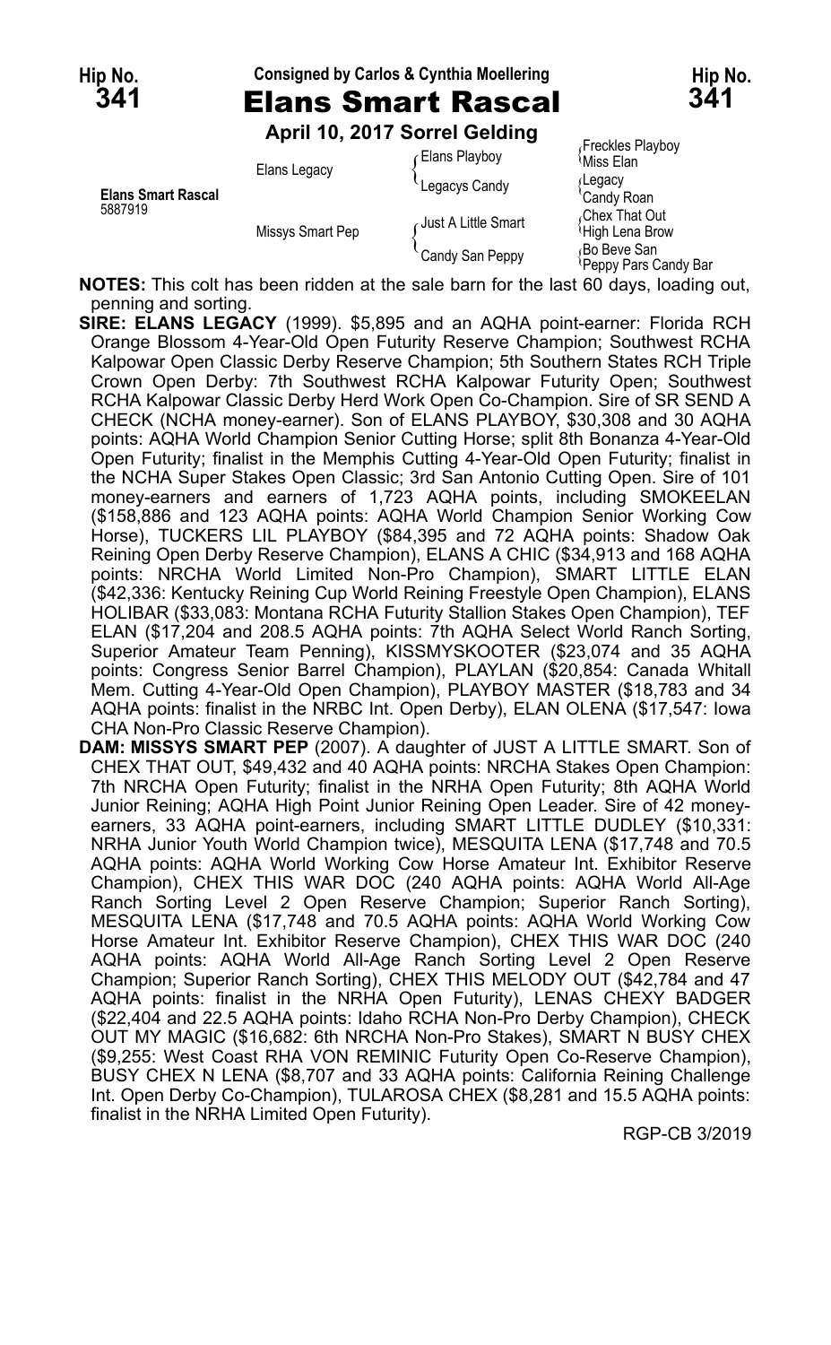**Hip No. 341** — Consigned by Carlos & Cynthia Moellering — **Hip No. 341**

# Elans Smart Rascal

**April 10, 2017 Sorrel Gelding**

| | | | |
|---|---|---|---|
| **Elans Smart Rascal** 5887919 | Elans Legacy | Elans Playboy | Freckles Playboy |
| | | | Miss Elan |
| | | Legacys Candy | Legacy |
| | | | Candy Roan |
| | Missys Smart Pep | Just A Little Smart | Chex That Out |
| | | | High Lena Brow |
| | | Candy San Peppy | Bo Beve San |
| | | | Peppy Pars Candy Bar |

**NOTES:** This colt has been ridden at the sale barn for the last 60 days, loading out, penning and sorting.

**SIRE: ELANS LEGACY** (1999). $5,895 and an AQHA point-earner: Florida RCH Orange Blossom 4-Year-Old Open Futurity Reserve Champion; Southwest RCHA Kalpowar Open Classic Derby Reserve Champion; 5th Southern States RCH Triple Crown Open Derby: 7th Southwest RCHA Kalpowar Futurity Open; Southwest RCHA Kalpowar Classic Derby Herd Work Open Co-Champion. Sire of SR SEND A CHECK (NCHA money-earner). Son of ELANS PLAYBOY, $30,308 and 30 AQHA points: AQHA World Champion Senior Cutting Horse; split 8th Bonanza 4-Year-Old Open Futurity; finalist in the Memphis Cutting 4-Year-Old Open Futurity; finalist in the NCHA Super Stakes Open Classic; 3rd San Antonio Cutting Open. Sire of 101 money-earners and earners of 1,723 AQHA points, including SMOKEELAN ($158,886 and 123 AQHA points: AQHA World Champion Senior Working Cow Horse), TUCKERS LIL PLAYBOY ($84,395 and 72 AQHA points: Shadow Oak Reining Open Derby Reserve Champion), ELANS A CHIC ($34,913 and 168 AQHA points: NRCHA World Limited Non-Pro Champion), SMART LITTLE ELAN ($42,336: Kentucky Reining Cup World Reining Freestyle Open Champion), ELANS HOLIBAR ($33,083: Montana RCHA Futurity Stallion Stakes Open Champion), TEF ELAN ($17,204 and 208.5 AQHA points: 7th AQHA Select World Ranch Sorting, Superior Amateur Team Penning), KISSMYSKOOTER ($23,074 and 35 AQHA points: Congress Senior Barrel Champion), PLAYLAN ($20,854: Canada Whitall Mem. Cutting 4-Year-Old Open Champion), PLAYBOY MASTER ($18,783 and 34 AQHA points: finalist in the NRBC Int. Open Derby), ELAN OLENA ($17,547: Iowa CHA Non-Pro Classic Reserve Champion).

**DAM: MISSYS SMART PEP** (2007). A daughter of JUST A LITTLE SMART. Son of CHEX THAT OUT, $49,432 and 40 AQHA points: NRCHA Stakes Open Champion: 7th NRCHA Open Futurity; finalist in the NRHA Open Futurity; 8th AQHA World Junior Reining; AQHA High Point Junior Reining Open Leader. Sire of 42 money-earners, 33 AQHA point-earners, including SMART LITTLE DUDLEY ($10,331: NRHA Junior Youth World Champion twice), MESQUITA LENA ($17,748 and 70.5 AQHA points: AQHA World Working Cow Horse Amateur Int. Exhibitor Reserve Champion), CHEX THIS WAR DOC (240 AQHA points: AQHA World All-Age Ranch Sorting Level 2 Open Reserve Champion; Superior Ranch Sorting), MESQUITA LENA ($17,748 and 70.5 AQHA points: AQHA World Working Cow Horse Amateur Int. Exhibitor Reserve Champion), CHEX THIS WAR DOC (240 AQHA points: AQHA World All-Age Ranch Sorting Level 2 Open Reserve Champion; Superior Ranch Sorting), CHEX THIS MELODY OUT ($42,784 and 47 AQHA points: finalist in the NRHA Open Futurity), LENAS CHEXY BADGER ($22,404 and 22.5 AQHA points: Idaho RCHA Non-Pro Derby Champion), CHECK OUT MY MAGIC ($16,682: 6th NRCHA Non-Pro Stakes), SMART N BUSY CHEX ($9,255: West Coast RHA VON REMINIC Futurity Open Co-Reserve Champion), BUSY CHEX N LENA ($8,707 and 33 AQHA points: California Reining Challenge Int. Open Derby Co-Champion), TULAROSA CHEX ($8,281 and 15.5 AQHA points: finalist in the NRHA Limited Open Futurity).

RGP-CB 3/2019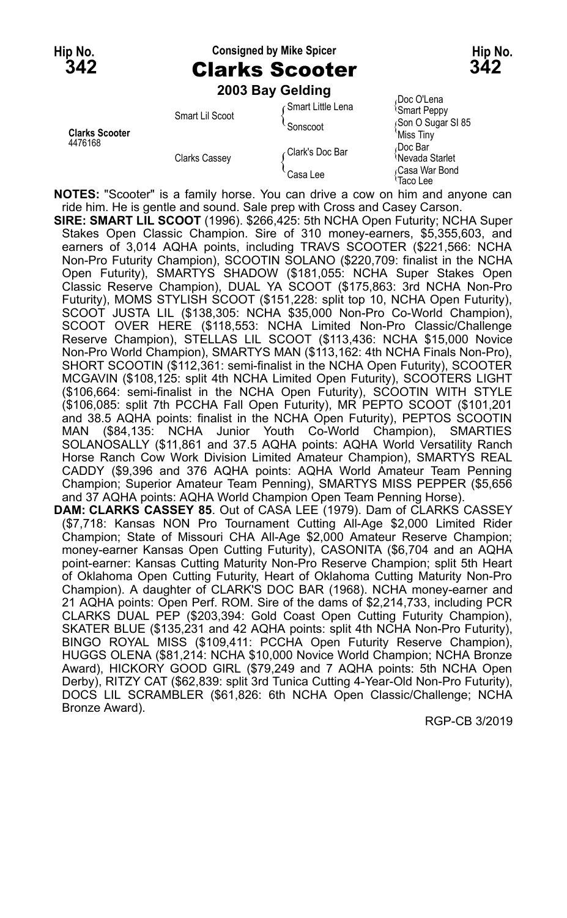Hip No. **342** — Consigned by Mike Spicer — Hip No. **342**

# Clarks Scooter

**2003 Bay Gelding**

| | | | |
|---|---|---|---|
| **Clarks Scooter** 4476168 | Smart Lil Scoot | Smart Little Lena | Doc O'Lena |
| | | | Smart Peppy |
| | | Sonscoot | Son O Sugar Sl 85 |
| | | | Miss Tiny |
| | Clarks Cassey | Clark's Doc Bar | Doc Bar |
| | | | Nevada Starlet |
| | | Casa Lee | Casa War Bond |
| | | | Taco Lee |

**NOTES:** "Scooter" is a family horse. You can drive a cow on him and anyone can ride him. He is gentle and sound. Sale prep with Cross and Casey Carson.

**SIRE: SMART LIL SCOOT** (1996). $266,425: 5th NCHA Open Futurity; NCHA Super Stakes Open Classic Champion. Sire of 310 money-earners, $5,355,603, and earners of 3,014 AQHA points, including TRAVS SCOOTER ($221,566: NCHA Non-Pro Futurity Champion), SCOOTIN SOLANO ($220,709: finalist in the NCHA Open Futurity), SMARTYS SHADOW ($181,055: NCHA Super Stakes Open Classic Reserve Champion), DUAL YA SCOOT ($175,863: 3rd NCHA Non-Pro Futurity), MOMS STYLISH SCOOT ($151,228: split top 10, NCHA Open Futurity), SCOOT JUSTA LIL ($138,305: NCHA $35,000 Non-Pro Co-World Champion), SCOOT OVER HERE ($118,553: NCHA Limited Non-Pro Classic/Challenge Reserve Champion), STELLAS LIL SCOOT ($113,436: NCHA $15,000 Novice Non-Pro World Champion), SMARTYS MAN ($113,162: 4th NCHA Finals Non-Pro), SHORT SCOOTIN ($112,361: semi-finalist in the NCHA Open Futurity), SCOOTER MCGAVIN ($108,125: split 4th NCHA Limited Open Futurity), SCOOTERS LIGHT ($106,664: semi-finalist in the NCHA Open Futurity), SCOOTIN WITH STYLE ($106,085: split 7th PCCHA Fall Open Futurity), MR PEPTO SCOOT ($101,201 and 38.5 AQHA points: finalist in the NCHA Open Futurity), PEPTOS SCOOTIN MAN ($84,135: NCHA Junior Youth Co-World Champion), SMARTIES SOLANOSALLY ($11,861 and 37.5 AQHA points: AQHA World Versatility Ranch Horse Ranch Cow Work Division Limited Amateur Champion), SMARTYS REAL CADDY ($9,396 and 376 AQHA points: AQHA World Amateur Team Penning Champion; Superior Amateur Team Penning), SMARTYS MISS PEPPER ($5,656 and 37 AQHA points: AQHA World Champion Open Team Penning Horse).

**DAM: CLARKS CASSEY 85**. Out of CASA LEE (1979). Dam of CLARKS CASSEY ($7,718: Kansas NON Pro Tournament Cutting All-Age $2,000 Limited Rider Champion; State of Missouri CHA All-Age $2,000 Amateur Reserve Champion; money-earner Kansas Open Cutting Futurity), CASONITA ($6,704 and an AQHA point-earner: Kansas Cutting Maturity Non-Pro Reserve Champion; split 5th Heart of Oklahoma Open Cutting Futurity, Heart of Oklahoma Cutting Maturity Non-Pro Champion). A daughter of CLARK'S DOC BAR (1968). NCHA money-earner and 21 AQHA points: Open Perf. ROM. Sire of the dams of $2,214,733, including PCR CLARKS DUAL PEP ($203,394: Gold Coast Open Cutting Futurity Champion), SKATER BLUE ($135,231 and 42 AQHA points: split 4th NCHA Non-Pro Futurity), BINGO ROYAL MISS ($109,411: PCCHA Open Futurity Reserve Champion), HUGGS OLENA ($81,214: NCHA $10,000 Novice World Champion; NCHA Bronze Award), HICKORY GOOD GIRL ($79,249 and 7 AQHA points: 5th NCHA Open Derby), RITZY CAT ($62,839: split 3rd Tunica Cutting 4-Year-Old Non-Pro Futurity), DOCS LIL SCRAMBLER ($61,826: 6th NCHA Open Classic/Challenge; NCHA Bronze Award).

RGP-CB 3/2019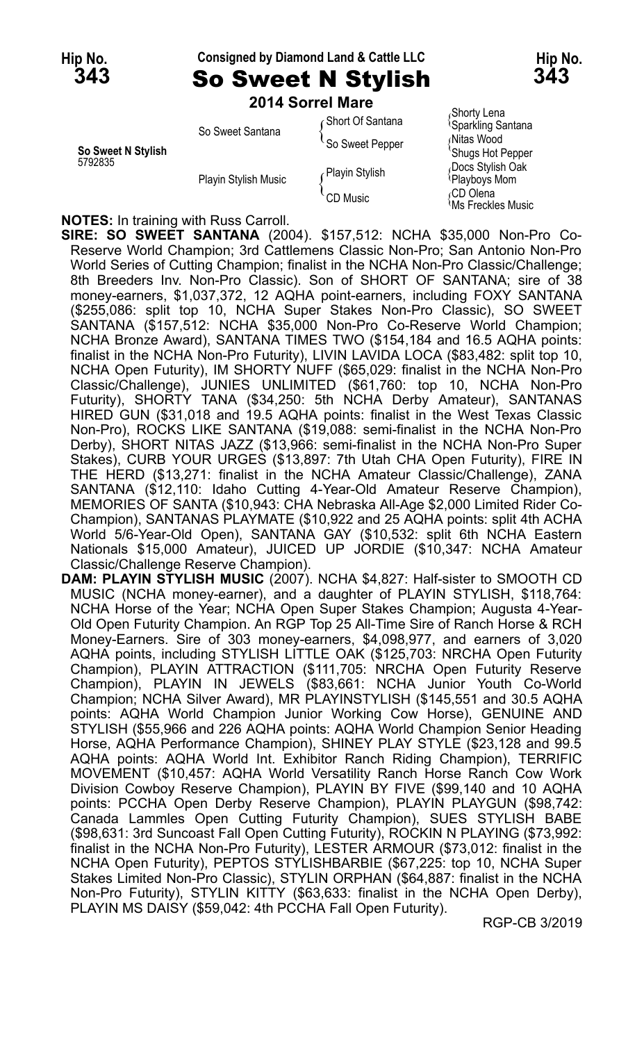**Hip No. 343** — Consigned by Diamond Land & Cattle LLC — **Hip No. 343**

# So Sweet N Stylish

**2014 Sorrel Mare**

| | | | |
|---|---|---|---|
| **So Sweet N Stylish** 5792835 | So Sweet Santana | Short Of Santana | Shorty Lena |
| | | | Sparkling Santana |
| | | So Sweet Pepper | Nitas Wood |
| | | | Shugs Hot Pepper |
| | Playin Stylish Music | Playin Stylish | Docs Stylish Oak |
| | | | Playboys Mom |
| | | CD Music | CD Olena |
| | | | Ms Freckles Music |

**NOTES:** In training with Russ Carroll.

**SIRE: SO SWEET SANTANA** (2004). $157,512: NCHA $35,000 Non-Pro Co-Reserve World Champion; 3rd Cattlemens Classic Non-Pro; San Antonio Non-Pro World Series of Cutting Champion; finalist in the NCHA Non-Pro Classic/Challenge; 8th Breeders Inv. Non-Pro Classic). Son of SHORT OF SANTANA; sire of 38 money-earners, $1,037,372, 12 AQHA point-earners, including FOXY SANTANA ($255,086: split top 10, NCHA Super Stakes Non-Pro Classic), SO SWEET SANTANA ($157,512: NCHA $35,000 Non-Pro Co-Reserve World Champion; NCHA Bronze Award), SANTANA TIMES TWO ($154,184 and 16.5 AQHA points: finalist in the NCHA Non-Pro Futurity), LIVIN LAVIDA LOCA ($83,482: split top 10, NCHA Open Futurity), IM SHORTY NUFF ($65,029: finalist in the NCHA Non-Pro Classic/Challenge), JUNIES UNLIMITED ($61,760: top 10, NCHA Non-Pro Futurity), SHORTY TANA ($34,250: 5th NCHA Derby Amateur), SANTANAS HIRED GUN ($31,018 and 19.5 AQHA points: finalist in the West Texas Classic Non-Pro), ROCKS LIKE SANTANA ($19,088: semi-finalist in the NCHA Non-Pro Derby), SHORT NITAS JAZZ ($13,966: semi-finalist in the NCHA Non-Pro Super Stakes), CURB YOUR URGES ($13,897: 7th Utah CHA Open Futurity), FIRE IN THE HERD ($13,271: finalist in the NCHA Amateur Classic/Challenge), ZANA SANTANA ($12,110: Idaho Cutting 4-Year-Old Amateur Reserve Champion), MEMORIES OF SANTA ($10,943: CHA Nebraska All-Age $2,000 Limited Rider Co-Champion), SANTANAS PLAYMATE ($10,922 and 25 AQHA points: split 4th ACHA World 5/6-Year-Old Open), SANTANA GAY ($10,532: split 6th NCHA Eastern Nationals $15,000 Amateur), JUICED UP JORDIE ($10,347: NCHA Amateur Classic/Challenge Reserve Champion).

**DAM: PLAYIN STYLISH MUSIC** (2007). NCHA $4,827: Half-sister to SMOOTH CD MUSIC (NCHA money-earner), and a daughter of PLAYIN STYLISH, $118,764: NCHA Horse of the Year; NCHA Open Super Stakes Champion; Augusta 4-Year-Old Open Futurity Champion. An RGP Top 25 All-Time Sire of Ranch Horse & RCH Money-Earners. Sire of 303 money-earners, $4,098,977, and earners of 3,020 AQHA points, including STYLISH LITTLE OAK ($125,703: NRCHA Open Futurity Champion), PLAYIN ATTRACTION ($111,705: NRCHA Open Futurity Reserve Champion), PLAYIN IN JEWELS ($83,661: NCHA Junior Youth Co-World Champion; NCHA Silver Award), MR PLAYINSTYLISH ($145,551 and 30.5 AQHA points: AQHA World Champion Junior Working Cow Horse), GENUINE AND STYLISH ($55,966 and 226 AQHA points: AQHA World Champion Senior Heading Horse, AQHA Performance Champion), SHINEY PLAY STYLE ($23,128 and 99.5 AQHA points: AQHA World Int. Exhibitor Ranch Riding Champion), TERRIFIC MOVEMENT ($10,457: AQHA World Versatility Ranch Horse Ranch Cow Work Division Cowboy Reserve Champion), PLAYIN BY FIVE ($99,140 and 10 AQHA points: PCCHA Open Derby Reserve Champion), PLAYIN PLAYGUN ($98,742: Canada Lammles Open Cutting Futurity Champion), SUES STYLISH BABE ($98,631: 3rd Suncoast Fall Open Cutting Futurity), ROCKIN N PLAYING ($73,992: finalist in the NCHA Non-Pro Futurity), LESTER ARMOUR ($73,012: finalist in the NCHA Open Futurity), PEPTOS STYLISHBARBIE ($67,225: top 10, NCHA Super Stakes Limited Non-Pro Classic), STYLIN ORPHAN ($64,887: finalist in the NCHA Non-Pro Futurity), STYLIN KITTY ($63,633: finalist in the NCHA Open Derby), PLAYIN MS DAISY ($59,042: 4th PCCHA Fall Open Futurity).

RGP-CB 3/2019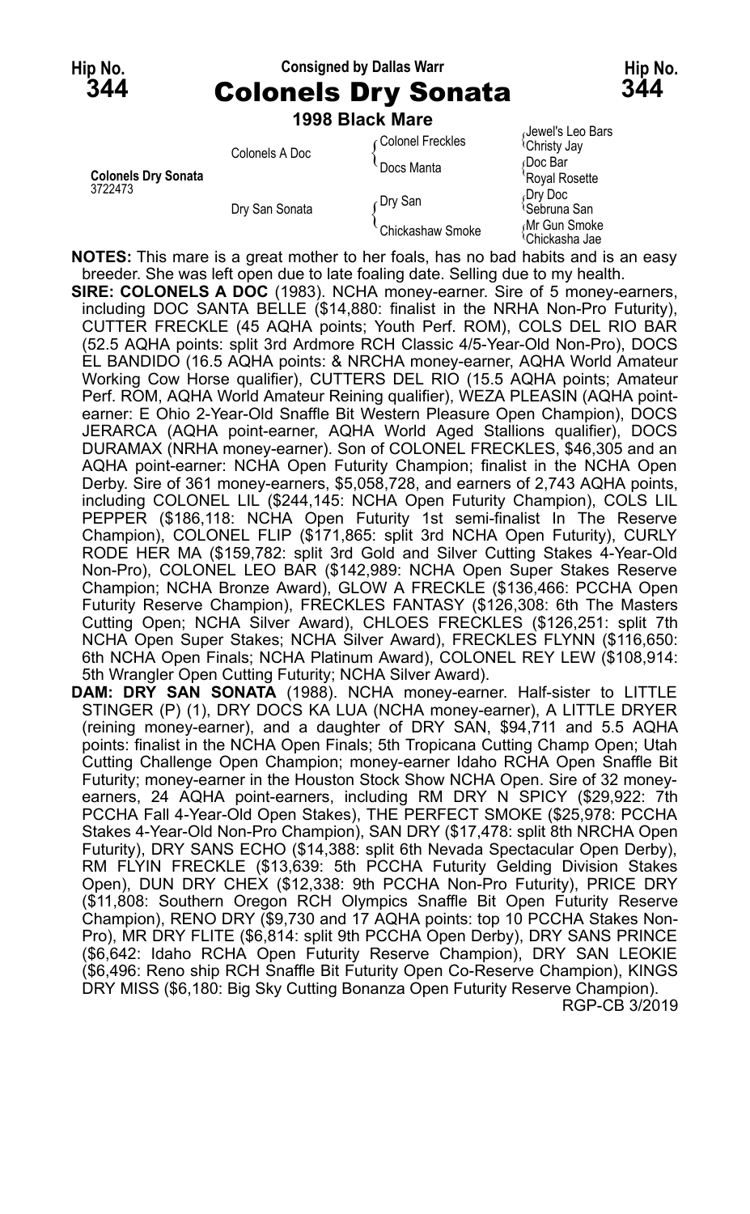Hip No. **344**

Consigned by Dallas Warr

# Colonels Dry Sonata

Hip No. **344**

**1998 Black Mare**

| | | | |
|---|---|---|---|
| **Colonels Dry Sonata** 3722473 | Colonels A Doc | Colonel Freckles | Jewel's Leo Bars |
| | | | Christy Jay |
| | | Docs Manta | Doc Bar |
| | | | Royal Rosette |
| | Dry San Sonata | Dry San | Dry Doc |
| | | | Sebruna San |
| | | Chickashaw Smoke | Mr Gun Smoke |
| | | | Chickasha Jae |

**NOTES:** This mare is a great mother to her foals, has no bad habits and is an easy breeder. She was left open due to late foaling date. Selling due to my health.

**SIRE: COLONELS A DOC** (1983). NCHA money-earner. Sire of 5 money-earners, including DOC SANTA BELLE ($14,880: finalist in the NRHA Non-Pro Futurity), CUTTER FRECKLE (45 AQHA points; Youth Perf. ROM), COLS DEL RIO BAR (52.5 AQHA points: split 3rd Ardmore RCH Classic 4/5-Year-Old Non-Pro), DOCS EL BANDIDO (16.5 AQHA points: & NRCHA money-earner, AQHA World Amateur Working Cow Horse qualifier), CUTTERS DEL RIO (15.5 AQHA points; Amateur Perf. ROM, AQHA World Amateur Reining qualifier), WEZA PLEASIN (AQHA point-earner: E Ohio 2-Year-Old Snaffle Bit Western Pleasure Open Champion), DOCS JERARCA (AQHA point-earner, AQHA World Aged Stallions qualifier), DOCS DURAMAX (NRHA money-earner). Son of COLONEL FRECKLES, $46,305 and an AQHA point-earner: NCHA Open Futurity Champion; finalist in the NCHA Open Derby. Sire of 361 money-earners, $5,058,728, and earners of 2,743 AQHA points, including COLONEL LIL ($244,145: NCHA Open Futurity Champion), COLS LIL PEPPER ($186,118: NCHA Open Futurity 1st semi-finalist In The Reserve Champion), COLONEL FLIP ($171,865: split 3rd NCHA Open Futurity), CURLY RODE HER MA ($159,782: split 3rd Gold and Silver Cutting Stakes 4-Year-Old Non-Pro), COLONEL LEO BAR ($142,989: NCHA Open Super Stakes Reserve Champion; NCHA Bronze Award), GLOW A FRECKLE ($136,466: PCCHA Open Futurity Reserve Champion), FRECKLES FANTASY ($126,308: 6th The Masters Cutting Open; NCHA Silver Award), CHLOES FRECKLES ($126,251: split 7th NCHA Open Super Stakes; NCHA Silver Award), FRECKLES FLYNN ($116,650: 6th NCHA Open Finals; NCHA Platinum Award), COLONEL REY LEW ($108,914: 5th Wrangler Open Cutting Futurity; NCHA Silver Award).

**DAM: DRY SAN SONATA** (1988). NCHA money-earner. Half-sister to LITTLE STINGER (P) (1), DRY DOCS KA LUA (NCHA money-earner), A LITTLE DRYER (reining money-earner), and a daughter of DRY SAN, $94,711 and 5.5 AQHA points: finalist in the NCHA Open Finals; 5th Tropicana Cutting Champ Open; Utah Cutting Challenge Open Champion; money-earner Idaho RCHA Open Snaffle Bit Futurity; money-earner in the Houston Stock Show NCHA Open. Sire of 32 money-earners, 24 AQHA point-earners, including RM DRY N SPICY ($29,922: 7th PCCHA Fall 4-Year-Old Open Stakes), THE PERFECT SMOKE ($25,978: PCCHA Stakes 4-Year-Old Non-Pro Champion), SAN DRY ($17,478: split 8th NRCHA Open Futurity), DRY SANS ECHO ($14,388: split 6th Nevada Spectacular Open Derby), RM FLYIN FRECKLE ($13,639: 5th PCCHA Futurity Gelding Division Stakes Open), DUN DRY CHEX ($12,338: 9th PCCHA Non-Pro Futurity), PRICE DRY ($11,808: Southern Oregon RCH Olympics Snaffle Bit Open Futurity Reserve Champion), RENO DRY ($9,730 and 17 AQHA points: top 10 PCCHA Stakes Non-Pro), MR DRY FLITE ($6,814: split 9th PCCHA Open Derby), DRY SANS PRINCE ($6,642: Idaho RCHA Open Futurity Reserve Champion), DRY SAN LEOKIE ($6,496: Reno ship RCH Snaffle Bit Futurity Open Co-Reserve Champion), KINGS DRY MISS ($6,180: Big Sky Cutting Bonanza Open Futurity Reserve Champion).

RGP-CB 3/2019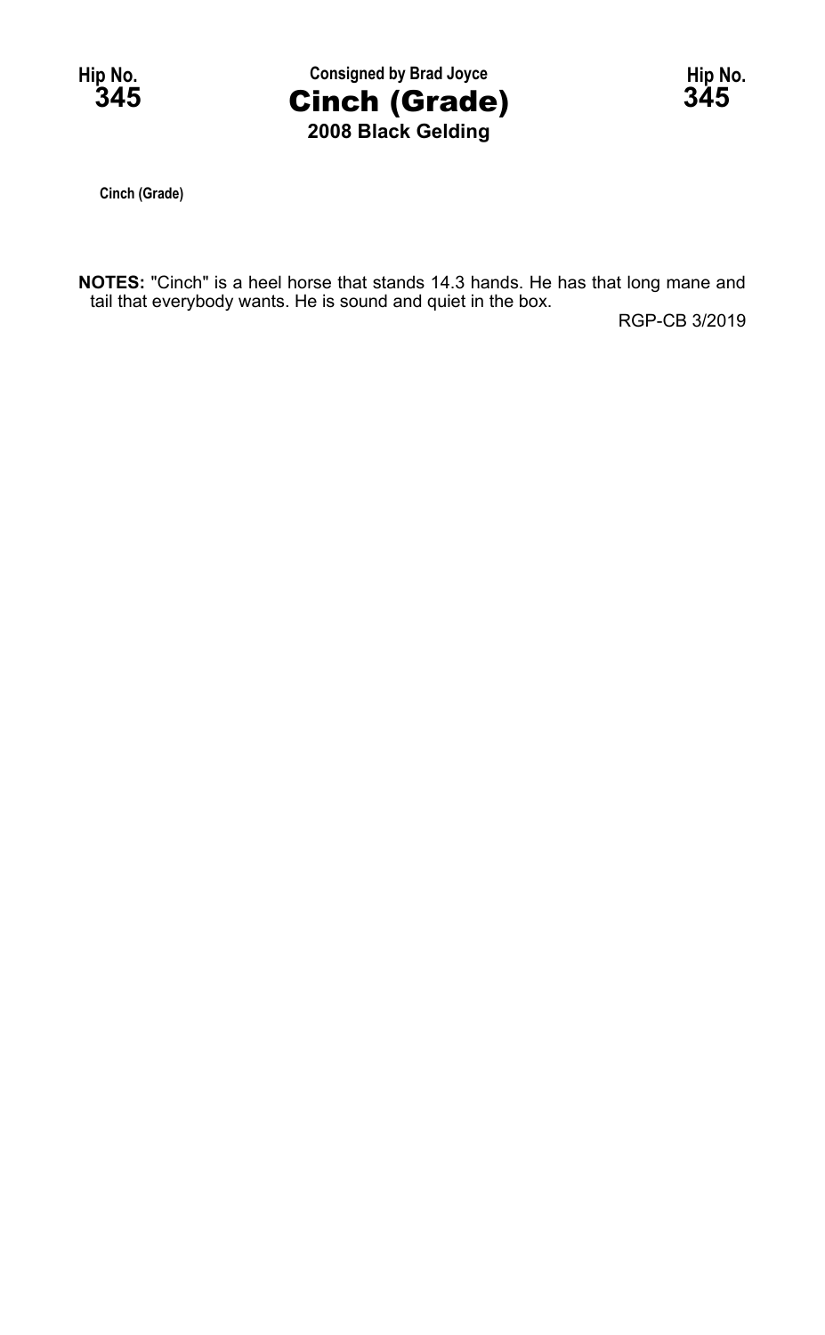Hip No. 345

Consigned by Brad Joyce

# Cinch (Grade)

**2008 Black Gelding**

Hip No. 345

Cinch (Grade)

**NOTES:** "Cinch" is a heel horse that stands 14.3 hands. He has that long mane and tail that everybody wants. He is sound and quiet in the box.

RGP-CB 3/2019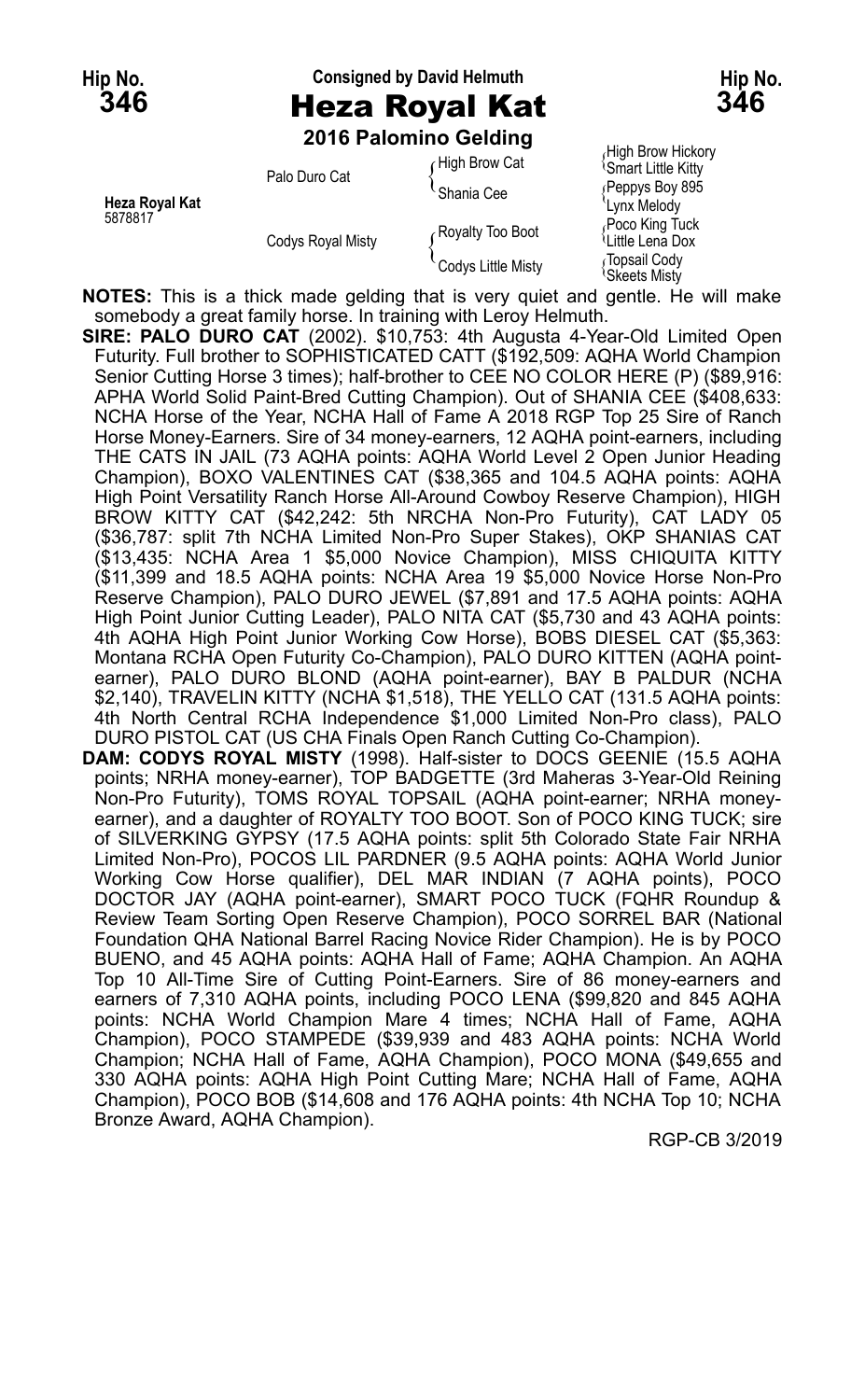Hip No. **346**

Consigned by David Helmuth

# Heza Royal Kat

Hip No. **346**

**2016 Palomino Gelding**

| | | | |
|---|---|---|---|
| **Heza Royal Kat** 5878817 | Palo Duro Cat | High Brow Cat | High Brow Hickory |
| | | | Smart Little Kitty |
| | | Shania Cee | Peppys Boy 895 |
| | | | Lynx Melody |
| | Codys Royal Misty | Royalty Too Boot | Poco King Tuck |
| | | | Little Lena Dox |
| | | Codys Little Misty | Topsail Cody |
| | | | Skeets Misty |

**NOTES:** This is a thick made gelding that is very quiet and gentle. He will make somebody a great family horse. In training with Leroy Helmuth.

**SIRE: PALO DURO CAT** (2002). $10,753: 4th Augusta 4-Year-Old Limited Open Futurity. Full brother to SOPHISTICATED CATT ($192,509: AQHA World Champion Senior Cutting Horse 3 times); half-brother to CEE NO COLOR HERE (P) ($89,916: APHA World Solid Paint-Bred Cutting Champion). Out of SHANIA CEE ($408,633: NCHA Horse of the Year, NCHA Hall of Fame A 2018 RGP Top 25 Sire of Ranch Horse Money-Earners. Sire of 34 money-earners, 12 AQHA point-earners, including THE CATS IN JAIL (73 AQHA points: AQHA World Level 2 Open Junior Heading Champion), BOXO VALENTINES CAT ($38,365 and 104.5 AQHA points: AQHA High Point Versatility Ranch Horse All-Around Cowboy Reserve Champion), HIGH BROW KITTY CAT ($42,242: 5th NRCHA Non-Pro Futurity), CAT LADY 05 ($36,787: split 7th NCHA Limited Non-Pro Super Stakes), OKP SHANIAS CAT ($13,435: NCHA Area 1 $5,000 Novice Champion), MISS CHIQUITA KITTY ($11,399 and 18.5 AQHA points: NCHA Area 19 $5,000 Novice Horse Non-Pro Reserve Champion), PALO DURO JEWEL ($7,891 and 17.5 AQHA points: AQHA High Point Junior Cutting Leader), PALO NITA CAT ($5,730 and 43 AQHA points: 4th AQHA High Point Junior Working Cow Horse), BOBS DIESEL CAT ($5,363: Montana RCHA Open Futurity Co-Champion), PALO DURO KITTEN (AQHA point-earner), PALO DURO BLOND (AQHA point-earner), BAY B PALDUR (NCHA $2,140), TRAVELIN KITTY (NCHA $1,518), THE YELLO CAT (131.5 AQHA points: 4th North Central RCHA Independence $1,000 Limited Non-Pro class), PALO DURO PISTOL CAT (US CHA Finals Open Ranch Cutting Co-Champion).

**DAM: CODYS ROYAL MISTY** (1998). Half-sister to DOCS GEENIE (15.5 AQHA points; NRHA money-earner), TOP BADGETTE (3rd Maheras 3-Year-Old Reining Non-Pro Futurity), TOMS ROYAL TOPSAIL (AQHA point-earner; NRHA money-earner), and a daughter of ROYALTY TOO BOOT. Son of POCO KING TUCK; sire of SILVERKING GYPSY (17.5 AQHA points: split 5th Colorado State Fair NRHA Limited Non-Pro), POCOS LIL PARDNER (9.5 AQHA points: AQHA World Junior Working Cow Horse qualifier), DEL MAR INDIAN (7 AQHA points), POCO DOCTOR JAY (AQHA point-earner), SMART POCO TUCK (FQHR Roundup & Review Team Sorting Open Reserve Champion), POCO SORREL BAR (National Foundation QHA National Barrel Racing Novice Rider Champion). He is by POCO BUENO, and 45 AQHA points: AQHA Hall of Fame; AQHA Champion. An AQHA Top 10 All-Time Sire of Cutting Point-Earners. Sire of 86 money-earners and earners of 7,310 AQHA points, including POCO LENA ($99,820 and 845 AQHA points: NCHA World Champion Mare 4 times; NCHA Hall of Fame, AQHA Champion), POCO STAMPEDE ($39,939 and 483 AQHA points: NCHA World Champion; NCHA Hall of Fame, AQHA Champion), POCO MONA ($49,655 and 330 AQHA points: AQHA High Point Cutting Mare; NCHA Hall of Fame, AQHA Champion), POCO BOB ($14,608 and 176 AQHA points: 4th NCHA Top 10; NCHA Bronze Award, AQHA Champion).

RGP-CB 3/2019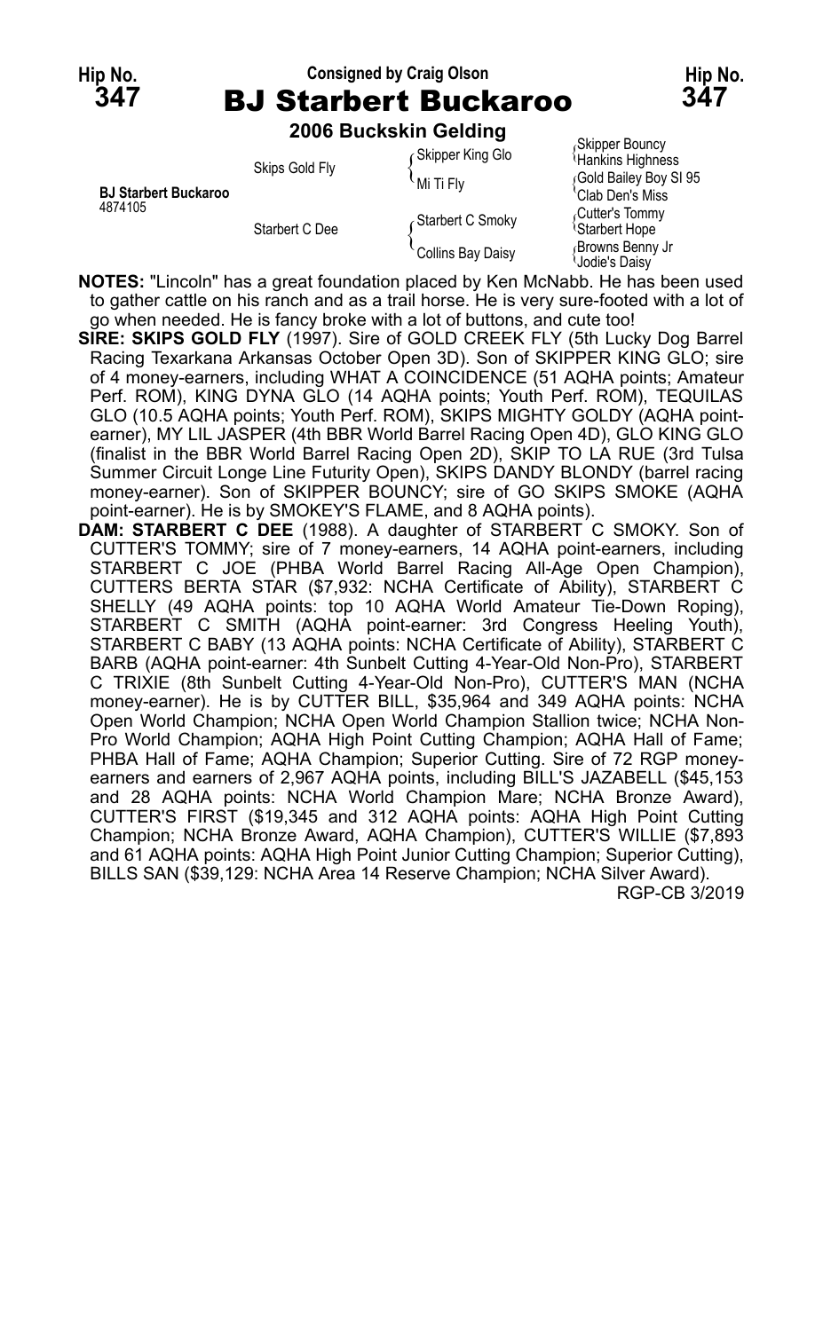Hip No. **347** — Consigned by Craig Olson — Hip No. **347**

# BJ Starbert Buckaroo

**2006 Buckskin Gelding**

| | | | |
|---|---|---|---|
| **BJ Starbert Buckaroo** 4874105 | Skips Gold Fly | Skipper King Glo | Skipper Bouncy |
| | | | Hankins Highness |
| | | Mi Ti Fly | Gold Bailey Boy Sl 95 |
| | | | Clab Den's Miss |
| | Starbert C Dee | Starbert C Smoky | Cutter's Tommy |
| | | | Starbert Hope |
| | | Collins Bay Daisy | Browns Benny Jr |
| | | | Jodie's Daisy |

**NOTES:** "Lincoln" has a great foundation placed by Ken McNabb. He has been used to gather cattle on his ranch and as a trail horse. He is very sure-footed with a lot of go when needed. He is fancy broke with a lot of buttons, and cute too!

**SIRE: SKIPS GOLD FLY** (1997). Sire of GOLD CREEK FLY (5th Lucky Dog Barrel Racing Texarkana Arkansas October Open 3D). Son of SKIPPER KING GLO; sire of 4 money-earners, including WHAT A COINCIDENCE (51 AQHA points; Amateur Perf. ROM), KING DYNA GLO (14 AQHA points; Youth Perf. ROM), TEQUILAS GLO (10.5 AQHA points; Youth Perf. ROM), SKIPS MIGHTY GOLDY (AQHA point-earner), MY LIL JASPER (4th BBR World Barrel Racing Open 4D), GLO KING GLO (finalist in the BBR World Barrel Racing Open 2D), SKIP TO LA RUE (3rd Tulsa Summer Circuit Longe Line Futurity Open), SKIPS DANDY BLONDY (barrel racing money-earner). Son of SKIPPER BOUNCY; sire of GO SKIPS SMOKE (AQHA point-earner). He is by SMOKEY'S FLAME, and 8 AQHA points).

**DAM: STARBERT C DEE** (1988). A daughter of STARBERT C SMOKY. Son of CUTTER'S TOMMY; sire of 7 money-earners, 14 AQHA point-earners, including STARBERT C JOE (PHBA World Barrel Racing All-Age Open Champion), CUTTERS BERTA STAR ($7,932: NCHA Certificate of Ability), STARBERT C SHELLY (49 AQHA points: top 10 AQHA World Amateur Tie-Down Roping), STARBERT C SMITH (AQHA point-earner: 3rd Congress Heeling Youth), STARBERT C BABY (13 AQHA points: NCHA Certificate of Ability), STARBERT C BARB (AQHA point-earner: 4th Sunbelt Cutting 4-Year-Old Non-Pro), STARBERT C TRIXIE (8th Sunbelt Cutting 4-Year-Old Non-Pro), CUTTER'S MAN (NCHA money-earner). He is by CUTTER BILL, $35,964 and 349 AQHA points: NCHA Open World Champion; NCHA Open World Champion Stallion twice; NCHA Non-Pro World Champion; AQHA High Point Cutting Champion; AQHA Hall of Fame; PHBA Hall of Fame; AQHA Champion; Superior Cutting. Sire of 72 RGP money-earners and earners of 2,967 AQHA points, including BILL'S JAZABELL ($45,153 and 28 AQHA points: NCHA World Champion Mare; NCHA Bronze Award), CUTTER'S FIRST ($19,345 and 312 AQHA points: AQHA High Point Cutting Champion; NCHA Bronze Award, AQHA Champion), CUTTER'S WILLIE ($7,893 and 61 AQHA points: AQHA High Point Junior Cutting Champion; Superior Cutting), BILLS SAN ($39,129: NCHA Area 14 Reserve Champion; NCHA Silver Award).

RGP-CB 3/2019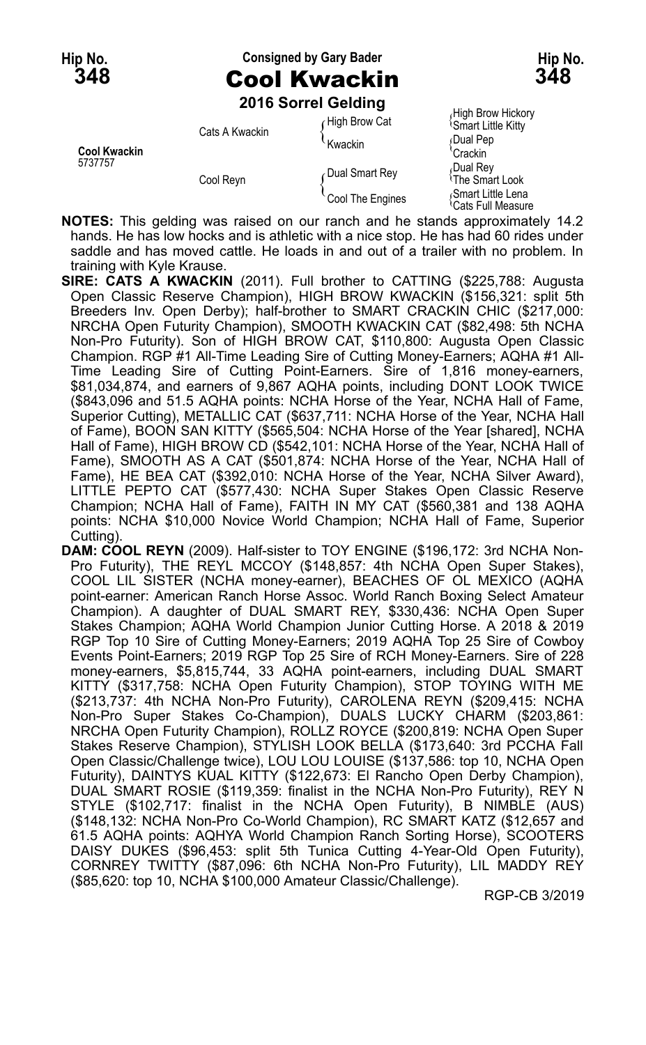Hip No. **348** — Consigned by Gary Bader — Hip No. **348**

# Cool Kwackin

**2016 Sorrel Gelding**

| | | | |
|---|---|---|---|
| **Cool Kwackin** 5737757 | Cats A Kwackin | High Brow Cat | High Brow Hickory / Smart Little Kitty |
| | | Kwackin | Dual Pep / Crackin |
| | Cool Reyn | Dual Smart Rey | Dual Rey / The Smart Look |
| | | Cool The Engines | Smart Little Lena / Cats Full Measure |

**NOTES:** This gelding was raised on our ranch and he stands approximately 14.2 hands. He has low hocks and is athletic with a nice stop. He has had 60 rides under saddle and has moved cattle. He loads in and out of a trailer with no problem. In training with Kyle Krause.

**SIRE: CATS A KWACKIN** (2011). Full brother to CATTING ($225,788: Augusta Open Classic Reserve Champion), HIGH BROW KWACKIN ($156,321: split 5th Breeders Inv. Open Derby); half-brother to SMART CRACKIN CHIC ($217,000: NRCHA Open Futurity Champion), SMOOTH KWACKIN CAT ($82,498: 5th NCHA Non-Pro Futurity). Son of HIGH BROW CAT, $110,800: Augusta Open Classic Champion. RGP #1 All-Time Leading Sire of Cutting Money-Earners; AQHA #1 All-Time Leading Sire of Cutting Point-Earners. Sire of 1,816 money-earners, $81,034,874, and earners of 9,867 AQHA points, including DONT LOOK TWICE ($843,096 and 51.5 AQHA points: NCHA Horse of the Year, NCHA Hall of Fame, Superior Cutting), METALLIC CAT ($637,711: NCHA Horse of the Year, NCHA Hall of Fame), BOON SAN KITTY ($565,504: NCHA Horse of the Year [shared], NCHA Hall of Fame), HIGH BROW CD ($542,101: NCHA Horse of the Year, NCHA Hall of Fame), SMOOTH AS A CAT ($501,874: NCHA Horse of the Year, NCHA Hall of Fame), HE BEA CAT ($392,010: NCHA Horse of the Year, NCHA Silver Award), LITTLE PEPTO CAT ($577,430: NCHA Super Stakes Open Classic Reserve Champion; NCHA Hall of Fame), FAITH IN MY CAT ($560,381 and 138 AQHA points: NCHA $10,000 Novice World Champion; NCHA Hall of Fame, Superior Cutting).

**DAM: COOL REYN** (2009). Half-sister to TOY ENGINE ($196,172: 3rd NCHA Non-Pro Futurity), THE REYL MCCOY ($148,857: 4th NCHA Open Super Stakes), COOL LIL SISTER (NCHA money-earner), BEACHES OF OL MEXICO (AQHA point-earner: American Ranch Horse Assoc. World Ranch Boxing Select Amateur Champion). A daughter of DUAL SMART REY, $330,436: NCHA Open Super Stakes Champion; AQHA World Champion Junior Cutting Horse. A 2018 & 2019 RGP Top 10 Sire of Cutting Money-Earners; 2019 AQHA Top 25 Sire of Cowboy Events Point-Earners; 2019 RGP Top 25 Sire of RCH Money-Earners. Sire of 228 money-earners, $5,815,744, 33 AQHA point-earners, including DUAL SMART KITTY ($317,758: NCHA Open Futurity Champion), STOP TOYING WITH ME ($213,737: 4th NCHA Non-Pro Futurity), CAROLENA REYN ($209,415: NCHA Non-Pro Super Stakes Co-Champion), DUALS LUCKY CHARM ($203,861: NRCHA Open Futurity Champion), ROLLZ ROYCE ($200,819: NCHA Open Super Stakes Reserve Champion), STYLISH LOOK BELLA ($173,640: 3rd PCCHA Fall Open Classic/Challenge twice), LOU LOU LOUISE ($137,586: top 10, NCHA Open Futurity), DAINTYS KUAL KITTY ($122,673: El Rancho Open Derby Champion), DUAL SMART ROSIE ($119,359: finalist in the NCHA Non-Pro Futurity), REY N STYLE ($102,717: finalist in the NCHA Open Futurity), B NIMBLE (AUS) ($148,132: NCHA Non-Pro Co-World Champion), RC SMART KATZ ($12,657 and 61.5 AQHA points: AQHYA World Champion Ranch Sorting Horse), SCOOTERS DAISY DUKES ($96,453: split 5th Tunica Cutting 4-Year-Old Open Futurity), CORNREY TWITTY ($87,096: 6th NCHA Non-Pro Futurity), LIL MADDY REY ($85,620: top 10, NCHA $100,000 Amateur Classic/Challenge).

RGP-CB 3/2019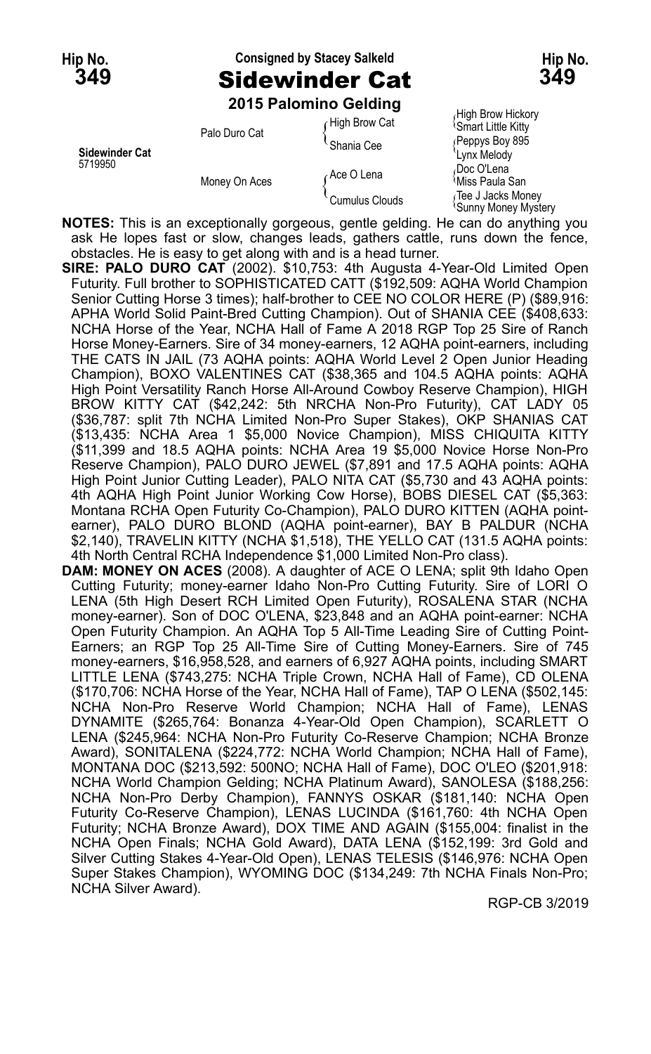Hip No. **349**

Consigned by Stacey Salkeld

# Sidewinder Cat

**2015 Palomino Gelding**

| | | | |
|---|---|---|---|
| **Sidewinder Cat** 5719950 | Palo Duro Cat | High Brow Cat | High Brow Hickory |
| | | | Smart Little Kitty |
| | | Shania Cee | Peppys Boy 895 |
| | | | Lynx Melody |
| | Money On Aces | Ace O Lena | Doc O'Lena |
| | | | Miss Paula San |
| | | Cumulus Clouds | Tee J Jacks Money |
| | | | Sunny Money Mystery |

**NOTES:** This is an exceptionally gorgeous, gentle gelding. He can do anything you ask He lopes fast or slow, changes leads, gathers cattle, runs down the fence, obstacles. He is easy to get along with and is a head turner.

**SIRE: PALO DURO CAT** (2002). $10,753: 4th Augusta 4-Year-Old Limited Open Futurity. Full brother to SOPHISTICATED CATT ($192,509: AQHA World Champion Senior Cutting Horse 3 times); half-brother to CEE NO COLOR HERE (P) ($89,916: APHA World Solid Paint-Bred Cutting Champion). Out of SHANIA CEE ($408,633: NCHA Horse of the Year, NCHA Hall of Fame A 2018 RGP Top 25 Sire of Ranch Horse Money-Earners. Sire of 34 money-earners, 12 AQHA point-earners, including THE CATS IN JAIL (73 AQHA points: AQHA World Level 2 Open Junior Heading Champion), BOXO VALENTINES CAT ($38,365 and 104.5 AQHA points: AQHA High Point Versatility Ranch Horse All-Around Cowboy Reserve Champion), HIGH BROW KITTY CAT ($42,242: 5th NRCHA Non-Pro Futurity), CAT LADY 05 ($36,787: split 7th NCHA Limited Non-Pro Super Stakes), OKP SHANIAS CAT ($13,435: NCHA Area 1 $5,000 Novice Champion), MISS CHIQUITA KITTY ($11,399 and 18.5 AQHA points: NCHA Area 19 $5,000 Novice Horse Non-Pro Reserve Champion), PALO DURO JEWEL ($7,891 and 17.5 AQHA points: AQHA High Point Junior Cutting Leader), PALO NITA CAT ($5,730 and 43 AQHA points: 4th AQHA High Point Junior Working Cow Horse), BOBS DIESEL CAT ($5,363: Montana RCHA Open Futurity Co-Champion), PALO DURO KITTEN (AQHA point-earner), PALO DURO BLOND (AQHA point-earner), BAY B PALDUR (NCHA $2,140), TRAVELIN KITTY (NCHA $1,518), THE YELLO CAT (131.5 AQHA points: 4th North Central RCHA Independence $1,000 Limited Non-Pro class).

**DAM: MONEY ON ACES** (2008). A daughter of ACE O LENA; split 9th Idaho Open Cutting Futurity; money-earner Idaho Non-Pro Cutting Futurity. Sire of LORI O LENA (5th High Desert RCH Limited Open Futurity), ROSALENA STAR (NCHA money-earner). Son of DOC O'LENA, $23,848 and an AQHA point-earner: NCHA Open Futurity Champion. An AQHA Top 5 All-Time Leading Sire of Cutting Point-Earners; an RGP Top 25 All-Time Sire of Cutting Money-Earners. Sire of 745 money-earners, $16,958,528, and earners of 6,927 AQHA points, including SMART LITTLE LENA ($743,275: NCHA Triple Crown, NCHA Hall of Fame), CD OLENA ($170,706: NCHA Horse of the Year, NCHA Hall of Fame), TAP O LENA ($502,145: NCHA Non-Pro Reserve World Champion; NCHA Hall of Fame), LENAS DYNAMITE ($265,764: Bonanza 4-Year-Old Open Champion), SCARLETT O LENA ($245,964: NCHA Non-Pro Futurity Co-Reserve Champion; NCHA Bronze Award), SONITALENA ($224,772: NCHA World Champion; NCHA Hall of Fame), MONTANA DOC ($213,592: 500NO; NCHA Hall of Fame), DOC O'LEO ($201,918: NCHA World Champion Gelding; NCHA Platinum Award), SANOLESA ($188,256: NCHA Non-Pro Derby Champion), FANNYS OSKAR ($181,140: NCHA Open Futurity Co-Reserve Champion), LENAS LUCINDA ($161,760: 4th NCHA Open Futurity; NCHA Bronze Award), DOX TIME AND AGAIN ($155,004: finalist in the NCHA Open Finals; NCHA Gold Award), DATA LENA ($152,199: 3rd Gold and Silver Cutting Stakes 4-Year-Old Open), LENAS TELESIS ($146,976: NCHA Open Super Stakes Champion), WYOMING DOC ($134,249: 7th NCHA Finals Non-Pro; NCHA Silver Award).

RGP-CB 3/2019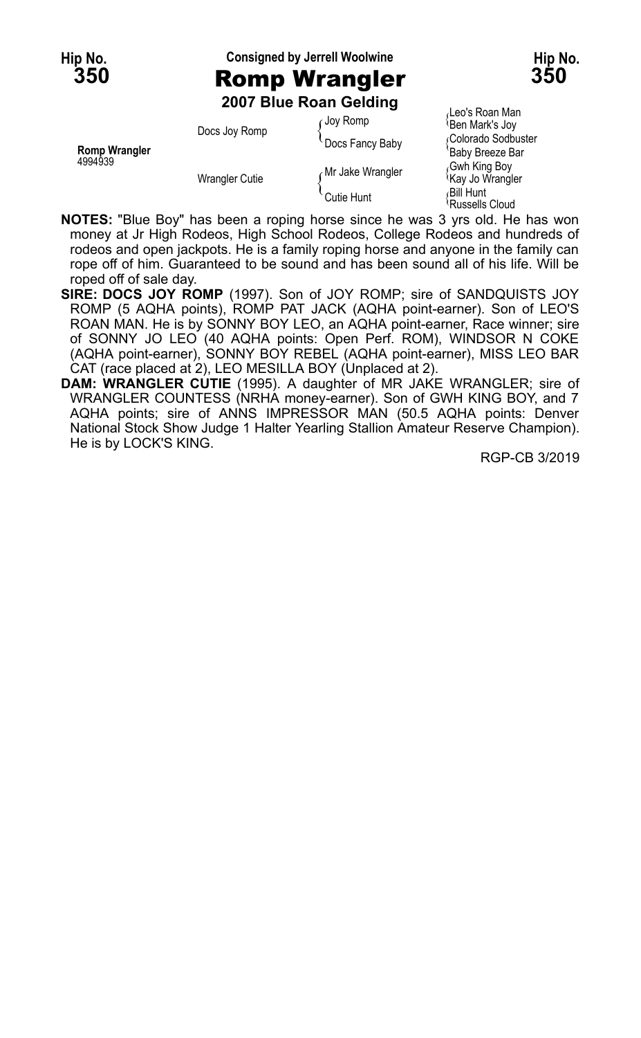**Hip No. 350** — Consigned by Jerrell Woolwine — **Hip No. 350**

# Romp Wrangler

### 2007 Blue Roan Gelding

| | | | |
|---|---|---|---|
| **Romp Wrangler** 4994939 | Docs Joy Romp | Joy Romp | Leo's Roan Man |
| | | | Ben Mark's Joy |
| | | Docs Fancy Baby | Colorado Sodbuster |
| | | | Baby Breeze Bar |
| | Wrangler Cutie | Mr Jake Wrangler | Gwh King Boy |
| | | | Kay Jo Wrangler |
| | | Cutie Hunt | Bill Hunt |
| | | | Russells Cloud |

**NOTES:** "Blue Boy" has been a roping horse since he was 3 yrs old. He has won money at Jr High Rodeos, High School Rodeos, College Rodeos and hundreds of rodeos and open jackpots. He is a family roping horse and anyone in the family can rope off of him. Guaranteed to be sound and has been sound all of his life. Will be roped off of sale day.

**SIRE: DOCS JOY ROMP** (1997). Son of JOY ROMP; sire of SANDQUISTS JOY ROMP (5 AQHA points), ROMP PAT JACK (AQHA point-earner). Son of LEO'S ROAN MAN. He is by SONNY BOY LEO, an AQHA point-earner, Race winner; sire of SONNY JO LEO (40 AQHA points: Open Perf. ROM), WINDSOR N COKE (AQHA point-earner), SONNY BOY REBEL (AQHA point-earner), MISS LEO BAR CAT (race placed at 2), LEO MESILLA BOY (Unplaced at 2).

**DAM: WRANGLER CUTIE** (1995). A daughter of MR JAKE WRANGLER; sire of WRANGLER COUNTESS (NRHA money-earner). Son of GWH KING BOY, and 7 AQHA points; sire of ANNS IMPRESSOR MAN (50.5 AQHA points: Denver National Stock Show Judge 1 Halter Yearling Stallion Amateur Reserve Champion). He is by LOCK'S KING.

RGP-CB 3/2019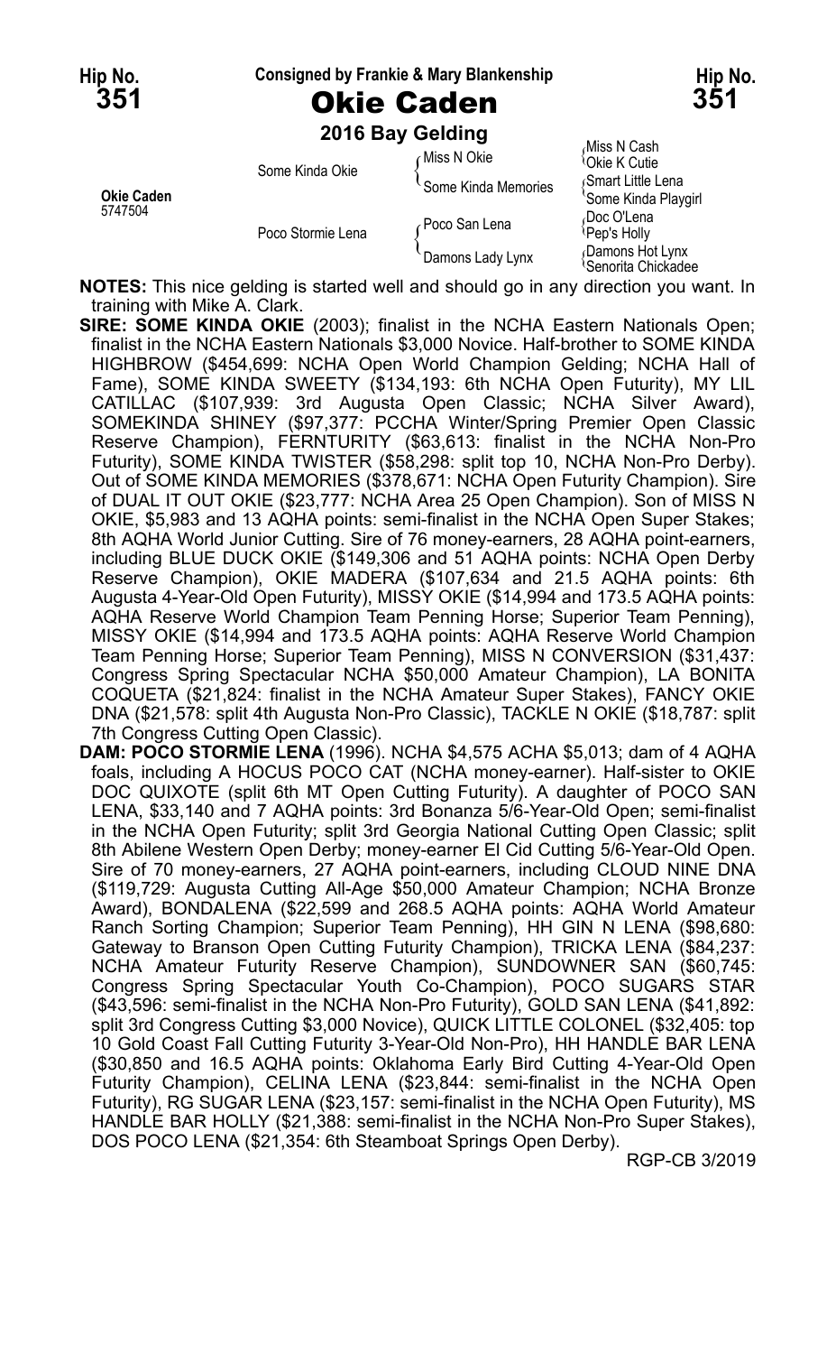Hip No. **351** — Consigned by Frankie & Mary Blankenship — Hip No. **351**

# Okie Caden

**2016 Bay Gelding**

| | | | |
|---|---|---|---|
| **Okie Caden** 5747504 | Some Kinda Okie | Miss N Okie | Miss N Cash |
| | | | Okie K Cutie |
| | | Some Kinda Memories | Smart Little Lena |
| | | | Some Kinda Playgirl |
| | Poco Stormie Lena | Poco San Lena | Doc O'Lena |
| | | | Pep's Holly |
| | | Damons Lady Lynx | Damons Hot Lynx |
| | | | Senorita Chickadee |

**NOTES:** This nice gelding is started well and should go in any direction you want. In training with Mike A. Clark.

**SIRE: SOME KINDA OKIE** (2003); finalist in the NCHA Eastern Nationals Open; finalist in the NCHA Eastern Nationals $3,000 Novice. Half-brother to SOME KINDA HIGHBROW ($454,699: NCHA Open World Champion Gelding; NCHA Hall of Fame), SOME KINDA SWEETY ($134,193: 6th NCHA Open Futurity), MY LIL CATILLAC ($107,939: 3rd Augusta Open Classic; NCHA Silver Award), SOMEKINDA SHINEY ($97,377: PCCHA Winter/Spring Premier Open Classic Reserve Champion), FERNTURITY ($63,613: finalist in the NCHA Non-Pro Futurity), SOME KINDA TWISTER ($58,298: split top 10, NCHA Non-Pro Derby). Out of SOME KINDA MEMORIES ($378,671: NCHA Open Futurity Champion). Sire of DUAL IT OUT OKIE ($23,777: NCHA Area 25 Open Champion). Son of MISS N OKIE, $5,983 and 13 AQHA points: semi-finalist in the NCHA Open Super Stakes; 8th AQHA World Junior Cutting. Sire of 76 money-earners, 28 AQHA point-earners, including BLUE DUCK OKIE ($149,306 and 51 AQHA points: NCHA Open Derby Reserve Champion), OKIE MADERA ($107,634 and 21.5 AQHA points: 6th Augusta 4-Year-Old Open Futurity), MISSY OKIE ($14,994 and 173.5 AQHA points: AQHA Reserve World Champion Team Penning Horse; Superior Team Penning), MISSY OKIE ($14,994 and 173.5 AQHA points: AQHA Reserve World Champion Team Penning Horse; Superior Team Penning), MISS N CONVERSION ($31,437: Congress Spring Spectacular NCHA $50,000 Amateur Champion), LA BONITA COQUETA ($21,824: finalist in the NCHA Amateur Super Stakes), FANCY OKIE DNA ($21,578: split 4th Augusta Non-Pro Classic), TACKLE N OKIE ($18,787: split 7th Congress Cutting Open Classic).

**DAM: POCO STORMIE LENA** (1996). NCHA $4,575 ACHA $5,013; dam of 4 AQHA foals, including A HOCUS POCO CAT (NCHA money-earner). Half-sister to OKIE DOC QUIXOTE (split 6th MT Open Cutting Futurity). A daughter of POCO SAN LENA, $33,140 and 7 AQHA points: 3rd Bonanza 5/6-Year-Old Open; semi-finalist in the NCHA Open Futurity; split 3rd Georgia National Cutting Open Classic; split 8th Abilene Western Open Derby; money-earner El Cid Cutting 5/6-Year-Old Open. Sire of 70 money-earners, 27 AQHA point-earners, including CLOUD NINE DNA ($119,729: Augusta Cutting All-Age $50,000 Amateur Champion; NCHA Bronze Award), BONDALENA ($22,599 and 268.5 AQHA points: AQHA World Amateur Ranch Sorting Champion; Superior Team Penning), HH GIN N LENA ($98,680: Gateway to Branson Open Cutting Futurity Champion), TRICKA LENA ($84,237: NCHA Amateur Futurity Reserve Champion), SUNDOWNER SAN ($60,745: Congress Spring Spectacular Youth Co-Champion), POCO SUGARS STAR ($43,596: semi-finalist in the NCHA Non-Pro Futurity), GOLD SAN LENA ($41,892: split 3rd Congress Cutting $3,000 Novice), QUICK LITTLE COLONEL ($32,405: top 10 Gold Coast Fall Cutting Futurity 3-Year-Old Non-Pro), HH HANDLE BAR LENA ($30,850 and 16.5 AQHA points: Oklahoma Early Bird Cutting 4-Year-Old Open Futurity Champion), CELINA LENA ($23,844: semi-finalist in the NCHA Open Futurity), RG SUGAR LENA ($23,157: semi-finalist in the NCHA Open Futurity), MS HANDLE BAR HOLLY ($21,388: semi-finalist in the NCHA Non-Pro Super Stakes), DOS POCO LENA ($21,354: 6th Steamboat Springs Open Derby).

RGP-CB 3/2019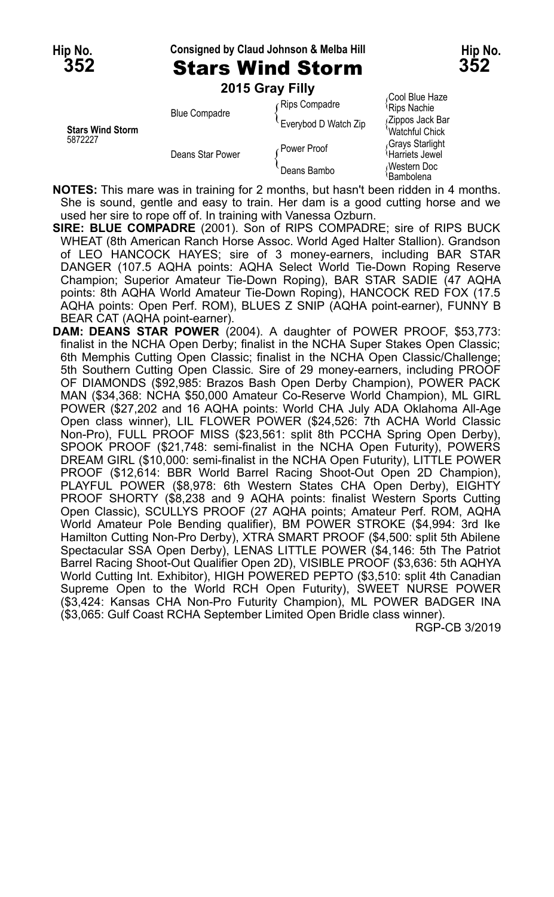Hip No. **352** — Consigned by Claud Johnson & Melba Hill — Hip No. **352**

# Stars Wind Storm

**2015 Gray Filly**

| | | | |
|---|---|---|---|
| **Stars Wind Storm** 5872227 | Blue Compadre | Rips Compadre | Cool Blue Haze |
| | | | Rips Nachie |
| | | Everybod D Watch Zip | Zippos Jack Bar |
| | | | Watchful Chick |
| | Deans Star Power | Power Proof | Grays Starlight |
| | | | Harriets Jewel |
| | | Deans Bambo | Western Doc |
| | | | Bambolena |

**NOTES:** This mare was in training for 2 months, but hasn't been ridden in 4 months. She is sound, gentle and easy to train. Her dam is a good cutting horse and we used her sire to rope off of. In training with Vanessa Ozburn.

**SIRE: BLUE COMPADRE** (2001). Son of RIPS COMPADRE; sire of RIPS BUCK WHEAT (8th American Ranch Horse Assoc. World Aged Halter Stallion). Grandson of LEO HANCOCK HAYES; sire of 3 money-earners, including BAR STAR DANGER (107.5 AQHA points: AQHA Select World Tie-Down Roping Reserve Champion; Superior Amateur Tie-Down Roping), BAR STAR SADIE (47 AQHA points: 8th AQHA World Amateur Tie-Down Roping), HANCOCK RED FOX (17.5 AQHA points: Open Perf. ROM), BLUES Z SNIP (AQHA point-earner), FUNNY B BEAR CAT (AQHA point-earner).

**DAM: DEANS STAR POWER** (2004). A daughter of POWER PROOF, $53,773: finalist in the NCHA Open Derby; finalist in the NCHA Super Stakes Open Classic; 6th Memphis Cutting Open Classic; finalist in the NCHA Open Classic/Challenge; 5th Southern Cutting Open Classic. Sire of 29 money-earners, including PROOF OF DIAMONDS ($92,985: Brazos Bash Open Derby Champion), POWER PACK MAN ($34,368: NCHA $50,000 Amateur Co-Reserve World Champion), ML GIRL POWER ($27,202 and 16 AQHA points: World CHA July ADA Oklahoma All-Age Open class winner), LIL FLOWER POWER ($24,526: 7th ACHA World Classic Non-Pro), FULL PROOF MISS ($23,561: split 8th PCCHA Spring Open Derby), SPOOK PROOF ($21,748: semi-finalist in the NCHA Open Futurity), POWERS DREAM GIRL ($10,000: semi-finalist in the NCHA Open Futurity), LITTLE POWER PROOF ($12,614: BBR World Barrel Racing Shoot-Out Open 2D Champion), PLAYFUL POWER ($8,978: 6th Western States CHA Open Derby), EIGHTY PROOF SHORTY ($8,238 and 9 AQHA points: finalist Western Sports Cutting Open Classic), SCULLYS PROOF (27 AQHA points; Amateur Perf. ROM, AQHA World Amateur Pole Bending qualifier), BM POWER STROKE ($4,994: 3rd Ike Hamilton Cutting Non-Pro Derby), XTRA SMART PROOF ($4,500: split 5th Abilene Spectacular SSA Open Derby), LENAS LITTLE POWER ($4,146: 5th The Patriot Barrel Racing Shoot-Out Qualifier Open 2D), VISIBLE PROOF ($3,636: 5th AQHYA World Cutting Int. Exhibitor), HIGH POWERED PEPTO ($3,510: split 4th Canadian Supreme Open to the World RCH Open Futurity), SWEET NURSE POWER ($3,424: Kansas CHA Non-Pro Futurity Champion), ML POWER BADGER INA ($3,065: Gulf Coast RCHA September Limited Open Bridle class winner).

RGP-CB 3/2019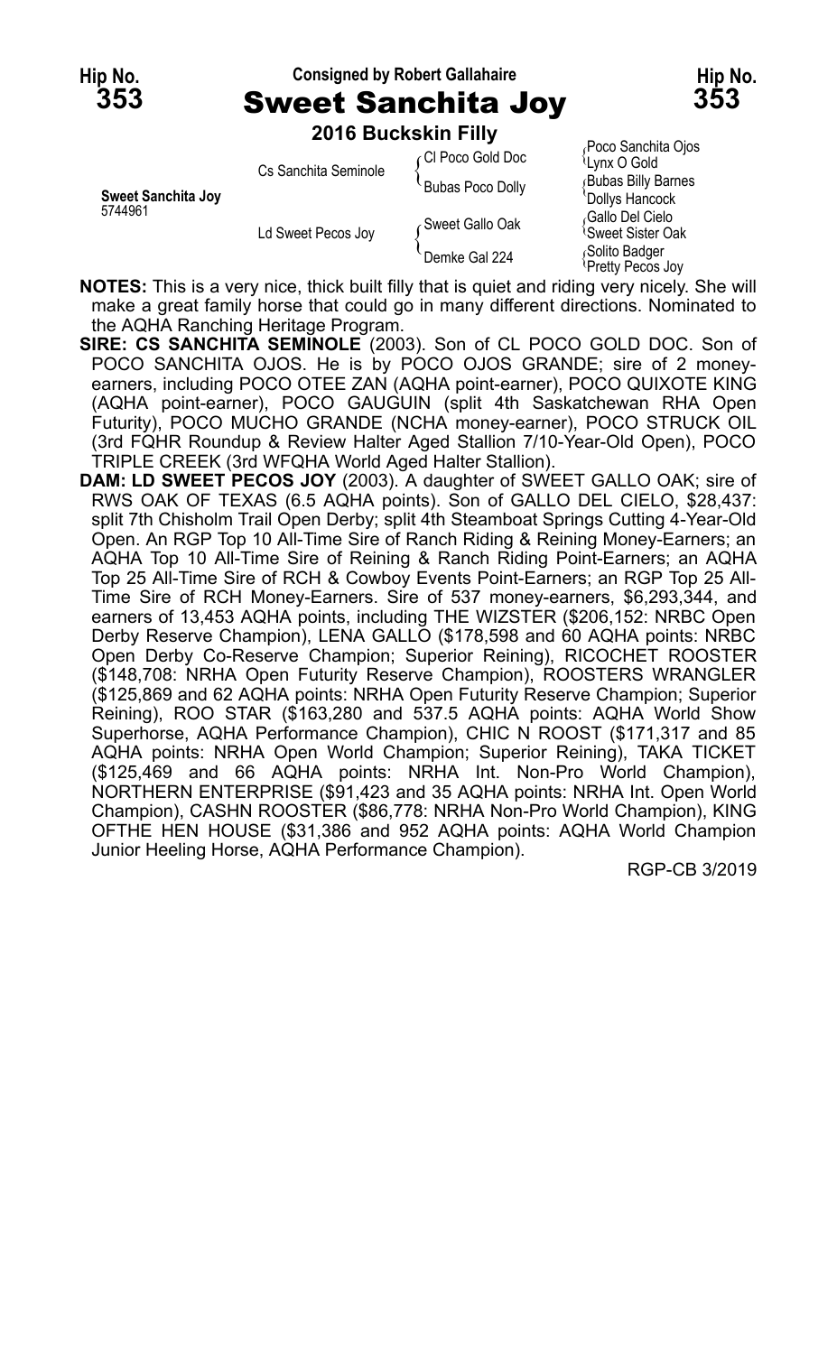Hip No. **353**

Consigned by Robert Gallahaire

# Sweet Sanchita Joy

Hip No. **353**

**2016 Buckskin Filly**

| | | | |
|---|---|---|---|
| **Sweet Sanchita Joy** 5744961 | Cs Sanchita Seminole | Cl Poco Gold Doc | Poco Sanchita Ojos |
| | | | Lynx O Gold |
| | | Bubas Poco Dolly | Bubas Billy Barnes |
| | | | Dollys Hancock |
| | Ld Sweet Pecos Joy | Sweet Gallo Oak | Gallo Del Cielo |
| | | | Sweet Sister Oak |
| | | Demke Gal 224 | Solito Badger |
| | | | Pretty Pecos Joy |

**NOTES:** This is a very nice, thick built filly that is quiet and riding very nicely. She will make a great family horse that could go in many different directions. Nominated to the AQHA Ranching Heritage Program.

**SIRE: CS SANCHITA SEMINOLE** (2003). Son of CL POCO GOLD DOC. Son of POCO SANCHITA OJOS. He is by POCO OJOS GRANDE; sire of 2 money-earners, including POCO OTEE ZAN (AQHA point-earner), POCO QUIXOTE KING (AQHA point-earner), POCO GAUGUIN (split 4th Saskatchewan RHA Open Futurity), POCO MUCHO GRANDE (NCHA money-earner), POCO STRUCK OIL (3rd FQHR Roundup & Review Halter Aged Stallion 7/10-Year-Old Open), POCO TRIPLE CREEK (3rd WFQHA World Aged Halter Stallion).

**DAM: LD SWEET PECOS JOY** (2003). A daughter of SWEET GALLO OAK; sire of RWS OAK OF TEXAS (6.5 AQHA points). Son of GALLO DEL CIELO, $28,437: split 7th Chisholm Trail Open Derby; split 4th Steamboat Springs Cutting 4-Year-Old Open. An RGP Top 10 All-Time Sire of Ranch Riding & Reining Money-Earners; an AQHA Top 10 All-Time Sire of Reining & Ranch Riding Point-Earners; an AQHA Top 25 All-Time Sire of RCH & Cowboy Events Point-Earners; an RGP Top 25 All-Time Sire of RCH Money-Earners. Sire of 537 money-earners, $6,293,344, and earners of 13,453 AQHA points, including THE WIZSTER ($206,152: NRBC Open Derby Reserve Champion), LENA GALLO ($178,598 and 60 AQHA points: NRBC Open Derby Co-Reserve Champion; Superior Reining), RICOCHET ROOSTER ($148,708: NRHA Open Futurity Reserve Champion), ROOSTERS WRANGLER ($125,869 and 62 AQHA points: NRHA Open Futurity Reserve Champion; Superior Reining), ROO STAR ($163,280 and 537.5 AQHA points: AQHA World Show Superhorse, AQHA Performance Champion), CHIC N ROOST ($171,317 and 85 AQHA points: NRHA Open World Champion; Superior Reining), TAKA TICKET ($125,469 and 66 AQHA points: NRHA Int. Non-Pro World Champion), NORTHERN ENTERPRISE ($91,423 and 35 AQHA points: NRHA Int. Open World Champion), CASHN ROOSTER ($86,778: NRHA Non-Pro World Champion), KING OFTHE HEN HOUSE ($31,386 and 952 AQHA points: AQHA World Champion Junior Heeling Horse, AQHA Performance Champion).

RGP-CB 3/2019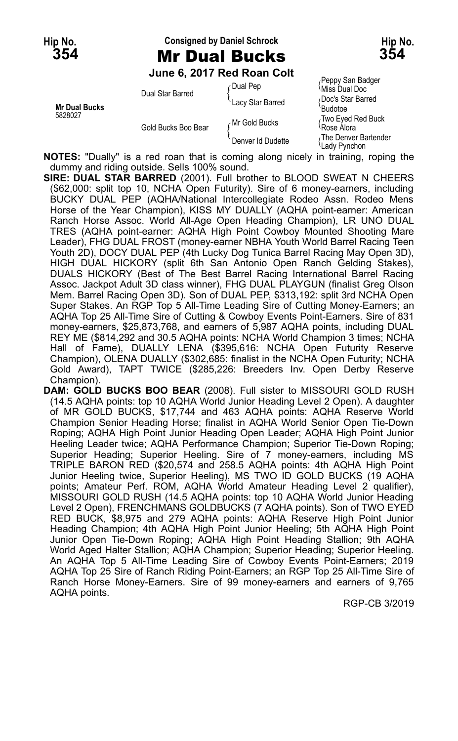**Hip No. 354** — Consigned by Daniel Schrock — **Hip No. 354**

# Mr Dual Bucks

**June 6, 2017 Red Roan Colt**

| | | | |
|---|---|---|---|
| **Mr Dual Bucks** 5828027 | Dual Star Barred | Dual Pep | Peppy San Badger |
| | | | Miss Dual Doc |
| | | Lacy Star Barred | Doc's Star Barred |
| | | | Budotoe |
| | Gold Bucks Boo Bear | Mr Gold Bucks | Two Eyed Red Buck |
| | | | Rose Alora |
| | | Denver Id Dudette | The Denver Bartender |
| | | | Lady Pynchon |

**NOTES:** "Dually" is a red roan that is coming along nicely in training, roping the dummy and riding outside. Sells 100% sound.

**SIRE: DUAL STAR BARRED** (2001). Full brother to BLOOD SWEAT N CHEERS ($62,000: split top 10, NCHA Open Futurity). Sire of 6 money-earners, including BUCKY DUAL PEP (AQHA/National Intercollegiate Rodeo Assn. Rodeo Mens Horse of the Year Champion), KISS MY DUALLY (AQHA point-earner: American Ranch Horse Assoc. World All-Age Open Heading Champion), LR UNO DUAL TRES (AQHA point-earner: AQHA High Point Cowboy Mounted Shooting Mare Leader), FHG DUAL FROST (money-earner NBHA Youth World Barrel Racing Teen Youth 2D), DOCY DUAL PEP (4th Lucky Dog Tunica Barrel Racing May Open 3D), HIGH DUAL HICKORY (split 6th San Antonio Open Ranch Gelding Stakes), DUALS HICKORY (Best of The Best Barrel Racing International Barrel Racing Assoc. Jackpot Adult 3D class winner), FHG DUAL PLAYGUN (finalist Greg Olson Mem. Barrel Racing Open 3D). Son of DUAL PEP, $313,192: split 3rd NCHA Open Super Stakes. An RGP Top 5 All-Time Leading Sire of Cutting Money-Earners; an AQHA Top 25 All-Time Sire of Cutting & Cowboy Events Point-Earners. Sire of 831 money-earners, $25,873,768, and earners of 5,987 AQHA points, including DUAL REY ME ($814,292 and 30.5 AQHA points: NCHA World Champion 3 times; NCHA Hall of Fame), DUALLY LENA ($395,616: NCHA Open Futurity Reserve Champion), OLENA DUALLY ($302,685: finalist in the NCHA Open Futurity; NCHA Gold Award), TAPT TWICE ($285,226: Breeders Inv. Open Derby Reserve Champion).

**DAM: GOLD BUCKS BOO BEAR** (2008). Full sister to MISSOURI GOLD RUSH (14.5 AQHA points: top 10 AQHA World Junior Heading Level 2 Open). A daughter of MR GOLD BUCKS, $17,744 and 463 AQHA points: AQHA Reserve World Champion Senior Heading Horse; finalist in AQHA World Senior Open Tie-Down Roping; AQHA High Point Junior Heading Open Leader; AQHA High Point Junior Heeling Leader twice; AQHA Performance Champion; Superior Tie-Down Roping; Superior Heading; Superior Heeling. Sire of 7 money-earners, including MS TRIPLE BARON RED ($20,574 and 258.5 AQHA points: 4th AQHA High Point Junior Heeling twice, Superior Heeling), MS TWO ID GOLD BUCKS (19 AQHA points; Amateur Perf. ROM, AQHA World Amateur Heading Level 2 qualifier), MISSOURI GOLD RUSH (14.5 AQHA points: top 10 AQHA World Junior Heading Level 2 Open), FRENCHMANS GOLDBUCKS (7 AQHA points). Son of TWO EYED RED BUCK, $8,975 and 279 AQHA points: AQHA Reserve High Point Junior Heading Champion; 4th AQHA High Point Junior Heeling; 5th AQHA High Point Junior Open Tie-Down Roping; AQHA High Point Heading Stallion; 9th AQHA World Aged Halter Stallion; AQHA Champion; Superior Heading; Superior Heeling. An AQHA Top 5 All-Time Leading Sire of Cowboy Events Point-Earners; 2019 AQHA Top 25 Sire of Ranch Riding Point-Earners; an RGP Top 25 All-Time Sire of Ranch Horse Money-Earners. Sire of 99 money-earners and earners of 9,765 AQHA points.

RGP-CB 3/2019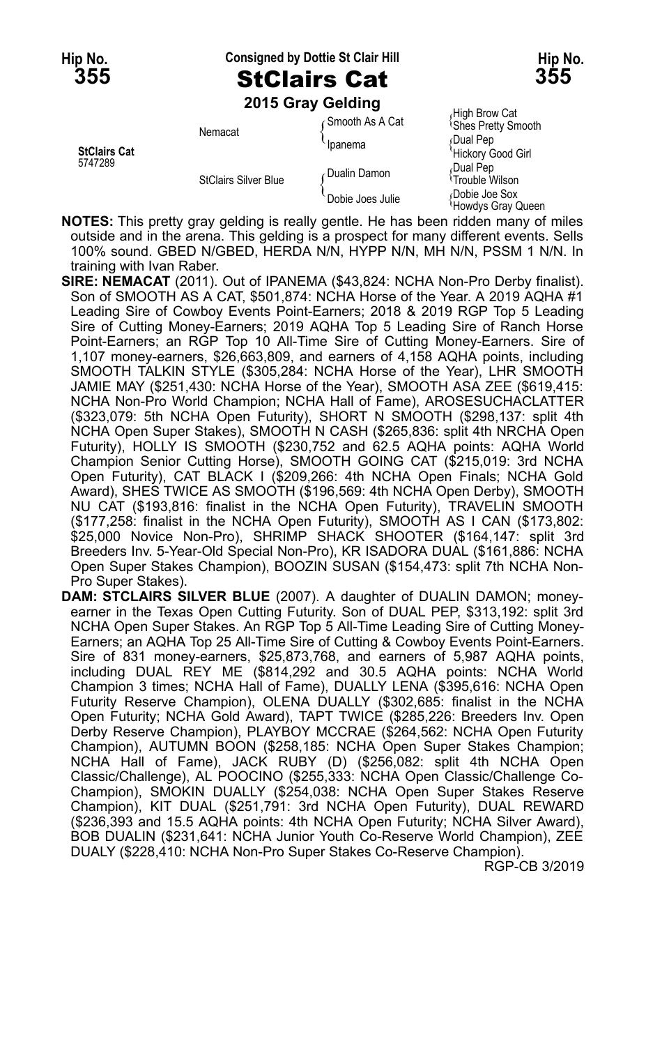**Hip No. 355** — Consigned by Dottie St Clair Hill — **Hip No. 355**

# StClairs Cat

**2015 Gray Gelding**

| | | | |
|---|---|---|---|
| **StClairs Cat** 5747289 | Nemacat | Smooth As A Cat | High Brow Cat |
| | | | Shes Pretty Smooth |
| | | Ipanema | Dual Pep |
| | | | Hickory Good Girl |
| | StClairs Silver Blue | Dualin Damon | Dual Pep |
| | | | Trouble Wilson |
| | | Dobie Joes Julie | Dobie Joe Sox |
| | | | Howdys Gray Queen |

**NOTES:** This pretty gray gelding is really gentle. He has been ridden many of miles outside and in the arena. This gelding is a prospect for many different events. Sells 100% sound. GBED N/GBED, HERDA N/N, HYPP N/N, MH N/N, PSSM 1 N/N. In training with Ivan Raber.

**SIRE: NEMACAT** (2011). Out of IPANEMA ($43,824: NCHA Non-Pro Derby finalist). Son of SMOOTH AS A CAT, $501,874: NCHA Horse of the Year. A 2019 AQHA #1 Leading Sire of Cowboy Events Point-Earners; 2018 & 2019 RGP Top 5 Leading Sire of Cutting Money-Earners; 2019 AQHA Top 5 Leading Sire of Ranch Horse Point-Earners; an RGP Top 10 All-Time Sire of Cutting Money-Earners. Sire of 1,107 money-earners, $26,663,809, and earners of 4,158 AQHA points, including SMOOTH TALKIN STYLE ($305,284: NCHA Horse of the Year), LHR SMOOTH JAMIE MAY ($251,430: NCHA Horse of the Year), SMOOTH ASA ZEE ($619,415: NCHA Non-Pro World Champion; NCHA Hall of Fame), AROSESUCHACLATTER ($323,079: 5th NCHA Open Futurity), SHORT N SMOOTH ($298,137: split 4th NCHA Open Super Stakes), SMOOTH N CASH ($265,836: split 4th NRCHA Open Futurity), HOLLY IS SMOOTH ($230,752 and 62.5 AQHA points: AQHA World Champion Senior Cutting Horse), SMOOTH GOING CAT ($215,019: 3rd NCHA Open Futurity), CAT BLACK I ($209,266: 4th NCHA Open Finals; NCHA Gold Award), SHES TWICE AS SMOOTH ($196,569: 4th NCHA Open Derby), SMOOTH NU CAT ($193,816: finalist in the NCHA Open Futurity), TRAVELIN SMOOTH ($177,258: finalist in the NCHA Open Futurity), SMOOTH AS I CAN ($173,802: $25,000 Novice Non-Pro), SHRIMP SHACK SHOOTER ($164,147: split 3rd Breeders Inv. 5-Year-Old Special Non-Pro), KR ISADORA DUAL ($161,886: NCHA Open Super Stakes Champion), BOOZIN SUSAN ($154,473: split 7th NCHA Non-Pro Super Stakes).

**DAM: STCLAIRS SILVER BLUE** (2007). A daughter of DUALIN DAMON; money-earner in the Texas Open Cutting Futurity. Son of DUAL PEP, $313,192: split 3rd NCHA Open Super Stakes. An RGP Top 5 All-Time Leading Sire of Cutting Money-Earners; an AQHA Top 25 All-Time Sire of Cutting & Cowboy Events Point-Earners. Sire of 831 money-earners, $25,873,768, and earners of 5,987 AQHA points, including DUAL REY ME ($814,292 and 30.5 AQHA points: NCHA World Champion 3 times; NCHA Hall of Fame), DUALLY LENA ($395,616: NCHA Open Futurity Reserve Champion), OLENA DUALLY ($302,685: finalist in the NCHA Open Futurity; NCHA Gold Award), TAPT TWICE ($285,226: Breeders Inv. Open Derby Reserve Champion), PLAYBOY MCCRAE ($264,562: NCHA Open Futurity Champion), AUTUMN BOON ($258,185: NCHA Open Super Stakes Champion; NCHA Hall of Fame), JACK RUBY (D) ($256,082: split 4th NCHA Open Classic/Challenge), AL POOCINO ($255,333: NCHA Open Classic/Challenge Co-Champion), SMOKIN DUALLY ($254,038: NCHA Open Super Stakes Reserve Champion), KIT DUAL ($251,791: 3rd NCHA Open Futurity), DUAL REWARD ($236,393 and 15.5 AQHA points: 4th NCHA Open Futurity; NCHA Silver Award), BOB DUALIN ($231,641: NCHA Junior Youth Co-Reserve World Champion), ZEE DUALY ($228,410: NCHA Non-Pro Super Stakes Co-Reserve Champion).

RGP-CB 3/2019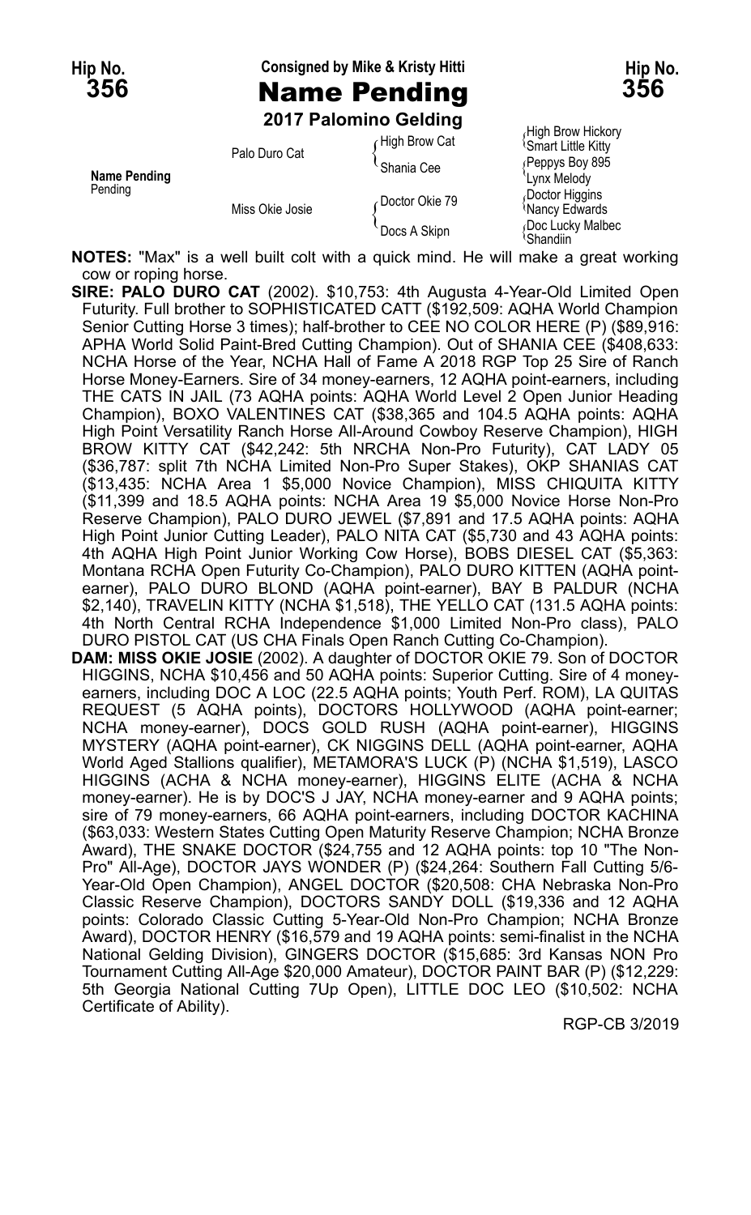**Hip No. 356** | **Consigned by Mike & Kristy Hitti** | **Hip No. 356**

# Name Pending

**2017 Palomino Gelding**

| | | | |
|---|---|---|---|
| **Name Pending** Pending | Palo Duro Cat | High Brow Cat | High Brow Hickory |
| | | | Smart Little Kitty |
| | | Shania Cee | Peppys Boy 895 |
| | | | Lynx Melody |
| | Miss Okie Josie | Doctor Okie 79 | Doctor Higgins |
| | | | Nancy Edwards |
| | | Docs A Skipn | Doc Lucky Malbec |
| | | | Shandiin |

**NOTES:** "Max" is a well built colt with a quick mind. He will make a great working cow or roping horse.

**SIRE: PALO DURO CAT** (2002). $10,753: 4th Augusta 4-Year-Old Limited Open Futurity. Full brother to SOPHISTICATED CATT ($192,509: AQHA World Champion Senior Cutting Horse 3 times); half-brother to CEE NO COLOR HERE (P) ($89,916: APHA World Solid Paint-Bred Cutting Champion). Out of SHANIA CEE ($408,633: NCHA Horse of the Year, NCHA Hall of Fame A 2018 RGP Top 25 Sire of Ranch Horse Money-Earners. Sire of 34 money-earners, 12 AQHA point-earners, including THE CATS IN JAIL (73 AQHA points: AQHA World Level 2 Open Junior Heading Champion), BOXO VALENTINES CAT ($38,365 and 104.5 AQHA points: AQHA High Point Versatility Ranch Horse All-Around Cowboy Reserve Champion), HIGH BROW KITTY CAT ($42,242: 5th NRCHA Non-Pro Futurity), CAT LADY 05 ($36,787: split 7th NCHA Limited Non-Pro Super Stakes), OKP SHANIAS CAT ($13,435: NCHA Area 1 $5,000 Novice Champion), MISS CHIQUITA KITTY ($11,399 and 18.5 AQHA points: NCHA Area 19 $5,000 Novice Horse Non-Pro Reserve Champion), PALO DURO JEWEL ($7,891 and 17.5 AQHA points: AQHA High Point Junior Cutting Leader), PALO NITA CAT ($5,730 and 43 AQHA points: 4th AQHA High Point Junior Working Cow Horse), BOBS DIESEL CAT ($5,363: Montana RCHA Open Futurity Co-Champion), PALO DURO KITTEN (AQHA point-earner), PALO DURO BLOND (AQHA point-earner), BAY B PALDUR (NCHA $2,140), TRAVELIN KITTY (NCHA $1,518), THE YELLO CAT (131.5 AQHA points: 4th North Central RCHA Independence $1,000 Limited Non-Pro class), PALO DURO PISTOL CAT (US CHA Finals Open Ranch Cutting Co-Champion).

**DAM: MISS OKIE JOSIE** (2002). A daughter of DOCTOR OKIE 79. Son of DOCTOR HIGGINS, NCHA $10,456 and 50 AQHA points: Superior Cutting. Sire of 4 money-earners, including DOC A LOC (22.5 AQHA points; Youth Perf. ROM), LA QUITAS REQUEST (5 AQHA points), DOCTORS HOLLYWOOD (AQHA point-earner; NCHA money-earner), DOCS GOLD RUSH (AQHA point-earner), HIGGINS MYSTERY (AQHA point-earner), CK NIGGINS DELL (AQHA point-earner, AQHA World Aged Stallions qualifier), METAMORA'S LUCK (P) (NCHA $1,519), LASCO HIGGINS (ACHA & NCHA money-earner), HIGGINS ELITE (ACHA & NCHA money-earner). He is by DOC'S J JAY, NCHA money-earner and 9 AQHA points; sire of 79 money-earners, 66 AQHA point-earners, including DOCTOR KACHINA ($63,033: Western States Cutting Open Maturity Reserve Champion; NCHA Bronze Award), THE SNAKE DOCTOR ($24,755 and 12 AQHA points: top 10 "The Non-Pro" All-Age), DOCTOR JAYS WONDER (P) ($24,264: Southern Fall Cutting 5/6-Year-Old Open Champion), ANGEL DOCTOR ($20,508: CHA Nebraska Non-Pro Classic Reserve Champion), DOCTORS SANDY DOLL ($19,336 and 12 AQHA points: Colorado Classic Cutting 5-Year-Old Non-Pro Champion; NCHA Bronze Award), DOCTOR HENRY ($16,579 and 19 AQHA points: semi-finalist in the NCHA National Gelding Division), GINGERS DOCTOR ($15,685: 3rd Kansas NON Pro Tournament Cutting All-Age $20,000 Amateur), DOCTOR PAINT BAR (P) ($12,229: 5th Georgia National Cutting 7Up Open), LITTLE DOC LEO ($10,502: NCHA Certificate of Ability).

RGP-CB 3/2019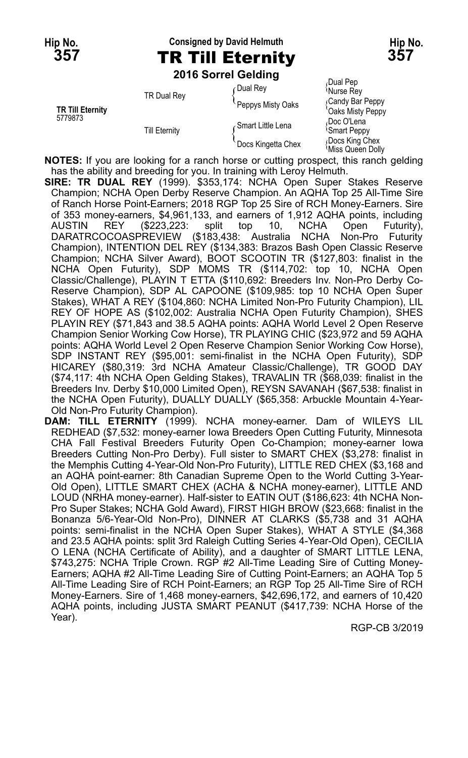Hip No. **357**

Consigned by David Helmuth

# TR Till Eternity

Hip No. **357**

**2016 Sorrel Gelding**

| | | | |
|---|---|---|---|
| **TR Till Eternity** 5779873 | TR Dual Rey | Dual Rey | Dual Pep / Nurse Rey |
| | | Peppys Misty Oaks | Candy Bar Peppy / Oaks Misty Peppy |
| | Till Eternity | Smart Little Lena | Doc O'Lena / Smart Peppy |
| | | Docs Kingetta Chex | Docs King Chex / Miss Queen Dolly |

**NOTES:** If you are looking for a ranch horse or cutting prospect, this ranch gelding has the ability and breeding for you. In training with Leroy Helmuth.

**SIRE: TR DUAL REY** (1999). $353,174: NCHA Open Super Stakes Reserve Champion; NCHA Open Derby Reserve Champion. An AQHA Top 25 All-Time Sire of Ranch Horse Point-Earners; 2018 RGP Top 25 Sire of RCH Money-Earners. Sire of 353 money-earners, $4,961,133, and earners of 1,912 AQHA points, including AUSTIN REY ($223,223: split top 10, NCHA Open Futurity), DARATRCOCOASPREVIEW ($183,438: Australia NCHA Non-Pro Futurity Champion), INTENTION DEL REY ($134,383: Brazos Bash Open Classic Reserve Champion; NCHA Silver Award), BOOT SCOOTIN TR ($127,803: finalist in the NCHA Open Futurity), SDP MOMS TR ($114,702: top 10, NCHA Open Classic/Challenge), PLAYIN T ETTA ($110,692: Breeders Inv. Non-Pro Derby Co-Reserve Champion), SDP AL CAPOONE ($109,985: top 10 NCHA Open Super Stakes), WHAT A REY ($104,860: NCHA Limited Non-Pro Futurity Champion), LIL REY OF HOPE AS ($102,002: Australia NCHA Open Futurity Champion), SHES PLAYIN REY ($71,843 and 38.5 AQHA points: AQHA World Level 2 Open Reserve Champion Senior Working Cow Horse), TR PLAYING CHIC ($23,972 and 59 AQHA points: AQHA World Level 2 Open Reserve Champion Senior Working Cow Horse), SDP INSTANT REY ($95,001: semi-finalist in the NCHA Open Futurity), SDP HICAREY ($80,319: 3rd NCHA Amateur Classic/Challenge), TR GOOD DAY ($74,117: 4th NCHA Open Gelding Stakes), TRAVALIN TR ($68,039: finalist in the Breeders Inv. Derby $10,000 Limited Open), REYSN SAVANAH ($67,538: finalist in the NCHA Open Futurity), DUALLY DUALLY ($65,358: Arbuckle Mountain 4-Year-Old Non-Pro Futurity Champion).

**DAM: TILL ETERNITY** (1999). NCHA money-earner. Dam of WILEYS LIL REDHEAD ($7,532: money-earner Iowa Breeders Open Cutting Futurity, Minnesota CHA Fall Festival Breeders Futurity Open Co-Champion; money-earner Iowa Breeders Cutting Non-Pro Derby). Full sister to SMART CHEX ($3,278: finalist in the Memphis Cutting 4-Year-Old Non-Pro Futurity), LITTLE RED CHEX ($3,168 and an AQHA point-earner: 8th Canadian Supreme Open to the World Cutting 3-Year-Old Open), LITTLE SMART CHEX (ACHA & NCHA money-earner), LITTLE AND LOUD (NRHA money-earner). Half-sister to EATIN OUT ($186,623: 4th NCHA Non-Pro Super Stakes; NCHA Gold Award), FIRST HIGH BROW ($23,668: finalist in the Bonanza 5/6-Year-Old Non-Pro), DINNER AT CLARKS ($5,738 and 31 AQHA points: semi-finalist in the NCHA Open Super Stakes), WHAT A STYLE ($4,368 and 23.5 AQHA points: split 3rd Raleigh Cutting Series 4-Year-Old Open), CECILIA O LENA (NCHA Certificate of Ability), and a daughter of SMART LITTLE LENA, $743,275: NCHA Triple Crown. RGP #2 All-Time Leading Sire of Cutting Money-Earners; AQHA #2 All-Time Leading Sire of Cutting Point-Earners; an AQHA Top 5 All-Time Leading Sire of RCH Point-Earners; an RGP Top 25 All-Time Sire of RCH Money-Earners. Sire of 1,468 money-earners, $42,696,172, and earners of 10,420 AQHA points, including JUSTA SMART PEANUT ($417,739: NCHA Horse of the Year).

RGP-CB 3/2019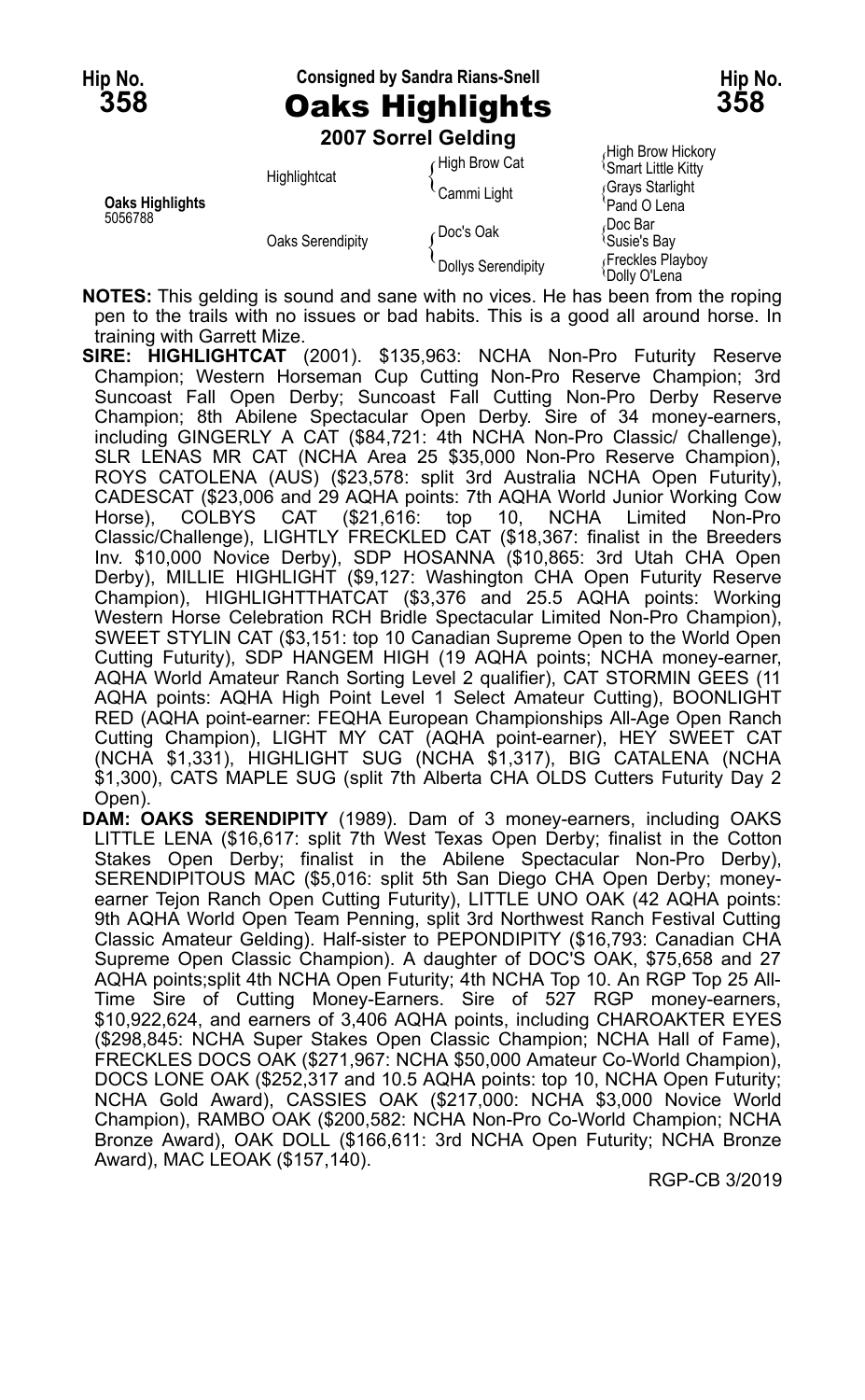**Hip No. 358** | **Consigned by Sandra Rians-Snell** | **Hip No. 358**

# Oaks Highlights

**2007 Sorrel Gelding**

| | | | |
|---|---|---|---|
| **Oaks Highlights** 5056788 | Highlightcat | High Brow Cat | High Brow Hickory |
| | | | Smart Little Kitty |
| | | Cammi Light | Grays Starlight |
| | | | Pand O Lena |
| | Oaks Serendipity | Doc's Oak | Doc Bar |
| | | | Susie's Bay |
| | | Dollys Serendipity | Freckles Playboy |
| | | | Dolly O'Lena |

**NOTES:** This gelding is sound and sane with no vices. He has been from the roping pen to the trails with no issues or bad habits. This is a good all around horse. In training with Garrett Mize.

**SIRE: HIGHLIGHTCAT** (2001). $135,963: NCHA Non-Pro Futurity Reserve Champion; Western Horseman Cup Cutting Non-Pro Reserve Champion; 3rd Suncoast Fall Open Derby; Suncoast Fall Cutting Non-Pro Derby Reserve Champion; 8th Abilene Spectacular Open Derby. Sire of 34 money-earners, including GINGERLY A CAT ($84,721: 4th NCHA Non-Pro Classic/ Challenge), SLR LENAS MR CAT (NCHA Area 25 $35,000 Non-Pro Reserve Champion), ROYS CATOLENA (AUS) ($23,578: split 3rd Australia NCHA Open Futurity), CADESCAT ($23,006 and 29 AQHA points: 7th AQHA World Junior Working Cow Horse), COLBYS CAT ($21,616: top 10, NCHA Limited Non-Pro Classic/Challenge), LIGHTLY FRECKLED CAT ($18,367: finalist in the Breeders Inv. $10,000 Novice Derby), SDP HOSANNA ($10,865: 3rd Utah CHA Open Derby), MILLIE HIGHLIGHT ($9,127: Washington CHA Open Futurity Reserve Champion), HIGHLIGHTTHATCAT ($3,376 and 25.5 AQHA points: Working Western Horse Celebration RCH Bridle Spectacular Limited Non-Pro Champion), SWEET STYLIN CAT ($3,151: top 10 Canadian Supreme Open to the World Open Cutting Futurity), SDP HANGEM HIGH (19 AQHA points; NCHA money-earner, AQHA World Amateur Ranch Sorting Level 2 qualifier), CAT STORMIN GEES (11 AQHA points: AQHA High Point Level 1 Select Amateur Cutting), BOONLIGHT RED (AQHA point-earner: FEQHA European Championships All-Age Open Ranch Cutting Champion), LIGHT MY CAT (AQHA point-earner), HEY SWEET CAT (NCHA $1,331), HIGHLIGHT SUG (NCHA $1,317), BIG CATALENA (NCHA $1,300), CATS MAPLE SUG (split 7th Alberta CHA OLDS Cutters Futurity Day 2 Open).

**DAM: OAKS SERENDIPITY** (1989). Dam of 3 money-earners, including OAKS LITTLE LENA ($16,617: split 7th West Texas Open Derby; finalist in the Cotton Stakes Open Derby; finalist in the Abilene Spectacular Non-Pro Derby), SERENDIPITOUS MAC ($5,016: split 5th San Diego CHA Open Derby; money-earner Tejon Ranch Open Cutting Futurity), LITTLE UNO OAK (42 AQHA points: 9th AQHA World Open Team Penning, split 3rd Northwest Ranch Festival Cutting Classic Amateur Gelding). Half-sister to PEPONDIPITY ($16,793: Canadian CHA Supreme Open Classic Champion). A daughter of DOC'S OAK, $75,658 and 27 AQHA points;split 4th NCHA Open Futurity; 4th NCHA Top 10. An RGP Top 25 All-Time Sire of Cutting Money-Earners. Sire of 527 RGP money-earners, $10,922,624, and earners of 3,406 AQHA points, including CHAROAKTER EYES ($298,845: NCHA Super Stakes Open Classic Champion; NCHA Hall of Fame), FRECKLES DOCS OAK ($271,967: NCHA $50,000 Amateur Co-World Champion), DOCS LONE OAK ($252,317 and 10.5 AQHA points: top 10, NCHA Open Futurity; NCHA Gold Award), CASSIES OAK ($217,000: NCHA $3,000 Novice World Champion), RAMBO OAK ($200,582: NCHA Non-Pro Co-World Champion; NCHA Bronze Award), OAK DOLL ($166,611: 3rd NCHA Open Futurity; NCHA Bronze Award), MAC LEOAK ($157,140).

RGP-CB 3/2019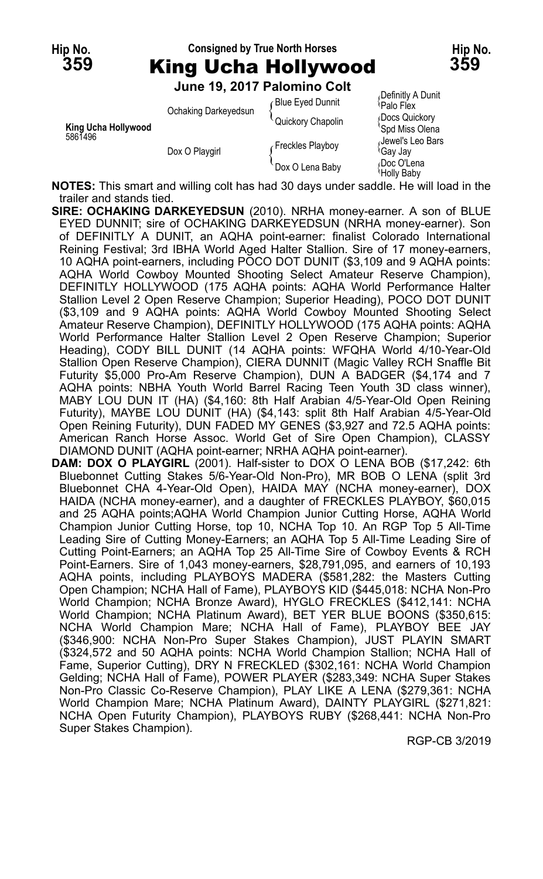Hip No. **359** — Consigned by True North Horses — Hip No. **359**

# King Ucha Hollywood

**June 19, 2017 Palomino Colt**

| | | | |
|---|---|---|---|
| King Ucha Hollywood 5861496 | Ochaking Darkeyedsun | Blue Eyed Dunnit | Definitly A Dunit / Palo Flex |
| | | Quickory Chapolin | Docs Quickory / Spd Miss Olena |
| | Dox O Playgirl | Freckles Playboy | Jewel's Leo Bars / Gay Jay |
| | | Dox O Lena Baby | Doc O'Lena / Holly Baby |

**NOTES:** This smart and willing colt has had 30 days under saddle. He will load in the trailer and stands tied.

**SIRE: OCHAKING DARKEYEDSUN** (2010). NRHA money-earner. A son of BLUE EYED DUNNIT; sire of OCHAKING DARKEYEDSUN (NRHA money-earner). Son of DEFINITLY A DUNIT, an AQHA point-earner: finalist Colorado International Reining Festival; 3rd IBHA World Aged Halter Stallion. Sire of 17 money-earners, 10 AQHA point-earners, including POCO DOT DUNIT ($3,109 and 9 AQHA points: AQHA World Cowboy Mounted Shooting Select Amateur Reserve Champion), DEFINITLY HOLLYWOOD (175 AQHA points: AQHA World Performance Halter Stallion Level 2 Open Reserve Champion; Superior Heading), POCO DOT DUNIT ($3,109 and 9 AQHA points: AQHA World Cowboy Mounted Shooting Select Amateur Reserve Champion), DEFINITLY HOLLYWOOD (175 AQHA points: AQHA World Performance Halter Stallion Level 2 Open Reserve Champion; Superior Heading), CODY BILL DUNIT (14 AQHA points: WFQHA World 4/10-Year-Old Stallion Open Reserve Champion), CIERA DUNNIT (Magic Valley RCH Snaffle Bit Futurity $5,000 Pro-Am Reserve Champion), DUN A BADGER ($4,174 and 7 AQHA points: NBHA Youth World Barrel Racing Teen Youth 3D class winner), MABY LOU DUN IT (HA) ($4,160: 8th Half Arabian 4/5-Year-Old Open Reining Futurity), MAYBE LOU DUNIT (HA) ($4,143: split 8th Half Arabian 4/5-Year-Old Open Reining Futurity), DUN FADED MY GENES ($3,927 and 72.5 AQHA points: American Ranch Horse Assoc. World Get of Sire Open Champion), CLASSY DIAMOND DUNIT (AQHA point-earner; NRHA AQHA point-earner).

**DAM: DOX O PLAYGIRL** (2001). Half-sister to DOX O LENA BOB ($17,242: 6th Bluebonnet Cutting Stakes 5/6-Year-Old Non-Pro), MR BOB O LENA (split 3rd Bluebonnet CHA 4-Year-Old Open), HAIDA MAY (NCHA money-earner), DOX HAIDA (NCHA money-earner), and a daughter of FRECKLES PLAYBOY, $60,015 and 25 AQHA points;AQHA World Champion Junior Cutting Horse, AQHA World Champion Junior Cutting Horse, top 10, NCHA Top 10. An RGP Top 5 All-Time Leading Sire of Cutting Money-Earners; an AQHA Top 5 All-Time Leading Sire of Cutting Point-Earners; an AQHA Top 25 All-Time Sire of Cowboy Events & RCH Point-Earners. Sire of 1,043 money-earners, $28,791,095, and earners of 10,193 AQHA points, including PLAYBOYS MADERA ($581,282: the Masters Cutting Open Champion; NCHA Hall of Fame), PLAYBOYS KID ($445,018: NCHA Non-Pro World Champion; NCHA Bronze Award), HYGLO FRECKLES ($412,141: NCHA World Champion; NCHA Platinum Award), BET YER BLUE BOONS ($350,615: NCHA World Champion Mare; NCHA Hall of Fame), PLAYBOY BEE JAY ($346,900: NCHA Non-Pro Super Stakes Champion), JUST PLAYIN SMART ($324,572 and 50 AQHA points: NCHA World Champion Stallion; NCHA Hall of Fame, Superior Cutting), DRY N FRECKLED ($302,161: NCHA World Champion Gelding; NCHA Hall of Fame), POWER PLAYER ($283,349: NCHA Super Stakes Non-Pro Classic Co-Reserve Champion), PLAY LIKE A LENA ($279,361: NCHA World Champion Mare; NCHA Platinum Award), DAINTY PLAYGIRL ($271,821: NCHA Open Futurity Champion), PLAYBOYS RUBY ($268,441: NCHA Non-Pro Super Stakes Champion).

RGP-CB 3/2019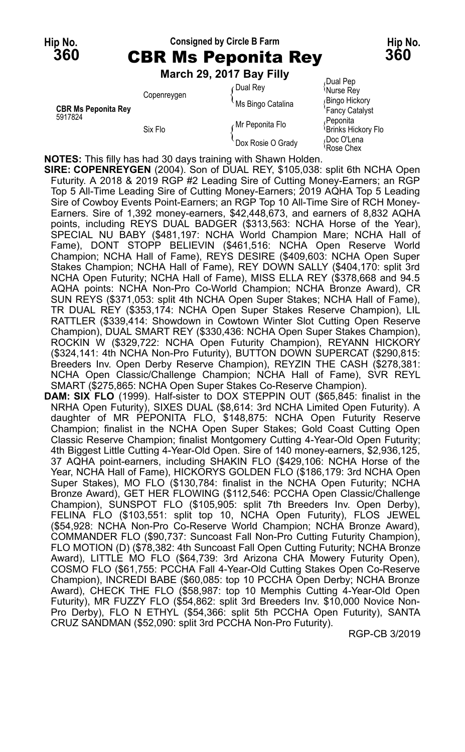Hip No. **360** Consigned by Circle B Farm Hip No. **360**

# CBR Ms Peponita Rey

**March 29, 2017 Bay Filly**

| | | | |
|---|---|---|---|
| **CBR Ms Peponita Rey** 5917824 | Copenreygen | Dual Rey | Dual Pep |
| | | | Nurse Rey |
| | | Ms Bingo Catalina | Bingo Hickory |
| | | | Fancy Catalyst |
| | Six Flo | Mr Peponita Flo | Peponita |
| | | | Brinks Hickory Flo |
| | | Dox Rosie O Grady | Doc O'Lena |
| | | | Rose Chex |

**NOTES:** This filly has had 30 days training with Shawn Holden.

**SIRE: COPENREYGEN** (2004). Son of DUAL REY, $105,038: split 6th NCHA Open Futurity. A 2018 & 2019 RGP #2 Leading Sire of Cutting Money-Earners; an RGP Top 5 All-Time Leading Sire of Cutting Money-Earners; 2019 AQHA Top 5 Leading Sire of Cowboy Events Point-Earners; an RGP Top 10 All-Time Sire of RCH Money-Earners. Sire of 1,392 money-earners, $42,448,673, and earners of 8,832 AQHA points, including REYS DUAL BADGER ($313,563: NCHA Horse of the Year), SPECIAL NU BABY ($481,197: NCHA World Champion Mare; NCHA Hall of Fame), DONT STOPP BELIEVIN ($461,516: NCHA Open Reserve World Champion; NCHA Hall of Fame), REYS DESIRE ($409,603: NCHA Open Super Stakes Champion; NCHA Hall of Fame), REY DOWN SALLY ($404,170: split 3rd NCHA Open Futurity; NCHA Hall of Fame), MISS ELLA REY ($378,668 and 94.5 AQHA points: NCHA Non-Pro Co-World Champion; NCHA Bronze Award), CR SUN REYS ($371,053: split 4th NCHA Open Super Stakes; NCHA Hall of Fame), TR DUAL REY ($353,174: NCHA Open Super Stakes Reserve Champion), LIL RATTLER ($339,414: Showdown in Cowtown Winter Slot Cutting Open Reserve Champion), DUAL SMART REY ($330,436: NCHA Open Super Stakes Champion), ROCKIN W ($329,722: NCHA Open Futurity Champion), REYANN HICKORY ($324,141: 4th NCHA Non-Pro Futurity), BUTTON DOWN SUPERCAT ($290,815: Breeders Inv. Open Derby Reserve Champion), REYZIN THE CASH ($278,381: NCHA Open Classic/Challenge Champion; NCHA Hall of Fame), SVR REYL SMART ($275,865: NCHA Open Super Stakes Co-Reserve Champion).

**DAM: SIX FLO** (1999). Half-sister to DOX STEPPIN OUT ($65,845: finalist in the NRHA Open Futurity), SIXES DUAL ($8,614: 3rd NCHA Limited Open Futurity). A daughter of MR PEPONITA FLO, $148,875: NCHA Open Futurity Reserve Champion; finalist in the NCHA Open Super Stakes; Gold Coast Cutting Open Classic Reserve Champion; finalist Montgomery Cutting 4-Year-Old Open Futurity; 4th Biggest Little Cutting 4-Year-Old Open. Sire of 140 money-earners, $2,936,125, 37 AQHA point-earners, including SHAKIN FLO ($429,106: NCHA Horse of the Year, NCHA Hall of Fame), HICKORYS GOLDEN FLO ($186,179: 3rd NCHA Open Super Stakes), MO FLO ($130,784: finalist in the NCHA Open Futurity; NCHA Bronze Award), GET HER FLOWING ($112,546: PCCHA Open Classic/Challenge Champion), SUNSPOT FLO ($105,905: split 7th Breeders Inv. Open Derby), FELINA FLO ($103,551: split top 10, NCHA Open Futurity), FLOS JEWEL ($54,928: NCHA Non-Pro Co-Reserve World Champion; NCHA Bronze Award), COMMANDER FLO ($90,737: Suncoast Fall Non-Pro Cutting Futurity Champion), FLO MOTION (D) ($78,382: 4th Suncoast Fall Open Cutting Futurity; NCHA Bronze Award), LITTLE MO FLO ($64,739: 3rd Arizona CHA Mowery Futurity Open), COSMO FLO ($61,755: PCCHA Fall 4-Year-Old Cutting Stakes Open Co-Reserve Champion), INCREDI BABE ($60,085: top 10 PCCHA Open Derby; NCHA Bronze Award), CHECK THE FLO ($58,987: top 10 Memphis Cutting 4-Year-Old Open Futurity), MR FUZZY FLO ($54,862: split 3rd Breeders Inv. $10,000 Novice Non-Pro Derby), FLO N ETHYL ($54,366: split 5th PCCHA Open Futurity), SANTA CRUZ SANDMAN ($52,090: split 3rd PCCHA Non-Pro Futurity).

RGP-CB 3/2019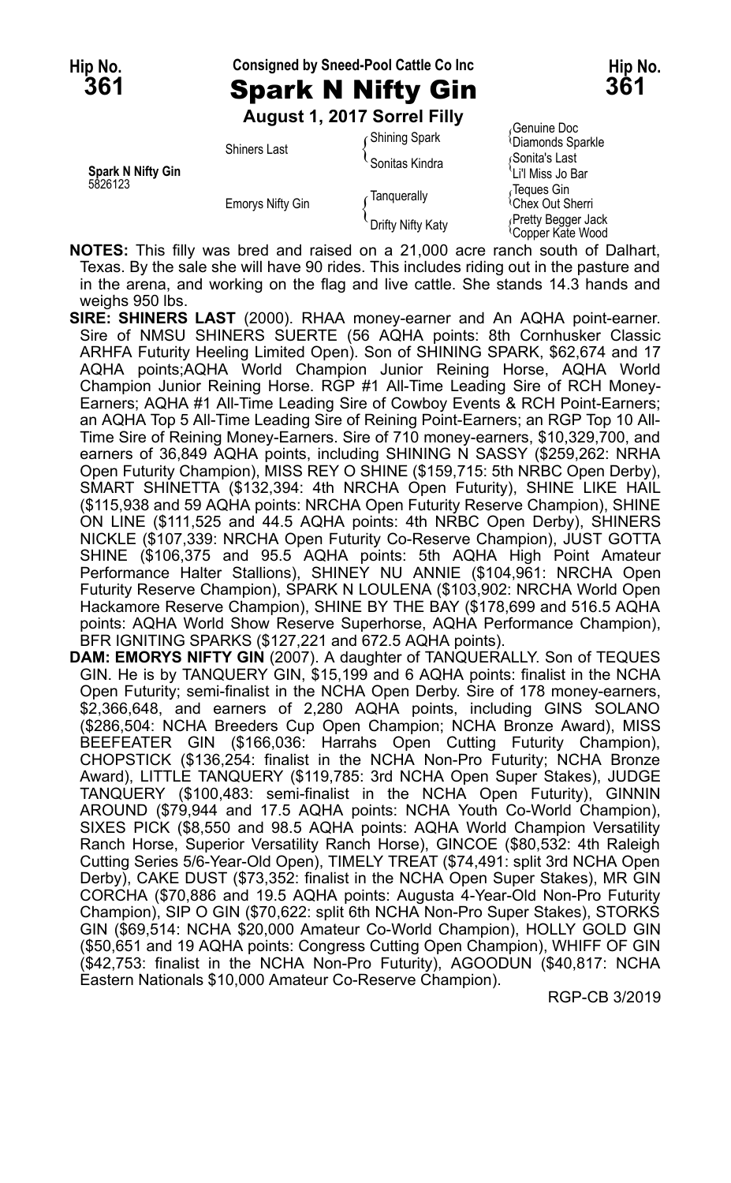**Hip No. 361** — Consigned by Sneed-Pool Cattle Co Inc — **Hip No. 361**

# Spark N Nifty Gin

**August 1, 2017 Sorrel Filly**

| | | | |
|---|---|---|---|
| **Spark N Nifty Gin** 5826123 | Shiners Last | Shining Spark | Genuine Doc |
| | | | Diamonds Sparkle |
| | | Sonitas Kindra | Sonita's Last |
| | | | Li'l Miss Jo Bar |
| | Emorys Nifty Gin | Tanquerally | Teques Gin |
| | | | Chex Out Sherri |
| | | Drifty Nifty Katy | Pretty Begger Jack |
| | | | Copper Kate Wood |

**NOTES:** This filly was bred and raised on a 21,000 acre ranch south of Dalhart, Texas. By the sale she will have 90 rides. This includes riding out in the pasture and in the arena, and working on the flag and live cattle. She stands 14.3 hands and weighs 950 lbs.

**SIRE: SHINERS LAST** (2000). RHAA money-earner and An AQHA point-earner. Sire of NMSU SHINERS SUERTE (56 AQHA points: 8th Cornhusker Classic ARHFA Futurity Heeling Limited Open). Son of SHINING SPARK, $62,674 and 17 AQHA points;AQHA World Champion Junior Reining Horse, AQHA World Champion Junior Reining Horse. RGP #1 All-Time Leading Sire of RCH Money-Earners; AQHA #1 All-Time Leading Sire of Cowboy Events & RCH Point-Earners; an AQHA Top 5 All-Time Leading Sire of Reining Point-Earners; an RGP Top 10 All-Time Sire of Reining Money-Earners. Sire of 710 money-earners, $10,329,700, and earners of 36,849 AQHA points, including SHINING N SASSY ($259,262: NRHA Open Futurity Champion), MISS REY O SHINE ($159,715: 5th NRBC Open Derby), SMART SHINETTA ($132,394: 4th NRCHA Open Futurity), SHINE LIKE HAIL ($115,938 and 59 AQHA points: NRCHA Open Futurity Reserve Champion), SHINE ON LINE ($111,525 and 44.5 AQHA points: 4th NRBC Open Derby), SHINERS NICKLE ($107,339: NRCHA Open Futurity Co-Reserve Champion), JUST GOTTA SHINE ($106,375 and 95.5 AQHA points: 5th AQHA High Point Amateur Performance Halter Stallions), SHINEY NU ANNIE ($104,961: NRCHA Open Futurity Reserve Champion), SPARK N LOULENA ($103,902: NRCHA World Open Hackamore Reserve Champion), SHINE BY THE BAY ($178,699 and 516.5 AQHA points: AQHA World Show Reserve Superhorse, AQHA Performance Champion), BFR IGNITING SPARKS ($127,221 and 672.5 AQHA points).

**DAM: EMORYS NIFTY GIN** (2007). A daughter of TANQUERALLY. Son of TEQUES GIN. He is by TANQUERY GIN, $15,199 and 6 AQHA points: finalist in the NCHA Open Futurity; semi-finalist in the NCHA Open Derby. Sire of 178 money-earners, $2,366,648, and earners of 2,280 AQHA points, including GINS SOLANO ($286,504: NCHA Breeders Cup Open Champion; NCHA Bronze Award), MISS BEEFEATER GIN ($166,036: Harrahs Open Cutting Futurity Champion), CHOPSTICK ($136,254: finalist in the NCHA Non-Pro Futurity; NCHA Bronze Award), LITTLE TANQUERY ($119,785: 3rd NCHA Open Super Stakes), JUDGE TANQUERY ($100,483: semi-finalist in the NCHA Open Futurity), GINNIN AROUND ($79,944 and 17.5 AQHA points: NCHA Youth Co-World Champion), SIXES PICK ($8,550 and 98.5 AQHA points: AQHA World Champion Versatility Ranch Horse, Superior Versatility Ranch Horse), GINCOE ($80,532: 4th Raleigh Cutting Series 5/6-Year-Old Open), TIMELY TREAT ($74,491: split 3rd NCHA Open Derby), CAKE DUST ($73,352: finalist in the NCHA Open Super Stakes), MR GIN CORCHA ($70,886 and 19.5 AQHA points: Augusta 4-Year-Old Non-Pro Futurity Champion), SIP O GIN ($70,622: split 6th NCHA Non-Pro Super Stakes), STORKS GIN ($69,514: NCHA $20,000 Amateur Co-World Champion), HOLLY GOLD GIN ($50,651 and 19 AQHA points: Congress Cutting Open Champion), WHIFF OF GIN ($42,753: finalist in the NCHA Non-Pro Futurity), AGOODUN ($40,817: NCHA Eastern Nationals $10,000 Amateur Co-Reserve Champion).

RGP-CB 3/2019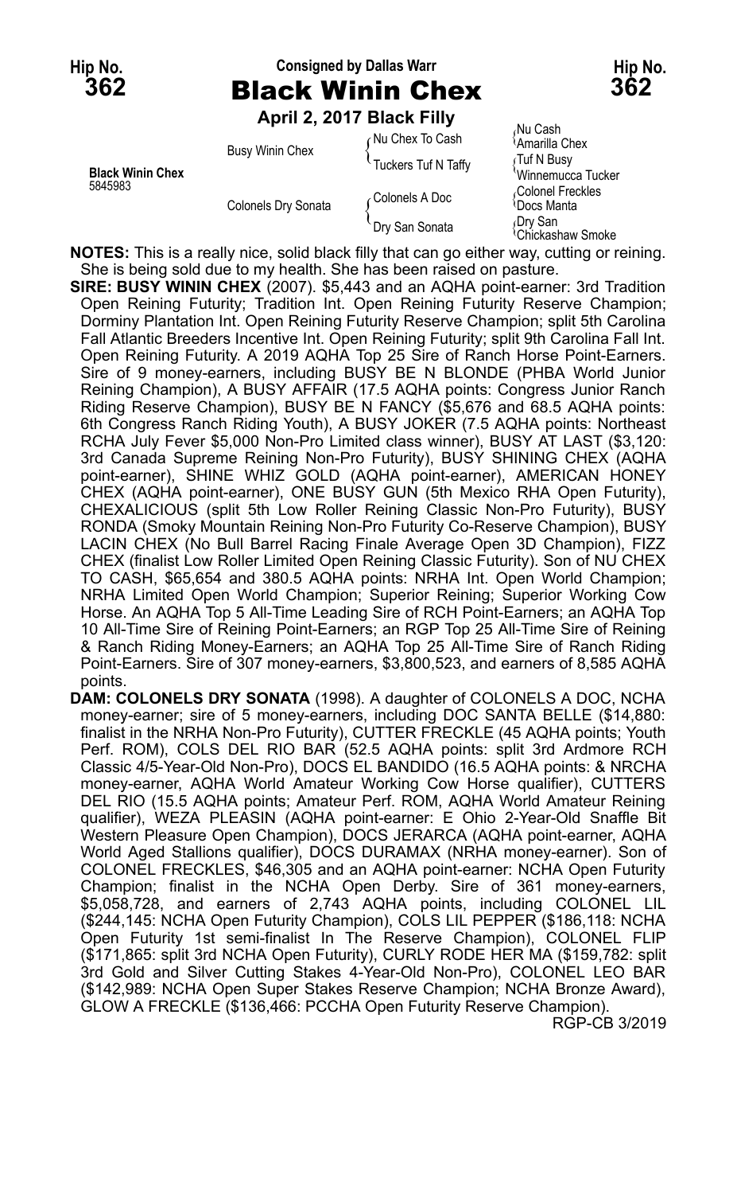**Hip No. 362**

Consigned by Dallas Warr

# Black Winin Chex

**April 2, 2017 Black Filly**

**Black Winin Chex**
5845983

| | | | |
|---|---|---|---|
| Black Winin Chex 5845983 | Busy Winin Chex | Nu Chex To Cash | Nu Cash |
| | | | Amarilla Chex |
| | | Tuckers Tuf N Taffy | Tuf N Busy |
| | | | Winnemucca Tucker |
| | Colonels Dry Sonata | Colonels A Doc | Colonel Freckles |
| | | | Docs Manta |
| | | Dry San Sonata | Dry San |
| | | | Chickashaw Smoke |

**NOTES:** This is a really nice, solid black filly that can go either way, cutting or reining. She is being sold due to my health. She has been raised on pasture.

**SIRE: BUSY WININ CHEX** (2007). $5,443 and an AQHA point-earner: 3rd Tradition Open Reining Futurity; Tradition Int. Open Reining Futurity Reserve Champion; Dorminy Plantation Int. Open Reining Futurity Reserve Champion; split 5th Carolina Fall Atlantic Breeders Incentive Int. Open Reining Futurity; split 9th Carolina Fall Int. Open Reining Futurity. A 2019 AQHA Top 25 Sire of Ranch Horse Point-Earners. Sire of 9 money-earners, including BUSY BE N BLONDE (PHBA World Junior Reining Champion), A BUSY AFFAIR (17.5 AQHA points: Congress Junior Ranch Riding Reserve Champion), BUSY BE N FANCY ($5,676 and 68.5 AQHA points: 6th Congress Ranch Riding Youth), A BUSY JOKER (7.5 AQHA points: Northeast RCHA July Fever $5,000 Non-Pro Limited class winner), BUSY AT LAST ($3,120: 3rd Canada Supreme Reining Non-Pro Futurity), BUSY SHINING CHEX (AQHA point-earner), SHINE WHIZ GOLD (AQHA point-earner), AMERICAN HONEY CHEX (AQHA point-earner), ONE BUSY GUN (5th Mexico RHA Open Futurity), CHEXALICIOUS (split 5th Low Roller Reining Classic Non-Pro Futurity), BUSY RONDA (Smoky Mountain Reining Non-Pro Futurity Co-Reserve Champion), BUSY LACIN CHEX (No Bull Barrel Racing Finale Average Open 3D Champion), FIZZ CHEX (finalist Low Roller Limited Open Reining Classic Futurity). Son of NU CHEX TO CASH, $65,654 and 380.5 AQHA points: NRHA Int. Open World Champion; NRHA Limited Open World Champion; Superior Reining; Superior Working Cow Horse. An AQHA Top 5 All-Time Leading Sire of RCH Point-Earners; an AQHA Top 10 All-Time Sire of Reining Point-Earners; an RGP Top 25 All-Time Sire of Reining & Ranch Riding Money-Earners; an AQHA Top 25 All-Time Sire of Ranch Riding Point-Earners. Sire of 307 money-earners, $3,800,523, and earners of 8,585 AQHA points.

**DAM: COLONELS DRY SONATA** (1998). A daughter of COLONELS A DOC, NCHA money-earner; sire of 5 money-earners, including DOC SANTA BELLE ($14,880: finalist in the NRHA Non-Pro Futurity), CUTTER FRECKLE (45 AQHA points; Youth Perf. ROM), COLS DEL RIO BAR (52.5 AQHA points: split 3rd Ardmore RCH Classic 4/5-Year-Old Non-Pro), DOCS EL BANDIDO (16.5 AQHA points: & NRCHA money-earner, AQHA World Amateur Working Cow Horse qualifier), CUTTERS DEL RIO (15.5 AQHA points; Amateur Perf. ROM, AQHA World Amateur Reining qualifier), WEZA PLEASIN (AQHA point-earner: E Ohio 2-Year-Old Snaffle Bit Western Pleasure Open Champion), DOCS JERARCA (AQHA point-earner, AQHA World Aged Stallions qualifier), DOCS DURAMAX (NRHA money-earner). Son of COLONEL FRECKLES, $46,305 and an AQHA point-earner: NCHA Open Futurity Champion; finalist in the NCHA Open Derby. Sire of 361 money-earners, $5,058,728, and earners of 2,743 AQHA points, including COLONEL LIL ($244,145: NCHA Open Futurity Champion), COLS LIL PEPPER ($186,118: NCHA Open Futurity 1st semi-finalist In The Reserve Champion), COLONEL FLIP ($171,865: split 3rd NCHA Open Futurity), CURLY RODE HER MA ($159,782: split 3rd Gold and Silver Cutting Stakes 4-Year-Old Non-Pro), COLONEL LEO BAR ($142,989: NCHA Open Super Stakes Reserve Champion; NCHA Bronze Award), GLOW A FRECKLE ($136,466: PCCHA Open Futurity Reserve Champion).

RGP-CB 3/2019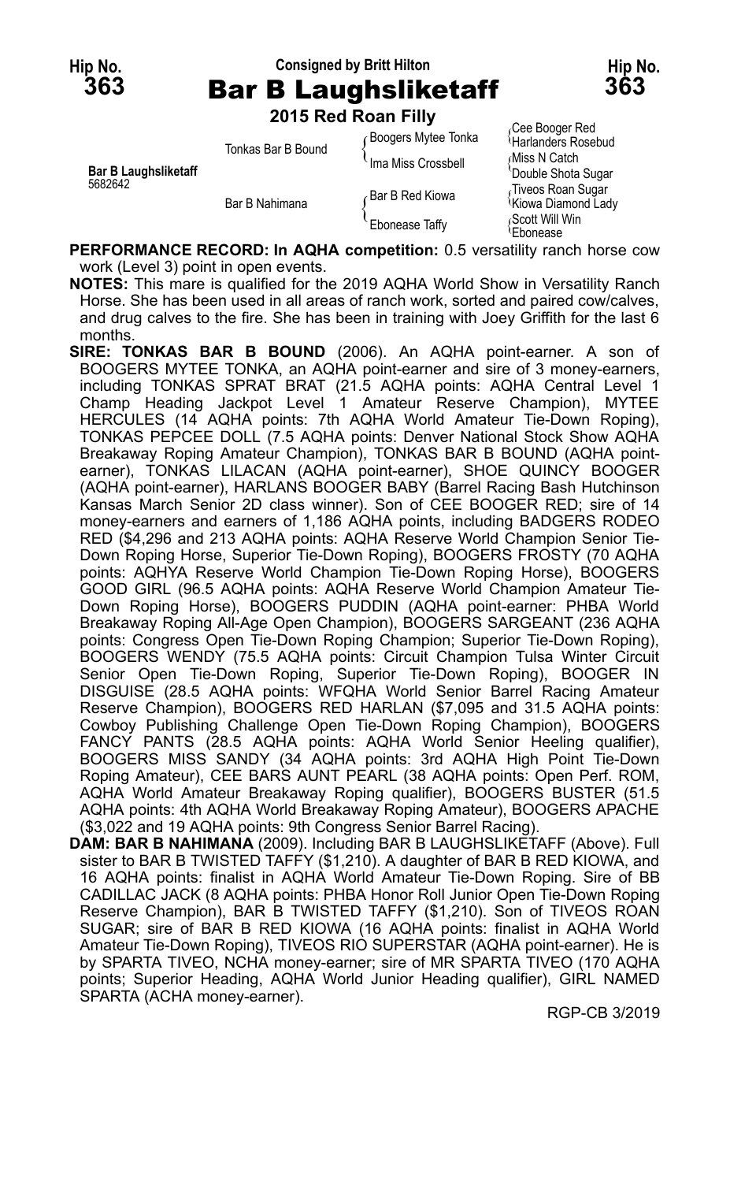**Hip No. 363** — Consigned by Britt Hilton — **Hip No. 363**

# Bar B Laughsliketaff

**2015 Red Roan Filly**

| | | | |
|---|---|---|---|
| | Tonkas Bar B Bound | Boogers Mytee Tonka | Cee Booger Red |
| | | | Harlanders Rosebud |
| **Bar B Laughsliketaff** 5682642 | | Ima Miss Crossbell | Miss N Catch |
| | | | Double Shota Sugar |
| | Bar B Nahimana | Bar B Red Kiowa | Tiveos Roan Sugar |
| | | | Kiowa Diamond Lady |
| | | Ebonease Taffy | Scott Will Win |
| | | | Ebonease |

**PERFORMANCE RECORD: In AQHA competition:** 0.5 versatility ranch horse cow work (Level 3) point in open events.

**NOTES:** This mare is qualified for the 2019 AQHA World Show in Versatility Ranch Horse. She has been used in all areas of ranch work, sorted and paired cow/calves, and drug calves to the fire. She has been in training with Joey Griffith for the last 6 months.

**SIRE: TONKAS BAR B BOUND** (2006). An AQHA point-earner. A son of BOOGERS MYTEE TONKA, an AQHA point-earner and sire of 3 money-earners, including TONKAS SPRAT BRAT (21.5 AQHA points: AQHA Central Level 1 Champ Heading Jackpot Level 1 Amateur Reserve Champion), MYTEE HERCULES (14 AQHA points: 7th AQHA World Amateur Tie-Down Roping), TONKAS PEPCEE DOLL (7.5 AQHA points: Denver National Stock Show AQHA Breakaway Roping Amateur Champion), TONKAS BAR B BOUND (AQHA point-earner), TONKAS LILACAN (AQHA point-earner), SHOE QUINCY BOOGER (AQHA point-earner), HARLANS BOOGER BABY (Barrel Racing Bash Hutchinson Kansas March Senior 2D class winner). Son of CEE BOOGER RED; sire of 14 money-earners and earners of 1,186 AQHA points, including BADGERS RODEO RED ($4,296 and 213 AQHA points: AQHA Reserve World Champion Senior Tie-Down Roping Horse, Superior Tie-Down Roping), BOOGERS FROSTY (70 AQHA points: AQHYA Reserve World Champion Tie-Down Roping Horse), BOOGERS GOOD GIRL (96.5 AQHA points: AQHA Reserve World Champion Amateur Tie-Down Roping Horse), BOOGERS PUDDIN (AQHA point-earner: PHBA World Breakaway Roping All-Age Open Champion), BOOGERS SARGEANT (236 AQHA points: Congress Open Tie-Down Roping Champion; Superior Tie-Down Roping), BOOGERS WENDY (75.5 AQHA points: Circuit Champion Tulsa Winter Circuit Senior Open Tie-Down Roping, Superior Tie-Down Roping), BOOGER IN DISGUISE (28.5 AQHA points: WFQHA World Senior Barrel Racing Amateur Reserve Champion), BOOGERS RED HARLAN ($7,095 and 31.5 AQHA points: Cowboy Publishing Challenge Open Tie-Down Roping Champion), BOOGERS FANCY PANTS (28.5 AQHA points: AQHA World Senior Heeling qualifier), BOOGERS MISS SANDY (34 AQHA points: 3rd AQHA High Point Tie-Down Roping Amateur), CEE BARS AUNT PEARL (38 AQHA points: Open Perf. ROM, AQHA World Amateur Breakaway Roping qualifier), BOOGERS BUSTER (51.5 AQHA points: 4th AQHA World Breakaway Roping Amateur), BOOGERS APACHE ($3,022 and 19 AQHA points: 9th Congress Senior Barrel Racing).

**DAM: BAR B NAHIMANA** (2009). Including BAR B LAUGHSLIKETAFF (Above). Full sister to BAR B TWISTED TAFFY ($1,210). A daughter of BAR B RED KIOWA, and 16 AQHA points: finalist in AQHA World Amateur Tie-Down Roping. Sire of BB CADILLAC JACK (8 AQHA points: PHBA Honor Roll Junior Open Tie-Down Roping Reserve Champion), BAR B TWISTED TAFFY ($1,210). Son of TIVEOS ROAN SUGAR; sire of BAR B RED KIOWA (16 AQHA points: finalist in AQHA World Amateur Tie-Down Roping), TIVEOS RIO SUPERSTAR (AQHA point-earner). He is by SPARTA TIVEO, NCHA money-earner; sire of MR SPARTA TIVEO (170 AQHA points; Superior Heading, AQHA World Junior Heading qualifier), GIRL NAMED SPARTA (ACHA money-earner).

RGP-CB 3/2019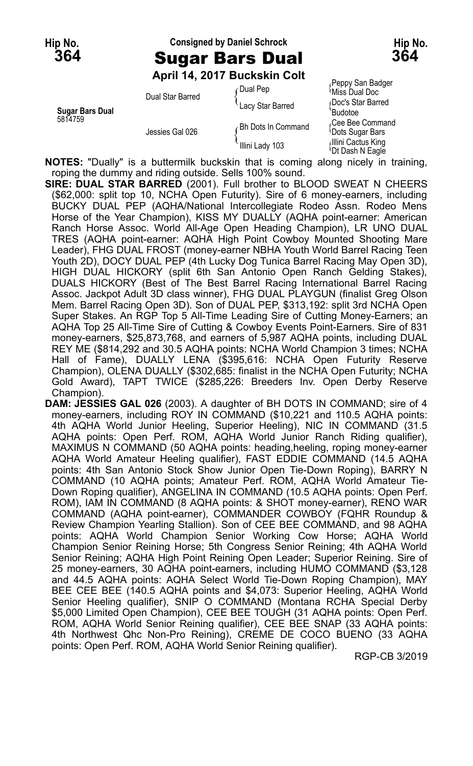**Hip No. 364** — Consigned by Daniel Schrock — **Hip No. 364**

# Sugar Bars Dual

**April 14, 2017 Buckskin Colt**

| | | | |
|---|---|---|---|
| **Sugar Bars Dual** 5814759 | Dual Star Barred | Dual Pep | Peppy San Badger |
| | | | Miss Dual Doc |
| | | Lacy Star Barred | Doc's Star Barred |
| | | | Budotoe |
| | Jessies Gal 026 | Bh Dots In Command | Cee Bee Command |
| | | | Dots Sugar Bars |
| | | Illini Lady 103 | Illini Cactus King |
| | | | Dt Dash N Eagle |

**NOTES:** "Dually" is a buttermilk buckskin that is coming along nicely in training, roping the dummy and riding outside. Sells 100% sound.

**SIRE: DUAL STAR BARRED** (2001). Full brother to BLOOD SWEAT N CHEERS ($62,000: split top 10, NCHA Open Futurity). Sire of 6 money-earners, including BUCKY DUAL PEP (AQHA/National Intercollegiate Rodeo Assn. Rodeo Mens Horse of the Year Champion), KISS MY DUALLY (AQHA point-earner: American Ranch Horse Assoc. World All-Age Open Heading Champion), LR UNO DUAL TRES (AQHA point-earner: AQHA High Point Cowboy Mounted Shooting Mare Leader), FHG DUAL FROST (money-earner NBHA Youth World Barrel Racing Teen Youth 2D), DOCY DUAL PEP (4th Lucky Dog Tunica Barrel Racing May Open 3D), HIGH DUAL HICKORY (split 6th San Antonio Open Ranch Gelding Stakes), DUALS HICKORY (Best of The Best Barrel Racing International Barrel Racing Assoc. Jackpot Adult 3D class winner), FHG DUAL PLAYGUN (finalist Greg Olson Mem. Barrel Racing Open 3D). Son of DUAL PEP, $313,192: split 3rd NCHA Open Super Stakes. An RGP Top 5 All-Time Leading Sire of Cutting Money-Earners; an AQHA Top 25 All-Time Sire of Cutting & Cowboy Events Point-Earners. Sire of 831 money-earners, $25,873,768, and earners of 5,987 AQHA points, including DUAL REY ME ($814,292 and 30.5 AQHA points: NCHA World Champion 3 times; NCHA Hall of Fame), DUALLY LENA ($395,616: NCHA Open Futurity Reserve Champion), OLENA DUALLY ($302,685: finalist in the NCHA Open Futurity; NCHA Gold Award), TAPT TWICE ($285,226: Breeders Inv. Open Derby Reserve Champion).

**DAM: JESSIES GAL 026** (2003). A daughter of BH DOTS IN COMMAND; sire of 4 money-earners, including ROY IN COMMAND ($10,221 and 110.5 AQHA points: 4th AQHA World Junior Heeling, Superior Heeling), NIC IN COMMAND (31.5 AQHA points: Open Perf. ROM, AQHA World Junior Ranch Riding qualifier), MAXIMUS N COMMAND (50 AQHA points: heading,heeling, roping money-earner AQHA World Amateur Heeling qualifier), FAST EDDIE COMMAND (14.5 AQHA points: 4th San Antonio Stock Show Junior Open Tie-Down Roping), BARRY N COMMAND (10 AQHA points; Amateur Perf. ROM, AQHA World Amateur Tie-Down Roping qualifier), ANGELINA IN COMMAND (10.5 AQHA points: Open Perf. ROM), IAM IN COMMAND (8 AQHA points: & SHOT money-earner), RENO WAR COMMAND (AQHA point-earner), COMMANDER COWBOY (FQHR Roundup & Review Champion Yearling Stallion). Son of CEE BEE COMMAND, and 98 AQHA points: AQHA World Champion Senior Working Cow Horse; AQHA World Champion Senior Reining Horse; 5th Congress Senior Reining; 4th AQHA World Senior Reining; AQHA High Point Reining Open Leader; Superior Reining. Sire of 25 money-earners, 30 AQHA point-earners, including HUMO COMMAND ($3,128 and 44.5 AQHA points: AQHA Select World Tie-Down Roping Champion), MAY BEE CEE BEE (140.5 AQHA points and $4,073: Superior Heeling, AQHA World Senior Heeling qualifier), SNIP O COMMAND (Montana RCHA Special Derby $5,000 Limited Open Champion), CEE BEE TOUGH (31 AQHA points: Open Perf. ROM, AQHA World Senior Reining qualifier), CEE BEE SNAP (33 AQHA points: 4th Northwest Qhc Non-Pro Reining), CREME DE COCO BUENO (33 AQHA points: Open Perf. ROM, AQHA World Senior Reining qualifier).

RGP-CB 3/2019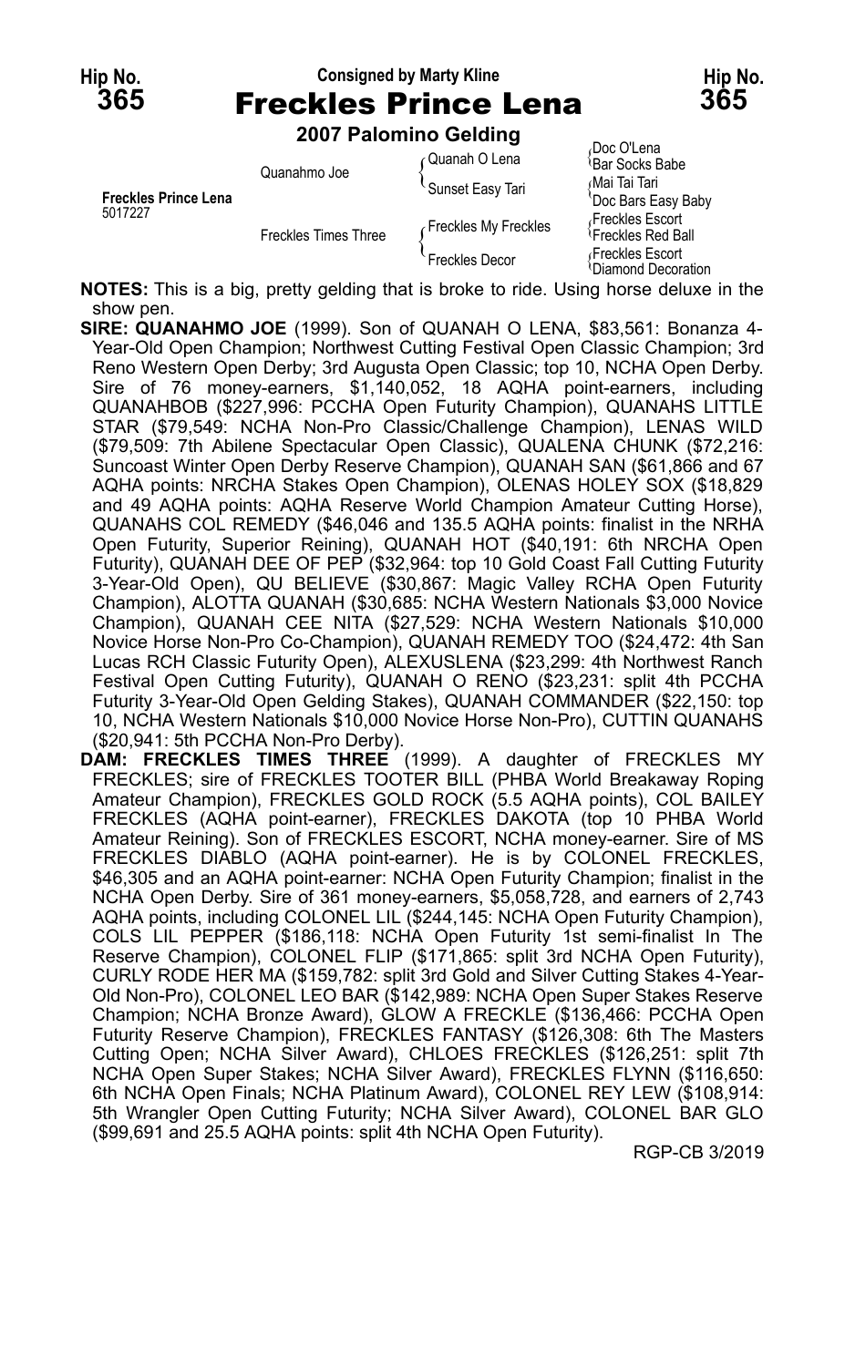**Hip No. 365** — Consigned by Marty Kline — **Hip No. 365**

# Freckles Prince Lena

### 2007 Palomino Gelding

| | | | |
|---|---|---|---|
| **Freckles Prince Lena** 5017227 | Quanahmo Joe | Quanah O Lena | Doc O'Lena |
| | | | Bar Socks Babe |
| | | Sunset Easy Tari | Mai Tai Tari |
| | | | Doc Bars Easy Baby |
| | Freckles Times Three | Freckles My Freckles | Freckles Escort |
| | | | Freckles Red Ball |
| | | Freckles Decor | Freckles Escort |
| | | | Diamond Decoration |

**NOTES:** This is a big, pretty gelding that is broke to ride. Using horse deluxe in the show pen.

**SIRE: QUANAHMO JOE** (1999). Son of QUANAH O LENA, $83,561: Bonanza 4-Year-Old Open Champion; Northwest Cutting Festival Open Classic Champion; 3rd Reno Western Open Derby; 3rd Augusta Open Classic; top 10, NCHA Open Derby. Sire of 76 money-earners, $1,140,052, 18 AQHA point-earners, including QUANAHBOB ($227,996: PCCHA Open Futurity Champion), QUANAHS LITTLE STAR ($79,549: NCHA Non-Pro Classic/Challenge Champion), LENAS WILD ($79,509: 7th Abilene Spectacular Open Classic), QUALENA CHUNK ($72,216: Suncoast Winter Open Derby Reserve Champion), QUANAH SAN ($61,866 and 67 AQHA points: NRCHA Stakes Open Champion), OLENAS HOLEY SOX ($18,829 and 49 AQHA points: AQHA Reserve World Champion Amateur Cutting Horse), QUANAHS COL REMEDY ($46,046 and 135.5 AQHA points: finalist in the NRHA Open Futurity, Superior Reining), QUANAH HOT ($40,191: 6th NRCHA Open Futurity), QUANAH DEE OF PEP ($32,964: top 10 Gold Coast Fall Cutting Futurity 3-Year-Old Open), QU BELIEVE ($30,867: Magic Valley RCHA Open Futurity Champion), ALOTTA QUANAH ($30,685: NCHA Western Nationals $3,000 Novice Champion), QUANAH CEE NITA ($27,529: NCHA Western Nationals $10,000 Novice Horse Non-Pro Co-Champion), QUANAH REMEDY TOO ($24,472: 4th San Lucas RCH Classic Futurity Open), ALEXUSLENA ($23,299: 4th Northwest Ranch Festival Open Cutting Futurity), QUANAH O RENO ($23,231: split 4th PCCHA Futurity 3-Year-Old Open Gelding Stakes), QUANAH COMMANDER ($22,150: top 10, NCHA Western Nationals $10,000 Novice Horse Non-Pro), CUTTIN QUANAHS ($20,941: 5th PCCHA Non-Pro Derby).

**DAM: FRECKLES TIMES THREE** (1999). A daughter of FRECKLES MY FRECKLES; sire of FRECKLES TOOTER BILL (PHBA World Breakaway Roping Amateur Champion), FRECKLES GOLD ROCK (5.5 AQHA points), COL BAILEY FRECKLES (AQHA point-earner), FRECKLES DAKOTA (top 10 PHBA World Amateur Reining). Son of FRECKLES ESCORT, NCHA money-earner. Sire of MS FRECKLES DIABLO (AQHA point-earner). He is by COLONEL FRECKLES, $46,305 and an AQHA point-earner: NCHA Open Futurity Champion; finalist in the NCHA Open Derby. Sire of 361 money-earners, $5,058,728, and earners of 2,743 AQHA points, including COLONEL LIL ($244,145: NCHA Open Futurity Champion), COLS LIL PEPPER ($186,118: NCHA Open Futurity 1st semi-finalist In The Reserve Champion), COLONEL FLIP ($171,865: split 3rd NCHA Open Futurity), CURLY RODE HER MA ($159,782: split 3rd Gold and Silver Cutting Stakes 4-Year-Old Non-Pro), COLONEL LEO BAR ($142,989: NCHA Open Super Stakes Reserve Champion; NCHA Bronze Award), GLOW A FRECKLE ($136,466: PCCHA Open Futurity Reserve Champion), FRECKLES FANTASY ($126,308: 6th The Masters Cutting Open; NCHA Silver Award), CHLOES FRECKLES ($126,251: split 7th NCHA Open Super Stakes; NCHA Silver Award), FRECKLES FLYNN ($116,650: 6th NCHA Open Finals; NCHA Platinum Award), COLONEL REY LEW ($108,914: 5th Wrangler Open Cutting Futurity; NCHA Silver Award), COLONEL BAR GLO ($99,691 and 25.5 AQHA points: split 4th NCHA Open Futurity).

RGP-CB 3/2019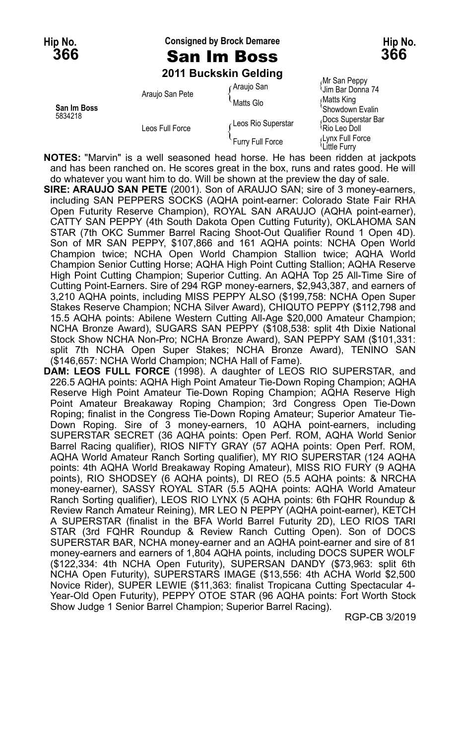Hip No. **366**

Consigned by Brock Demaree

# San Im Boss

**2011 Buckskin Gelding**

| | | | |
|---|---|---|---|
| **San Im Boss** 5834218 | Araujo San Pete | Araujo San | Mr San Peppy / Jim Bar Donna 74 |
| | | Matts Glo | Matts King / Showdown Evalin |
| | Leos Full Force | Leos Rio Superstar | Docs Superstar Bar / Rio Leo Doll |
| | | Furry Full Force | Lynx Full Force / Little Furry |

**NOTES:** "Marvin" is a well seasoned head horse. He has been ridden at jackpots and has been ranched on. He scores great in the box, runs and rates good. He will do whatever you want him to do. Will be shown at the preview the day of sale.

**SIRE: ARAUJO SAN PETE** (2001). Son of ARAUJO SAN; sire of 3 money-earners, including SAN PEPPERS SOCKS (AQHA point-earner: Colorado State Fair RHA Open Futurity Reserve Champion), ROYAL SAN ARAUJO (AQHA point-earner), CATTY SAN PEPPY (4th South Dakota Open Cutting Futurity), OKLAHOMA SAN STAR (7th OKC Summer Barrel Racing Shoot-Out Qualifier Round 1 Open 4D). Son of MR SAN PEPPY, $107,866 and 161 AQHA points: NCHA Open World Champion twice; NCHA Open World Champion Stallion twice; AQHA World Champion Senior Cutting Horse; AQHA High Point Cutting Stallion; AQHA Reserve High Point Cutting Champion; Superior Cutting. An AQHA Top 25 All-Time Sire of Cutting Point-Earners. Sire of 294 RGP money-earners, $2,943,387, and earners of 3,210 AQHA points, including MISS PEPPY ALSO ($199,758: NCHA Open Super Stakes Reserve Champion; NCHA Silver Award), CHIQUTO PEPPY ($112,798 and 15.5 AQHA points: Abilene Western Cutting All-Age $20,000 Amateur Champion; NCHA Bronze Award), SUGARS SAN PEPPY ($108,538: split 4th Dixie National Stock Show NCHA Non-Pro; NCHA Bronze Award), SAN PEPPY SAM ($101,331: split 7th NCHA Open Super Stakes; NCHA Bronze Award), TENINO SAN ($146,657: NCHA World Champion; NCHA Hall of Fame).

**DAM: LEOS FULL FORCE** (1998). A daughter of LEOS RIO SUPERSTAR, and 226.5 AQHA points: AQHA High Point Amateur Tie-Down Roping Champion; AQHA Reserve High Point Amateur Tie-Down Roping Champion; AQHA Reserve High Point Amateur Breakaway Roping Champion; 3rd Congress Open Tie-Down Roping; finalist in the Congress Tie-Down Roping Amateur; Superior Amateur Tie-Down Roping. Sire of 3 money-earners, 10 AQHA point-earners, including SUPERSTAR SECRET (36 AQHA points: Open Perf. ROM, AQHA World Senior Barrel Racing qualifier), RIOS NIFTY GRAY (57 AQHA points: Open Perf. ROM, AQHA World Amateur Ranch Sorting qualifier), MY RIO SUPERSTAR (124 AQHA points: 4th AQHA World Breakaway Roping Amateur), MISS RIO FURY (9 AQHA points), RIO SHODSEY (6 AQHA points), DI REO (5.5 AQHA points: & NRCHA money-earner), SASSY ROYAL STAR (5.5 AQHA points: AQHA World Amateur Ranch Sorting qualifier), LEOS RIO LYNX (5 AQHA points: 6th FQHR Roundup & Review Ranch Amateur Reining), MR LEO N PEPPY (AQHA point-earner), KETCH A SUPERSTAR (finalist in the BFA World Barrel Futurity 2D), LEO RIOS TARI STAR (3rd FQHR Roundup & Review Ranch Cutting Open). Son of DOCS SUPERSTAR BAR, NCHA money-earner and an AQHA point-earner and sire of 81 money-earners and earners of 1,804 AQHA points, including DOCS SUPER WOLF ($122,334: 4th NCHA Open Futurity), SUPERSAN DANDY ($73,963: split 6th NCHA Open Futurity), SUPERSTARS IMAGE ($13,556: 4th ACHA World $2,500 Novice Rider), SUPER LEWIE ($11,363: finalist Tropicana Cutting Spectacular 4-Year-Old Open Futurity), PEPPY OTOE STAR (96 AQHA points: Fort Worth Stock Show Judge 1 Senior Barrel Champion; Superior Barrel Racing).

RGP-CB 3/2019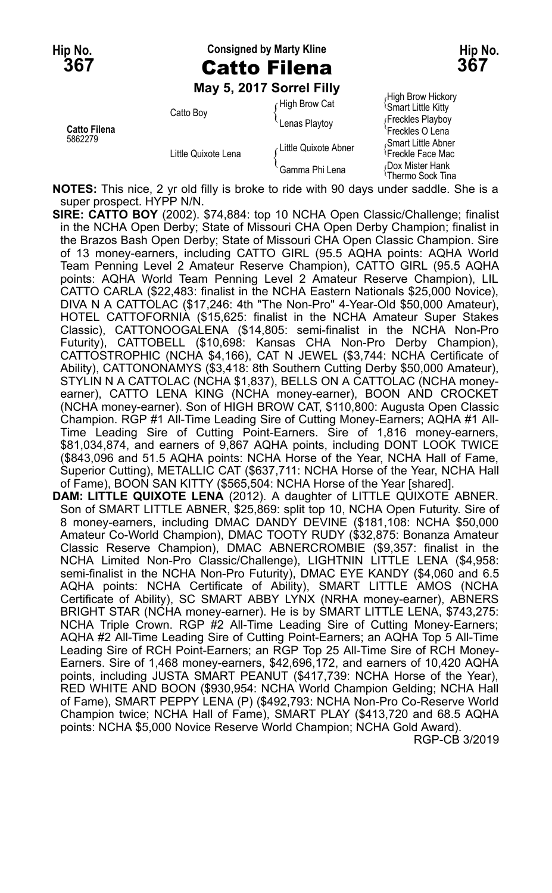**Hip No. 367** — Consigned by Marty Kline — **Hip No. 367**

# Catto Filena

**May 5, 2017 Sorrel Filly**

| | | | |
|---|---|---|---|
| **Catto Filena** 5862279 | Catto Boy | High Brow Cat | High Brow Hickory |
| | | | Smart Little Kitty |
| | | Lenas Playtoy | Freckles Playboy |
| | | | Freckles O Lena |
| | Little Quixote Lena | Little Quixote Abner | Smart Little Abner |
| | | | Freckle Face Mac |
| | | Gamma Phi Lena | Dox Mister Hank |
| | | | Thermo Sock Tina |

**NOTES:** This nice, 2 yr old filly is broke to ride with 90 days under saddle. She is a super prospect. HYPP N/N.

**SIRE: CATTO BOY** (2002). $74,884: top 10 NCHA Open Classic/Challenge; finalist in the NCHA Open Derby; State of Missouri CHA Open Derby Champion; finalist in the Brazos Bash Open Derby; State of Missouri CHA Open Classic Champion. Sire of 13 money-earners, including CATTO GIRL (95.5 AQHA points: AQHA World Team Penning Level 2 Amateur Reserve Champion), CATTO GIRL (95.5 AQHA points: AQHA World Team Penning Level 2 Amateur Reserve Champion), LIL CATTO CARLA ($22,483: finalist in the NCHA Eastern Nationals $25,000 Novice), DIVA N A CATTOLAC ($17,246: 4th "The Non-Pro" 4-Year-Old $50,000 Amateur), HOTEL CATTOFORNIA ($15,625: finalist in the NCHA Amateur Super Stakes Classic), CATTONOOGALENA ($14,805: semi-finalist in the NCHA Non-Pro Futurity), CATTOBELL ($10,698: Kansas CHA Non-Pro Derby Champion), CATTOSTROPHIC (NCHA $4,166), CAT N JEWEL ($3,744: NCHA Certificate of Ability), CATTONONAMYS ($3,418: 8th Southern Cutting Derby $50,000 Amateur), STYLIN N A CATTOLAC (NCHA $1,837), BELLS ON A CATTOLAC (NCHA money-earner), CATTO LENA KING (NCHA money-earner), BOON AND CROCKET (NCHA money-earner). Son of HIGH BROW CAT, $110,800: Augusta Open Classic Champion. RGP #1 All-Time Leading Sire of Cutting Money-Earners; AQHA #1 All-Time Leading Sire of Cutting Point-Earners. Sire of 1,816 money-earners, $81,034,874, and earners of 9,867 AQHA points, including DONT LOOK TWICE ($843,096 and 51.5 AQHA points: NCHA Horse of the Year, NCHA Hall of Fame, Superior Cutting), METALLIC CAT ($637,711: NCHA Horse of the Year, NCHA Hall of Fame), BOON SAN KITTY ($565,504: NCHA Horse of the Year [shared].

**DAM: LITTLE QUIXOTE LENA** (2012). A daughter of LITTLE QUIXOTE ABNER. Son of SMART LITTLE ABNER, $25,869: split top 10, NCHA Open Futurity. Sire of 8 money-earners, including DMAC DANDY DEVINE ($181,108: NCHA $50,000 Amateur Co-World Champion), DMAC TOOTY RUDY ($32,875: Bonanza Amateur Classic Reserve Champion), DMAC ABNERCROMBIE ($9,357: finalist in the NCHA Limited Non-Pro Classic/Challenge), LIGHTNIN LITTLE LENA ($4,958: semi-finalist in the NCHA Non-Pro Futurity), DMAC EYE KANDY ($4,060 and 6.5 AQHA points: NCHA Certificate of Ability), SMART LITTLE AMOS (NCHA Certificate of Ability), SC SMART ABBY LYNX (NRHA money-earner), ABNERS BRIGHT STAR (NCHA money-earner). He is by SMART LITTLE LENA, $743,275: NCHA Triple Crown. RGP #2 All-Time Leading Sire of Cutting Money-Earners; AQHA #2 All-Time Leading Sire of Cutting Point-Earners; an AQHA Top 5 All-Time Leading Sire of RCH Point-Earners; an RGP Top 25 All-Time Sire of RCH Money-Earners. Sire of 1,468 money-earners, $42,696,172, and earners of 10,420 AQHA points, including JUSTA SMART PEANUT ($417,739: NCHA Horse of the Year), RED WHITE AND BOON ($930,954: NCHA World Champion Gelding; NCHA Hall of Fame), SMART PEPPY LENA (P) ($492,793: NCHA Non-Pro Co-Reserve World Champion twice; NCHA Hall of Fame), SMART PLAY ($413,720 and 68.5 AQHA points: NCHA $5,000 Novice Reserve World Champion; NCHA Gold Award).

RGP-CB 3/2019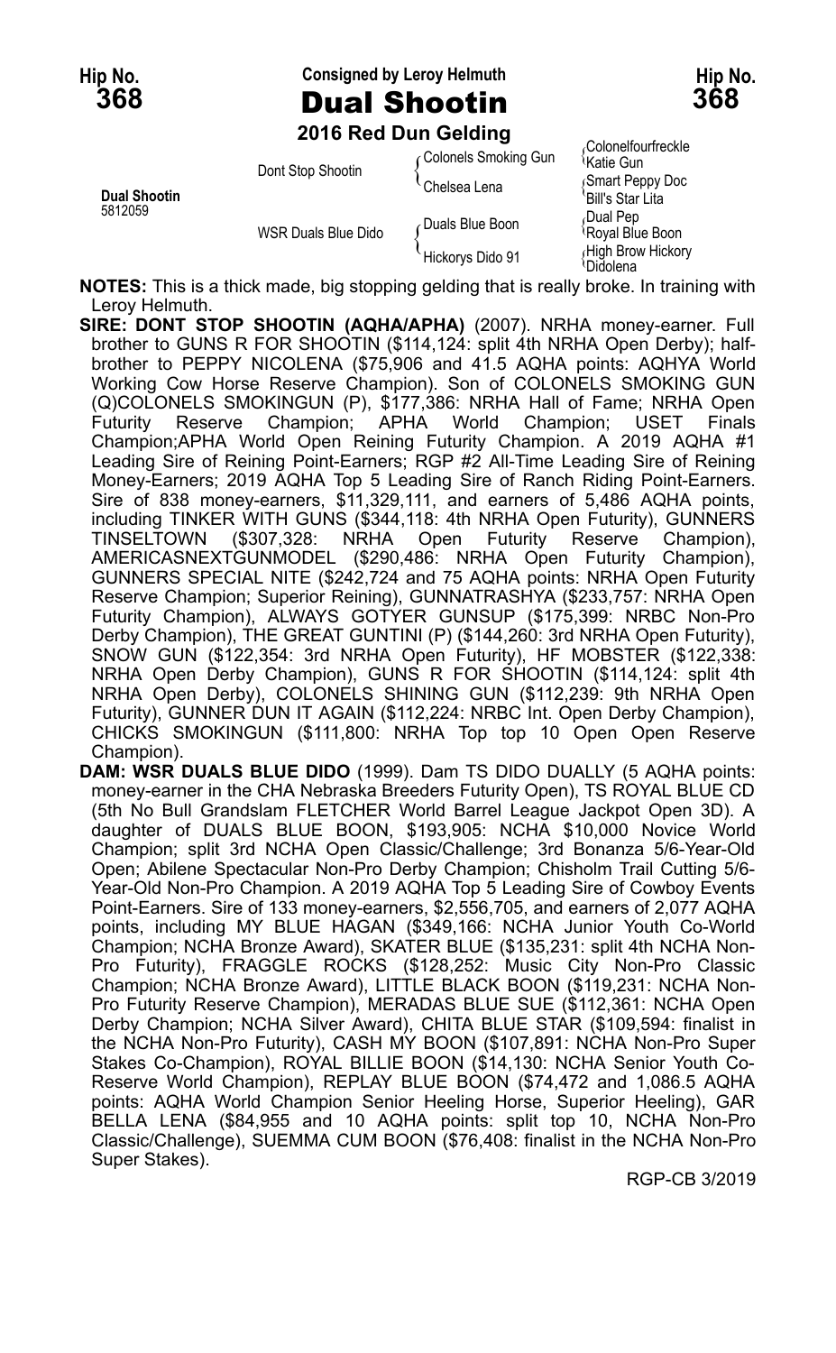**Hip No. 368** — Consigned by Leroy Helmuth — **Hip No. 368**

# Dual Shootin

**2016 Red Dun Gelding**

| | | | |
|---|---|---|---|
| **Dual Shootin** 5812059 | Dont Stop Shootin | Colonels Smoking Gun | Colonelfourfreckle |
| | | | Katie Gun |
| | | Chelsea Lena | Smart Peppy Doc |
| | | | Bill's Star Lita |
| | WSR Duals Blue Dido | Duals Blue Boon | Dual Pep |
| | | | Royal Blue Boon |
| | | Hickorys Dido 91 | High Brow Hickory |
| | | | Didolena |

**NOTES:** This is a thick made, big stopping gelding that is really broke. In training with Leroy Helmuth.

**SIRE: DONT STOP SHOOTIN (AQHA/APHA)** (2007). NRHA money-earner. Full brother to GUNS R FOR SHOOTIN ($114,124: split 4th NRHA Open Derby); half-brother to PEPPY NICOLENA ($75,906 and 41.5 AQHA points: AQHYA World Working Cow Horse Reserve Champion). Son of COLONELS SMOKING GUN (Q)COLONELS SMOKINGUN (P), $177,386: NRHA Hall of Fame; NRHA Open Futurity Reserve Champion; APHA World Champion; USET Finals Champion;APHA World Open Reining Futurity Champion. A 2019 AQHA #1 Leading Sire of Reining Point-Earners; RGP #2 All-Time Leading Sire of Reining Money-Earners; 2019 AQHA Top 5 Leading Sire of Ranch Riding Point-Earners. Sire of 838 money-earners, $11,329,111, and earners of 5,486 AQHA points, including TINKER WITH GUNS ($344,118: 4th NRHA Open Futurity), GUNNERS TINSELTOWN ($307,328: NRHA Open Futurity Reserve Champion), AMERICASNEXTGUNMODEL ($290,486: NRHA Open Futurity Champion), GUNNERS SPECIAL NITE ($242,724 and 75 AQHA points: NRHA Open Futurity Reserve Champion; Superior Reining), GUNNATRASHYA ($233,757: NRHA Open Futurity Champion), ALWAYS GOTYER GUNSUP ($175,399: NRBC Non-Pro Derby Champion), THE GREAT GUNTINI (P) ($144,260: 3rd NRHA Open Futurity), SNOW GUN ($122,354: 3rd NRHA Open Futurity), HF MOBSTER ($122,338: NRHA Open Derby Champion), GUNS R FOR SHOOTIN ($114,124: split 4th NRHA Open Derby), COLONELS SHINING GUN ($112,239: 9th NRHA Open Futurity), GUNNER DUN IT AGAIN ($112,224: NRBC Int. Open Derby Champion), CHICKS SMOKINGUN ($111,800: NRHA Top top 10 Open Open Reserve Champion).

**DAM: WSR DUALS BLUE DIDO** (1999). Dam TS DIDO DUALLY (5 AQHA points: money-earner in the CHA Nebraska Breeders Futurity Open), TS ROYAL BLUE CD (5th No Bull Grandslam FLETCHER World Barrel League Jackpot Open 3D). A daughter of DUALS BLUE BOON, $193,905: NCHA $10,000 Novice World Champion; split 3rd NCHA Open Classic/Challenge; 3rd Bonanza 5/6-Year-Old Open; Abilene Spectacular Non-Pro Derby Champion; Chisholm Trail Cutting 5/6-Year-Old Non-Pro Champion. A 2019 AQHA Top 5 Leading Sire of Cowboy Events Point-Earners. Sire of 133 money-earners, $2,556,705, and earners of 2,077 AQHA points, including MY BLUE HAGAN ($349,166: NCHA Junior Youth Co-World Champion; NCHA Bronze Award), SKATER BLUE ($135,231: split 4th NCHA Non-Pro Futurity), FRAGGLE ROCKS ($128,252: Music City Non-Pro Classic Champion; NCHA Bronze Award), LITTLE BLACK BOON ($119,231: NCHA Non-Pro Futurity Reserve Champion), MERADAS BLUE SUE ($112,361: NCHA Open Derby Champion; NCHA Silver Award), CHITA BLUE STAR ($109,594: finalist in the NCHA Non-Pro Futurity), CASH MY BOON ($107,891: NCHA Non-Pro Super Stakes Co-Champion), ROYAL BILLIE BOON ($14,130: NCHA Senior Youth Co-Reserve World Champion), REPLAY BLUE BOON ($74,472 and 1,086.5 AQHA points: AQHA World Champion Senior Heeling Horse, Superior Heeling), GAR BELLA LENA ($84,955 and 10 AQHA points: split top 10, NCHA Non-Pro Classic/Challenge), SUEMMA CUM BOON ($76,408: finalist in the NCHA Non-Pro Super Stakes).

RGP-CB 3/2019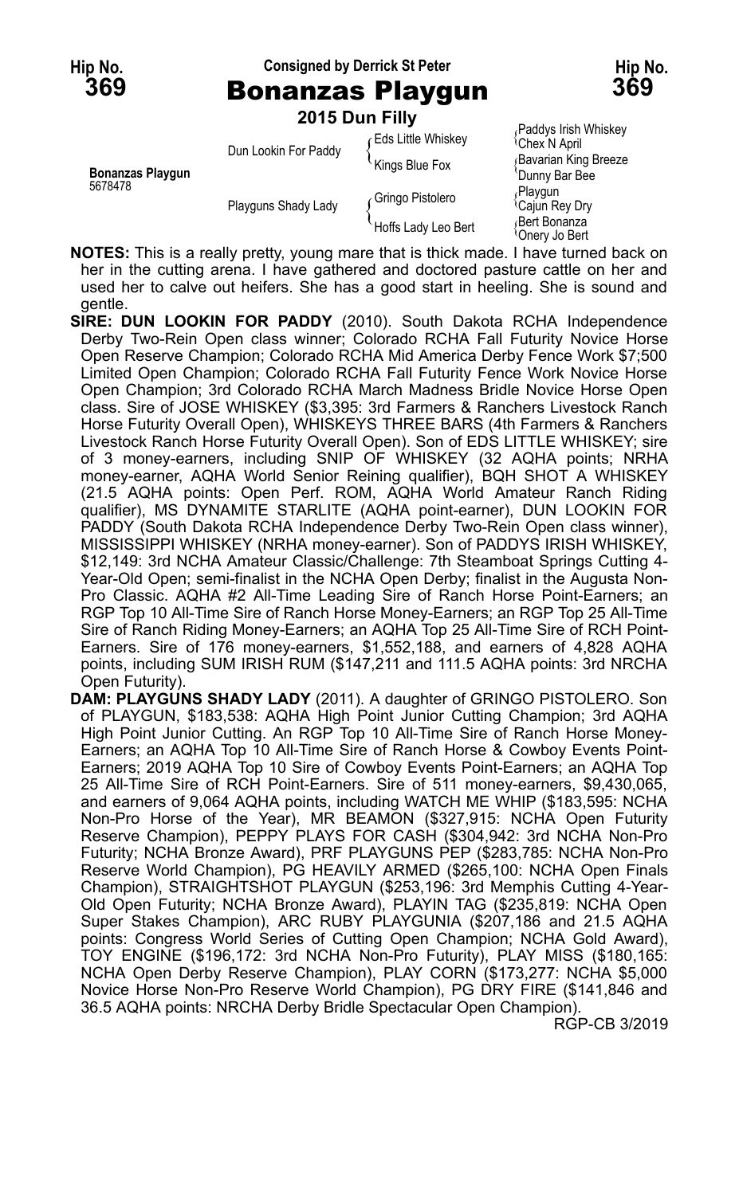**Hip No. 369** — Consigned by Derrick St Peter — **Hip No. 369**

# Bonanzas Playgun

**2015 Dun Filly**

| | | | |
|---|---|---|---|
| **Bonanzas Playgun** 5678478 | Dun Lookin For Paddy | Eds Little Whiskey | Paddys Irish Whiskey |
| | | | Chex N April |
| | | Kings Blue Fox | Bavarian King Breeze |
| | | | Dunny Bar Bee |
| | Playguns Shady Lady | Gringo Pistolero | Playgun |
| | | | Cajun Rey Dry |
| | | Hoffs Lady Leo Bert | Bert Bonanza |
| | | | Onery Jo Bert |

**NOTES:** This is a really pretty, young mare that is thick made. I have turned back on her in the cutting arena. I have gathered and doctored pasture cattle on her and used her to calve out heifers. She has a good start in heeling. She is sound and gentle.

**SIRE: DUN LOOKIN FOR PADDY** (2010). South Dakota RCHA Independence Derby Two-Rein Open class winner; Colorado RCHA Fall Futurity Novice Horse Open Reserve Champion; Colorado RCHA Mid America Derby Fence Work $7;500 Limited Open Champion; Colorado RCHA Fall Futurity Fence Work Novice Horse Open Champion; 3rd Colorado RCHA March Madness Bridle Novice Horse Open class. Sire of JOSE WHISKEY ($3,395: 3rd Farmers & Ranchers Livestock Ranch Horse Futurity Overall Open), WHISKEYS THREE BARS (4th Farmers & Ranchers Livestock Ranch Horse Futurity Overall Open). Son of EDS LITTLE WHISKEY; sire of 3 money-earners, including SNIP OF WHISKEY (32 AQHA points; NRHA money-earner, AQHA World Senior Reining qualifier), BQH SHOT A WHISKEY (21.5 AQHA points: Open Perf. ROM, AQHA World Amateur Ranch Riding qualifier), MS DYNAMITE STARLITE (AQHA point-earner), DUN LOOKIN FOR PADDY (South Dakota RCHA Independence Derby Two-Rein Open class winner), MISSISSIPPI WHISKEY (NRHA money-earner). Son of PADDYS IRISH WHISKEY, $12,149: 3rd NCHA Amateur Classic/Challenge: 7th Steamboat Springs Cutting 4-Year-Old Open; semi-finalist in the NCHA Open Derby; finalist in the Augusta Non-Pro Classic. AQHA #2 All-Time Leading Sire of Ranch Horse Point-Earners; an RGP Top 10 All-Time Sire of Ranch Horse Money-Earners; an RGP Top 25 All-Time Sire of Ranch Riding Money-Earners; an AQHA Top 25 All-Time Sire of RCH Point-Earners. Sire of 176 money-earners, $1,552,188, and earners of 4,828 AQHA points, including SUM IRISH RUM ($147,211 and 111.5 AQHA points: 3rd NRCHA Open Futurity).

**DAM: PLAYGUNS SHADY LADY** (2011). A daughter of GRINGO PISTOLERO. Son of PLAYGUN, $183,538: AQHA High Point Junior Cutting Champion; 3rd AQHA High Point Junior Cutting. An RGP Top 10 All-Time Sire of Ranch Horse Money-Earners; an AQHA Top 10 All-Time Sire of Ranch Horse & Cowboy Events Point-Earners; 2019 AQHA Top 10 Sire of Cowboy Events Point-Earners; an AQHA Top 25 All-Time Sire of RCH Point-Earners. Sire of 511 money-earners, $9,430,065, and earners of 9,064 AQHA points, including WATCH ME WHIP ($183,595: NCHA Non-Pro Horse of the Year), MR BEAMON ($327,915: NCHA Open Futurity Reserve Champion), PEPPY PLAYS FOR CASH ($304,942: 3rd NCHA Non-Pro Futurity; NCHA Bronze Award), PRF PLAYGUNS PEP ($283,785: NCHA Non-Pro Reserve World Champion), PG HEAVILY ARMED ($265,100: NCHA Open Finals Champion), STRAIGHTSHOT PLAYGUN ($253,196: 3rd Memphis Cutting 4-Year-Old Open Futurity; NCHA Bronze Award), PLAYIN TAG ($235,819: NCHA Open Super Stakes Champion), ARC RUBY PLAYGUNIA ($207,186 and 21.5 AQHA points: Congress World Series of Cutting Open Champion; NCHA Gold Award), TOY ENGINE ($196,172: 3rd NCHA Non-Pro Futurity), PLAY MISS ($180,165: NCHA Open Derby Reserve Champion), PLAY CORN ($173,277: NCHA $5,000 Novice Horse Non-Pro Reserve World Champion), PG DRY FIRE ($141,846 and 36.5 AQHA points: NRCHA Derby Bridle Spectacular Open Champion).

RGP-CB 3/2019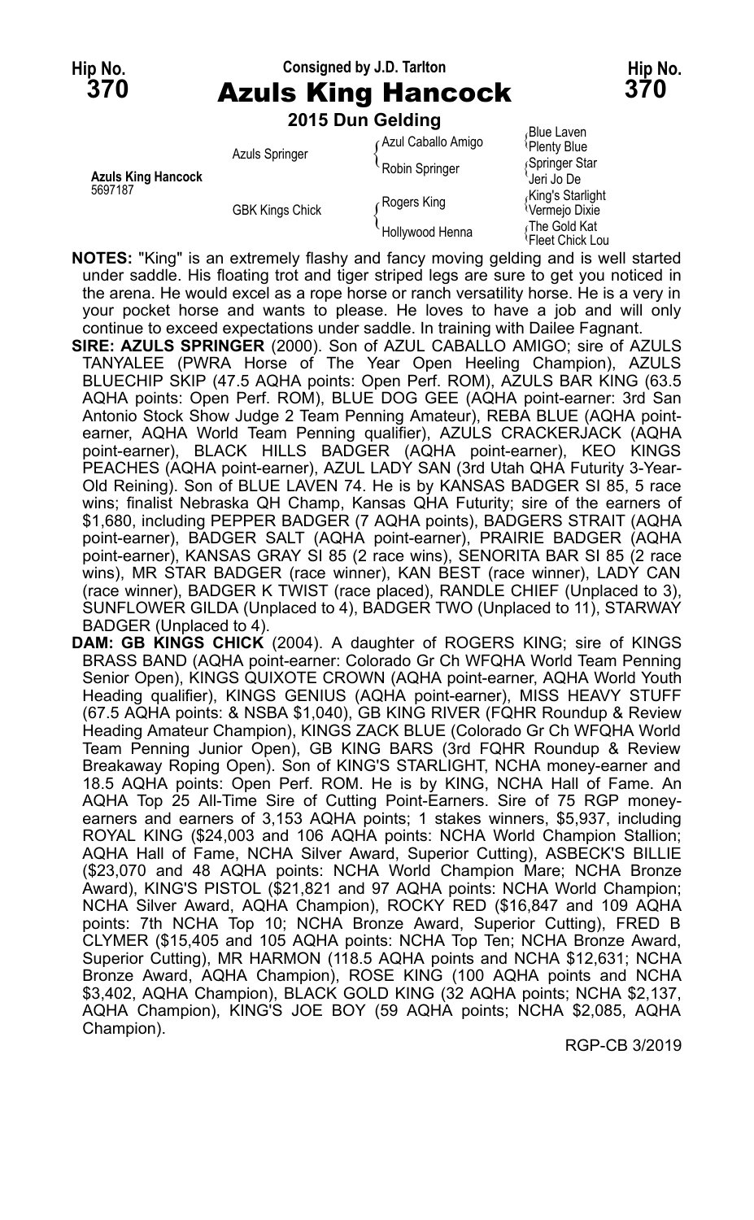Hip No. **370** Consigned by J.D. Tarlton Hip No. **370**

# Azuls King Hancock

**2015 Dun Gelding**

| | | | |
|---|---|---|---|
| **Azuls King Hancock** 5697187 | Azuls Springer | Azul Caballo Amigo | Blue Laven |
| | | | Plenty Blue |
| | | Robin Springer | Springer Star |
| | | | Jeri Jo De |
| | GBK Kings Chick | Rogers King | King's Starlight |
| | | | Vermejo Dixie |
| | | Hollywood Henna | The Gold Kat |
| | | | Fleet Chick Lou |

**NOTES:** "King" is an extremely flashy and fancy moving gelding and is well started under saddle. His floating trot and tiger striped legs are sure to get you noticed in the arena. He would excel as a rope horse or ranch versatility horse. He is a very in your pocket horse and wants to please. He loves to have a job and will only continue to exceed expectations under saddle. In training with Dailee Fagnant.

**SIRE: AZULS SPRINGER** (2000). Son of AZUL CABALLO AMIGO; sire of AZULS TANYALEE (PWRA Horse of The Year Open Heeling Champion), AZULS BLUECHIP SKIP (47.5 AQHA points: Open Perf. ROM), AZULS BAR KING (63.5 AQHA points: Open Perf. ROM), BLUE DOG GEE (AQHA point-earner: 3rd San Antonio Stock Show Judge 2 Team Penning Amateur), REBA BLUE (AQHA point-earner, AQHA World Team Penning qualifier), AZULS CRACKERJACK (AQHA point-earner), BLACK HILLS BADGER (AQHA point-earner), KEO KINGS PEACHES (AQHA point-earner), AZUL LADY SAN (3rd Utah QHA Futurity 3-Year-Old Reining). Son of BLUE LAVEN 74. He is by KANSAS BADGER SI 85, 5 race wins; finalist Nebraska QH Champ, Kansas QHA Futurity; sire of the earners of $1,680, including PEPPER BADGER (7 AQHA points), BADGERS STRAIT (AQHA point-earner), BADGER SALT (AQHA point-earner), PRAIRIE BADGER (AQHA point-earner), KANSAS GRAY SI 85 (2 race wins), SENORITA BAR SI 85 (2 race wins), MR STAR BADGER (race winner), KAN BEST (race winner), LADY CAN (race winner), BADGER K TWIST (race placed), RANDLE CHIEF (Unplaced to 3), SUNFLOWER GILDA (Unplaced to 4), BADGER TWO (Unplaced to 11), STARWAY BADGER (Unplaced to 4).

**DAM: GB KINGS CHICK** (2004). A daughter of ROGERS KING; sire of KINGS BRASS BAND (AQHA point-earner: Colorado Gr Ch WFQHA World Team Penning Senior Open), KINGS QUIXOTE CROWN (AQHA point-earner, AQHA World Youth Heading qualifier), KINGS GENIUS (AQHA point-earner), MISS HEAVY STUFF (67.5 AQHA points: & NSBA $1,040), GB KING RIVER (FQHR Roundup & Review Heading Amateur Champion), KINGS ZACK BLUE (Colorado Gr Ch WFQHA World Team Penning Junior Open), GB KING BARS (3rd FQHR Roundup & Review Breakaway Roping Open). Son of KING'S STARLIGHT, NCHA money-earner and 18.5 AQHA points: Open Perf. ROM. He is by KING, NCHA Hall of Fame. An AQHA Top 25 All-Time Sire of Cutting Point-Earners. Sire of 75 RGP money-earners and earners of 3,153 AQHA points; 1 stakes winners, $5,937, including ROYAL KING ($24,003 and 106 AQHA points: NCHA World Champion Stallion; AQHA Hall of Fame, NCHA Silver Award, Superior Cutting), ASBECK'S BILLIE ($23,070 and 48 AQHA points: NCHA World Champion Mare; NCHA Bronze Award), KING'S PISTOL ($21,821 and 97 AQHA points: NCHA World Champion; NCHA Silver Award, AQHA Champion), ROCKY RED ($16,847 and 109 AQHA points: 7th NCHA Top 10; NCHA Bronze Award, Superior Cutting), FRED B CLYMER ($15,405 and 105 AQHA points: NCHA Top Ten; NCHA Bronze Award, Superior Cutting), MR HARMON (118.5 AQHA points and NCHA $12,631; NCHA Bronze Award, AQHA Champion), ROSE KING (100 AQHA points and NCHA $3,402, AQHA Champion), BLACK GOLD KING (32 AQHA points; NCHA $2,137, AQHA Champion), KING'S JOE BOY (59 AQHA points; NCHA $2,085, AQHA Champion).

RGP-CB 3/2019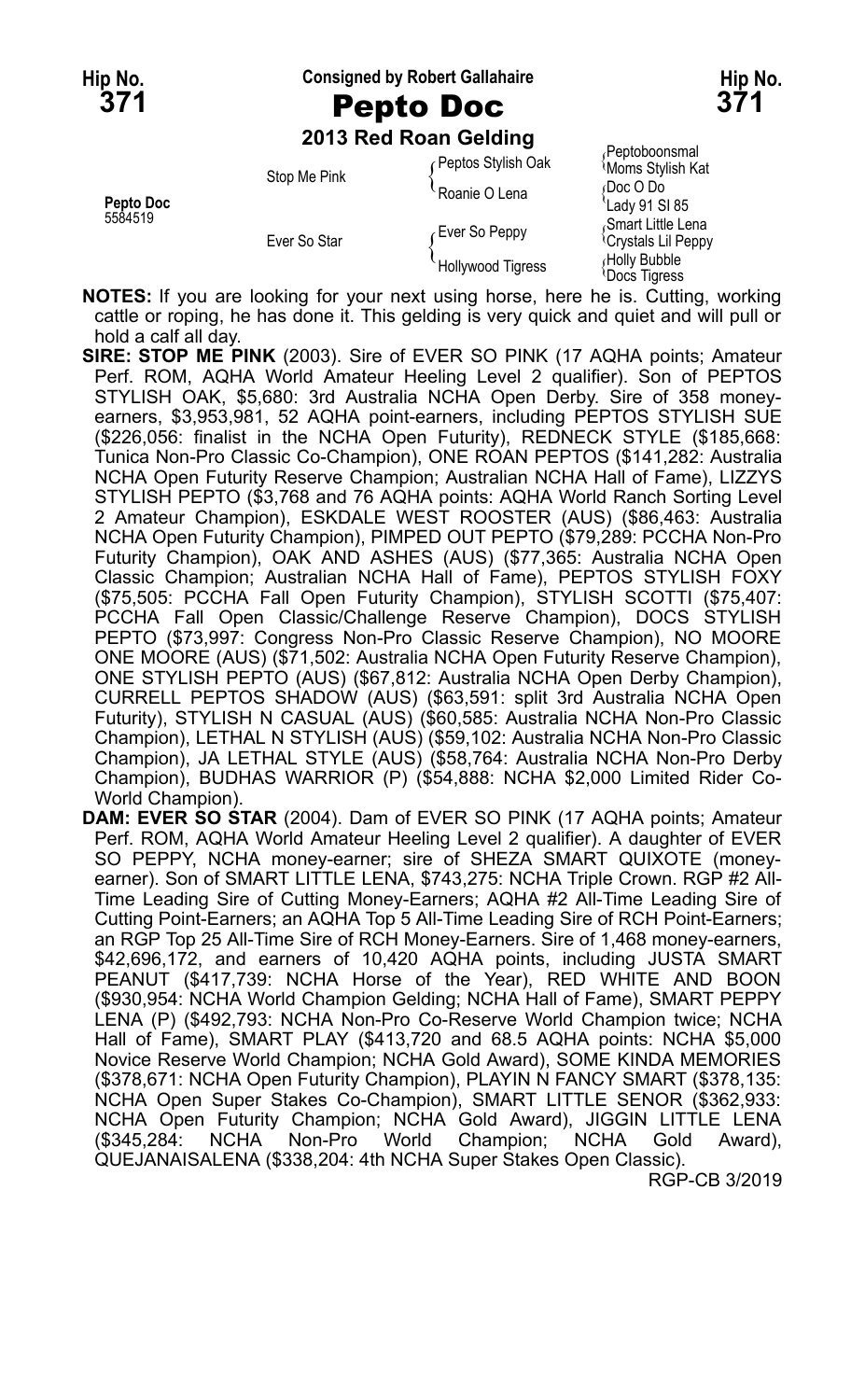**Hip No. 371** — Consigned by Robert Gallahaire — **Hip No. 371**

# Pepto Doc

**2013 Red Roan Gelding**

| | | | |
|---|---|---|---|
| **Pepto Doc** 5584519 | Stop Me Pink | Peptos Stylish Oak | Peptoboonsmal |
| | | | Moms Stylish Kat |
| | | Roanie O Lena | Doc O Do |
| | | | Lady 91 Sl 85 |
| | Ever So Star | Ever So Peppy | Smart Little Lena |
| | | | Crystals Lil Peppy |
| | | Hollywood Tigress | Holly Bubble |
| | | | Docs Tigress |

**NOTES:** If you are looking for your next using horse, here he is. Cutting, working cattle or roping, he has done it. This gelding is very quick and quiet and will pull or hold a calf all day.

**SIRE: STOP ME PINK** (2003). Sire of EVER SO PINK (17 AQHA points; Amateur Perf. ROM, AQHA World Amateur Heeling Level 2 qualifier). Son of PEPTOS STYLISH OAK, $5,680: 3rd Australia NCHA Open Derby. Sire of 358 money-earners, $3,953,981, 52 AQHA point-earners, including PEPTOS STYLISH SUE ($226,056: finalist in the NCHA Open Futurity), REDNECK STYLE ($185,668: Tunica Non-Pro Classic Co-Champion), ONE ROAN PEPTOS ($141,282: Australia NCHA Open Futurity Reserve Champion; Australian NCHA Hall of Fame), LIZZYS STYLISH PEPTO ($3,768 and 76 AQHA points: AQHA World Ranch Sorting Level 2 Amateur Champion), ESKDALE WEST ROOSTER (AUS) ($86,463: Australia NCHA Open Futurity Champion), PIMPED OUT PEPTO ($79,289: PCCHA Non-Pro Futurity Champion), OAK AND ASHES (AUS) ($77,365: Australia NCHA Open Classic Champion; Australian NCHA Hall of Fame), PEPTOS STYLISH FOXY ($75,505: PCCHA Fall Open Futurity Champion), STYLISH SCOTTI ($75,407: PCCHA Fall Open Classic/Challenge Reserve Champion), DOCS STYLISH PEPTO ($73,997: Congress Non-Pro Classic Reserve Champion), NO MOORE ONE MOORE (AUS) ($71,502: Australia NCHA Open Futurity Reserve Champion), ONE STYLISH PEPTO (AUS) ($67,812: Australia NCHA Open Derby Champion), CURRELL PEPTOS SHADOW (AUS) ($63,591: split 3rd Australia NCHA Open Futurity), STYLISH N CASUAL (AUS) ($60,585: Australia NCHA Non-Pro Classic Champion), LETHAL N STYLISH (AUS) ($59,102: Australia NCHA Non-Pro Classic Champion), JA LETHAL STYLE (AUS) ($58,764: Australia NCHA Non-Pro Derby Champion), BUDHAS WARRIOR (P) ($54,888: NCHA $2,000 Limited Rider Co-World Champion).

**DAM: EVER SO STAR** (2004). Dam of EVER SO PINK (17 AQHA points; Amateur Perf. ROM, AQHA World Amateur Heeling Level 2 qualifier). A daughter of EVER SO PEPPY, NCHA money-earner; sire of SHEZA SMART QUIXOTE (money-earner). Son of SMART LITTLE LENA, $743,275: NCHA Triple Crown. RGP #2 All-Time Leading Sire of Cutting Money-Earners; AQHA #2 All-Time Leading Sire of Cutting Point-Earners; an AQHA Top 5 All-Time Leading Sire of RCH Point-Earners; an RGP Top 25 All-Time Sire of RCH Money-Earners. Sire of 1,468 money-earners, $42,696,172, and earners of 10,420 AQHA points, including JUSTA SMART PEANUT ($417,739: NCHA Horse of the Year), RED WHITE AND BOON ($930,954: NCHA World Champion Gelding; NCHA Hall of Fame), SMART PEPPY LENA (P) ($492,793: NCHA Non-Pro Co-Reserve World Champion twice; NCHA Hall of Fame), SMART PLAY ($413,720 and 68.5 AQHA points: NCHA $5,000 Novice Reserve World Champion; NCHA Gold Award), SOME KINDA MEMORIES ($378,671: NCHA Open Futurity Champion), PLAYIN N FANCY SMART ($378,135: NCHA Open Super Stakes Co-Champion), SMART LITTLE SENOR ($362,933: NCHA Open Futurity Champion; NCHA Gold Award), JIGGIN LITTLE LENA ($345,284: NCHA Non-Pro World Champion; NCHA Gold Award), QUEJANAISALENA ($338,204: 4th NCHA Super Stakes Open Classic).

RGP-CB 3/2019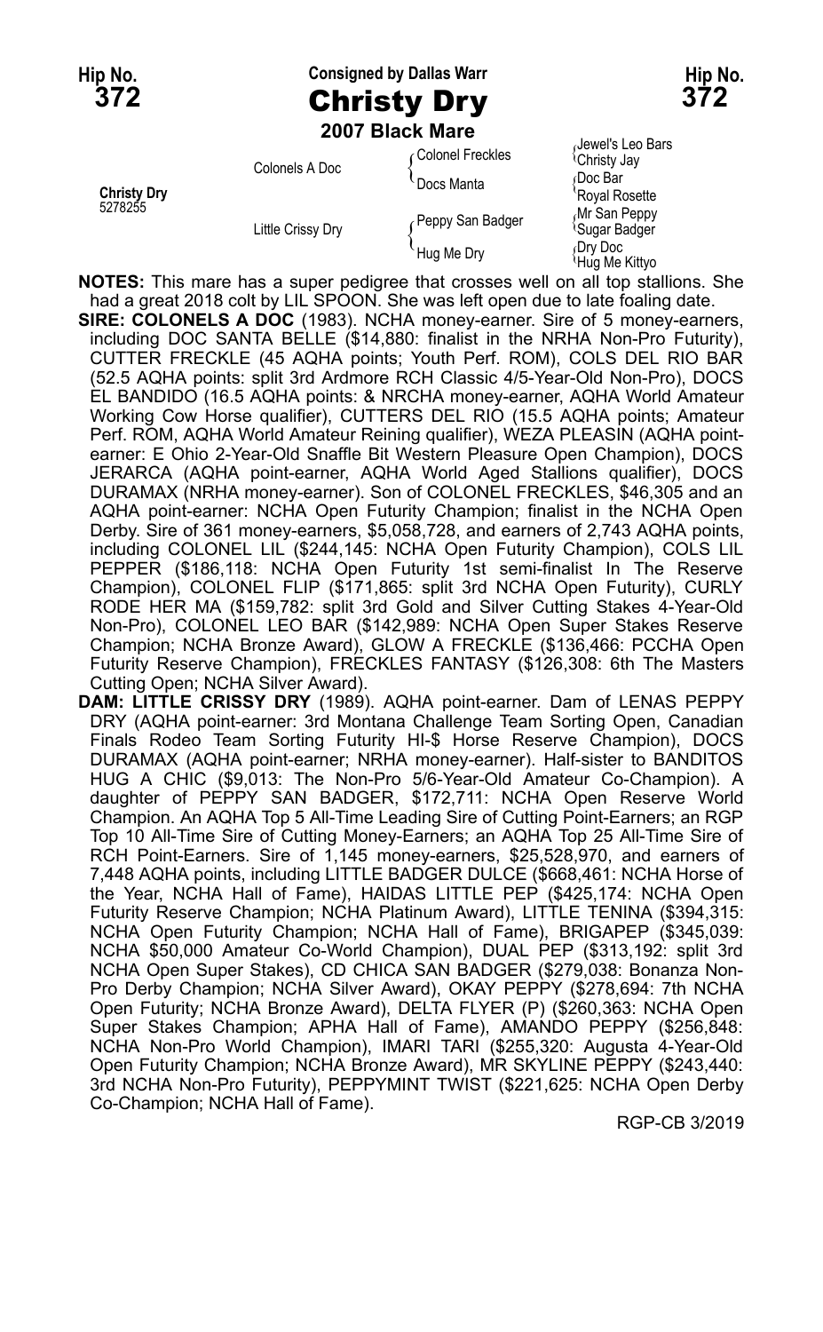Hip No. **372** — Consigned by Dallas Warr — Hip No. **372**

# Christy Dry

**2007 Black Mare**

| | | | |
|---|---|---|---|
| **Christy Dry** 5278255 | Colonels A Doc | Colonel Freckles | Jewel's Leo Bars |
| | | | Christy Jay |
| | | Docs Manta | Doc Bar |
| | | | Royal Rosette |
| | Little Crissy Dry | Peppy San Badger | Mr San Peppy |
| | | | Sugar Badger |
| | | Hug Me Dry | Dry Doc |
| | | | Hug Me Kittyo |

**NOTES:** This mare has a super pedigree that crosses well on all top stallions. She had a great 2018 colt by LIL SPOON. She was left open due to late foaling date.

**SIRE: COLONELS A DOC** (1983). NCHA money-earner. Sire of 5 money-earners, including DOC SANTA BELLE ($14,880: finalist in the NRHA Non-Pro Futurity), CUTTER FRECKLE (45 AQHA points; Youth Perf. ROM), COLS DEL RIO BAR (52.5 AQHA points: split 3rd Ardmore RCH Classic 4/5-Year-Old Non-Pro), DOCS EL BANDIDO (16.5 AQHA points: & NRCHA money-earner, AQHA World Amateur Working Cow Horse qualifier), CUTTERS DEL RIO (15.5 AQHA points; Amateur Perf. ROM, AQHA World Amateur Reining qualifier), WEZA PLEASIN (AQHA point-earner: E Ohio 2-Year-Old Snaffle Bit Western Pleasure Open Champion), DOCS JERARCA (AQHA point-earner, AQHA World Aged Stallions qualifier), DOCS DURAMAX (NRHA money-earner). Son of COLONEL FRECKLES, $46,305 and an AQHA point-earner: NCHA Open Futurity Champion; finalist in the NCHA Open Derby. Sire of 361 money-earners, $5,058,728, and earners of 2,743 AQHA points, including COLONEL LIL ($244,145: NCHA Open Futurity Champion), COLS LIL PEPPER ($186,118: NCHA Open Futurity 1st semi-finalist In The Reserve Champion), COLONEL FLIP ($171,865: split 3rd NCHA Open Futurity), CURLY RODE HER MA ($159,782: split 3rd Gold and Silver Cutting Stakes 4-Year-Old Non-Pro), COLONEL LEO BAR ($142,989: NCHA Open Super Stakes Reserve Champion; NCHA Bronze Award), GLOW A FRECKLE ($136,466: PCCHA Open Futurity Reserve Champion), FRECKLES FANTASY ($126,308: 6th The Masters Cutting Open; NCHA Silver Award).

**DAM: LITTLE CRISSY DRY** (1989). AQHA point-earner. Dam of LENAS PEPPY DRY (AQHA point-earner: 3rd Montana Challenge Team Sorting Open, Canadian Finals Rodeo Team Sorting Futurity HI-$ Horse Reserve Champion), DOCS DURAMAX (AQHA point-earner; NRHA money-earner). Half-sister to BANDITOS HUG A CHIC ($9,013: The Non-Pro 5/6-Year-Old Amateur Co-Champion). A daughter of PEPPY SAN BADGER, $172,711: NCHA Open Reserve World Champion. An AQHA Top 5 All-Time Leading Sire of Cutting Point-Earners; an RGP Top 10 All-Time Sire of Cutting Money-Earners; an AQHA Top 25 All-Time Sire of RCH Point-Earners. Sire of 1,145 money-earners, $25,528,970, and earners of 7,448 AQHA points, including LITTLE BADGER DULCE ($668,461: NCHA Horse of the Year, NCHA Hall of Fame), HAIDAS LITTLE PEP ($425,174: NCHA Open Futurity Reserve Champion; NCHA Platinum Award), LITTLE TENINA ($394,315: NCHA Open Futurity Champion; NCHA Hall of Fame), BRIGAPEP ($345,039: NCHA $50,000 Amateur Co-World Champion), DUAL PEP ($313,192: split 3rd NCHA Open Super Stakes), CD CHICA SAN BADGER ($279,038: Bonanza Non-Pro Derby Champion; NCHA Silver Award), OKAY PEPPY ($278,694: 7th NCHA Open Futurity; NCHA Bronze Award), DELTA FLYER (P) ($260,363: NCHA Open Super Stakes Champion; APHA Hall of Fame), AMANDO PEPPY ($256,848: NCHA Non-Pro World Champion), IMARI TARI ($255,320: Augusta 4-Year-Old Open Futurity Champion; NCHA Bronze Award), MR SKYLINE PEPPY ($243,440: 3rd NCHA Non-Pro Futurity), PEPPYMINT TWIST ($221,625: NCHA Open Derby Co-Champion; NCHA Hall of Fame).

RGP-CB 3/2019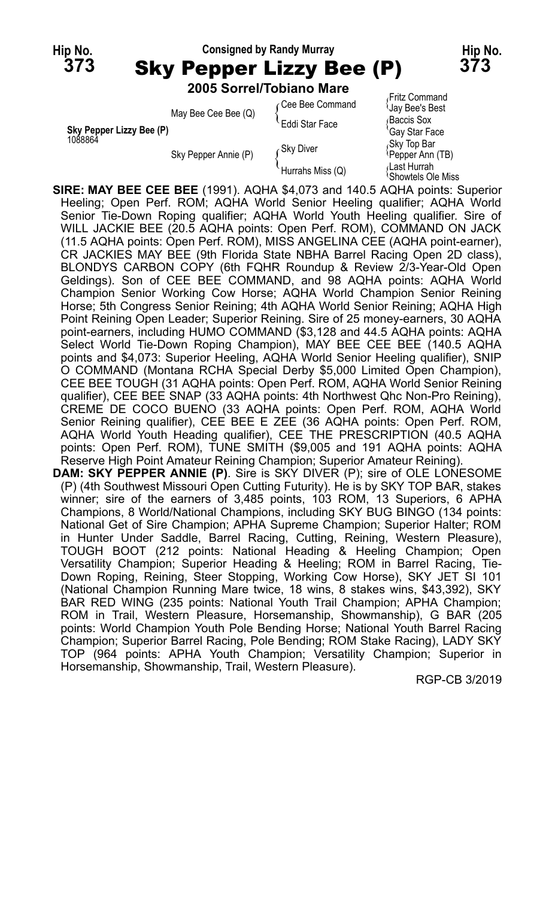Hip No. **373**

Consigned by Randy Murray

# Sky Pepper Lizzy Bee (P)

Hip No. **373**

**2005 Sorrel/Tobiano Mare**

| | | | |
|---|---|---|---|
| **Sky Pepper Lizzy Bee (P)** 1088864 | May Bee Cee Bee (Q) | Cee Bee Command | Fritz Command |
| | | | Jay Bee's Best |
| | | Eddi Star Face | Baccis Sox |
| | | | Gay Star Face |
| | Sky Pepper Annie (P) | Sky Diver | Sky Top Bar |
| | | | Pepper Ann (TB) |
| | | Hurrahs Miss (Q) | Last Hurrah |
| | | | Showtels Ole Miss |

**SIRE: MAY BEE CEE BEE** (1991). AQHA $4,073 and 140.5 AQHA points: Superior Heeling; Open Perf. ROM; AQHA World Senior Heeling qualifier; AQHA World Senior Tie-Down Roping qualifier; AQHA World Youth Heeling qualifier. Sire of WILL JACKIE BEE (20.5 AQHA points: Open Perf. ROM), COMMAND ON JACK (11.5 AQHA points: Open Perf. ROM), MISS ANGELINA CEE (AQHA point-earner), CR JACKIES MAY BEE (9th Florida State NBHA Barrel Racing Open 2D class), BLONDYS CARBON COPY (6th FQHR Roundup & Review 2/3-Year-Old Open Geldings). Son of CEE BEE COMMAND, and 98 AQHA points: AQHA World Champion Senior Working Cow Horse; AQHA World Champion Senior Reining Horse; 5th Congress Senior Reining; 4th AQHA World Senior Reining; AQHA High Point Reining Open Leader; Superior Reining. Sire of 25 money-earners, 30 AQHA point-earners, including HUMO COMMAND ($3,128 and 44.5 AQHA points: AQHA Select World Tie-Down Roping Champion), MAY BEE CEE BEE (140.5 AQHA points and $4,073: Superior Heeling, AQHA World Senior Heeling qualifier), SNIP O COMMAND (Montana RCHA Special Derby $5,000 Limited Open Champion), CEE BEE TOUGH (31 AQHA points: Open Perf. ROM, AQHA World Senior Reining qualifier), CEE BEE SNAP (33 AQHA points: 4th Northwest Qhc Non-Pro Reining), CREME DE COCO BUENO (33 AQHA points: Open Perf. ROM, AQHA World Senior Reining qualifier), CEE BEE E ZEE (36 AQHA points: Open Perf. ROM, AQHA World Youth Heading qualifier), CEE THE PRESCRIPTION (40.5 AQHA points: Open Perf. ROM), TUNE SMITH ($9,005 and 191 AQHA points: AQHA Reserve High Point Amateur Reining Champion; Superior Amateur Reining).

**DAM: SKY PEPPER ANNIE (P)**. Sire is SKY DIVER (P); sire of OLE LONESOME (P) (4th Southwest Missouri Open Cutting Futurity). He is by SKY TOP BAR, stakes winner; sire of the earners of 3,485 points, 103 ROM, 13 Superiors, 6 APHA Champions, 8 World/National Champions, including SKY BUG BINGO (134 points: National Get of Sire Champion; APHA Supreme Champion; Superior Halter; ROM in Hunter Under Saddle, Barrel Racing, Cutting, Reining, Western Pleasure), TOUGH BOOT (212 points: National Heading & Heeling Champion; Open Versatility Champion; Superior Heading & Heeling; ROM in Barrel Racing, Tie-Down Roping, Reining, Steer Stopping, Working Cow Horse), SKY JET SI 101 (National Champion Running Mare twice, 18 wins, 8 stakes wins, $43,392), SKY BAR RED WING (235 points: National Youth Trail Champion; APHA Champion; ROM in Trail, Western Pleasure, Horsemanship, Showmanship), G BAR (205 points: World Champion Youth Pole Bending Horse; National Youth Barrel Racing Champion; Superior Barrel Racing, Pole Bending; ROM Stake Racing), LADY SKY TOP (964 points: APHA Youth Champion; Versatility Champion; Superior in Horsemanship, Showmanship, Trail, Western Pleasure).

RGP-CB 3/2019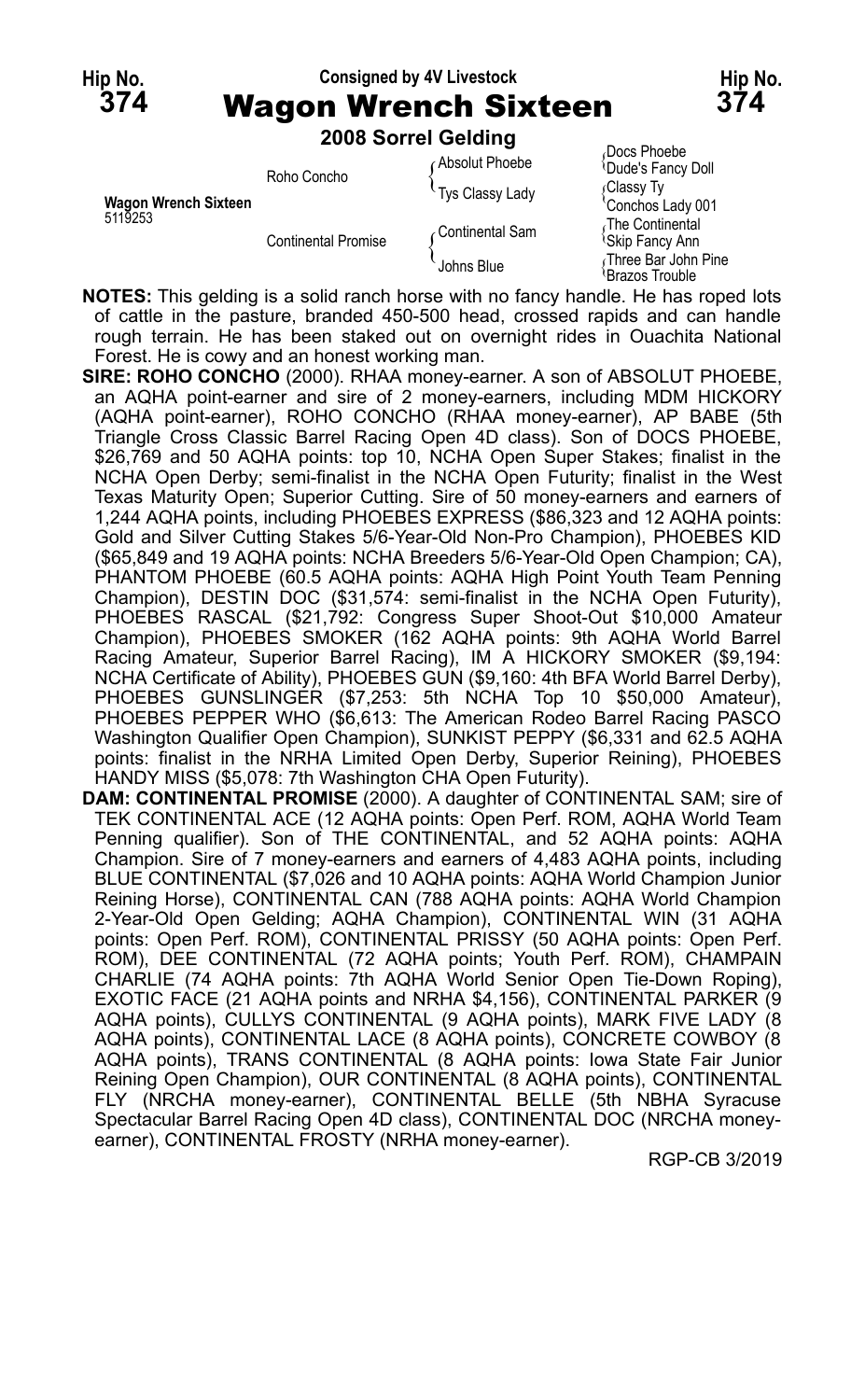**Hip No. 374** | Consigned by 4V Livestock | **Hip No. 374**

# Wagon Wrench Sixteen

### 2008 Sorrel Gelding

| | | | |
|---|---|---|---|
| **Wagon Wrench Sixteen** 5119253 | Roho Concho | Absolut Phoebe | Docs Phoebe |
| | | | Dude's Fancy Doll |
| | | Tys Classy Lady | Classy Ty |
| | | | Conchos Lady 001 |
| | Continental Promise | Continental Sam | The Continental |
| | | | Skip Fancy Ann |
| | | Johns Blue | Three Bar John Pine |
| | | | Brazos Trouble |

**NOTES:** This gelding is a solid ranch horse with no fancy handle. He has roped lots of cattle in the pasture, branded 450-500 head, crossed rapids and can handle rough terrain. He has been staked out on overnight rides in Ouachita National Forest. He is cowy and an honest working man.

**SIRE: ROHO CONCHO** (2000). RHAA money-earner. A son of ABSOLUT PHOEBE, an AQHA point-earner and sire of 2 money-earners, including MDM HICKORY (AQHA point-earner), ROHO CONCHO (RHAA money-earner), AP BABE (5th Triangle Cross Classic Barrel Racing Open 4D class). Son of DOCS PHOEBE, $26,769 and 50 AQHA points: top 10, NCHA Open Super Stakes; finalist in the NCHA Open Derby; semi-finalist in the NCHA Open Futurity; finalist in the West Texas Maturity Open; Superior Cutting. Sire of 50 money-earners and earners of 1,244 AQHA points, including PHOEBES EXPRESS ($86,323 and 12 AQHA points: Gold and Silver Cutting Stakes 5/6-Year-Old Non-Pro Champion), PHOEBES KID ($65,849 and 19 AQHA points: NCHA Breeders 5/6-Year-Old Open Champion; CA), PHANTOM PHOEBE (60.5 AQHA points: AQHA High Point Youth Team Penning Champion), DESTIN DOC ($31,574: semi-finalist in the NCHA Open Futurity), PHOEBES RASCAL ($21,792: Congress Super Shoot-Out $10,000 Amateur Champion), PHOEBES SMOKER (162 AQHA points: 9th AQHA World Barrel Racing Amateur, Superior Barrel Racing), IM A HICKORY SMOKER ($9,194: NCHA Certificate of Ability), PHOEBES GUN ($9,160: 4th BFA World Barrel Derby), PHOEBES GUNSLINGER ($7,253: 5th NCHA Top 10 $50,000 Amateur), PHOEBES PEPPER WHO ($6,613: The American Rodeo Barrel Racing PASCO Washington Qualifier Open Champion), SUNKIST PEPPY ($6,331 and 62.5 AQHA points: finalist in the NRHA Limited Open Derby, Superior Reining), PHOEBES HANDY MISS ($5,078: 7th Washington CHA Open Futurity).

**DAM: CONTINENTAL PROMISE** (2000). A daughter of CONTINENTAL SAM; sire of TEK CONTINENTAL ACE (12 AQHA points: Open Perf. ROM, AQHA World Team Penning qualifier). Son of THE CONTINENTAL, and 52 AQHA points: AQHA Champion. Sire of 7 money-earners and earners of 4,483 AQHA points, including BLUE CONTINENTAL ($7,026 and 10 AQHA points: AQHA World Champion Junior Reining Horse), CONTINENTAL CAN (788 AQHA points: AQHA World Champion 2-Year-Old Open Gelding; AQHA Champion), CONTINENTAL WIN (31 AQHA points: Open Perf. ROM), CONTINENTAL PRISSY (50 AQHA points: Open Perf. ROM), DEE CONTINENTAL (72 AQHA points; Youth Perf. ROM), CHAMPAIN CHARLIE (74 AQHA points: 7th AQHA World Senior Open Tie-Down Roping), EXOTIC FACE (21 AQHA points and NRHA $4,156), CONTINENTAL PARKER (9 AQHA points), CULLYS CONTINENTAL (9 AQHA points), MARK FIVE LADY (8 AQHA points), CONTINENTAL LACE (8 AQHA points), CONCRETE COWBOY (8 AQHA points), TRANS CONTINENTAL (8 AQHA points: Iowa State Fair Junior Reining Open Champion), OUR CONTINENTAL (8 AQHA points), CONTINENTAL FLY (NRCHA money-earner), CONTINENTAL BELLE (5th NBHA Syracuse Spectacular Barrel Racing Open 4D class), CONTINENTAL DOC (NRCHA money-earner), CONTINENTAL FROSTY (NRHA money-earner).

RGP-CB 3/2019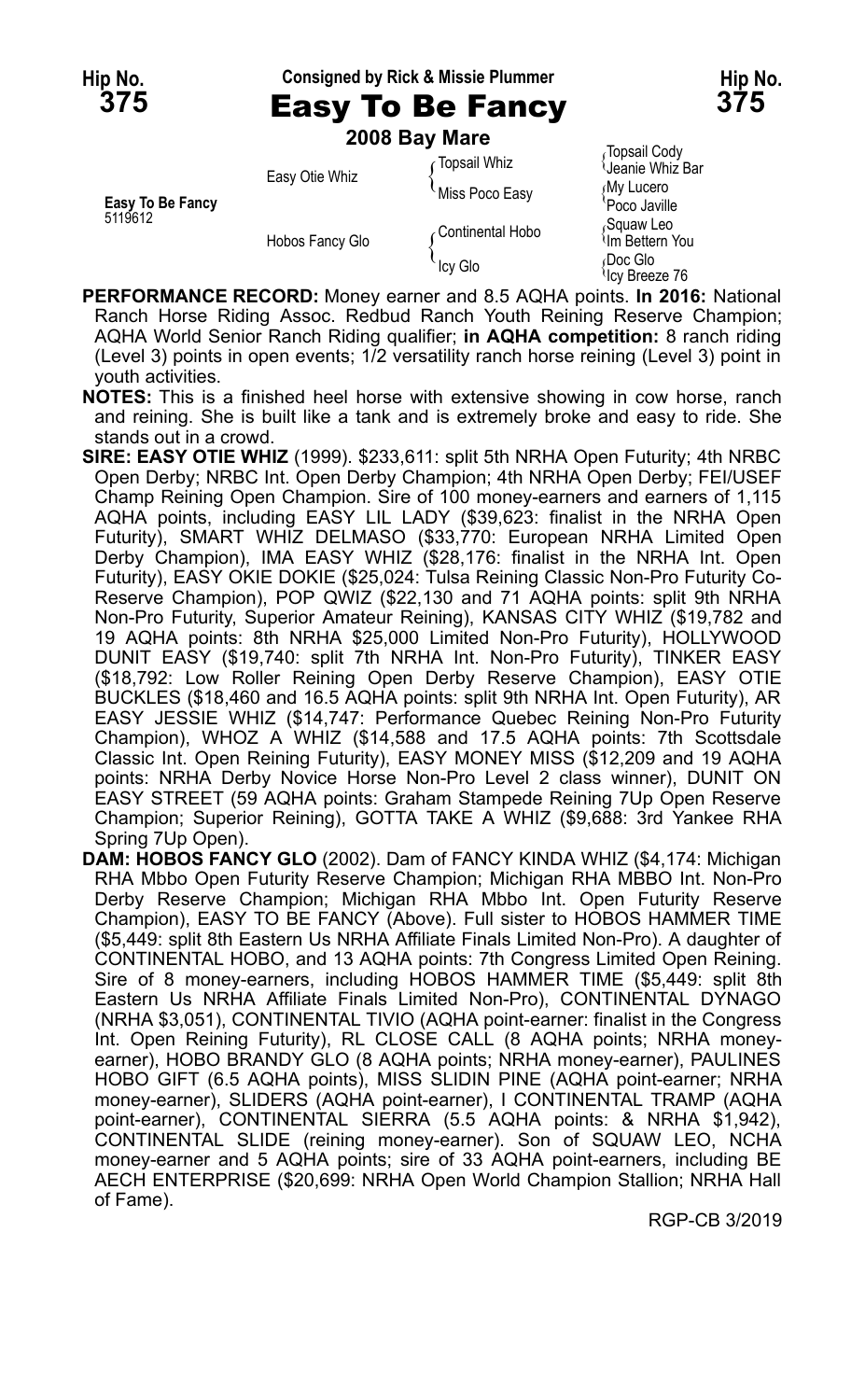Hip No. **375** — Consigned by Rick & Missie Plummer — Hip No. **375**

# Easy To Be Fancy

**2008 Bay Mare**

| | | | |
|---|---|---|---|
| **Easy To Be Fancy** 5119612 | Easy Otie Whiz | Topsail Whiz | Topsail Cody |
| | | | Jeanie Whiz Bar |
| | | Miss Poco Easy | My Lucero |
| | | | Poco Javille |
| | Hobos Fancy Glo | Continental Hobo | Squaw Leo |
| | | | Im Bettern You |
| | | Icy Glo | Doc Glo |
| | | | Icy Breeze 76 |

**PERFORMANCE RECORD:** Money earner and 8.5 AQHA points. **In 2016:** National Ranch Horse Riding Assoc. Redbud Ranch Youth Reining Reserve Champion; AQHA World Senior Ranch Riding qualifier; **in AQHA competition:** 8 ranch riding (Level 3) points in open events; 1/2 versatility ranch horse reining (Level 3) point in youth activities.

**NOTES:** This is a finished heel horse with extensive showing in cow horse, ranch and reining. She is built like a tank and is extremely broke and easy to ride. She stands out in a crowd.

**SIRE: EASY OTIE WHIZ** (1999). $233,611: split 5th NRHA Open Futurity; 4th NRBC Open Derby; NRBC Int. Open Derby Champion; 4th NRHA Open Derby; FEI/USEF Champ Reining Open Champion. Sire of 100 money-earners and earners of 1,115 AQHA points, including EASY LIL LADY ($39,623: finalist in the NRHA Open Futurity), SMART WHIZ DELMASO ($33,770: European NRHA Limited Open Derby Champion), IMA EASY WHIZ ($28,176: finalist in the NRHA Int. Open Futurity), EASY OKIE DOKIE ($25,024: Tulsa Reining Classic Non-Pro Futurity Co-Reserve Champion), POP QWIZ ($22,130 and 71 AQHA points: split 9th NRHA Non-Pro Futurity, Superior Amateur Reining), KANSAS CITY WHIZ ($19,782 and 19 AQHA points: 8th NRHA $25,000 Limited Non-Pro Futurity), HOLLYWOOD DUNIT EASY ($19,740: split 7th NRHA Int. Non-Pro Futurity), TINKER EASY ($18,792: Low Roller Reining Open Derby Reserve Champion), EASY OTIE BUCKLES ($18,460 and 16.5 AQHA points: split 9th NRHA Int. Open Futurity), AR EASY JESSIE WHIZ ($14,747: Performance Quebec Reining Non-Pro Futurity Champion), WHOZ A WHIZ ($14,588 and 17.5 AQHA points: 7th Scottsdale Classic Int. Open Reining Futurity), EASY MONEY MISS ($12,209 and 19 AQHA points: NRHA Derby Novice Horse Non-Pro Level 2 class winner), DUNIT ON EASY STREET (59 AQHA points: Graham Stampede Reining 7Up Open Reserve Champion; Superior Reining), GOTTA TAKE A WHIZ ($9,688: 3rd Yankee RHA Spring 7Up Open).

**DAM: HOBOS FANCY GLO** (2002). Dam of FANCY KINDA WHIZ ($4,174: Michigan RHA Mbbo Open Futurity Reserve Champion; Michigan RHA MBBO Int. Non-Pro Derby Reserve Champion; Michigan RHA Mbbo Int. Open Futurity Reserve Champion), EASY TO BE FANCY (Above). Full sister to HOBOS HAMMER TIME ($5,449: split 8th Eastern Us NRHA Affiliate Finals Limited Non-Pro). A daughter of CONTINENTAL HOBO, and 13 AQHA points: 7th Congress Limited Open Reining. Sire of 8 money-earners, including HOBOS HAMMER TIME ($5,449: split 8th Eastern Us NRHA Affiliate Finals Limited Non-Pro), CONTINENTAL DYNAGO (NRHA $3,051), CONTINENTAL TIVIO (AQHA point-earner: finalist in the Congress Int. Open Reining Futurity), RL CLOSE CALL (8 AQHA points; NRHA money-earner), HOBO BRANDY GLO (8 AQHA points; NRHA money-earner), PAULINES HOBO GIFT (6.5 AQHA points), MISS SLIDIN PINE (AQHA point-earner; NRHA money-earner), SLIDERS (AQHA point-earner), I CONTINENTAL TRAMP (AQHA point-earner), CONTINENTAL SIERRA (5.5 AQHA points: & NRHA $1,942), CONTINENTAL SLIDE (reining money-earner). Son of SQUAW LEO, NCHA money-earner and 5 AQHA points; sire of 33 AQHA point-earners, including BE AECH ENTERPRISE ($20,699: NRHA Open World Champion Stallion; NRHA Hall of Fame).

RGP-CB 3/2019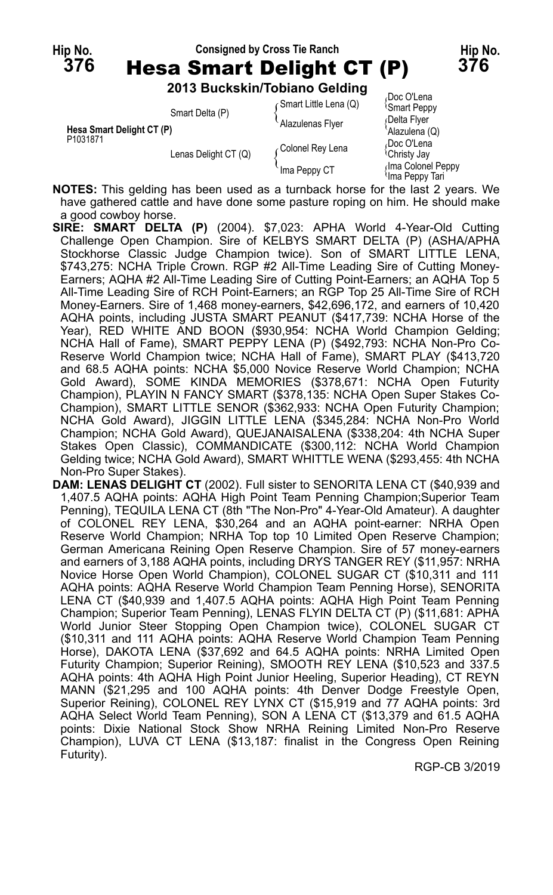Hip No. **376**

Consigned by Cross Tie Ranch

# Hesa Smart Delight CT (P)

Hip No. **376**

**2013 Buckskin/Tobiano Gelding**

| | | | |
|---|---|---|---|
| **Hesa Smart Delight CT (P)** P1031871 | Smart Delta (P) | Smart Little Lena (Q) | Doc O'Lena |
| | | | Smart Peppy |
| | | Alazulenas Flyer | Delta Flyer |
| | | | Alazulena (Q) |
| | Lenas Delight CT (Q) | Colonel Rey Lena | Doc O'Lena |
| | | | Christy Jay |
| | | Ima Peppy CT | Ima Colonel Peppy |
| | | | Ima Peppy Tari |

**NOTES:** This gelding has been used as a turnback horse for the last 2 years. We have gathered cattle and have done some pasture roping on him. He should make a good cowboy horse.

**SIRE: SMART DELTA (P)** (2004). $7,023: APHA World 4-Year-Old Cutting Challenge Open Champion. Sire of KELBYS SMART DELTA (P) (ASHA/APHA Stockhorse Classic Judge Champion twice). Son of SMART LITTLE LENA, $743,275: NCHA Triple Crown. RGP #2 All-Time Leading Sire of Cutting Money-Earners; AQHA #2 All-Time Leading Sire of Cutting Point-Earners; an AQHA Top 5 All-Time Leading Sire of RCH Point-Earners; an RGP Top 25 All-Time Sire of RCH Money-Earners. Sire of 1,468 money-earners, $42,696,172, and earners of 10,420 AQHA points, including JUSTA SMART PEANUT ($417,739: NCHA Horse of the Year), RED WHITE AND BOON ($930,954: NCHA World Champion Gelding; NCHA Hall of Fame), SMART PEPPY LENA (P) ($492,793: NCHA Non-Pro Co-Reserve World Champion twice; NCHA Hall of Fame), SMART PLAY ($413,720 and 68.5 AQHA points: NCHA $5,000 Novice Reserve World Champion; NCHA Gold Award), SOME KINDA MEMORIES ($378,671: NCHA Open Futurity Champion), PLAYIN N FANCY SMART ($378,135: NCHA Open Super Stakes Co-Champion), SMART LITTLE SENOR ($362,933: NCHA Open Futurity Champion; NCHA Gold Award), JIGGIN LITTLE LENA ($345,284: NCHA Non-Pro World Champion; NCHA Gold Award), QUEJANAISALENA ($338,204: 4th NCHA Super Stakes Open Classic), COMMANDICATE ($300,112: NCHA World Champion Gelding twice; NCHA Gold Award), SMART WHITTLE WENA ($293,455: 4th NCHA Non-Pro Super Stakes).

**DAM: LENAS DELIGHT CT** (2002). Full sister to SENORITA LENA CT ($40,939 and 1,407.5 AQHA points: AQHA High Point Team Penning Champion;Superior Team Penning), TEQUILA LENA CT (8th "The Non-Pro" 4-Year-Old Amateur). A daughter of COLONEL REY LENA, $30,264 and an AQHA point-earner: NRHA Open Reserve World Champion; NRHA Top top 10 Limited Open Reserve Champion; German Americana Reining Open Reserve Champion. Sire of 57 money-earners and earners of 3,188 AQHA points, including DRYS TANGER REY ($11,957: NRHA Novice Horse Open World Champion), COLONEL SUGAR CT ($10,311 and 111 AQHA points: AQHA Reserve World Champion Team Penning Horse), SENORITA LENA CT ($40,939 and 1,407.5 AQHA points: AQHA High Point Team Penning Champion; Superior Team Penning), LENAS FLYIN DELTA CT (P) ($11,681: APHA World Junior Steer Stopping Open Champion twice), COLONEL SUGAR CT ($10,311 and 111 AQHA points: AQHA Reserve World Champion Team Penning Horse), DAKOTA LENA ($37,692 and 64.5 AQHA points: NRHA Limited Open Futurity Champion; Superior Reining), SMOOTH REY LENA ($10,523 and 337.5 AQHA points: 4th AQHA High Point Junior Heeling, Superior Heading), CT REYN MANN ($21,295 and 100 AQHA points: 4th Denver Dodge Freestyle Open, Superior Reining), COLONEL REY LYNX CT ($15,919 and 77 AQHA points: 3rd AQHA Select World Team Penning), SON A LENA CT ($13,379 and 61.5 AQHA points: Dixie National Stock Show NRHA Reining Limited Non-Pro Reserve Champion), LUVA CT LENA ($13,187: finalist in the Congress Open Reining Futurity).

RGP-CB 3/2019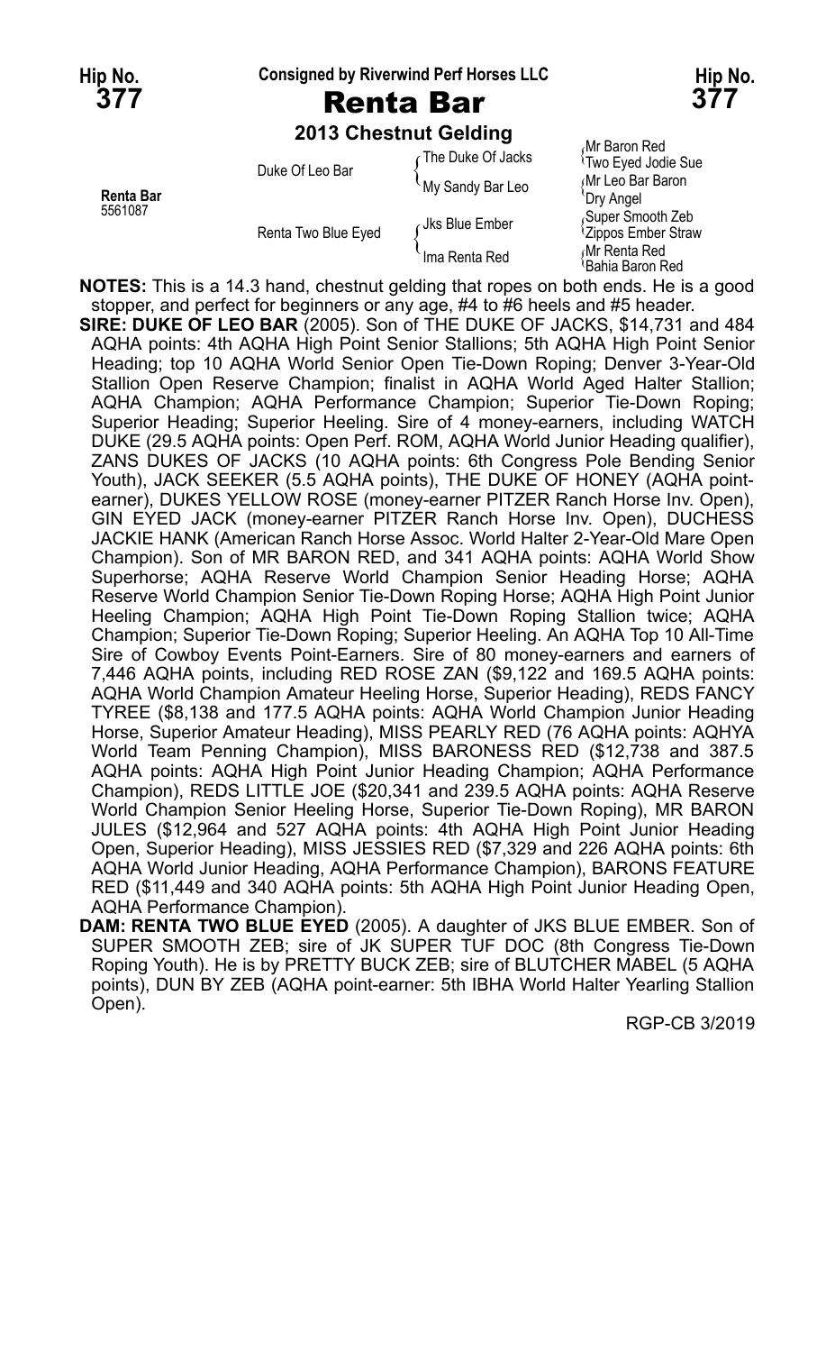Hip No. **377** — Consigned by Riverwind Perf Horses LLC — Hip No. **377**

# Renta Bar

**2013 Chestnut Gelding**

| | | | |
|---|---|---|---|
| **Renta Bar** 5561087 | Duke Of Leo Bar | The Duke Of Jacks | Mr Baron Red |
| | | | Two Eyed Jodie Sue |
| | | My Sandy Bar Leo | Mr Leo Bar Baron |
| | | | Dry Angel |
| | Renta Two Blue Eyed | Jks Blue Ember | Super Smooth Zeb |
| | | | Zippos Ember Straw |
| | | Ima Renta Red | Mr Renta Red |
| | | | Bahia Baron Red |

**NOTES:** This is a 14.3 hand, chestnut gelding that ropes on both ends. He is a good stopper, and perfect for beginners or any age, #4 to #6 heels and #5 header.

**SIRE: DUKE OF LEO BAR** (2005). Son of THE DUKE OF JACKS, $14,731 and 484 AQHA points: 4th AQHA High Point Senior Stallions; 5th AQHA High Point Senior Heading; top 10 AQHA World Senior Open Tie-Down Roping; Denver 3-Year-Old Stallion Open Reserve Champion; finalist in AQHA World Aged Halter Stallion; AQHA Champion; AQHA Performance Champion; Superior Tie-Down Roping; Superior Heading; Superior Heeling. Sire of 4 money-earners, including WATCH DUKE (29.5 AQHA points: Open Perf. ROM, AQHA World Junior Heading qualifier), ZANS DUKES OF JACKS (10 AQHA points: 6th Congress Pole Bending Senior Youth), JACK SEEKER (5.5 AQHA points), THE DUKE OF HONEY (AQHA point-earner), DUKES YELLOW ROSE (money-earner PITZER Ranch Horse Inv. Open), GIN EYED JACK (money-earner PITZER Ranch Horse Inv. Open), DUCHESS JACKIE HANK (American Ranch Horse Assoc. World Halter 2-Year-Old Mare Open Champion). Son of MR BARON RED, and 341 AQHA points: AQHA World Show Superhorse; AQHA Reserve World Champion Senior Heading Horse; AQHA Reserve World Champion Senior Tie-Down Roping Horse; AQHA High Point Junior Heeling Champion; AQHA High Point Tie-Down Roping Stallion twice; AQHA Champion; Superior Tie-Down Roping; Superior Heeling. An AQHA Top 10 All-Time Sire of Cowboy Events Point-Earners. Sire of 80 money-earners and earners of 7,446 AQHA points, including RED ROSE ZAN ($9,122 and 169.5 AQHA points: AQHA World Champion Amateur Heeling Horse, Superior Heading), REDS FANCY TYREE ($8,138 and 177.5 AQHA points: AQHA World Champion Junior Heading Horse, Superior Amateur Heading), MISS PEARLY RED (76 AQHA points: AQHYA World Team Penning Champion), MISS BARONESS RED ($12,738 and 387.5 AQHA points: AQHA High Point Junior Heading Champion; AQHA Performance Champion), REDS LITTLE JOE ($20,341 and 239.5 AQHA points: AQHA Reserve World Champion Senior Heeling Horse, Superior Tie-Down Roping), MR BARON JULES ($12,964 and 527 AQHA points: 4th AQHA High Point Junior Heading Open, Superior Heading), MISS JESSIES RED ($7,329 and 226 AQHA points: 6th AQHA World Junior Heading, AQHA Performance Champion), BARONS FEATURE RED ($11,449 and 340 AQHA points: 5th AQHA High Point Junior Heading Open, AQHA Performance Champion).

**DAM: RENTA TWO BLUE EYED** (2005). A daughter of JKS BLUE EMBER. Son of SUPER SMOOTH ZEB; sire of JK SUPER TUF DOC (8th Congress Tie-Down Roping Youth). He is by PRETTY BUCK ZEB; sire of BLUTCHER MABEL (5 AQHA points), DUN BY ZEB (AQHA point-earner: 5th IBHA World Halter Yearling Stallion Open).

RGP-CB 3/2019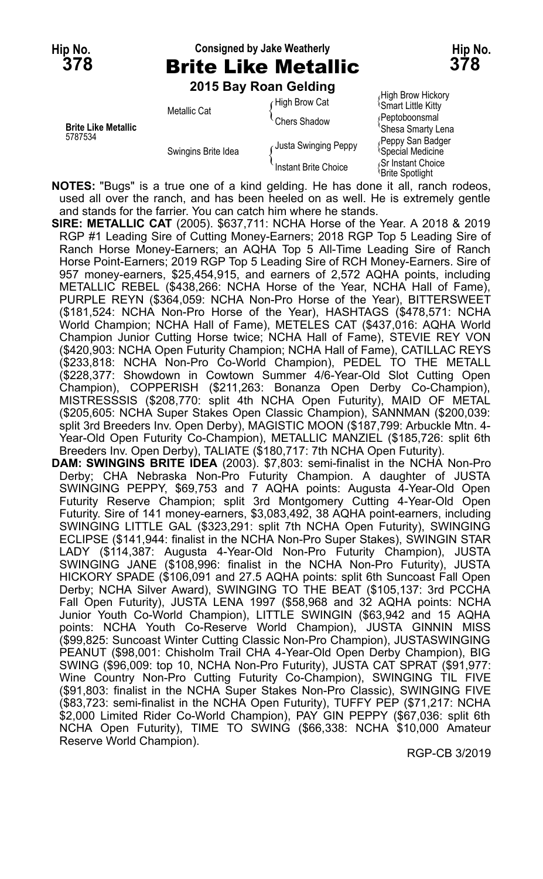**Hip No. 378** — Consigned by Jake Weatherly — **Hip No. 378**

# Brite Like Metallic

**2015 Bay Roan Gelding**

| | | | |
|---|---|---|---|
| **Brite Like Metallic** 5787534 | Metallic Cat | High Brow Cat | High Brow Hickory |
| | | | Smart Little Kitty |
| | | Chers Shadow | Peptoboonsmal |
| | | | Shesa Smarty Lena |
| | Swingins Brite Idea | Justa Swinging Peppy | Peppy San Badger |
| | | | Special Medicine |
| | | Instant Brite Choice | Sr Instant Choice |
| | | | Brite Spotlight |

**NOTES:** "Bugs" is a true one of a kind gelding. He has done it all, ranch rodeos, used all over the ranch, and has been heeled on as well. He is extremely gentle and stands for the farrier. You can catch him where he stands.

**SIRE: METALLIC CAT** (2005). $637,711: NCHA Horse of the Year. A 2018 & 2019 RGP #1 Leading Sire of Cutting Money-Earners; 2018 RGP Top 5 Leading Sire of Ranch Horse Money-Earners; an AQHA Top 5 All-Time Leading Sire of Ranch Horse Point-Earners; 2019 RGP Top 5 Leading Sire of RCH Money-Earners. Sire of 957 money-earners, $25,454,915, and earners of 2,572 AQHA points, including METALLIC REBEL ($438,266: NCHA Horse of the Year, NCHA Hall of Fame), PURPLE REYN ($364,059: NCHA Non-Pro Horse of the Year), BITTERSWEET ($181,524: NCHA Non-Pro Horse of the Year), HASHTAGS ($478,571: NCHA World Champion; NCHA Hall of Fame), METELES CAT ($437,016: AQHA World Champion Junior Cutting Horse twice; NCHA Hall of Fame), STEVIE REY VON ($420,903: NCHA Open Futurity Champion; NCHA Hall of Fame), CATILLAC REYS ($233,818: NCHA Non-Pro Co-World Champion), PEDEL TO THE METALL ($228,377: Showdown in Cowtown Summer 4/6-Year-Old Slot Cutting Open Champion), COPPERISH ($211,263: Bonanza Open Derby Co-Champion), MISTRESSSIS ($208,770: split 4th NCHA Open Futurity), MAID OF METAL ($205,605: NCHA Super Stakes Open Classic Champion), SANNMAN ($200,039: split 3rd Breeders Inv. Open Derby), MAGISTIC MOON ($187,799: Arbuckle Mtn. 4-Year-Old Open Futurity Co-Champion), METALLIC MANZIEL ($185,726: split 6th Breeders Inv. Open Derby), TALIATE ($180,717: 7th NCHA Open Futurity).

**DAM: SWINGINS BRITE IDEA** (2003). $7,803: semi-finalist in the NCHA Non-Pro Derby; CHA Nebraska Non-Pro Futurity Champion. A daughter of JUSTA SWINGING PEPPY, $69,753 and 7 AQHA points: Augusta 4-Year-Old Open Futurity Reserve Champion; split 3rd Montgomery Cutting 4-Year-Old Open Futurity. Sire of 141 money-earners, $3,083,492, 38 AQHA point-earners, including SWINGING LITTLE GAL ($323,291: split 7th NCHA Open Futurity), SWINGING ECLIPSE ($141,944: finalist in the NCHA Non-Pro Super Stakes), SWINGIN STAR LADY ($114,387: Augusta 4-Year-Old Non-Pro Futurity Champion), JUSTA SWINGING JANE ($108,996: finalist in the NCHA Non-Pro Futurity), JUSTA HICKORY SPADE ($106,091 and 27.5 AQHA points: split 6th Suncoast Fall Open Derby; NCHA Silver Award), SWINGING TO THE BEAT ($105,137: 3rd PCCHA Fall Open Futurity), JUSTA LENA 1997 ($58,968 and 32 AQHA points: NCHA Junior Youth Co-World Champion), LITTLE SWINGIN ($63,942 and 15 AQHA points: NCHA Youth Co-Reserve World Champion), JUSTA GINNIN MISS ($99,825: Suncoast Winter Cutting Classic Non-Pro Champion), JUSTASWINGING PEANUT ($98,001: Chisholm Trail CHA 4-Year-Old Open Derby Champion), BIG SWING ($96,009: top 10, NCHA Non-Pro Futurity), JUSTA CAT SPRAT ($91,977: Wine Country Non-Pro Cutting Futurity Co-Champion), SWINGING TIL FIVE ($91,803: finalist in the NCHA Super Stakes Non-Pro Classic), SWINGING FIVE ($83,723: semi-finalist in the NCHA Open Futurity), TUFFY PEP ($71,217: NCHA $2,000 Limited Rider Co-World Champion), PAY GIN PEPPY ($67,036: split 6th NCHA Open Futurity), TIME TO SWING ($66,338: NCHA $10,000 Amateur Reserve World Champion).

RGP-CB 3/2019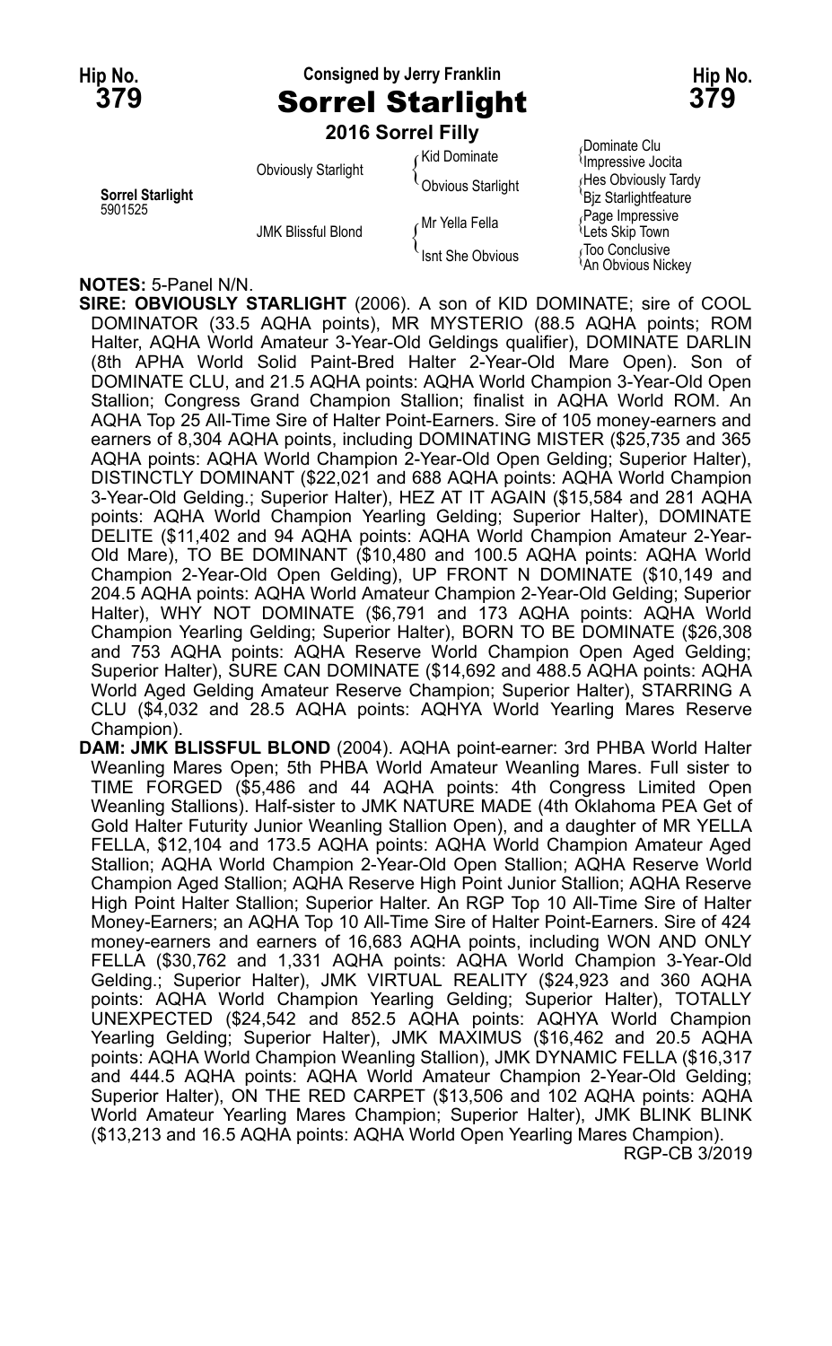Hip No. **379**

Consigned by Jerry Franklin

# Sorrel Starlight

**2016 Sorrel Filly**

| | | | |
|---|---|---|---|
| **Sorrel Starlight** 5901525 | Obviously Starlight | Kid Dominate | Dominate Clu |
| | | | Impressive Jocita |
| | | Obvious Starlight | Hes Obviously Tardy |
| | | | Bjz Starlightfeature |
| | JMK Blissful Blond | Mr Yella Fella | Page Impressive |
| | | | Lets Skip Town |
| | | Isnt She Obvious | Too Conclusive |
| | | | An Obvious Nickey |

**NOTES:** 5-Panel N/N.

**SIRE: OBVIOUSLY STARLIGHT** (2006). A son of KID DOMINATE; sire of COOL DOMINATOR (33.5 AQHA points), MR MYSTERIO (88.5 AQHA points; ROM Halter, AQHA World Amateur 3-Year-Old Geldings qualifier), DOMINATE DARLIN (8th APHA World Solid Paint-Bred Halter 2-Year-Old Mare Open). Son of DOMINATE CLU, and 21.5 AQHA points: AQHA World Champion 3-Year-Old Open Stallion; Congress Grand Champion Stallion; finalist in AQHA World ROM. An AQHA Top 25 All-Time Sire of Halter Point-Earners. Sire of 105 money-earners and earners of 8,304 AQHA points, including DOMINATING MISTER ($25,735 and 365 AQHA points: AQHA World Champion 2-Year-Old Open Gelding; Superior Halter), DISTINCTLY DOMINANT ($22,021 and 688 AQHA points: AQHA World Champion 3-Year-Old Gelding.; Superior Halter), HEZ AT IT AGAIN ($15,584 and 281 AQHA points: AQHA World Champion Yearling Gelding; Superior Halter), DOMINATE DELITE ($11,402 and 94 AQHA points: AQHA World Champion Amateur 2-Year-Old Mare), TO BE DOMINANT ($10,480 and 100.5 AQHA points: AQHA World Champion 2-Year-Old Open Gelding), UP FRONT N DOMINATE ($10,149 and 204.5 AQHA points: AQHA World Amateur Champion 2-Year-Old Gelding; Superior Halter), WHY NOT DOMINATE ($6,791 and 173 AQHA points: AQHA World Champion Yearling Gelding; Superior Halter), BORN TO BE DOMINATE ($26,308 and 753 AQHA points: AQHA Reserve World Champion Open Aged Gelding; Superior Halter), SURE CAN DOMINATE ($14,692 and 488.5 AQHA points: AQHA World Aged Gelding Amateur Reserve Champion; Superior Halter), STARRING A CLU ($4,032 and 28.5 AQHA points: AQHYA World Yearling Mares Reserve Champion).

**DAM: JMK BLISSFUL BLOND** (2004). AQHA point-earner: 3rd PHBA World Halter Weanling Mares Open; 5th PHBA World Amateur Weanling Mares. Full sister to TIME FORGED ($5,486 and 44 AQHA points: 4th Congress Limited Open Weanling Stallions). Half-sister to JMK NATURE MADE (4th Oklahoma PEA Get of Gold Halter Futurity Junior Weanling Stallion Open), and a daughter of MR YELLA FELLA, $12,104 and 173.5 AQHA points: AQHA World Champion Amateur Aged Stallion; AQHA World Champion 2-Year-Old Open Stallion; AQHA Reserve World Champion Aged Stallion; AQHA Reserve High Point Junior Stallion; AQHA Reserve High Point Halter Stallion; Superior Halter. An RGP Top 10 All-Time Sire of Halter Money-Earners; an AQHA Top 10 All-Time Sire of Halter Point-Earners. Sire of 424 money-earners and earners of 16,683 AQHA points, including WON AND ONLY FELLA ($30,762 and 1,331 AQHA points: AQHA World Champion 3-Year-Old Gelding.; Superior Halter), JMK VIRTUAL REALITY ($24,923 and 360 AQHA points: AQHA World Champion Yearling Gelding; Superior Halter), TOTALLY UNEXPECTED ($24,542 and 852.5 AQHA points: AQHYA World Champion Yearling Gelding; Superior Halter), JMK MAXIMUS ($16,462 and 20.5 AQHA points: AQHA World Champion Weanling Stallion), JMK DYNAMIC FELLA ($16,317 and 444.5 AQHA points: AQHA World Amateur Champion 2-Year-Old Gelding; Superior Halter), ON THE RED CARPET ($13,506 and 102 AQHA points: AQHA World Amateur Yearling Mares Champion; Superior Halter), JMK BLINK BLINK ($13,213 and 16.5 AQHA points: AQHA World Open Yearling Mares Champion).

RGP-CB 3/2019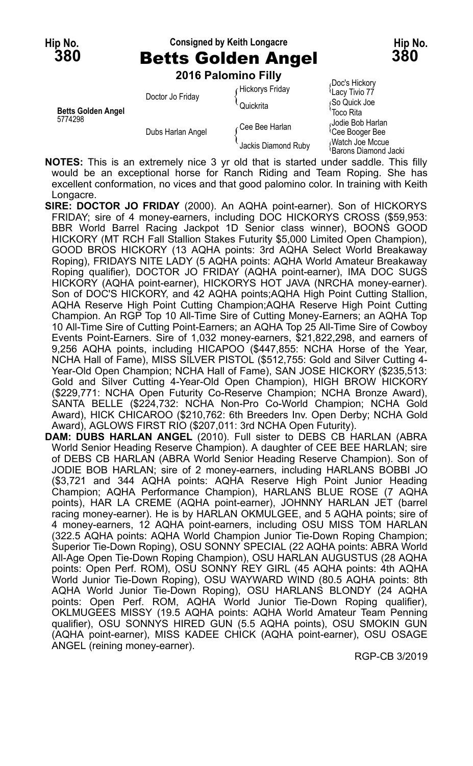**Hip No. 380** — Consigned by Keith Longacre — **Hip No. 380**

# Betts Golden Angel

**2016 Palomino Filly**

| | | | |
|---|---|---|---|
| **Betts Golden Angel** 5774298 | Doctor Jo Friday | Hickorys Friday | Doc's Hickory |
| | | | Lacy Tivio 77 |
| | | Quickrita | So Quick Joe |
| | | | Toco Rita |
| | Dubs Harlan Angel | Cee Bee Harlan | Jodie Bob Harlan |
| | | | Cee Booger Bee |
| | | Jackis Diamond Ruby | Watch Joe Mccue |
| | | | Barons Diamond Jacki |

**NOTES:** This is an extremely nice 3 yr old that is started under saddle. This filly would be an exceptional horse for Ranch Riding and Team Roping. She has excellent conformation, no vices and that good palomino color. In training with Keith Longacre.

**SIRE: DOCTOR JO FRIDAY** (2000). An AQHA point-earner). Son of HICKORYS FRIDAY; sire of 4 money-earners, including DOC HICKORYS CROSS ($59,953: BBR World Barrel Racing Jackpot 1D Senior class winner), BOONS GOOD HICKORY (MT RCH Fall Stallion Stakes Futurity $5,000 Limited Open Champion), GOOD BROS HICKORY (13 AQHA points: 3rd AQHA Select World Breakaway Roping), FRIDAYS NITE LADY (5 AQHA points: AQHA World Amateur Breakaway Roping qualifier), DOCTOR JO FRIDAY (AQHA point-earner), IMA DOC SUGS HICKORY (AQHA point-earner), HICKORYS HOT JAVA (NRCHA money-earner). Son of DOC'S HICKORY, and 42 AQHA points;AQHA High Point Cutting Stallion, AQHA Reserve High Point Cutting Champion;AQHA Reserve High Point Cutting Champion. An RGP Top 10 All-Time Sire of Cutting Money-Earners; an AQHA Top 10 All-Time Sire of Cutting Point-Earners; an AQHA Top 25 All-Time Sire of Cowboy Events Point-Earners. Sire of 1,032 money-earners, $21,822,298, and earners of 9,256 AQHA points, including HICAPOO ($447,855: NCHA Horse of the Year, NCHA Hall of Fame), MISS SILVER PISTOL ($512,755: Gold and Silver Cutting 4-Year-Old Open Champion; NCHA Hall of Fame), SAN JOSE HICKORY ($235,513: Gold and Silver Cutting 4-Year-Old Open Champion), HIGH BROW HICKORY ($229,771: NCHA Open Futurity Co-Reserve Champion; NCHA Bronze Award), SANTA BELLE ($224,732: NCHA Non-Pro Co-World Champion; NCHA Gold Award), HICK CHICAROO ($210,762: 6th Breeders Inv. Open Derby; NCHA Gold Award), AGLOWS FIRST RIO ($207,011: 3rd NCHA Open Futurity).

**DAM: DUBS HARLAN ANGEL** (2010). Full sister to DEBS CB HARLAN (ABRA World Senior Heading Reserve Champion). A daughter of CEE BEE HARLAN; sire of DEBS CB HARLAN (ABRA World Senior Heading Reserve Champion). Son of JODIE BOB HARLAN; sire of 2 money-earners, including HARLANS BOBBI JO ($3,721 and 344 AQHA points: AQHA Reserve High Point Junior Heading Champion; AQHA Performance Champion), HARLANS BLUE ROSE (7 AQHA points), HAR LA CREME (AQHA point-earner), JOHNNY HARLAN JET (barrel racing money-earner). He is by HARLAN OKMULGEE, and 5 AQHA points; sire of 4 money-earners, 12 AQHA point-earners, including OSU MISS TOM HARLAN (322.5 AQHA points: AQHA World Champion Junior Tie-Down Roping Champion; Superior Tie-Down Roping), OSU SONNY SPECIAL (22 AQHA points: ABRA World All-Age Open Tie-Down Roping Champion), OSU HARLAN AUGUSTUS (28 AQHA points: Open Perf. ROM), OSU SONNY REY GIRL (45 AQHA points: 4th AQHA World Junior Tie-Down Roping), OSU WAYWARD WIND (80.5 AQHA points: 8th AQHA World Junior Tie-Down Roping), OSU HARLANS BLONDY (24 AQHA points: Open Perf. ROM, AQHA World Junior Tie-Down Roping qualifier), OKLMUGEES MISSY (19.5 AQHA points: AQHA World Amateur Team Penning qualifier), OSU SONNYS HIRED GUN (5.5 AQHA points), OSU SMOKIN GUN (AQHA point-earner), MISS KADEE CHICK (AQHA point-earner), OSU OSAGE ANGEL (reining money-earner).

RGP-CB 3/2019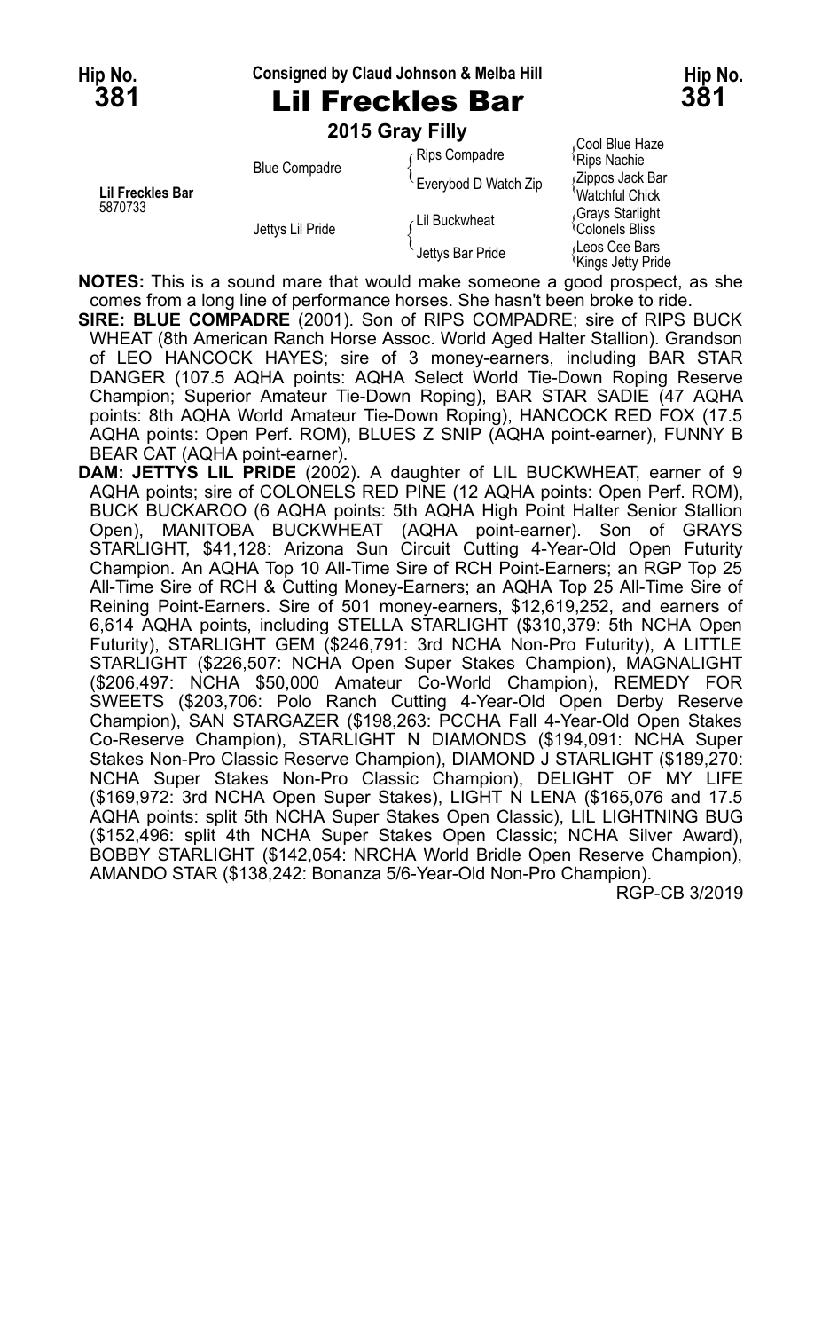**Hip No. 381** — Consigned by Claud Johnson & Melba Hill — **Hip No. 381**

# Lil Freckles Bar

**2015 Gray Filly**

| | | | |
|---|---|---|---|
| Lil Freckles Bar 5870733 | Blue Compadre | Rips Compadre | Cool Blue Haze |
| | | | Rips Nachie |
| | | Everybod D Watch Zip | Zippos Jack Bar |
| | | | Watchful Chick |
| | Jettys Lil Pride | Lil Buckwheat | Grays Starlight |
| | | | Colonels Bliss |
| | | Jettys Bar Pride | Leos Cee Bars |
| | | | Kings Jetty Pride |

**NOTES:** This is a sound mare that would make someone a good prospect, as she comes from a long line of performance horses. She hasn't been broke to ride.

**SIRE: BLUE COMPADRE** (2001). Son of RIPS COMPADRE; sire of RIPS BUCK WHEAT (8th American Ranch Horse Assoc. World Aged Halter Stallion). Grandson of LEO HANCOCK HAYES; sire of 3 money-earners, including BAR STAR DANGER (107.5 AQHA points: AQHA Select World Tie-Down Roping Reserve Champion; Superior Amateur Tie-Down Roping), BAR STAR SADIE (47 AQHA points: 8th AQHA World Amateur Tie-Down Roping), HANCOCK RED FOX (17.5 AQHA points: Open Perf. ROM), BLUES Z SNIP (AQHA point-earner), FUNNY B BEAR CAT (AQHA point-earner).

**DAM: JETTYS LIL PRIDE** (2002). A daughter of LIL BUCKWHEAT, earner of 9 AQHA points; sire of COLONELS RED PINE (12 AQHA points: Open Perf. ROM), BUCK BUCKAROO (6 AQHA points: 5th AQHA High Point Halter Senior Stallion Open), MANITOBA BUCKWHEAT (AQHA point-earner). Son of GRAYS STARLIGHT, $41,128: Arizona Sun Circuit Cutting 4-Year-Old Open Futurity Champion. An AQHA Top 10 All-Time Sire of RCH Point-Earners; an RGP Top 25 All-Time Sire of RCH & Cutting Money-Earners; an AQHA Top 25 All-Time Sire of Reining Point-Earners. Sire of 501 money-earners, $12,619,252, and earners of 6,614 AQHA points, including STELLA STARLIGHT ($310,379: 5th NCHA Open Futurity), STARLIGHT GEM ($246,791: 3rd NCHA Non-Pro Futurity), A LITTLE STARLIGHT ($226,507: NCHA Open Super Stakes Champion), MAGNALIGHT ($206,497: NCHA $50,000 Amateur Co-World Champion), REMEDY FOR SWEETS ($203,706: Polo Ranch Cutting 4-Year-Old Open Derby Reserve Champion), SAN STARGAZER ($198,263: PCCHA Fall 4-Year-Old Open Stakes Co-Reserve Champion), STARLIGHT N DIAMONDS ($194,091: NCHA Super Stakes Non-Pro Classic Reserve Champion), DIAMOND J STARLIGHT ($189,270: NCHA Super Stakes Non-Pro Classic Champion), DELIGHT OF MY LIFE ($169,972: 3rd NCHA Open Super Stakes), LIGHT N LENA ($165,076 and 17.5 AQHA points: split 5th NCHA Super Stakes Open Classic), LIL LIGHTNING BUG ($152,496: split 4th NCHA Super Stakes Open Classic; NCHA Silver Award), BOBBY STARLIGHT ($142,054: NRCHA World Bridle Open Reserve Champion), AMANDO STAR ($138,242: Bonanza 5/6-Year-Old Non-Pro Champion).

RGP-CB 3/2019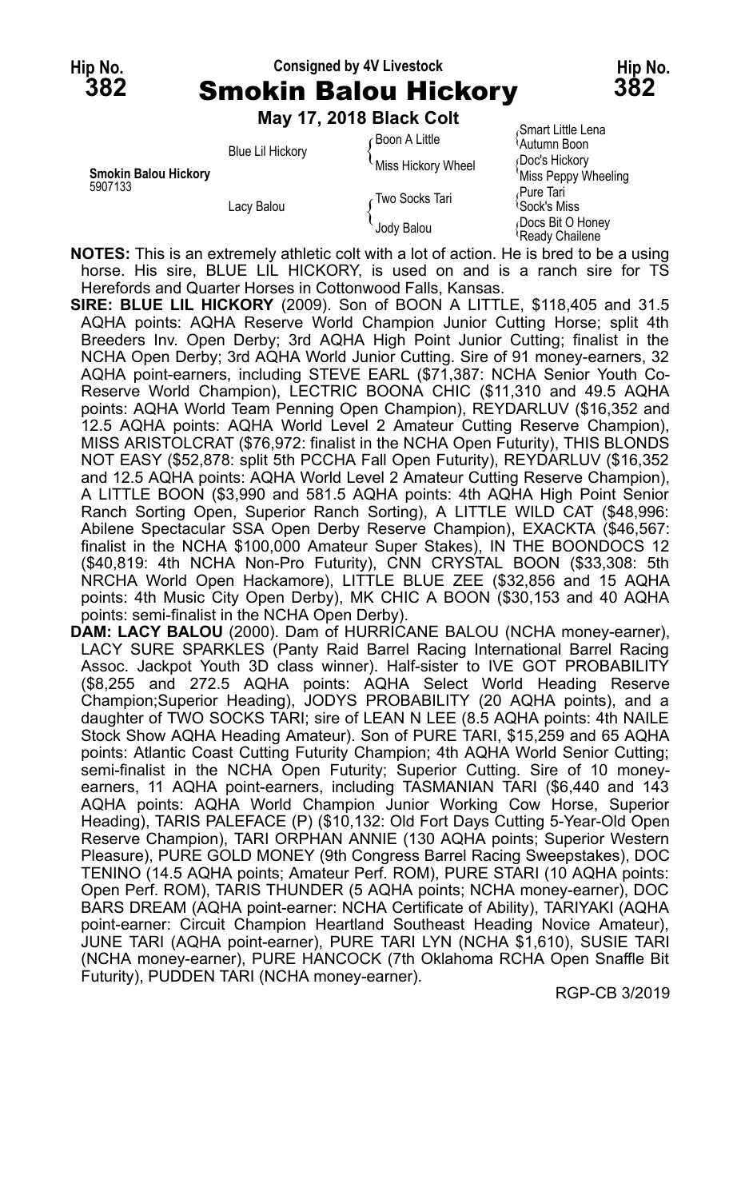**Hip No. 382** | Consigned by 4V Livestock | **Hip No. 382**

# Smokin Balou Hickory

**May 17, 2018 Black Colt**

| | | | |
|---|---|---|---|
| **Smokin Balou Hickory** 5907133 | Blue Lil Hickory | Boon A Little | Smart Little Lena / Autumn Boon |
| | | Miss Hickory Wheel | Doc's Hickory / Miss Peppy Wheeling |
| | Lacy Balou | Two Socks Tari | Pure Tari / Sock's Miss |
| | | Jody Balou | Docs Bit O Honey / Ready Chailene |

**NOTES:** This is an extremely athletic colt with a lot of action. He is bred to be a using horse. His sire, BLUE LIL HICKORY, is used on and is a ranch sire for TS Herefords and Quarter Horses in Cottonwood Falls, Kansas.

**SIRE: BLUE LIL HICKORY** (2009). Son of BOON A LITTLE, $118,405 and 31.5 AQHA points: AQHA Reserve World Champion Junior Cutting Horse; split 4th Breeders Inv. Open Derby; 3rd AQHA High Point Junior Cutting; finalist in the NCHA Open Derby; 3rd AQHA World Junior Cutting. Sire of 91 money-earners, 32 AQHA point-earners, including STEVE EARL ($71,387: NCHA Senior Youth Co-Reserve World Champion), LECTRIC BOONA CHIC ($11,310 and 49.5 AQHA points: AQHA World Team Penning Open Champion), REYDARLUV ($16,352 and 12.5 AQHA points: AQHA World Level 2 Amateur Cutting Reserve Champion), MISS ARISTOLCRAT ($76,972: finalist in the NCHA Open Futurity), THIS BLONDS NOT EASY ($52,878: split 5th PCCHA Fall Open Futurity), REYDARLUV ($16,352 and 12.5 AQHA points: AQHA World Level 2 Amateur Cutting Reserve Champion), A LITTLE BOON ($3,990 and 581.5 AQHA points: 4th AQHA High Point Senior Ranch Sorting Open, Superior Ranch Sorting), A LITTLE WILD CAT ($48,996: Abilene Spectacular SSA Open Derby Reserve Champion), EXACKTA ($46,567: finalist in the NCHA $100,000 Amateur Super Stakes), IN THE BOONDOCS 12 ($40,819: 4th NCHA Non-Pro Futurity), CNN CRYSTAL BOON ($33,308: 5th NRCHA World Open Hackamore), LITTLE BLUE ZEE ($32,856 and 15 AQHA points: 4th Music City Open Derby), MK CHIC A BOON ($30,153 and 40 AQHA points: semi-finalist in the NCHA Open Derby).

**DAM: LACY BALOU** (2000). Dam of HURRICANE BALOU (NCHA money-earner), LACY SURE SPARKLES (Panty Raid Barrel Racing International Barrel Racing Assoc. Jackpot Youth 3D class winner). Half-sister to IVE GOT PROBABILITY ($8,255 and 272.5 AQHA points: AQHA Select World Heading Reserve Champion;Superior Heading), JODYS PROBABILITY (20 AQHA points), and a daughter of TWO SOCKS TARI; sire of LEAN N LEE (8.5 AQHA points: 4th NAILE Stock Show AQHA Heading Amateur). Son of PURE TARI, $15,259 and 65 AQHA points: Atlantic Coast Cutting Futurity Champion; 4th AQHA World Senior Cutting; semi-finalist in the NCHA Open Futurity; Superior Cutting. Sire of 10 money-earners, 11 AQHA point-earners, including TASMANIAN TARI ($6,440 and 143 AQHA points: AQHA World Champion Junior Working Cow Horse, Superior Heading), TARIS PALEFACE (P) ($10,132: Old Fort Days Cutting 5-Year-Old Open Reserve Champion), TARI ORPHAN ANNIE (130 AQHA points; Superior Western Pleasure), PURE GOLD MONEY (9th Congress Barrel Racing Sweepstakes), DOC TENINO (14.5 AQHA points; Amateur Perf. ROM), PURE STARI (10 AQHA points: Open Perf. ROM), TARIS THUNDER (5 AQHA points; NCHA money-earner), DOC BARS DREAM (AQHA point-earner: NCHA Certificate of Ability), TARIYAKI (AQHA point-earner: Circuit Champion Heartland Southeast Heading Novice Amateur), JUNE TARI (AQHA point-earner), PURE TARI LYN (NCHA $1,610), SUSIE TARI (NCHA money-earner), PURE HANCOCK (7th Oklahoma RCHA Open Snaffle Bit Futurity), PUDDEN TARI (NCHA money-earner).

RGP-CB 3/2019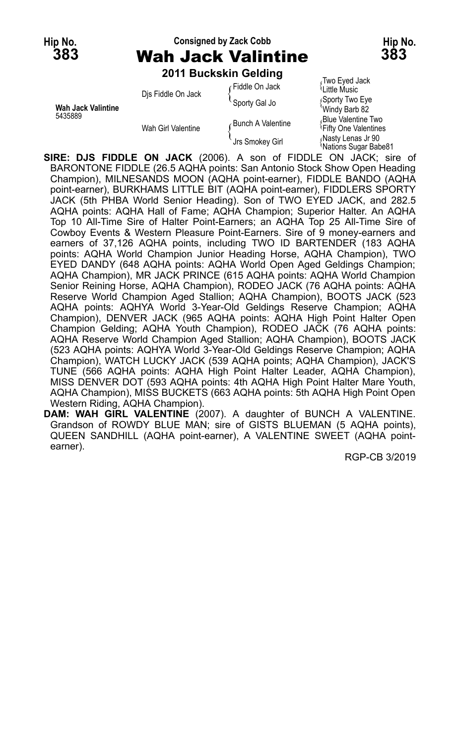Hip No. **383**

Consigned by Zack Cobb

# Wah Jack Valintine

Hip No. **383**

**2011 Buckskin Gelding**

| | | | |
|---|---|---|---|
| **Wah Jack Valintine** 5435889 | Djs Fiddle On Jack | Fiddle On Jack | Two Eyed Jack / Little Music |
| | | Sporty Gal Jo | Sporty Two Eye / Windy Barb 82 |
| | Wah Girl Valentine | Bunch A Valentine | Blue Valentine Two / Fifty One Valentines |
| | | Jrs Smokey Girl | Nasty Lenas Jr 90 / Nations Sugar Babe81 |

**SIRE: DJS FIDDLE ON JACK** (2006). A son of FIDDLE ON JACK; sire of BARONTONE FIDDLE (26.5 AQHA points: San Antonio Stock Show Open Heading Champion), MILNESANDS MOON (AQHA point-earner), FIDDLE BANDO (AQHA point-earner), BURKHAMS LITTLE BIT (AQHA point-earner), FIDDLERS SPORTY JACK (5th PHBA World Senior Heading). Son of TWO EYED JACK, and 282.5 AQHA points: AQHA Hall of Fame; AQHA Champion; Superior Halter. An AQHA Top 10 All-Time Sire of Halter Point-Earners; an AQHA Top 25 All-Time Sire of Cowboy Events & Western Pleasure Point-Earners. Sire of 9 money-earners and earners of 37,126 AQHA points, including TWO ID BARTENDER (183 AQHA points: AQHA World Champion Junior Heading Horse, AQHA Champion), TWO EYED DANDY (648 AQHA points: AQHA World Open Aged Geldings Champion; AQHA Champion), MR JACK PRINCE (615 AQHA points: AQHA World Champion Senior Reining Horse, AQHA Champion), RODEO JACK (76 AQHA points: AQHA Reserve World Champion Aged Stallion; AQHA Champion), BOOTS JACK (523 AQHA points: AQHYA World 3-Year-Old Geldings Reserve Champion; AQHA Champion), DENVER JACK (965 AQHA points: AQHA High Point Halter Open Champion Gelding; AQHA Youth Champion), RODEO JACK (76 AQHA points: AQHA Reserve World Champion Aged Stallion; AQHA Champion), BOOTS JACK (523 AQHA points: AQHYA World 3-Year-Old Geldings Reserve Champion; AQHA Champion), WATCH LUCKY JACK (539 AQHA points; AQHA Champion), JACK'S TUNE (566 AQHA points: AQHA High Point Halter Leader, AQHA Champion), MISS DENVER DOT (593 AQHA points: 4th AQHA High Point Halter Mare Youth, AQHA Champion), MISS BUCKETS (663 AQHA points: 5th AQHA High Point Open Western Riding, AQHA Champion).

**DAM: WAH GIRL VALENTINE** (2007). A daughter of BUNCH A VALENTINE. Grandson of ROWDY BLUE MAN; sire of GISTS BLUEMAN (5 AQHA points), QUEEN SANDHILL (AQHA point-earner), A VALENTINE SWEET (AQHA point-earner).

RGP-CB 3/2019